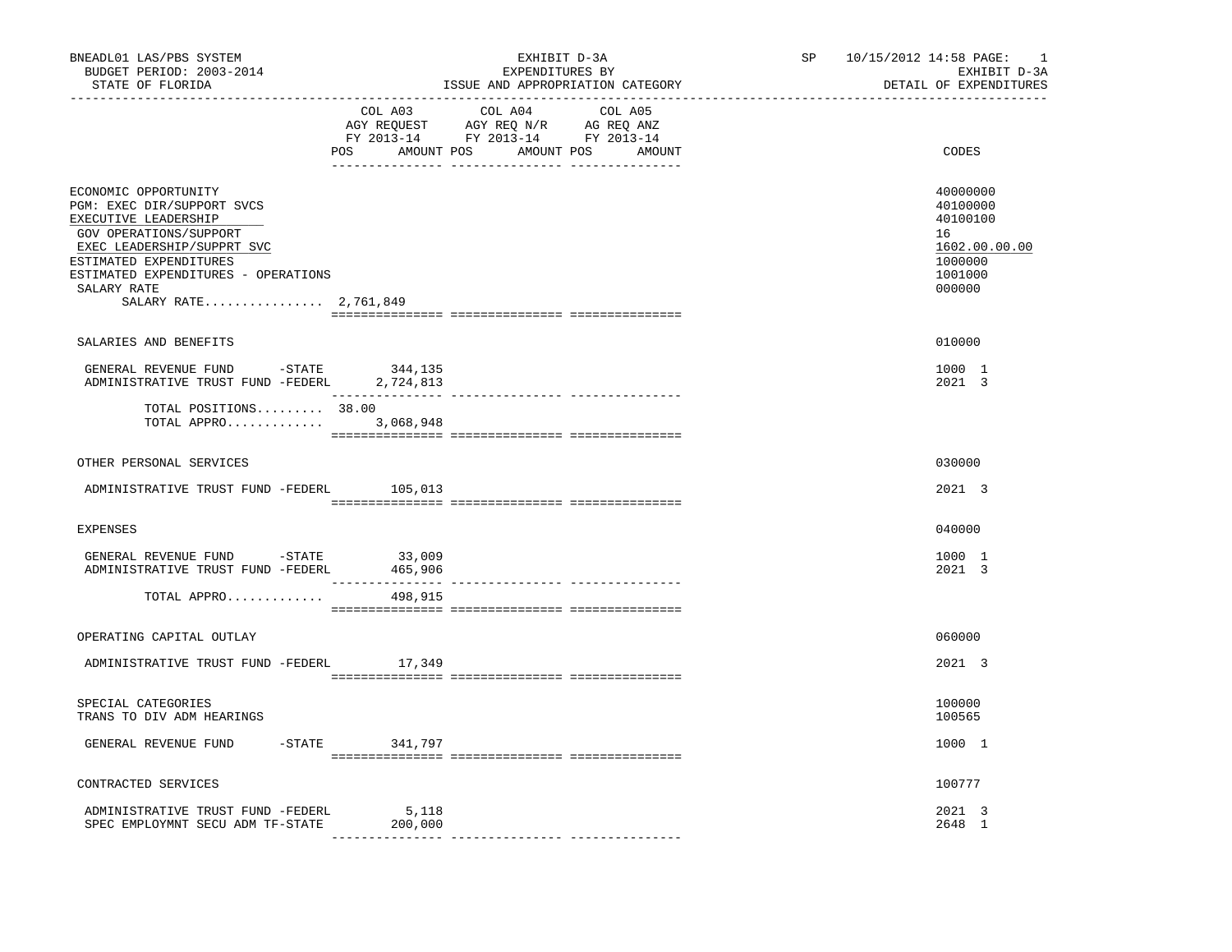BNEADL01 LAS/PBS SYSTEM
BUDGET PERIOD: 2003-2014
STATE OF FLORIDA

EXHIBIT D-3A
EXPENDITURES BY
ISSUE AND APPROPRIATION CATEGORY

SP 10/15/2012 14:58 PAGE: 1
EXHIBIT D-3A
DETAIL OF EXPENDITURES

| | COL A03 AGY REQUEST FY 2013-14 POS AMOUNT | COL A04 AGY REQ N/R FY 2013-14 POS AMOUNT | COL A05 AG REQ ANZ FY 2013-14 POS AMOUNT | CODES |
|---|---|---|---|---|
| ECONOMIC OPPORTUNITY | | | | 40000000 |
| PGM: EXEC DIR/SUPPORT SVCS | | | | 40100000 |
| EXECUTIVE LEADERSHIP | | | | 40100100 |
| GOV OPERATIONS/SUPPORT | | | | 16 |
| EXEC LEADERSHIP/SUPPRT SVC | | | | 1602.00.00.00 |
| ESTIMATED EXPENDITURES | | | | 1000000 |
| ESTIMATED EXPENDITURES - OPERATIONS | | | | 1001000 |
| SALARY RATE | | | | 000000 |
| SALARY RATE................ | 2,761,849 | | | |
| SALARIES AND BENEFITS | | | | 010000 |
| GENERAL REVENUE FUND -STATE | 344,135 | | | 1000 1 |
| ADMINISTRATIVE TRUST FUND -FEDERL | 2,724,813 | | | 2021 3 |
| TOTAL POSITIONS......... | 38.00 | | | |
| TOTAL APPRO............. | 3,068,948 | | | |
| OTHER PERSONAL SERVICES | | | | 030000 |
| ADMINISTRATIVE TRUST FUND -FEDERL | 105,013 | | | 2021 3 |
| EXPENSES | | | | 040000 |
| GENERAL REVENUE FUND -STATE | 33,009 | | | 1000 1 |
| ADMINISTRATIVE TRUST FUND -FEDERL | 465,906 | | | 2021 3 |
| TOTAL APPRO............. | 498,915 | | | |
| OPERATING CAPITAL OUTLAY | | | | 060000 |
| ADMINISTRATIVE TRUST FUND -FEDERL | 17,349 | | | 2021 3 |
| SPECIAL CATEGORIES | | | | 100000 |
| TRANS TO DIV ADM HEARINGS | | | | 100565 |
| GENERAL REVENUE FUND -STATE | 341,797 | | | 1000 1 |
| CONTRACTED SERVICES | | | | 100777 |
| ADMINISTRATIVE TRUST FUND -FEDERL | 5,118 | | | 2021 3 |
| SPEC EMPLOYMNT SECU ADM TF-STATE | 200,000 | | | 2648 1 |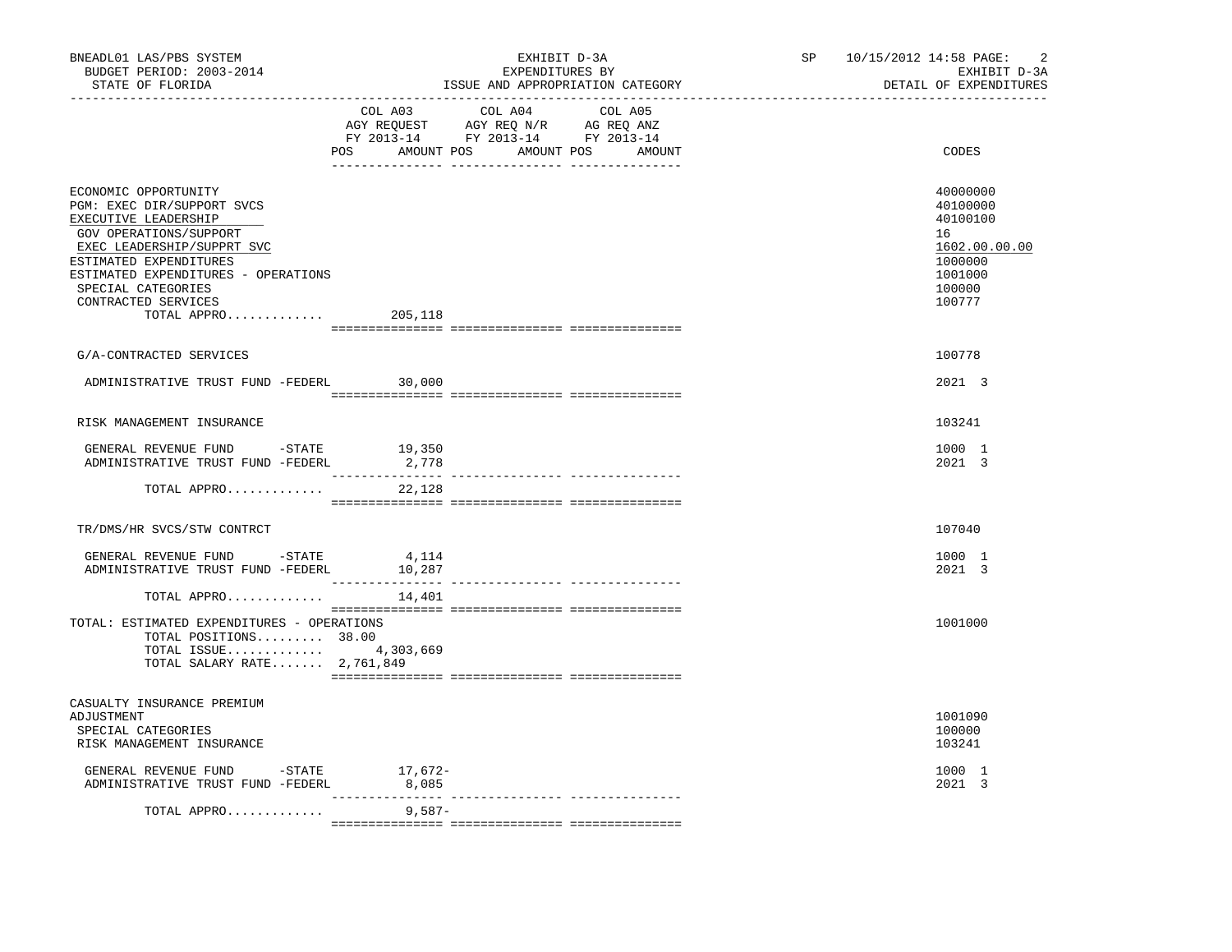BNEADL01 LAS/PBS SYSTEM — EXHIBIT D-3A — EXPENDITURES BY ISSUE AND APPROPRIATION CATEGORY — DETAIL OF EXPENDITURES
BUDGET PERIOD: 2003-2014 — STATE OF FLORIDA — SP 10/15/2012 14:58

| | COL A03 AGY REQUEST FY 2013-14 POS AMOUNT | COL A04 AGY REQ N/R FY 2013-14 POS AMOUNT | COL A05 AG REQ ANZ FY 2013-14 POS AMOUNT | CODES |
|---|---|---|---|---|
| ECONOMIC OPPORTUNITY | | | | 40000000 |
| PGM: EXEC DIR/SUPPORT SVCS | | | | 40100000 |
| EXECUTIVE LEADERSHIP | | | | 40100100 |
| GOV OPERATIONS/SUPPORT | | | | 16 |
| EXEC LEADERSHIP/SUPPRT SVC | | | | 1602.00.00.00 |
| ESTIMATED EXPENDITURES | | | | 1000000 |
| ESTIMATED EXPENDITURES - OPERATIONS | | | | 1001000 |
| SPECIAL CATEGORIES | | | | 100000 |
| CONTRACTED SERVICES | | | | 100777 |
| TOTAL APPRO............. | 205,118 | | | |
| G/A-CONTRACTED SERVICES | | | | 100778 |
| ADMINISTRATIVE TRUST FUND -FEDERL | 30,000 | | | 2021 3 |
| RISK MANAGEMENT INSURANCE | | | | 103241 |
| GENERAL REVENUE FUND -STATE | 19,350 | | | 1000 1 |
| ADMINISTRATIVE TRUST FUND -FEDERL | 2,778 | | | 2021 3 |
| TOTAL APPRO............. | 22,128 | | | |
| TR/DMS/HR SVCS/STW CONTRCT | | | | 107040 |
| GENERAL REVENUE FUND -STATE | 4,114 | | | 1000 1 |
| ADMINISTRATIVE TRUST FUND -FEDERL | 10,287 | | | 2021 3 |
| TOTAL APPRO............. | 14,401 | | | |
| TOTAL: ESTIMATED EXPENDITURES - OPERATIONS | | | | 1001000 |
| TOTAL POSITIONS......... | 38.00 | | | |
| TOTAL ISSUE............. | 4,303,669 | | | |
| TOTAL SALARY RATE....... | 2,761,849 | | | |
| CASUALTY INSURANCE PREMIUM ADJUSTMENT | | | | 1001090 |
| SPECIAL CATEGORIES | | | | 100000 |
| RISK MANAGEMENT INSURANCE | | | | 103241 |
| GENERAL REVENUE FUND -STATE | 17,672- | | | 1000 1 |
| ADMINISTRATIVE TRUST FUND -FEDERL | 8,085 | | | 2021 3 |
| TOTAL APPRO............. | 9,587- | | | |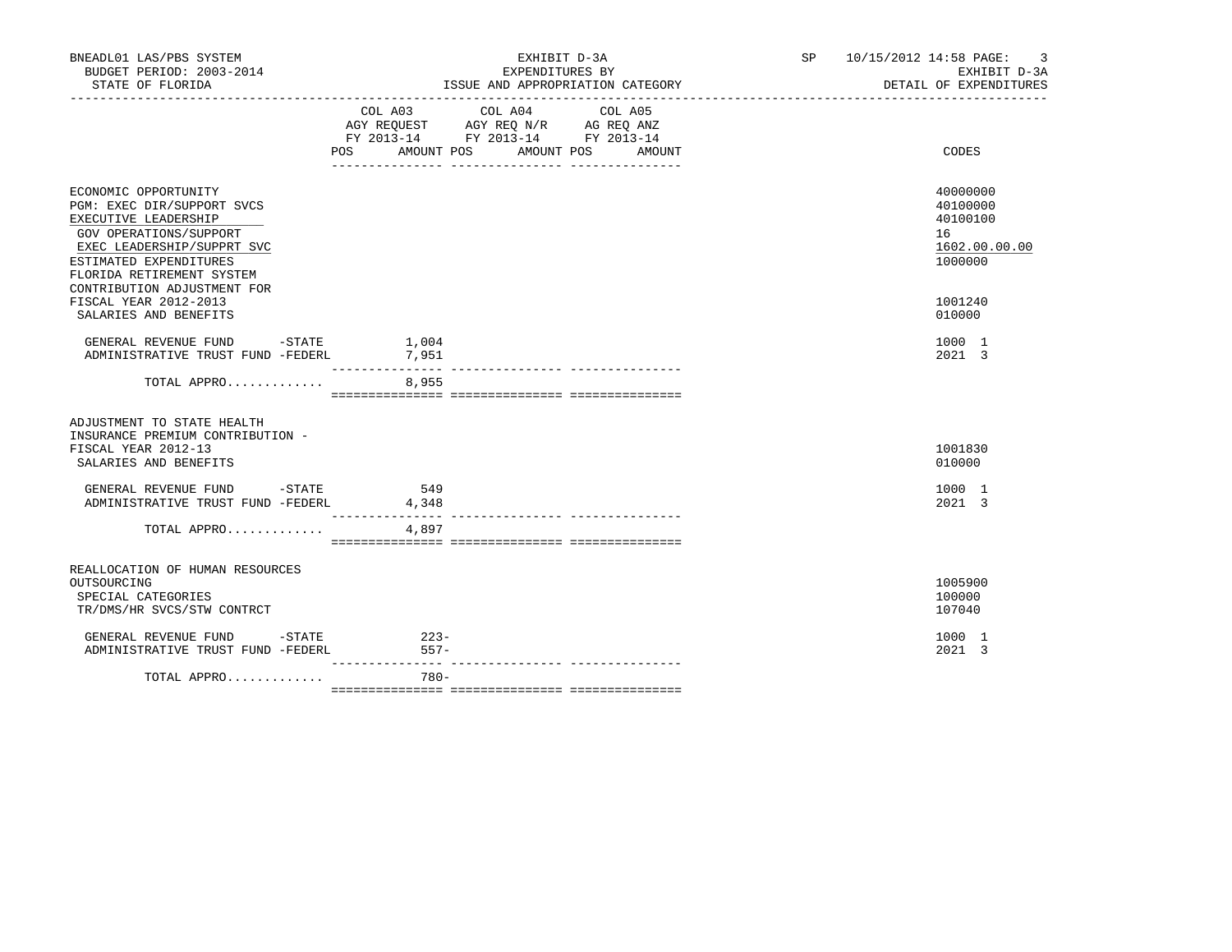BNEADL01 LAS/PBS SYSTEM | EXHIBIT D-3A | SP 10/15/2012 14:58

BUDGET PERIOD: 2003-2014 | EXPENDITURES BY | EXHIBIT D-3A

STATE OF FLORIDA | ISSUE AND APPROPRIATION CATEGORY | DETAIL OF EXPENDITURES

| | COL A03 AGY REQUEST FY 2013-14 POS | AMOUNT | COL A04 AGY REQ N/R FY 2013-14 POS | AMOUNT | COL A05 AG REQ ANZ FY 2013-14 POS | AMOUNT | CODES |
|---|---|---|---|---|---|---|---|
| ECONOMIC OPPORTUNITY | | | | | | | 40000000 |
| PGM: EXEC DIR/SUPPORT SVCS | | | | | | | 40100000 |
| EXECUTIVE LEADERSHIP | | | | | | | 40100100 |
| GOV OPERATIONS/SUPPORT | | | | | | | 16 |
| EXEC LEADERSHIP/SUPPRT SVC | | | | | | | 1602.00.00.00 |
| ESTIMATED EXPENDITURES | | | | | | | 1000000 |
| FLORIDA RETIREMENT SYSTEM CONTRIBUTION ADJUSTMENT FOR FISCAL YEAR 2012-2013 | | | | | | | 1001240 |
| SALARIES AND BENEFITS | | | | | | | 010000 |
| GENERAL REVENUE FUND -STATE | | 1,004 | | | | | 1000 1 |
| ADMINISTRATIVE TRUST FUND -FEDERL | | 7,951 | | | | | 2021 3 |
| TOTAL APPRO............ | | 8,955 | | | | | |
| ADJUSTMENT TO STATE HEALTH INSURANCE PREMIUM CONTRIBUTION - FISCAL YEAR 2012-13 | | | | | | | 1001830 |
| SALARIES AND BENEFITS | | | | | | | 010000 |
| GENERAL REVENUE FUND -STATE | | 549 | | | | | 1000 1 |
| ADMINISTRATIVE TRUST FUND -FEDERL | | 4,348 | | | | | 2021 3 |
| TOTAL APPRO............ | | 4,897 | | | | | |
| REALLOCATION OF HUMAN RESOURCES OUTSOURCING | | | | | | | 1005900 |
| SPECIAL CATEGORIES | | | | | | | 100000 |
| TR/DMS/HR SVCS/STW CONTRCT | | | | | | | 107040 |
| GENERAL REVENUE FUND -STATE | | 223- | | | | | 1000 1 |
| ADMINISTRATIVE TRUST FUND -FEDERL | | 557- | | | | | 2021 3 |
| TOTAL APPRO............ | | 780- | | | | | |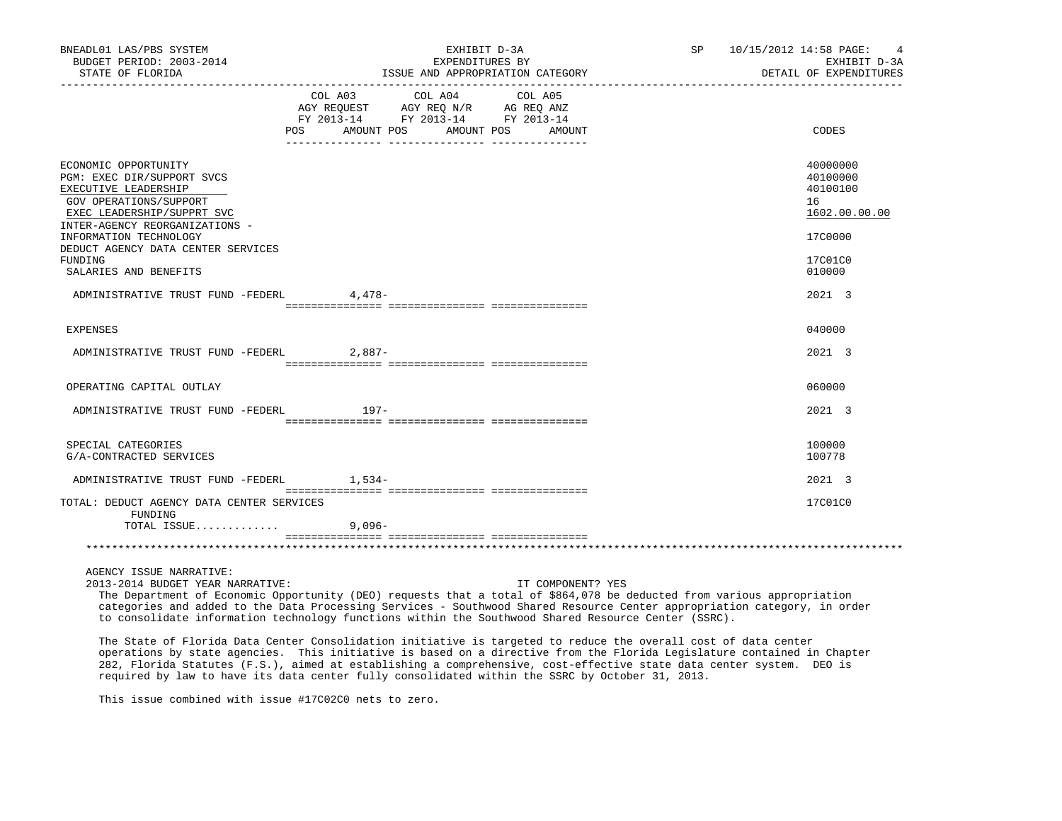| | COL A03 AGY REQUEST FY 2013-14 POS AMOUNT | COL A04 AGY REQ N/R FY 2013-14 POS AMOUNT | COL A05 AG REQ ANZ FY 2013-14 POS AMOUNT | CODES |
|---|---|---|---|---|
| ECONOMIC OPPORTUNITY | | | | 40000000 |
| PGM: EXEC DIR/SUPPORT SVCS | | | | 40100000 |
| EXECUTIVE LEADERSHIP | | | | 40100100 |
| GOV OPERATIONS/SUPPORT | | | | 16 |
| EXEC LEADERSHIP/SUPPRT SVC | | | | 1602.00.00.00 |
| INTER-AGENCY REORGANIZATIONS - INFORMATION TECHNOLOGY | | | | 17C0000 |
| DEDUCT AGENCY DATA CENTER SERVICES FUNDING | | | | 17C01C0 |
| SALARIES AND BENEFITS | | | | 010000 |
| ADMINISTRATIVE TRUST FUND -FEDERL | 4,478- | | | 2021 3 |
| EXPENSES | | | | 040000 |
| ADMINISTRATIVE TRUST FUND -FEDERL | 2,887- | | | 2021 3 |
| OPERATING CAPITAL OUTLAY | | | | 060000 |
| ADMINISTRATIVE TRUST FUND -FEDERL | 197- | | | 2021 3 |
| SPECIAL CATEGORIES | | | | 100000 |
| G/A-CONTRACTED SERVICES | | | | 100778 |
| ADMINISTRATIVE TRUST FUND -FEDERL | 1,534- | | | 2021 3 |
| TOTAL: DEDUCT AGENCY DATA CENTER SERVICES FUNDING | | | | 17C01C0 |
| TOTAL ISSUE............ | 9,096- | | | |

AGENCY ISSUE NARRATIVE:

2013-2014 BUDGET YEAR NARRATIVE: IT COMPONENT? YES

The Department of Economic Opportunity (DEO) requests that a total of $864,078 be deducted from various appropriation categories and added to the Data Processing Services - Southwood Shared Resource Center appropriation category, in order to consolidate information technology functions within the Southwood Shared Resource Center (SSRC).

The State of Florida Data Center Consolidation initiative is targeted to reduce the overall cost of data center operations by state agencies. This initiative is based on a directive from the Florida Legislature contained in Chapter 282, Florida Statutes (F.S.), aimed at establishing a comprehensive, cost-effective state data center system. DEO is required by law to have its data center fully consolidated within the SSRC by October 31, 2013.

This issue combined with issue #17C02C0 nets to zero.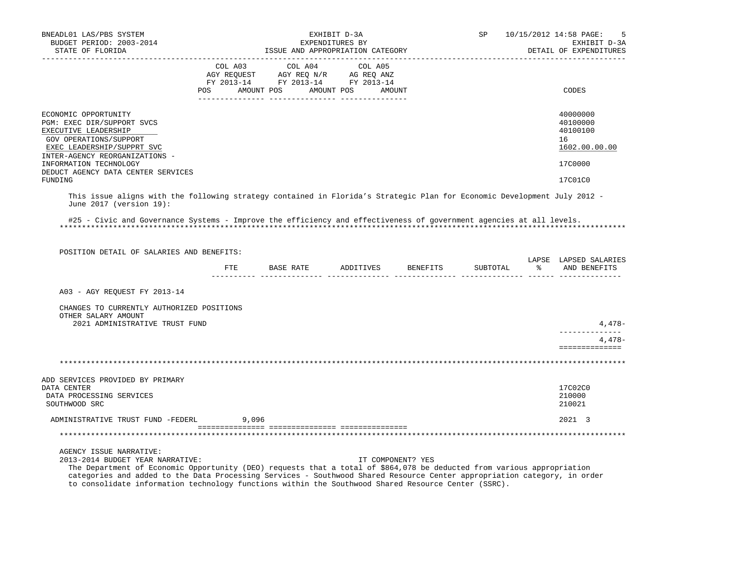BNEADL01 LAS/PBS SYSTEM — EXHIBIT D-3A — EXPENDITURES BY ISSUE AND APPROPRIATION CATEGORY

BUDGET PERIOD: 2003-2014 — STATE OF FLORIDA — DETAIL OF EXPENDITURES

| | COL A03 AGY REQUEST FY 2013-14 POS AMOUNT | COL A04 AGY REQ N/R FY 2013-14 POS AMOUNT | COL A05 AG REQ ANZ FY 2013-14 POS AMOUNT | CODES |
|---|---|---|---|---|
| ECONOMIC OPPORTUNITY | | | | 40000000 |
| PGM: EXEC DIR/SUPPORT SVCS | | | | 40100000 |
| EXECUTIVE LEADERSHIP | | | | 40100100 |
| GOV OPERATIONS/SUPPORT | | | | 16 |
| EXEC LEADERSHIP/SUPPRT SVC | | | | 1602.00.00.00 |
| INTER-AGENCY REORGANIZATIONS - INFORMATION TECHNOLOGY | | | | 17C0000 |
| DEDUCT AGENCY DATA CENTER SERVICES FUNDING | | | | 17C01C0 |

This issue aligns with the following strategy contained in Florida's Strategic Plan for Economic Development July 2012 - June 2017 (version 19):

#25 - Civic and Governance Systems - Improve the efficiency and effectiveness of government agencies at all levels.

POSITION DETAIL OF SALARIES AND BENEFITS:

| | FTE | BASE RATE | ADDITIVES | BENEFITS | SUBTOTAL | LAPSE % | LAPSED SALARIES AND BENEFITS |
|---|---|---|---|---|---|---|---|
| A03 - AGY REQUEST FY 2013-14 | | | | | | | |
| CHANGES TO CURRENTLY AUTHORIZED POSITIONS | | | | | | | |
| OTHER SALARY AMOUNT | | | | | | | |
| 2021 ADMINISTRATIVE TRUST FUND | | | | | | | 4,478- |
| | | | | | | | 4,478- |

| | COL A03 | COL A04 | COL A05 | CODES |
|---|---|---|---|---|
| ADD SERVICES PROVIDED BY PRIMARY DATA CENTER | | | | 17C02C0 |
| DATA PROCESSING SERVICES | | | | 210000 |
| SOUTHWOOD SRC | | | | 210021 |
| ADMINISTRATIVE TRUST FUND -FEDERL | 9,096 | | | 2021 3 |

AGENCY ISSUE NARRATIVE:

2013-2014 BUDGET YEAR NARRATIVE: IT COMPONENT? YES

The Department of Economic Opportunity (DEO) requests that a total of $864,078 be deducted from various appropriation categories and added to the Data Processing Services - Southwood Shared Resource Center appropriation category, in order to consolidate information technology functions within the Southwood Shared Resource Center (SSRC).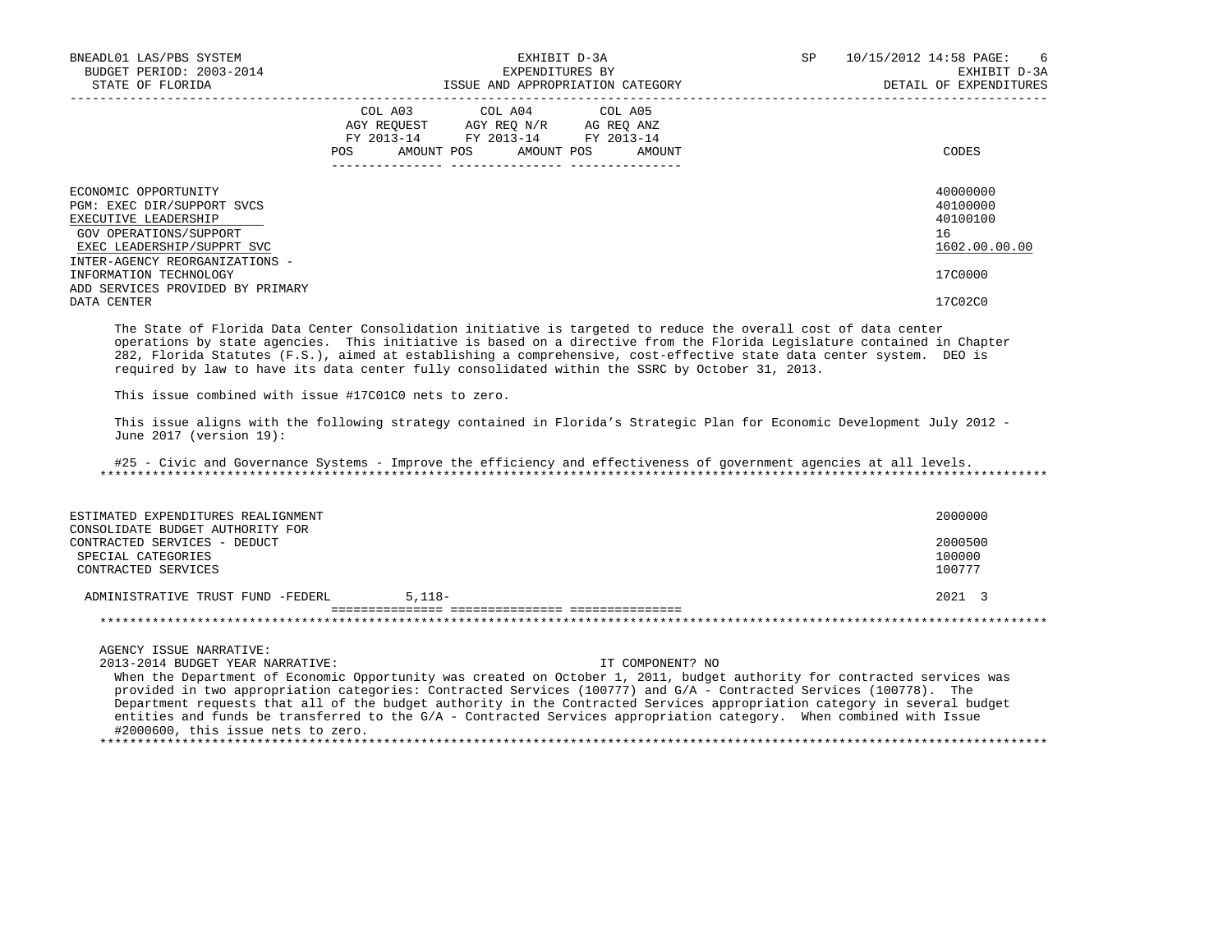| | COL A03 AGY REQUEST FY 2013-14 POS AMOUNT | COL A04 AGY REQ N/R FY 2013-14 POS AMOUNT | COL A05 AG REQ ANZ FY 2013-14 POS AMOUNT | CODES |
|---|---|---|---|---|
| ECONOMIC OPPORTUNITY | | | | 40000000 |
| PGM: EXEC DIR/SUPPORT SVCS | | | | 40100000 |
| EXECUTIVE LEADERSHIP | | | | 40100100 |
| GOV OPERATIONS/SUPPORT | | | | 16 |
| EXEC LEADERSHIP/SUPPRT SVC | | | | 1602.00.00.00 |
| INTER-AGENCY REORGANIZATIONS - INFORMATION TECHNOLOGY | | | | 17C0000 |
| ADD SERVICES PROVIDED BY PRIMARY DATA CENTER | | | | 17C02C0 |

The State of Florida Data Center Consolidation initiative is targeted to reduce the overall cost of data center operations by state agencies. This initiative is based on a directive from the Florida Legislature contained in Chapter 282, Florida Statutes (F.S.), aimed at establishing a comprehensive, cost-effective state data center system. DEO is required by law to have its data center fully consolidated within the SSRC by October 31, 2013.

This issue combined with issue #17C01C0 nets to zero.

This issue aligns with the following strategy contained in Florida's Strategic Plan for Economic Development July 2012 - June 2017 (version 19):

#25 - Civic and Governance Systems - Improve the efficiency and effectiveness of government agencies at all levels.

******************************************************************************************************************************

| | COL A03 | COL A04 | COL A05 | CODES |
|---|---|---|---|---|
| ESTIMATED EXPENDITURES REALIGNMENT | | | | 2000000 |
| CONSOLIDATE BUDGET AUTHORITY FOR CONTRACTED SERVICES - DEDUCT | | | | 2000500 |
| SPECIAL CATEGORIES | | | | 100000 |
| CONTRACTED SERVICES | | | | 100777 |
| ADMINISTRATIVE TRUST FUND -FEDERL | 5,118- | | | 2021 3 |

******************************************************************************************************************************

AGENCY ISSUE NARRATIVE:

2013-2014 BUDGET YEAR NARRATIVE: IT COMPONENT? NO

When the Department of Economic Opportunity was created on October 1, 2011, budget authority for contracted services was provided in two appropriation categories: Contracted Services (100777) and G/A - Contracted Services (100778). The Department requests that all of the budget authority in the Contracted Services appropriation category in several budget entities and funds be transferred to the G/A - Contracted Services appropriation category. When combined with Issue #2000600, this issue nets to zero.

******************************************************************************************************************************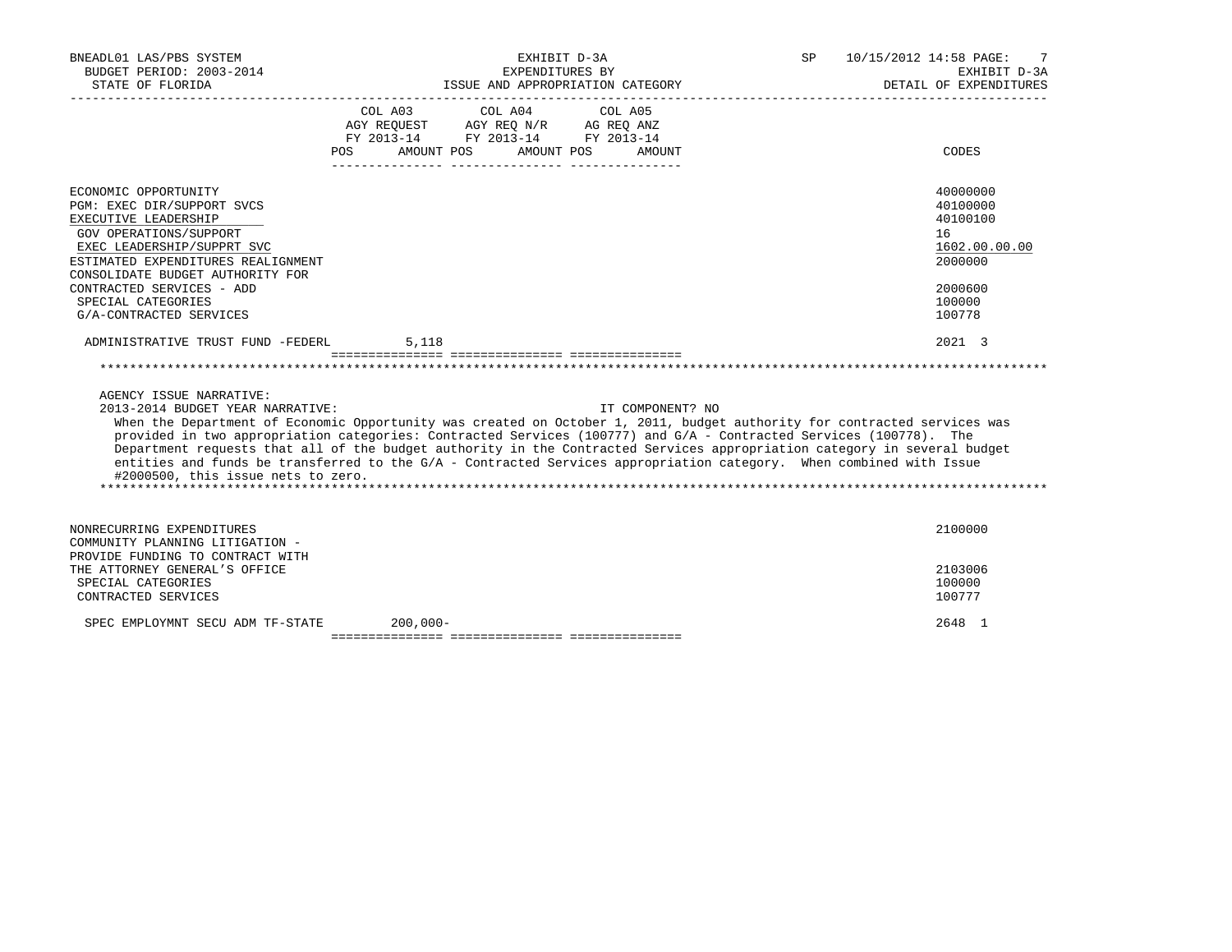BNEADL01 LAS/PBS SYSTEM  
BUDGET PERIOD: 2003-2014  
STATE OF FLORIDA

EXHIBIT D-3A  
EXPENDITURES BY  
ISSUE AND APPROPRIATION CATEGORY

SP 10/15/2012 14:58  
EXHIBIT D-3A  
DETAIL OF EXPENDITURES

| | COL A03 AGY REQUEST FY 2013-14 POS AMOUNT | COL A04 AGY REQ N/R FY 2013-14 POS AMOUNT | COL A05 AG REQ ANZ FY 2013-14 POS AMOUNT | CODES |
|---|---|---|---|---|
| ECONOMIC OPPORTUNITY | | | | 40000000 |
| PGM: EXEC DIR/SUPPORT SVCS | | | | 40100000 |
| EXECUTIVE LEADERSHIP | | | | 40100100 |
| GOV OPERATIONS/SUPPORT | | | | 16 |
| EXEC LEADERSHIP/SUPPRT SVC | | | | 1602.00.00.00 |
| ESTIMATED EXPENDITURES REALIGNMENT | | | | 2000000 |
| CONSOLIDATE BUDGET AUTHORITY FOR CONTRACTED SERVICES - ADD | | | | 2000600 |
| SPECIAL CATEGORIES | | | | 100000 |
| G/A-CONTRACTED SERVICES | | | | 100778 |
| ADMINISTRATIVE TRUST FUND -FEDERL | 5,118 | | | 2021 3 |

AGENCY ISSUE NARRATIVE:

2013-2014 BUDGET YEAR NARRATIVE: IT COMPONENT? NO

When the Department of Economic Opportunity was created on October 1, 2011, budget authority for contracted services was provided in two appropriation categories: Contracted Services (100777) and G/A - Contracted Services (100778). The Department requests that all of the budget authority in the Contracted Services appropriation category in several budget entities and funds be transferred to the G/A - Contracted Services appropriation category. When combined with Issue #2000500, this issue nets to zero.

| | COL A03 | COL A04 | COL A05 | CODES |
|---|---|---|---|---|
| NONRECURRING EXPENDITURES | | | | 2100000 |
| COMMUNITY PLANNING LITIGATION - PROVIDE FUNDING TO CONTRACT WITH THE ATTORNEY GENERAL'S OFFICE | | | | 2103006 |
| SPECIAL CATEGORIES | | | | 100000 |
| CONTRACTED SERVICES | | | | 100777 |
| SPEC EMPLOYMNT SECU ADM TF-STATE | 200,000- | | | 2648 1 |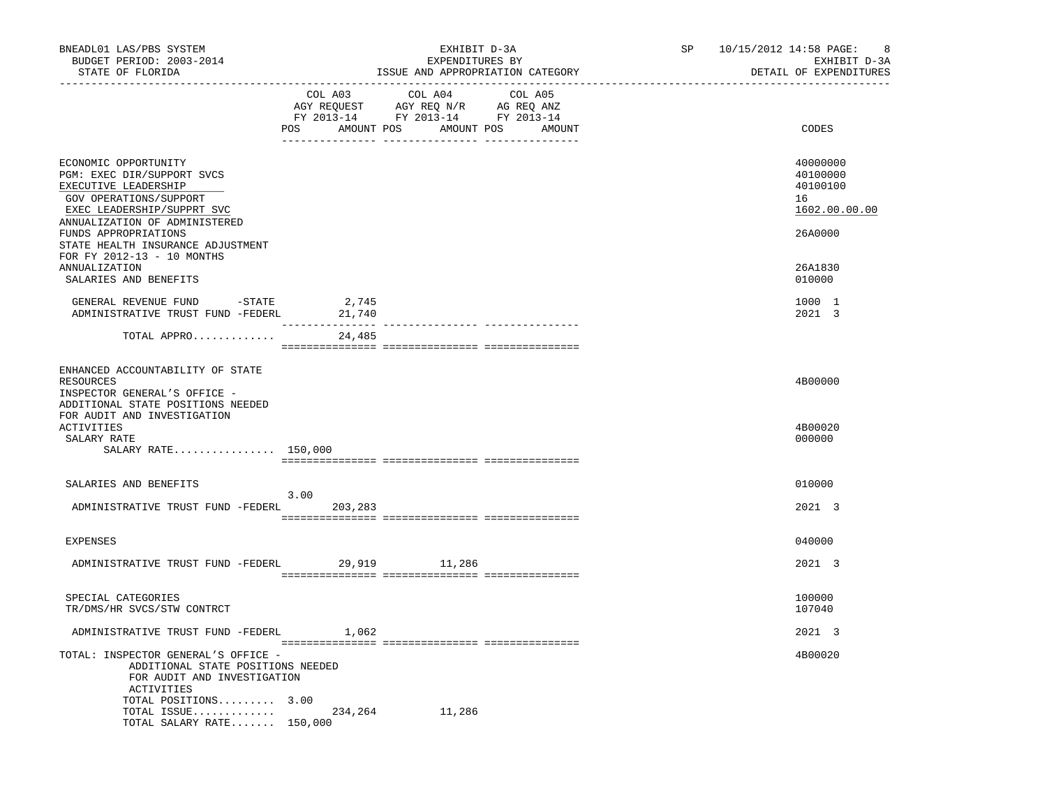BNEADL01 LAS/PBS SYSTEM — EXHIBIT D-3A — EXPENDITURES BY ISSUE AND APPROPRIATION CATEGORY
BUDGET PERIOD: 2003-2014 — STATE OF FLORIDA — DETAIL OF EXPENDITURES

| | COL A03 AGY REQUEST FY 2013-14 POS | AMOUNT | COL A04 AGY REQ N/R FY 2013-14 POS | AMOUNT | COL A05 AG REQ ANZ FY 2013-14 POS | AMOUNT | CODES |
|---|---|---|---|---|---|---|---|
| ECONOMIC OPPORTUNITY | | | | | | | 40000000 |
| PGM: EXEC DIR/SUPPORT SVCS | | | | | | | 40100000 |
| EXECUTIVE LEADERSHIP | | | | | | | 40100100 |
| GOV OPERATIONS/SUPPORT | | | | | | | 16 |
| EXEC LEADERSHIP/SUPPRT SVC | | | | | | | 1602.00.00.00 |
| ANNUALIZATION OF ADMINISTERED FUNDS APPROPRIATIONS | | | | | | | 26A0000 |
| STATE HEALTH INSURANCE ADJUSTMENT FOR FY 2012-13 - 10 MONTHS ANNUALIZATION | | | | | | | 26A1830 |
| SALARIES AND BENEFITS | | | | | | | 010000 |
| GENERAL REVENUE FUND -STATE | | 2,745 | | | | | 1000 1 |
| ADMINISTRATIVE TRUST FUND -FEDERL | | 21,740 | | | | | 2021 3 |
| TOTAL APPRO............. | | 24,485 | | | | | |
| ENHANCED ACCOUNTABILITY OF STATE RESOURCES | | | | | | | 4B00000 |
| INSPECTOR GENERAL'S OFFICE - ADDITIONAL STATE POSITIONS NEEDED FOR AUDIT AND INVESTIGATION ACTIVITIES | | | | | | | 4B00020 |
| SALARY RATE | | | | | | | 000000 |
| SALARY RATE................ | 150,000 | | | | | | |
| SALARIES AND BENEFITS | | | | | | | 010000 |
| ADMINISTRATIVE TRUST FUND -FEDERL | 3.00 | 203,283 | | | | | 2021 3 |
| EXPENSES | | | | | | | 040000 |
| ADMINISTRATIVE TRUST FUND -FEDERL | | 29,919 | | 11,286 | | | 2021 3 |
| SPECIAL CATEGORIES | | | | | | | 100000 |
| TR/DMS/HR SVCS/STW CONTRCT | | | | | | | 107040 |
| ADMINISTRATIVE TRUST FUND -FEDERL | | 1,062 | | | | | 2021 3 |
| TOTAL: INSPECTOR GENERAL'S OFFICE - ADDITIONAL STATE POSITIONS NEEDED FOR AUDIT AND INVESTIGATION ACTIVITIES | | | | | | | 4B00020 |
| TOTAL POSITIONS......... | 3.00 | | | | | | |
| TOTAL ISSUE............. | | 234,264 | | 11,286 | | | |
| TOTAL SALARY RATE....... | 150,000 | | | | | | |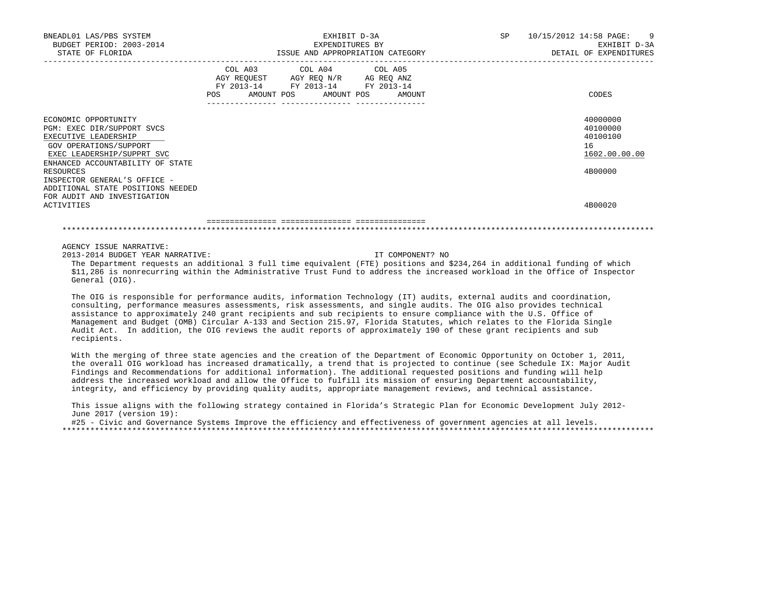BNEADL01 LAS/PBS SYSTEM
BUDGET PERIOD: 2003-2014
STATE OF FLORIDA

EXHIBIT D-3A
EXPENDITURES BY
ISSUE AND APPROPRIATION CATEGORY

SP 10/15/2012 14:58
EXHIBIT D-3A
DETAIL OF EXPENDITURES

| | COL A03 AGY REQUEST FY 2013-14 POS AMOUNT | COL A04 AGY REQ N/R FY 2013-14 POS AMOUNT | COL A05 AG REQ ANZ FY 2013-14 POS AMOUNT | CODES |
|---|---|---|---|---|
| ECONOMIC OPPORTUNITY | | | | 40000000 |
| PGM: EXEC DIR/SUPPORT SVCS | | | | 40100000 |
| EXECUTIVE LEADERSHIP | | | | 40100100 |
| GOV OPERATIONS/SUPPORT | | | | 16 |
| EXEC LEADERSHIP/SUPPRT SVC | | | | 1602.00.00.00 |
| ENHANCED ACCOUNTABILITY OF STATE RESOURCES | | | | 4B00000 |
| INSPECTOR GENERAL'S OFFICE - ADDITIONAL STATE POSITIONS NEEDED FOR AUDIT AND INVESTIGATION ACTIVITIES | | | | 4B00020 |

AGENCY ISSUE NARRATIVE:

2013-2014 BUDGET YEAR NARRATIVE: IT COMPONENT? NO

The Department requests an additional 3 full time equivalent (FTE) positions and $234,264 in additional funding of which $11,286 is nonrecurring within the Administrative Trust Fund to address the increased workload in the Office of Inspector General (OIG).

The OIG is responsible for performance audits, information Technology (IT) audits, external audits and coordination, consulting, performance measures assessments, risk assessments, and single audits. The OIG also provides technical assistance to approximately 240 grant recipients and sub recipients to ensure compliance with the U.S. Office of Management and Budget (OMB) Circular A-133 and Section 215.97, Florida Statutes, which relates to the Florida Single Audit Act. In addition, the OIG reviews the audit reports of approximately 190 of these grant recipients and sub recipients.

With the merging of three state agencies and the creation of the Department of Economic Opportunity on October 1, 2011, the overall OIG workload has increased dramatically, a trend that is projected to continue (see Schedule IX: Major Audit Findings and Recommendations for additional information). The additional requested positions and funding will help address the increased workload and allow the Office to fulfill its mission of ensuring Department accountability, integrity, and efficiency by providing quality audits, appropriate management reviews, and technical assistance.

This issue aligns with the following strategy contained in Florida's Strategic Plan for Economic Development July 2012-June 2017 (version 19):

#25 - Civic and Governance Systems Improve the efficiency and effectiveness of government agencies at all levels.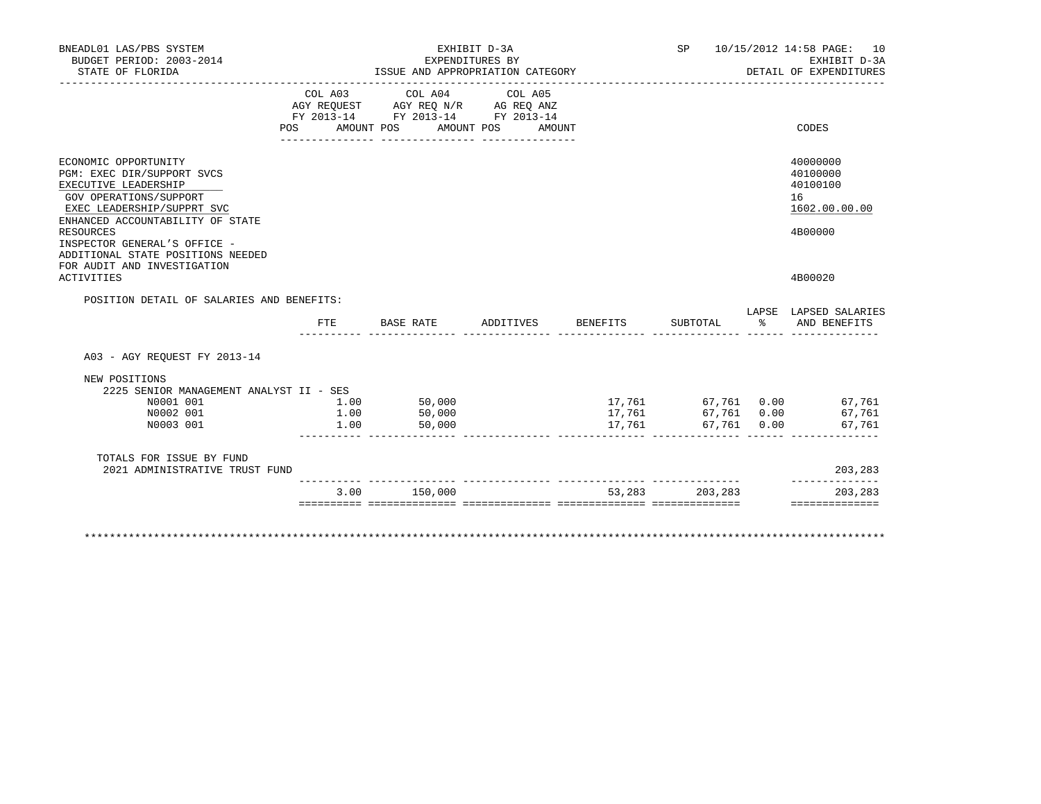BNEADL01 LAS/PBS SYSTEM
BUDGET PERIOD: 2003-2014
STATE OF FLORIDA

EXHIBIT D-3A
EXPENDITURES BY
ISSUE AND APPROPRIATION CATEGORY

SP 10/15/2012 14:58 PAGE: 10
EXHIBIT D-3A
DETAIL OF EXPENDITURES

| | COL A03 AGY REQUEST FY 2013-14 POS AMOUNT | COL A04 AGY REQ N/R FY 2013-14 POS AMOUNT | COL A05 AG REQ ANZ FY 2013-14 POS AMOUNT | CODES |
|---|---|---|---|---|
| ECONOMIC OPPORTUNITY | | | | 40000000 |
| PGM: EXEC DIR/SUPPORT SVCS | | | | 40100000 |
| EXECUTIVE LEADERSHIP | | | | 40100100 |
| GOV OPERATIONS/SUPPORT | | | | 16 |
| EXEC LEADERSHIP/SUPPRT SVC | | | | 1602.00.00.00 |
| ENHANCED ACCOUNTABILITY OF STATE RESOURCES | | | | 4B00000 |
| INSPECTOR GENERAL'S OFFICE - ADDITIONAL STATE POSITIONS NEEDED FOR AUDIT AND INVESTIGATION ACTIVITIES | | | | 4B00020 |

POSITION DETAIL OF SALARIES AND BENEFITS:

| | FTE | BASE RATE | ADDITIVES | BENEFITS | SUBTOTAL | LAPSE % | LAPSED SALARIES AND BENEFITS |
|---|---|---|---|---|---|---|---|
| A03 - AGY REQUEST FY 2013-14 | | | | | | | |
| NEW POSITIONS | | | | | | | |
| 2225 SENIOR MANAGEMENT ANALYST II - SES | | | | | | | |
| N0001 001 | 1.00 | 50,000 | | 17,761 | 67,761 | 0.00 | 67,761 |
| N0002 001 | 1.00 | 50,000 | | 17,761 | 67,761 | 0.00 | 67,761 |
| N0003 001 | 1.00 | 50,000 | | 17,761 | 67,761 | 0.00 | 67,761 |
| TOTALS FOR ISSUE BY FUND | | | | | | | |
| 2021 ADMINISTRATIVE TRUST FUND | | | | | | | 203,283 |
| | 3.00 | 150,000 | | 53,283 | 203,283 | | 203,283 |

************************************************************************************************************************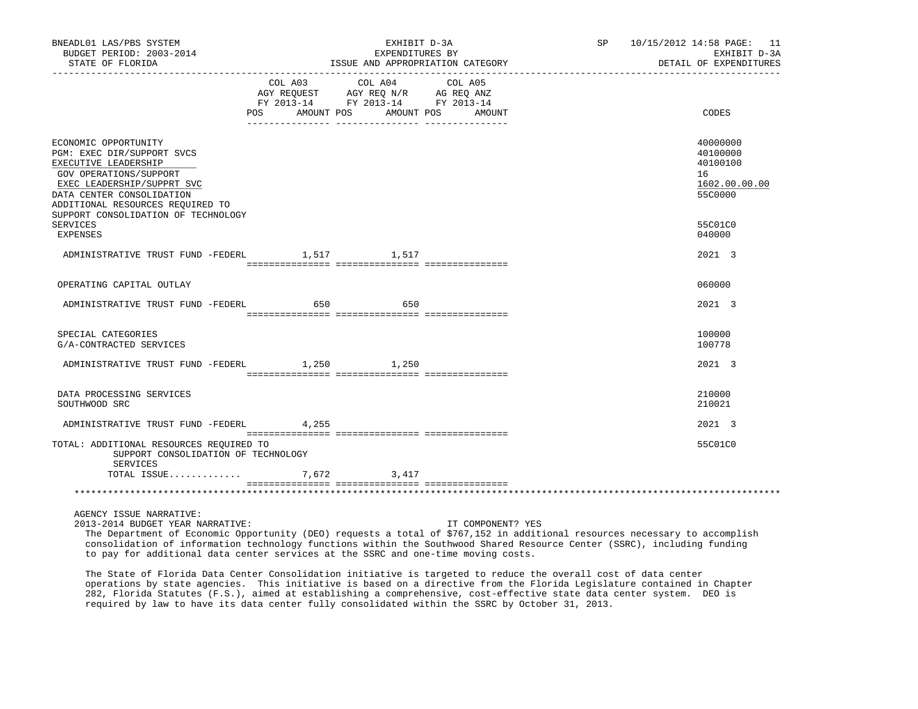BNEADL01 LAS/PBS SYSTEM | EXHIBIT D-3A | SP 10/15/2012 14:58

BUDGET PERIOD: 2003-2014 | EXPENDITURES BY | EXHIBIT D-3A

STATE OF FLORIDA | ISSUE AND APPROPRIATION CATEGORY | DETAIL OF EXPENDITURES

| | COL A03 AGY REQUEST FY 2013-14 POS | AMOUNT | COL A04 AGY REQ N/R FY 2013-14 POS | AMOUNT | COL A05 AG REQ ANZ FY 2013-14 POS | AMOUNT | CODES |
|---|---|---|---|---|---|---|---|
| ECONOMIC OPPORTUNITY | | | | | | | 40000000 |
| PGM: EXEC DIR/SUPPORT SVCS | | | | | | | 40100000 |
| EXECUTIVE LEADERSHIP | | | | | | | 40100100 |
| GOV OPERATIONS/SUPPORT | | | | | | | 16 |
| EXEC LEADERSHIP/SUPPRT SVC | | | | | | | 1602.00.00.00 |
| DATA CENTER CONSOLIDATION | | | | | | | 55C0000 |
| ADDITIONAL RESOURCES REQUIRED TO SUPPORT CONSOLIDATION OF TECHNOLOGY SERVICES | | | | | | | 55C01C0 |
| EXPENSES | | | | | | | 040000 |
| ADMINISTRATIVE TRUST FUND -FEDERL | | 1,517 | | 1,517 | | | 2021 3 |
| OPERATING CAPITAL OUTLAY | | | | | | | 060000 |
| ADMINISTRATIVE TRUST FUND -FEDERL | | 650 | | 650 | | | 2021 3 |
| SPECIAL CATEGORIES | | | | | | | 100000 |
| G/A-CONTRACTED SERVICES | | | | | | | 100778 |
| ADMINISTRATIVE TRUST FUND -FEDERL | | 1,250 | | 1,250 | | | 2021 3 |
| DATA PROCESSING SERVICES | | | | | | | 210000 |
| SOUTHWOOD SRC | | | | | | | 210021 |
| ADMINISTRATIVE TRUST FUND -FEDERL | | 4,255 | | | | | 2021 3 |
| TOTAL: ADDITIONAL RESOURCES REQUIRED TO SUPPORT CONSOLIDATION OF TECHNOLOGY SERVICES | | | | | | | 55C01C0 |
| TOTAL ISSUE............. | | 7,672 | | 3,417 | | | |

AGENCY ISSUE NARRATIVE:

2013-2014 BUDGET YEAR NARRATIVE: IT COMPONENT? YES

The Department of Economic Opportunity (DEO) requests a total of $767,152 in additional resources necessary to accomplish consolidation of information technology functions within the Southwood Shared Resource Center (SSRC), including funding to pay for additional data center services at the SSRC and one-time moving costs.

The State of Florida Data Center Consolidation initiative is targeted to reduce the overall cost of data center operations by state agencies. This initiative is based on a directive from the Florida Legislature contained in Chapter 282, Florida Statutes (F.S.), aimed at establishing a comprehensive, cost-effective state data center system. DEO is required by law to have its data center fully consolidated within the SSRC by October 31, 2013.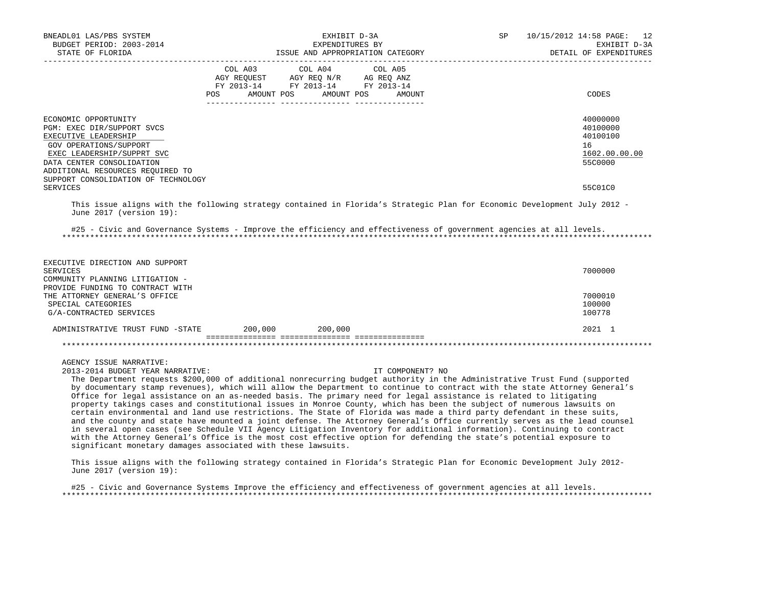| | COL A03 AGY REQUEST FY 2013-14 | | COL A04 AGY REQ N/R FY 2013-14 | | COL A05 AG REQ ANZ FY 2013-14 | | |
|---|---|---|---|---|---|---|---|
| | POS | AMOUNT | POS | AMOUNT | POS | AMOUNT | CODES |
| ECONOMIC OPPORTUNITY | | | | | | | 40000000 |
| PGM: EXEC DIR/SUPPORT SVCS | | | | | | | 40100000 |
| EXECUTIVE LEADERSHIP | | | | | | | 40100100 |
| GOV OPERATIONS/SUPPORT | | | | | | | 16 |
| EXEC LEADERSHIP/SUPPRT SVC | | | | | | | 1602.00.00.00 |
| DATA CENTER CONSOLIDATION | | | | | | | 55C0000 |
| ADDITIONAL RESOURCES REQUIRED TO SUPPORT CONSOLIDATION OF TECHNOLOGY SERVICES | | | | | | | 55C01C0 |

This issue aligns with the following strategy contained in Florida's Strategic Plan for Economic Development July 2012 - June 2017 (version 19):

#25 - Civic and Governance Systems - Improve the efficiency and effectiveness of government agencies at all levels.

*****************************************************************************************************************************

| | COL A03 | | COL A04 | | COL A05 | | CODES |
|---|---|---|---|---|---|---|---|
| EXECUTIVE DIRECTION AND SUPPORT SERVICES | | | | | | | 7000000 |
| COMMUNITY PLANNING LITIGATION - PROVIDE FUNDING TO CONTRACT WITH THE ATTORNEY GENERAL'S OFFICE | | | | | | | 7000010 |
| SPECIAL CATEGORIES | | | | | | | 100000 |
| G/A-CONTRACTED SERVICES | | | | | | | 100778 |
| ADMINISTRATIVE TRUST FUND -STATE | | 200,000 | | 200,000 | | | 2021 1 |

*****************************************************************************************************************************

AGENCY ISSUE NARRATIVE:

2013-2014 BUDGET YEAR NARRATIVE: IT COMPONENT? NO

The Department requests $200,000 of additional nonrecurring budget authority in the Administrative Trust Fund (supported by documentary stamp revenues), which will allow the Department to continue to contract with the state Attorney General's Office for legal assistance on an as-needed basis. The primary need for legal assistance is related to litigating property takings cases and constitutional issues in Monroe County, which has been the subject of numerous lawsuits on certain environmental and land use restrictions. The State of Florida was made a third party defendant in these suits, and the county and state have mounted a joint defense. The Attorney General's Office currently serves as the lead counsel in several open cases (see Schedule VII Agency Litigation Inventory for additional information). Continuing to contract with the Attorney General's Office is the most cost effective option for defending the state's potential exposure to significant monetary damages associated with these lawsuits.

This issue aligns with the following strategy contained in Florida's Strategic Plan for Economic Development July 2012- June 2017 (version 19):

#25 - Civic and Governance Systems Improve the efficiency and effectiveness of government agencies at all levels.

*****************************************************************************************************************************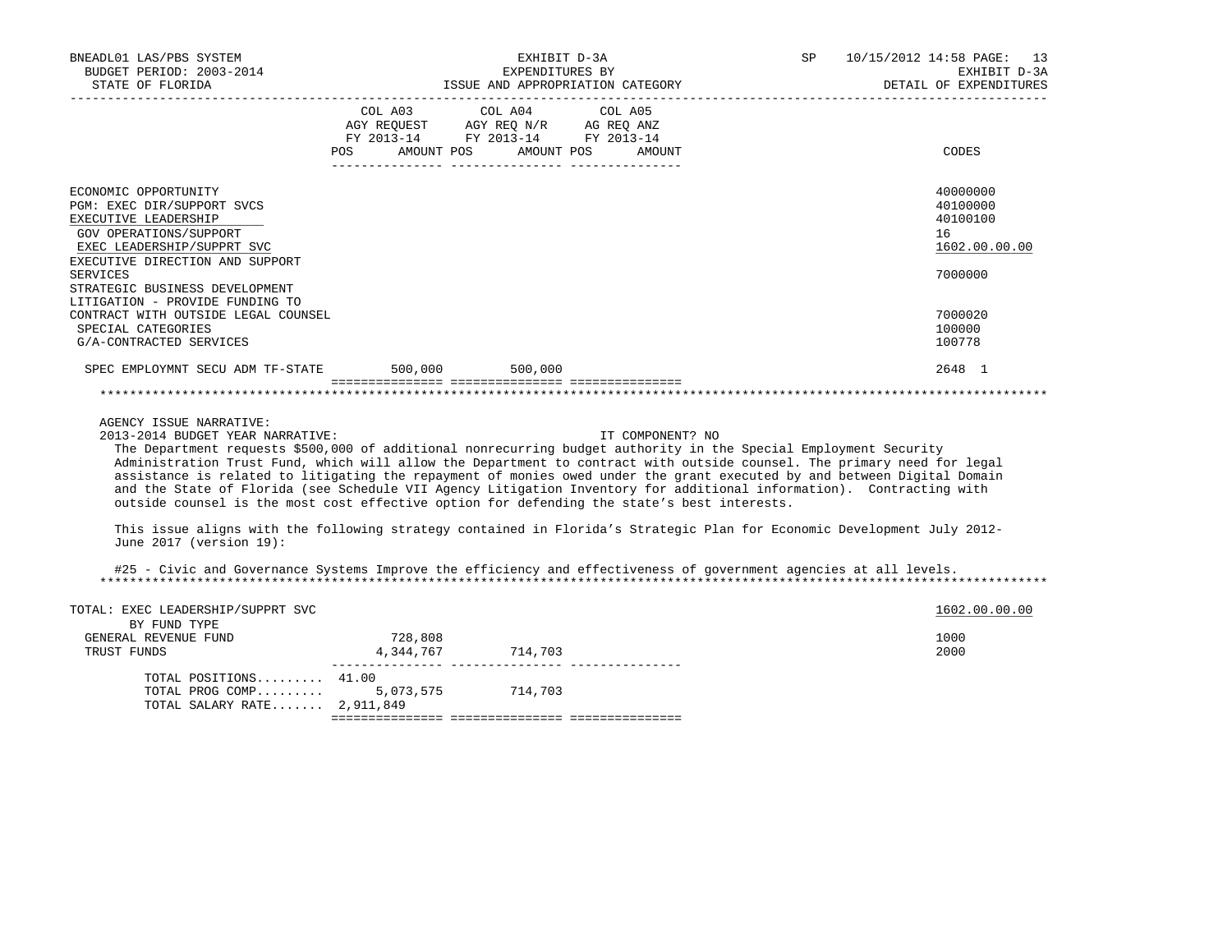BNEADL01 LAS/PBS SYSTEM
BUDGET PERIOD: 2003-2014
STATE OF FLORIDA

EXHIBIT D-3A
EXPENDITURES BY
ISSUE AND APPROPRIATION CATEGORY

SP 10/15/2012 14:58
EXHIBIT D-3A
DETAIL OF EXPENDITURES

| | COL A03 AGY REQUEST FY 2013-14 POS AMOUNT | COL A04 AGY REQ N/R FY 2013-14 POS AMOUNT | COL A05 AG REQ ANZ FY 2013-14 POS AMOUNT | CODES |
|---|---|---|---|---|
| ECONOMIC OPPORTUNITY | | | | 40000000 |
| PGM: EXEC DIR/SUPPORT SVCS | | | | 40100000 |
| EXECUTIVE LEADERSHIP | | | | 40100100 |
| GOV OPERATIONS/SUPPORT | | | | 16 |
| EXEC LEADERSHIP/SUPPRT SVC | | | | 1602.00.00.00 |
| EXECUTIVE DIRECTION AND SUPPORT SERVICES | | | | 7000000 |
| STRATEGIC BUSINESS DEVELOPMENT LITIGATION - PROVIDE FUNDING TO CONTRACT WITH OUTSIDE LEGAL COUNSEL | | | | 7000020 |
| SPECIAL CATEGORIES | | | | 100000 |
| G/A-CONTRACTED SERVICES | | | | 100778 |
| SPEC EMPLOYMNT SECU ADM TF-STATE | 500,000 | 500,000 | | 2648 1 |

AGENCY ISSUE NARRATIVE:

2013-2014 BUDGET YEAR NARRATIVE: IT COMPONENT? NO

The Department requests $500,000 of additional nonrecurring budget authority in the Special Employment Security Administration Trust Fund, which will allow the Department to contract with outside counsel. The primary need for legal assistance is related to litigating the repayment of monies owed under the grant executed by and between Digital Domain and the State of Florida (see Schedule VII Agency Litigation Inventory for additional information). Contracting with outside counsel is the most cost effective option for defending the state's best interests.

This issue aligns with the following strategy contained in Florida's Strategic Plan for Economic Development July 2012-June 2017 (version 19):

#25 - Civic and Governance Systems Improve the efficiency and effectiveness of government agencies at all levels.

| | COL A03 | COL A04 | COL A05 | CODES |
|---|---|---|---|---|
| TOTAL: EXEC LEADERSHIP/SUPPRT SVC | | | | 1602.00.00.00 |
| BY FUND TYPE | | | | |
| GENERAL REVENUE FUND | 728,808 | | | 1000 |
| TRUST FUNDS | 4,344,767 | 714,703 | | 2000 |
| TOTAL POSITIONS......... | 41.00 | | | |
| TOTAL PROG COMP......... | 5,073,575 | 714,703 | | |
| TOTAL SALARY RATE....... | 2,911,849 | | | |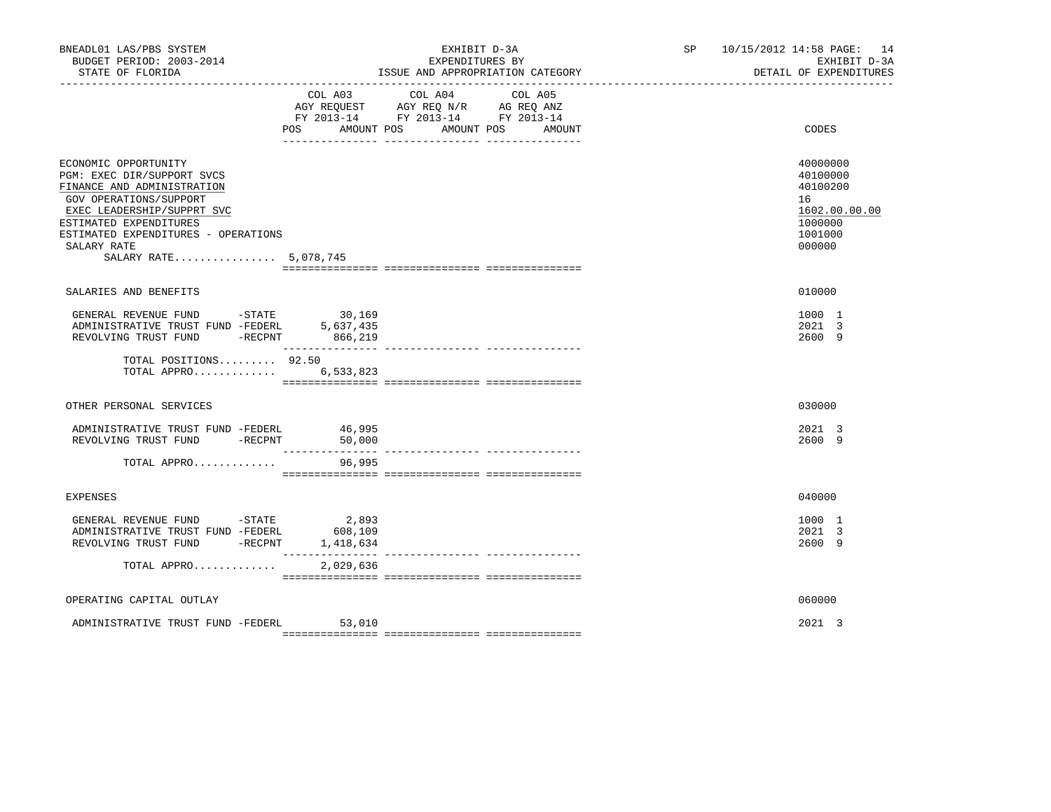BNEADL01 LAS/PBS SYSTEM
BUDGET PERIOD: 2003-2014
STATE OF FLORIDA

EXHIBIT D-3A
EXPENDITURES BY
ISSUE AND APPROPRIATION CATEGORY

SP 10/15/2012 14:58 PAGE: 14
EXHIBIT D-3A
DETAIL OF EXPENDITURES

| | COL A03 AGY REQUEST FY 2013-14 POS AMOUNT | COL A04 AGY REQ N/R FY 2013-14 POS AMOUNT | COL A05 AG REQ ANZ FY 2013-14 POS AMOUNT | CODES |
|---|---|---|---|---|
| ECONOMIC OPPORTUNITY | | | | 40000000 |
| PGM: EXEC DIR/SUPPORT SVCS | | | | 40100000 |
| FINANCE AND ADMINISTRATION | | | | 40100200 |
| GOV OPERATIONS/SUPPORT | | | | 16 |
| EXEC LEADERSHIP/SUPPRT SVC | | | | 1602.00.00.00 |
| ESTIMATED EXPENDITURES | | | | 1000000 |
| ESTIMATED EXPENDITURES - OPERATIONS | | | | 1001000 |
| SALARY RATE | | | | 000000 |
| SALARY RATE................ 5,078,745 | | | | |
| SALARIES AND BENEFITS | | | | 010000 |
| GENERAL REVENUE FUND -STATE | 30,169 | | | 1000 1 |
| ADMINISTRATIVE TRUST FUND -FEDERL | 5,637,435 | | | 2021 3 |
| REVOLVING TRUST FUND -RECPNT | 866,219 | | | 2600 9 |
| TOTAL POSITIONS......... 92.50 | | | | |
| TOTAL APPRO............. | 6,533,823 | | | |
| OTHER PERSONAL SERVICES | | | | 030000 |
| ADMINISTRATIVE TRUST FUND -FEDERL | 46,995 | | | 2021 3 |
| REVOLVING TRUST FUND -RECPNT | 50,000 | | | 2600 9 |
| TOTAL APPRO............. | 96,995 | | | |
| EXPENSES | | | | 040000 |
| GENERAL REVENUE FUND -STATE | 2,893 | | | 1000 1 |
| ADMINISTRATIVE TRUST FUND -FEDERL | 608,109 | | | 2021 3 |
| REVOLVING TRUST FUND -RECPNT | 1,418,634 | | | 2600 9 |
| TOTAL APPRO............. | 2,029,636 | | | |
| OPERATING CAPITAL OUTLAY | | | | 060000 |
| ADMINISTRATIVE TRUST FUND -FEDERL | 53,010 | | | 2021 3 |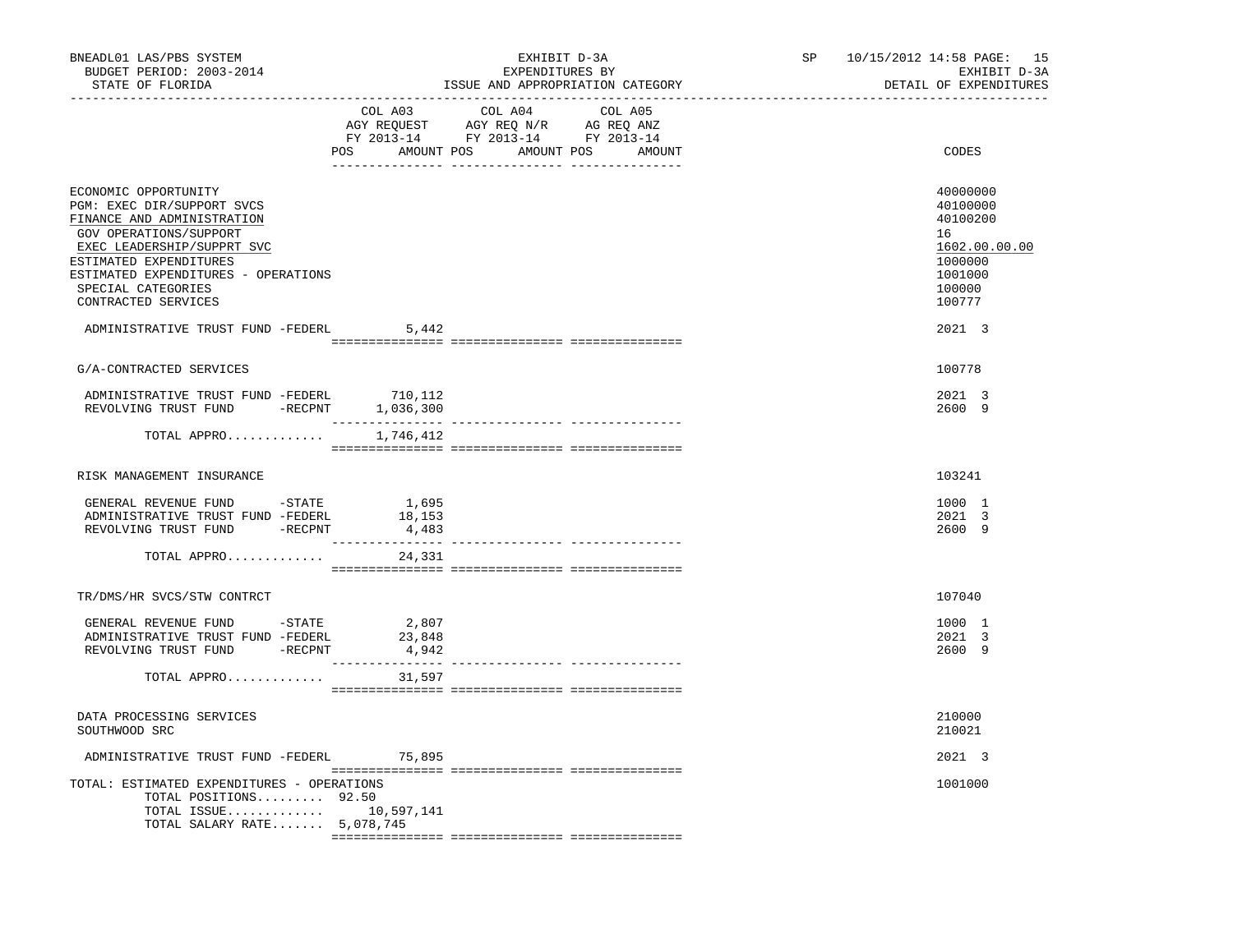| | COL A03 AGY REQUEST FY 2013-14 POS AMOUNT | COL A04 AGY REQ N/R FY 2013-14 POS AMOUNT | COL A05 AG REQ ANZ FY 2013-14 POS AMOUNT | CODES |
|---|---|---|---|---|
| ECONOMIC OPPORTUNITY | | | | 40000000 |
| PGM: EXEC DIR/SUPPORT SVCS | | | | 40100000 |
| FINANCE AND ADMINISTRATION | | | | 40100200 |
| GOV OPERATIONS/SUPPORT | | | | 16 |
| EXEC LEADERSHIP/SUPPRT SVC | | | | 1602.00.00.00 |
| ESTIMATED EXPENDITURES | | | | 1000000 |
| ESTIMATED EXPENDITURES - OPERATIONS | | | | 1001000 |
| SPECIAL CATEGORIES | | | | 100000 |
| CONTRACTED SERVICES | | | | 100777 |
| ADMINISTRATIVE TRUST FUND -FEDERL | 5,442 | | | 2021 3 |
| G/A-CONTRACTED SERVICES | | | | 100778 |
| ADMINISTRATIVE TRUST FUND -FEDERL | 710,112 | | | 2021 3 |
| REVOLVING TRUST FUND -RECPNT | 1,036,300 | | | 2600 9 |
| TOTAL APPRO............. | 1,746,412 | | | |
| RISK MANAGEMENT INSURANCE | | | | 103241 |
| GENERAL REVENUE FUND -STATE | 1,695 | | | 1000 1 |
| ADMINISTRATIVE TRUST FUND -FEDERL | 18,153 | | | 2021 3 |
| REVOLVING TRUST FUND -RECPNT | 4,483 | | | 2600 9 |
| TOTAL APPRO............. | 24,331 | | | |
| TR/DMS/HR SVCS/STW CONTRCT | | | | 107040 |
| GENERAL REVENUE FUND -STATE | 2,807 | | | 1000 1 |
| ADMINISTRATIVE TRUST FUND -FEDERL | 23,848 | | | 2021 3 |
| REVOLVING TRUST FUND -RECPNT | 4,942 | | | 2600 9 |
| TOTAL APPRO............. | 31,597 | | | |
| DATA PROCESSING SERVICES | | | | 210000 |
| SOUTHWOOD SRC | | | | 210021 |
| ADMINISTRATIVE TRUST FUND -FEDERL | 75,895 | | | 2021 3 |
| TOTAL: ESTIMATED EXPENDITURES - OPERATIONS | | | | 1001000 |
| TOTAL POSITIONS......... | 92.50 | | | |
| TOTAL ISSUE............. | 10,597,141 | | | |
| TOTAL SALARY RATE....... | 5,078,745 | | | |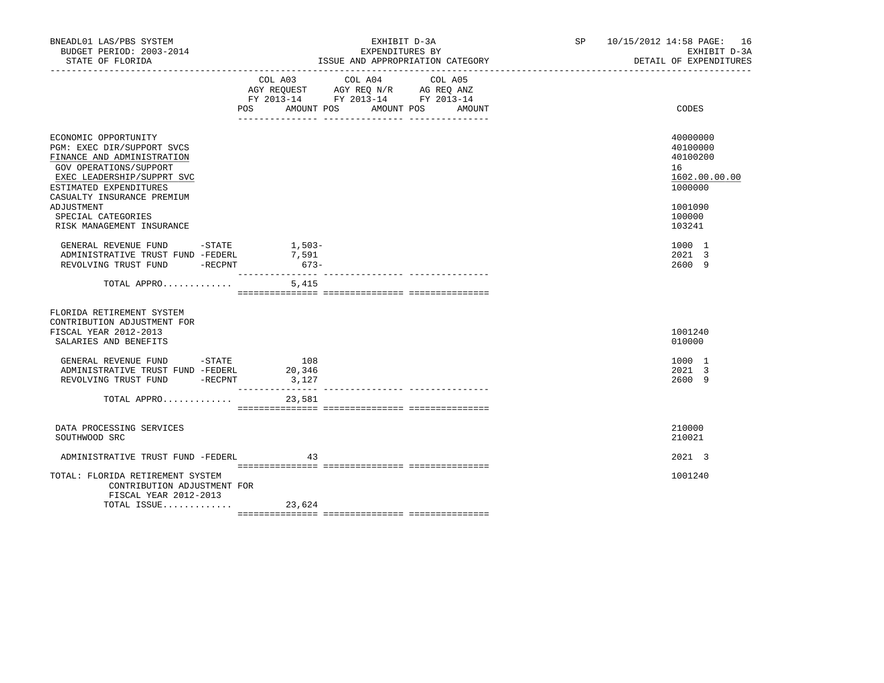BNEADL01 LAS/PBS SYSTEM
BUDGET PERIOD: 2003-2014
STATE OF FLORIDA

EXHIBIT D-3A
EXPENDITURES BY
ISSUE AND APPROPRIATION CATEGORY

SP 10/15/2012 14:58
EXHIBIT D-3A
DETAIL OF EXPENDITURES

| | COL A03 AGY REQUEST FY 2013-14 POS | AMOUNT | COL A04 AGY REQ N/R FY 2013-14 POS | AMOUNT | COL A05 AG REQ ANZ FY 2013-14 POS | AMOUNT | CODES |
|---|---|---|---|---|---|---|---|
| ECONOMIC OPPORTUNITY | | | | | | | 40000000 |
| PGM: EXEC DIR/SUPPORT SVCS | | | | | | | 40100000 |
| FINANCE AND ADMINISTRATION | | | | | | | 40100200 |
| GOV OPERATIONS/SUPPORT | | | | | | | 16 |
| EXEC LEADERSHIP/SUPPRT SVC | | | | | | | 1602.00.00.00 |
| ESTIMATED EXPENDITURES | | | | | | | 1000000 |
| CASUALTY INSURANCE PREMIUM ADJUSTMENT | | | | | | | 1001090 |
| SPECIAL CATEGORIES | | | | | | | 100000 |
| RISK MANAGEMENT INSURANCE | | | | | | | 103241 |
| GENERAL REVENUE FUND -STATE | | 1,503- | | | | | 1000 1 |
| ADMINISTRATIVE TRUST FUND -FEDERL | | 7,591 | | | | | 2021 3 |
| REVOLVING TRUST FUND -RECPNT | | 673- | | | | | 2600 9 |
| TOTAL APPRO............. | | 5,415 | | | | | |
| FLORIDA RETIREMENT SYSTEM CONTRIBUTION ADJUSTMENT FOR FISCAL YEAR 2012-2013 | | | | | | | 1001240 |
| SALARIES AND BENEFITS | | | | | | | 010000 |
| GENERAL REVENUE FUND -STATE | | 108 | | | | | 1000 1 |
| ADMINISTRATIVE TRUST FUND -FEDERL | | 20,346 | | | | | 2021 3 |
| REVOLVING TRUST FUND -RECPNT | | 3,127 | | | | | 2600 9 |
| TOTAL APPRO............. | | 23,581 | | | | | |
| DATA PROCESSING SERVICES | | | | | | | 210000 |
| SOUTHWOOD SRC | | | | | | | 210021 |
| ADMINISTRATIVE TRUST FUND -FEDERL | | 43 | | | | | 2021 3 |
| TOTAL: FLORIDA RETIREMENT SYSTEM CONTRIBUTION ADJUSTMENT FOR FISCAL YEAR 2012-2013 | | | | | | | 1001240 |
| TOTAL ISSUE............. | | 23,624 | | | | | |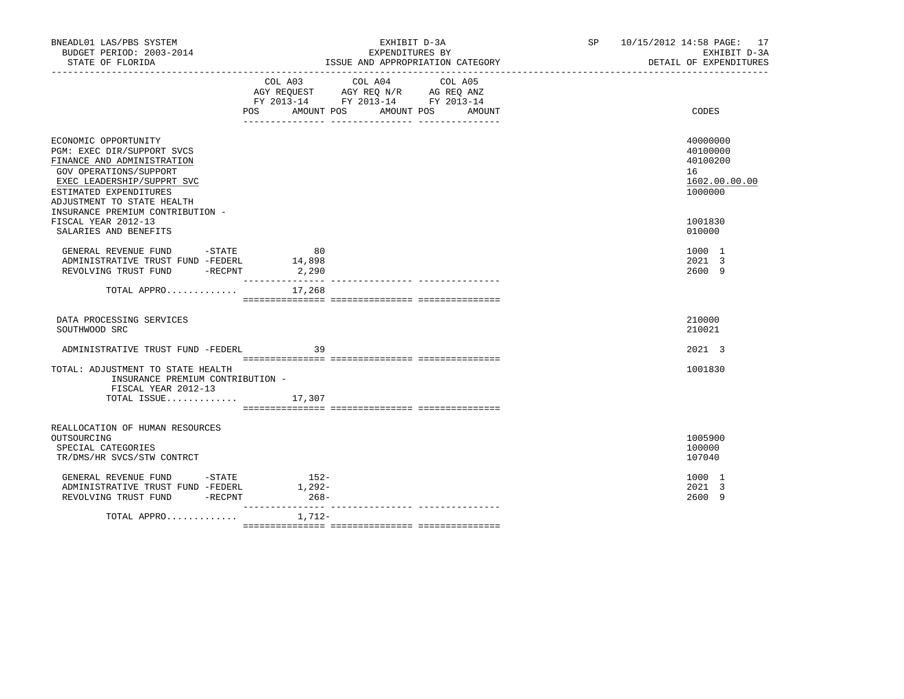BNEADL01 LAS/PBS SYSTEM
BUDGET PERIOD: 2003-2014
STATE OF FLORIDA

EXHIBIT D-3A
EXPENDITURES BY
ISSUE AND APPROPRIATION CATEGORY

SP 10/15/2012 14:58
EXHIBIT D-3A
DETAIL OF EXPENDITURES

| | COL A03 AGY REQUEST FY 2013-14 POS AMOUNT | COL A04 AGY REQ N/R FY 2013-14 POS AMOUNT | COL A05 AG REQ ANZ FY 2013-14 POS AMOUNT | CODES |
|---|---|---|---|---|
| ECONOMIC OPPORTUNITY | | | | 40000000 |
| PGM: EXEC DIR/SUPPORT SVCS | | | | 40100000 |
| FINANCE AND ADMINISTRATION | | | | 40100200 |
| GOV OPERATIONS/SUPPORT | | | | 16 |
| EXEC LEADERSHIP/SUPPRT SVC | | | | 1602.00.00.00 |
| ESTIMATED EXPENDITURES | | | | 1000000 |
| ADJUSTMENT TO STATE HEALTH INSURANCE PREMIUM CONTRIBUTION - FISCAL YEAR 2012-13 | | | | 1001830 |
| SALARIES AND BENEFITS | | | | 010000 |
| GENERAL REVENUE FUND -STATE | 80 | | | 1000 1 |
| ADMINISTRATIVE TRUST FUND -FEDERL | 14,898 | | | 2021 3 |
| REVOLVING TRUST FUND -RECPNT | 2,290 | | | 2600 9 |
| TOTAL APPRO............. | 17,268 | | | |
| DATA PROCESSING SERVICES | | | | 210000 |
| SOUTHWOOD SRC | | | | 210021 |
| ADMINISTRATIVE TRUST FUND -FEDERL | 39 | | | 2021 3 |
| TOTAL: ADJUSTMENT TO STATE HEALTH INSURANCE PREMIUM CONTRIBUTION - FISCAL YEAR 2012-13 | | | | 1001830 |
| TOTAL ISSUE............. | 17,307 | | | |
| REALLOCATION OF HUMAN RESOURCES OUTSOURCING | | | | 1005900 |
| SPECIAL CATEGORIES | | | | 100000 |
| TR/DMS/HR SVCS/STW CONTRCT | | | | 107040 |
| GENERAL REVENUE FUND -STATE | 152- | | | 1000 1 |
| ADMINISTRATIVE TRUST FUND -FEDERL | 1,292- | | | 2021 3 |
| REVOLVING TRUST FUND -RECPNT | 268- | | | 2600 9 |
| TOTAL APPRO............. | 1,712- | | | |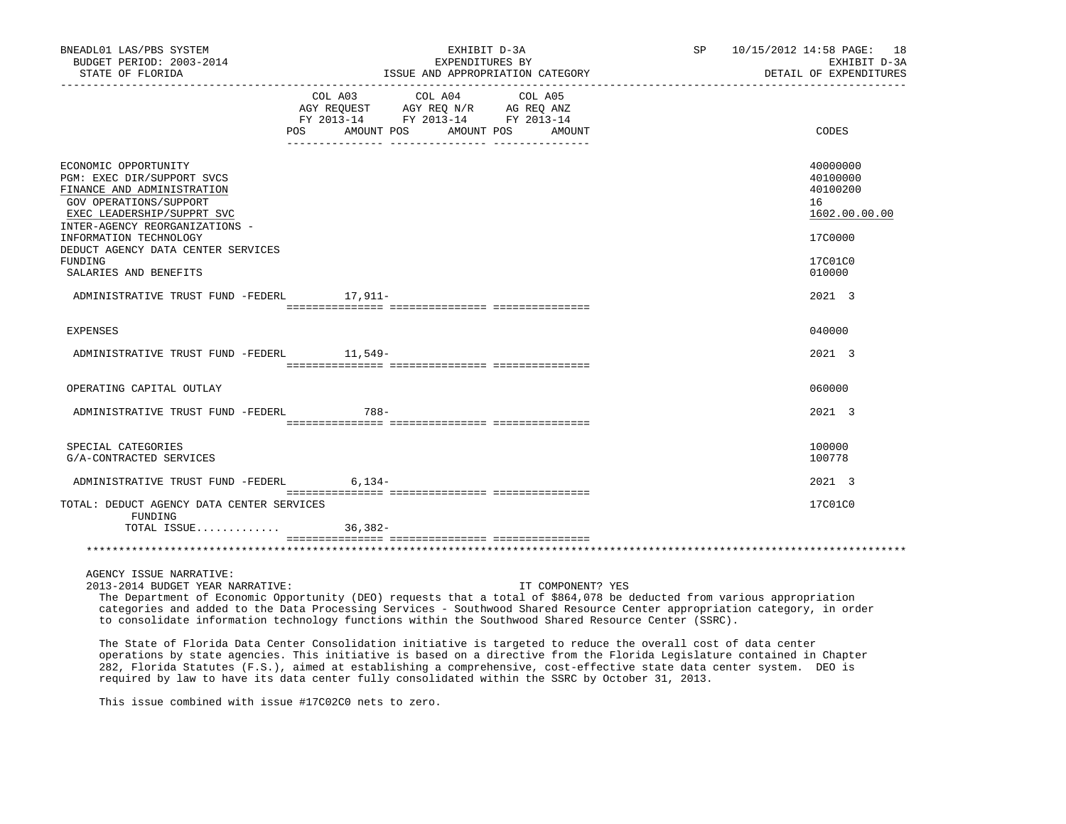| | COL A03 AGY REQUEST FY 2013-14 POS AMOUNT | COL A04 AGY REQ N/R FY 2013-14 POS AMOUNT | COL A05 AG REQ ANZ FY 2013-14 POS AMOUNT | CODES |
|---|---|---|---|---|
| ECONOMIC OPPORTUNITY | | | | 40000000 |
| PGM: EXEC DIR/SUPPORT SVCS | | | | 40100000 |
| FINANCE AND ADMINISTRATION | | | | 40100200 |
| GOV OPERATIONS/SUPPORT | | | | 16 |
| EXEC LEADERSHIP/SUPPRT SVC | | | | 1602.00.00.00 |
| INTER-AGENCY REORGANIZATIONS - INFORMATION TECHNOLOGY | | | | 17C0000 |
| DEDUCT AGENCY DATA CENTER SERVICES FUNDING | | | | 17C01C0 |
| SALARIES AND BENEFITS | | | | 010000 |
| ADMINISTRATIVE TRUST FUND -FEDERL | 17,911- | | | 2021 3 |
| EXPENSES | | | | 040000 |
| ADMINISTRATIVE TRUST FUND -FEDERL | 11,549- | | | 2021 3 |
| OPERATING CAPITAL OUTLAY | | | | 060000 |
| ADMINISTRATIVE TRUST FUND -FEDERL | 788- | | | 2021 3 |
| SPECIAL CATEGORIES | | | | 100000 |
| G/A-CONTRACTED SERVICES | | | | 100778 |
| ADMINISTRATIVE TRUST FUND -FEDERL | 6,134- | | | 2021 3 |
| TOTAL: DEDUCT AGENCY DATA CENTER SERVICES FUNDING | | | | 17C01C0 |
| TOTAL ISSUE............ | 36,382- | | | |

AGENCY ISSUE NARRATIVE:

2013-2014 BUDGET YEAR NARRATIVE: IT COMPONENT? YES

The Department of Economic Opportunity (DEO) requests that a total of $864,078 be deducted from various appropriation categories and added to the Data Processing Services - Southwood Shared Resource Center appropriation category, in order to consolidate information technology functions within the Southwood Shared Resource Center (SSRC).

The State of Florida Data Center Consolidation initiative is targeted to reduce the overall cost of data center operations by state agencies. This initiative is based on a directive from the Florida Legislature contained in Chapter 282, Florida Statutes (F.S.), aimed at establishing a comprehensive, cost-effective state data center system. DEO is required by law to have its data center fully consolidated within the SSRC by October 31, 2013.

This issue combined with issue #17C02C0 nets to zero.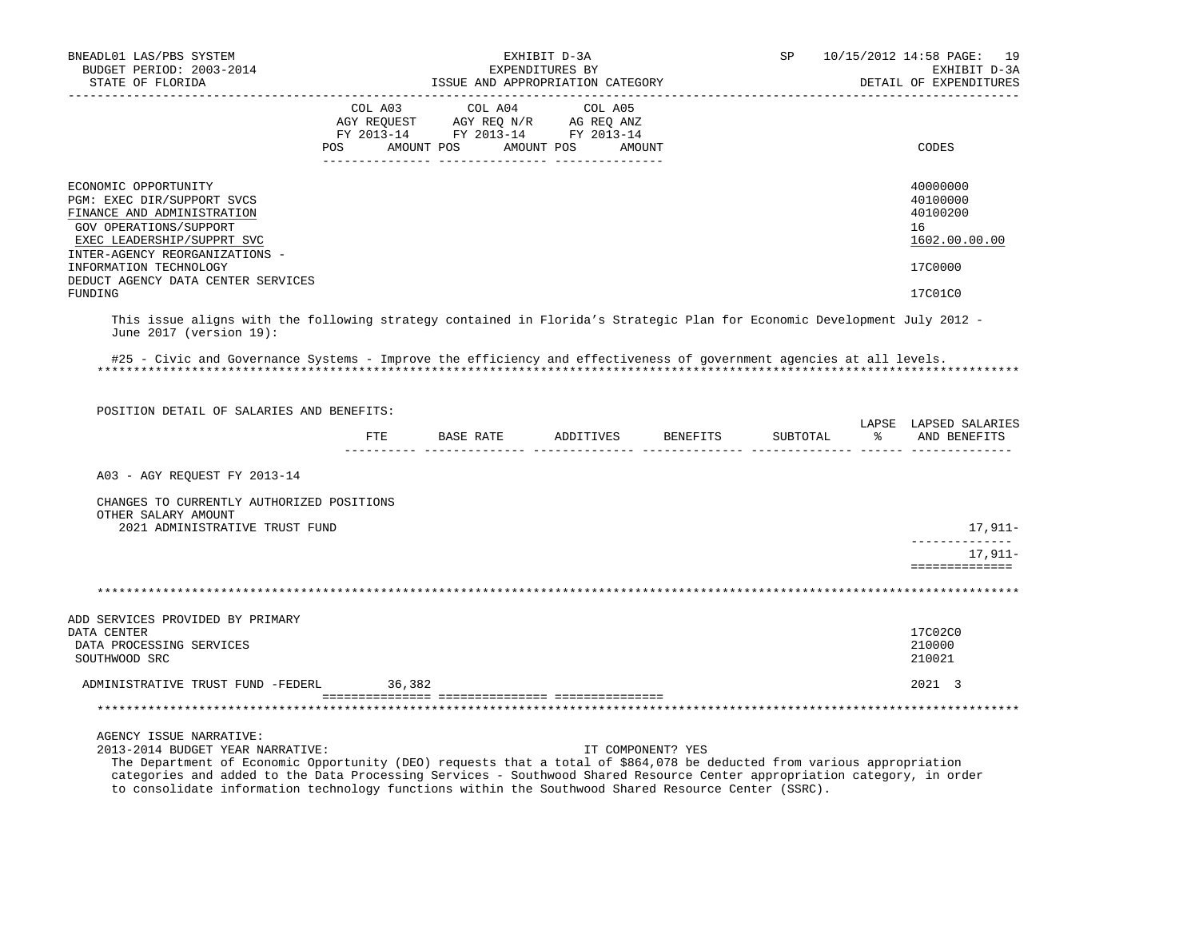| | COL A03 AGY REQUEST FY 2013-14 | | COL A04 AGY REQ N/R FY 2013-14 | | COL A05 AG REQ ANZ FY 2013-14 | | |
|---|---|---|---|---|---|---|---|
| | POS | AMOUNT | POS | AMOUNT | POS | AMOUNT | CODES |
| ECONOMIC OPPORTUNITY | | | | | | | 40000000 |
| PGM: EXEC DIR/SUPPORT SVCS | | | | | | | 40100000 |
| FINANCE AND ADMINISTRATION | | | | | | | 40100200 |
| GOV OPERATIONS/SUPPORT | | | | | | | 16 |
| EXEC LEADERSHIP/SUPPRT SVC | | | | | | | 1602.00.00.00 |
| INTER-AGENCY REORGANIZATIONS - INFORMATION TECHNOLOGY | | | | | | | 17C0000 |
| DEDUCT AGENCY DATA CENTER SERVICES FUNDING | | | | | | | 17C01C0 |

This issue aligns with the following strategy contained in Florida's Strategic Plan for Economic Development July 2012 - June 2017 (version 19):

#25 - Civic and Governance Systems - Improve the efficiency and effectiveness of government agencies at all levels.

POSITION DETAIL OF SALARIES AND BENEFITS:

| | FTE | BASE RATE | ADDITIVES | BENEFITS | SUBTOTAL | LAPSE % | LAPSED SALARIES AND BENEFITS |
|---|---|---|---|---|---|---|---|
| A03 - AGY REQUEST FY 2013-14 | | | | | | | |
| CHANGES TO CURRENTLY AUTHORIZED POSITIONS | | | | | | | |
| OTHER SALARY AMOUNT | | | | | | | |
| 2021 ADMINISTRATIVE TRUST FUND | | | | | | | 17,911- |
| | | | | | | | 17,911- |

| | COL A03 POS | AMOUNT | COL A04 POS | AMOUNT | COL A05 POS | AMOUNT | CODES |
|---|---|---|---|---|---|---|---|
| ADD SERVICES PROVIDED BY PRIMARY DATA CENTER | | | | | | | 17C02C0 |
| DATA PROCESSING SERVICES | | | | | | | 210000 |
| SOUTHWOOD SRC | | | | | | | 210021 |
| ADMINISTRATIVE TRUST FUND -FEDERL | | 36,382 | | | | | 2021 3 |

AGENCY ISSUE NARRATIVE:

2013-2014 BUDGET YEAR NARRATIVE: IT COMPONENT? YES

The Department of Economic Opportunity (DEO) requests that a total of $864,078 be deducted from various appropriation categories and added to the Data Processing Services - Southwood Shared Resource Center appropriation category, in order to consolidate information technology functions within the Southwood Shared Resource Center (SSRC).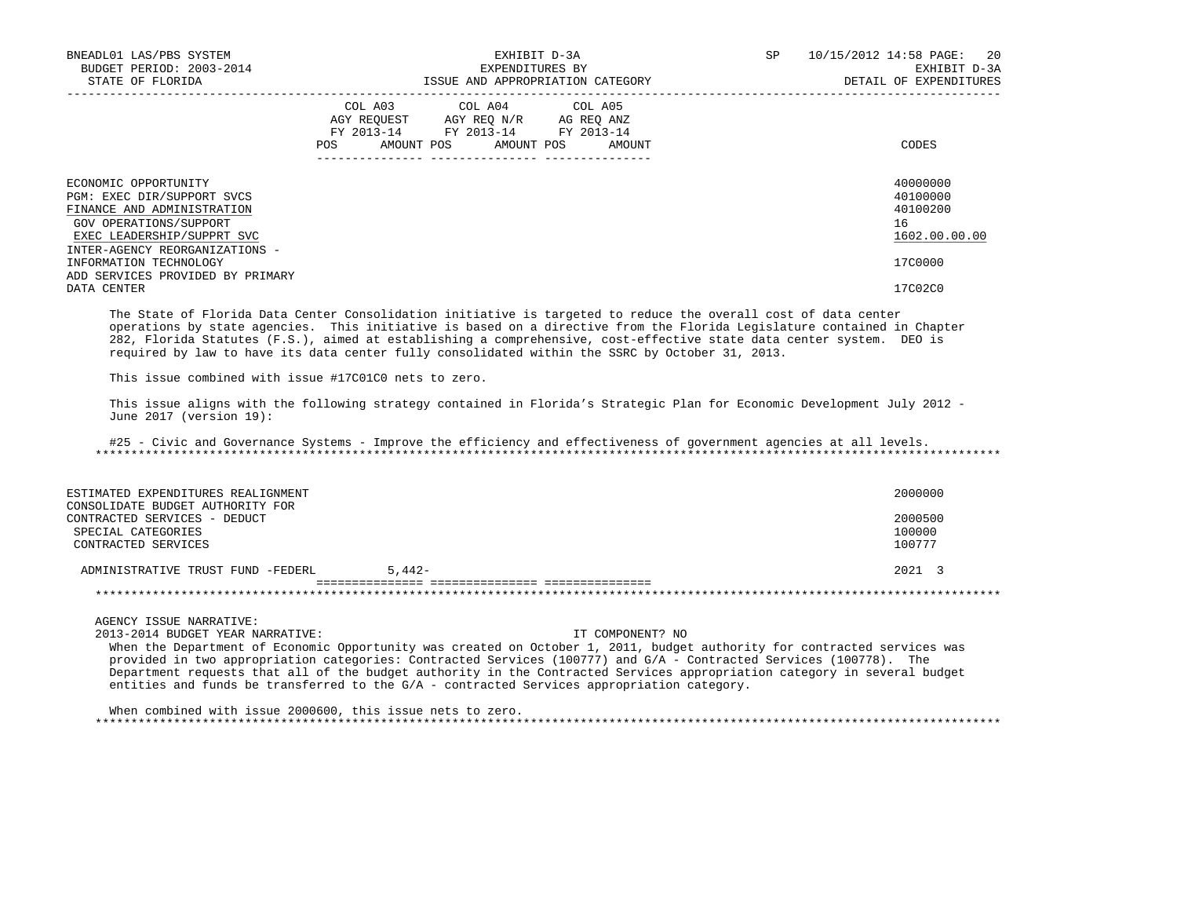| | COL A03 AGY REQUEST FY 2013-14 POS AMOUNT | COL A04 AGY REQ N/R FY 2013-14 POS AMOUNT | COL A05 AG REQ ANZ FY 2013-14 POS AMOUNT | CODES |
|---|---|---|---|---|
| ECONOMIC OPPORTUNITY | | | | 40000000 |
| PGM: EXEC DIR/SUPPORT SVCS | | | | 40100000 |
| FINANCE AND ADMINISTRATION | | | | 40100200 |
| GOV OPERATIONS/SUPPORT | | | | 16 |
| EXEC LEADERSHIP/SUPPRT SVC | | | | 1602.00.00.00 |
| INTER-AGENCY REORGANIZATIONS - INFORMATION TECHNOLOGY | | | | 17C0000 |
| ADD SERVICES PROVIDED BY PRIMARY DATA CENTER | | | | 17C02C0 |

The State of Florida Data Center Consolidation initiative is targeted to reduce the overall cost of data center operations by state agencies. This initiative is based on a directive from the Florida Legislature contained in Chapter 282, Florida Statutes (F.S.), aimed at establishing a comprehensive, cost-effective state data center system. DEO is required by law to have its data center fully consolidated within the SSRC by October 31, 2013.

This issue combined with issue #17C01C0 nets to zero.

This issue aligns with the following strategy contained in Florida's Strategic Plan for Economic Development July 2012 - June 2017 (version 19):

#25 - Civic and Governance Systems - Improve the efficiency and effectiveness of government agencies at all levels.

*******************************************************************************************************************************

| | COL A03 | COL A04 | COL A05 | CODES |
|---|---|---|---|---|
| ESTIMATED EXPENDITURES REALIGNMENT | | | | 2000000 |
| CONSOLIDATE BUDGET AUTHORITY FOR CONTRACTED SERVICES - DEDUCT | | | | 2000500 |
| SPECIAL CATEGORIES | | | | 100000 |
| CONTRACTED SERVICES | | | | 100777 |
| ADMINISTRATIVE TRUST FUND -FEDERL | 5,442- | | | 2021 3 |

*******************************************************************************************************************************

AGENCY ISSUE NARRATIVE:
2013-2014 BUDGET YEAR NARRATIVE: IT COMPONENT? NO

When the Department of Economic Opportunity was created on October 1, 2011, budget authority for contracted services was provided in two appropriation categories: Contracted Services (100777) and G/A - Contracted Services (100778). The Department requests that all of the budget authority in the Contracted Services appropriation category in several budget entities and funds be transferred to the G/A - contracted Services appropriation category.

When combined with issue 2000600, this issue nets to zero.

*******************************************************************************************************************************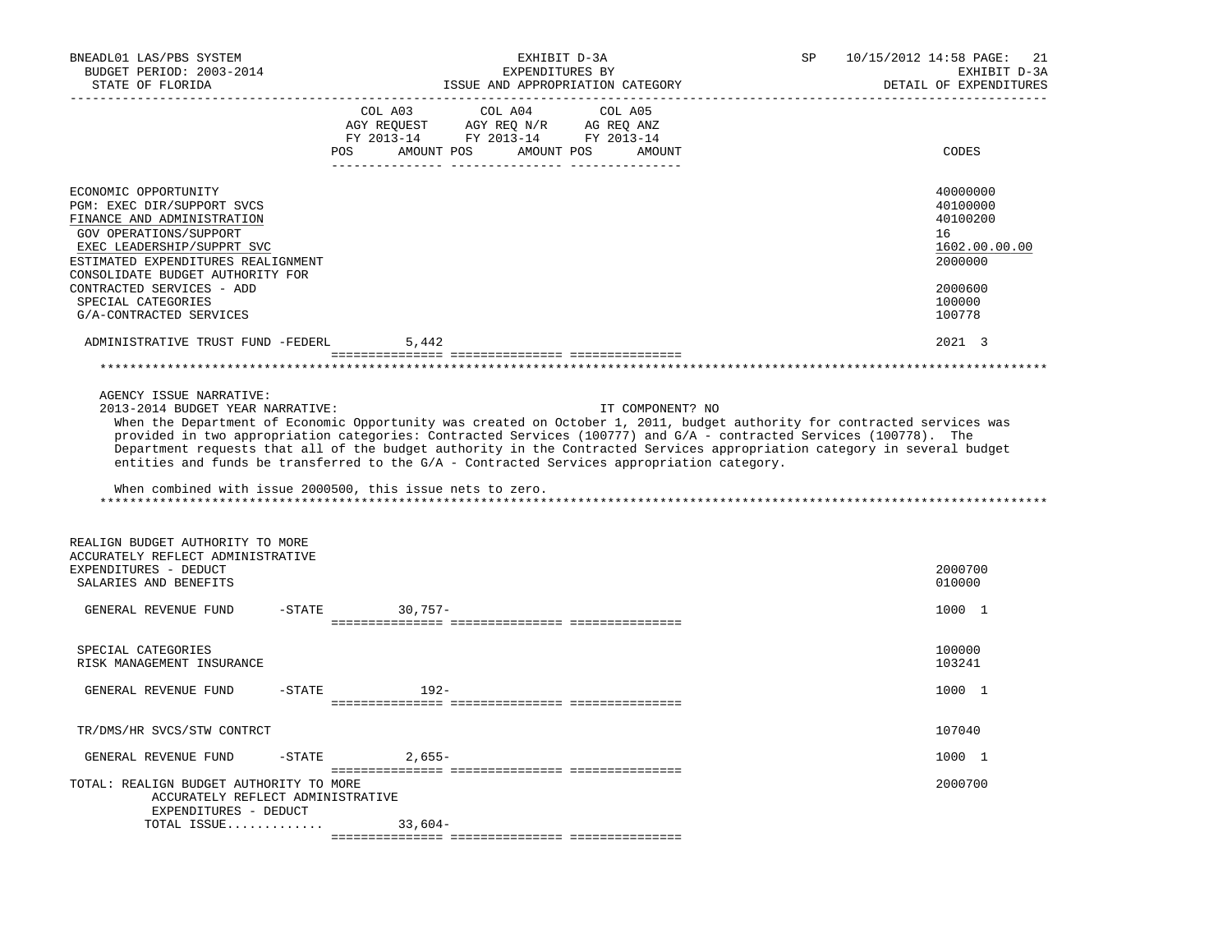| | COL A03 AGY REQUEST FY 2013-14 POS AMOUNT | COL A04 AGY REQ N/R FY 2013-14 POS AMOUNT | COL A05 AG REQ ANZ FY 2013-14 POS AMOUNT | CODES |
|---|---|---|---|---|
| ECONOMIC OPPORTUNITY | | | | 40000000 |
| PGM: EXEC DIR/SUPPORT SVCS | | | | 40100000 |
| FINANCE AND ADMINISTRATION | | | | 40100200 |
| GOV OPERATIONS/SUPPORT | | | | 16 |
| EXEC LEADERSHIP/SUPPRT SVC | | | | 1602.00.00.00 |
| ESTIMATED EXPENDITURES REALIGNMENT | | | | 2000000 |
| CONSOLIDATE BUDGET AUTHORITY FOR CONTRACTED SERVICES - ADD | | | | 2000600 |
| SPECIAL CATEGORIES | | | | 100000 |
| G/A-CONTRACTED SERVICES | | | | 100778 |
| ADMINISTRATIVE TRUST FUND -FEDERL | 5,442 | | | 2021 3 |

AGENCY ISSUE NARRATIVE:

2013-2014 BUDGET YEAR NARRATIVE: IT COMPONENT? NO

When the Department of Economic Opportunity was created on October 1, 2011, budget authority for contracted services was provided in two appropriation categories: Contracted Services (100777) and G/A - contracted Services (100778). The Department requests that all of the budget authority in the Contracted Services appropriation category in several budget entities and funds be transferred to the G/A - Contracted Services appropriation category.

When combined with issue 2000500, this issue nets to zero.

| | COL A03 | COL A04 | COL A05 | CODES |
|---|---|---|---|---|
| REALIGN BUDGET AUTHORITY TO MORE ACCURATELY REFLECT ADMINISTRATIVE EXPENDITURES - DEDUCT | | | | 2000700 |
| SALARIES AND BENEFITS | | | | 010000 |
| GENERAL REVENUE FUND -STATE | 30,757- | | | 1000 1 |
| SPECIAL CATEGORIES | | | | 100000 |
| RISK MANAGEMENT INSURANCE | | | | 103241 |
| GENERAL REVENUE FUND -STATE | 192- | | | 1000 1 |
| TR/DMS/HR SVCS/STW CONTRCT | | | | 107040 |
| GENERAL REVENUE FUND -STATE | 2,655- | | | 1000 1 |
| TOTAL: REALIGN BUDGET AUTHORITY TO MORE ACCURATELY REFLECT ADMINISTRATIVE EXPENDITURES - DEDUCT | | | | 2000700 |
| TOTAL ISSUE............ | 33,604- | | | |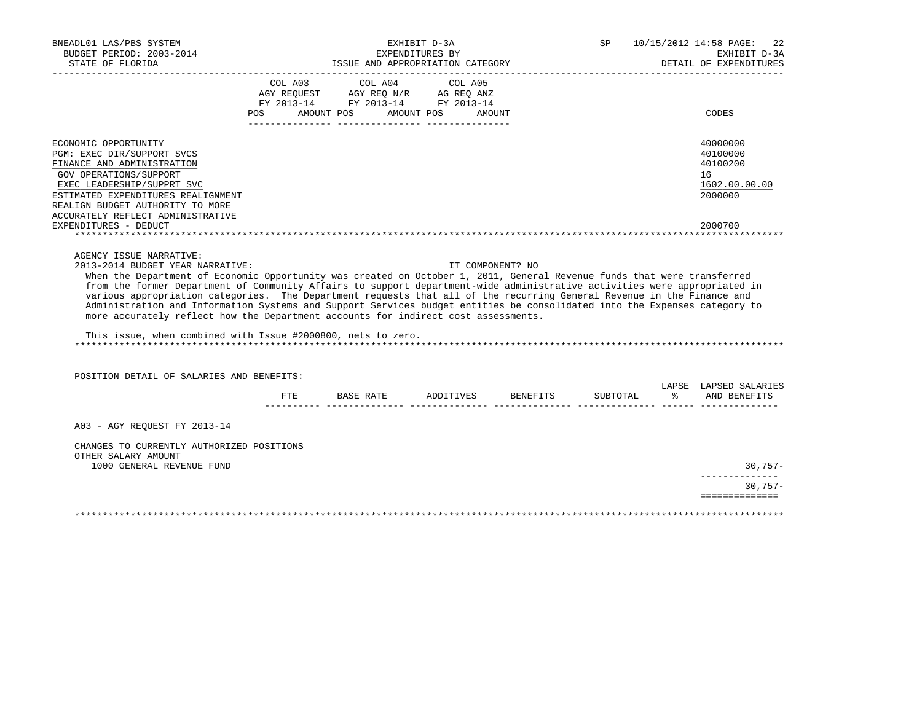EXHIBIT D-3A
EXPENDITURES BY
ISSUE AND APPROPRIATION CATEGORY

DETAIL OF EXPENDITURES

| | COL A03 AGY REQUEST FY 2013-14 POS AMOUNT | COL A04 AGY REQ N/R FY 2013-14 POS AMOUNT | COL A05 AG REQ ANZ FY 2013-14 POS AMOUNT | CODES |
|---|---|---|---|---|
| ECONOMIC OPPORTUNITY | | | | 40000000 |
| PGM: EXEC DIR/SUPPORT SVCS | | | | 40100000 |
| FINANCE AND ADMINISTRATION | | | | 40100200 |
| GOV OPERATIONS/SUPPORT | | | | 16 |
| EXEC LEADERSHIP/SUPPRT SVC | | | | 1602.00.00.00 |
| ESTIMATED EXPENDITURES REALIGNMENT | | | | 2000000 |
| REALIGN BUDGET AUTHORITY TO MORE ACCURATELY REFLECT ADMINISTRATIVE EXPENDITURES - DEDUCT | | | | 2000700 |

AGENCY ISSUE NARRATIVE:

2013-2014 BUDGET YEAR NARRATIVE: IT COMPONENT? NO

When the Department of Economic Opportunity was created on October 1, 2011, General Revenue funds that were transferred from the former Department of Community Affairs to support department-wide administrative activities were appropriated in various appropriation categories. The Department requests that all of the recurring General Revenue in the Finance and Administration and Information Systems and Support Services budget entities be consolidated into the Expenses category to more accurately reflect how the Department accounts for indirect cost assessments.

This issue, when combined with Issue #2000800, nets to zero.

POSITION DETAIL OF SALARIES AND BENEFITS:

| | FTE | BASE RATE | ADDITIVES | BENEFITS | SUBTOTAL | LAPSE % | LAPSED SALARIES AND BENEFITS |
|---|---|---|---|---|---|---|---|
| A03 - AGY REQUEST FY 2013-14 | | | | | | | |
| CHANGES TO CURRENTLY AUTHORIZED POSITIONS | | | | | | | |
| OTHER SALARY AMOUNT | | | | | | | |
| 1000 GENERAL REVENUE FUND | | | | | | | 30,757- |
| | | | | | | | 30,757- |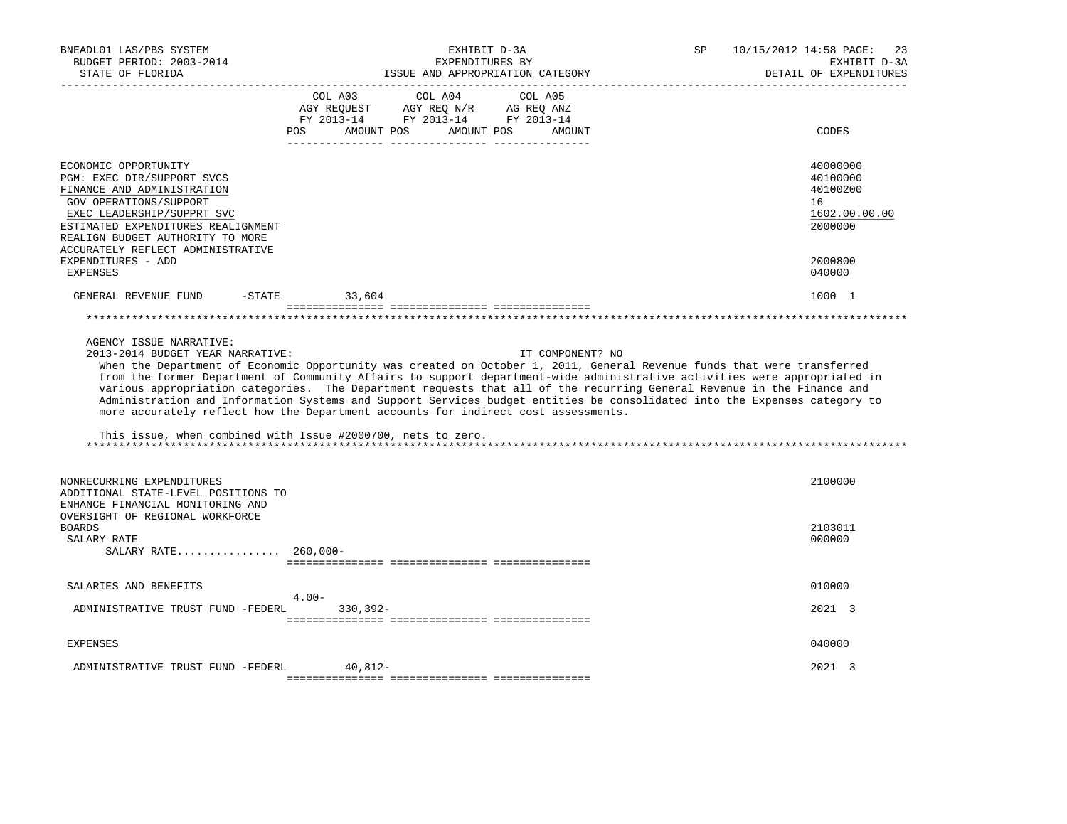| | COL A03 AGY REQUEST FY 2013-14 POS | AMOUNT | COL A04 AGY REQ N/R FY 2013-14 POS | AMOUNT | COL A05 AG REQ ANZ FY 2013-14 POS | AMOUNT | CODES |
|---|---|---|---|---|---|---|---|
| ECONOMIC OPPORTUNITY | | | | | | | 40000000 |
| PGM: EXEC DIR/SUPPORT SVCS | | | | | | | 40100000 |
| FINANCE AND ADMINISTRATION | | | | | | | 40100200 |
| GOV OPERATIONS/SUPPORT | | | | | | | 16 |
| EXEC LEADERSHIP/SUPPRT SVC | | | | | | | 1602.00.00.00 |
| ESTIMATED EXPENDITURES REALIGNMENT | | | | | | | 2000000 |
| REALIGN BUDGET AUTHORITY TO MORE ACCURATELY REFLECT ADMINISTRATIVE EXPENDITURES - ADD | | | | | | | 2000800 |
| EXPENSES | | | | | | | 040000 |
| GENERAL REVENUE FUND -STATE | | 33,604 | | | | | 1000 1 |

AGENCY ISSUE NARRATIVE:

2013-2014 BUDGET YEAR NARRATIVE: IT COMPONENT? NO

When the Department of Economic Opportunity was created on October 1, 2011, General Revenue funds that were transferred from the former Department of Community Affairs to support department-wide administrative activities were appropriated in various appropriation categories. The Department requests that all of the recurring General Revenue in the Finance and Administration and Information Systems and Support Services budget entities be consolidated into the Expenses category to more accurately reflect how the Department accounts for indirect cost assessments.

This issue, when combined with Issue #2000700, nets to zero.

| | COL A03 POS | AMOUNT | COL A04 POS | AMOUNT | COL A05 POS | AMOUNT | CODES |
|---|---|---|---|---|---|---|---|
| NONRECURRING EXPENDITURES | | | | | | | 2100000 |
| ADDITIONAL STATE-LEVEL POSITIONS TO ENHANCE FINANCIAL MONITORING AND OVERSIGHT OF REGIONAL WORKFORCE BOARDS | | | | | | | 2103011 |
| SALARY RATE | | | | | | | 000000 |
| SALARY RATE................ | 260,000- | | | | | | |
| SALARIES AND BENEFITS | | | | | | | 010000 |
| ADMINISTRATIVE TRUST FUND -FEDERL | 4.00- | 330,392- | | | | | 2021 3 |
| EXPENSES | | | | | | | 040000 |
| ADMINISTRATIVE TRUST FUND -FEDERL | | 40,812- | | | | | 2021 3 |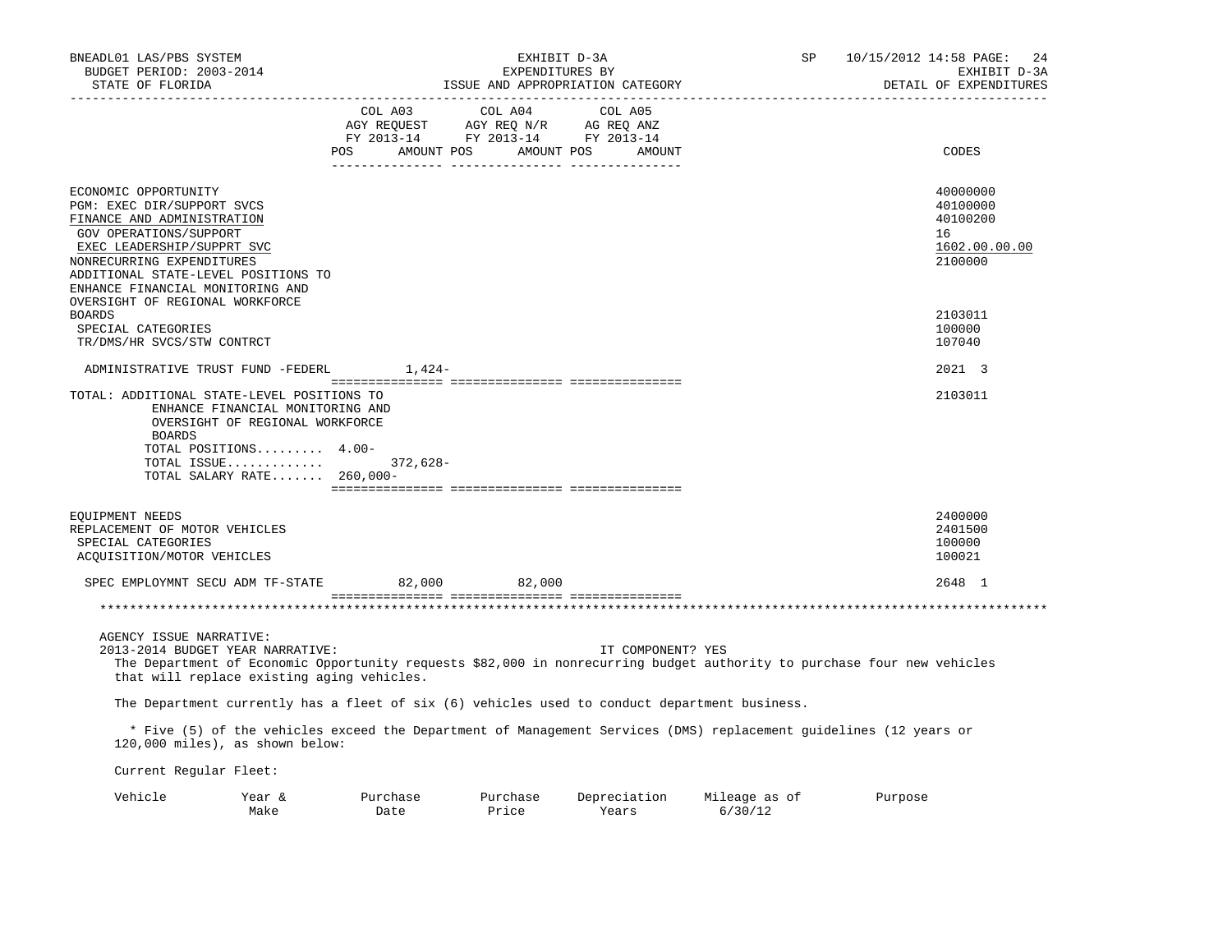| | COL A03 AGY REQUEST FY 2013-14 POS AMOUNT | COL A04 AGY REQ N/R FY 2013-14 POS AMOUNT | COL A05 AG REQ ANZ FY 2013-14 POS AMOUNT | CODES |
|---|---|---|---|---|
| ECONOMIC OPPORTUNITY | | | | 40000000 |
| PGM: EXEC DIR/SUPPORT SVCS | | | | 40100000 |
| FINANCE AND ADMINISTRATION | | | | 40100200 |
| GOV OPERATIONS/SUPPORT | | | | 16 |
| EXEC LEADERSHIP/SUPPRT SVC | | | | 1602.00.00.00 |
| NONRECURRING EXPENDITURES | | | | 2100000 |
| ADDITIONAL STATE-LEVEL POSITIONS TO ENHANCE FINANCIAL MONITORING AND OVERSIGHT OF REGIONAL WORKFORCE BOARDS | | | | 2103011 |
| SPECIAL CATEGORIES | | | | 100000 |
| TR/DMS/HR SVCS/STW CONTRCT | | | | 107040 |
| ADMINISTRATIVE TRUST FUND -FEDERL | 1,424- | | | 2021 3 |
| TOTAL: ADDITIONAL STATE-LEVEL POSITIONS TO ENHANCE FINANCIAL MONITORING AND OVERSIGHT OF REGIONAL WORKFORCE BOARDS | | | | 2103011 |
| TOTAL POSITIONS......... | 4.00- | | | |
| TOTAL ISSUE............. | 372,628- | | | |
| TOTAL SALARY RATE....... | 260,000- | | | |
| EQUIPMENT NEEDS | | | | 2400000 |
| REPLACEMENT OF MOTOR VEHICLES | | | | 2401500 |
| SPECIAL CATEGORIES | | | | 100000 |
| ACQUISITION/MOTOR VEHICLES | | | | 100021 |
| SPEC EMPLOYMNT SECU ADM TF-STATE | 82,000 | 82,000 | | 2648 1 |

AGENCY ISSUE NARRATIVE:

2013-2014 BUDGET YEAR NARRATIVE: IT COMPONENT? YES

The Department of Economic Opportunity requests $82,000 in nonrecurring budget authority to purchase four new vehicles that will replace existing aging vehicles.

The Department currently has a fleet of six (6) vehicles used to conduct department business.

* Five (5) of the vehicles exceed the Department of Management Services (DMS) replacement guidelines (12 years or 120,000 miles), as shown below:

Current Regular Fleet:

| Vehicle | Year & Make | Purchase Date | Purchase Price | Depreciation Years | Mileage as of 6/30/12 | Purpose |
|---|---|---|---|---|---|---|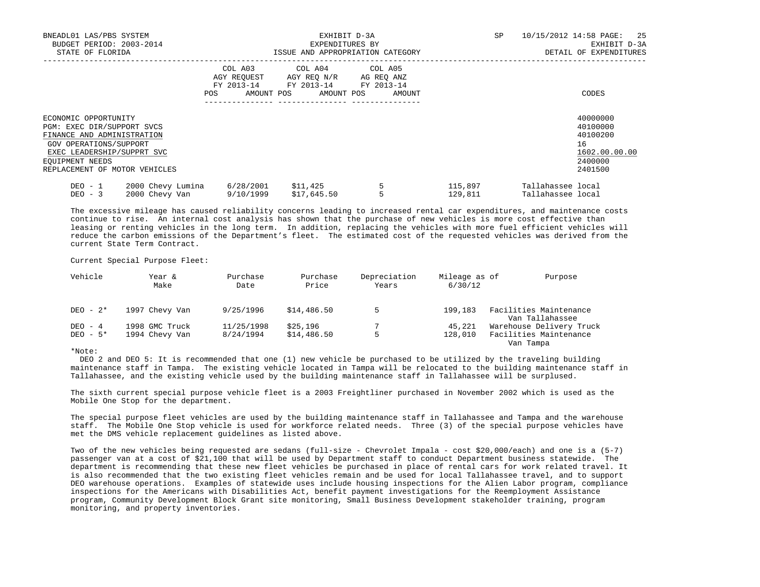| | COL A03 AGY REQUEST FY 2013-14 | | COL A04 AGY REQ N/R FY 2013-14 | | COL A05 AG REQ ANZ FY 2013-14 | | |
|---|---|---|---|---|---|---|---|
| | POS | AMOUNT | POS | AMOUNT | POS | AMOUNT | CODES |

ECONOMIC OPPORTUNITY — 40000000
PGM: EXEC DIR/SUPPORT SVCS — 40100000
FINANCE AND ADMINISTRATION — 40100200
GOV OPERATIONS/SUPPORT — 16
EXEC LEADERSHIP/SUPPRT SVC — 1602.00.00.00
EQUIPMENT NEEDS — 2400000
REPLACEMENT OF MOTOR VEHICLES — 2401500

| | | | | | | |
|---|---|---|---|---|---|---|
| DEO - 1 | 2000 Chevy Lumina | 6/28/2001 | $11,425 | 5 | 115,897 | Tallahassee local |
| DEO - 3 | 2000 Chevy Van | 9/10/1999 | $17,645.50 | 5 | 129,811 | Tallahassee local |

The excessive mileage has caused reliability concerns leading to increased rental car expenditures, and maintenance costs continue to rise. An internal cost analysis has shown that the purchase of new vehicles is more cost effective than leasing or renting vehicles in the long term. In addition, replacing the vehicles with more fuel efficient vehicles will reduce the carbon emissions of the Department's fleet. The estimated cost of the requested vehicles was derived from the current State Term Contract.

Current Special Purpose Fleet:

| Vehicle | Year & Make | Purchase Date | Purchase Price | Depreciation Years | Mileage as of 6/30/12 | Purpose |
|---|---|---|---|---|---|---|
| DEO - 2* | 1997 Chevy Van | 9/25/1996 | $14,486.50 | 5 | 199,183 | Facilities Maintenance Van Tallahassee |
| DEO - 4 | 1998 GMC Truck | 11/25/1998 | $25,196 | 7 | 45,221 | Warehouse Delivery Truck |
| DEO - 5* | 1994 Chevy Van | 8/24/1994 | $14,486.50 | 5 | 128,010 | Facilities Maintenance Van Tampa |

*Note:
DEO 2 and DEO 5: It is recommended that one (1) new vehicle be purchased to be utilized by the traveling building maintenance staff in Tampa. The existing vehicle located in Tampa will be relocated to the building maintenance staff in Tallahassee, and the existing vehicle used by the building maintenance staff in Tallahassee will be surplused.

The sixth current special purpose vehicle fleet is a 2003 Freightliner purchased in November 2002 which is used as the Mobile One Stop for the department.

The special purpose fleet vehicles are used by the building maintenance staff in Tallahassee and Tampa and the warehouse staff. The Mobile One Stop vehicle is used for workforce related needs. Three (3) of the special purpose vehicles have met the DMS vehicle replacement guidelines as listed above.

Two of the new vehicles being requested are sedans (full-size - Chevrolet Impala - cost $20,000/each) and one is a (5-7) passenger van at a cost of $21,100 that will be used by Department staff to conduct Department business statewide. The department is recommending that these new fleet vehicles be purchased in place of rental cars for work related travel. It is also recommended that the two existing fleet vehicles remain and be used for local Tallahassee travel, and to support DEO warehouse operations. Examples of statewide uses include housing inspections for the Alien Labor program, compliance inspections for the Americans with Disabilities Act, benefit payment investigations for the Reemployment Assistance program, Community Development Block Grant site monitoring, Small Business Development stakeholder training, program monitoring, and property inventories.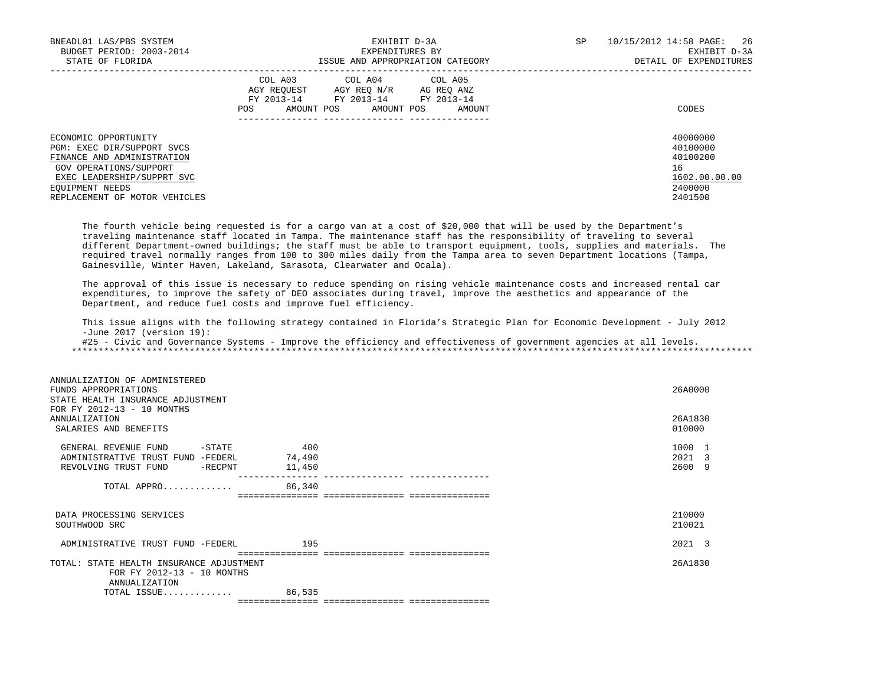| | COL A03 AGY REQUEST FY 2013-14 POS AMOUNT | COL A04 AGY REQ N/R FY 2013-14 POS AMOUNT | COL A05 AG REQ ANZ FY 2013-14 POS AMOUNT | CODES |
|---|---|---|---|---|
| ECONOMIC OPPORTUNITY | | | | 40000000 |
| PGM: EXEC DIR/SUPPORT SVCS | | | | 40100000 |
| FINANCE AND ADMINISTRATION | | | | 40100200 |
| GOV OPERATIONS/SUPPORT | | | | 16 |
| EXEC LEADERSHIP/SUPPRT SVC | | | | 1602.00.00.00 |
| EQUIPMENT NEEDS | | | | 2400000 |
| REPLACEMENT OF MOTOR VEHICLES | | | | 2401500 |

The fourth vehicle being requested is for a cargo van at a cost of $20,000 that will be used by the Department's traveling maintenance staff located in Tampa. The maintenance staff has the responsibility of traveling to several different Department-owned buildings; the staff must be able to transport equipment, tools, supplies and materials. The required travel normally ranges from 100 to 300 miles daily from the Tampa area to seven Department locations (Tampa, Gainesville, Winter Haven, Lakeland, Sarasota, Clearwater and Ocala).

The approval of this issue is necessary to reduce spending on rising vehicle maintenance costs and increased rental car expenditures, to improve the safety of DEO associates during travel, improve the aesthetics and appearance of the Department, and reduce fuel costs and improve fuel efficiency.

This issue aligns with the following strategy contained in Florida's Strategic Plan for Economic Development - July 2012 -June 2017 (version 19):
#25 - Civic and Governance Systems - Improve the efficiency and effectiveness of government agencies at all levels.

*****************************************************************************************************************************

| | COL A03 | COL A04 | COL A05 | CODES |
|---|---|---|---|---|
| ANNUALIZATION OF ADMINISTERED FUNDS APPROPRIATIONS | | | | 26A0000 |
| STATE HEALTH INSURANCE ADJUSTMENT FOR FY 2012-13 - 10 MONTHS ANNUALIZATION | | | | 26A1830 |
| SALARIES AND BENEFITS | | | | 010000 |
| GENERAL REVENUE FUND -STATE | 400 | | | 1000 1 |
| ADMINISTRATIVE TRUST FUND -FEDERL | 74,490 | | | 2021 3 |
| REVOLVING TRUST FUND -RECPNT | 11,450 | | | 2600 9 |
| TOTAL APPRO............. | 86,340 | | | |
| DATA PROCESSING SERVICES | | | | 210000 |
| SOUTHWOOD SRC | | | | 210021 |
| ADMINISTRATIVE TRUST FUND -FEDERL | 195 | | | 2021 3 |
| TOTAL: STATE HEALTH INSURANCE ADJUSTMENT FOR FY 2012-13 - 10 MONTHS ANNUALIZATION | | | | 26A1830 |
| TOTAL ISSUE............. | 86,535 | | | |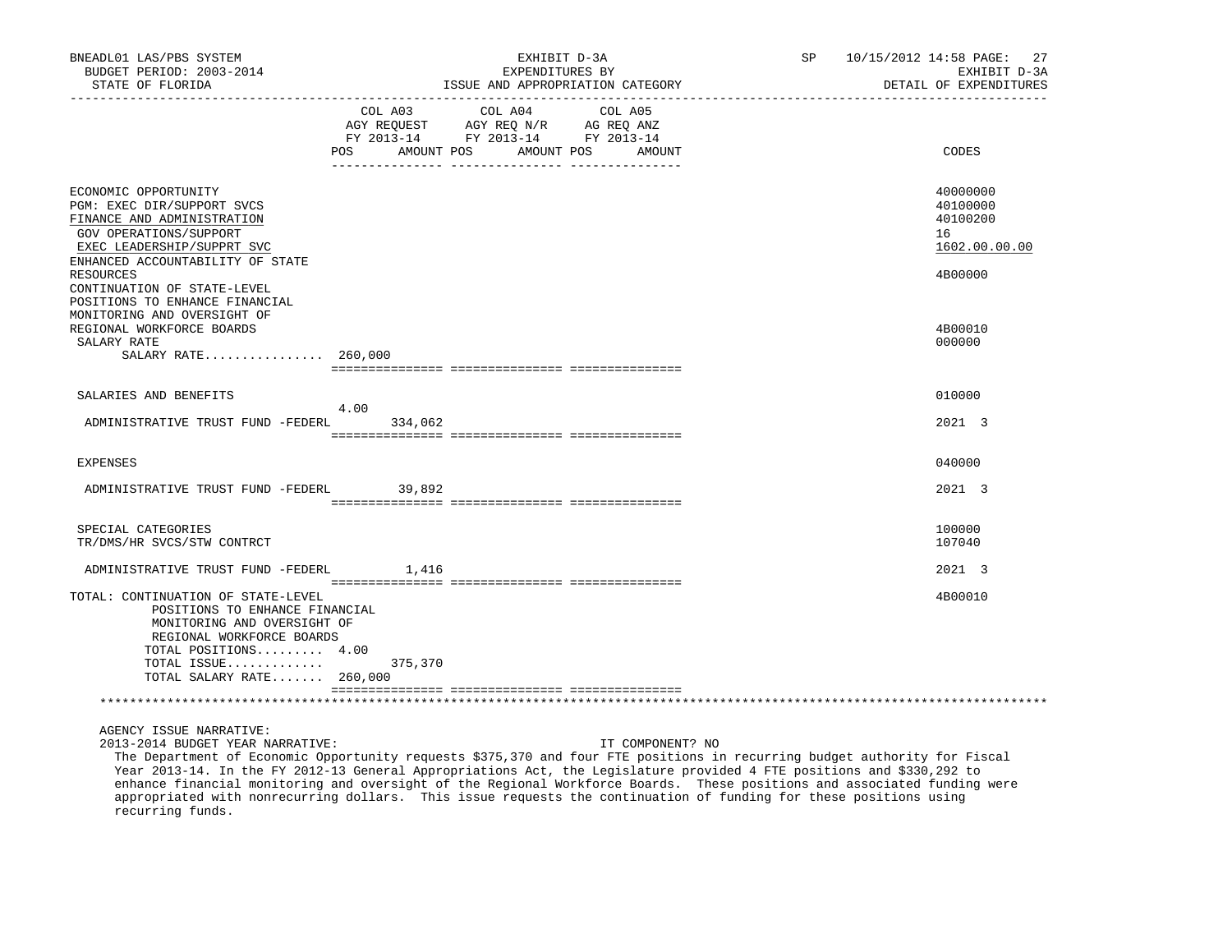BNEADL01 LAS/PBS SYSTEM | EXHIBIT D-3A | SP 10/15/2012 14:58

BUDGET PERIOD: 2003-2014 | EXPENDITURES BY | EXHIBIT D-3A

STATE OF FLORIDA | ISSUE AND APPROPRIATION CATEGORY | DETAIL OF EXPENDITURES

| | COL A03 AGY REQUEST FY 2013-14 POS | AMOUNT | COL A04 AGY REQ N/R FY 2013-14 POS | AMOUNT | COL A05 AG REQ ANZ FY 2013-14 POS | AMOUNT | CODES |
|---|---|---|---|---|---|---|---|
| ECONOMIC OPPORTUNITY | | | | | | | 40000000 |
| PGM: EXEC DIR/SUPPORT SVCS | | | | | | | 40100000 |
| FINANCE AND ADMINISTRATION | | | | | | | 40100200 |
| GOV OPERATIONS/SUPPORT | | | | | | | 16 |
| EXEC LEADERSHIP/SUPPRT SVC | | | | | | | 1602.00.00.00 |
| ENHANCED ACCOUNTABILITY OF STATE RESOURCES | | | | | | | 4B00000 |
| CONTINUATION OF STATE-LEVEL POSITIONS TO ENHANCE FINANCIAL MONITORING AND OVERSIGHT OF REGIONAL WORKFORCE BOARDS | | | | | | | 4B00010 |
| SALARY RATE | | | | | | | 000000 |
| SALARY RATE................ | 260,000 | | | | | | |
| SALARIES AND BENEFITS | | | | | | | 010000 |
| ADMINISTRATIVE TRUST FUND -FEDERL | 4.00 | 334,062 | | | | | 2021 3 |
| EXPENSES | | | | | | | 040000 |
| ADMINISTRATIVE TRUST FUND -FEDERL | | 39,892 | | | | | 2021 3 |
| SPECIAL CATEGORIES | | | | | | | 100000 |
| TR/DMS/HR SVCS/STW CONTRCT | | | | | | | 107040 |
| ADMINISTRATIVE TRUST FUND -FEDERL | | 1,416 | | | | | 2021 3 |
| TOTAL: CONTINUATION OF STATE-LEVEL POSITIONS TO ENHANCE FINANCIAL MONITORING AND OVERSIGHT OF REGIONAL WORKFORCE BOARDS | | | | | | | 4B00010 |
| TOTAL POSITIONS......... | 4.00 | | | | | | |
| TOTAL ISSUE............. | | 375,370 | | | | | |
| TOTAL SALARY RATE....... | 260,000 | | | | | | |

AGENCY ISSUE NARRATIVE:

2013-2014 BUDGET YEAR NARRATIVE: IT COMPONENT? NO

The Department of Economic Opportunity requests $375,370 and four FTE positions in recurring budget authority for Fiscal Year 2013-14. In the FY 2012-13 General Appropriations Act, the Legislature provided 4 FTE positions and $330,292 to enhance financial monitoring and oversight of the Regional Workforce Boards. These positions and associated funding were appropriated with nonrecurring dollars. This issue requests the continuation of funding for these positions using recurring funds.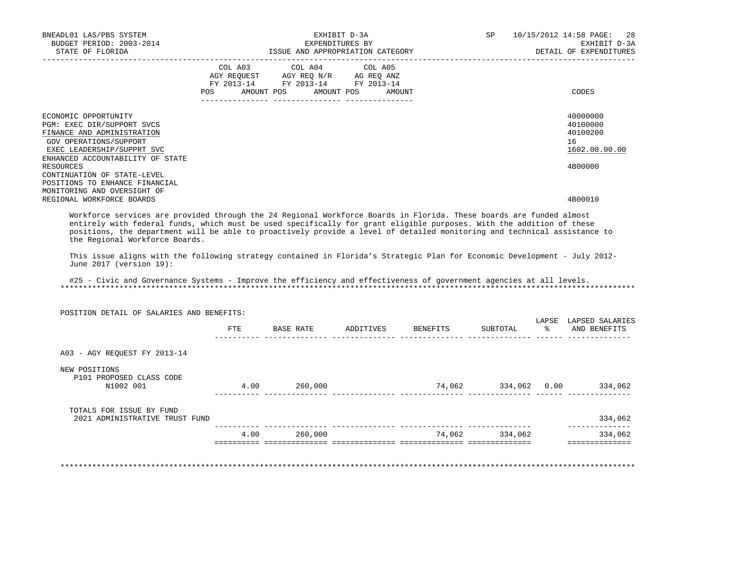BNEADL01 LAS/PBS SYSTEM
BUDGET PERIOD: 2003-2014
STATE OF FLORIDA

EXHIBIT D-3A
EXPENDITURES BY
ISSUE AND APPROPRIATION CATEGORY

SP 10/15/2012 14:58 PAGE: 28
EXHIBIT D-3A
DETAIL OF EXPENDITURES

| | COL A03 AGY REQUEST FY 2013-14 POS AMOUNT | COL A04 AGY REQ N/R FY 2013-14 POS AMOUNT | COL A05 AG REQ ANZ FY 2013-14 POS AMOUNT | CODES |
|---|---|---|---|---|
| ECONOMIC OPPORTUNITY | | | | 40000000 |
| PGM: EXEC DIR/SUPPORT SVCS | | | | 40100000 |
| FINANCE AND ADMINISTRATION | | | | 40100200 |
| GOV OPERATIONS/SUPPORT | | | | 16 |
| EXEC LEADERSHIP/SUPPRT SVC | | | | 1602.00.00.00 |
| ENHANCED ACCOUNTABILITY OF STATE RESOURCES | | | | 4B00000 |
| CONTINUATION OF STATE-LEVEL POSITIONS TO ENHANCE FINANCIAL MONITORING AND OVERSIGHT OF REGIONAL WORKFORCE BOARDS | | | | 4B00010 |

Workforce services are provided through the 24 Regional Workforce Boards in Florida. These boards are funded almost entirely with federal funds, which must be used specifically for grant eligible purposes. With the addition of these positions, the department will be able to proactively provide a level of detailed monitoring and technical assistance to the Regional Workforce Boards.

This issue aligns with the following strategy contained in Florida's Strategic Plan for Economic Development - July 2012-June 2017 (version 19):

#25 - Civic and Governance Systems - Improve the efficiency and effectiveness of government agencies at all levels.

POSITION DETAIL OF SALARIES AND BENEFITS:

| | FTE | BASE RATE | ADDITIVES | BENEFITS | SUBTOTAL | LAPSE % | LAPSED SALARIES AND BENEFITS |
|---|---|---|---|---|---|---|---|
| A03 - AGY REQUEST FY 2013-14 | | | | | | | |
| NEW POSITIONS | | | | | | | |
| P101 PROPOSED CLASS CODE N1002 001 | 4.00 | 260,000 | | 74,062 | 334,062 | 0.00 | 334,062 |
| TOTALS FOR ISSUE BY FUND | | | | | | | |
| 2021 ADMINISTRATIVE TRUST FUND | | | | | | | 334,062 |
| | 4.00 | 260,000 | | 74,062 | 334,062 | | 334,062 |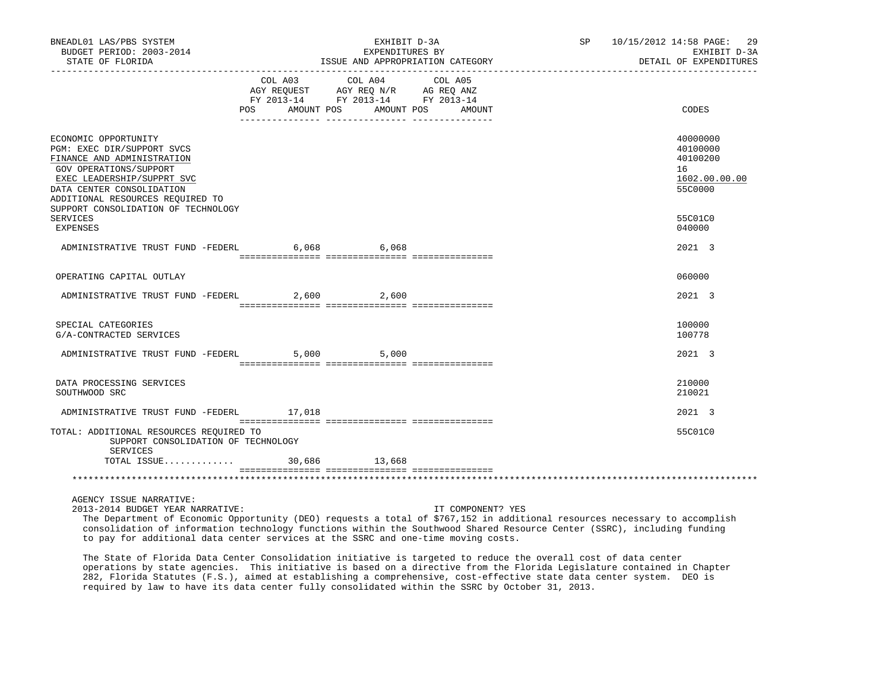BNEADL01 LAS/PBS SYSTEM | EXHIBIT D-3A | EXPENDITURES BY | ISSUE AND APPROPRIATION CATEGORY | SP 10/15/2012 14:58 | EXHIBIT D-3A | DETAIL OF EXPENDITURES

BUDGET PERIOD: 2003-2014

STATE OF FLORIDA

| | COL A03 AGY REQUEST FY 2013-14 POS AMOUNT | COL A04 AGY REQ N/R FY 2013-14 POS AMOUNT | COL A05 AG REQ ANZ FY 2013-14 POS AMOUNT | CODES |
|---|---|---|---|---|
| ECONOMIC OPPORTUNITY | | | | 40000000 |
| PGM: EXEC DIR/SUPPORT SVCS | | | | 40100000 |
| FINANCE AND ADMINISTRATION | | | | 40100200 |
| GOV OPERATIONS/SUPPORT | | | | 16 |
| EXEC LEADERSHIP/SUPPRT SVC | | | | 1602.00.00.00 |
| DATA CENTER CONSOLIDATION | | | | 55C0000 |
| ADDITIONAL RESOURCES REQUIRED TO SUPPORT CONSOLIDATION OF TECHNOLOGY SERVICES | | | | 55C01C0 |
| EXPENSES | | | | 040000 |
| ADMINISTRATIVE TRUST FUND -FEDERL | 6,068 | 6,068 | | 2021 3 |
| OPERATING CAPITAL OUTLAY | | | | 060000 |
| ADMINISTRATIVE TRUST FUND -FEDERL | 2,600 | 2,600 | | 2021 3 |
| SPECIAL CATEGORIES | | | | 100000 |
| G/A-CONTRACTED SERVICES | | | | 100778 |
| ADMINISTRATIVE TRUST FUND -FEDERL | 5,000 | 5,000 | | 2021 3 |
| DATA PROCESSING SERVICES | | | | 210000 |
| SOUTHWOOD SRC | | | | 210021 |
| ADMINISTRATIVE TRUST FUND -FEDERL | 17,018 | | | 2021 3 |
| TOTAL: ADDITIONAL RESOURCES REQUIRED TO SUPPORT CONSOLIDATION OF TECHNOLOGY SERVICES | | | | 55C01C0 |
| TOTAL ISSUE............. | 30,686 | 13,668 | | |

AGENCY ISSUE NARRATIVE:

2013-2014 BUDGET YEAR NARRATIVE: IT COMPONENT? YES

The Department of Economic Opportunity (DEO) requests a total of $767,152 in additional resources necessary to accomplish consolidation of information technology functions within the Southwood Shared Resource Center (SSRC), including funding to pay for additional data center services at the SSRC and one-time moving costs.

The State of Florida Data Center Consolidation initiative is targeted to reduce the overall cost of data center operations by state agencies. This initiative is based on a directive from the Florida Legislature contained in Chapter 282, Florida Statutes (F.S.), aimed at establishing a comprehensive, cost-effective state data center system. DEO is required by law to have its data center fully consolidated within the SSRC by October 31, 2013.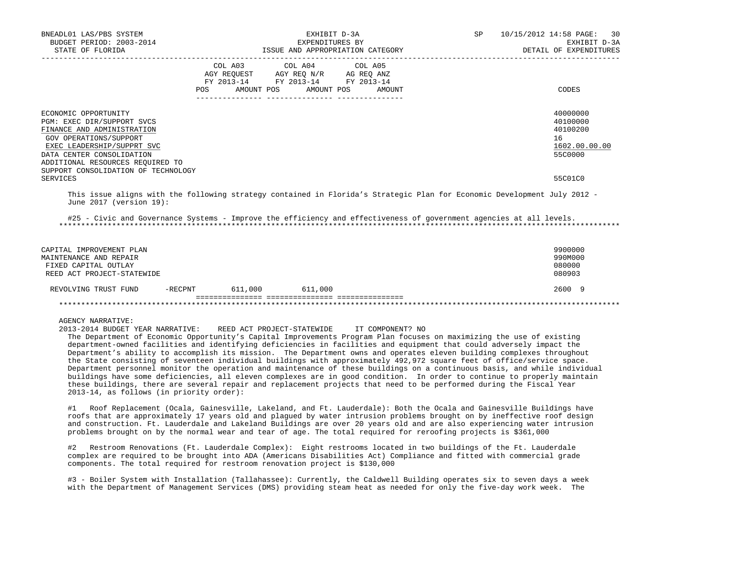| | COL A03 AGY REQUEST FY 2013-14 POS AMOUNT | COL A04 AGY REQ N/R FY 2013-14 POS AMOUNT | COL A05 AG REQ ANZ FY 2013-14 POS AMOUNT | CODES |
|---|---|---|---|---|
| ECONOMIC OPPORTUNITY | | | | 40000000 |
| PGM: EXEC DIR/SUPPORT SVCS | | | | 40100000 |
| FINANCE AND ADMINISTRATION | | | | 40100200 |
| GOV OPERATIONS/SUPPORT | | | | 16 |
| EXEC LEADERSHIP/SUPPRT SVC | | | | 1602.00.00.00 |
| DATA CENTER CONSOLIDATION | | | | 55C0000 |
| ADDITIONAL RESOURCES REQUIRED TO SUPPORT CONSOLIDATION OF TECHNOLOGY SERVICES | | | | 55C01C0 |

This issue aligns with the following strategy contained in Florida's Strategic Plan for Economic Development July 2012 - June 2017 (version 19):

#25 - Civic and Governance Systems - Improve the efficiency and effectiveness of government agencies at all levels.

*******************************************************************************************************************************

| | COL A03 AGY REQUEST FY 2013-14 POS AMOUNT | COL A04 AGY REQ N/R FY 2013-14 POS AMOUNT | COL A05 AG REQ ANZ FY 2013-14 POS AMOUNT | CODES |
|---|---|---|---|---|
| CAPITAL IMPROVEMENT PLAN | | | | 9900000 |
| MAINTENANCE AND REPAIR | | | | 990M000 |
| FIXED CAPITAL OUTLAY | | | | 080000 |
| REED ACT PROJECT-STATEWIDE | | | | 080903 |
| REVOLVING TRUST FUND -RECPNT | 611,000 | 611,000 | | 2600 9 |

*******************************************************************************************************************************

AGENCY NARRATIVE:

2013-2014 BUDGET YEAR NARRATIVE: REED ACT PROJECT-STATEWIDE IT COMPONENT? NO

The Department of Economic Opportunity's Capital Improvements Program Plan focuses on maximizing the use of existing department-owned facilities and identifying deficiencies in facilities and equipment that could adversely impact the Department's ability to accomplish its mission. The Department owns and operates eleven building complexes throughout the State consisting of seventeen individual buildings with approximately 492,972 square feet of office/service space. Department personnel monitor the operation and maintenance of these buildings on a continuous basis, and while individual buildings have some deficiencies, all eleven complexes are in good condition. In order to continue to properly maintain these buildings, there are several repair and replacement projects that need to be performed during the Fiscal Year 2013-14, as follows (in priority order):

#1 Roof Replacement (Ocala, Gainesville, Lakeland, and Ft. Lauderdale): Both the Ocala and Gainesville Buildings have roofs that are approximately 17 years old and plagued by water intrusion problems brought on by ineffective roof design and construction. Ft. Lauderdale and Lakeland Buildings are over 20 years old and are also experiencing water intrusion problems brought on by the normal wear and tear of age. The total required for reroofing projects is $361,000

#2 Restroom Renovations (Ft. Lauderdale Complex): Eight restrooms located in two buildings of the Ft. Lauderdale complex are required to be brought into ADA (Americans Disabilities Act) Compliance and fitted with commercial grade components. The total required for restroom renovation project is $130,000

#3 - Boiler System with Installation (Tallahassee): Currently, the Caldwell Building operates six to seven days a week with the Department of Management Services (DMS) providing steam heat as needed for only the five-day work week. The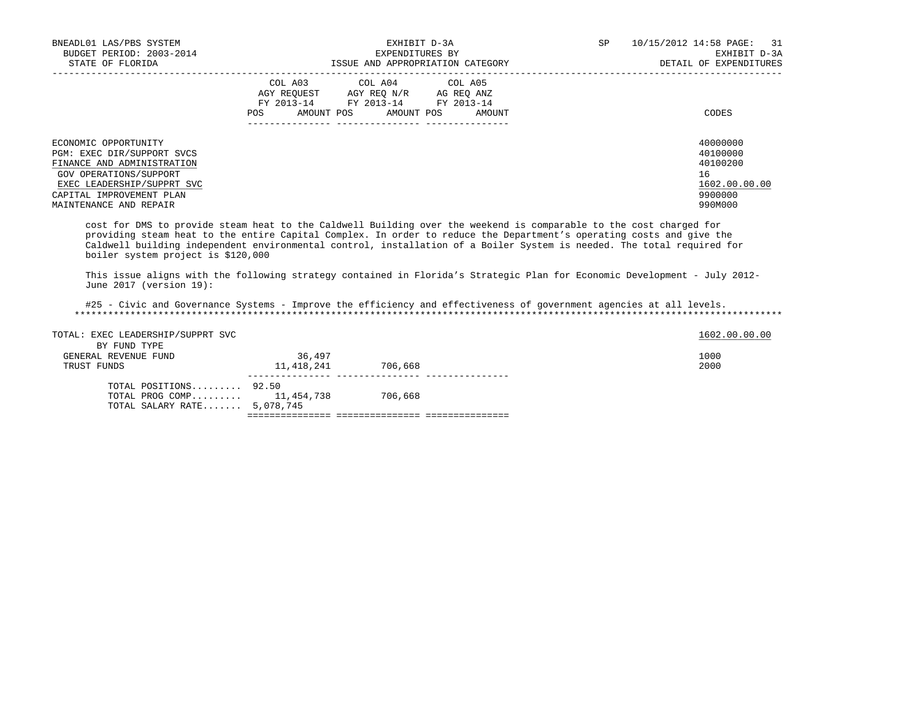| | COL A03 AGY REQUEST FY 2013-14 POS AMOUNT | COL A04 AGY REQ N/R FY 2013-14 POS AMOUNT | COL A05 AG REQ ANZ FY 2013-14 POS AMOUNT | CODES |
|---|---|---|---|---|
| ECONOMIC OPPORTUNITY | | | | 40000000 |
| PGM: EXEC DIR/SUPPORT SVCS | | | | 40100000 |
| FINANCE AND ADMINISTRATION | | | | 40100200 |
| GOV OPERATIONS/SUPPORT | | | | 16 |
| EXEC LEADERSHIP/SUPPRT SVC | | | | 1602.00.00.00 |
| CAPITAL IMPROVEMENT PLAN | | | | 9900000 |
| MAINTENANCE AND REPAIR | | | | 990M000 |

cost for DMS to provide steam heat to the Caldwell Building over the weekend is comparable to the cost charged for providing steam heat to the entire Capital Complex. In order to reduce the Department's operating costs and give the Caldwell building independent environmental control, installation of a Boiler System is needed. The total required for boiler system project is $120,000

This issue aligns with the following strategy contained in Florida's Strategic Plan for Economic Development - July 2012- June 2017 (version 19):

#25 - Civic and Governance Systems - Improve the efficiency and effectiveness of government agencies at all levels.

*******************************************************************************************************************************

| | COL A03 | COL A04 | COL A05 | CODES |
|---|---|---|---|---|
| TOTAL: EXEC LEADERSHIP/SUPPRT SVC | | | | 1602.00.00.00 |
| BY FUND TYPE | | | | |
| GENERAL REVENUE FUND | 36,497 | | | 1000 |
| TRUST FUNDS | 11,418,241 | 706,668 | | 2000 |
| TOTAL POSITIONS......... | 92.50 | | | |
| TOTAL PROG COMP......... | 11,454,738 | 706,668 | | |
| TOTAL SALARY RATE....... | 5,078,745 | | | |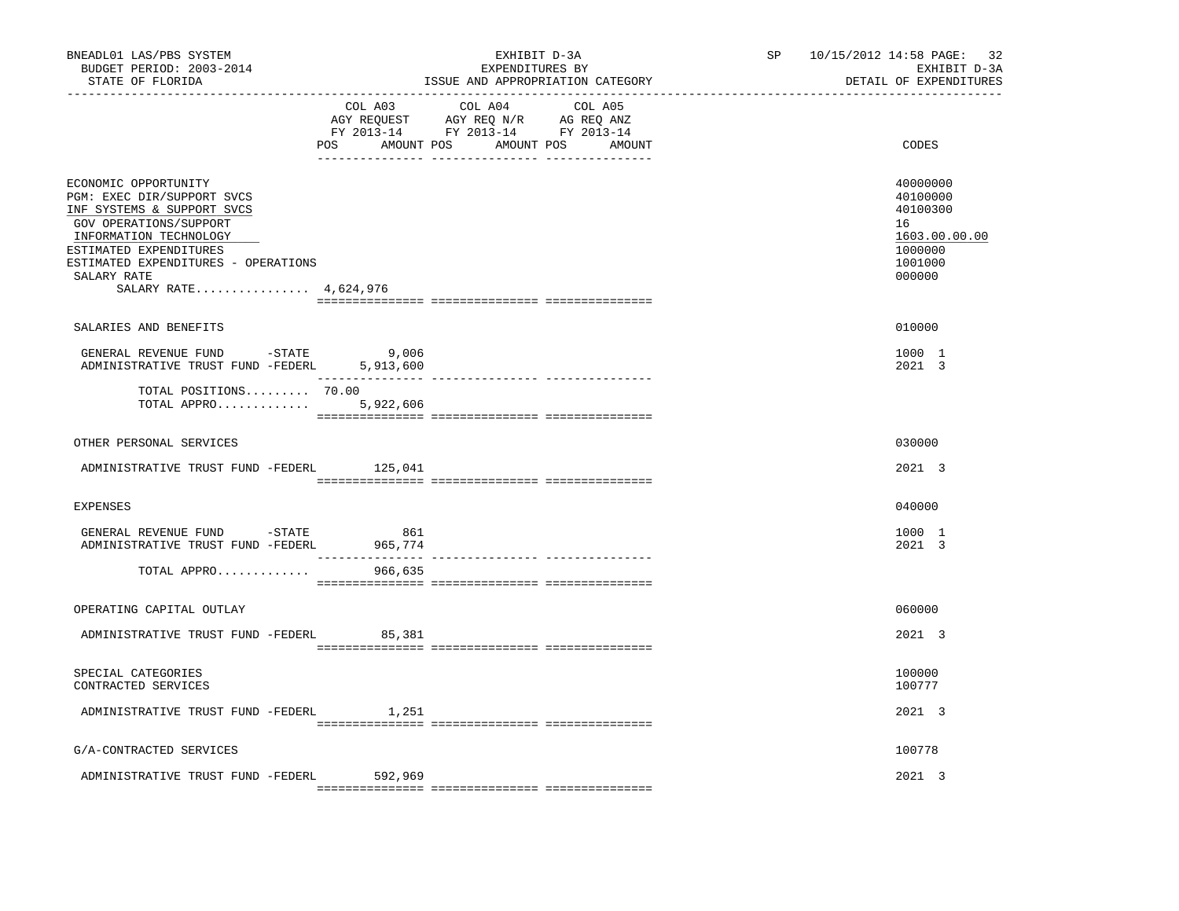BNEADL01 LAS/PBS SYSTEM
BUDGET PERIOD: 2003-2014
STATE OF FLORIDA

EXHIBIT D-3A
EXPENDITURES BY
ISSUE AND APPROPRIATION CATEGORY

SP 10/15/2012 14:58

EXHIBIT D-3A
DETAIL OF EXPENDITURES

| | COL A03 AGY REQUEST FY 2013-14 POS | AMOUNT | COL A04 AGY REQ N/R FY 2013-14 POS | AMOUNT | COL A05 AG REQ ANZ FY 2013-14 POS | AMOUNT | CODES |
|---|---|---|---|---|---|---|---|
| ECONOMIC OPPORTUNITY | | | | | | | 40000000 |
| PGM: EXEC DIR/SUPPORT SVCS | | | | | | | 40100000 |
| INF SYSTEMS & SUPPORT SVCS | | | | | | | 40100300 |
| GOV OPERATIONS/SUPPORT | | | | | | | 16 |
| INFORMATION TECHNOLOGY | | | | | | | 1603.00.00.00 |
| ESTIMATED EXPENDITURES | | | | | | | 1000000 |
| ESTIMATED EXPENDITURES - OPERATIONS | | | | | | | 1001000 |
| SALARY RATE | | | | | | | 000000 |
| SALARY RATE................ 4,624,976 | | | | | | | |
| SALARIES AND BENEFITS | | | | | | | 010000 |
| GENERAL REVENUE FUND -STATE | | 9,006 | | | | | 1000 1 |
| ADMINISTRATIVE TRUST FUND -FEDERL | | 5,913,600 | | | | | 2021 3 |
| TOTAL POSITIONS......... | 70.00 | | | | | | |
| TOTAL APPRO............. | | 5,922,606 | | | | | |
| OTHER PERSONAL SERVICES | | | | | | | 030000 |
| ADMINISTRATIVE TRUST FUND -FEDERL | | 125,041 | | | | | 2021 3 |
| EXPENSES | | | | | | | 040000 |
| GENERAL REVENUE FUND -STATE | | 861 | | | | | 1000 1 |
| ADMINISTRATIVE TRUST FUND -FEDERL | | 965,774 | | | | | 2021 3 |
| TOTAL APPRO............. | | 966,635 | | | | | |
| OPERATING CAPITAL OUTLAY | | | | | | | 060000 |
| ADMINISTRATIVE TRUST FUND -FEDERL | | 85,381 | | | | | 2021 3 |
| SPECIAL CATEGORIES | | | | | | | 100000 |
| CONTRACTED SERVICES | | | | | | | 100777 |
| ADMINISTRATIVE TRUST FUND -FEDERL | | 1,251 | | | | | 2021 3 |
| G/A-CONTRACTED SERVICES | | | | | | | 100778 |
| ADMINISTRATIVE TRUST FUND -FEDERL | | 592,969 | | | | | 2021 3 |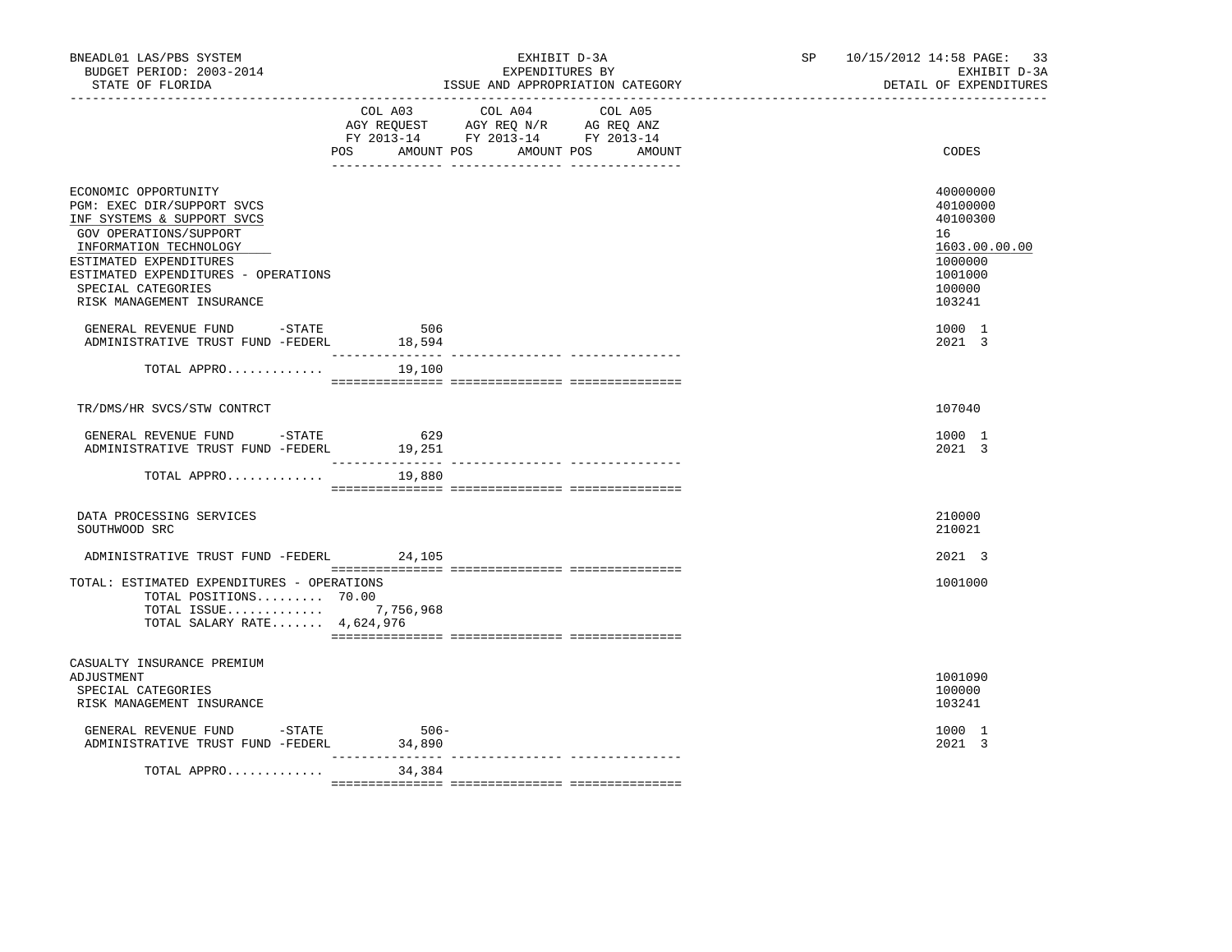BNEADL01 LAS/PBS SYSTEM — EXHIBIT D-3A — EXPENDITURES BY ISSUE AND APPROPRIATION CATEGORY
BUDGET PERIOD: 2003-2014
STATE OF FLORIDA
SP 10/15/2012 14:58 — EXHIBIT D-3A — DETAIL OF EXPENDITURES

| | COL A03 AGY REQUEST FY 2013-14 POS | AMOUNT | COL A04 AGY REQ N/R FY 2013-14 POS | AMOUNT | COL A05 AG REQ ANZ FY 2013-14 POS | AMOUNT | CODES |
|---|---|---|---|---|---|---|---|
| ECONOMIC OPPORTUNITY | | | | | | | 40000000 |
| PGM: EXEC DIR/SUPPORT SVCS | | | | | | | 40100000 |
| INF SYSTEMS & SUPPORT SVCS | | | | | | | 40100300 |
| GOV OPERATIONS/SUPPORT | | | | | | | 16 |
| INFORMATION TECHNOLOGY | | | | | | | 1603.00.00.00 |
| ESTIMATED EXPENDITURES | | | | | | | 1000000 |
| ESTIMATED EXPENDITURES - OPERATIONS | | | | | | | 1001000 |
| SPECIAL CATEGORIES | | | | | | | 100000 |
| RISK MANAGEMENT INSURANCE | | | | | | | 103241 |
| GENERAL REVENUE FUND -STATE | | 506 | | | | | 1000 1 |
| ADMINISTRATIVE TRUST FUND -FEDERL | | 18,594 | | | | | 2021 3 |
| TOTAL APPRO............ | | 19,100 | | | | | |
| TR/DMS/HR SVCS/STW CONTRCT | | | | | | | 107040 |
| GENERAL REVENUE FUND -STATE | | 629 | | | | | 1000 1 |
| ADMINISTRATIVE TRUST FUND -FEDERL | | 19,251 | | | | | 2021 3 |
| TOTAL APPRO............ | | 19,880 | | | | | |
| DATA PROCESSING SERVICES | | | | | | | 210000 |
| SOUTHWOOD SRC | | | | | | | 210021 |
| ADMINISTRATIVE TRUST FUND -FEDERL | | 24,105 | | | | | 2021 3 |
| TOTAL: ESTIMATED EXPENDITURES - OPERATIONS | | | | | | | 1001000 |
| TOTAL POSITIONS......... | 70.00 | | | | | | |
| TOTAL ISSUE............ | | 7,756,968 | | | | | |
| TOTAL SALARY RATE....... | | 4,624,976 | | | | | |
| CASUALTY INSURANCE PREMIUM ADJUSTMENT | | | | | | | 1001090 |
| SPECIAL CATEGORIES | | | | | | | 100000 |
| RISK MANAGEMENT INSURANCE | | | | | | | 103241 |
| GENERAL REVENUE FUND -STATE | | 506- | | | | | 1000 1 |
| ADMINISTRATIVE TRUST FUND -FEDERL | | 34,890 | | | | | 2021 3 |
| TOTAL APPRO............ | | 34,384 | | | | | |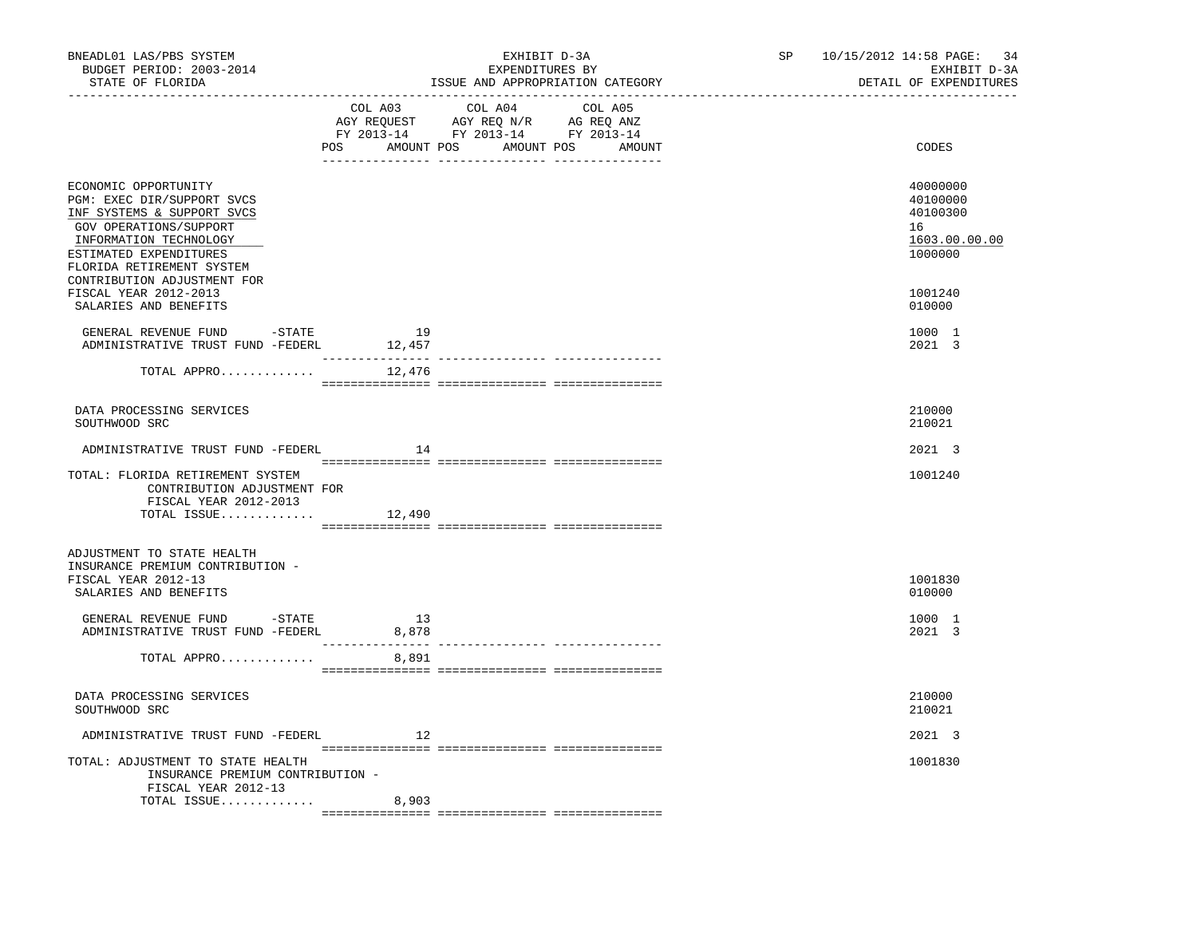BNEADL01 LAS/PBS SYSTEM
BUDGET PERIOD: 2003-2014
STATE OF FLORIDA

EXHIBIT D-3A
EXPENDITURES BY
ISSUE AND APPROPRIATION CATEGORY

SP 10/15/2012 14:58 PAGE: 34
EXHIBIT D-3A
DETAIL OF EXPENDITURES

| | COL A03 AGY REQUEST FY 2013-14 POS AMOUNT | COL A04 AGY REQ N/R FY 2013-14 POS AMOUNT | COL A05 AG REQ ANZ FY 2013-14 POS AMOUNT | CODES |
|---|---|---|---|---|
| ECONOMIC OPPORTUNITY | | | | 40000000 |
| PGM: EXEC DIR/SUPPORT SVCS | | | | 40100000 |
| INF SYSTEMS & SUPPORT SVCS | | | | 40100300 |
| GOV OPERATIONS/SUPPORT | | | | 16 |
| INFORMATION TECHNOLOGY | | | | 1603.00.00.00 |
| ESTIMATED EXPENDITURES | | | | 1000000 |
| FLORIDA RETIREMENT SYSTEM CONTRIBUTION ADJUSTMENT FOR FISCAL YEAR 2012-2013 | | | | 1001240 |
| SALARIES AND BENEFITS | | | | 010000 |
| GENERAL REVENUE FUND -STATE | 19 | | | 1000 1 |
| ADMINISTRATIVE TRUST FUND -FEDERL | 12,457 | | | 2021 3 |
| TOTAL APPRO............ | 12,476 | | | |
| DATA PROCESSING SERVICES | | | | 210000 |
| SOUTHWOOD SRC | | | | 210021 |
| ADMINISTRATIVE TRUST FUND -FEDERL | 14 | | | 2021 3 |
| TOTAL: FLORIDA RETIREMENT SYSTEM CONTRIBUTION ADJUSTMENT FOR FISCAL YEAR 2012-2013 | | | | 1001240 |
| TOTAL ISSUE............ | 12,490 | | | |
| ADJUSTMENT TO STATE HEALTH INSURANCE PREMIUM CONTRIBUTION - FISCAL YEAR 2012-13 | | | | 1001830 |
| SALARIES AND BENEFITS | | | | 010000 |
| GENERAL REVENUE FUND -STATE | 13 | | | 1000 1 |
| ADMINISTRATIVE TRUST FUND -FEDERL | 8,878 | | | 2021 3 |
| TOTAL APPRO............ | 8,891 | | | |
| DATA PROCESSING SERVICES | | | | 210000 |
| SOUTHWOOD SRC | | | | 210021 |
| ADMINISTRATIVE TRUST FUND -FEDERL | 12 | | | 2021 3 |
| TOTAL: ADJUSTMENT TO STATE HEALTH INSURANCE PREMIUM CONTRIBUTION - FISCAL YEAR 2012-13 | | | | 1001830 |
| TOTAL ISSUE............ | 8,903 | | | |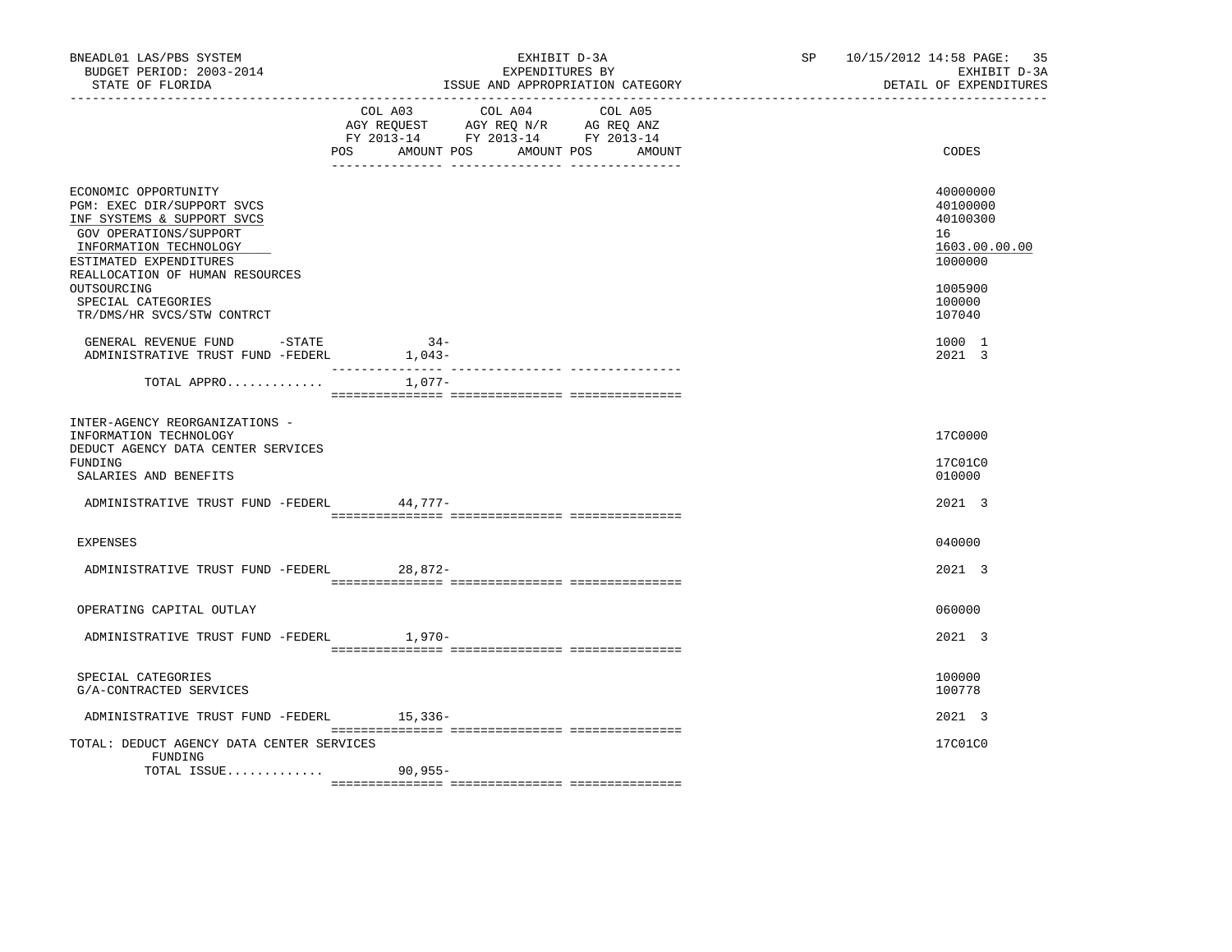BNEADL01 LAS/PBS SYSTEM
BUDGET PERIOD: 2003-2014
STATE OF FLORIDA

EXHIBIT D-3A
EXPENDITURES BY
ISSUE AND APPROPRIATION CATEGORY

SP 10/15/2012 14:58

EXHIBIT D-3A
DETAIL OF EXPENDITURES

| | COL A03 AGY REQUEST FY 2013-14 POS AMOUNT | COL A04 AGY REQ N/R FY 2013-14 POS AMOUNT | COL A05 AG REQ ANZ FY 2013-14 POS AMOUNT | CODES |
|---|---|---|---|---|
| ECONOMIC OPPORTUNITY | | | | 40000000 |
| PGM: EXEC DIR/SUPPORT SVCS | | | | 40100000 |
| INF SYSTEMS & SUPPORT SVCS | | | | 40100300 |
| GOV OPERATIONS/SUPPORT | | | | 16 |
| INFORMATION TECHNOLOGY | | | | 1603.00.00.00 |
| ESTIMATED EXPENDITURES | | | | 1000000 |
| REALLOCATION OF HUMAN RESOURCES OUTSOURCING | | | | 1005900 |
| SPECIAL CATEGORIES | | | | 100000 |
| TR/DMS/HR SVCS/STW CONTRCT | | | | 107040 |
| GENERAL REVENUE FUND -STATE | 34- | | | 1000 1 |
| ADMINISTRATIVE TRUST FUND -FEDERL | 1,043- | | | 2021 3 |
| TOTAL APPRO............. | 1,077- | | | |
| INTER-AGENCY REORGANIZATIONS - INFORMATION TECHNOLOGY | | | | 17C0000 |
| DEDUCT AGENCY DATA CENTER SERVICES FUNDING | | | | 17C01C0 |
| SALARIES AND BENEFITS | | | | 010000 |
| ADMINISTRATIVE TRUST FUND -FEDERL | 44,777- | | | 2021 3 |
| EXPENSES | | | | 040000 |
| ADMINISTRATIVE TRUST FUND -FEDERL | 28,872- | | | 2021 3 |
| OPERATING CAPITAL OUTLAY | | | | 060000 |
| ADMINISTRATIVE TRUST FUND -FEDERL | 1,970- | | | 2021 3 |
| SPECIAL CATEGORIES | | | | 100000 |
| G/A-CONTRACTED SERVICES | | | | 100778 |
| ADMINISTRATIVE TRUST FUND -FEDERL | 15,336- | | | 2021 3 |
| TOTAL: DEDUCT AGENCY DATA CENTER SERVICES FUNDING | | | | 17C01C0 |
| TOTAL ISSUE............. | 90,955- | | | |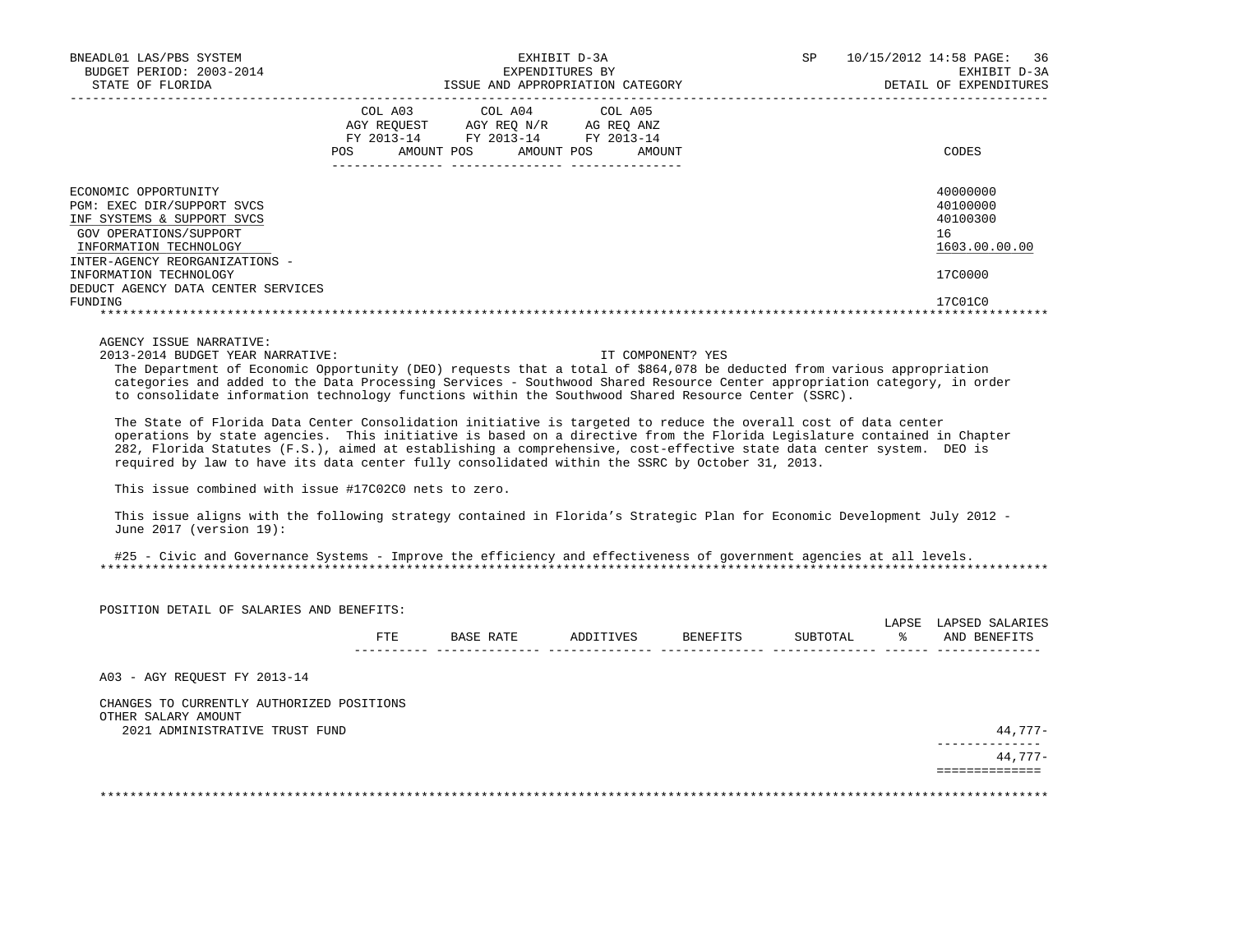BNEADL01 LAS/PBS SYSTEM | EXHIBIT D-3A | SP 10/15/2012 14:58

BUDGET PERIOD: 2003-2014 | EXPENDITURES BY | EXHIBIT D-3A

STATE OF FLORIDA | ISSUE AND APPROPRIATION CATEGORY | DETAIL OF EXPENDITURES

| | COL A03 AGY REQUEST FY 2013-14 POS AMOUNT | COL A04 AGY REQ N/R FY 2013-14 POS AMOUNT | COL A05 AG REQ ANZ FY 2013-14 POS AMOUNT | CODES |
|---|---|---|---|---|
| ECONOMIC OPPORTUNITY | | | | 40000000 |
| PGM: EXEC DIR/SUPPORT SVCS | | | | 40100000 |
| INF SYSTEMS & SUPPORT SVCS | | | | 40100300 |
| GOV OPERATIONS/SUPPORT | | | | 16 |
| INFORMATION TECHNOLOGY | | | | 1603.00.00.00 |
| INTER-AGENCY REORGANIZATIONS - INFORMATION TECHNOLOGY | | | | 17C0000 |
| DEDUCT AGENCY DATA CENTER SERVICES FUNDING | | | | 17C01C0 |

AGENCY ISSUE NARRATIVE:

2013-2014 BUDGET YEAR NARRATIVE: IT COMPONENT? YES

The Department of Economic Opportunity (DEO) requests that a total of $864,078 be deducted from various appropriation categories and added to the Data Processing Services - Southwood Shared Resource Center appropriation category, in order to consolidate information technology functions within the Southwood Shared Resource Center (SSRC).

The State of Florida Data Center Consolidation initiative is targeted to reduce the overall cost of data center operations by state agencies. This initiative is based on a directive from the Florida Legislature contained in Chapter 282, Florida Statutes (F.S.), aimed at establishing a comprehensive, cost-effective state data center system. DEO is required by law to have its data center fully consolidated within the SSRC by October 31, 2013.

This issue combined with issue #17C02C0 nets to zero.

This issue aligns with the following strategy contained in Florida's Strategic Plan for Economic Development July 2012 - June 2017 (version 19):

#25 - Civic and Governance Systems - Improve the efficiency and effectiveness of government agencies at all levels.

POSITION DETAIL OF SALARIES AND BENEFITS:

| | FTE | BASE RATE | ADDITIVES | BENEFITS | SUBTOTAL | LAPSE % | LAPSED SALARIES AND BENEFITS |
|---|---|---|---|---|---|---|---|
| A03 - AGY REQUEST FY 2013-14 | | | | | | | |
| CHANGES TO CURRENTLY AUTHORIZED POSITIONS | | | | | | | |
| OTHER SALARY AMOUNT | | | | | | | |
| 2021 ADMINISTRATIVE TRUST FUND | | | | | | | 44,777- |
| | | | | | | | 44,777- |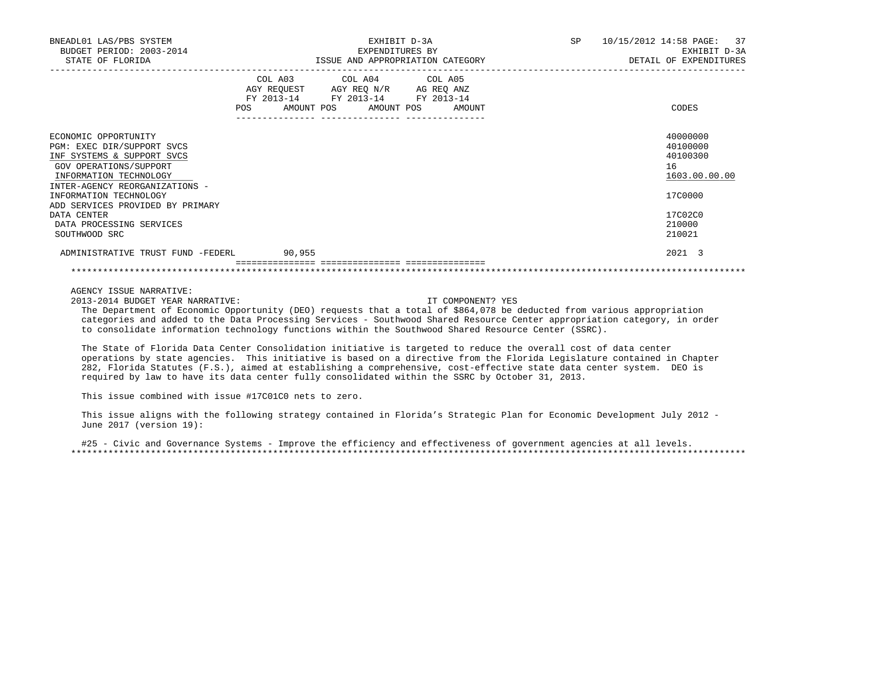BNEADL01 LAS/PBS SYSTEM — EXHIBIT D-3A — EXPENDITURES BY ISSUE AND APPROPRIATION CATEGORY — DETAIL OF EXPENDITURES

BUDGET PERIOD: 2003-2014 — STATE OF FLORIDA — SP 10/15/2012 14:58

| | COL A03 AGY REQUEST FY 2013-14 POS | AMOUNT | COL A04 AGY REQ N/R FY 2013-14 POS | AMOUNT | COL A05 AG REQ ANZ FY 2013-14 POS | AMOUNT | CODES |
|---|---|---|---|---|---|---|---|
| ECONOMIC OPPORTUNITY | | | | | | | 40000000 |
| PGM: EXEC DIR/SUPPORT SVCS | | | | | | | 40100000 |
| INF SYSTEMS & SUPPORT SVCS | | | | | | | 40100300 |
| GOV OPERATIONS/SUPPORT | | | | | | | 16 |
| INFORMATION TECHNOLOGY | | | | | | | 1603.00.00.00 |
| INTER-AGENCY REORGANIZATIONS - INFORMATION TECHNOLOGY | | | | | | | 17C0000 |
| ADD SERVICES PROVIDED BY PRIMARY DATA CENTER | | | | | | | 17C02C0 |
| DATA PROCESSING SERVICES | | | | | | | 210000 |
| SOUTHWOOD SRC | | | | | | | 210021 |
| ADMINISTRATIVE TRUST FUND -FEDERL | | 90,955 | | | | | 2021 3 |

AGENCY ISSUE NARRATIVE:

2013-2014 BUDGET YEAR NARRATIVE: IT COMPONENT? YES

The Department of Economic Opportunity (DEO) requests that a total of $864,078 be deducted from various appropriation categories and added to the Data Processing Services - Southwood Shared Resource Center appropriation category, in order to consolidate information technology functions within the Southwood Shared Resource Center (SSRC).

The State of Florida Data Center Consolidation initiative is targeted to reduce the overall cost of data center operations by state agencies. This initiative is based on a directive from the Florida Legislature contained in Chapter 282, Florida Statutes (F.S.), aimed at establishing a comprehensive, cost-effective state data center system. DEO is required by law to have its data center fully consolidated within the SSRC by October 31, 2013.

This issue combined with issue #17C01C0 nets to zero.

This issue aligns with the following strategy contained in Florida's Strategic Plan for Economic Development July 2012 - June 2017 (version 19):

#25 - Civic and Governance Systems - Improve the efficiency and effectiveness of government agencies at all levels.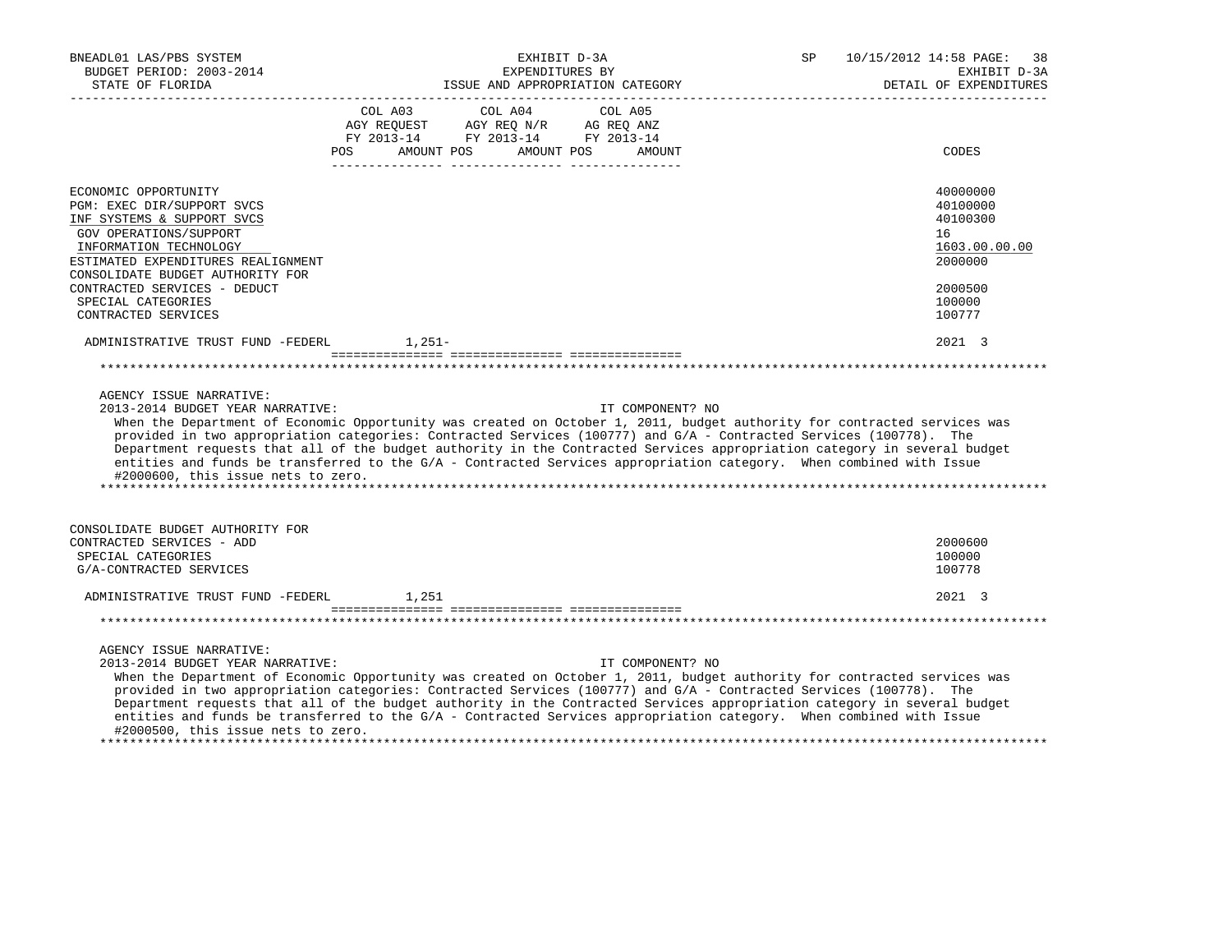BNEADL01 LAS/PBS SYSTEM
BUDGET PERIOD: 2003-2014
STATE OF FLORIDA

EXHIBIT D-3A
EXPENDITURES BY
ISSUE AND APPROPRIATION CATEGORY

SP 10/15/2012 14:58

EXHIBIT D-3A
DETAIL OF EXPENDITURES

| | COL A03 AGY REQUEST FY 2013-14 POS AMOUNT | COL A04 AGY REQ N/R FY 2013-14 POS AMOUNT | COL A05 AG REQ ANZ FY 2013-14 POS AMOUNT | CODES |
|---|---|---|---|---|
| ECONOMIC OPPORTUNITY | | | | 40000000 |
| PGM: EXEC DIR/SUPPORT SVCS | | | | 40100000 |
| INF SYSTEMS & SUPPORT SVCS | | | | 40100300 |
| GOV OPERATIONS/SUPPORT | | | | 16 |
| INFORMATION TECHNOLOGY | | | | 1603.00.00.00 |
| ESTIMATED EXPENDITURES REALIGNMENT | | | | 2000000 |
| CONSOLIDATE BUDGET AUTHORITY FOR CONTRACTED SERVICES - DEDUCT | | | | 2000500 |
| SPECIAL CATEGORIES | | | | 100000 |
| CONTRACTED SERVICES | | | | 100777 |
| ADMINISTRATIVE TRUST FUND -FEDERL | 1,251- | | | 2021 3 |

AGENCY ISSUE NARRATIVE:

2013-2014 BUDGET YEAR NARRATIVE: IT COMPONENT? NO

When the Department of Economic Opportunity was created on October 1, 2011, budget authority for contracted services was provided in two appropriation categories: Contracted Services (100777) and G/A - Contracted Services (100778). The Department requests that all of the budget authority in the Contracted Services appropriation category in several budget entities and funds be transferred to the G/A - Contracted Services appropriation category. When combined with Issue #2000600, this issue nets to zero.

| | COL A03 | COL A04 | COL A05 | CODES |
|---|---|---|---|---|
| CONSOLIDATE BUDGET AUTHORITY FOR CONTRACTED SERVICES - ADD | | | | 2000600 |
| SPECIAL CATEGORIES | | | | 100000 |
| G/A-CONTRACTED SERVICES | | | | 100778 |
| ADMINISTRATIVE TRUST FUND -FEDERL | 1,251 | | | 2021 3 |

AGENCY ISSUE NARRATIVE:

2013-2014 BUDGET YEAR NARRATIVE: IT COMPONENT? NO

When the Department of Economic Opportunity was created on October 1, 2011, budget authority for contracted services was provided in two appropriation categories: Contracted Services (100777) and G/A - Contracted Services (100778). The Department requests that all of the budget authority in the Contracted Services appropriation category in several budget entities and funds be transferred to the G/A - Contracted Services appropriation category. When combined with Issue #2000500, this issue nets to zero.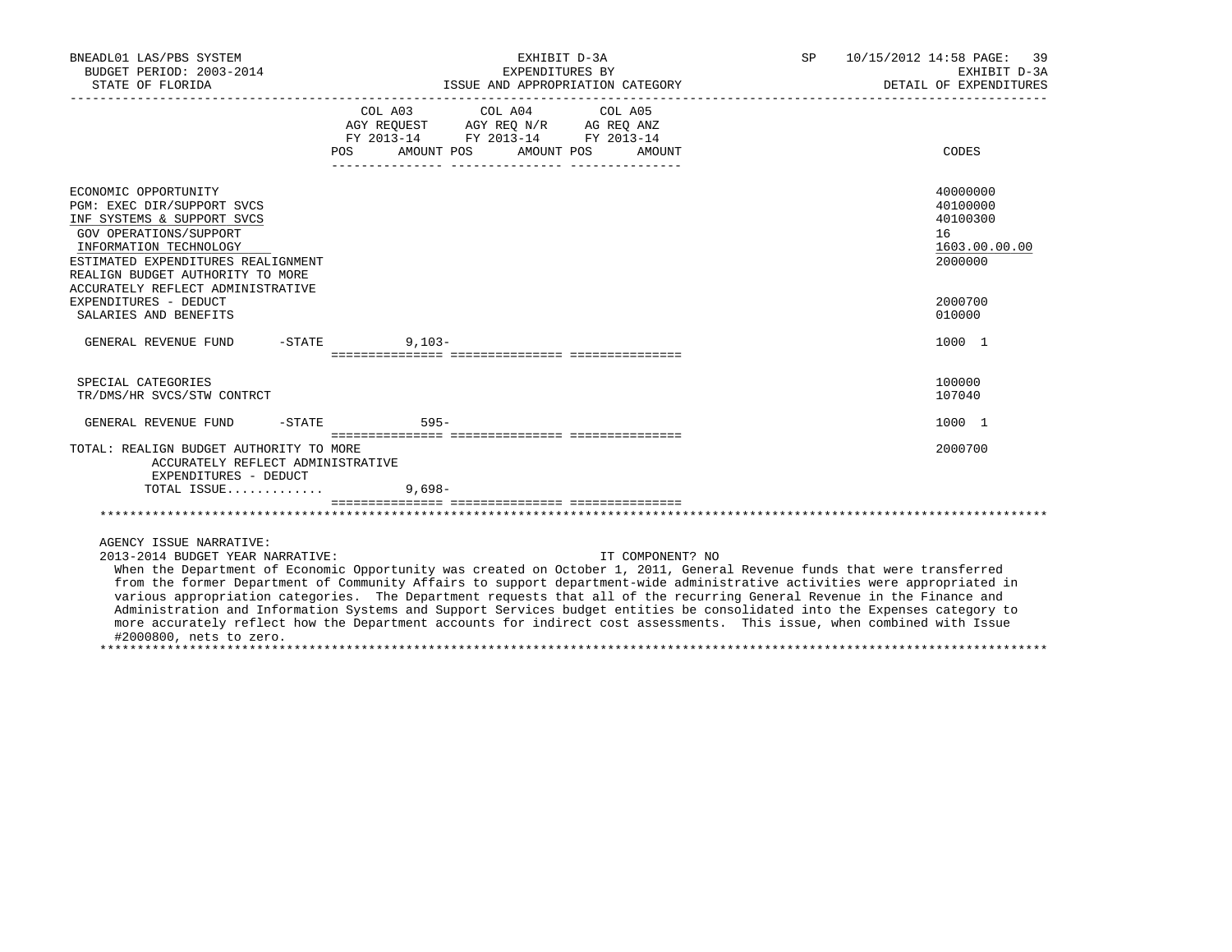BNEADL01 LAS/PBS SYSTEM — BUDGET PERIOD: 2003-2014 — STATE OF FLORIDA

EXHIBIT D-3A — EXPENDITURES BY ISSUE AND APPROPRIATION CATEGORY

SP 10/15/2012 14:58 — EXHIBIT D-3A — DETAIL OF EXPENDITURES

| | COL A03 AGY REQUEST FY 2013-14 POS AMOUNT | COL A04 AGY REQ N/R FY 2013-14 POS AMOUNT | COL A05 AG REQ ANZ FY 2013-14 POS AMOUNT | CODES |
|---|---|---|---|---|
| ECONOMIC OPPORTUNITY | | | | 40000000 |
| PGM: EXEC DIR/SUPPORT SVCS | | | | 40100000 |
| INF SYSTEMS & SUPPORT SVCS | | | | 40100300 |
| GOV OPERATIONS/SUPPORT | | | | 16 |
| INFORMATION TECHNOLOGY | | | | 1603.00.00.00 |
| ESTIMATED EXPENDITURES REALIGNMENT | | | | 2000000 |
| REALIGN BUDGET AUTHORITY TO MORE ACCURATELY REFLECT ADMINISTRATIVE EXPENDITURES - DEDUCT | | | | 2000700 |
| SALARIES AND BENEFITS | | | | 010000 |
| GENERAL REVENUE FUND -STATE | 9,103- | | | 1000 1 |
| SPECIAL CATEGORIES | | | | 100000 |
| TR/DMS/HR SVCS/STW CONTRCT | | | | 107040 |
| GENERAL REVENUE FUND -STATE | 595- | | | 1000 1 |
| TOTAL: REALIGN BUDGET AUTHORITY TO MORE ACCURATELY REFLECT ADMINISTRATIVE EXPENDITURES - DEDUCT | | | | 2000700 |
| TOTAL ISSUE............ | 9,698- | | | |

AGENCY ISSUE NARRATIVE:

2013-2014 BUDGET YEAR NARRATIVE: IT COMPONENT? NO

When the Department of Economic Opportunity was created on October 1, 2011, General Revenue funds that were transferred from the former Department of Community Affairs to support department-wide administrative activities were appropriated in various appropriation categories. The Department requests that all of the recurring General Revenue in the Finance and Administration and Information Systems and Support Services budget entities be consolidated into the Expenses category to more accurately reflect how the Department accounts for indirect cost assessments. This issue, when combined with Issue #2000800, nets to zero.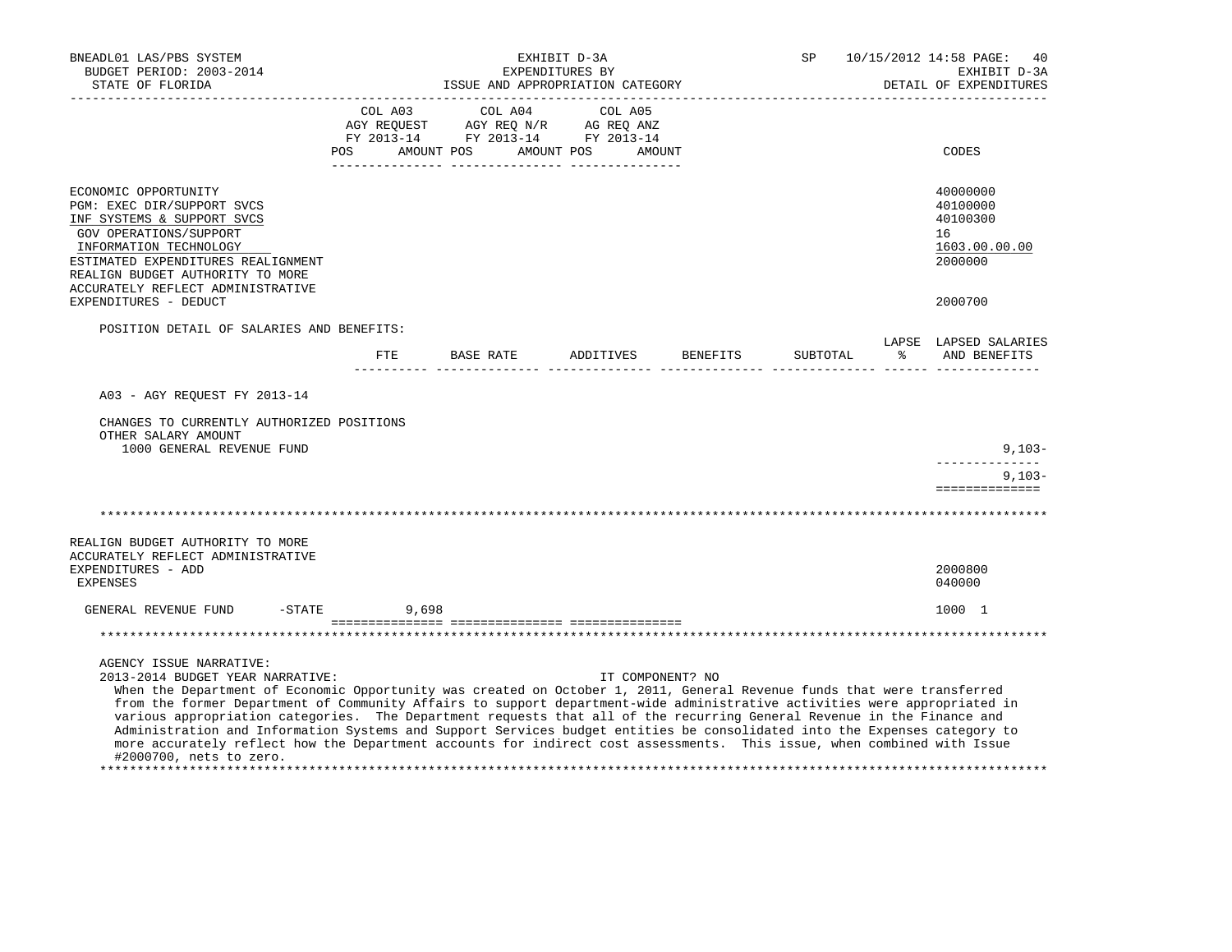| | COL A03 AGY REQUEST FY 2013-14 POS AMOUNT | COL A04 AGY REQ N/R FY 2013-14 POS AMOUNT | COL A05 AG REQ ANZ FY 2013-14 POS AMOUNT | CODES |
|---|---|---|---|---|
| ECONOMIC OPPORTUNITY | | | | 40000000 |
| PGM: EXEC DIR/SUPPORT SVCS | | | | 40100000 |
| INF SYSTEMS & SUPPORT SVCS | | | | 40100300 |
| GOV OPERATIONS/SUPPORT | | | | 16 |
| INFORMATION TECHNOLOGY | | | | 1603.00.00.00 |
| ESTIMATED EXPENDITURES REALIGNMENT | | | | 2000000 |
| REALIGN BUDGET AUTHORITY TO MORE ACCURATELY REFLECT ADMINISTRATIVE EXPENDITURES - DEDUCT | | | | 2000700 |

POSITION DETAIL OF SALARIES AND BENEFITS:

| | FTE | BASE RATE | ADDITIVES | BENEFITS | SUBTOTAL | LAPSE % | LAPSED SALARIES AND BENEFITS |
|---|---|---|---|---|---|---|---|
| A03 - AGY REQUEST FY 2013-14 | | | | | | | |
| CHANGES TO CURRENTLY AUTHORIZED POSITIONS | | | | | | | |
| OTHER SALARY AMOUNT | | | | | | | |
| 1000 GENERAL REVENUE FUND | | | | | | | 9,103- |
| | | | | | | | 9,103- |

*******************************************************************************************************************

| | COL A03 POS AMOUNT | COL A04 POS AMOUNT | COL A05 POS AMOUNT | CODES |
|---|---|---|---|---|
| REALIGN BUDGET AUTHORITY TO MORE ACCURATELY REFLECT ADMINISTRATIVE EXPENDITURES - ADD | | | | 2000800 |
| EXPENSES | | | | 040000 |
| GENERAL REVENUE FUND -STATE | 9,698 | | | 1000 1 |

*******************************************************************************************************************

AGENCY ISSUE NARRATIVE:

2013-2014 BUDGET YEAR NARRATIVE: IT COMPONENT? NO

When the Department of Economic Opportunity was created on October 1, 2011, General Revenue funds that were transferred from the former Department of Community Affairs to support department-wide administrative activities were appropriated in various appropriation categories. The Department requests that all of the recurring General Revenue in the Finance and Administration and Information Systems and Support Services budget entities be consolidated into the Expenses category to more accurately reflect how the Department accounts for indirect cost assessments. This issue, when combined with Issue #2000700, nets to zero.

*******************************************************************************************************************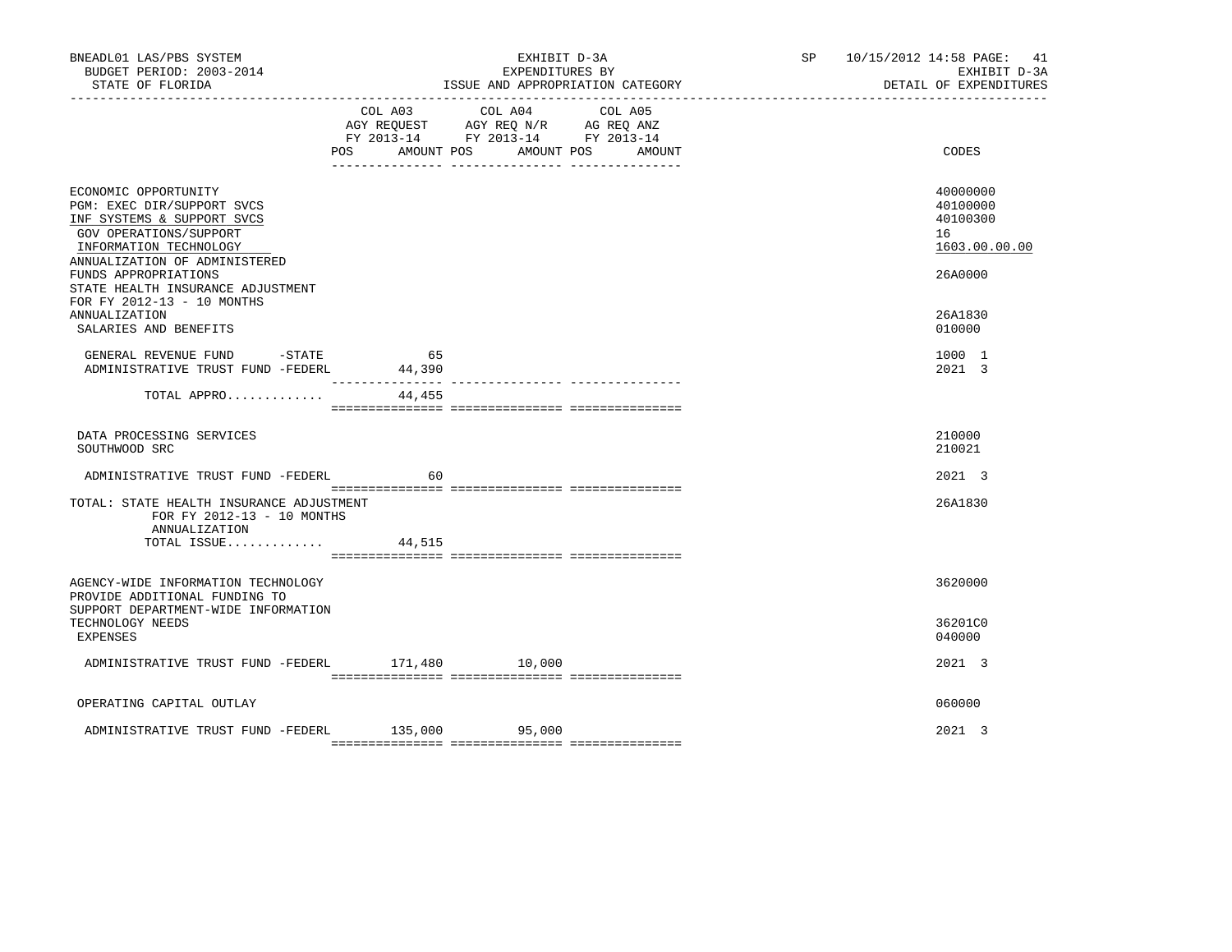BNEADL01 LAS/PBS SYSTEM
BUDGET PERIOD: 2003-2014
STATE OF FLORIDA

EXHIBIT D-3A
EXPENDITURES BY
ISSUE AND APPROPRIATION CATEGORY

SP 10/15/2012 14:58 PAGE: 41
EXHIBIT D-3A
DETAIL OF EXPENDITURES

| | COL A03 AGY REQUEST FY 2013-14 POS AMOUNT | COL A04 AGY REQ N/R FY 2013-14 POS AMOUNT | COL A05 AG REQ ANZ FY 2013-14 POS AMOUNT | CODES |
|---|---|---|---|---|
| ECONOMIC OPPORTUNITY | | | | 40000000 |
| PGM: EXEC DIR/SUPPORT SVCS | | | | 40100000 |
| INF SYSTEMS & SUPPORT SVCS | | | | 40100300 |
| GOV OPERATIONS/SUPPORT | | | | 16 |
| INFORMATION TECHNOLOGY | | | | 1603.00.00.00 |
| ANNUALIZATION OF ADMINISTERED FUNDS APPROPRIATIONS | | | | 26A0000 |
| STATE HEALTH INSURANCE ADJUSTMENT FOR FY 2012-13 - 10 MONTHS ANNUALIZATION | | | | 26A1830 |
| SALARIES AND BENEFITS | | | | 010000 |
| GENERAL REVENUE FUND -STATE | 65 | | | 1000 1 |
| ADMINISTRATIVE TRUST FUND -FEDERL | 44,390 | | | 2021 3 |
| TOTAL APPRO............ | 44,455 | | | |
| DATA PROCESSING SERVICES | | | | 210000 |
| SOUTHWOOD SRC | | | | 210021 |
| ADMINISTRATIVE TRUST FUND -FEDERL | 60 | | | 2021 3 |
| TOTAL: STATE HEALTH INSURANCE ADJUSTMENT FOR FY 2012-13 - 10 MONTHS ANNUALIZATION | | | | 26A1830 |
| TOTAL ISSUE............ | 44,515 | | | |
| AGENCY-WIDE INFORMATION TECHNOLOGY | | | | 3620000 |
| PROVIDE ADDITIONAL FUNDING TO SUPPORT DEPARTMENT-WIDE INFORMATION TECHNOLOGY NEEDS | | | | 36201C0 |
| EXPENSES | | | | 040000 |
| ADMINISTRATIVE TRUST FUND -FEDERL | 171,480 | 10,000 | | 2021 3 |
| OPERATING CAPITAL OUTLAY | | | | 060000 |
| ADMINISTRATIVE TRUST FUND -FEDERL | 135,000 | 95,000 | | 2021 3 |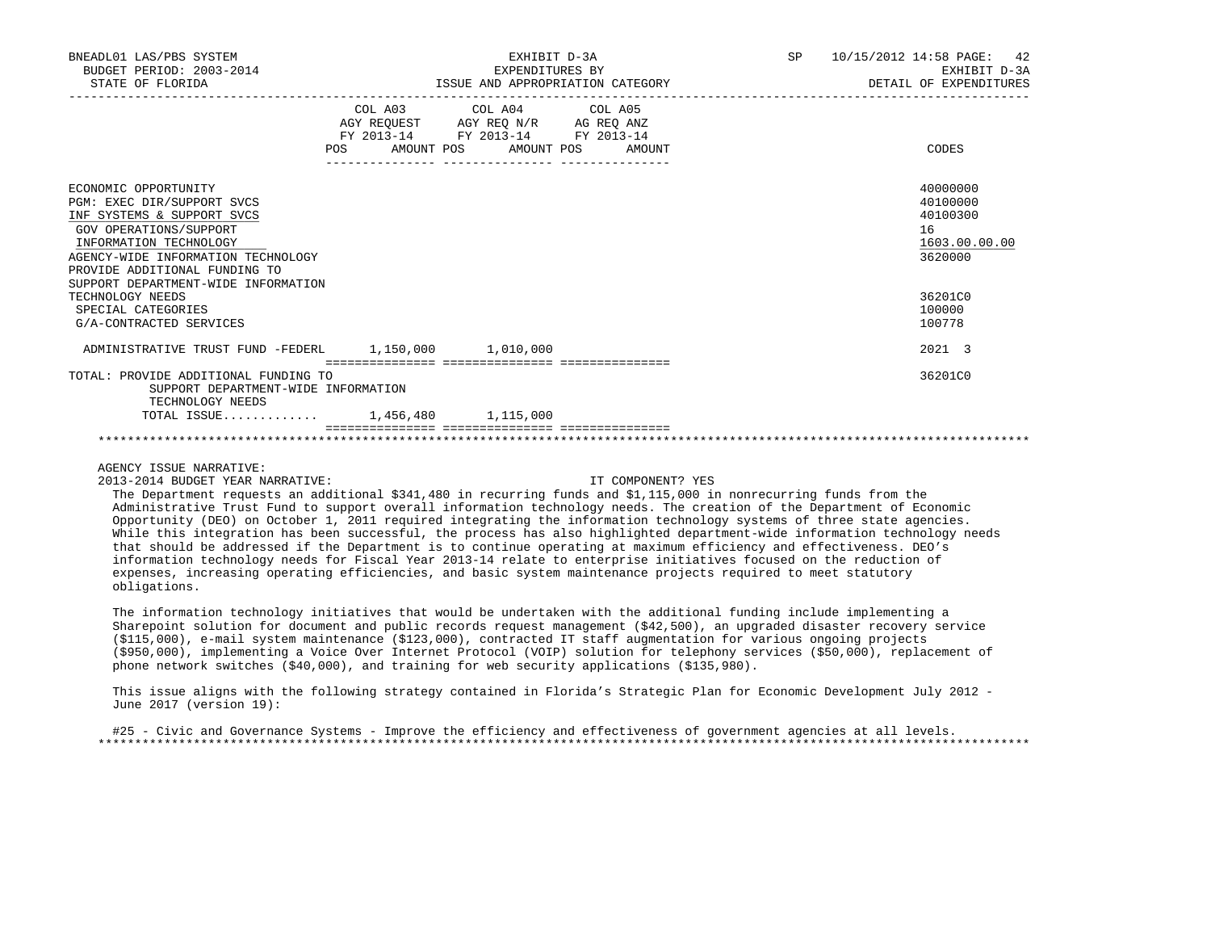| | COL A03 AGY REQUEST FY 2013-14 | | COL A04 AGY REQ N/R FY 2013-14 | | COL A05 AG REQ ANZ FY 2013-14 | | CODES |
|---|---|---|---|---|---|---|---|
| | POS | AMOUNT | POS | AMOUNT | POS | AMOUNT | |
| ECONOMIC OPPORTUNITY | | | | | | | 40000000 |
| PGM: EXEC DIR/SUPPORT SVCS | | | | | | | 40100000 |
| INF SYSTEMS & SUPPORT SVCS | | | | | | | 40100300 |
| GOV OPERATIONS/SUPPORT | | | | | | | 16 |
| INFORMATION TECHNOLOGY | | | | | | | 1603.00.00.00 |
| AGENCY-WIDE INFORMATION TECHNOLOGY | | | | | | | 3620000 |
| PROVIDE ADDITIONAL FUNDING TO SUPPORT DEPARTMENT-WIDE INFORMATION TECHNOLOGY NEEDS | | | | | | | 36201C0 |
| SPECIAL CATEGORIES | | | | | | | 100000 |
| G/A-CONTRACTED SERVICES | | | | | | | 100778 |
| ADMINISTRATIVE TRUST FUND -FEDERL | | 1,150,000 | | 1,010,000 | | | 2021 3 |
| TOTAL: PROVIDE ADDITIONAL FUNDING TO SUPPORT DEPARTMENT-WIDE INFORMATION TECHNOLOGY NEEDS | | | | | | | 36201C0 |
| TOTAL ISSUE............ | | 1,456,480 | | 1,115,000 | | | |

AGENCY ISSUE NARRATIVE:

2013-2014 BUDGET YEAR NARRATIVE: IT COMPONENT? YES

The Department requests an additional $341,480 in recurring funds and $1,115,000 in nonrecurring funds from the Administrative Trust Fund to support overall information technology needs. The creation of the Department of Economic Opportunity (DEO) on October 1, 2011 required integrating the information technology systems of three state agencies. While this integration has been successful, the process has also highlighted department-wide information technology needs that should be addressed if the Department is to continue operating at maximum efficiency and effectiveness. DEO's information technology needs for Fiscal Year 2013-14 relate to enterprise initiatives focused on the reduction of expenses, increasing operating efficiencies, and basic system maintenance projects required to meet statutory obligations.

The information technology initiatives that would be undertaken with the additional funding include implementing a Sharepoint solution for document and public records request management ($42,500), an upgraded disaster recovery service ($115,000), e-mail system maintenance ($123,000), contracted IT staff augmentation for various ongoing projects ($950,000), implementing a Voice Over Internet Protocol (VOIP) solution for telephony services ($50,000), replacement of phone network switches ($40,000), and training for web security applications ($135,980).

This issue aligns with the following strategy contained in Florida's Strategic Plan for Economic Development July 2012 - June 2017 (version 19):

#25 - Civic and Governance Systems - Improve the efficiency and effectiveness of government agencies at all levels.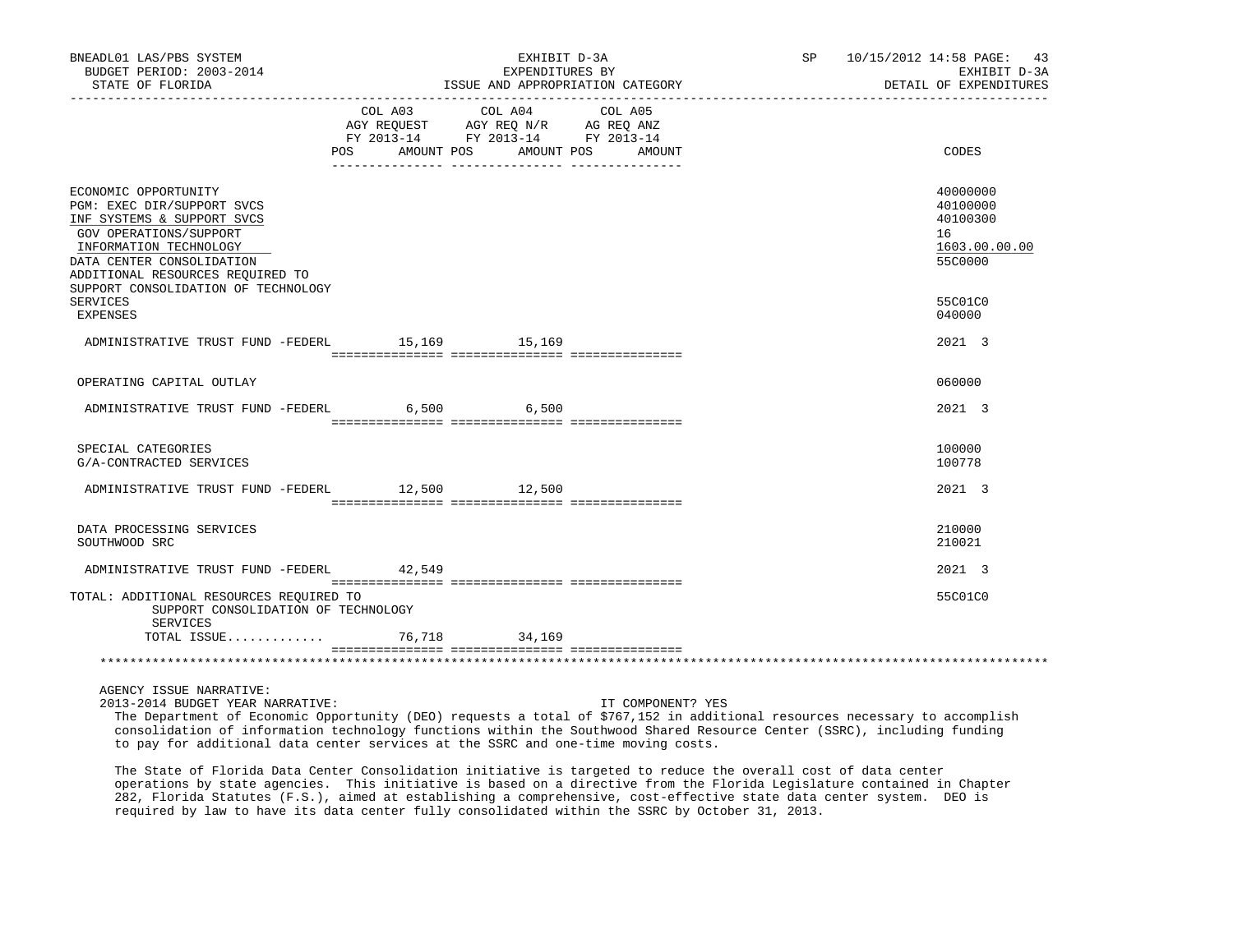| | COL A03 AGY REQUEST FY 2013-14 POS AMOUNT | COL A04 AGY REQ N/R FY 2013-14 POS AMOUNT | COL A05 AG REQ ANZ FY 2013-14 POS AMOUNT | CODES |
|---|---|---|---|---|
| ECONOMIC OPPORTUNITY | | | | 40000000 |
| PGM: EXEC DIR/SUPPORT SVCS | | | | 40100000 |
| INF SYSTEMS & SUPPORT SVCS | | | | 40100300 |
| GOV OPERATIONS/SUPPORT | | | | 16 |
| INFORMATION TECHNOLOGY | | | | 1603.00.00.00 |
| DATA CENTER CONSOLIDATION | | | | 55C0000 |
| ADDITIONAL RESOURCES REQUIRED TO SUPPORT CONSOLIDATION OF TECHNOLOGY SERVICES | | | | 55C01C0 |
| EXPENSES | | | | 040000 |
| ADMINISTRATIVE TRUST FUND -FEDERL | 15,169 | 15,169 | | 2021 3 |
| OPERATING CAPITAL OUTLAY | | | | 060000 |
| ADMINISTRATIVE TRUST FUND -FEDERL | 6,500 | 6,500 | | 2021 3 |
| SPECIAL CATEGORIES | | | | 100000 |
| G/A-CONTRACTED SERVICES | | | | 100778 |
| ADMINISTRATIVE TRUST FUND -FEDERL | 12,500 | 12,500 | | 2021 3 |
| DATA PROCESSING SERVICES | | | | 210000 |
| SOUTHWOOD SRC | | | | 210021 |
| ADMINISTRATIVE TRUST FUND -FEDERL | 42,549 | | | 2021 3 |
| TOTAL: ADDITIONAL RESOURCES REQUIRED TO SUPPORT CONSOLIDATION OF TECHNOLOGY SERVICES | | | | 55C01C0 |
| TOTAL ISSUE............. | 76,718 | 34,169 | | |

AGENCY ISSUE NARRATIVE:

2013-2014 BUDGET YEAR NARRATIVE: IT COMPONENT? YES

The Department of Economic Opportunity (DEO) requests a total of $767,152 in additional resources necessary to accomplish consolidation of information technology functions within the Southwood Shared Resource Center (SSRC), including funding to pay for additional data center services at the SSRC and one-time moving costs.

The State of Florida Data Center Consolidation initiative is targeted to reduce the overall cost of data center operations by state agencies. This initiative is based on a directive from the Florida Legislature contained in Chapter 282, Florida Statutes (F.S.), aimed at establishing a comprehensive, cost-effective state data center system. DEO is required by law to have its data center fully consolidated within the SSRC by October 31, 2013.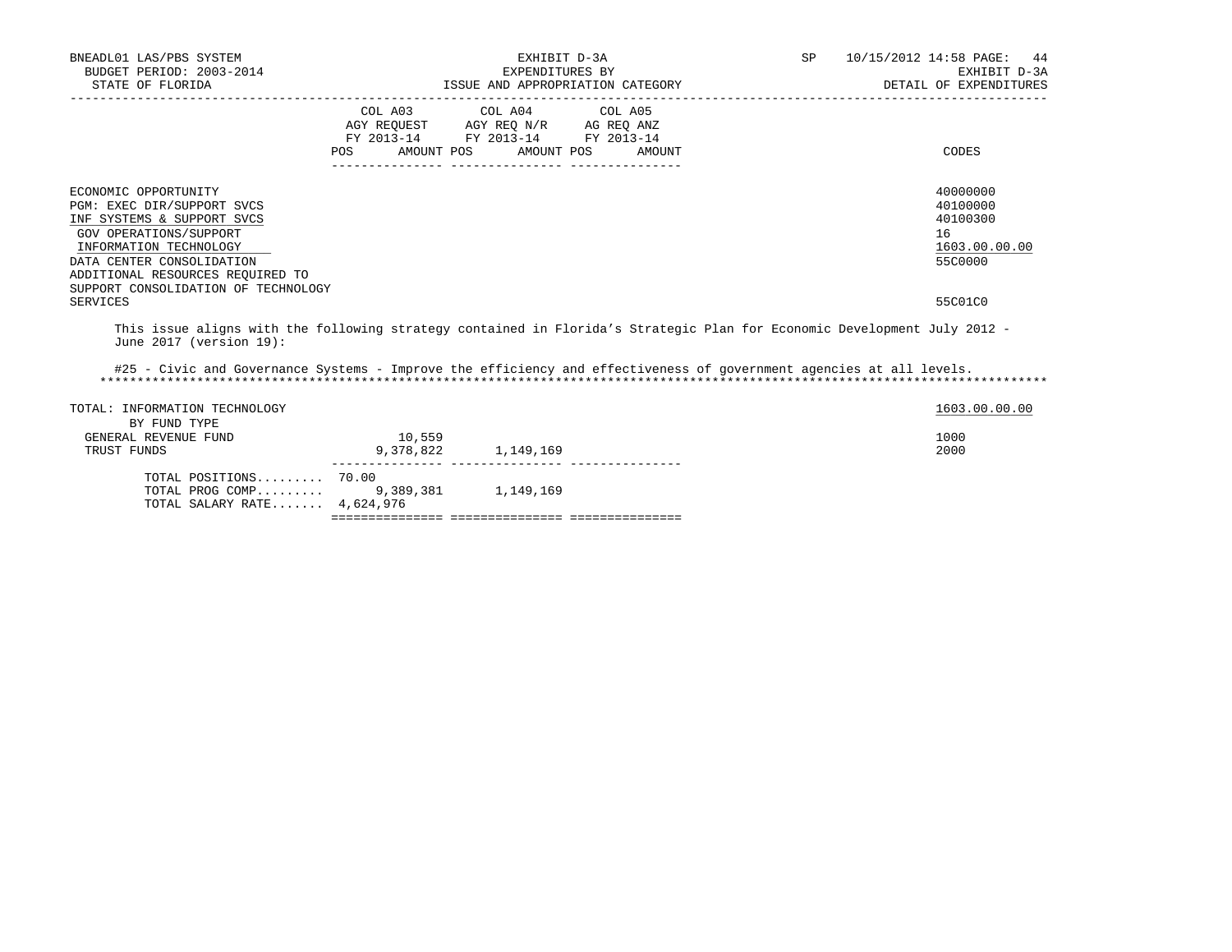| | COL A03 AGY REQUEST FY 2013-14 POS | AMOUNT | COL A04 AGY REQ N/R FY 2013-14 POS | AMOUNT | COL A05 AG REQ ANZ FY 2013-14 POS | AMOUNT | CODES |
|---|---|---|---|---|---|---|---|
| ECONOMIC OPPORTUNITY | | | | | | | 40000000 |
| PGM: EXEC DIR/SUPPORT SVCS | | | | | | | 40100000 |
| INF SYSTEMS & SUPPORT SVCS | | | | | | | 40100300 |
| GOV OPERATIONS/SUPPORT | | | | | | | 16 |
| INFORMATION TECHNOLOGY | | | | | | | 1603.00.00.00 |
| DATA CENTER CONSOLIDATION | | | | | | | 55C0000 |
| ADDITIONAL RESOURCES REQUIRED TO SUPPORT CONSOLIDATION OF TECHNOLOGY SERVICES | | | | | | | 55C01C0 |

This issue aligns with the following strategy contained in Florida's Strategic Plan for Economic Development July 2012 - June 2017 (version 19):

#25 - Civic and Governance Systems - Improve the efficiency and effectiveness of government agencies at all levels.

| | COL A03 POS | AMOUNT | COL A04 POS | AMOUNT | COL A05 POS | AMOUNT | CODES |
|---|---|---|---|---|---|---|---|
| TOTAL: INFORMATION TECHNOLOGY | | | | | | | 1603.00.00.00 |
| BY FUND TYPE | | | | | | | |
| GENERAL REVENUE FUND | | 10,559 | | | | | 1000 |
| TRUST FUNDS | | 9,378,822 | | 1,149,169 | | | 2000 |
| TOTAL POSITIONS......... | 70.00 | | | | | | |
| TOTAL PROG COMP......... | | 9,389,381 | | 1,149,169 | | | |
| TOTAL SALARY RATE....... | | 4,624,976 | | | | | |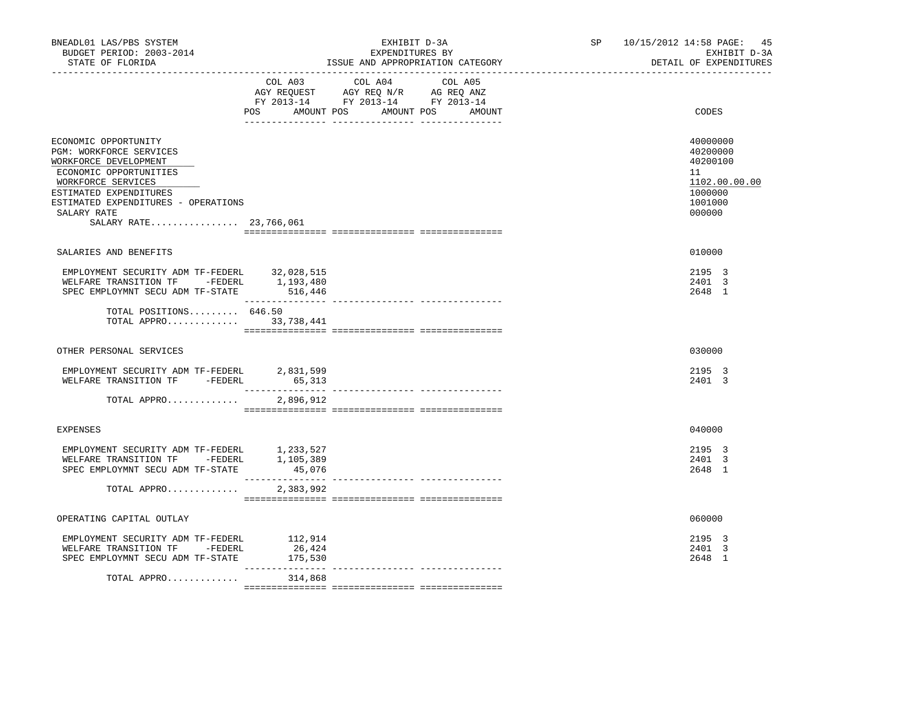BNEADL01 LAS/PBS SYSTEM — EXHIBIT D-3A — EXPENDITURES BY ISSUE AND APPROPRIATION CATEGORY — BUDGET PERIOD: 2003-2014 — STATE OF FLORIDA — SP 10/15/2012 14:58 — EXHIBIT D-3A DETAIL OF EXPENDITURES

| | COL A03 AGY REQUEST FY 2013-14 POS AMOUNT | COL A04 AGY REQ N/R FY 2013-14 POS AMOUNT | COL A05 AG REQ ANZ FY 2013-14 POS AMOUNT | CODES |
|---|---|---|---|---|
| ECONOMIC OPPORTUNITY | | | | 40000000 |
| PGM: WORKFORCE SERVICES | | | | 40200000 |
| WORKFORCE DEVELOPMENT | | | | 40200100 |
| ECONOMIC OPPORTUNITIES | | | | 11 |
| WORKFORCE SERVICES | | | | 1102.00.00.00 |
| ESTIMATED EXPENDITURES | | | | 1000000 |
| ESTIMATED EXPENDITURES - OPERATIONS | | | | 1001000 |
| SALARY RATE | | | | 000000 |
| SALARY RATE................ 23,766,061 | | | | |
| SALARIES AND BENEFITS | | | | 010000 |
| EMPLOYMENT SECURITY ADM TF-FEDERL | 32,028,515 | | | 2195 3 |
| WELFARE TRANSITION TF -FEDERL | 1,193,480 | | | 2401 3 |
| SPEC EMPLOYMNT SECU ADM TF-STATE | 516,446 | | | 2648 1 |
| TOTAL POSITIONS......... | 646.50 | | | |
| TOTAL APPRO............. | 33,738,441 | | | |
| OTHER PERSONAL SERVICES | | | | 030000 |
| EMPLOYMENT SECURITY ADM TF-FEDERL | 2,831,599 | | | 2195 3 |
| WELFARE TRANSITION TF -FEDERL | 65,313 | | | 2401 3 |
| TOTAL APPRO............. | 2,896,912 | | | |
| EXPENSES | | | | 040000 |
| EMPLOYMENT SECURITY ADM TF-FEDERL | 1,233,527 | | | 2195 3 |
| WELFARE TRANSITION TF -FEDERL | 1,105,389 | | | 2401 3 |
| SPEC EMPLOYMNT SECU ADM TF-STATE | 45,076 | | | 2648 1 |
| TOTAL APPRO............. | 2,383,992 | | | |
| OPERATING CAPITAL OUTLAY | | | | 060000 |
| EMPLOYMENT SECURITY ADM TF-FEDERL | 112,914 | | | 2195 3 |
| WELFARE TRANSITION TF -FEDERL | 26,424 | | | 2401 3 |
| SPEC EMPLOYMNT SECU ADM TF-STATE | 175,530 | | | 2648 1 |
| TOTAL APPRO............. | 314,868 | | | |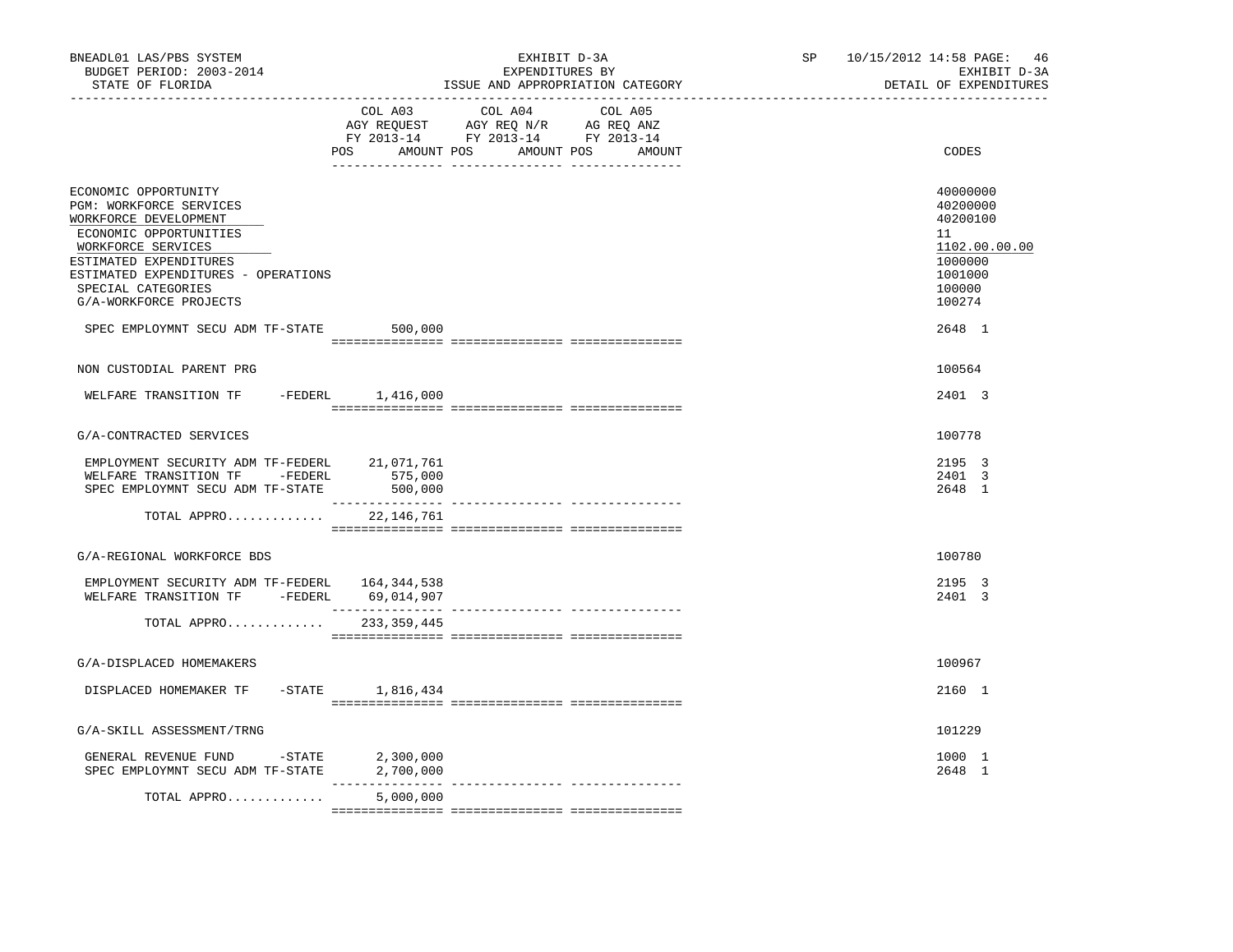BNEADL01 LAS/PBS SYSTEM
BUDGET PERIOD: 2003-2014
STATE OF FLORIDA

EXHIBIT D-3A
EXPENDITURES BY
ISSUE AND APPROPRIATION CATEGORY

SP 10/15/2012 14:58
EXHIBIT D-3A
DETAIL OF EXPENDITURES

| | COL A03 AGY REQUEST FY 2013-14 POS AMOUNT | COL A04 AGY REQ N/R FY 2013-14 POS AMOUNT | COL A05 AG REQ ANZ FY 2013-14 POS AMOUNT | CODES |
|---|---|---|---|---|
| ECONOMIC OPPORTUNITY | | | | 40000000 |
| PGM: WORKFORCE SERVICES | | | | 40200000 |
| WORKFORCE DEVELOPMENT | | | | 40200100 |
| ECONOMIC OPPORTUNITIES | | | | 11 |
| WORKFORCE SERVICES | | | | 1102.00.00.00 |
| ESTIMATED EXPENDITURES | | | | 1000000 |
| ESTIMATED EXPENDITURES - OPERATIONS | | | | 1001000 |
| SPECIAL CATEGORIES | | | | 100000 |
| G/A-WORKFORCE PROJECTS | | | | 100274 |
| SPEC EMPLOYMNT SECU ADM TF-STATE | 500,000 | | | 2648 1 |
| NON CUSTODIAL PARENT PRG | | | | 100564 |
| WELFARE TRANSITION TF -FEDERL | 1,416,000 | | | 2401 3 |
| G/A-CONTRACTED SERVICES | | | | 100778 |
| EMPLOYMENT SECURITY ADM TF-FEDERL | 21,071,761 | | | 2195 3 |
| WELFARE TRANSITION TF -FEDERL | 575,000 | | | 2401 3 |
| SPEC EMPLOYMNT SECU ADM TF-STATE | 500,000 | | | 2648 1 |
| TOTAL APPRO............ | 22,146,761 | | | |
| G/A-REGIONAL WORKFORCE BDS | | | | 100780 |
| EMPLOYMENT SECURITY ADM TF-FEDERL | 164,344,538 | | | 2195 3 |
| WELFARE TRANSITION TF -FEDERL | 69,014,907 | | | 2401 3 |
| TOTAL APPRO............ | 233,359,445 | | | |
| G/A-DISPLACED HOMEMAKERS | | | | 100967 |
| DISPLACED HOMEMAKER TF -STATE | 1,816,434 | | | 2160 1 |
| G/A-SKILL ASSESSMENT/TRNG | | | | 101229 |
| GENERAL REVENUE FUND -STATE | 2,300,000 | | | 1000 1 |
| SPEC EMPLOYMNT SECU ADM TF-STATE | 2,700,000 | | | 2648 1 |
| TOTAL APPRO............ | 5,000,000 | | | |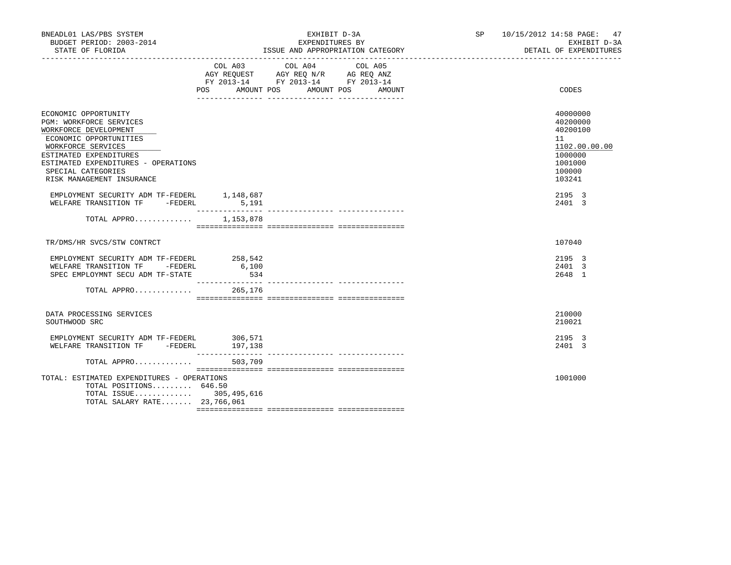BNEADL01 LAS/PBS SYSTEM — EXHIBIT D-3A — EXPENDITURES BY ISSUE AND APPROPRIATION CATEGORY

BUDGET PERIOD: 2003-2014 — STATE OF FLORIDA — SP 10/15/2012 14:58 — EXHIBIT D-3A — DETAIL OF EXPENDITURES

| | COL A03 AGY REQUEST FY 2013-14 POS AMOUNT | COL A04 AGY REQ N/R FY 2013-14 POS AMOUNT | COL A05 AG REQ ANZ FY 2013-14 POS AMOUNT | CODES |
|---|---|---|---|---|
| ECONOMIC OPPORTUNITY | | | | 40000000 |
| PGM: WORKFORCE SERVICES | | | | 40200000 |
| WORKFORCE DEVELOPMENT | | | | 40200100 |
| ECONOMIC OPPORTUNITIES | | | | 11 |
| WORKFORCE SERVICES | | | | 1102.00.00.00 |
| ESTIMATED EXPENDITURES | | | | 1000000 |
| ESTIMATED EXPENDITURES - OPERATIONS | | | | 1001000 |
| SPECIAL CATEGORIES | | | | 100000 |
| RISK MANAGEMENT INSURANCE | | | | 103241 |
| EMPLOYMENT SECURITY ADM TF-FEDERL | 1,148,687 | | | 2195 3 |
| WELFARE TRANSITION TF -FEDERL | 5,191 | | | 2401 3 |
| TOTAL APPRO............. | 1,153,878 | | | |
| TR/DMS/HR SVCS/STW CONTRCT | | | | 107040 |
| EMPLOYMENT SECURITY ADM TF-FEDERL | 258,542 | | | 2195 3 |
| WELFARE TRANSITION TF -FEDERL | 6,100 | | | 2401 3 |
| SPEC EMPLOYMNT SECU ADM TF-STATE | 534 | | | 2648 1 |
| TOTAL APPRO............. | 265,176 | | | |
| DATA PROCESSING SERVICES | | | | 210000 |
| SOUTHWOOD SRC | | | | 210021 |
| EMPLOYMENT SECURITY ADM TF-FEDERL | 306,571 | | | 2195 3 |
| WELFARE TRANSITION TF -FEDERL | 197,138 | | | 2401 3 |
| TOTAL APPRO............. | 503,709 | | | |
| TOTAL: ESTIMATED EXPENDITURES - OPERATIONS | | | | 1001000 |
| TOTAL POSITIONS......... | 646.50 | | | |
| TOTAL ISSUE............. | 305,495,616 | | | |
| TOTAL SALARY RATE....... | 23,766,061 | | | |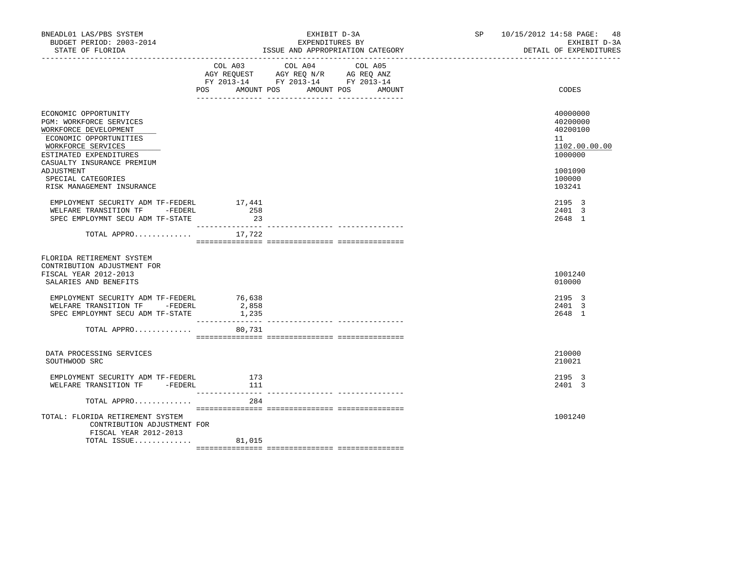BNEADL01 LAS/PBS SYSTEM
BUDGET PERIOD: 2003-2014
STATE OF FLORIDA

EXHIBIT D-3A
EXPENDITURES BY
ISSUE AND APPROPRIATION CATEGORY

SP 10/15/2012 14:58 PAGE: 48
EXHIBIT D-3A
DETAIL OF EXPENDITURES

| | COL A03 AGY REQUEST FY 2013-14 POS AMOUNT | COL A04 AGY REQ N/R FY 2013-14 POS AMOUNT | COL A05 AG REQ ANZ FY 2013-14 POS AMOUNT | CODES |
|---|---|---|---|---|
| ECONOMIC OPPORTUNITY | | | | 40000000 |
| PGM: WORKFORCE SERVICES | | | | 40200000 |
| WORKFORCE DEVELOPMENT | | | | 40200100 |
| ECONOMIC OPPORTUNITIES | | | | 11 |
| WORKFORCE SERVICES | | | | 1102.00.00.00 |
| ESTIMATED EXPENDITURES | | | | 1000000 |
| CASUALTY INSURANCE PREMIUM ADJUSTMENT | | | | 1001090 |
| SPECIAL CATEGORIES | | | | 100000 |
| RISK MANAGEMENT INSURANCE | | | | 103241 |
| EMPLOYMENT SECURITY ADM TF-FEDERL | 17,441 | | | 2195 3 |
| WELFARE TRANSITION TF -FEDERL | 258 | | | 2401 3 |
| SPEC EMPLOYMNT SECU ADM TF-STATE | 23 | | | 2648 1 |
| TOTAL APPRO............. | 17,722 | | | |
| FLORIDA RETIREMENT SYSTEM CONTRIBUTION ADJUSTMENT FOR FISCAL YEAR 2012-2013 | | | | 1001240 |
| SALARIES AND BENEFITS | | | | 010000 |
| EMPLOYMENT SECURITY ADM TF-FEDERL | 76,638 | | | 2195 3 |
| WELFARE TRANSITION TF -FEDERL | 2,858 | | | 2401 3 |
| SPEC EMPLOYMNT SECU ADM TF-STATE | 1,235 | | | 2648 1 |
| TOTAL APPRO............. | 80,731 | | | |
| DATA PROCESSING SERVICES | | | | 210000 |
| SOUTHWOOD SRC | | | | 210021 |
| EMPLOYMENT SECURITY ADM TF-FEDERL | 173 | | | 2195 3 |
| WELFARE TRANSITION TF -FEDERL | 111 | | | 2401 3 |
| TOTAL APPRO............. | 284 | | | |
| TOTAL: FLORIDA RETIREMENT SYSTEM CONTRIBUTION ADJUSTMENT FOR FISCAL YEAR 2012-2013 | | | | 1001240 |
| TOTAL ISSUE............. | 81,015 | | | |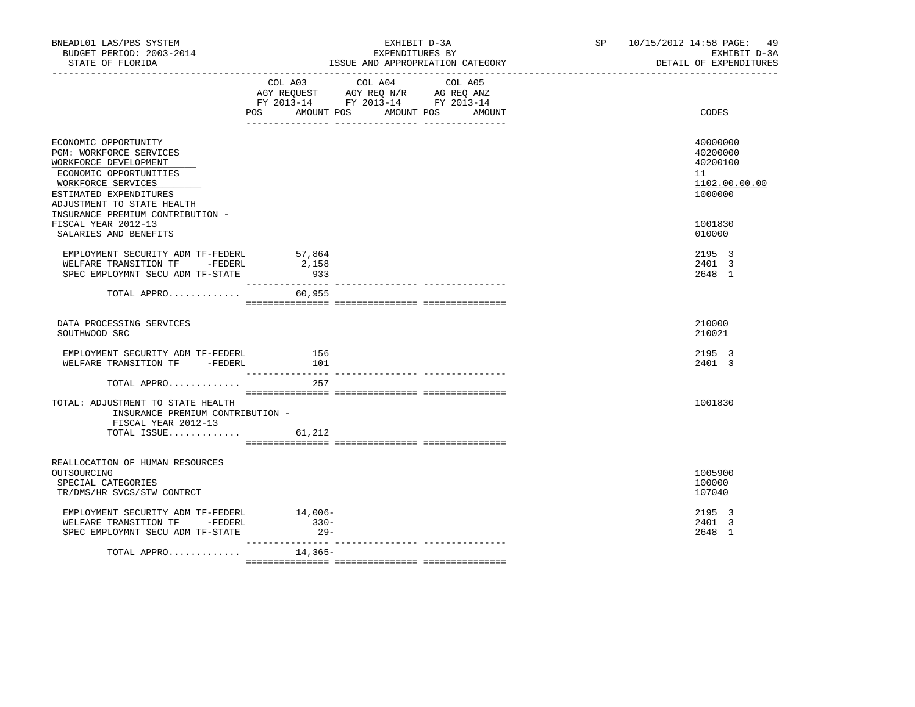BNEADL01 LAS/PBS SYSTEM
BUDGET PERIOD: 2003-2014
STATE OF FLORIDA

EXHIBIT D-3A
EXPENDITURES BY
ISSUE AND APPROPRIATION CATEGORY

SP 10/15/2012 14:58 PAGE: 49
EXHIBIT D-3A
DETAIL OF EXPENDITURES

| | COL A03 AGY REQUEST FY 2013-14 POS AMOUNT | COL A04 AGY REQ N/R FY 2013-14 POS AMOUNT | COL A05 AG REQ ANZ FY 2013-14 POS AMOUNT | CODES |
|---|---|---|---|---|
| ECONOMIC OPPORTUNITY | | | | 40000000 |
| PGM: WORKFORCE SERVICES | | | | 40200000 |
| WORKFORCE DEVELOPMENT | | | | 40200100 |
| ECONOMIC OPPORTUNITIES | | | | 11 |
| WORKFORCE SERVICES | | | | 1102.00.00.00 |
| ESTIMATED EXPENDITURES | | | | 1000000 |
| ADJUSTMENT TO STATE HEALTH INSURANCE PREMIUM CONTRIBUTION - FISCAL YEAR 2012-13 | | | | 1001830 |
| SALARIES AND BENEFITS | | | | 010000 |
| EMPLOYMENT SECURITY ADM TF-FEDERL | 57,864 | | | 2195 3 |
| WELFARE TRANSITION TF -FEDERL | 2,158 | | | 2401 3 |
| SPEC EMPLOYMNT SECU ADM TF-STATE | 933 | | | 2648 1 |
| TOTAL APPRO............. | 60,955 | | | |
| DATA PROCESSING SERVICES | | | | 210000 |
| SOUTHWOOD SRC | | | | 210021 |
| EMPLOYMENT SECURITY ADM TF-FEDERL | 156 | | | 2195 3 |
| WELFARE TRANSITION TF -FEDERL | 101 | | | 2401 3 |
| TOTAL APPRO............. | 257 | | | |
| TOTAL: ADJUSTMENT TO STATE HEALTH INSURANCE PREMIUM CONTRIBUTION - FISCAL YEAR 2012-13 | | | | 1001830 |
| TOTAL ISSUE............. | 61,212 | | | |
| REALLOCATION OF HUMAN RESOURCES OUTSOURCING | | | | 1005900 |
| SPECIAL CATEGORIES | | | | 100000 |
| TR/DMS/HR SVCS/STW CONTRCT | | | | 107040 |
| EMPLOYMENT SECURITY ADM TF-FEDERL | 14,006- | | | 2195 3 |
| WELFARE TRANSITION TF -FEDERL | 330- | | | 2401 3 |
| SPEC EMPLOYMNT SECU ADM TF-STATE | 29- | | | 2648 1 |
| TOTAL APPRO............. | 14,365- | | | |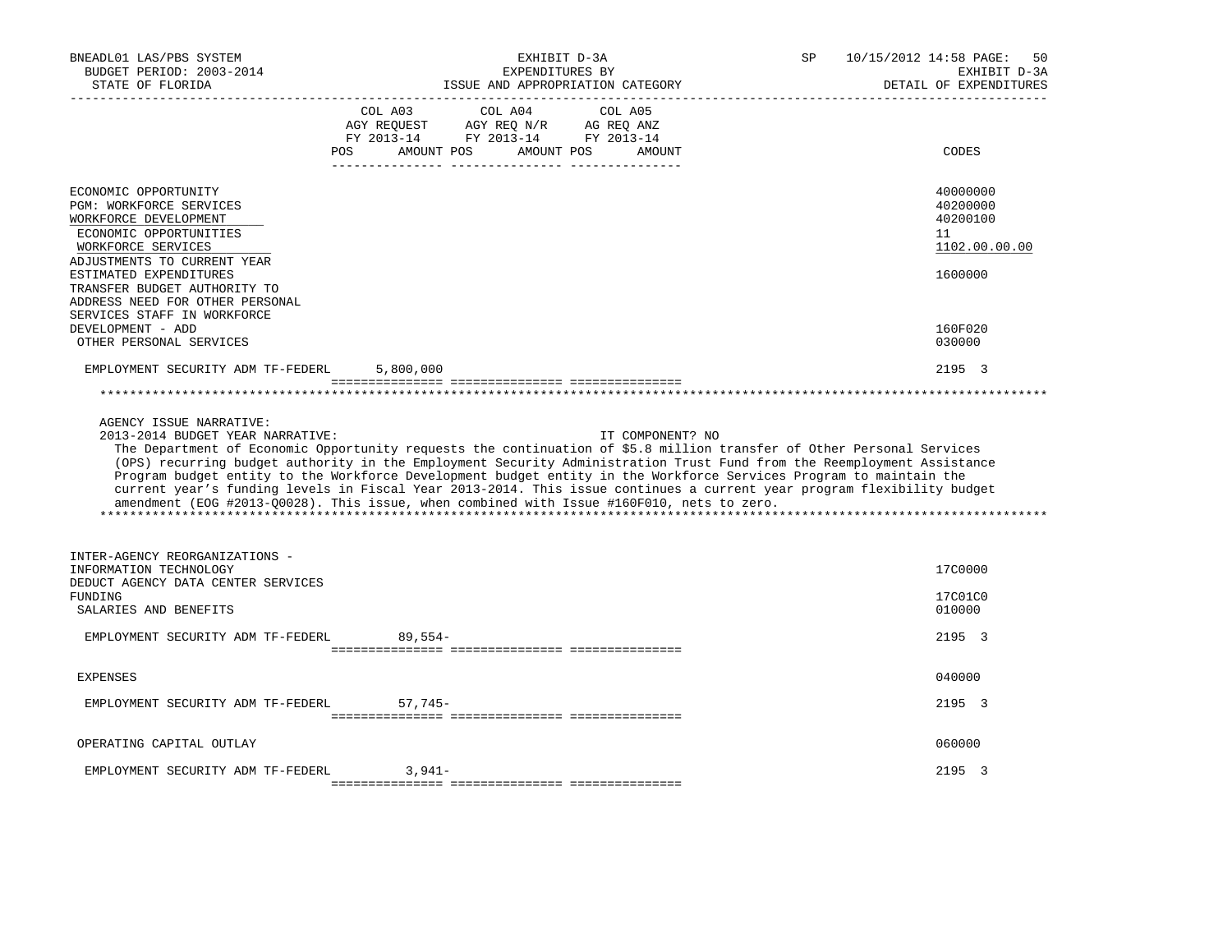| | COL A03 AGY REQUEST FY 2013-14 POS AMOUNT | COL A04 AGY REQ N/R FY 2013-14 POS AMOUNT | COL A05 AG REQ ANZ FY 2013-14 POS AMOUNT | CODES |
|---|---|---|---|---|
| ECONOMIC OPPORTUNITY | | | | 40000000 |
| PGM: WORKFORCE SERVICES | | | | 40200000 |
| WORKFORCE DEVELOPMENT | | | | 40200100 |
| ECONOMIC OPPORTUNITIES | | | | 11 |
| WORKFORCE SERVICES | | | | 1102.00.00.00 |
| ADJUSTMENTS TO CURRENT YEAR ESTIMATED EXPENDITURES | | | | 1600000 |
| TRANSFER BUDGET AUTHORITY TO ADDRESS NEED FOR OTHER PERSONAL SERVICES STAFF IN WORKFORCE DEVELOPMENT - ADD | | | | 160F020 |
| OTHER PERSONAL SERVICES | | | | 030000 |
| EMPLOYMENT SECURITY ADM TF-FEDERL | 5,800,000 | | | 2195 3 |

AGENCY ISSUE NARRATIVE:

2013-2014 BUDGET YEAR NARRATIVE: IT COMPONENT? NO

The Department of Economic Opportunity requests the continuation of $5.8 million transfer of Other Personal Services (OPS) recurring budget authority in the Employment Security Administration Trust Fund from the Reemployment Assistance Program budget entity to the Workforce Development budget entity in the Workforce Services Program to maintain the current year's funding levels in Fiscal Year 2013-2014. This issue continues a current year program flexibility budget amendment (EOG #2013-Q0028). This issue, when combined with Issue #160F010, nets to zero.

| | COL A03 | COL A04 | COL A05 | CODES |
|---|---|---|---|---|
| INTER-AGENCY REORGANIZATIONS - INFORMATION TECHNOLOGY | | | | 17C0000 |
| DEDUCT AGENCY DATA CENTER SERVICES FUNDING | | | | 17C01C0 |
| SALARIES AND BENEFITS | | | | 010000 |
| EMPLOYMENT SECURITY ADM TF-FEDERL | 89,554- | | | 2195 3 |
| EXPENSES | | | | 040000 |
| EMPLOYMENT SECURITY ADM TF-FEDERL | 57,745- | | | 2195 3 |
| OPERATING CAPITAL OUTLAY | | | | 060000 |
| EMPLOYMENT SECURITY ADM TF-FEDERL | 3,941- | | | 2195 3 |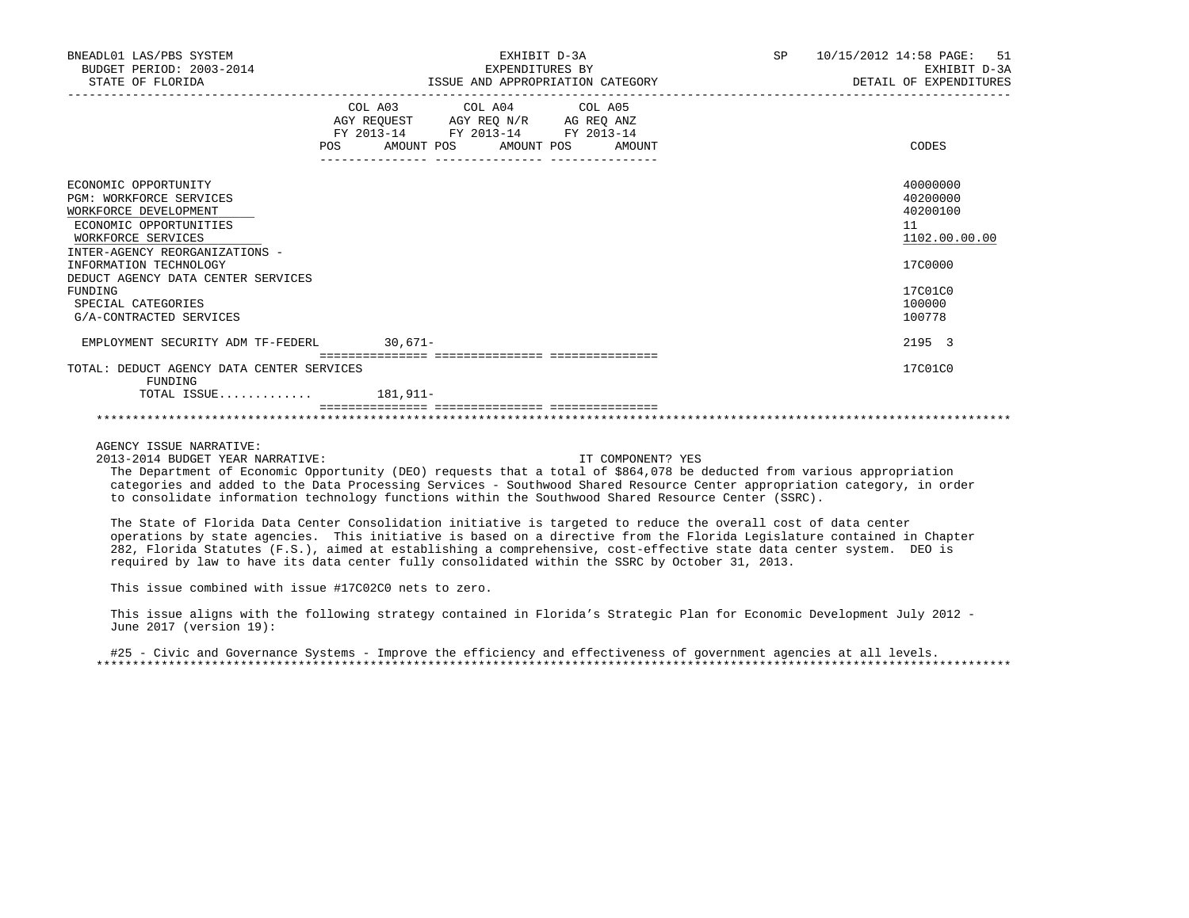BNEADL01 LAS/PBS SYSTEM | EXHIBIT D-3A | SP 10/15/2012 14:58 PAGE: 51
BUDGET PERIOD: 2003-2014 | EXPENDITURES BY | EXHIBIT D-3A
STATE OF FLORIDA | ISSUE AND APPROPRIATION CATEGORY | DETAIL OF EXPENDITURES

| | COL A03 AGY REQUEST FY 2013-14 POS AMOUNT | COL A04 AGY REQ N/R FY 2013-14 POS AMOUNT | COL A05 AG REQ ANZ FY 2013-14 POS AMOUNT | CODES |
|---|---|---|---|---|
| ECONOMIC OPPORTUNITY | | | | 40000000 |
| PGM: WORKFORCE SERVICES | | | | 40200000 |
| WORKFORCE DEVELOPMENT | | | | 40200100 |
| ECONOMIC OPPORTUNITIES | | | | 11 |
| WORKFORCE SERVICES | | | | 1102.00.00.00 |
| INTER-AGENCY REORGANIZATIONS - INFORMATION TECHNOLOGY | | | | 17C0000 |
| DEDUCT AGENCY DATA CENTER SERVICES FUNDING | | | | 17C01C0 |
| SPECIAL CATEGORIES | | | | 100000 |
| G/A-CONTRACTED SERVICES | | | | 100778 |
| EMPLOYMENT SECURITY ADM TF-FEDERL | 30,671- | | | 2195 3 |
| TOTAL: DEDUCT AGENCY DATA CENTER SERVICES FUNDING | | | | 17C01C0 |
| TOTAL ISSUE............ | 181,911- | | | |

AGENCY ISSUE NARRATIVE:

2013-2014 BUDGET YEAR NARRATIVE: IT COMPONENT? YES

The Department of Economic Opportunity (DEO) requests that a total of $864,078 be deducted from various appropriation categories and added to the Data Processing Services - Southwood Shared Resource Center appropriation category, in order to consolidate information technology functions within the Southwood Shared Resource Center (SSRC).

The State of Florida Data Center Consolidation initiative is targeted to reduce the overall cost of data center operations by state agencies. This initiative is based on a directive from the Florida Legislature contained in Chapter 282, Florida Statutes (F.S.), aimed at establishing a comprehensive, cost-effective state data center system. DEO is required by law to have its data center fully consolidated within the SSRC by October 31, 2013.

This issue combined with issue #17C02C0 nets to zero.

This issue aligns with the following strategy contained in Florida's Strategic Plan for Economic Development July 2012 - June 2017 (version 19):

#25 - Civic and Governance Systems - Improve the efficiency and effectiveness of government agencies at all levels.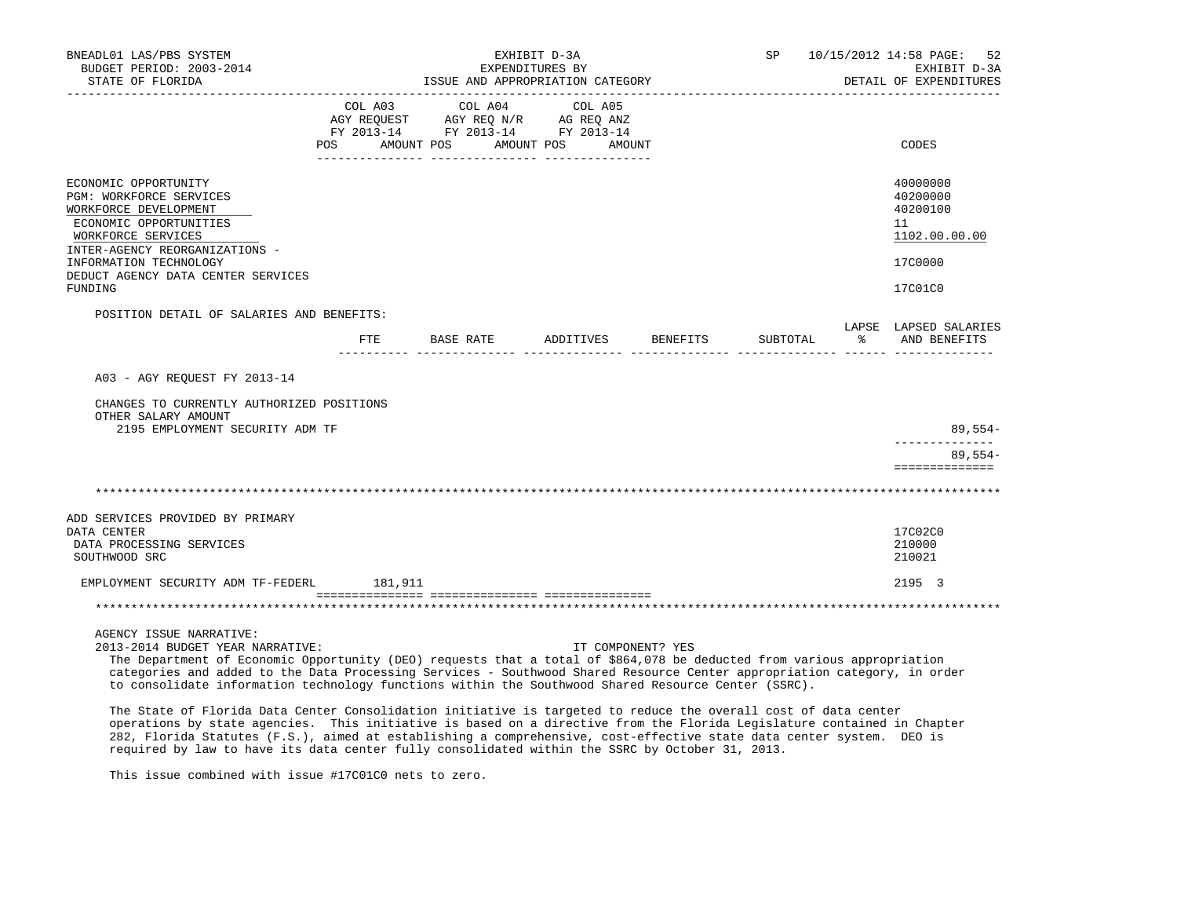| | COL A03 AGY REQUEST FY 2013-14 POS AMOUNT | COL A04 AGY REQ N/R FY 2013-14 POS AMOUNT | COL A05 AG REQ ANZ FY 2013-14 POS AMOUNT | CODES |
|---|---|---|---|---|
| ECONOMIC OPPORTUNITY | | | | 40000000 |
| PGM: WORKFORCE SERVICES | | | | 40200000 |
| WORKFORCE DEVELOPMENT | | | | 40200100 |
| ECONOMIC OPPORTUNITIES | | | | 11 |
| WORKFORCE SERVICES | | | | 1102.00.00.00 |
| INTER-AGENCY REORGANIZATIONS - INFORMATION TECHNOLOGY | | | | 17C0000 |
| DEDUCT AGENCY DATA CENTER SERVICES FUNDING | | | | 17C01C0 |

POSITION DETAIL OF SALARIES AND BENEFITS:

| | FTE | BASE RATE | ADDITIVES | BENEFITS | SUBTOTAL | LAPSE % | LAPSED SALARIES AND BENEFITS |
|---|---|---|---|---|---|---|---|
| A03 - AGY REQUEST FY 2013-14 | | | | | | | |
| CHANGES TO CURRENTLY AUTHORIZED POSITIONS | | | | | | | |
| OTHER SALARY AMOUNT | | | | | | | |
| 2195 EMPLOYMENT SECURITY ADM TF | | | | | | | 89,554- |
| | | | | | | | 89,554- |

******************************************************************************************************************

| | COL A03 | COL A04 | COL A05 | CODES |
|---|---|---|---|---|
| ADD SERVICES PROVIDED BY PRIMARY DATA CENTER | | | | 17C02C0 |
| DATA PROCESSING SERVICES | | | | 210000 |
| SOUTHWOOD SRC | | | | 210021 |
| EMPLOYMENT SECURITY ADM TF-FEDERL | 181,911 | | | 2195 3 |

******************************************************************************************************************

AGENCY ISSUE NARRATIVE:

2013-2014 BUDGET YEAR NARRATIVE: IT COMPONENT? YES

The Department of Economic Opportunity (DEO) requests that a total of $864,078 be deducted from various appropriation categories and added to the Data Processing Services - Southwood Shared Resource Center appropriation category, in order to consolidate information technology functions within the Southwood Shared Resource Center (SSRC).

The State of Florida Data Center Consolidation initiative is targeted to reduce the overall cost of data center operations by state agencies. This initiative is based on a directive from the Florida Legislature contained in Chapter 282, Florida Statutes (F.S.), aimed at establishing a comprehensive, cost-effective state data center system. DEO is required by law to have its data center fully consolidated within the SSRC by October 31, 2013.

This issue combined with issue #17C01C0 nets to zero.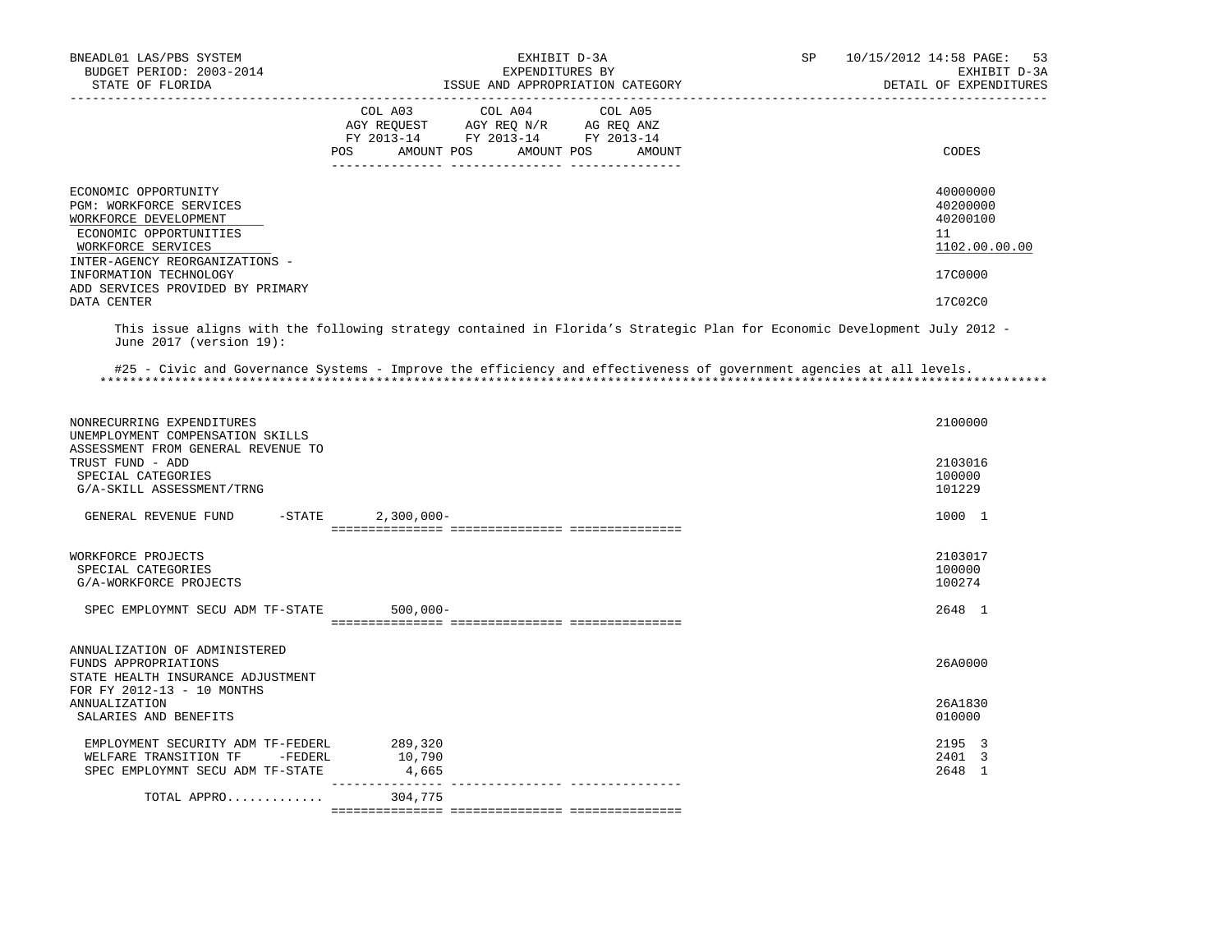BNEADL01 LAS/PBS SYSTEM | EXHIBIT D-3A | SP 10/15/2012 14:58

BUDGET PERIOD: 2003-2014 | EXPENDITURES BY | EXHIBIT D-3A

STATE OF FLORIDA | ISSUE AND APPROPRIATION CATEGORY | DETAIL OF EXPENDITURES

| | COL A03 AGY REQUEST FY 2013-14 POS AMOUNT | COL A04 AGY REQ N/R FY 2013-14 POS AMOUNT | COL A05 AG REQ ANZ FY 2013-14 POS AMOUNT | CODES |
|---|---|---|---|---|
| ECONOMIC OPPORTUNITY | | | | 40000000 |
| PGM: WORKFORCE SERVICES | | | | 40200000 |
| WORKFORCE DEVELOPMENT | | | | 40200100 |
| ECONOMIC OPPORTUNITIES | | | | 11 |
| WORKFORCE SERVICES | | | | 1102.00.00.00 |
| INTER-AGENCY REORGANIZATIONS - INFORMATION TECHNOLOGY | | | | 17C0000 |
| ADD SERVICES PROVIDED BY PRIMARY DATA CENTER | | | | 17C02C0 |

This issue aligns with the following strategy contained in Florida's Strategic Plan for Economic Development July 2012 - June 2017 (version 19):

#25 - Civic and Governance Systems - Improve the efficiency and effectiveness of government agencies at all levels.

*****************************************************************************************************************************

| | COL A03 | COL A04 | COL A05 | CODES |
|---|---|---|---|---|
| NONRECURRING EXPENDITURES | | | | 2100000 |
| UNEMPLOYMENT COMPENSATION SKILLS ASSESSMENT FROM GENERAL REVENUE TO TRUST FUND - ADD | | | | 2103016 |
| SPECIAL CATEGORIES | | | | 100000 |
| G/A-SKILL ASSESSMENT/TRNG | | | | 101229 |
| GENERAL REVENUE FUND -STATE | 2,300,000- | | | 1000 1 |
| WORKFORCE PROJECTS | | | | 2103017 |
| SPECIAL CATEGORIES | | | | 100000 |
| G/A-WORKFORCE PROJECTS | | | | 100274 |
| SPEC EMPLOYMNT SECU ADM TF-STATE | 500,000- | | | 2648 1 |
| ANNUALIZATION OF ADMINISTERED FUNDS APPROPRIATIONS | | | | 26A0000 |
| STATE HEALTH INSURANCE ADJUSTMENT FOR FY 2012-13 - 10 MONTHS ANNUALIZATION | | | | 26A1830 |
| SALARIES AND BENEFITS | | | | 010000 |
| EMPLOYMENT SECURITY ADM TF-FEDERL | 289,320 | | | 2195 3 |
| WELFARE TRANSITION TF -FEDERL | 10,790 | | | 2401 3 |
| SPEC EMPLOYMNT SECU ADM TF-STATE | 4,665 | | | 2648 1 |
| TOTAL APPRO............ | 304,775 | | | |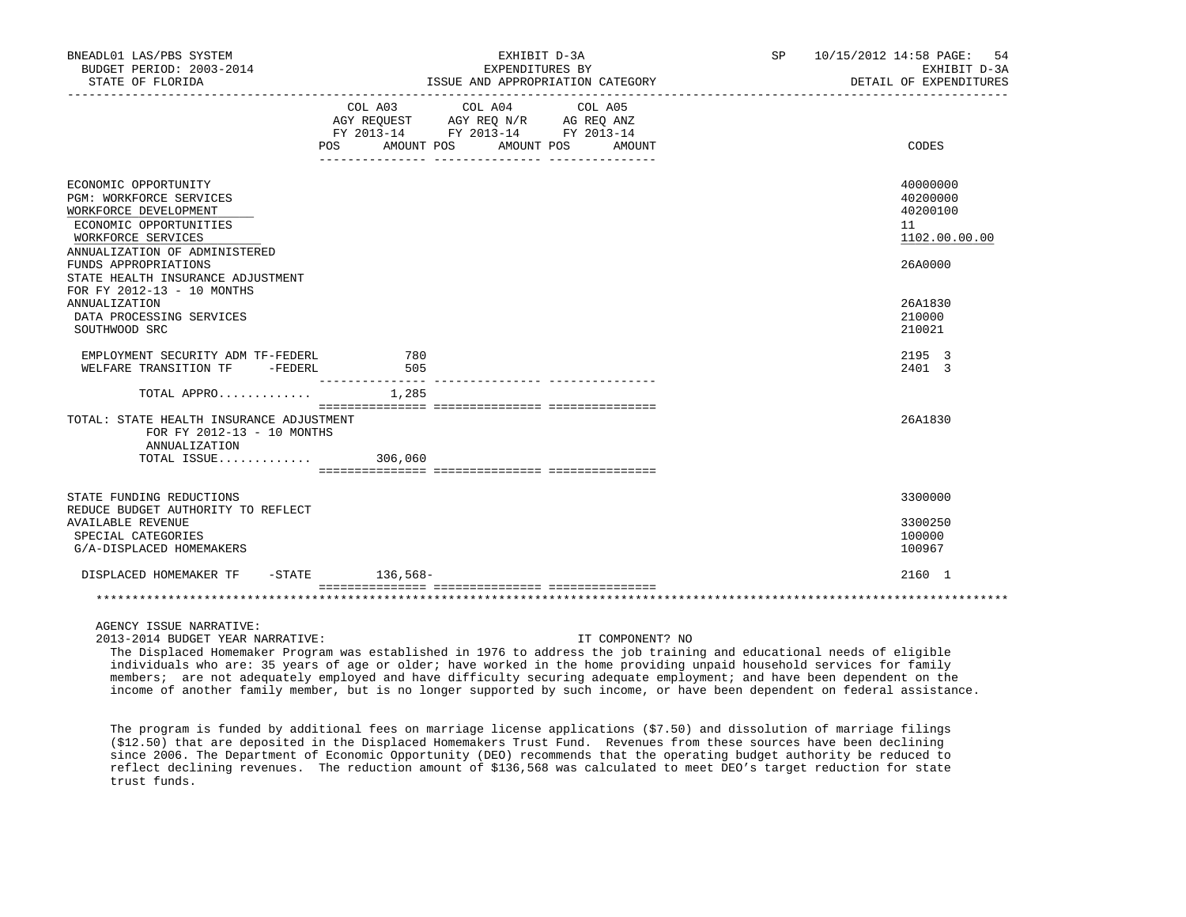| | COL A03 AGY REQUEST FY 2013-14 POS AMOUNT | COL A04 AGY REQ N/R FY 2013-14 POS AMOUNT | COL A05 AG REQ ANZ FY 2013-14 POS AMOUNT | CODES |
|---|---|---|---|---|
| ECONOMIC OPPORTUNITY | | | | 40000000 |
| PGM: WORKFORCE SERVICES | | | | 40200000 |
| WORKFORCE DEVELOPMENT | | | | 40200100 |
| ECONOMIC OPPORTUNITIES | | | | 11 |
| WORKFORCE SERVICES | | | | 1102.00.00.00 |
| ANNUALIZATION OF ADMINISTERED FUNDS APPROPRIATIONS | | | | 26A0000 |
| STATE HEALTH INSURANCE ADJUSTMENT FOR FY 2012-13 - 10 MONTHS ANNUALIZATION | | | | 26A1830 |
| DATA PROCESSING SERVICES | | | | 210000 |
| SOUTHWOOD SRC | | | | 210021 |
| EMPLOYMENT SECURITY ADM TF-FEDERL | 780 | | | 2195 3 |
| WELFARE TRANSITION TF -FEDERL | 505 | | | 2401 3 |
| TOTAL APPRO............ | 1,285 | | | |
| TOTAL: STATE HEALTH INSURANCE ADJUSTMENT FOR FY 2012-13 - 10 MONTHS ANNUALIZATION | | | | 26A1830 |
| TOTAL ISSUE............ | 306,060 | | | |
| STATE FUNDING REDUCTIONS | | | | 3300000 |
| REDUCE BUDGET AUTHORITY TO REFLECT AVAILABLE REVENUE | | | | 3300250 |
| SPECIAL CATEGORIES | | | | 100000 |
| G/A-DISPLACED HOMEMAKERS | | | | 100967 |
| DISPLACED HOMEMAKER TF -STATE | 136,568- | | | 2160 1 |

AGENCY ISSUE NARRATIVE:

2013-2014 BUDGET YEAR NARRATIVE: IT COMPONENT? NO

The Displaced Homemaker Program was established in 1976 to address the job training and educational needs of eligible individuals who are: 35 years of age or older; have worked in the home providing unpaid household services for family members; are not adequately employed and have difficulty securing adequate employment; and have been dependent on the income of another family member, but is no longer supported by such income, or have been dependent on federal assistance.

The program is funded by additional fees on marriage license applications ($7.50) and dissolution of marriage filings ($12.50) that are deposited in the Displaced Homemakers Trust Fund. Revenues from these sources have been declining since 2006. The Department of Economic Opportunity (DEO) recommends that the operating budget authority be reduced to reflect declining revenues. The reduction amount of $136,568 was calculated to meet DEO's target reduction for state trust funds.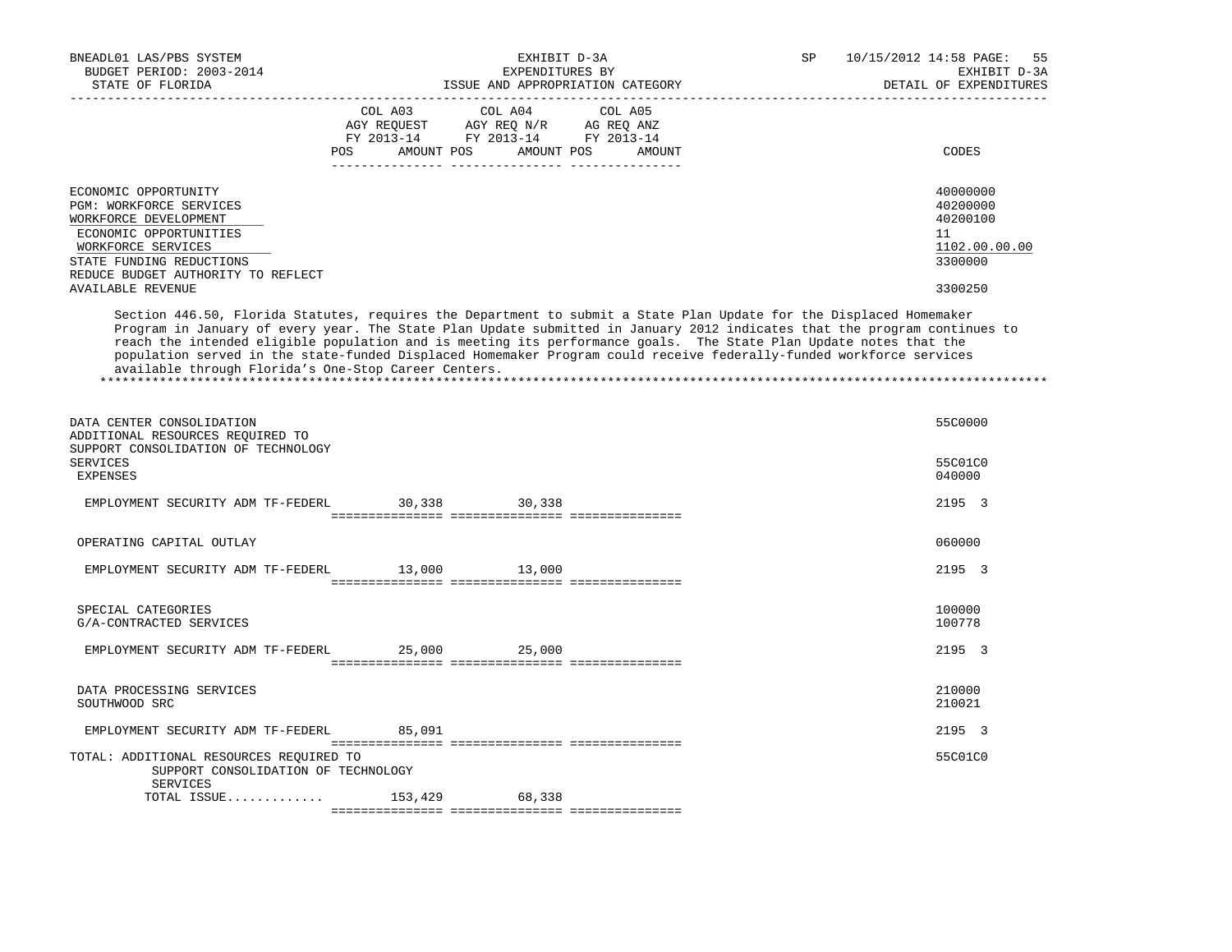| | COL A03 AGY REQUEST FY 2013-14 POS AMOUNT | COL A04 AGY REQ N/R FY 2013-14 POS AMOUNT | COL A05 AG REQ ANZ FY 2013-14 POS AMOUNT | CODES |
|---|---|---|---|---|
| ECONOMIC OPPORTUNITY | | | | 40000000 |
| PGM: WORKFORCE SERVICES | | | | 40200000 |
| WORKFORCE DEVELOPMENT | | | | 40200100 |
| ECONOMIC OPPORTUNITIES | | | | 11 |
| WORKFORCE SERVICES | | | | 1102.00.00.00 |
| STATE FUNDING REDUCTIONS | | | | 3300000 |
| REDUCE BUDGET AUTHORITY TO REFLECT AVAILABLE REVENUE | | | | 3300250 |

Section 446.50, Florida Statutes, requires the Department to submit a State Plan Update for the Displaced Homemaker Program in January of every year. The State Plan Update submitted in January 2012 indicates that the program continues to reach the intended eligible population and is meeting its performance goals. The State Plan Update notes that the population served in the state-funded Displaced Homemaker Program could receive federally-funded workforce services available through Florida's One-Stop Career Centers.

*******************************************************************************************************************

| | COL A03 AGY REQUEST FY 2013-14 POS AMOUNT | COL A04 AGY REQ N/R FY 2013-14 POS AMOUNT | COL A05 AG REQ ANZ FY 2013-14 POS AMOUNT | CODES |
|---|---|---|---|---|
| DATA CENTER CONSOLIDATION | | | | 55C0000 |
| ADDITIONAL RESOURCES REQUIRED TO SUPPORT CONSOLIDATION OF TECHNOLOGY SERVICES | | | | 55C01C0 |
| EXPENSES | | | | 040000 |
| EMPLOYMENT SECURITY ADM TF-FEDERL | 30,338 | 30,338 | | 2195 3 |
| OPERATING CAPITAL OUTLAY | | | | 060000 |
| EMPLOYMENT SECURITY ADM TF-FEDERL | 13,000 | 13,000 | | 2195 3 |
| SPECIAL CATEGORIES | | | | 100000 |
| G/A-CONTRACTED SERVICES | | | | 100778 |
| EMPLOYMENT SECURITY ADM TF-FEDERL | 25,000 | 25,000 | | 2195 3 |
| DATA PROCESSING SERVICES | | | | 210000 |
| SOUTHWOOD SRC | | | | 210021 |
| EMPLOYMENT SECURITY ADM TF-FEDERL | 85,091 | | | 2195 3 |
| TOTAL: ADDITIONAL RESOURCES REQUIRED TO SUPPORT CONSOLIDATION OF TECHNOLOGY SERVICES | | | | 55C01C0 |
| TOTAL ISSUE............. | 153,429 | 68,338 | | |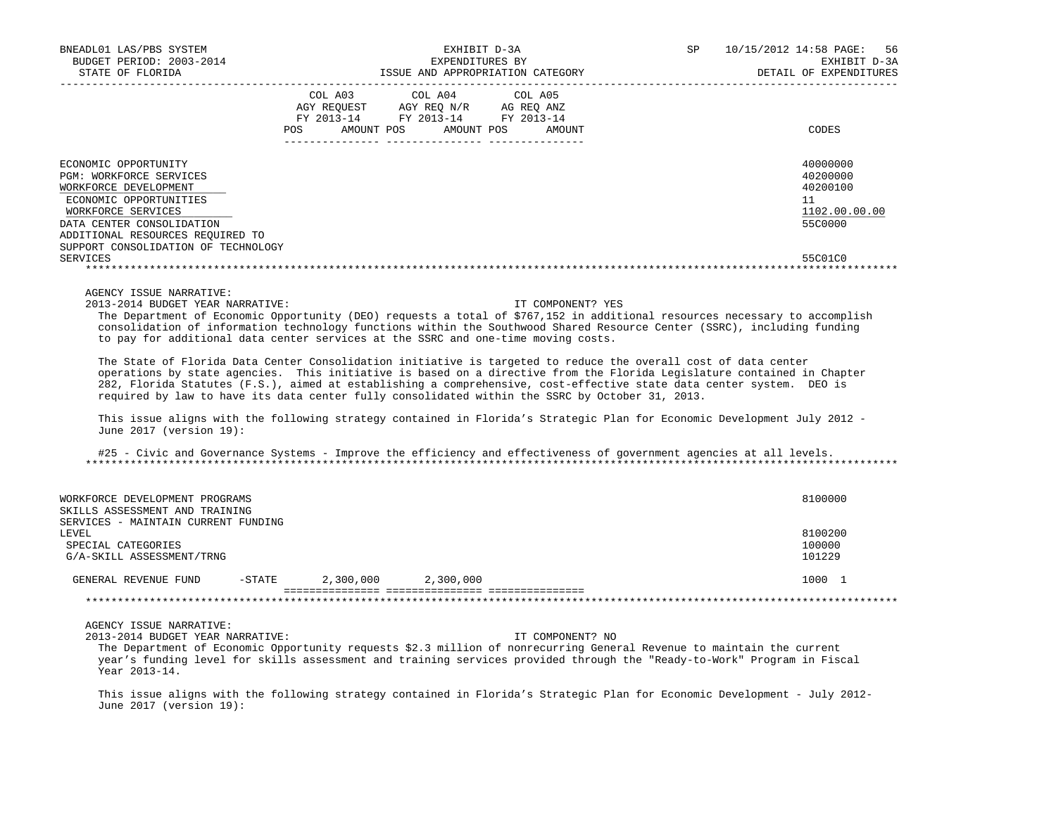| | COL A03 AGY REQUEST FY 2013-14 POS AMOUNT | COL A04 AGY REQ N/R FY 2013-14 POS AMOUNT | COL A05 AG REQ ANZ FY 2013-14 POS AMOUNT | CODES |
|---|---|---|---|---|
| ECONOMIC OPPORTUNITY | | | | 40000000 |
| PGM: WORKFORCE SERVICES | | | | 40200000 |
| WORKFORCE DEVELOPMENT | | | | 40200100 |
| ECONOMIC OPPORTUNITIES | | | | 11 |
| WORKFORCE SERVICES | | | | 1102.00.00.00 |
| DATA CENTER CONSOLIDATION | | | | 55C0000 |
| ADDITIONAL RESOURCES REQUIRED TO SUPPORT CONSOLIDATION OF TECHNOLOGY SERVICES | | | | 55C01C0 |

AGENCY ISSUE NARRATIVE:

2013-2014 BUDGET YEAR NARRATIVE: IT COMPONENT? YES

The Department of Economic Opportunity (DEO) requests a total of $767,152 in additional resources necessary to accomplish consolidation of information technology functions within the Southwood Shared Resource Center (SSRC), including funding to pay for additional data center services at the SSRC and one-time moving costs.

The State of Florida Data Center Consolidation initiative is targeted to reduce the overall cost of data center operations by state agencies. This initiative is based on a directive from the Florida Legislature contained in Chapter 282, Florida Statutes (F.S.), aimed at establishing a comprehensive, cost-effective state data center system. DEO is required by law to have its data center fully consolidated within the SSRC by October 31, 2013.

This issue aligns with the following strategy contained in Florida's Strategic Plan for Economic Development July 2012 - June 2017 (version 19):

#25 - Civic and Governance Systems - Improve the efficiency and effectiveness of government agencies at all levels.

| | COL A03 | COL A04 | COL A05 | CODES |
|---|---|---|---|---|
| WORKFORCE DEVELOPMENT PROGRAMS | | | | 8100000 |
| SKILLS ASSESSMENT AND TRAINING SERVICES - MAINTAIN CURRENT FUNDING LEVEL | | | | 8100200 |
| SPECIAL CATEGORIES | | | | 100000 |
| G/A-SKILL ASSESSMENT/TRNG | | | | 101229 |
| GENERAL REVENUE FUND -STATE | 2,300,000 | 2,300,000 | | 1000 1 |

AGENCY ISSUE NARRATIVE:

2013-2014 BUDGET YEAR NARRATIVE: IT COMPONENT? NO

The Department of Economic Opportunity requests $2.3 million of nonrecurring General Revenue to maintain the current year's funding level for skills assessment and training services provided through the "Ready-to-Work" Program in Fiscal Year 2013-14.

This issue aligns with the following strategy contained in Florida's Strategic Plan for Economic Development - July 2012-June 2017 (version 19):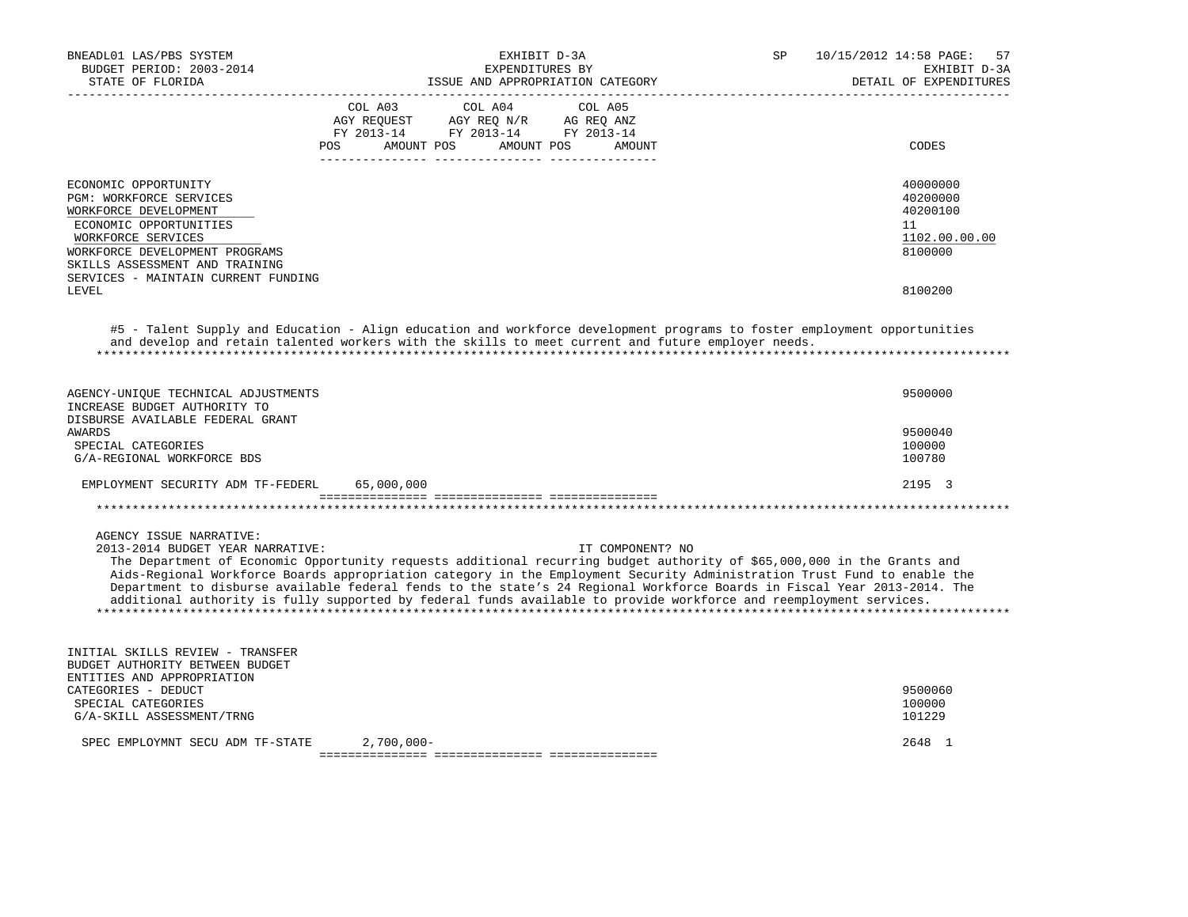BNEADL01 LAS/PBS SYSTEM — EXHIBIT D-3A — EXPENDITURES BY ISSUE AND APPROPRIATION CATEGORY — SP 10/15/2012 14:58
BUDGET PERIOD: 2003-2014 — STATE OF FLORIDA — EXHIBIT D-3A DETAIL OF EXPENDITURES

| | COL A03 AGY REQUEST FY 2013-14 POS AMOUNT | COL A04 AGY REQ N/R FY 2013-14 POS AMOUNT | COL A05 AG REQ ANZ FY 2013-14 POS AMOUNT | CODES |
|---|---|---|---|---|
| ECONOMIC OPPORTUNITY | | | | 40000000 |
| PGM: WORKFORCE SERVICES | | | | 40200000 |
| WORKFORCE DEVELOPMENT | | | | 40200100 |
| ECONOMIC OPPORTUNITIES | | | | 11 |
| WORKFORCE SERVICES | | | | 1102.00.00.00 |
| WORKFORCE DEVELOPMENT PROGRAMS | | | | 8100000 |
| SKILLS ASSESSMENT AND TRAINING SERVICES - MAINTAIN CURRENT FUNDING LEVEL | | | | 8100200 |

#5 - Talent Supply and Education - Align education and workforce development programs to foster employment opportunities and develop and retain talented workers with the skills to meet current and future employer needs.

| | COL A03 | COL A04 | COL A05 | CODES |
|---|---|---|---|---|
| AGENCY-UNIQUE TECHNICAL ADJUSTMENTS | | | | 9500000 |
| INCREASE BUDGET AUTHORITY TO DISBURSE AVAILABLE FEDERAL GRANT AWARDS | | | | 9500040 |
| SPECIAL CATEGORIES | | | | 100000 |
| G/A-REGIONAL WORKFORCE BDS | | | | 100780 |
| EMPLOYMENT SECURITY ADM TF-FEDERL | 65,000,000 | | | 2195 3 |

AGENCY ISSUE NARRATIVE:
2013-2014 BUDGET YEAR NARRATIVE: IT COMPONENT? NO

The Department of Economic Opportunity requests additional recurring budget authority of $65,000,000 in the Grants and Aids-Regional Workforce Boards appropriation category in the Employment Security Administration Trust Fund to enable the Department to disburse available federal fends to the state’s 24 Regional Workforce Boards in Fiscal Year 2013-2014. The additional authority is fully supported by federal funds available to provide workforce and reemployment services.

| | COL A03 | COL A04 | COL A05 | CODES |
|---|---|---|---|---|
| INITIAL SKILLS REVIEW - TRANSFER BUDGET AUTHORITY BETWEEN BUDGET ENTITIES AND APPROPRIATION CATEGORIES - DEDUCT | | | | 9500060 |
| SPECIAL CATEGORIES | | | | 100000 |
| G/A-SKILL ASSESSMENT/TRNG | | | | 101229 |
| SPEC EMPLOYMNT SECU ADM TF-STATE | 2,700,000- | | | 2648 1 |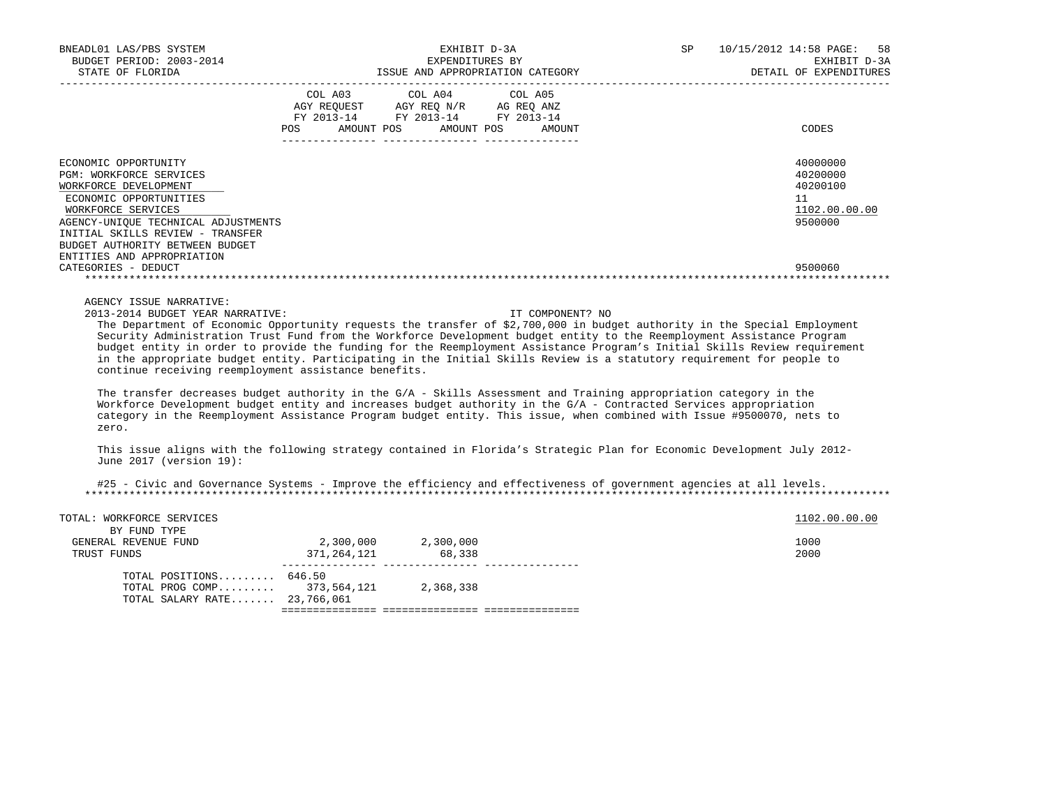BNEADL01 LAS/PBS SYSTEM | EXHIBIT D-3A | SP 10/15/2012 14:58 PAGE: 58
BUDGET PERIOD: 2003-2014 | EXPENDITURES BY | EXHIBIT D-3A
STATE OF FLORIDA | ISSUE AND APPROPRIATION CATEGORY | DETAIL OF EXPENDITURES

| | COL A03 AGY REQUEST FY 2013-14 POS AMOUNT | COL A04 AGY REQ N/R FY 2013-14 POS AMOUNT | COL A05 AG REQ ANZ FY 2013-14 POS AMOUNT | CODES |
|---|---|---|---|---|
| ECONOMIC OPPORTUNITY | | | | 40000000 |
| PGM: WORKFORCE SERVICES | | | | 40200000 |
| WORKFORCE DEVELOPMENT | | | | 40200100 |
| ECONOMIC OPPORTUNITIES | | | | 11 |
| WORKFORCE SERVICES | | | | 1102.00.00.00 |
| AGENCY-UNIQUE TECHNICAL ADJUSTMENTS | | | | 9500000 |
| INITIAL SKILLS REVIEW - TRANSFER BUDGET AUTHORITY BETWEEN BUDGET ENTITIES AND APPROPRIATION CATEGORIES - DEDUCT | | | | 9500060 |

AGENCY ISSUE NARRATIVE:

2013-2014 BUDGET YEAR NARRATIVE: IT COMPONENT? NO

The Department of Economic Opportunity requests the transfer of $2,700,000 in budget authority in the Special Employment Security Administration Trust Fund from the Workforce Development budget entity to the Reemployment Assistance Program budget entity in order to provide the funding for the Reemployment Assistance Program's Initial Skills Review requirement in the appropriate budget entity. Participating in the Initial Skills Review is a statutory requirement for people to continue receiving reemployment assistance benefits.

The transfer decreases budget authority in the G/A - Skills Assessment and Training appropriation category in the Workforce Development budget entity and increases budget authority in the G/A - Contracted Services appropriation category in the Reemployment Assistance Program budget entity. This issue, when combined with Issue #9500070, nets to zero.

This issue aligns with the following strategy contained in Florida's Strategic Plan for Economic Development July 2012-June 2017 (version 19):

#25 - Civic and Governance Systems - Improve the efficiency and effectiveness of government agencies at all levels.

| | COL A03 | COL A04 | COL A05 | CODES |
|---|---|---|---|---|
| TOTAL: WORKFORCE SERVICES | | | | 1102.00.00.00 |
| BY FUND TYPE | | | | |
| GENERAL REVENUE FUND | 2,300,000 | 2,300,000 | | 1000 |
| TRUST FUNDS | 371,264,121 | 68,338 | | 2000 |
| TOTAL POSITIONS......... | 646.50 | | | |
| TOTAL PROG COMP......... | 373,564,121 | 2,368,338 | | |
| TOTAL SALARY RATE....... | 23,766,061 | | | |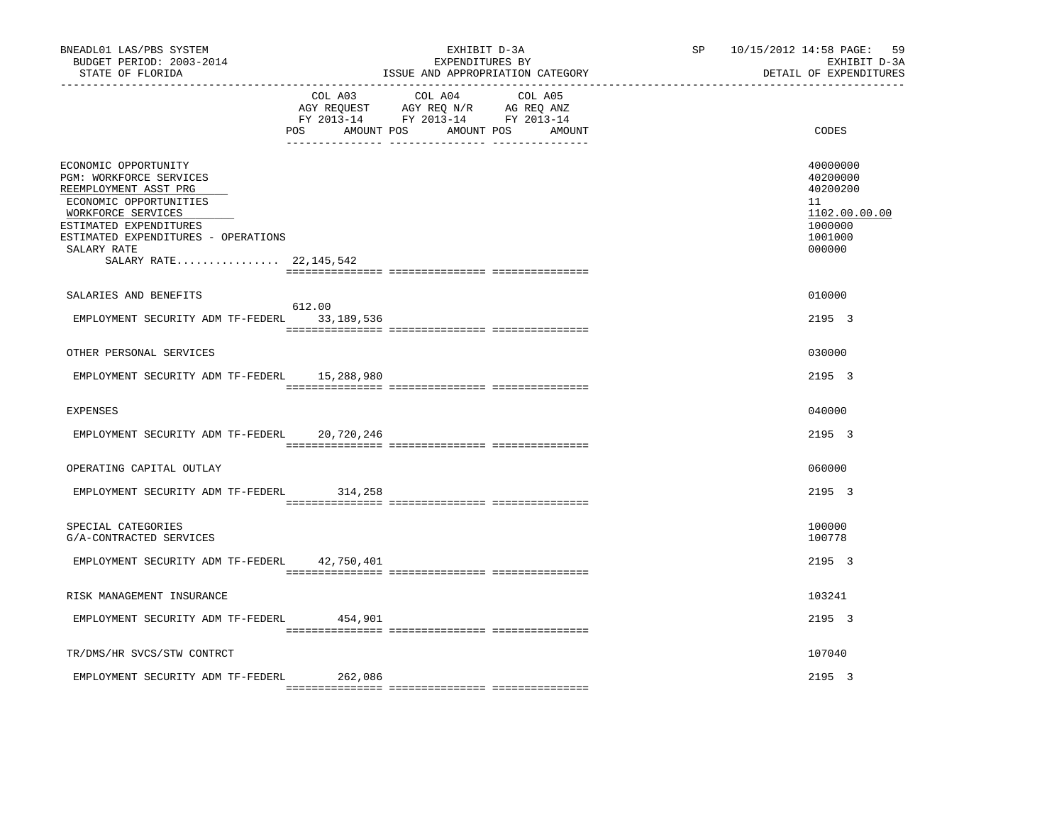BNEADL01 LAS/PBS SYSTEM
BUDGET PERIOD: 2003-2014
STATE OF FLORIDA

EXHIBIT D-3A
EXPENDITURES BY
ISSUE AND APPROPRIATION CATEGORY

SP 10/15/2012 14:58

EXHIBIT D-3A
DETAIL OF EXPENDITURES

| | COL A03 AGY REQUEST FY 2013-14 POS | AMOUNT | COL A04 AGY REQ N/R FY 2013-14 POS | AMOUNT | COL A05 AG REQ ANZ FY 2013-14 POS | AMOUNT | CODES |
|---|---|---|---|---|---|---|---|
| ECONOMIC OPPORTUNITY | | | | | | | 40000000 |
| PGM: WORKFORCE SERVICES | | | | | | | 40200000 |
| REEMPLOYMENT ASST PRG | | | | | | | 40200200 |
| ECONOMIC OPPORTUNITIES | | | | | | | 11 |
| WORKFORCE SERVICES | | | | | | | 1102.00.00.00 |
| ESTIMATED EXPENDITURES | | | | | | | 1000000 |
| ESTIMATED EXPENDITURES - OPERATIONS | | | | | | | 1001000 |
| SALARY RATE | | | | | | | 000000 |
| SALARY RATE................ 22,145,542 | | | | | | | |
| SALARIES AND BENEFITS | | | | | | | 010000 |
| EMPLOYMENT SECURITY ADM TF-FEDERL | 612.00 | 33,189,536 | | | | | 2195 3 |
| OTHER PERSONAL SERVICES | | | | | | | 030000 |
| EMPLOYMENT SECURITY ADM TF-FEDERL | | 15,288,980 | | | | | 2195 3 |
| EXPENSES | | | | | | | 040000 |
| EMPLOYMENT SECURITY ADM TF-FEDERL | | 20,720,246 | | | | | 2195 3 |
| OPERATING CAPITAL OUTLAY | | | | | | | 060000 |
| EMPLOYMENT SECURITY ADM TF-FEDERL | | 314,258 | | | | | 2195 3 |
| SPECIAL CATEGORIES | | | | | | | 100000 |
| G/A-CONTRACTED SERVICES | | | | | | | 100778 |
| EMPLOYMENT SECURITY ADM TF-FEDERL | | 42,750,401 | | | | | 2195 3 |
| RISK MANAGEMENT INSURANCE | | | | | | | 103241 |
| EMPLOYMENT SECURITY ADM TF-FEDERL | | 454,901 | | | | | 2195 3 |
| TR/DMS/HR SVCS/STW CONTRCT | | | | | | | 107040 |
| EMPLOYMENT SECURITY ADM TF-FEDERL | | 262,086 | | | | | 2195 3 |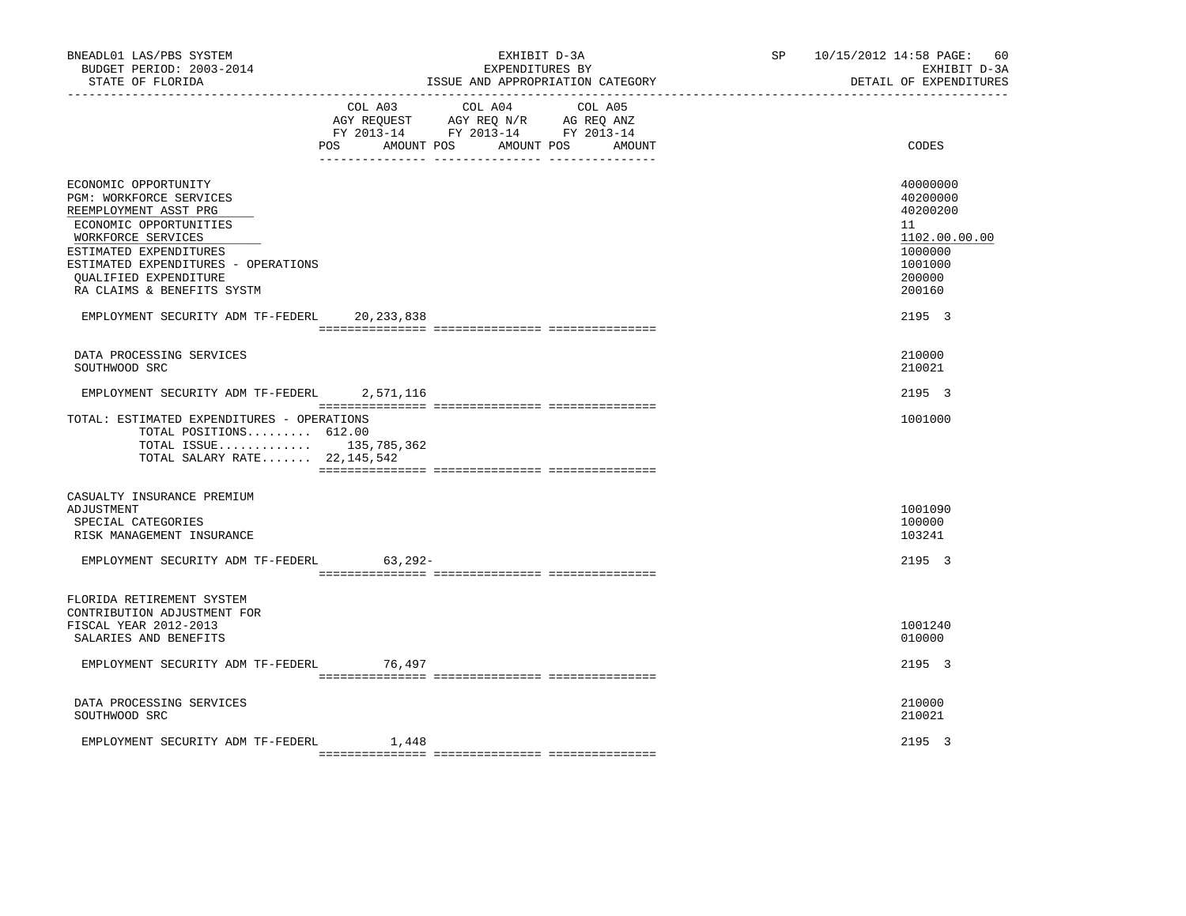BNEADL01 LAS/PBS SYSTEM | EXHIBIT D-3A | SP 10/15/2012 14:58 PAGE: 60
BUDGET PERIOD: 2003-2014 | EXPENDITURES BY | EXHIBIT D-3A
STATE OF FLORIDA | ISSUE AND APPROPRIATION CATEGORY | DETAIL OF EXPENDITURES

| | COL A03 AGY REQUEST FY 2013-14 POS | AMOUNT | COL A04 AGY REQ N/R FY 2013-14 POS | AMOUNT | COL A05 AG REQ ANZ FY 2013-14 POS | AMOUNT | CODES |
|---|---|---|---|---|---|---|---|
| ECONOMIC OPPORTUNITY | | | | | | | 40000000 |
| PGM: WORKFORCE SERVICES | | | | | | | 40200000 |
| REEMPLOYMENT ASST PRG | | | | | | | 40200200 |
| ECONOMIC OPPORTUNITIES | | | | | | | 11 |
| WORKFORCE SERVICES | | | | | | | 1102.00.00.00 |
| ESTIMATED EXPENDITURES | | | | | | | 1000000 |
| ESTIMATED EXPENDITURES - OPERATIONS | | | | | | | 1001000 |
| QUALIFIED EXPENDITURE | | | | | | | 200000 |
| RA CLAIMS & BENEFITS SYSTM | | | | | | | 200160 |
| EMPLOYMENT SECURITY ADM TF-FEDERL | | 20,233,838 | | | | | 2195 3 |
| DATA PROCESSING SERVICES | | | | | | | 210000 |
| SOUTHWOOD SRC | | | | | | | 210021 |
| EMPLOYMENT SECURITY ADM TF-FEDERL | | 2,571,116 | | | | | 2195 3 |
| TOTAL: ESTIMATED EXPENDITURES - OPERATIONS | | | | | | | 1001000 |
| TOTAL POSITIONS......... 612.00 | | | | | | | |
| TOTAL ISSUE............. | | 135,785,362 | | | | | |
| TOTAL SALARY RATE....... 22,145,542 | | | | | | | |
| CASUALTY INSURANCE PREMIUM ADJUSTMENT | | | | | | | 1001090 |
| SPECIAL CATEGORIES | | | | | | | 100000 |
| RISK MANAGEMENT INSURANCE | | | | | | | 103241 |
| EMPLOYMENT SECURITY ADM TF-FEDERL | | 63,292- | | | | | 2195 3 |
| FLORIDA RETIREMENT SYSTEM CONTRIBUTION ADJUSTMENT FOR FISCAL YEAR 2012-2013 | | | | | | | 1001240 |
| SALARIES AND BENEFITS | | | | | | | 010000 |
| EMPLOYMENT SECURITY ADM TF-FEDERL | | 76,497 | | | | | 2195 3 |
| DATA PROCESSING SERVICES | | | | | | | 210000 |
| SOUTHWOOD SRC | | | | | | | 210021 |
| EMPLOYMENT SECURITY ADM TF-FEDERL | | 1,448 | | | | | 2195 3 |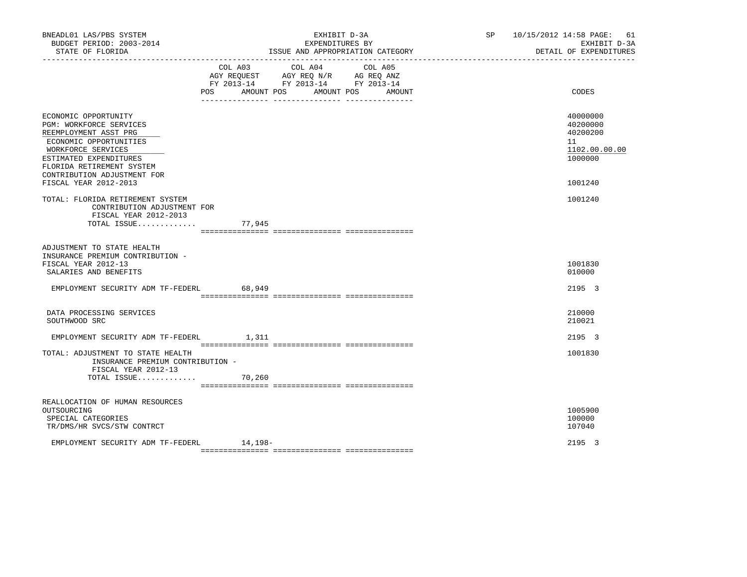BNEADL01 LAS/PBS SYSTEM
BUDGET PERIOD: 2003-2014
STATE OF FLORIDA

EXHIBIT D-3A
EXPENDITURES BY
ISSUE AND APPROPRIATION CATEGORY

SP 10/15/2012 14:58

EXHIBIT D-3A
DETAIL OF EXPENDITURES

| | COL A03 AGY REQUEST FY 2013-14 POS AMOUNT | COL A04 AGY REQ N/R FY 2013-14 POS AMOUNT | COL A05 AG REQ ANZ FY 2013-14 POS AMOUNT | CODES |
|---|---|---|---|---|
| ECONOMIC OPPORTUNITY | | | | 40000000 |
| PGM: WORKFORCE SERVICES | | | | 40200000 |
| REEMPLOYMENT ASST PRG | | | | 40200200 |
| ECONOMIC OPPORTUNITIES | | | | 11 |
| WORKFORCE SERVICES | | | | 1102.00.00.00 |
| ESTIMATED EXPENDITURES | | | | 1000000 |
| FLORIDA RETIREMENT SYSTEM CONTRIBUTION ADJUSTMENT FOR FISCAL YEAR 2012-2013 | | | | 1001240 |
| TOTAL: FLORIDA RETIREMENT SYSTEM CONTRIBUTION ADJUSTMENT FOR FISCAL YEAR 2012-2013 | | | | 1001240 |
| TOTAL ISSUE............. | 77,945 | | | |
| ADJUSTMENT TO STATE HEALTH INSURANCE PREMIUM CONTRIBUTION - FISCAL YEAR 2012-13 | | | | 1001830 |
| SALARIES AND BENEFITS | | | | 010000 |
| EMPLOYMENT SECURITY ADM TF-FEDERL | 68,949 | | | 2195 3 |
| DATA PROCESSING SERVICES | | | | 210000 |
| SOUTHWOOD SRC | | | | 210021 |
| EMPLOYMENT SECURITY ADM TF-FEDERL | 1,311 | | | 2195 3 |
| TOTAL: ADJUSTMENT TO STATE HEALTH INSURANCE PREMIUM CONTRIBUTION - FISCAL YEAR 2012-13 | | | | 1001830 |
| TOTAL ISSUE............. | 70,260 | | | |
| REALLOCATION OF HUMAN RESOURCES OUTSOURCING | | | | 1005900 |
| SPECIAL CATEGORIES | | | | 100000 |
| TR/DMS/HR SVCS/STW CONTRCT | | | | 107040 |
| EMPLOYMENT SECURITY ADM TF-FEDERL | 14,198- | | | 2195 3 |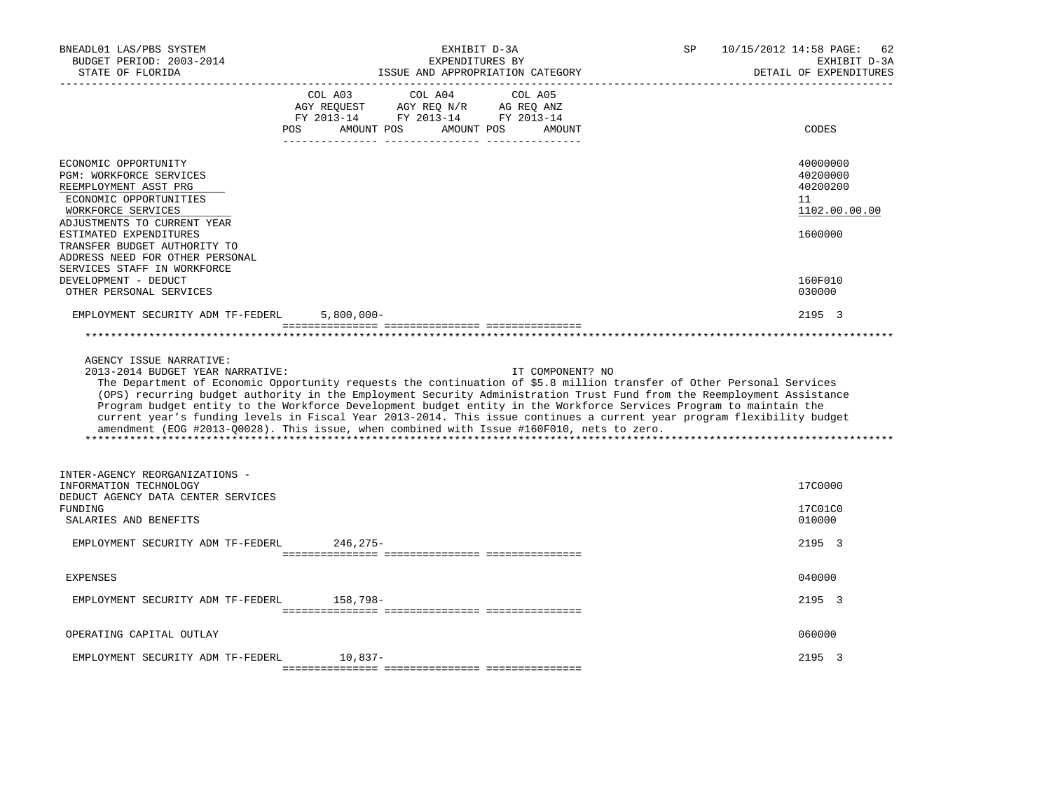| | COL A03 AGY REQUEST FY 2013-14 POS AMOUNT | COL A04 AGY REQ N/R FY 2013-14 POS AMOUNT | COL A05 AG REQ ANZ FY 2013-14 POS AMOUNT | CODES |
|---|---|---|---|---|
| ECONOMIC OPPORTUNITY | | | | 40000000 |
| PGM: WORKFORCE SERVICES | | | | 40200000 |
| REEMPLOYMENT ASST PRG | | | | 40200200 |
| ECONOMIC OPPORTUNITIES | | | | 11 |
| WORKFORCE SERVICES | | | | 1102.00.00.00 |
| ADJUSTMENTS TO CURRENT YEAR ESTIMATED EXPENDITURES | | | | 1600000 |
| TRANSFER BUDGET AUTHORITY TO ADDRESS NEED FOR OTHER PERSONAL SERVICES STAFF IN WORKFORCE DEVELOPMENT - DEDUCT | | | | 160F010 |
| OTHER PERSONAL SERVICES | | | | 030000 |
| EMPLOYMENT SECURITY ADM TF-FEDERL | 5,800,000- | | | 2195 3 |

AGENCY ISSUE NARRATIVE:

2013-2014 BUDGET YEAR NARRATIVE: IT COMPONENT? NO

The Department of Economic Opportunity requests the continuation of $5.8 million transfer of Other Personal Services (OPS) recurring budget authority in the Employment Security Administration Trust Fund from the Reemployment Assistance Program budget entity to the Workforce Development budget entity in the Workforce Services Program to maintain the current year's funding levels in Fiscal Year 2013-2014. This issue continues a current year program flexibility budget amendment (EOG #2013-Q0028). This issue, when combined with Issue #160F010, nets to zero.

| | COL A03 | COL A04 | COL A05 | CODES |
|---|---|---|---|---|
| INTER-AGENCY REORGANIZATIONS - INFORMATION TECHNOLOGY | | | | 17C0000 |
| DEDUCT AGENCY DATA CENTER SERVICES FUNDING | | | | 17C01C0 |
| SALARIES AND BENEFITS | | | | 010000 |
| EMPLOYMENT SECURITY ADM TF-FEDERL | 246,275- | | | 2195 3 |
| EXPENSES | | | | 040000 |
| EMPLOYMENT SECURITY ADM TF-FEDERL | 158,798- | | | 2195 3 |
| OPERATING CAPITAL OUTLAY | | | | 060000 |
| EMPLOYMENT SECURITY ADM TF-FEDERL | 10,837- | | | 2195 3 |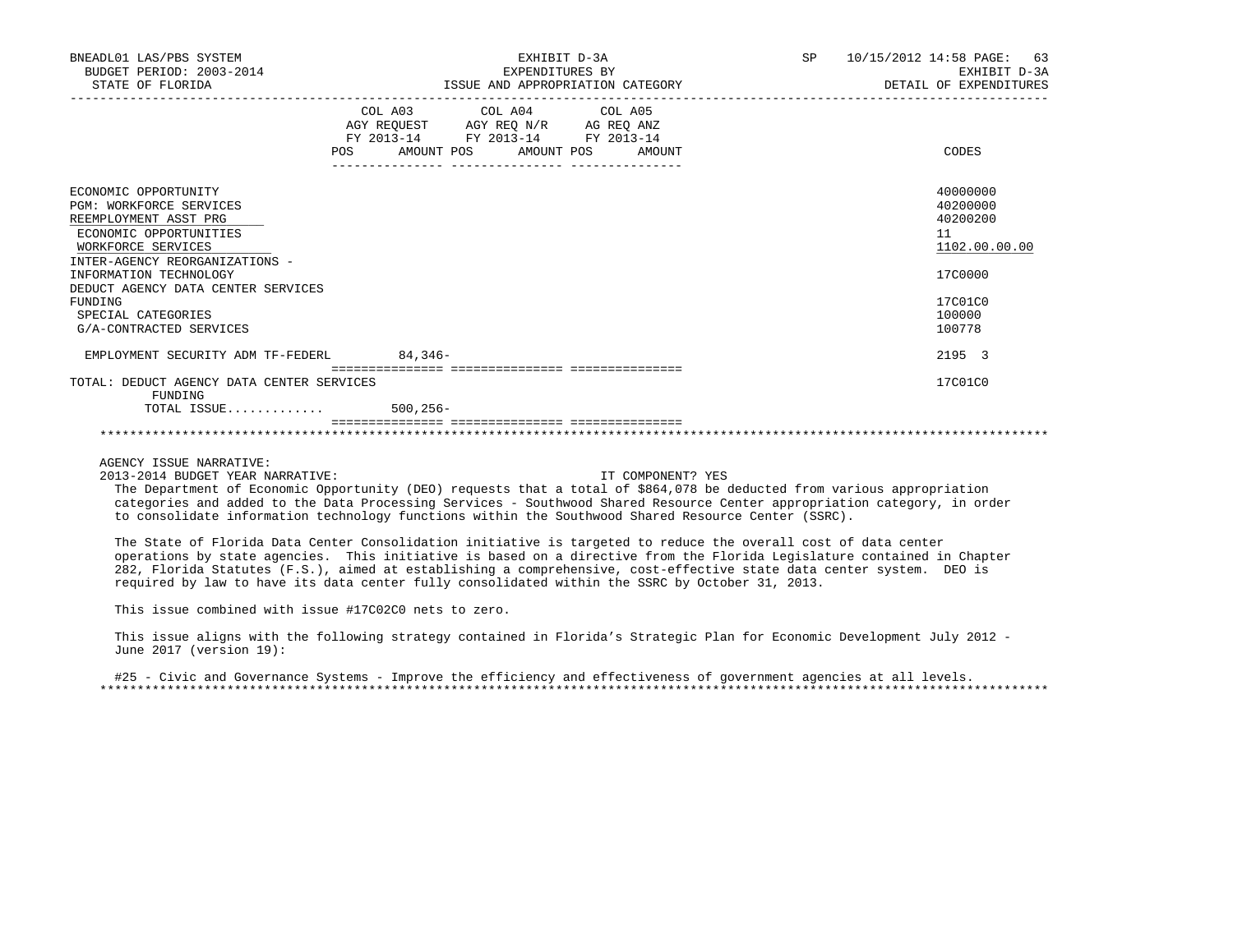BNEADL01 LAS/PBS SYSTEM — EXHIBIT D-3A — SP 10/15/2012 14:58

BUDGET PERIOD: 2003-2014 — EXPENDITURES BY — EXHIBIT D-3A

STATE OF FLORIDA — ISSUE AND APPROPRIATION CATEGORY — DETAIL OF EXPENDITURES

| | COL A03 AGY REQUEST FY 2013-14 POS AMOUNT | COL A04 AGY REQ N/R FY 2013-14 POS AMOUNT | COL A05 AG REQ ANZ FY 2013-14 POS AMOUNT | CODES |
|---|---|---|---|---|
| ECONOMIC OPPORTUNITY | | | | 40000000 |
| PGM: WORKFORCE SERVICES | | | | 40200000 |
| REEMPLOYMENT ASST PRG | | | | 40200200 |
| ECONOMIC OPPORTUNITIES | | | | 11 |
| WORKFORCE SERVICES | | | | 1102.00.00.00 |
| INTER-AGENCY REORGANIZATIONS - INFORMATION TECHNOLOGY | | | | 17C0000 |
| DEDUCT AGENCY DATA CENTER SERVICES FUNDING | | | | 17C01C0 |
| SPECIAL CATEGORIES | | | | 100000 |
| G/A-CONTRACTED SERVICES | | | | 100778 |
| EMPLOYMENT SECURITY ADM TF-FEDERL | 84,346- | | | 2195 3 |
| TOTAL: DEDUCT AGENCY DATA CENTER SERVICES FUNDING | | | | 17C01C0 |
| TOTAL ISSUE............ | 500,256- | | | |

AGENCY ISSUE NARRATIVE:

2013-2014 BUDGET YEAR NARRATIVE: IT COMPONENT? YES

The Department of Economic Opportunity (DEO) requests that a total of $864,078 be deducted from various appropriation categories and added to the Data Processing Services - Southwood Shared Resource Center appropriation category, in order to consolidate information technology functions within the Southwood Shared Resource Center (SSRC).

The State of Florida Data Center Consolidation initiative is targeted to reduce the overall cost of data center operations by state agencies. This initiative is based on a directive from the Florida Legislature contained in Chapter 282, Florida Statutes (F.S.), aimed at establishing a comprehensive, cost-effective state data center system. DEO is required by law to have its data center fully consolidated within the SSRC by October 31, 2013.

This issue combined with issue #17C02C0 nets to zero.

This issue aligns with the following strategy contained in Florida's Strategic Plan for Economic Development July 2012 - June 2017 (version 19):

#25 - Civic and Governance Systems - Improve the efficiency and effectiveness of government agencies at all levels.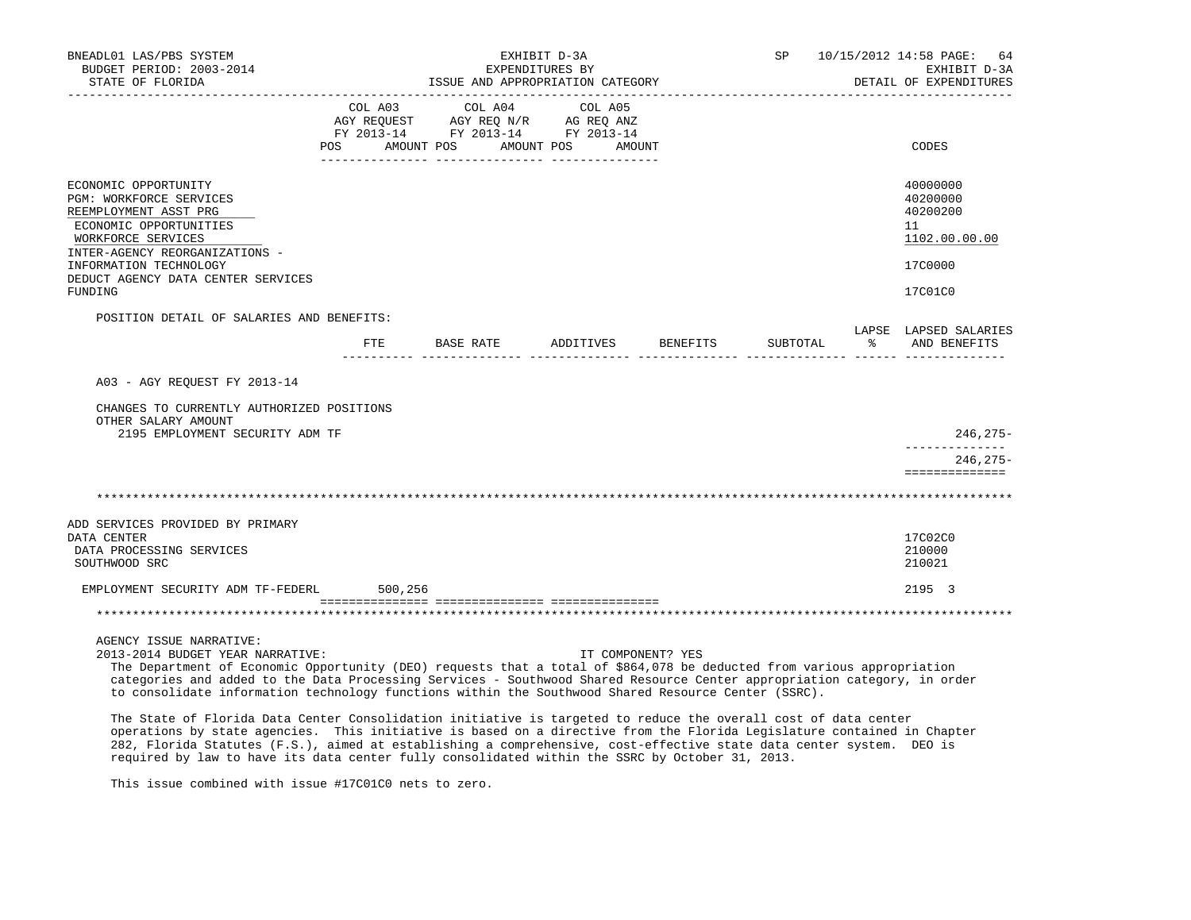| | COL A03 AGY REQUEST FY 2013-14 POS AMOUNT | COL A04 AGY REQ N/R FY 2013-14 POS AMOUNT | COL A05 AG REQ ANZ FY 2013-14 POS AMOUNT | CODES |
|---|---|---|---|---|
| ECONOMIC OPPORTUNITY | | | | 40000000 |
| PGM: WORKFORCE SERVICES | | | | 40200000 |
| REEMPLOYMENT ASST PRG | | | | 40200200 |
| ECONOMIC OPPORTUNITIES | | | | 11 |
| WORKFORCE SERVICES | | | | 1102.00.00.00 |
| INTER-AGENCY REORGANIZATIONS - INFORMATION TECHNOLOGY | | | | 17C0000 |
| DEDUCT AGENCY DATA CENTER SERVICES FUNDING | | | | 17C01C0 |

POSITION DETAIL OF SALARIES AND BENEFITS:

| | FTE | BASE RATE | ADDITIVES | BENEFITS | SUBTOTAL | LAPSE % | LAPSED SALARIES AND BENEFITS |
|---|---|---|---|---|---|---|---|
| A03 - AGY REQUEST FY 2013-14 | | | | | | | |
| CHANGES TO CURRENTLY AUTHORIZED POSITIONS | | | | | | | |
| OTHER SALARY AMOUNT | | | | | | | |
| 2195 EMPLOYMENT SECURITY ADM TF | | | | | | | 246,275- |
| | | | | | | | 246,275- |

************************************************************************************************************************

| | COL A03 | COL A04 | COL A05 | CODES |
|---|---|---|---|---|
| ADD SERVICES PROVIDED BY PRIMARY DATA CENTER | | | | 17C02C0 |
| DATA PROCESSING SERVICES | | | | 210000 |
| SOUTHWOOD SRC | | | | 210021 |
| EMPLOYMENT SECURITY ADM TF-FEDERL | 500,256 | | | 2195 3 |

************************************************************************************************************************

AGENCY ISSUE NARRATIVE:

2013-2014 BUDGET YEAR NARRATIVE: IT COMPONENT? YES

The Department of Economic Opportunity (DEO) requests that a total of $864,078 be deducted from various appropriation categories and added to the Data Processing Services - Southwood Shared Resource Center appropriation category, in order to consolidate information technology functions within the Southwood Shared Resource Center (SSRC).

The State of Florida Data Center Consolidation initiative is targeted to reduce the overall cost of data center operations by state agencies. This initiative is based on a directive from the Florida Legislature contained in Chapter 282, Florida Statutes (F.S.), aimed at establishing a comprehensive, cost-effective state data center system. DEO is required by law to have its data center fully consolidated within the SSRC by October 31, 2013.

This issue combined with issue #17C01C0 nets to zero.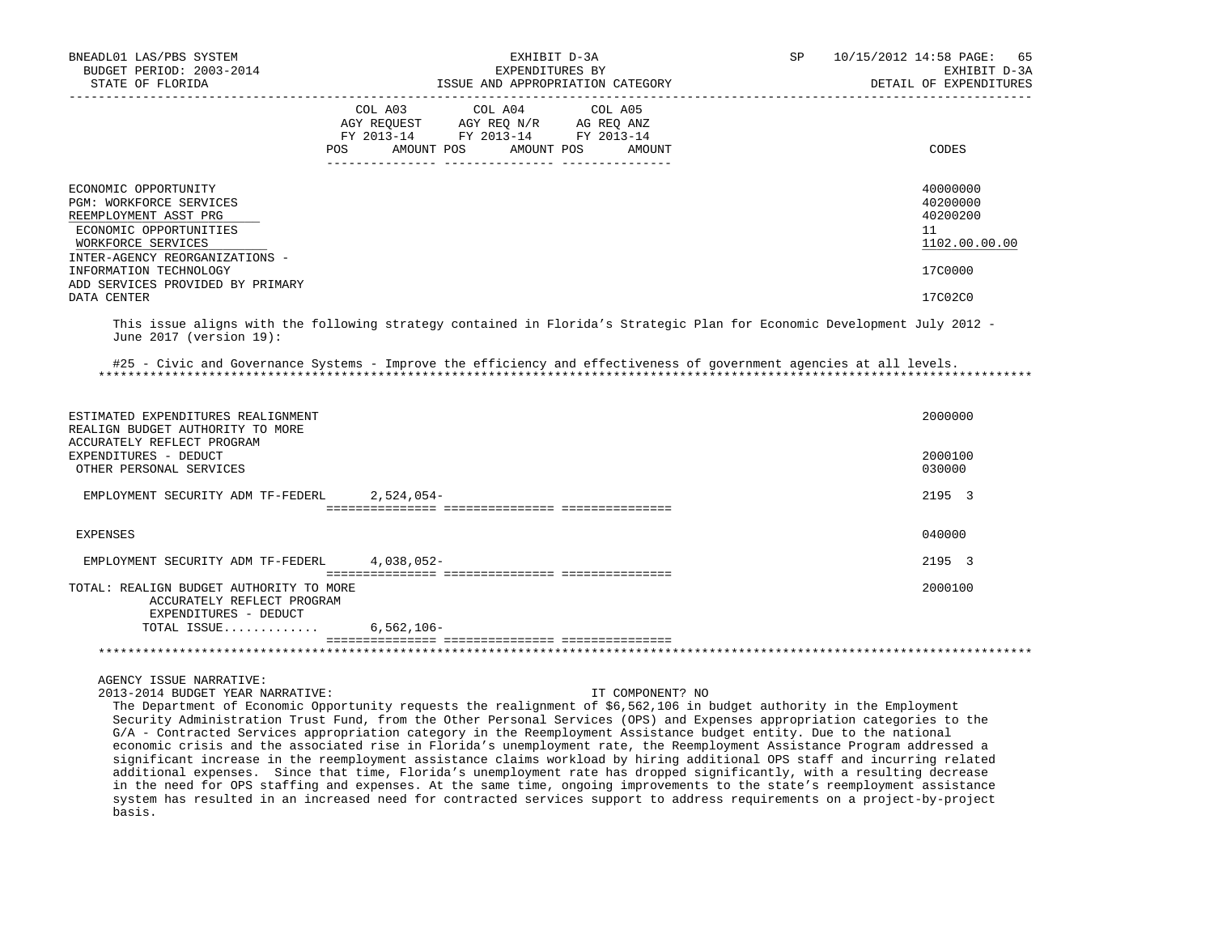| | COL A03 AGY REQUEST FY 2013-14 POS AMOUNT | COL A04 AGY REQ N/R FY 2013-14 POS AMOUNT | COL A05 AG REQ ANZ FY 2013-14 POS AMOUNT | CODES |
|---|---|---|---|---|
| ECONOMIC OPPORTUNITY | | | | 40000000 |
| PGM: WORKFORCE SERVICES | | | | 40200000 |
| REEMPLOYMENT ASST PRG | | | | 40200200 |
| ECONOMIC OPPORTUNITIES | | | | 11 |
| WORKFORCE SERVICES | | | | 1102.00.00.00 |
| INTER-AGENCY REORGANIZATIONS - INFORMATION TECHNOLOGY | | | | 17C0000 |
| ADD SERVICES PROVIDED BY PRIMARY DATA CENTER | | | | 17C02C0 |

This issue aligns with the following strategy contained in Florida's Strategic Plan for Economic Development July 2012 - June 2017 (version 19):

#25 - Civic and Governance Systems - Improve the efficiency and effectiveness of government agencies at all levels.

*******************************************************************************************************************************

| | COL A03 | COL A04 | COL A05 | CODES |
|---|---|---|---|---|
| ESTIMATED EXPENDITURES REALIGNMENT | | | | 2000000 |
| REALIGN BUDGET AUTHORITY TO MORE ACCURATELY REFLECT PROGRAM EXPENDITURES - DEDUCT | | | | 2000100 |
| OTHER PERSONAL SERVICES | | | | 030000 |
| EMPLOYMENT SECURITY ADM TF-FEDERL | 2,524,054- | | | 2195 3 |
| EXPENSES | | | | 040000 |
| EMPLOYMENT SECURITY ADM TF-FEDERL | 4,038,052- | | | 2195 3 |
| TOTAL: REALIGN BUDGET AUTHORITY TO MORE ACCURATELY REFLECT PROGRAM EXPENDITURES - DEDUCT | | | | 2000100 |
| TOTAL ISSUE............ | 6,562,106- | | | |

*******************************************************************************************************************************

AGENCY ISSUE NARRATIVE:

2013-2014 BUDGET YEAR NARRATIVE: IT COMPONENT? NO

The Department of Economic Opportunity requests the realignment of $6,562,106 in budget authority in the Employment Security Administration Trust Fund, from the Other Personal Services (OPS) and Expenses appropriation categories to the G/A - Contracted Services appropriation category in the Reemployment Assistance budget entity. Due to the national economic crisis and the associated rise in Florida's unemployment rate, the Reemployment Assistance Program addressed a significant increase in the reemployment assistance claims workload by hiring additional OPS staff and incurring related additional expenses. Since that time, Florida's unemployment rate has dropped significantly, with a resulting decrease in the need for OPS staffing and expenses. At the same time, ongoing improvements to the state's reemployment assistance system has resulted in an increased need for contracted services support to address requirements on a project-by-project basis.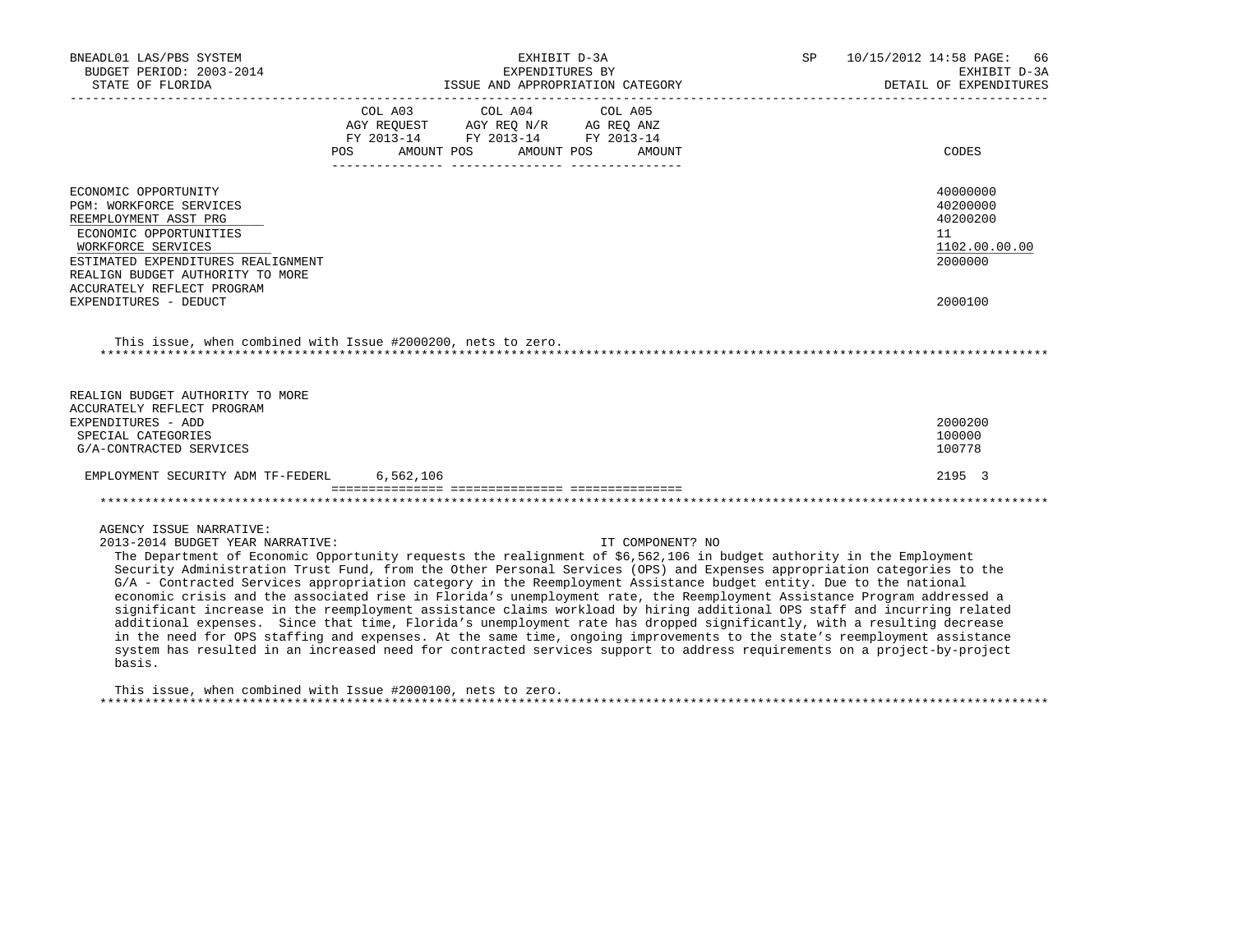| | COL A03 AGY REQUEST FY 2013-14 POS AMOUNT | COL A04 AGY REQ N/R FY 2013-14 POS AMOUNT | COL A05 AG REQ ANZ FY 2013-14 POS AMOUNT | CODES |
|---|---|---|---|---|
| ECONOMIC OPPORTUNITY | | | | 40000000 |
| PGM: WORKFORCE SERVICES | | | | 40200000 |
| REEMPLOYMENT ASST PRG | | | | 40200200 |
| ECONOMIC OPPORTUNITIES | | | | 11 |
| WORKFORCE SERVICES | | | | 1102.00.00.00 |
| ESTIMATED EXPENDITURES REALIGNMENT | | | | 2000000 |
| REALIGN BUDGET AUTHORITY TO MORE ACCURATELY REFLECT PROGRAM EXPENDITURES - DEDUCT | | | | 2000100 |

This issue, when combined with Issue #2000200, nets to zero.

******************************************************************************************************************

| | COL A03 | COL A04 | COL A05 | CODES |
|---|---|---|---|---|
| REALIGN BUDGET AUTHORITY TO MORE ACCURATELY REFLECT PROGRAM EXPENDITURES - ADD | | | | 2000200 |
| SPECIAL CATEGORIES | | | | 100000 |
| G/A-CONTRACTED SERVICES | | | | 100778 |
| EMPLOYMENT SECURITY ADM TF-FEDERL | 6,562,106 | | | 2195 3 |

******************************************************************************************************************

AGENCY ISSUE NARRATIVE:

2013-2014 BUDGET YEAR NARRATIVE: IT COMPONENT? NO

The Department of Economic Opportunity requests the realignment of $6,562,106 in budget authority in the Employment Security Administration Trust Fund, from the Other Personal Services (OPS) and Expenses appropriation categories to the G/A - Contracted Services appropriation category in the Reemployment Assistance budget entity. Due to the national economic crisis and the associated rise in Florida's unemployment rate, the Reemployment Assistance Program addressed a significant increase in the reemployment assistance claims workload by hiring additional OPS staff and incurring related additional expenses. Since that time, Florida's unemployment rate has dropped significantly, with a resulting decrease in the need for OPS staffing and expenses. At the same time, ongoing improvements to the state's reemployment assistance system has resulted in an increased need for contracted services support to address requirements on a project-by-project basis.

This issue, when combined with Issue #2000100, nets to zero.

******************************************************************************************************************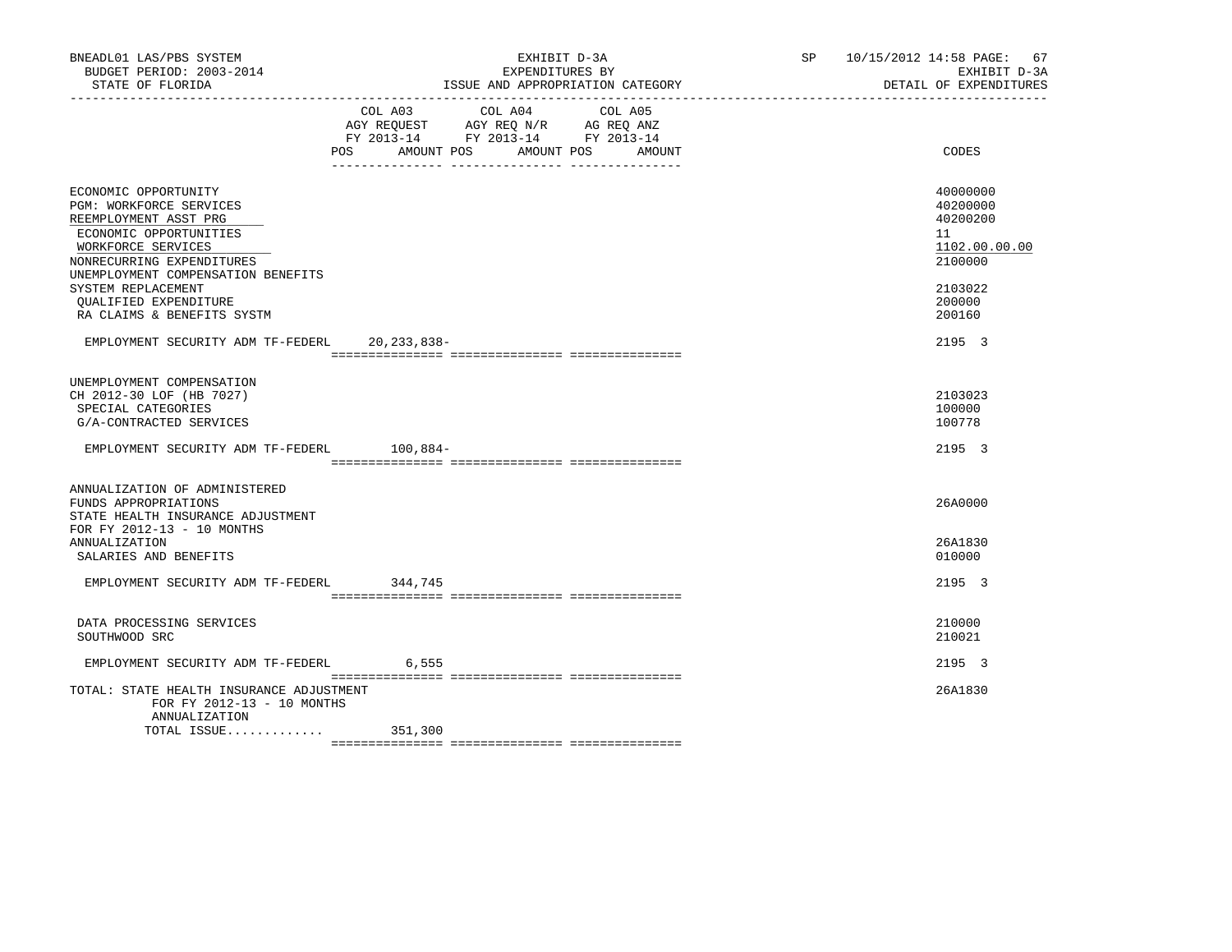BNEADL01 LAS/PBS SYSTEM
BUDGET PERIOD: 2003-2014
STATE OF FLORIDA

EXHIBIT D-3A
EXPENDITURES BY
ISSUE AND APPROPRIATION CATEGORY

SP 10/15/2012 14:58 PAGE: 67
EXHIBIT D-3A
DETAIL OF EXPENDITURES

| | COL A03 AGY REQUEST FY 2013-14 POS AMOUNT | COL A04 AGY REQ N/R FY 2013-14 POS AMOUNT | COL A05 AG REQ ANZ FY 2013-14 POS AMOUNT | CODES |
|---|---|---|---|---|
| ECONOMIC OPPORTUNITY | | | | 40000000 |
| PGM: WORKFORCE SERVICES | | | | 40200000 |
| REEMPLOYMENT ASST PRG | | | | 40200200 |
| ECONOMIC OPPORTUNITIES | | | | 11 |
| WORKFORCE SERVICES | | | | 1102.00.00.00 |
| NONRECURRING EXPENDITURES | | | | 2100000 |
| UNEMPLOYMENT COMPENSATION BENEFITS SYSTEM REPLACEMENT | | | | 2103022 |
| QUALIFIED EXPENDITURE | | | | 200000 |
| RA CLAIMS & BENEFITS SYSTM | | | | 200160 |
| EMPLOYMENT SECURITY ADM TF-FEDERL | 20,233,838- | | | 2195 3 |
| UNEMPLOYMENT COMPENSATION CH 2012-30 LOF (HB 7027) | | | | 2103023 |
| SPECIAL CATEGORIES | | | | 100000 |
| G/A-CONTRACTED SERVICES | | | | 100778 |
| EMPLOYMENT SECURITY ADM TF-FEDERL | 100,884- | | | 2195 3 |
| ANNUALIZATION OF ADMINISTERED FUNDS APPROPRIATIONS | | | | 26A0000 |
| STATE HEALTH INSURANCE ADJUSTMENT FOR FY 2012-13 - 10 MONTHS ANNUALIZATION | | | | 26A1830 |
| SALARIES AND BENEFITS | | | | 010000 |
| EMPLOYMENT SECURITY ADM TF-FEDERL | 344,745 | | | 2195 3 |
| DATA PROCESSING SERVICES | | | | 210000 |
| SOUTHWOOD SRC | | | | 210021 |
| EMPLOYMENT SECURITY ADM TF-FEDERL | 6,555 | | | 2195 3 |
| TOTAL: STATE HEALTH INSURANCE ADJUSTMENT FOR FY 2012-13 - 10 MONTHS ANNUALIZATION | | | | 26A1830 |
| TOTAL ISSUE............. | 351,300 | | | |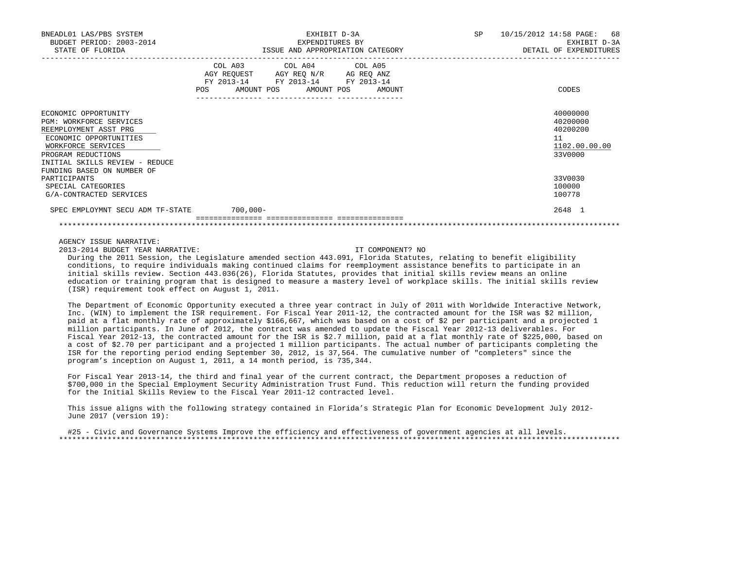EXHIBIT D-3A
EXPENDITURES BY
ISSUE AND APPROPRIATION CATEGORY

BUDGET PERIOD: 2003-2014
STATE OF FLORIDA

DETAIL OF EXPENDITURES

| | COL A03 AGY REQUEST FY 2013-14 POS | AMOUNT | COL A04 AGY REQ N/R FY 2013-14 POS | AMOUNT | COL A05 AG REQ ANZ FY 2013-14 POS | AMOUNT | CODES |
|---|---|---|---|---|---|---|---|
| ECONOMIC OPPORTUNITY | | | | | | | 40000000 |
| PGM: WORKFORCE SERVICES | | | | | | | 40200000 |
| REEMPLOYMENT ASST PRG | | | | | | | 40200200 |
| ECONOMIC OPPORTUNITIES | | | | | | | 11 |
| WORKFORCE SERVICES | | | | | | | 1102.00.00.00 |
| PROGRAM REDUCTIONS | | | | | | | 33V0000 |
| INITIAL SKILLS REVIEW - REDUCE FUNDING BASED ON NUMBER OF PARTICIPANTS | | | | | | | 33V0030 |
| SPECIAL CATEGORIES | | | | | | | 100000 |
| G/A-CONTRACTED SERVICES | | | | | | | 100778 |
| SPEC EMPLOYMNT SECU ADM TF-STATE | | 700,000- | | | | | 2648 1 |

AGENCY ISSUE NARRATIVE:

2013-2014 BUDGET YEAR NARRATIVE: IT COMPONENT? NO

During the 2011 Session, the Legislature amended section 443.091, Florida Statutes, relating to benefit eligibility conditions, to require individuals making continued claims for reemployment assistance benefits to participate in an initial skills review. Section 443.036(26), Florida Statutes, provides that initial skills review means an online education or training program that is designed to measure a mastery level of workplace skills. The initial skills review (ISR) requirement took effect on August 1, 2011.

The Department of Economic Opportunity executed a three year contract in July of 2011 with Worldwide Interactive Network, Inc. (WIN) to implement the ISR requirement. For Fiscal Year 2011-12, the contracted amount for the ISR was $2 million, paid at a flat monthly rate of approximately $166,667, which was based on a cost of $2 per participant and a projected 1 million participants. In June of 2012, the contract was amended to update the Fiscal Year 2012-13 deliverables. For Fiscal Year 2012-13, the contracted amount for the ISR is $2.7 million, paid at a flat monthly rate of $225,000, based on a cost of $2.70 per participant and a projected 1 million participants. The actual number of participants completing the ISR for the reporting period ending September 30, 2012, is 37,564. The cumulative number of "completers" since the program's inception on August 1, 2011, a 14 month period, is 735,344.

For Fiscal Year 2013-14, the third and final year of the current contract, the Department proposes a reduction of $700,000 in the Special Employment Security Administration Trust Fund. This reduction will return the funding provided for the Initial Skills Review to the Fiscal Year 2011-12 contracted level.

This issue aligns with the following strategy contained in Florida's Strategic Plan for Economic Development July 2012-June 2017 (version 19):

#25 - Civic and Governance Systems Improve the efficiency and effectiveness of government agencies at all levels.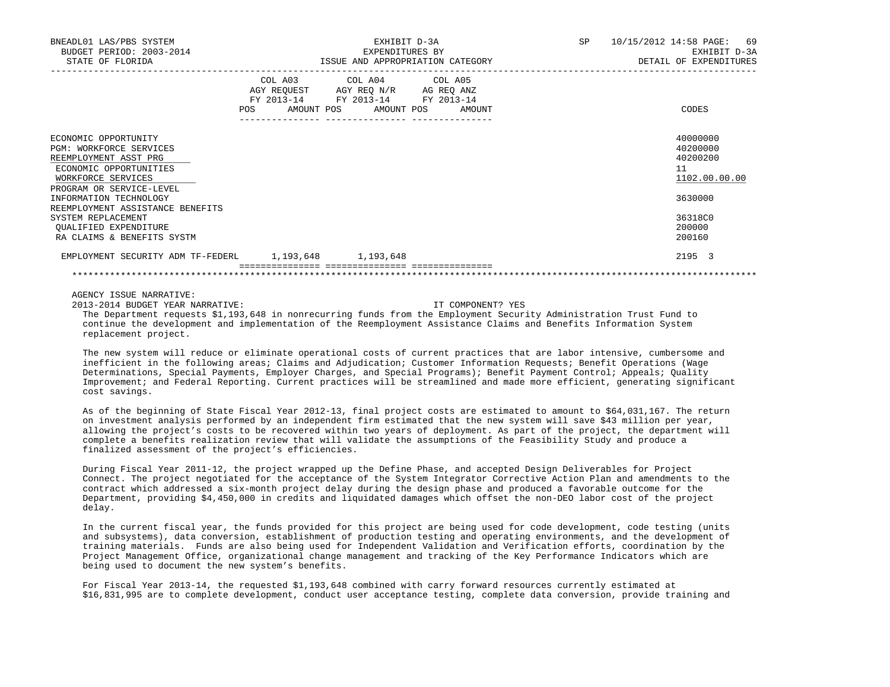| | COL A03 AGY REQUEST FY 2013-14 POS | AMOUNT | COL A04 AGY REQ N/R FY 2013-14 POS | AMOUNT | COL A05 AG REQ ANZ FY 2013-14 POS | AMOUNT | CODES |
|---|---|---|---|---|---|---|---|
| ECONOMIC OPPORTUNITY | | | | | | | 40000000 |
| PGM: WORKFORCE SERVICES | | | | | | | 40200000 |
| REEMPLOYMENT ASST PRG | | | | | | | 40200200 |
| ECONOMIC OPPORTUNITIES | | | | | | | 11 |
| WORKFORCE SERVICES | | | | | | | 1102.00.00.00 |
| PROGRAM OR SERVICE-LEVEL | | | | | | | |
| INFORMATION TECHNOLOGY | | | | | | | 3630000 |
| REEMPLOYMENT ASSISTANCE BENEFITS | | | | | | | |
| SYSTEM REPLACEMENT | | | | | | | 36318C0 |
| QUALIFIED EXPENDITURE | | | | | | | 200000 |
| RA CLAIMS & BENEFITS SYSTM | | | | | | | 200160 |
| EMPLOYMENT SECURITY ADM TF-FEDERL | | 1,193,648 | | 1,193,648 | | | 2195 3 |

AGENCY ISSUE NARRATIVE:

2013-2014 BUDGET YEAR NARRATIVE: IT COMPONENT? YES

The Department requests $1,193,648 in nonrecurring funds from the Employment Security Administration Trust Fund to continue the development and implementation of the Reemployment Assistance Claims and Benefits Information System replacement project.

The new system will reduce or eliminate operational costs of current practices that are labor intensive, cumbersome and inefficient in the following areas; Claims and Adjudication; Customer Information Requests; Benefit Operations (Wage Determinations, Special Payments, Employer Charges, and Special Programs); Benefit Payment Control; Appeals; Quality Improvement; and Federal Reporting. Current practices will be streamlined and made more efficient, generating significant cost savings.

As of the beginning of State Fiscal Year 2012-13, final project costs are estimated to amount to $64,031,167. The return on investment analysis performed by an independent firm estimated that the new system will save $43 million per year, allowing the project's costs to be recovered within two years of deployment. As part of the project, the department will complete a benefits realization review that will validate the assumptions of the Feasibility Study and produce a finalized assessment of the project's efficiencies.

During Fiscal Year 2011-12, the project wrapped up the Define Phase, and accepted Design Deliverables for Project Connect. The project negotiated for the acceptance of the System Integrator Corrective Action Plan and amendments to the contract which addressed a six-month project delay during the design phase and produced a favorable outcome for the Department, providing $4,450,000 in credits and liquidated damages which offset the non-DEO labor cost of the project delay.

In the current fiscal year, the funds provided for this project are being used for code development, code testing (units and subsystems), data conversion, establishment of production testing and operating environments, and the development of training materials. Funds are also being used for Independent Validation and Verification efforts, coordination by the Project Management Office, organizational change management and tracking of the Key Performance Indicators which are being used to document the new system's benefits.

For Fiscal Year 2013-14, the requested $1,193,648 combined with carry forward resources currently estimated at $16,831,995 are to complete development, conduct user acceptance testing, complete data conversion, provide training and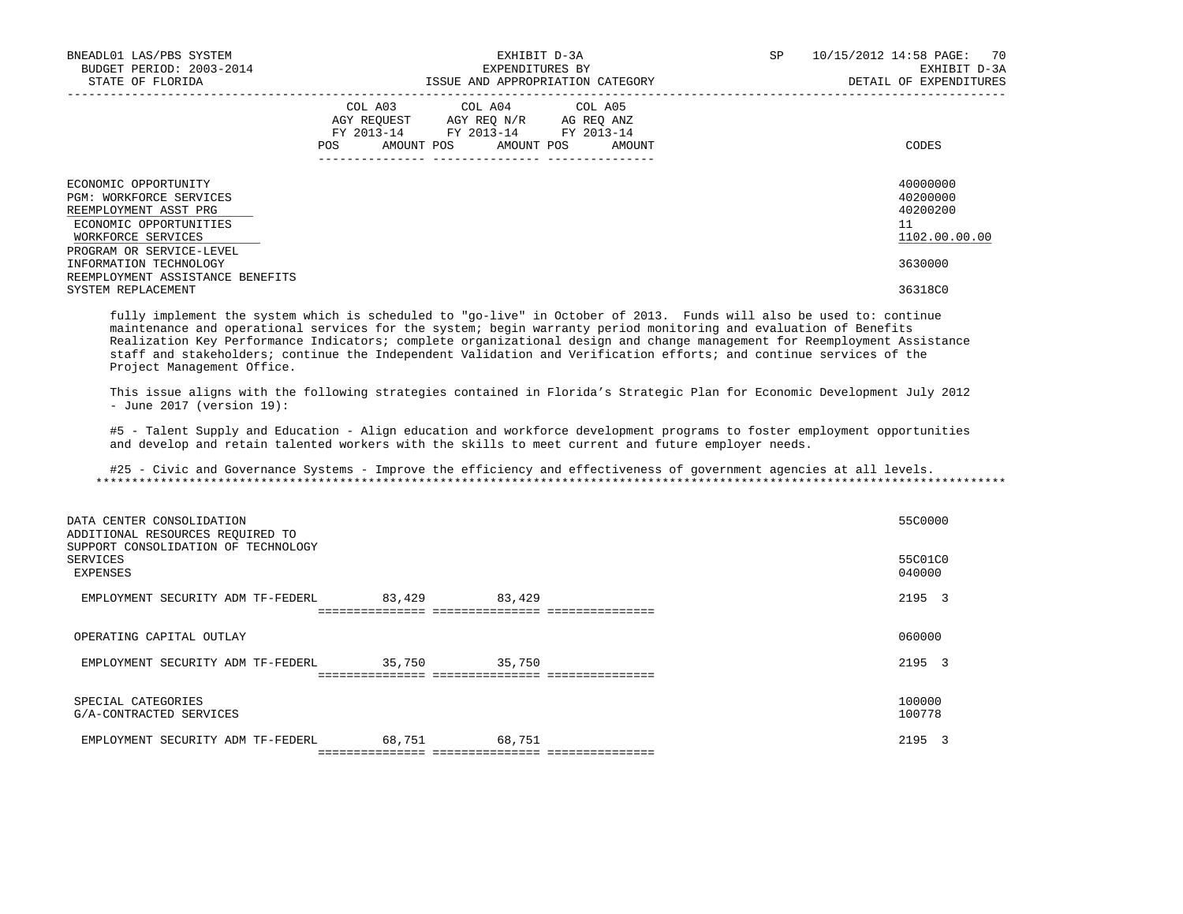| | COL A03 AGY REQUEST FY 2013-14 POS AMOUNT | COL A04 AGY REQ N/R FY 2013-14 POS AMOUNT | COL A05 AG REQ ANZ FY 2013-14 POS AMOUNT | CODES |
|---|---|---|---|---|
| ECONOMIC OPPORTUNITY | | | | 40000000 |
| PGM: WORKFORCE SERVICES | | | | 40200000 |
| REEMPLOYMENT ASST PRG | | | | 40200200 |
| ECONOMIC OPPORTUNITIES | | | | 11 |
| WORKFORCE SERVICES | | | | 1102.00.00.00 |
| PROGRAM OR SERVICE-LEVEL | | | | |
| INFORMATION TECHNOLOGY | | | | 3630000 |
| REEMPLOYMENT ASSISTANCE BENEFITS SYSTEM REPLACEMENT | | | | 36318C0 |

fully implement the system which is scheduled to "go-live" in October of 2013. Funds will also be used to: continue maintenance and operational services for the system; begin warranty period monitoring and evaluation of Benefits Realization Key Performance Indicators; complete organizational design and change management for Reemployment Assistance staff and stakeholders; continue the Independent Validation and Verification efforts; and continue services of the Project Management Office.

This issue aligns with the following strategies contained in Florida's Strategic Plan for Economic Development July 2012 - June 2017 (version 19):

#5 - Talent Supply and Education - Align education and workforce development programs to foster employment opportunities and develop and retain talented workers with the skills to meet current and future employer needs.

#25 - Civic and Governance Systems - Improve the efficiency and effectiveness of government agencies at all levels.

| | COL A03 | COL A04 | COL A05 | CODES |
|---|---|---|---|---|
| DATA CENTER CONSOLIDATION | | | | 55C0000 |
| ADDITIONAL RESOURCES REQUIRED TO SUPPORT CONSOLIDATION OF TECHNOLOGY SERVICES | | | | 55C01C0 |
| EXPENSES | | | | 040000 |
| EMPLOYMENT SECURITY ADM TF-FEDERL | 83,429 | 83,429 | | 2195 3 |
| OPERATING CAPITAL OUTLAY | | | | 060000 |
| EMPLOYMENT SECURITY ADM TF-FEDERL | 35,750 | 35,750 | | 2195 3 |
| SPECIAL CATEGORIES | | | | 100000 |
| G/A-CONTRACTED SERVICES | | | | 100778 |
| EMPLOYMENT SECURITY ADM TF-FEDERL | 68,751 | 68,751 | | 2195 3 |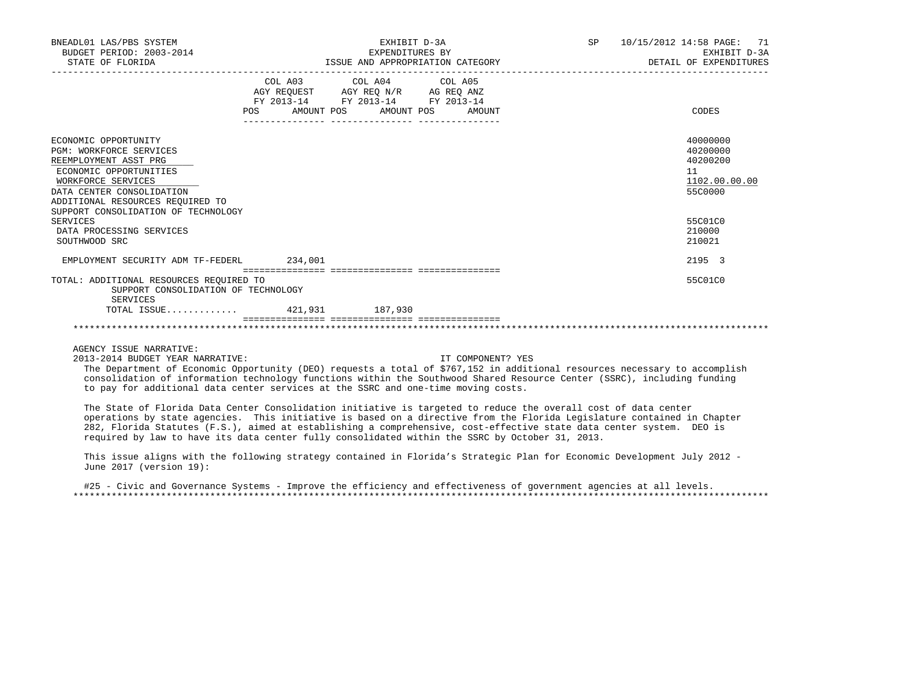| | COL A03 AGY REQUEST FY 2013-14 POS AMOUNT | COL A04 AGY REQ N/R FY 2013-14 POS AMOUNT | COL A05 AG REQ ANZ FY 2013-14 POS AMOUNT | CODES |
|---|---|---|---|---|
| ECONOMIC OPPORTUNITY | | | | 40000000 |
| PGM: WORKFORCE SERVICES | | | | 40200000 |
| REEMPLOYMENT ASST PRG | | | | 40200200 |
| ECONOMIC OPPORTUNITIES | | | | 11 |
| WORKFORCE SERVICES | | | | 1102.00.00.00 |
| DATA CENTER CONSOLIDATION | | | | 55C0000 |
| ADDITIONAL RESOURCES REQUIRED TO SUPPORT CONSOLIDATION OF TECHNOLOGY SERVICES | | | | 55C01C0 |
| DATA PROCESSING SERVICES | | | | 210000 |
| SOUTHWOOD SRC | | | | 210021 |
| EMPLOYMENT SECURITY ADM TF-FEDERL | 234,001 | | | 2195 3 |
| TOTAL: ADDITIONAL RESOURCES REQUIRED TO SUPPORT CONSOLIDATION OF TECHNOLOGY SERVICES | | | | 55C01C0 |
| TOTAL ISSUE............ | 421,931 | 187,930 | | |

AGENCY ISSUE NARRATIVE:

2013-2014 BUDGET YEAR NARRATIVE: IT COMPONENT? YES

The Department of Economic Opportunity (DEO) requests a total of $767,152 in additional resources necessary to accomplish consolidation of information technology functions within the Southwood Shared Resource Center (SSRC), including funding to pay for additional data center services at the SSRC and one-time moving costs.

The State of Florida Data Center Consolidation initiative is targeted to reduce the overall cost of data center operations by state agencies. This initiative is based on a directive from the Florida Legislature contained in Chapter 282, Florida Statutes (F.S.), aimed at establishing a comprehensive, cost-effective state data center system. DEO is required by law to have its data center fully consolidated within the SSRC by October 31, 2013.

This issue aligns with the following strategy contained in Florida's Strategic Plan for Economic Development July 2012 - June 2017 (version 19):

#25 - Civic and Governance Systems - Improve the efficiency and effectiveness of government agencies at all levels.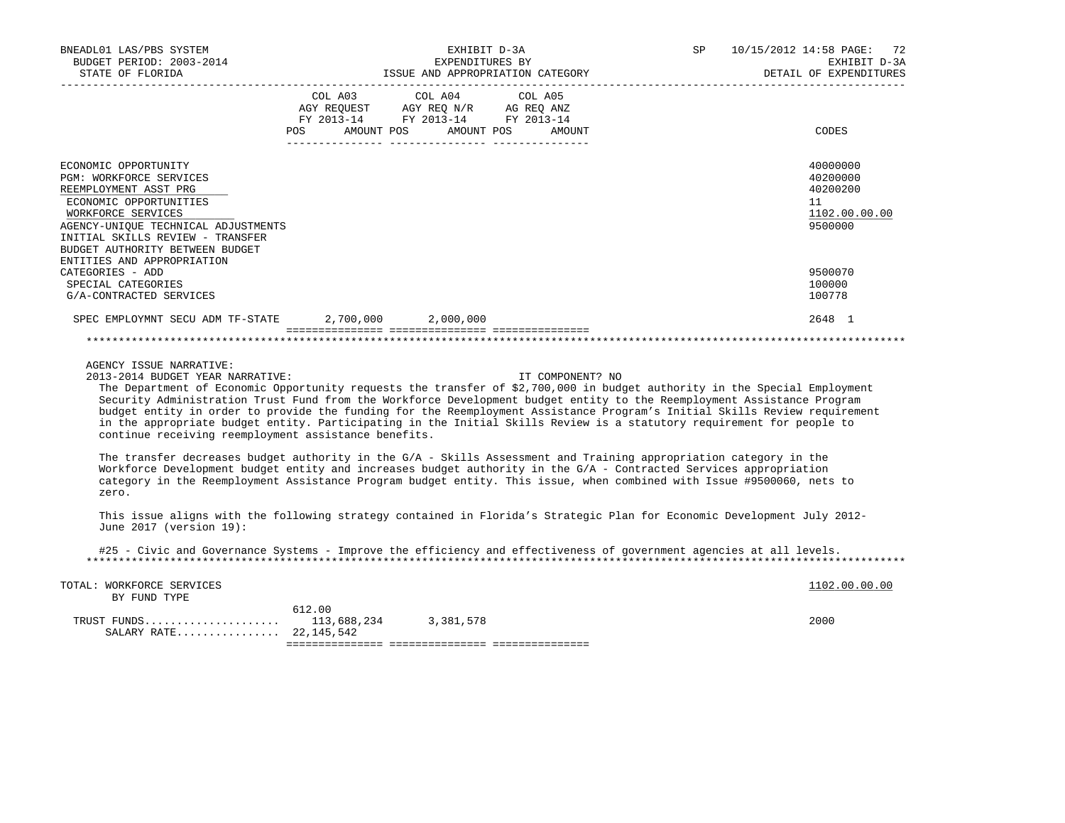BNEADL01 LAS/PBS SYSTEM | EXHIBIT D-3A | SP 10/15/2012 14:58
BUDGET PERIOD: 2003-2014 | EXPENDITURES BY | EXHIBIT D-3A
STATE OF FLORIDA | ISSUE AND APPROPRIATION CATEGORY | DETAIL OF EXPENDITURES

| | COL A03 AGY REQUEST FY 2013-14 POS | AMOUNT | COL A04 AGY REQ N/R FY 2013-14 POS | AMOUNT | COL A05 AG REQ ANZ FY 2013-14 POS | AMOUNT | CODES |
|---|---|---|---|---|---|---|---|
| ECONOMIC OPPORTUNITY | | | | | | | 40000000 |
| PGM: WORKFORCE SERVICES | | | | | | | 40200000 |
| REEMPLOYMENT ASST PRG | | | | | | | 40200200 |
| ECONOMIC OPPORTUNITIES | | | | | | | 11 |
| WORKFORCE SERVICES | | | | | | | 1102.00.00.00 |
| AGENCY-UNIQUE TECHNICAL ADJUSTMENTS | | | | | | | 9500000 |
| INITIAL SKILLS REVIEW - TRANSFER BUDGET AUTHORITY BETWEEN BUDGET ENTITIES AND APPROPRIATION CATEGORIES - ADD | | | | | | | 9500070 |
| SPECIAL CATEGORIES | | | | | | | 100000 |
| G/A-CONTRACTED SERVICES | | | | | | | 100778 |
| SPEC EMPLOYMNT SECU ADM TF-STATE | | 2,700,000 | | 2,000,000 | | | 2648 1 |

AGENCY ISSUE NARRATIVE:

2013-2014 BUDGET YEAR NARRATIVE: IT COMPONENT? NO

The Department of Economic Opportunity requests the transfer of $2,700,000 in budget authority in the Special Employment Security Administration Trust Fund from the Workforce Development budget entity to the Reemployment Assistance Program budget entity in order to provide the funding for the Reemployment Assistance Program's Initial Skills Review requirement in the appropriate budget entity. Participating in the Initial Skills Review is a statutory requirement for people to continue receiving reemployment assistance benefits.

The transfer decreases budget authority in the G/A - Skills Assessment and Training appropriation category in the Workforce Development budget entity and increases budget authority in the G/A - Contracted Services appropriation category in the Reemployment Assistance Program budget entity. This issue, when combined with Issue #9500060, nets to zero.

This issue aligns with the following strategy contained in Florida's Strategic Plan for Economic Development July 2012-June 2017 (version 19):

#25 - Civic and Governance Systems - Improve the efficiency and effectiveness of government agencies at all levels.

| | POS | AMOUNT | POS | AMOUNT | POS | AMOUNT | CODES |
|---|---|---|---|---|---|---|---|
| TOTAL: WORKFORCE SERVICES | | | | | | | 1102.00.00.00 |
| BY FUND TYPE | | | | | | | |
| TRUST FUNDS | 612.00 | 113,688,234 | | 3,381,578 | | | 2000 |
| SALARY RATE | | 22,145,542 | | | | | |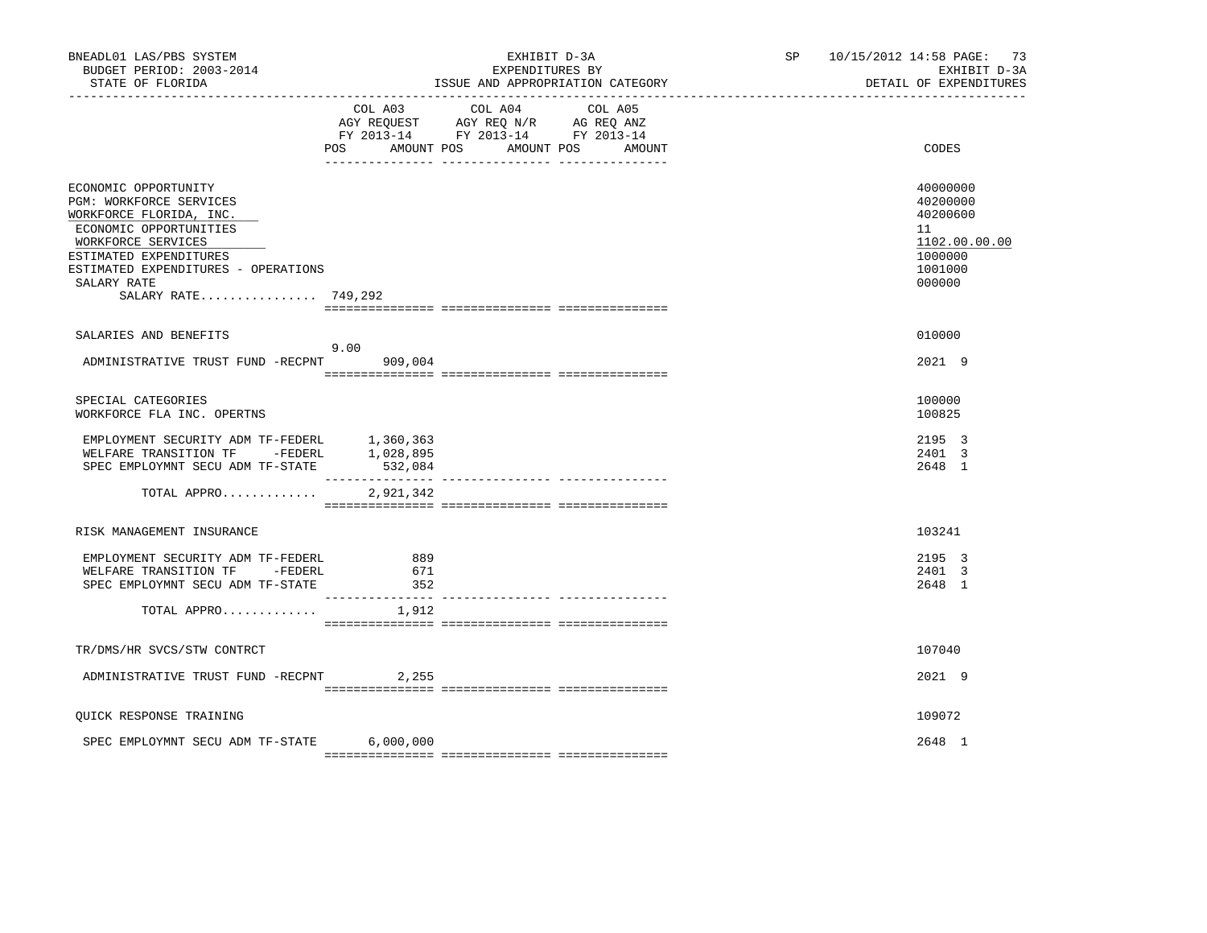BNEADL01 LAS/PBS SYSTEM
BUDGET PERIOD: 2003-2014
STATE OF FLORIDA

EXHIBIT D-3A
EXPENDITURES BY
ISSUE AND APPROPRIATION CATEGORY

SP 10/15/2012 14:58 PAGE: 73
EXHIBIT D-3A
DETAIL OF EXPENDITURES

| | COL A03 AGY REQUEST FY 2013-14 POS AMOUNT | COL A04 AGY REQ N/R FY 2013-14 POS AMOUNT | COL A05 AG REQ ANZ FY 2013-14 POS AMOUNT | CODES |
|---|---|---|---|---|
| ECONOMIC OPPORTUNITY | | | | 40000000 |
| PGM: WORKFORCE SERVICES | | | | 40200000 |
| WORKFORCE FLORIDA, INC. | | | | 40200600 |
| ECONOMIC OPPORTUNITIES | | | | 11 |
| WORKFORCE SERVICES | | | | 1102.00.00.00 |
| ESTIMATED EXPENDITURES | | | | 1000000 |
| ESTIMATED EXPENDITURES - OPERATIONS | | | | 1001000 |
| SALARY RATE | | | | 000000 |
| SALARY RATE................ 749,292 | | | | |
| SALARIES AND BENEFITS | | | | 010000 |
| ADMINISTRATIVE TRUST FUND -RECPNT | 9.00 909,004 | | | 2021 9 |
| SPECIAL CATEGORIES | | | | 100000 |
| WORKFORCE FLA INC. OPERTNS | | | | 100825 |
| EMPLOYMENT SECURITY ADM TF-FEDERL | 1,360,363 | | | 2195 3 |
| WELFARE TRANSITION TF -FEDERL | 1,028,895 | | | 2401 3 |
| SPEC EMPLOYMNT SECU ADM TF-STATE | 532,084 | | | 2648 1 |
| TOTAL APPRO............ | 2,921,342 | | | |
| RISK MANAGEMENT INSURANCE | | | | 103241 |
| EMPLOYMENT SECURITY ADM TF-FEDERL | 889 | | | 2195 3 |
| WELFARE TRANSITION TF -FEDERL | 671 | | | 2401 3 |
| SPEC EMPLOYMNT SECU ADM TF-STATE | 352 | | | 2648 1 |
| TOTAL APPRO............ | 1,912 | | | |
| TR/DMS/HR SVCS/STW CONTRCT | | | | 107040 |
| ADMINISTRATIVE TRUST FUND -RECPNT | 2,255 | | | 2021 9 |
| QUICK RESPONSE TRAINING | | | | 109072 |
| SPEC EMPLOYMNT SECU ADM TF-STATE | 6,000,000 | | | 2648 1 |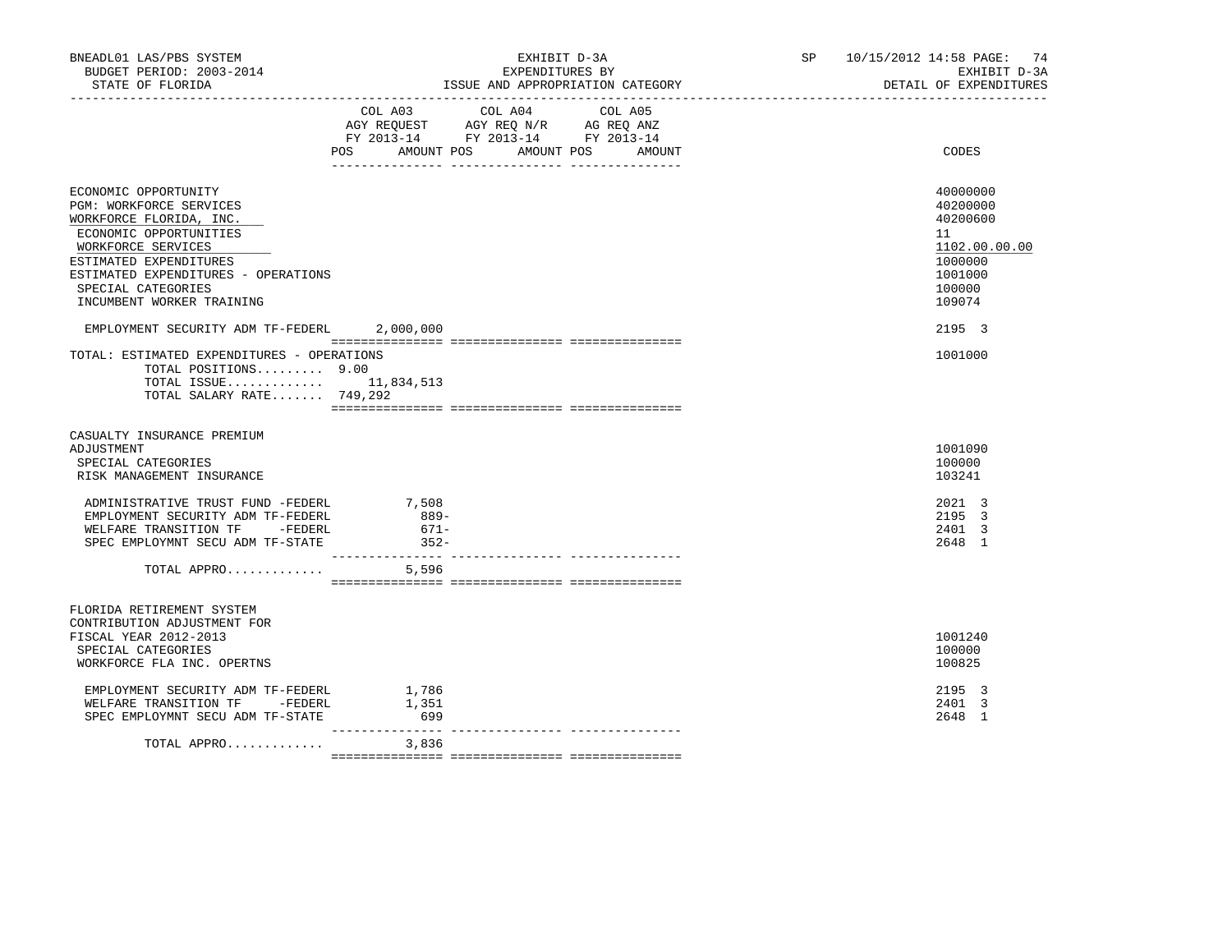BNEADL01 LAS/PBS SYSTEM — EXHIBIT D-3A — EXPENDITURES BY ISSUE AND APPROPRIATION CATEGORY

BUDGET PERIOD: 2003-2014 — STATE OF FLORIDA — SP 10/15/2012 14:58 — EXHIBIT D-3A DETAIL OF EXPENDITURES

| | COL A03 AGY REQUEST FY 2013-14 POS | AMOUNT | COL A04 AGY REQ N/R FY 2013-14 POS | AMOUNT | COL A05 AG REQ ANZ FY 2013-14 POS | AMOUNT | CODES |
|---|---|---|---|---|---|---|---|
| ECONOMIC OPPORTUNITY | | | | | | | 40000000 |
| PGM: WORKFORCE SERVICES | | | | | | | 40200000 |
| WORKFORCE FLORIDA, INC. | | | | | | | 40200600 |
| ECONOMIC OPPORTUNITIES | | | | | | | 11 |
| WORKFORCE SERVICES | | | | | | | 1102.00.00.00 |
| ESTIMATED EXPENDITURES | | | | | | | 1000000 |
| ESTIMATED EXPENDITURES - OPERATIONS | | | | | | | 1001000 |
| SPECIAL CATEGORIES | | | | | | | 100000 |
| INCUMBENT WORKER TRAINING | | | | | | | 109074 |
| EMPLOYMENT SECURITY ADM TF-FEDERL | | 2,000,000 | | | | | 2195 3 |
| TOTAL: ESTIMATED EXPENDITURES - OPERATIONS | | | | | | | 1001000 |
| TOTAL POSITIONS......... | 9.00 | | | | | | |
| TOTAL ISSUE............. | | 11,834,513 | | | | | |
| TOTAL SALARY RATE....... | | 749,292 | | | | | |
| CASUALTY INSURANCE PREMIUM ADJUSTMENT | | | | | | | 1001090 |
| SPECIAL CATEGORIES | | | | | | | 100000 |
| RISK MANAGEMENT INSURANCE | | | | | | | 103241 |
| ADMINISTRATIVE TRUST FUND -FEDERL | | 7,508 | | | | | 2021 3 |
| EMPLOYMENT SECURITY ADM TF-FEDERL | | 889- | | | | | 2195 3 |
| WELFARE TRANSITION TF -FEDERL | | 671- | | | | | 2401 3 |
| SPEC EMPLOYMNT SECU ADM TF-STATE | | 352- | | | | | 2648 1 |
| TOTAL APPRO............. | | 5,596 | | | | | |
| FLORIDA RETIREMENT SYSTEM CONTRIBUTION ADJUSTMENT FOR FISCAL YEAR 2012-2013 | | | | | | | 1001240 |
| SPECIAL CATEGORIES | | | | | | | 100000 |
| WORKFORCE FLA INC. OPERTNS | | | | | | | 100825 |
| EMPLOYMENT SECURITY ADM TF-FEDERL | | 1,786 | | | | | 2195 3 |
| WELFARE TRANSITION TF -FEDERL | | 1,351 | | | | | 2401 3 |
| SPEC EMPLOYMNT SECU ADM TF-STATE | | 699 | | | | | 2648 1 |
| TOTAL APPRO............. | | 3,836 | | | | | |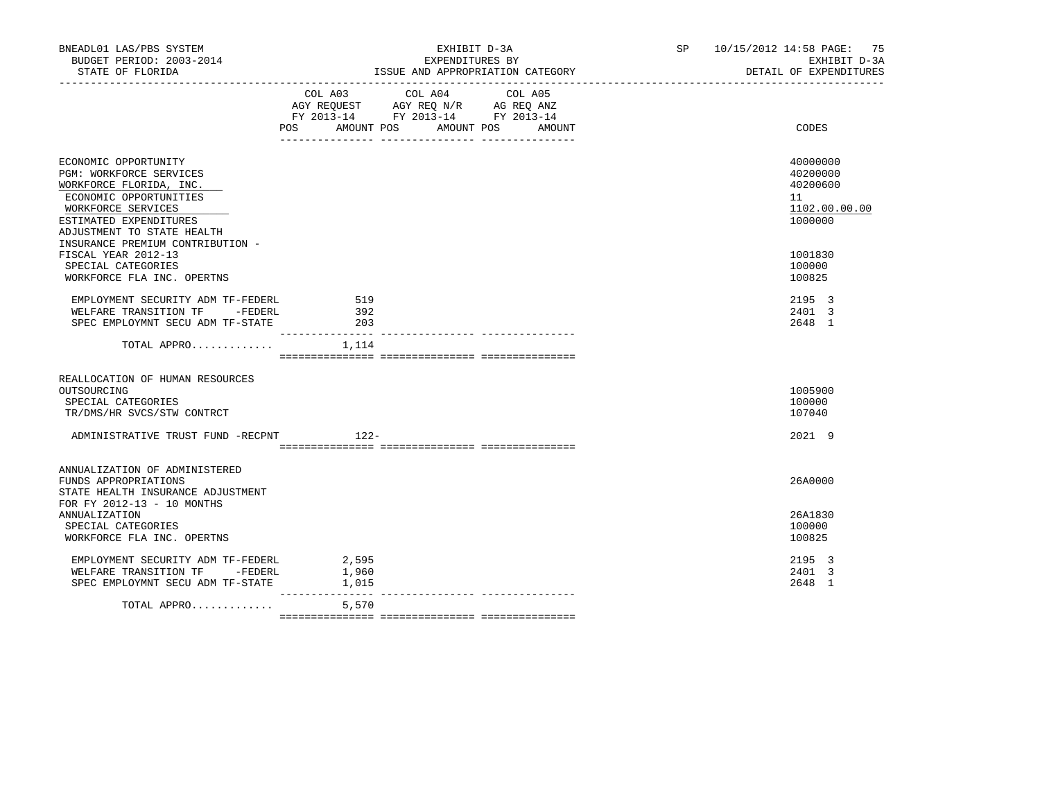BNEADL01 LAS/PBS SYSTEM — BUDGET PERIOD: 2003-2014 — STATE OF FLORIDA

EXHIBIT D-3A — EXPENDITURES BY ISSUE AND APPROPRIATION CATEGORY

SP 10/15/2012 14:58 — EXHIBIT D-3A — DETAIL OF EXPENDITURES

| | COL A03 AGY REQUEST FY 2013-14 POS | AMOUNT | COL A04 AGY REQ N/R FY 2013-14 POS | AMOUNT | COL A05 AG REQ ANZ FY 2013-14 POS | AMOUNT | CODES |
|---|---|---|---|---|---|---|---|
| ECONOMIC OPPORTUNITY | | | | | | | 40000000 |
| PGM: WORKFORCE SERVICES | | | | | | | 40200000 |
| WORKFORCE FLORIDA, INC. | | | | | | | 40200600 |
| ECONOMIC OPPORTUNITIES | | | | | | | 11 |
| WORKFORCE SERVICES | | | | | | | 1102.00.00.00 |
| ESTIMATED EXPENDITURES | | | | | | | 1000000 |
| ADJUSTMENT TO STATE HEALTH INSURANCE PREMIUM CONTRIBUTION - FISCAL YEAR 2012-13 | | | | | | | 1001830 |
| SPECIAL CATEGORIES | | | | | | | 100000 |
| WORKFORCE FLA INC. OPERTNS | | | | | | | 100825 |
| EMPLOYMENT SECURITY ADM TF-FEDERL | | 519 | | | | | 2195 3 |
| WELFARE TRANSITION TF -FEDERL | | 392 | | | | | 2401 3 |
| SPEC EMPLOYMNT SECU ADM TF-STATE | | 203 | | | | | 2648 1 |
| TOTAL APPRO............. | | 1,114 | | | | | |
| REALLOCATION OF HUMAN RESOURCES OUTSOURCING | | | | | | | 1005900 |
| SPECIAL CATEGORIES | | | | | | | 100000 |
| TR/DMS/HR SVCS/STW CONTRCT | | | | | | | 107040 |
| ADMINISTRATIVE TRUST FUND -RECPNT | | 122- | | | | | 2021 9 |
| ANNUALIZATION OF ADMINISTERED FUNDS APPROPRIATIONS | | | | | | | 26A0000 |
| STATE HEALTH INSURANCE ADJUSTMENT FOR FY 2012-13 - 10 MONTHS ANNUALIZATION | | | | | | | 26A1830 |
| SPECIAL CATEGORIES | | | | | | | 100000 |
| WORKFORCE FLA INC. OPERTNS | | | | | | | 100825 |
| EMPLOYMENT SECURITY ADM TF-FEDERL | | 2,595 | | | | | 2195 3 |
| WELFARE TRANSITION TF -FEDERL | | 1,960 | | | | | 2401 3 |
| SPEC EMPLOYMNT SECU ADM TF-STATE | | 1,015 | | | | | 2648 1 |
| TOTAL APPRO............. | | 5,570 | | | | | |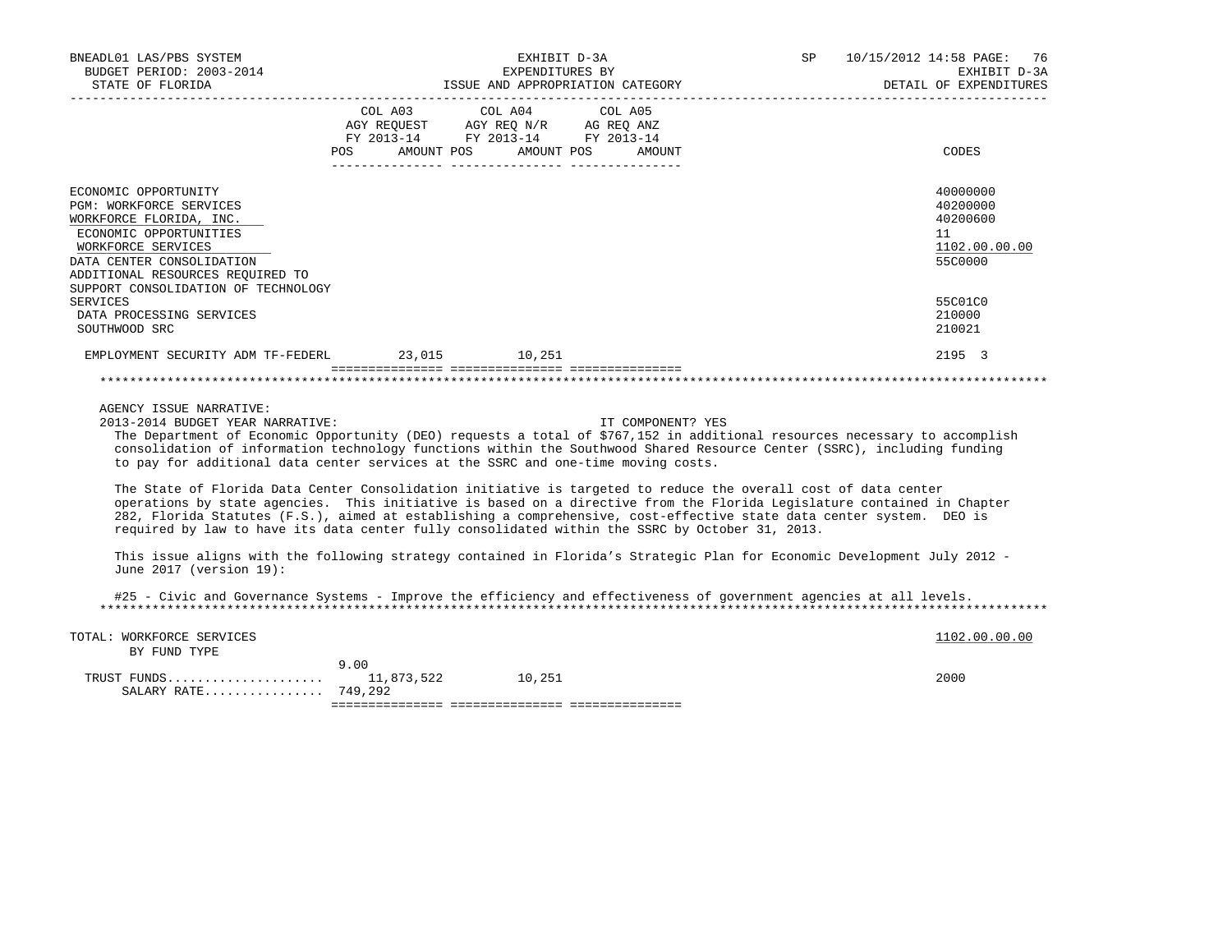BNEADL01 LAS/PBS SYSTEM
BUDGET PERIOD: 2003-2014
STATE OF FLORIDA

EXHIBIT D-3A
EXPENDITURES BY
ISSUE AND APPROPRIATION CATEGORY

SP 10/15/2012 14:58
EXHIBIT D-3A
DETAIL OF EXPENDITURES

| | COL A03 AGY REQUEST FY 2013-14 POS AMOUNT | COL A04 AGY REQ N/R FY 2013-14 POS AMOUNT | COL A05 AG REQ ANZ FY 2013-14 POS AMOUNT | CODES |
|---|---|---|---|---|
| ECONOMIC OPPORTUNITY | | | | 40000000 |
| PGM: WORKFORCE SERVICES | | | | 40200000 |
| WORKFORCE FLORIDA, INC. | | | | 40200600 |
| ECONOMIC OPPORTUNITIES | | | | 11 |
| WORKFORCE SERVICES | | | | 1102.00.00.00 |
| DATA CENTER CONSOLIDATION | | | | 55C0000 |
| ADDITIONAL RESOURCES REQUIRED TO SUPPORT CONSOLIDATION OF TECHNOLOGY SERVICES | | | | 55C01C0 |
| DATA PROCESSING SERVICES | | | | 210000 |
| SOUTHWOOD SRC | | | | 210021 |
| EMPLOYMENT SECURITY ADM TF-FEDERL | 23,015 | 10,251 | | 2195 3 |

AGENCY ISSUE NARRATIVE:

2013-2014 BUDGET YEAR NARRATIVE: IT COMPONENT? YES

The Department of Economic Opportunity (DEO) requests a total of $767,152 in additional resources necessary to accomplish consolidation of information technology functions within the Southwood Shared Resource Center (SSRC), including funding to pay for additional data center services at the SSRC and one-time moving costs.

The State of Florida Data Center Consolidation initiative is targeted to reduce the overall cost of data center operations by state agencies. This initiative is based on a directive from the Florida Legislature contained in Chapter 282, Florida Statutes (F.S.), aimed at establishing a comprehensive, cost-effective state data center system. DEO is required by law to have its data center fully consolidated within the SSRC by October 31, 2013.

This issue aligns with the following strategy contained in Florida's Strategic Plan for Economic Development July 2012 - June 2017 (version 19):

#25 - Civic and Governance Systems - Improve the efficiency and effectiveness of government agencies at all levels.

| | COL A03 | COL A04 | COL A05 | CODES |
|---|---|---|---|---|
| TOTAL: WORKFORCE SERVICES | | | | 1102.00.00.00 |
| BY FUND TYPE | | | | |
| TRUST FUNDS | 9.00 11,873,522 | 10,251 | | 2000 |
| SALARY RATE | 749,292 | | | |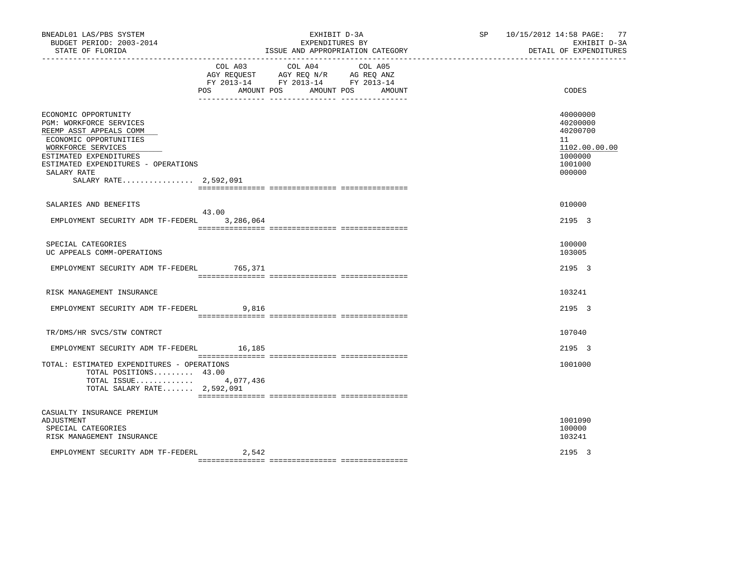BNEADL01 LAS/PBS SYSTEM — EXHIBIT D-3A — SP 10/15/2012 14:58

BUDGET PERIOD: 2003-2014 — EXPENDITURES BY — EXHIBIT D-3A

STATE OF FLORIDA — ISSUE AND APPROPRIATION CATEGORY — DETAIL OF EXPENDITURES

| | COL A03 AGY REQUEST FY 2013-14 POS | AMOUNT | COL A04 AGY REQ N/R FY 2013-14 POS | AMOUNT | COL A05 AG REQ ANZ FY 2013-14 POS | AMOUNT | CODES |
|---|---|---|---|---|---|---|---|
| ECONOMIC OPPORTUNITY | | | | | | | 40000000 |
| PGM: WORKFORCE SERVICES | | | | | | | 40200000 |
| REEMP ASST APPEALS COMM | | | | | | | 40200700 |
| ECONOMIC OPPORTUNITIES | | | | | | | 11 |
| WORKFORCE SERVICES | | | | | | | 1102.00.00.00 |
| ESTIMATED EXPENDITURES | | | | | | | 1000000 |
| ESTIMATED EXPENDITURES - OPERATIONS | | | | | | | 1001000 |
| SALARY RATE | | | | | | | 000000 |
| SALARY RATE................ 2,592,091 | | | | | | | |
| SALARIES AND BENEFITS | | | | | | | 010000 |
| EMPLOYMENT SECURITY ADM TF-FEDERL | 43.00 | 3,286,064 | | | | | 2195 3 |
| SPECIAL CATEGORIES | | | | | | | 100000 |
| UC APPEALS COMM-OPERATIONS | | | | | | | 103005 |
| EMPLOYMENT SECURITY ADM TF-FEDERL | | 765,371 | | | | | 2195 3 |
| RISK MANAGEMENT INSURANCE | | | | | | | 103241 |
| EMPLOYMENT SECURITY ADM TF-FEDERL | | 9,816 | | | | | 2195 3 |
| TR/DMS/HR SVCS/STW CONTRCT | | | | | | | 107040 |
| EMPLOYMENT SECURITY ADM TF-FEDERL | | 16,185 | | | | | 2195 3 |
| TOTAL: ESTIMATED EXPENDITURES - OPERATIONS | | | | | | | 1001000 |
| TOTAL POSITIONS......... 43.00 | | | | | | | |
| TOTAL ISSUE............. | | 4,077,436 | | | | | |
| TOTAL SALARY RATE....... 2,592,091 | | | | | | | |
| CASUALTY INSURANCE PREMIUM ADJUSTMENT | | | | | | | 1001090 |
| SPECIAL CATEGORIES | | | | | | | 100000 |
| RISK MANAGEMENT INSURANCE | | | | | | | 103241 |
| EMPLOYMENT SECURITY ADM TF-FEDERL | | 2,542 | | | | | 2195 3 |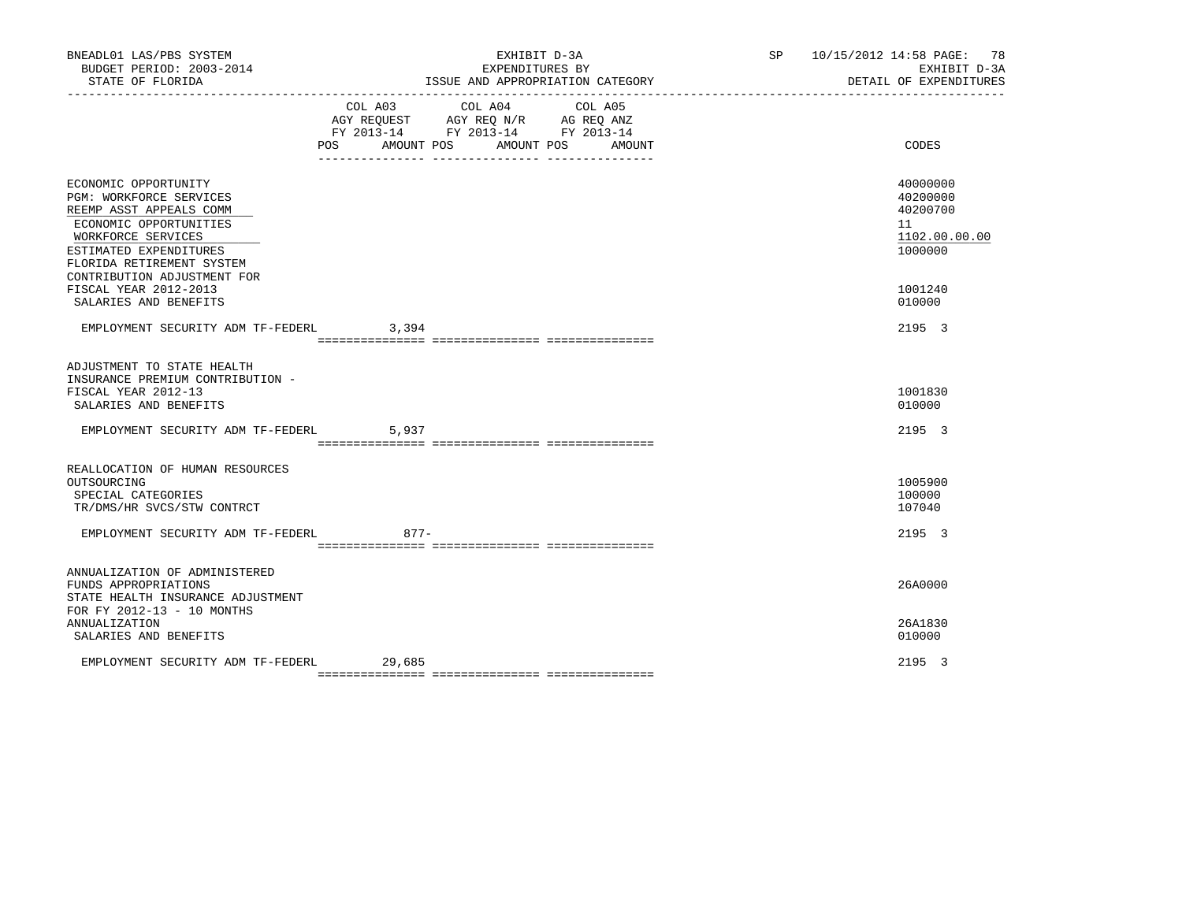BNEADL01 LAS/PBS SYSTEM — BUDGET PERIOD: 2003-2014 — STATE OF FLORIDA

EXHIBIT D-3A — EXPENDITURES BY ISSUE AND APPROPRIATION CATEGORY

SP 10/15/2012 14:58 — EXHIBIT D-3A — DETAIL OF EXPENDITURES

| | COL A03 AGY REQUEST FY 2013-14 POS AMOUNT | COL A04 AGY REQ N/R FY 2013-14 POS AMOUNT | COL A05 AG REQ ANZ FY 2013-14 POS AMOUNT | CODES |
|---|---|---|---|---|
| ECONOMIC OPPORTUNITY | | | | 40000000 |
| PGM: WORKFORCE SERVICES | | | | 40200000 |
| REEMP ASST APPEALS COMM | | | | 40200700 |
| ECONOMIC OPPORTUNITIES | | | | 11 |
| WORKFORCE SERVICES | | | | 1102.00.00.00 |
| ESTIMATED EXPENDITURES | | | | 1000000 |
| FLORIDA RETIREMENT SYSTEM CONTRIBUTION ADJUSTMENT FOR FISCAL YEAR 2012-2013 | | | | 1001240 |
| SALARIES AND BENEFITS | | | | 010000 |
| EMPLOYMENT SECURITY ADM TF-FEDERL | 3,394 | | | 2195 3 |
| ADJUSTMENT TO STATE HEALTH INSURANCE PREMIUM CONTRIBUTION - FISCAL YEAR 2012-13 | | | | 1001830 |
| SALARIES AND BENEFITS | | | | 010000 |
| EMPLOYMENT SECURITY ADM TF-FEDERL | 5,937 | | | 2195 3 |
| REALLOCATION OF HUMAN RESOURCES OUTSOURCING | | | | 1005900 |
| SPECIAL CATEGORIES | | | | 100000 |
| TR/DMS/HR SVCS/STW CONTRCT | | | | 107040 |
| EMPLOYMENT SECURITY ADM TF-FEDERL | 877- | | | 2195 3 |
| ANNUALIZATION OF ADMINISTERED FUNDS APPROPRIATIONS | | | | 26A0000 |
| STATE HEALTH INSURANCE ADJUSTMENT FOR FY 2012-13 - 10 MONTHS ANNUALIZATION | | | | 26A1830 |
| SALARIES AND BENEFITS | | | | 010000 |
| EMPLOYMENT SECURITY ADM TF-FEDERL | 29,685 | | | 2195 3 |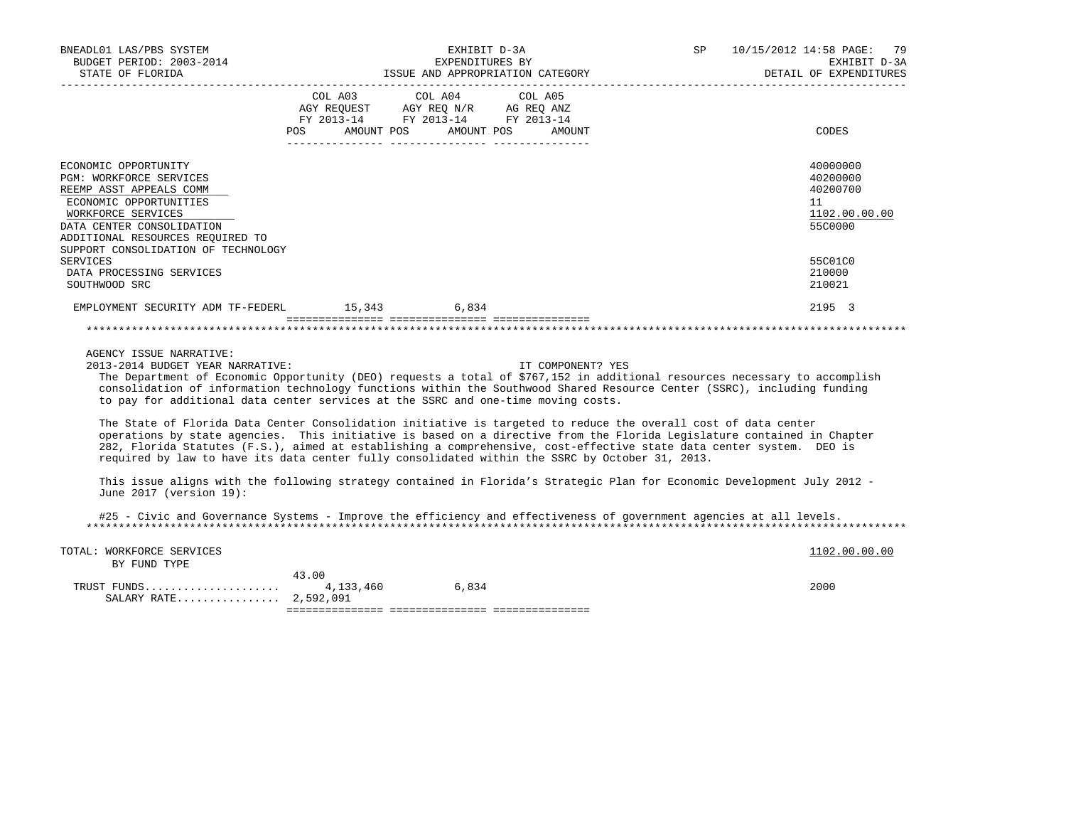BNEADL01 LAS/PBS SYSTEM
BUDGET PERIOD: 2003-2014
STATE OF FLORIDA

EXHIBIT D-3A
EXPENDITURES BY
ISSUE AND APPROPRIATION CATEGORY

SP 10/15/2012 14:58
EXHIBIT D-3A
DETAIL OF EXPENDITURES

| | COL A03 AGY REQUEST FY 2013-14 POS | AMOUNT | COL A04 AGY REQ N/R FY 2013-14 POS | AMOUNT | COL A05 AG REQ ANZ FY 2013-14 POS | AMOUNT | CODES |
|---|---|---|---|---|---|---|---|
| ECONOMIC OPPORTUNITY | | | | | | | 40000000 |
| PGM: WORKFORCE SERVICES | | | | | | | 40200000 |
| REEMP ASST APPEALS COMM | | | | | | | 40200700 |
| ECONOMIC OPPORTUNITIES | | | | | | | 11 |
| WORKFORCE SERVICES | | | | | | | 1102.00.00.00 |
| DATA CENTER CONSOLIDATION | | | | | | | 55C0000 |
| ADDITIONAL RESOURCES REQUIRED TO SUPPORT CONSOLIDATION OF TECHNOLOGY SERVICES | | | | | | | 55C01C0 |
| DATA PROCESSING SERVICES | | | | | | | 210000 |
| SOUTHWOOD SRC | | | | | | | 210021 |
| EMPLOYMENT SECURITY ADM TF-FEDERL | | 15,343 | | 6,834 | | | 2195 3 |

AGENCY ISSUE NARRATIVE:

2013-2014 BUDGET YEAR NARRATIVE: IT COMPONENT? YES

The Department of Economic Opportunity (DEO) requests a total of $767,152 in additional resources necessary to accomplish consolidation of information technology functions within the Southwood Shared Resource Center (SSRC), including funding to pay for additional data center services at the SSRC and one-time moving costs.

The State of Florida Data Center Consolidation initiative is targeted to reduce the overall cost of data center operations by state agencies. This initiative is based on a directive from the Florida Legislature contained in Chapter 282, Florida Statutes (F.S.), aimed at establishing a comprehensive, cost-effective state data center system. DEO is required by law to have its data center fully consolidated within the SSRC by October 31, 2013.

This issue aligns with the following strategy contained in Florida's Strategic Plan for Economic Development July 2012 - June 2017 (version 19):

#25 - Civic and Governance Systems - Improve the efficiency and effectiveness of government agencies at all levels.

| | COL A03 POS | AMOUNT | COL A04 POS | AMOUNT | COL A05 POS | AMOUNT | CODES |
|---|---|---|---|---|---|---|---|
| TOTAL: WORKFORCE SERVICES | | | | | | | 1102.00.00.00 |
| BY FUND TYPE | | | | | | | |
| TRUST FUNDS | 43.00 | 4,133,460 | | 6,834 | | | 2000 |
| SALARY RATE | | 2,592,091 | | | | | |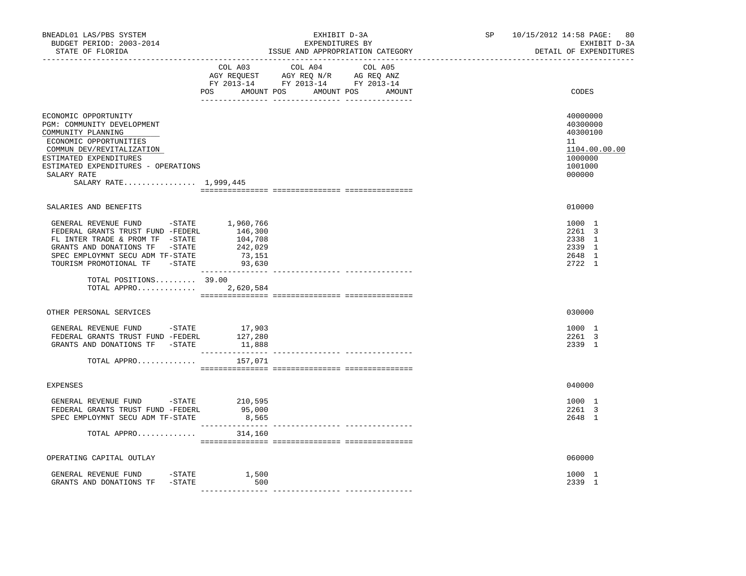BNEADL01 LAS/PBS SYSTEM — EXHIBIT D-3A — EXPENDITURES BY ISSUE AND APPROPRIATION CATEGORY

BUDGET PERIOD: 2003-2014 — STATE OF FLORIDA — SP 10/15/2012 14:58 — EXHIBIT D-3A — DETAIL OF EXPENDITURES

| | COL A03 AGY REQUEST FY 2013-14 POS / AMOUNT | COL A04 AGY REQ N/R FY 2013-14 POS / AMOUNT | COL A05 AG REQ ANZ FY 2013-14 POS / AMOUNT | CODES |
|---|---|---|---|---|
| ECONOMIC OPPORTUNITY | | | | 40000000 |
| PGM: COMMUNITY DEVELOPMENT | | | | 40300000 |
| COMMUNITY PLANNING | | | | 40300100 |
| ECONOMIC OPPORTUNITIES | | | | 11 |
| COMMUN DEV/REVITALIZATION | | | | 1104.00.00.00 |
| ESTIMATED EXPENDITURES | | | | 1000000 |
| ESTIMATED EXPENDITURES - OPERATIONS | | | | 1001000 |
| SALARY RATE | | | | 000000 |
| SALARY RATE................ 1,999,445 | | | | |
| SALARIES AND BENEFITS | | | | 010000 |
| GENERAL REVENUE FUND -STATE | 1,960,766 | | | 1000 1 |
| FEDERAL GRANTS TRUST FUND -FEDERL | 146,300 | | | 2261 3 |
| FL INTER TRADE & PROM TF -STATE | 104,708 | | | 2338 1 |
| GRANTS AND DONATIONS TF -STATE | 242,029 | | | 2339 1 |
| SPEC EMPLOYMNT SECU ADM TF-STATE | 73,151 | | | 2648 1 |
| TOURISM PROMOTIONAL TF -STATE | 93,630 | | | 2722 1 |
| TOTAL POSITIONS......... 39.00 | | | | |
| TOTAL APPRO............. | 2,620,584 | | | |
| OTHER PERSONAL SERVICES | | | | 030000 |
| GENERAL REVENUE FUND -STATE | 17,903 | | | 1000 1 |
| FEDERAL GRANTS TRUST FUND -FEDERL | 127,280 | | | 2261 3 |
| GRANTS AND DONATIONS TF -STATE | 11,888 | | | 2339 1 |
| TOTAL APPRO............. | 157,071 | | | |
| EXPENSES | | | | 040000 |
| GENERAL REVENUE FUND -STATE | 210,595 | | | 1000 1 |
| FEDERAL GRANTS TRUST FUND -FEDERL | 95,000 | | | 2261 3 |
| SPEC EMPLOYMNT SECU ADM TF-STATE | 8,565 | | | 2648 1 |
| TOTAL APPRO............. | 314,160 | | | |
| OPERATING CAPITAL OUTLAY | | | | 060000 |
| GENERAL REVENUE FUND -STATE | 1,500 | | | 1000 1 |
| GRANTS AND DONATIONS TF -STATE | 500 | | | 2339 1 |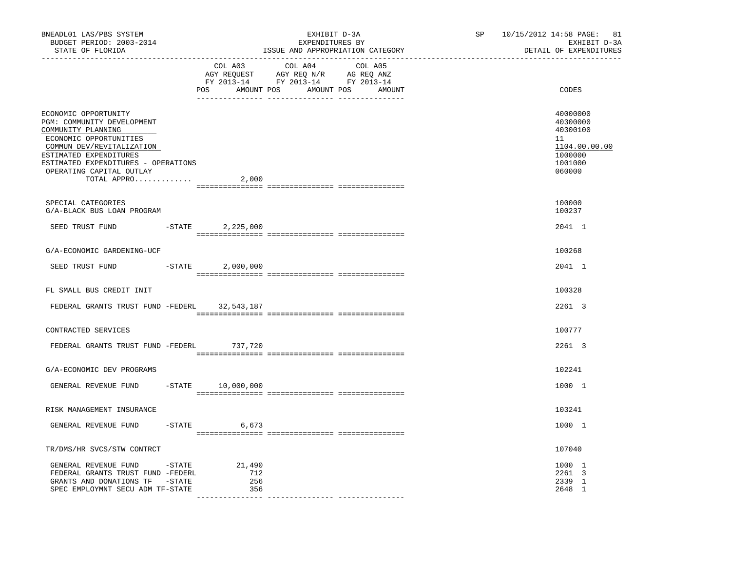BNEADL01 LAS/PBS SYSTEM
BUDGET PERIOD: 2003-2014
STATE OF FLORIDA

EXHIBIT D-3A
EXPENDITURES BY
ISSUE AND APPROPRIATION CATEGORY

SP 10/15/2012 14:58
EXHIBIT D-3A
DETAIL OF EXPENDITURES

| | COL A03 AGY REQUEST FY 2013-14 POS AMOUNT | COL A04 AGY REQ N/R FY 2013-14 POS AMOUNT | COL A05 AG REQ ANZ FY 2013-14 POS AMOUNT | CODES |
|---|---|---|---|---|
| ECONOMIC OPPORTUNITY | | | | 40000000 |
| PGM: COMMUNITY DEVELOPMENT | | | | 40300000 |
| COMMUNITY PLANNING | | | | 40300100 |
| ECONOMIC OPPORTUNITIES | | | | 11 |
| COMMUN DEV/REVITALIZATION | | | | 1104.00.00.00 |
| ESTIMATED EXPENDITURES | | | | 1000000 |
| ESTIMATED EXPENDITURES - OPERATIONS | | | | 1001000 |
| OPERATING CAPITAL OUTLAY | | | | 060000 |
| TOTAL APPRO............. | 2,000 | | | |
| SPECIAL CATEGORIES | | | | 100000 |
| G/A-BLACK BUS LOAN PROGRAM | | | | 100237 |
| SEED TRUST FUND -STATE | 2,225,000 | | | 2041 1 |
| G/A-ECONOMIC GARDENING-UCF | | | | 100268 |
| SEED TRUST FUND -STATE | 2,000,000 | | | 2041 1 |
| FL SMALL BUS CREDIT INIT | | | | 100328 |
| FEDERAL GRANTS TRUST FUND -FEDERL | 32,543,187 | | | 2261 3 |
| CONTRACTED SERVICES | | | | 100777 |
| FEDERAL GRANTS TRUST FUND -FEDERL | 737,720 | | | 2261 3 |
| G/A-ECONOMIC DEV PROGRAMS | | | | 102241 |
| GENERAL REVENUE FUND -STATE | 10,000,000 | | | 1000 1 |
| RISK MANAGEMENT INSURANCE | | | | 103241 |
| GENERAL REVENUE FUND -STATE | 6,673 | | | 1000 1 |
| TR/DMS/HR SVCS/STW CONTRCT | | | | 107040 |
| GENERAL REVENUE FUND -STATE | 21,490 | | | 1000 1 |
| FEDERAL GRANTS TRUST FUND -FEDERL | 712 | | | 2261 3 |
| GRANTS AND DONATIONS TF -STATE | 256 | | | 2339 1 |
| SPEC EMPLOYMNT SECU ADM TF-STATE | 356 | | | 2648 1 |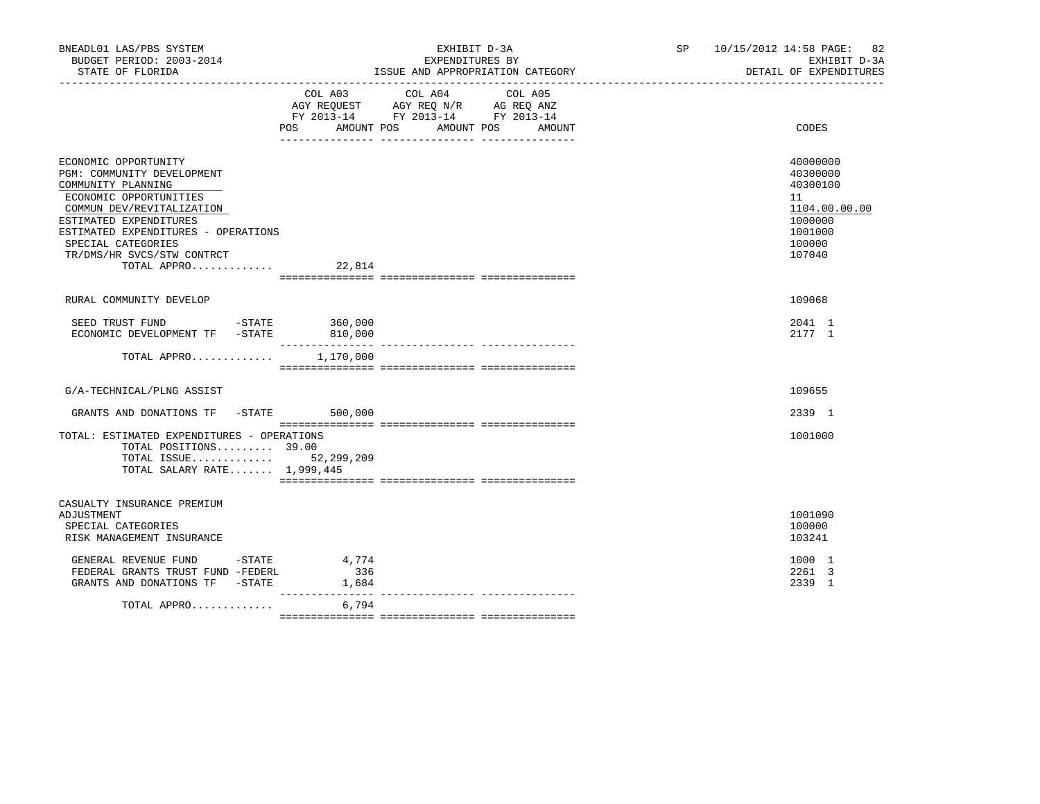BNEADL01 LAS/PBS SYSTEM
BUDGET PERIOD: 2003-2014
STATE OF FLORIDA

EXHIBIT D-3A
EXPENDITURES BY
ISSUE AND APPROPRIATION CATEGORY

SP 10/15/2012 14:58 PAGE: 82
EXHIBIT D-3A
DETAIL OF EXPENDITURES

| | COL A03 AGY REQUEST FY 2013-14 POS AMOUNT | COL A04 AGY REQ N/R FY 2013-14 POS AMOUNT | COL A05 AG REQ ANZ FY 2013-14 POS AMOUNT | CODES |
|---|---|---|---|---|
| ECONOMIC OPPORTUNITY | | | | 40000000 |
| PGM: COMMUNITY DEVELOPMENT | | | | 40300000 |
| COMMUNITY PLANNING | | | | 40300100 |
| ECONOMIC OPPORTUNITIES | | | | 11 |
| COMMUN DEV/REVITALIZATION | | | | 1104.00.00.00 |
| ESTIMATED EXPENDITURES | | | | 1000000 |
| ESTIMATED EXPENDITURES - OPERATIONS | | | | 1001000 |
| SPECIAL CATEGORIES | | | | 100000 |
| TR/DMS/HR SVCS/STW CONTRCT | | | | 107040 |
| TOTAL APPRO............. | 22,814 | | | |
| RURAL COMMUNITY DEVELOP | | | | 109068 |
| SEED TRUST FUND -STATE | 360,000 | | | 2041 1 |
| ECONOMIC DEVELOPMENT TF -STATE | 810,000 | | | 2177 1 |
| TOTAL APPRO............. | 1,170,000 | | | |
| G/A-TECHNICAL/PLNG ASSIST | | | | 109655 |
| GRANTS AND DONATIONS TF -STATE | 500,000 | | | 2339 1 |
| TOTAL: ESTIMATED EXPENDITURES - OPERATIONS | | | | 1001000 |
| TOTAL POSITIONS......... | 39.00 | | | |
| TOTAL ISSUE............. | 52,299,209 | | | |
| TOTAL SALARY RATE....... | 1,999,445 | | | |
| CASUALTY INSURANCE PREMIUM ADJUSTMENT | | | | 1001090 |
| SPECIAL CATEGORIES | | | | 100000 |
| RISK MANAGEMENT INSURANCE | | | | 103241 |
| GENERAL REVENUE FUND -STATE | 4,774 | | | 1000 1 |
| FEDERAL GRANTS TRUST FUND -FEDERL | 336 | | | 2261 3 |
| GRANTS AND DONATIONS TF -STATE | 1,684 | | | 2339 1 |
| TOTAL APPRO............. | 6,794 | | | |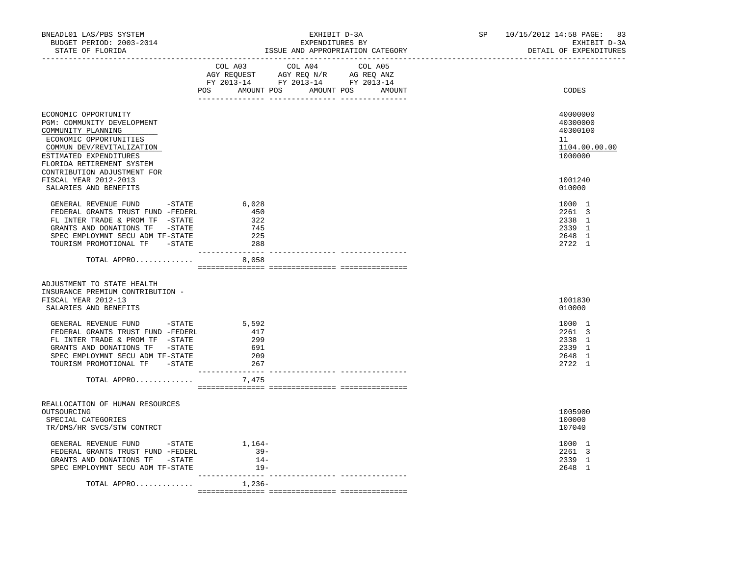BNEADL01 LAS/PBS SYSTEM — EXHIBIT D-3A — EXPENDITURES BY ISSUE AND APPROPRIATION CATEGORY — SP 10/15/2012 14:58

BUDGET PERIOD: 2003-2014 — STATE OF FLORIDA — EXHIBIT D-3A DETAIL OF EXPENDITURES

| | COL A03 AGY REQUEST FY 2013-14 POS | AMOUNT | COL A04 AGY REQ N/R FY 2013-14 POS | AMOUNT | COL A05 AG REQ ANZ FY 2013-14 POS | AMOUNT | CODES |
|---|---|---|---|---|---|---|---|
| ECONOMIC OPPORTUNITY | | | | | | | 40000000 |
| PGM: COMMUNITY DEVELOPMENT | | | | | | | 40300000 |
| COMMUNITY PLANNING | | | | | | | 40300100 |
| ECONOMIC OPPORTUNITIES | | | | | | | 11 |
| COMMUN DEV/REVITALIZATION | | | | | | | 1104.00.00.00 |
| ESTIMATED EXPENDITURES | | | | | | | 1000000 |
| FLORIDA RETIREMENT SYSTEM CONTRIBUTION ADJUSTMENT FOR FISCAL YEAR 2012-2013 | | | | | | | 1001240 |
| SALARIES AND BENEFITS | | | | | | | 010000 |
| GENERAL REVENUE FUND -STATE | | 6,028 | | | | | 1000 1 |
| FEDERAL GRANTS TRUST FUND -FEDERL | | 450 | | | | | 2261 3 |
| FL INTER TRADE & PROM TF -STATE | | 322 | | | | | 2338 1 |
| GRANTS AND DONATIONS TF -STATE | | 745 | | | | | 2339 1 |
| SPEC EMPLOYMNT SECU ADM TF-STATE | | 225 | | | | | 2648 1 |
| TOURISM PROMOTIONAL TF -STATE | | 288 | | | | | 2722 1 |
| TOTAL APPRO............ | | 8,058 | | | | | |
| ADJUSTMENT TO STATE HEALTH INSURANCE PREMIUM CONTRIBUTION - FISCAL YEAR 2012-13 | | | | | | | 1001830 |
| SALARIES AND BENEFITS | | | | | | | 010000 |
| GENERAL REVENUE FUND -STATE | | 5,592 | | | | | 1000 1 |
| FEDERAL GRANTS TRUST FUND -FEDERL | | 417 | | | | | 2261 3 |
| FL INTER TRADE & PROM TF -STATE | | 299 | | | | | 2338 1 |
| GRANTS AND DONATIONS TF -STATE | | 691 | | | | | 2339 1 |
| SPEC EMPLOYMNT SECU ADM TF-STATE | | 209 | | | | | 2648 1 |
| TOURISM PROMOTIONAL TF -STATE | | 267 | | | | | 2722 1 |
| TOTAL APPRO............ | | 7,475 | | | | | |
| REALLOCATION OF HUMAN RESOURCES OUTSOURCING | | | | | | | 1005900 |
| SPECIAL CATEGORIES | | | | | | | 100000 |
| TR/DMS/HR SVCS/STW CONTRCT | | | | | | | 107040 |
| GENERAL REVENUE FUND -STATE | | 1,164- | | | | | 1000 1 |
| FEDERAL GRANTS TRUST FUND -FEDERL | | 39- | | | | | 2261 3 |
| GRANTS AND DONATIONS TF -STATE | | 14- | | | | | 2339 1 |
| SPEC EMPLOYMNT SECU ADM TF-STATE | | 19- | | | | | 2648 1 |
| TOTAL APPRO............ | | 1,236- | | | | | |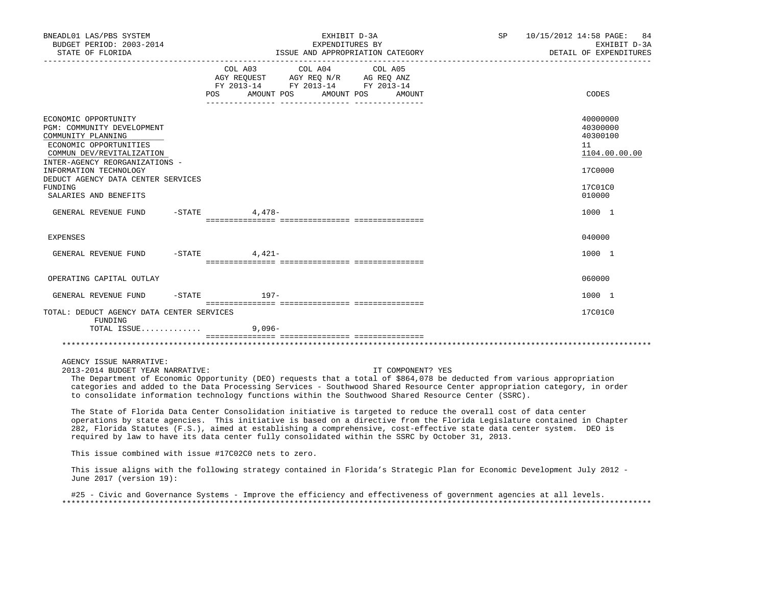| | COL A03 AGY REQUEST FY 2013-14 POS AMOUNT | COL A04 AGY REQ N/R FY 2013-14 POS AMOUNT | COL A05 AG REQ ANZ FY 2013-14 POS AMOUNT | CODES |
|---|---|---|---|---|
| ECONOMIC OPPORTUNITY | | | | 40000000 |
| PGM: COMMUNITY DEVELOPMENT | | | | 40300000 |
| COMMUNITY PLANNING | | | | 40300100 |
| ECONOMIC OPPORTUNITIES | | | | 11 |
| COMMUN DEV/REVITALIZATION | | | | 1104.00.00.00 |
| INTER-AGENCY REORGANIZATIONS - INFORMATION TECHNOLOGY | | | | 17C0000 |
| DEDUCT AGENCY DATA CENTER SERVICES FUNDING | | | | 17C01C0 |
| SALARIES AND BENEFITS | | | | 010000 |
| GENERAL REVENUE FUND -STATE | 4,478- | | | 1000 1 |
| EXPENSES | | | | 040000 |
| GENERAL REVENUE FUND -STATE | 4,421- | | | 1000 1 |
| OPERATING CAPITAL OUTLAY | | | | 060000 |
| GENERAL REVENUE FUND -STATE | 197- | | | 1000 1 |
| TOTAL: DEDUCT AGENCY DATA CENTER SERVICES FUNDING | | | | 17C01C0 |
| TOTAL ISSUE............ | 9,096- | | | |

AGENCY ISSUE NARRATIVE:

2013-2014 BUDGET YEAR NARRATIVE: IT COMPONENT? YES

The Department of Economic Opportunity (DEO) requests that a total of $864,078 be deducted from various appropriation categories and added to the Data Processing Services - Southwood Shared Resource Center appropriation category, in order to consolidate information technology functions within the Southwood Shared Resource Center (SSRC).

The State of Florida Data Center Consolidation initiative is targeted to reduce the overall cost of data center operations by state agencies. This initiative is based on a directive from the Florida Legislature contained in Chapter 282, Florida Statutes (F.S.), aimed at establishing a comprehensive, cost-effective state data center system. DEO is required by law to have its data center fully consolidated within the SSRC by October 31, 2013.

This issue combined with issue #17C02C0 nets to zero.

This issue aligns with the following strategy contained in Florida's Strategic Plan for Economic Development July 2012 - June 2017 (version 19):

#25 - Civic and Governance Systems - Improve the efficiency and effectiveness of government agencies at all levels.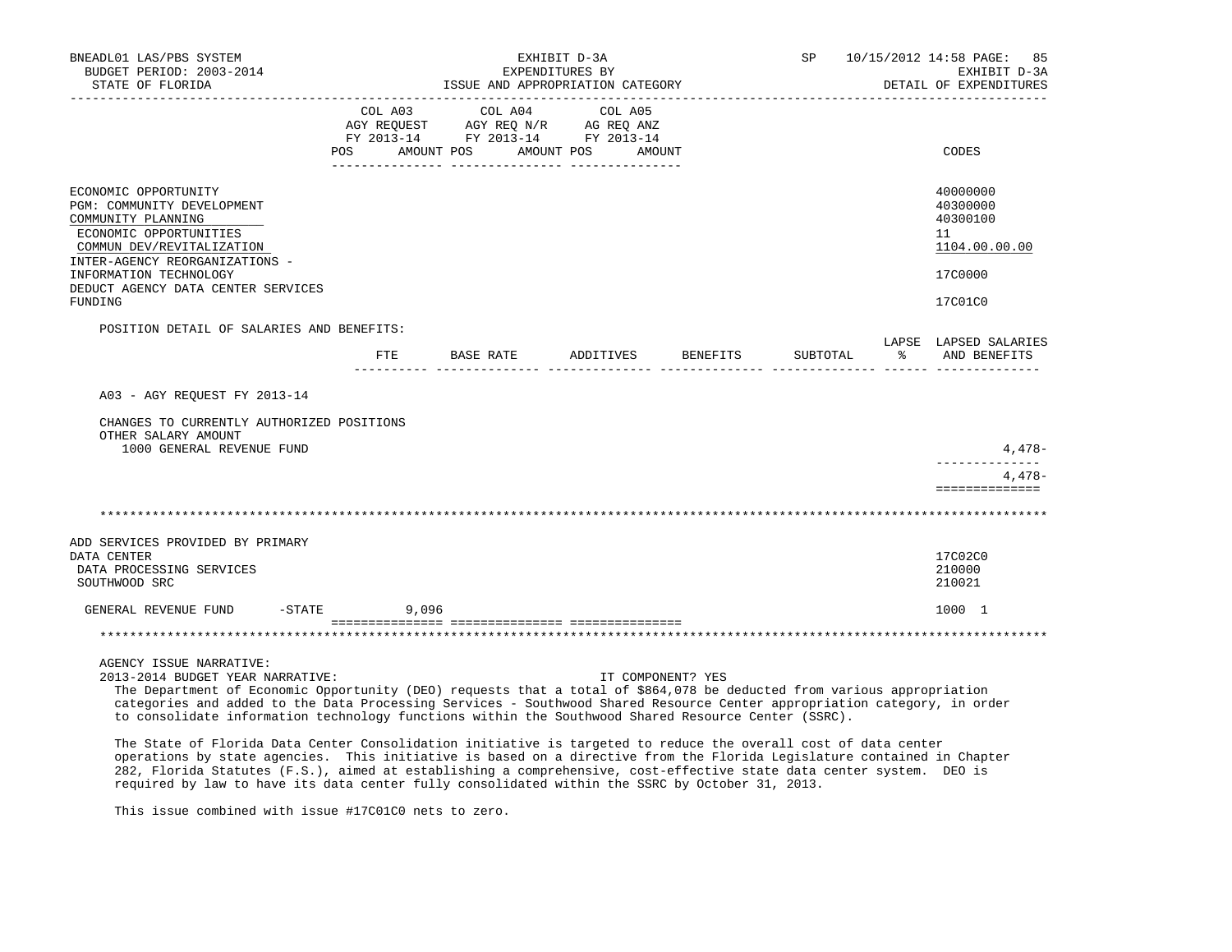EXHIBIT D-3A
EXPENDITURES BY
ISSUE AND APPROPRIATION CATEGORY

DETAIL OF EXPENDITURES

| | COL A03 AGY REQUEST FY 2013-14 POS AMOUNT | COL A04 AGY REQ N/R FY 2013-14 POS AMOUNT | COL A05 AG REQ ANZ FY 2013-14 POS AMOUNT | CODES |
|---|---|---|---|---|
| ECONOMIC OPPORTUNITY | | | | 40000000 |
| PGM: COMMUNITY DEVELOPMENT | | | | 40300000 |
| COMMUNITY PLANNING | | | | 40300100 |
| ECONOMIC OPPORTUNITIES | | | | 11 |
| COMMUN DEV/REVITALIZATION | | | | 1104.00.00.00 |
| INTER-AGENCY REORGANIZATIONS - INFORMATION TECHNOLOGY | | | | 17C0000 |
| DEDUCT AGENCY DATA CENTER SERVICES FUNDING | | | | 17C01C0 |

POSITION DETAIL OF SALARIES AND BENEFITS:

| | FTE | BASE RATE | ADDITIVES | BENEFITS | SUBTOTAL | LAPSE % | LAPSED SALARIES AND BENEFITS |
|---|---|---|---|---|---|---|---|
| A03 - AGY REQUEST FY 2013-14 | | | | | | | |
| CHANGES TO CURRENTLY AUTHORIZED POSITIONS | | | | | | | |
| OTHER SALARY AMOUNT | | | | | | | |
| 1000 GENERAL REVENUE FUND | | | | | | | 4,478- |
| | | | | | | | 4,478- |

| | COL A03 | COL A04 | COL A05 | CODES |
|---|---|---|---|---|
| ADD SERVICES PROVIDED BY PRIMARY DATA CENTER | | | | 17C02C0 |
| DATA PROCESSING SERVICES | | | | 210000 |
| SOUTHWOOD SRC | | | | 210021 |
| GENERAL REVENUE FUND -STATE | 9,096 | | | 1000 1 |

AGENCY ISSUE NARRATIVE:

2013-2014 BUDGET YEAR NARRATIVE: IT COMPONENT? YES

The Department of Economic Opportunity (DEO) requests that a total of $864,078 be deducted from various appropriation categories and added to the Data Processing Services - Southwood Shared Resource Center appropriation category, in order to consolidate information technology functions within the Southwood Shared Resource Center (SSRC).

The State of Florida Data Center Consolidation initiative is targeted to reduce the overall cost of data center operations by state agencies. This initiative is based on a directive from the Florida Legislature contained in Chapter 282, Florida Statutes (F.S.), aimed at establishing a comprehensive, cost-effective state data center system. DEO is required by law to have its data center fully consolidated within the SSRC by October 31, 2013.

This issue combined with issue #17C01C0 nets to zero.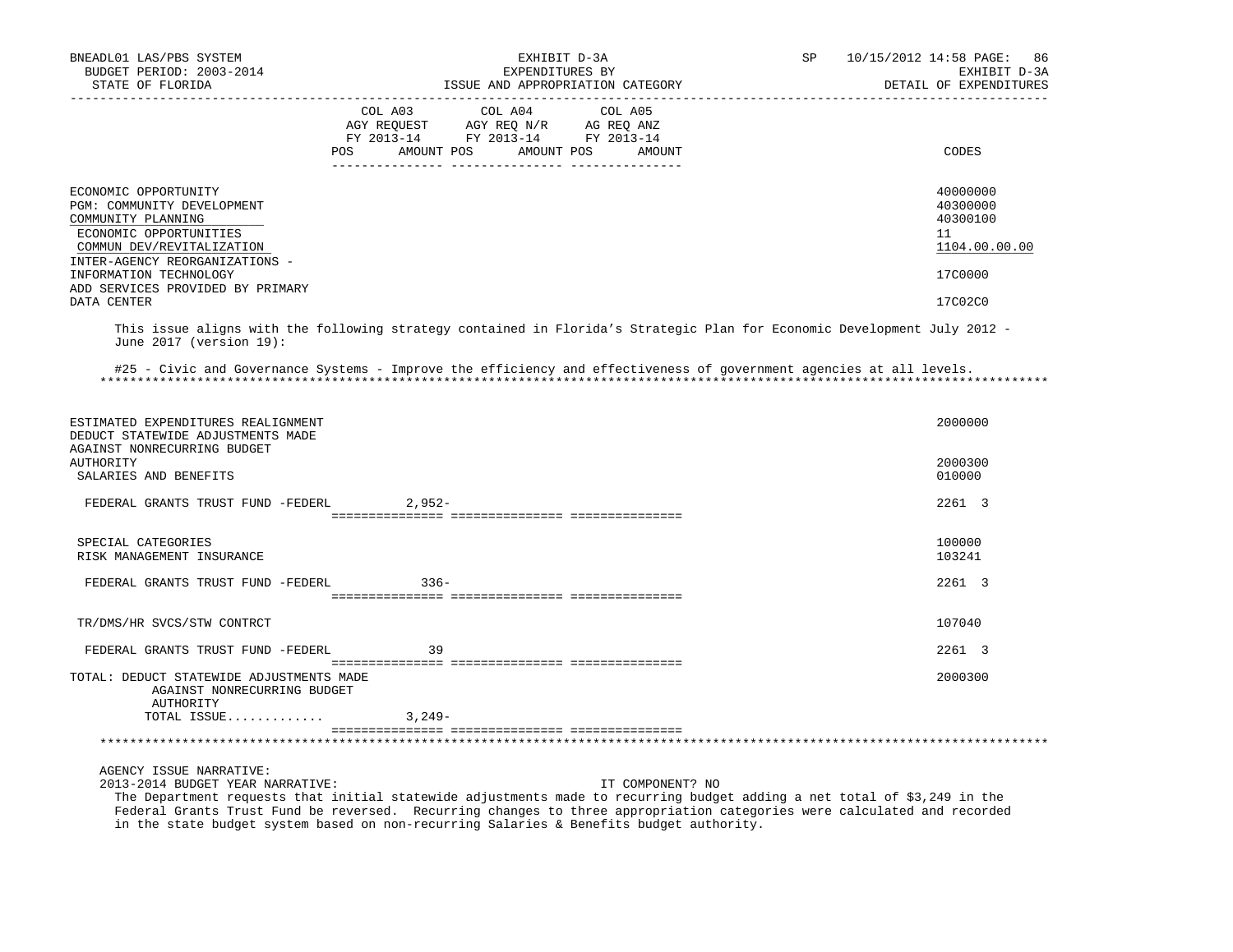ISSUE AND APPROPRIATION CATEGORY — DETAIL OF EXPENDITURES

| | COL A03 AGY REQUEST FY 2013-14 POS AMOUNT | COL A04 AGY REQ N/R FY 2013-14 POS AMOUNT | COL A05 AG REQ ANZ FY 2013-14 POS AMOUNT | CODES |
|---|---|---|---|---|
| ECONOMIC OPPORTUNITY | | | | 40000000 |
| PGM: COMMUNITY DEVELOPMENT | | | | 40300000 |
| COMMUNITY PLANNING | | | | 40300100 |
| ECONOMIC OPPORTUNITIES | | | | 11 |
| COMMUN DEV/REVITALIZATION | | | | 1104.00.00.00 |
| INTER-AGENCY REORGANIZATIONS - INFORMATION TECHNOLOGY | | | | 17C0000 |
| ADD SERVICES PROVIDED BY PRIMARY DATA CENTER | | | | 17C02C0 |

This issue aligns with the following strategy contained in Florida's Strategic Plan for Economic Development July 2012 - June 2017 (version 19):

#25 - Civic and Governance Systems - Improve the efficiency and effectiveness of government agencies at all levels.

***

| | COL A03 | COL A04 | COL A05 | CODES |
|---|---|---|---|---|
| ESTIMATED EXPENDITURES REALIGNMENT | | | | 2000000 |
| DEDUCT STATEWIDE ADJUSTMENTS MADE AGAINST NONRECURRING BUDGET AUTHORITY | | | | 2000300 |
| SALARIES AND BENEFITS | | | | 010000 |
| FEDERAL GRANTS TRUST FUND -FEDERL | 2,952- | | | 2261 3 |
| SPECIAL CATEGORIES | | | | 100000 |
| RISK MANAGEMENT INSURANCE | | | | 103241 |
| FEDERAL GRANTS TRUST FUND -FEDERL | 336- | | | 2261 3 |
| TR/DMS/HR SVCS/STW CONTRCT | | | | 107040 |
| FEDERAL GRANTS TRUST FUND -FEDERL | 39 | | | 2261 3 |
| TOTAL: DEDUCT STATEWIDE ADJUSTMENTS MADE AGAINST NONRECURRING BUDGET AUTHORITY | | | | 2000300 |
| TOTAL ISSUE............. | 3,249- | | | |

***

AGENCY ISSUE NARRATIVE:

2013-2014 BUDGET YEAR NARRATIVE: IT COMPONENT? NO

The Department requests that initial statewide adjustments made to recurring budget adding a net total of $3,249 in the Federal Grants Trust Fund be reversed. Recurring changes to three appropriation categories were calculated and recorded in the state budget system based on non-recurring Salaries & Benefits budget authority.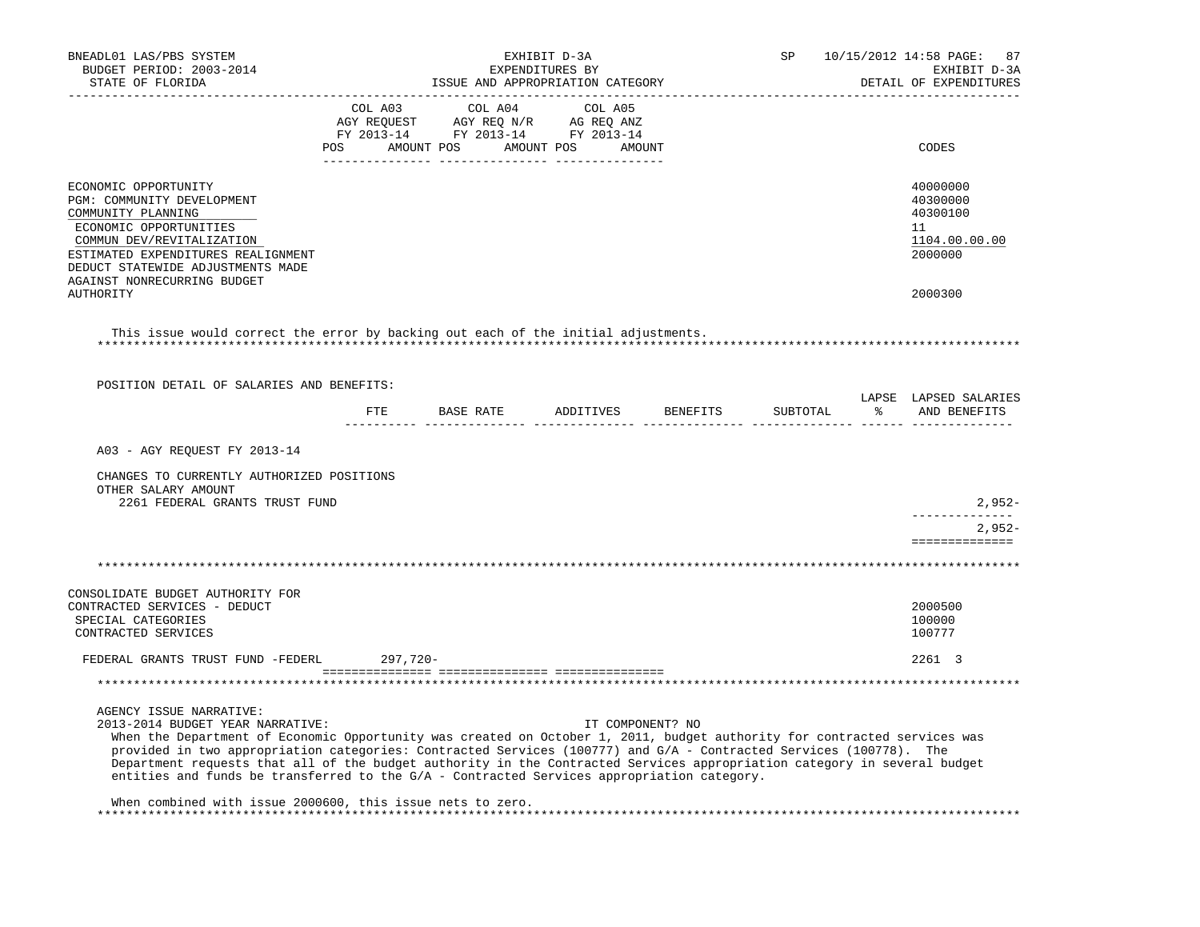| | COL A03 AGY REQUEST FY 2013-14 POS AMOUNT | COL A04 AGY REQ N/R FY 2013-14 POS AMOUNT | COL A05 AG REQ ANZ FY 2013-14 POS AMOUNT | CODES |
|---|---|---|---|---|
| ECONOMIC OPPORTUNITY | | | | 40000000 |
| PGM: COMMUNITY DEVELOPMENT | | | | 40300000 |
| COMMUNITY PLANNING | | | | 40300100 |
| ECONOMIC OPPORTUNITIES | | | | 11 |
| COMMUN DEV/REVITALIZATION | | | | 1104.00.00.00 |
| ESTIMATED EXPENDITURES REALIGNMENT | | | | 2000000 |
| DEDUCT STATEWIDE ADJUSTMENTS MADE AGAINST NONRECURRING BUDGET AUTHORITY | | | | 2000300 |

This issue would correct the error by backing out each of the initial adjustments.

POSITION DETAIL OF SALARIES AND BENEFITS:

| | FTE | BASE RATE | ADDITIVES | BENEFITS | SUBTOTAL | LAPSE % | LAPSED SALARIES AND BENEFITS |
|---|---|---|---|---|---|---|---|
| A03 - AGY REQUEST FY 2013-14 | | | | | | | |
| CHANGES TO CURRENTLY AUTHORIZED POSITIONS | | | | | | | |
| OTHER SALARY AMOUNT | | | | | | | |
| 2261 FEDERAL GRANTS TRUST FUND | | | | | | | 2,952- |
| | | | | | | | 2,952- |

| | COL A03 | COL A04 | COL A05 | CODES |
|---|---|---|---|---|
| CONSOLIDATE BUDGET AUTHORITY FOR CONTRACTED SERVICES - DEDUCT | | | | 2000500 |
| SPECIAL CATEGORIES | | | | 100000 |
| CONTRACTED SERVICES | | | | 100777 |
| FEDERAL GRANTS TRUST FUND -FEDERL | 297,720- | | | 2261 3 |

AGENCY ISSUE NARRATIVE:

2013-2014 BUDGET YEAR NARRATIVE: IT COMPONENT? NO

When the Department of Economic Opportunity was created on October 1, 2011, budget authority for contracted services was provided in two appropriation categories: Contracted Services (100777) and G/A - Contracted Services (100778). The Department requests that all of the budget authority in the Contracted Services appropriation category in several budget entities and funds be transferred to the G/A - Contracted Services appropriation category.

When combined with issue 2000600, this issue nets to zero.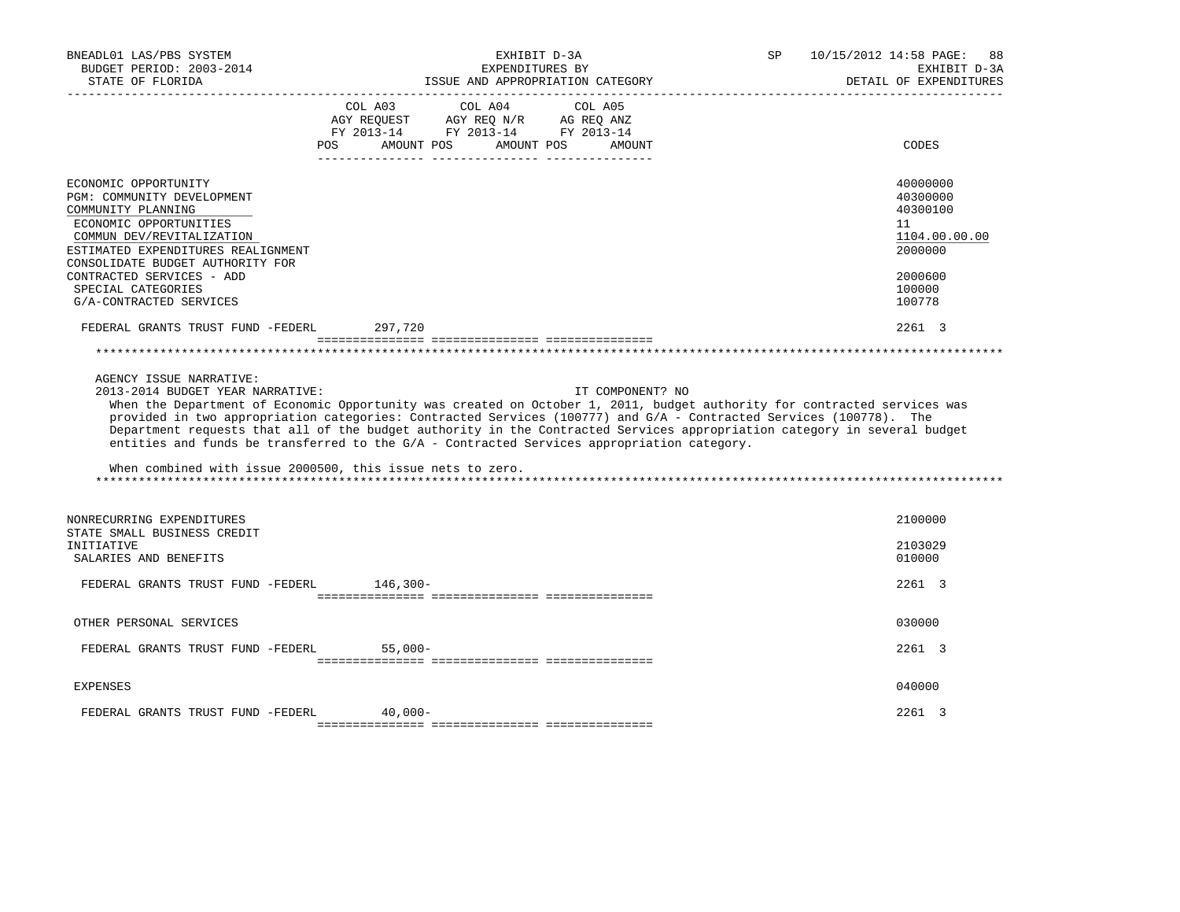| | COL A03 AGY REQUEST FY 2013-14 POS AMOUNT | COL A04 AGY REQ N/R FY 2013-14 POS AMOUNT | COL A05 AG REQ ANZ FY 2013-14 POS AMOUNT | CODES |
|---|---|---|---|---|
| ECONOMIC OPPORTUNITY | | | | 40000000 |
| PGM: COMMUNITY DEVELOPMENT | | | | 40300000 |
| COMMUNITY PLANNING | | | | 40300100 |
| ECONOMIC OPPORTUNITIES | | | | 11 |
| COMMUN DEV/REVITALIZATION | | | | 1104.00.00.00 |
| ESTIMATED EXPENDITURES REALIGNMENT | | | | 2000000 |
| CONSOLIDATE BUDGET AUTHORITY FOR CONTRACTED SERVICES - ADD | | | | 2000600 |
| SPECIAL CATEGORIES | | | | 100000 |
| G/A-CONTRACTED SERVICES | | | | 100778 |
| FEDERAL GRANTS TRUST FUND -FEDERL | 297,720 | | | 2261 3 |

AGENCY ISSUE NARRATIVE:

2013-2014 BUDGET YEAR NARRATIVE: IT COMPONENT? NO

When the Department of Economic Opportunity was created on October 1, 2011, budget authority for contracted services was provided in two appropriation categories: Contracted Services (100777) and G/A - Contracted Services (100778). The Department requests that all of the budget authority in the Contracted Services appropriation category in several budget entities and funds be transferred to the G/A - Contracted Services appropriation category.

When combined with issue 2000500, this issue nets to zero.

| | COL A03 | COL A04 | COL A05 | CODES |
|---|---|---|---|---|
| NONRECURRING EXPENDITURES | | | | 2100000 |
| STATE SMALL BUSINESS CREDIT INITIATIVE | | | | 2103029 |
| SALARIES AND BENEFITS | | | | 010000 |
| FEDERAL GRANTS TRUST FUND -FEDERL | 146,300- | | | 2261 3 |
| OTHER PERSONAL SERVICES | | | | 030000 |
| FEDERAL GRANTS TRUST FUND -FEDERL | 55,000- | | | 2261 3 |
| EXPENSES | | | | 040000 |
| FEDERAL GRANTS TRUST FUND -FEDERL | 40,000- | | | 2261 3 |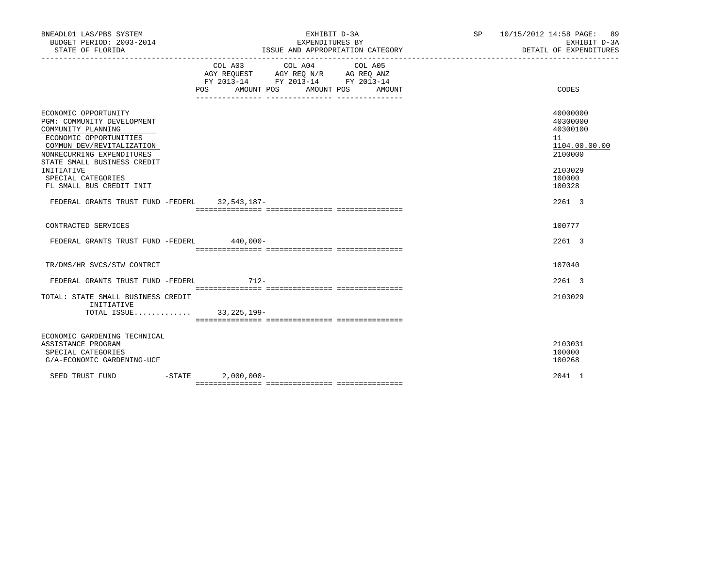BNEADL01 LAS/PBS SYSTEM
BUDGET PERIOD: 2003-2014
STATE OF FLORIDA

EXHIBIT D-3A
EXPENDITURES BY
ISSUE AND APPROPRIATION CATEGORY

SP 10/15/2012 14:58 PAGE: 89
EXHIBIT D-3A
DETAIL OF EXPENDITURES

| | COL A03 AGY REQUEST FY 2013-14 POS AMOUNT | COL A04 AGY REQ N/R FY 2013-14 POS AMOUNT | COL A05 AG REQ ANZ FY 2013-14 POS AMOUNT | CODES |
|---|---|---|---|---|
| ECONOMIC OPPORTUNITY | | | | 40000000 |
| PGM: COMMUNITY DEVELOPMENT | | | | 40300000 |
| COMMUNITY PLANNING | | | | 40300100 |
| ECONOMIC OPPORTUNITIES | | | | 11 |
| COMMUN DEV/REVITALIZATION | | | | 1104.00.00.00 |
| NONRECURRING EXPENDITURES | | | | 2100000 |
| STATE SMALL BUSINESS CREDIT INITIATIVE | | | | 2103029 |
| SPECIAL CATEGORIES | | | | 100000 |
| FL SMALL BUS CREDIT INIT | | | | 100328 |
| FEDERAL GRANTS TRUST FUND -FEDERL | 32,543,187- | | | 2261 3 |
| CONTRACTED SERVICES | | | | 100777 |
| FEDERAL GRANTS TRUST FUND -FEDERL | 440,000- | | | 2261 3 |
| TR/DMS/HR SVCS/STW CONTRCT | | | | 107040 |
| FEDERAL GRANTS TRUST FUND -FEDERL | 712- | | | 2261 3 |
| TOTAL: STATE SMALL BUSINESS CREDIT INITIATIVE | | | | 2103029 |
| TOTAL ISSUE............. | 33,225,199- | | | |
| ECONOMIC GARDENING TECHNICAL ASSISTANCE PROGRAM | | | | 2103031 |
| SPECIAL CATEGORIES | | | | 100000 |
| G/A-ECONOMIC GARDENING-UCF | | | | 100268 |
| SEED TRUST FUND -STATE | 2,000,000- | | | 2041 1 |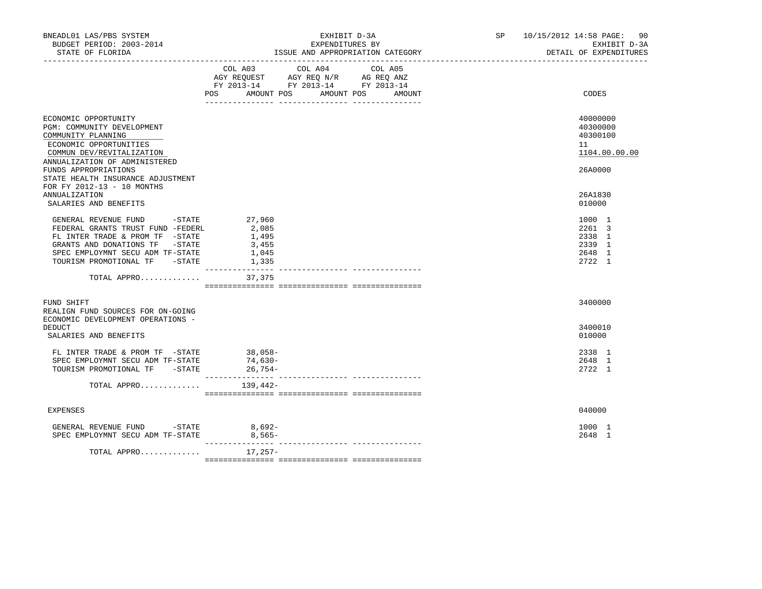BNEADL01 LAS/PBS SYSTEM | EXHIBIT D-3A | SP 10/15/2012 14:58 PAGE: 90
BUDGET PERIOD: 2003-2014 | EXPENDITURES BY | EXHIBIT D-3A
STATE OF FLORIDA | ISSUE AND APPROPRIATION CATEGORY | DETAIL OF EXPENDITURES

| | COL A03 AGY REQUEST FY 2013-14 POS AMOUNT | COL A04 AGY REQ N/R FY 2013-14 POS AMOUNT | COL A05 AG REQ ANZ FY 2013-14 POS AMOUNT | CODES |
|---|---|---|---|---|
| ECONOMIC OPPORTUNITY | | | | 40000000 |
| PGM: COMMUNITY DEVELOPMENT | | | | 40300000 |
| COMMUNITY PLANNING | | | | 40300100 |
| ECONOMIC OPPORTUNITIES | | | | 11 |
| COMMUN DEV/REVITALIZATION | | | | 1104.00.00.00 |
| ANNUALIZATION OF ADMINISTERED FUNDS APPROPRIATIONS | | | | 26A0000 |
| STATE HEALTH INSURANCE ADJUSTMENT FOR FY 2012-13 - 10 MONTHS ANNUALIZATION | | | | 26A1830 |
| SALARIES AND BENEFITS | | | | 010000 |
| GENERAL REVENUE FUND -STATE | 27,960 | | | 1000 1 |
| FEDERAL GRANTS TRUST FUND -FEDERL | 2,085 | | | 2261 3 |
| FL INTER TRADE & PROM TF -STATE | 1,495 | | | 2338 1 |
| GRANTS AND DONATIONS TF -STATE | 3,455 | | | 2339 1 |
| SPEC EMPLOYMNT SECU ADM TF-STATE | 1,045 | | | 2648 1 |
| TOURISM PROMOTIONAL TF -STATE | 1,335 | | | 2722 1 |
| TOTAL APPRO............ | 37,375 | | | |
| FUND SHIFT | | | | 3400000 |
| REALIGN FUND SOURCES FOR ON-GOING ECONOMIC DEVELOPMENT OPERATIONS - DEDUCT | | | | 3400010 |
| SALARIES AND BENEFITS | | | | 010000 |
| FL INTER TRADE & PROM TF -STATE | 38,058- | | | 2338 1 |
| SPEC EMPLOYMNT SECU ADM TF-STATE | 74,630- | | | 2648 1 |
| TOURISM PROMOTIONAL TF -STATE | 26,754- | | | 2722 1 |
| TOTAL APPRO............ | 139,442- | | | |
| EXPENSES | | | | 040000 |
| GENERAL REVENUE FUND -STATE | 8,692- | | | 1000 1 |
| SPEC EMPLOYMNT SECU ADM TF-STATE | 8,565- | | | 2648 1 |
| TOTAL APPRO............ | 17,257- | | | |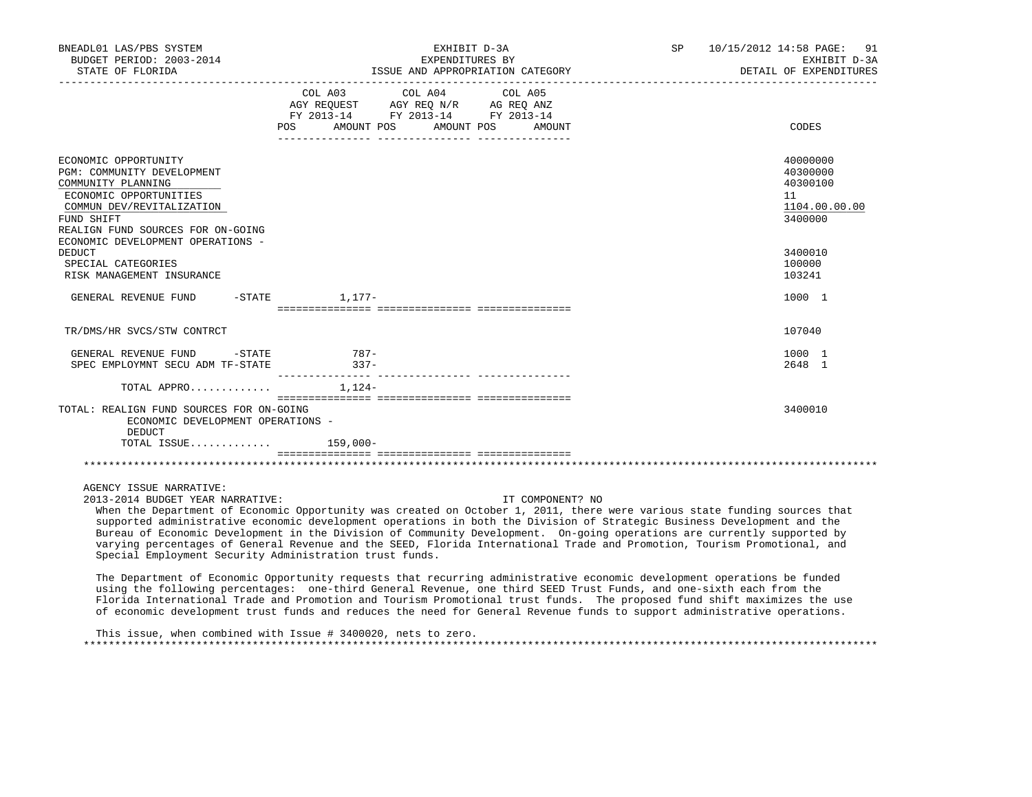BNEADL01 LAS/PBS SYSTEM — BUDGET PERIOD: 2003-2014 — STATE OF FLORIDA

EXHIBIT D-3A — EXPENDITURES BY ISSUE AND APPROPRIATION CATEGORY

SP 10/15/2012 14:58 — EXHIBIT D-3A — DETAIL OF EXPENDITURES

| | COL A03 AGY REQUEST FY 2013-14 POS | AMOUNT | COL A04 AGY REQ N/R FY 2013-14 POS | AMOUNT | COL A05 AG REQ ANZ FY 2013-14 POS | AMOUNT | CODES |
|---|---|---|---|---|---|---|---|
| ECONOMIC OPPORTUNITY | | | | | | | 40000000 |
| PGM: COMMUNITY DEVELOPMENT | | | | | | | 40300000 |
| COMMUNITY PLANNING | | | | | | | 40300100 |
| ECONOMIC OPPORTUNITIES | | | | | | | 11 |
| COMMUN DEV/REVITALIZATION | | | | | | | 1104.00.00.00 |
| FUND SHIFT | | | | | | | 3400000 |
| REALIGN FUND SOURCES FOR ON-GOING ECONOMIC DEVELOPMENT OPERATIONS - DEDUCT | | | | | | | 3400010 |
| SPECIAL CATEGORIES | | | | | | | 100000 |
| RISK MANAGEMENT INSURANCE | | | | | | | 103241 |
| GENERAL REVENUE FUND -STATE | | 1,177- | | | | | 1000 1 |
| TR/DMS/HR SVCS/STW CONTRCT | | | | | | | 107040 |
| GENERAL REVENUE FUND -STATE | | 787- | | | | | 1000 1 |
| SPEC EMPLOYMNT SECU ADM TF-STATE | | 337- | | | | | 2648 1 |
| TOTAL APPRO............ | | 1,124- | | | | | |
| TOTAL: REALIGN FUND SOURCES FOR ON-GOING ECONOMIC DEVELOPMENT OPERATIONS - DEDUCT | | | | | | | 3400010 |
| TOTAL ISSUE............ | | 159,000- | | | | | |

AGENCY ISSUE NARRATIVE:

2013-2014 BUDGET YEAR NARRATIVE: IT COMPONENT? NO

When the Department of Economic Opportunity was created on October 1, 2011, there were various state funding sources that supported administrative economic development operations in both the Division of Strategic Business Development and the Bureau of Economic Development in the Division of Community Development. On-going operations are currently supported by varying percentages of General Revenue and the SEED, Florida International Trade and Promotion, Tourism Promotional, and Special Employment Security Administration trust funds.

The Department of Economic Opportunity requests that recurring administrative economic development operations be funded using the following percentages: one-third General Revenue, one third SEED Trust Funds, and one-sixth each from the Florida International Trade and Promotion and Tourism Promotional trust funds. The proposed fund shift maximizes the use of economic development trust funds and reduces the need for General Revenue funds to support administrative operations.

This issue, when combined with Issue # 3400020, nets to zero.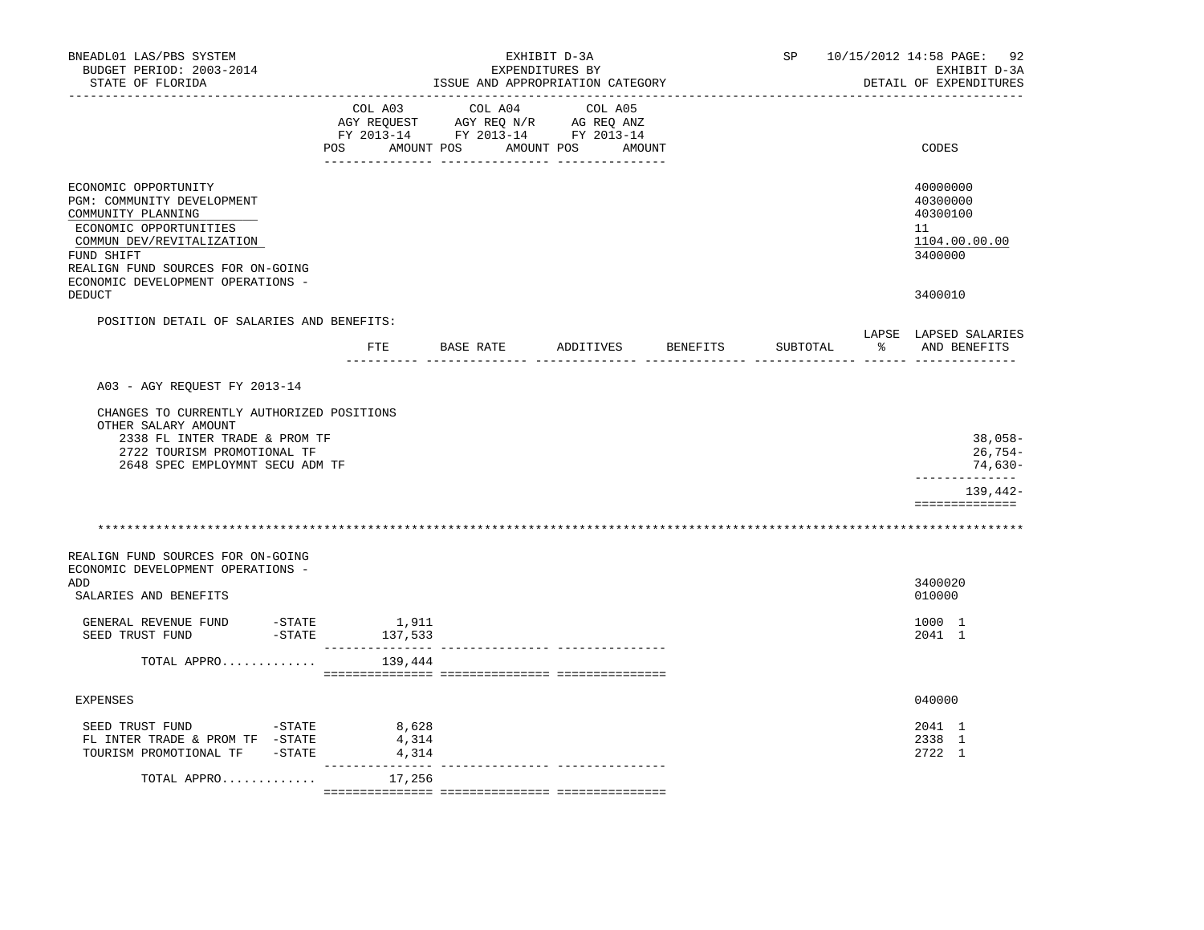BNEADL01 LAS/PBS SYSTEM — EXHIBIT D-3A — EXPENDITURES BY ISSUE AND APPROPRIATION CATEGORY — DETAIL OF EXPENDITURES

BUDGET PERIOD: 2003-2014 — STATE OF FLORIDA — SP 10/15/2012 14:58

| | COL A03 AGY REQUEST FY 2013-14 POS AMOUNT | COL A04 AGY REQ N/R FY 2013-14 POS AMOUNT | COL A05 AG REQ ANZ FY 2013-14 POS AMOUNT | CODES |
|---|---|---|---|---|
| ECONOMIC OPPORTUNITY | | | | 40000000 |
| PGM: COMMUNITY DEVELOPMENT | | | | 40300000 |
| COMMUNITY PLANNING | | | | 40300100 |
| ECONOMIC OPPORTUNITIES | | | | 11 |
| COMMUN DEV/REVITALIZATION | | | | 1104.00.00.00 |
| FUND SHIFT | | | | 3400000 |
| REALIGN FUND SOURCES FOR ON-GOING ECONOMIC DEVELOPMENT OPERATIONS - DEDUCT | | | | 3400010 |

POSITION DETAIL OF SALARIES AND BENEFITS:

| | FTE | BASE RATE | ADDITIVES | BENEFITS | SUBTOTAL | LAPSE % | LAPSED SALARIES AND BENEFITS |
|---|---|---|---|---|---|---|---|
| A03 - AGY REQUEST FY 2013-14 | | | | | | | |
| CHANGES TO CURRENTLY AUTHORIZED POSITIONS | | | | | | | |
| OTHER SALARY AMOUNT | | | | | | | |
| 2338 FL INTER TRADE & PROM TF | | | | | | | 38,058- |
| 2722 TOURISM PROMOTIONAL TF | | | | | | | 26,754- |
| 2648 SPEC EMPLOYMNT SECU ADM TF | | | | | | | 74,630- |
| | | | | | | | 139,442- |

*****************************************************************************************************************

| | COL A03 | COL A04 | COL A05 | CODES |
|---|---|---|---|---|
| REALIGN FUND SOURCES FOR ON-GOING ECONOMIC DEVELOPMENT OPERATIONS - ADD | | | | 3400020 |
| SALARIES AND BENEFITS | | | | 010000 |
| GENERAL REVENUE FUND -STATE | 1,911 | | | 1000 1 |
| SEED TRUST FUND -STATE | 137,533 | | | 2041 1 |
| TOTAL APPRO............ | 139,444 | | | |
| EXPENSES | | | | 040000 |
| SEED TRUST FUND -STATE | 8,628 | | | 2041 1 |
| FL INTER TRADE & PROM TF -STATE | 4,314 | | | 2338 1 |
| TOURISM PROMOTIONAL TF -STATE | 4,314 | | | 2722 1 |
| TOTAL APPRO............ | 17,256 | | | |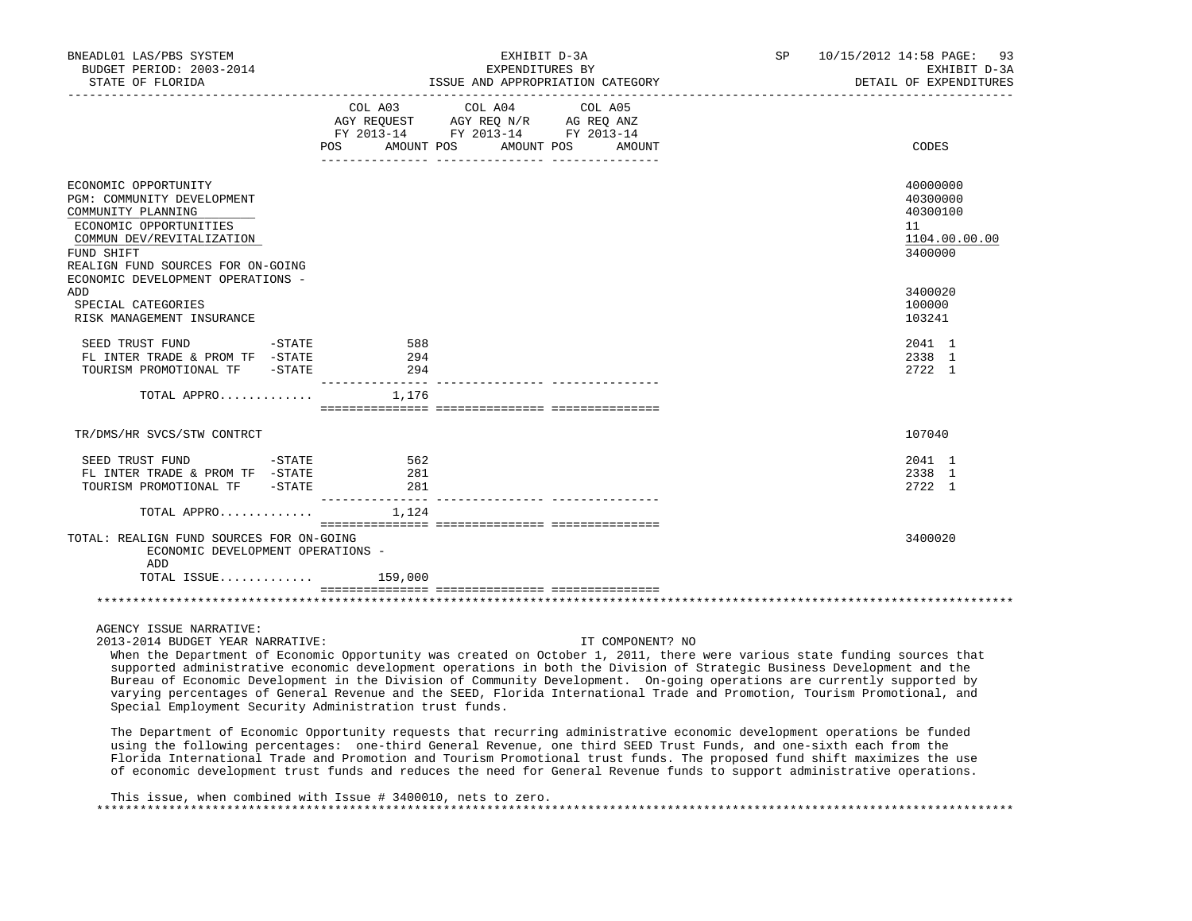| | COL A03 AGY REQUEST FY 2013-14 POS AMOUNT | COL A04 AGY REQ N/R FY 2013-14 POS AMOUNT | COL A05 AG REQ ANZ FY 2013-14 POS AMOUNT | CODES |
|---|---|---|---|---|
| ECONOMIC OPPORTUNITY | | | | 40000000 |
| PGM: COMMUNITY DEVELOPMENT | | | | 40300000 |
| COMMUNITY PLANNING | | | | 40300100 |
| ECONOMIC OPPORTUNITIES | | | | 11 |
| COMMUN DEV/REVITALIZATION | | | | 1104.00.00.00 |
| FUND SHIFT | | | | 3400000 |
| REALIGN FUND SOURCES FOR ON-GOING ECONOMIC DEVELOPMENT OPERATIONS - ADD | | | | 3400020 |
| SPECIAL CATEGORIES | | | | 100000 |
| RISK MANAGEMENT INSURANCE | | | | 103241 |
| SEED TRUST FUND -STATE | 588 | | | 2041 1 |
| FL INTER TRADE & PROM TF -STATE | 294 | | | 2338 1 |
| TOURISM PROMOTIONAL TF -STATE | 294 | | | 2722 1 |
| TOTAL APPRO............ | 1,176 | | | |
| TR/DMS/HR SVCS/STW CONTRCT | | | | 107040 |
| SEED TRUST FUND -STATE | 562 | | | 2041 1 |
| FL INTER TRADE & PROM TF -STATE | 281 | | | 2338 1 |
| TOURISM PROMOTIONAL TF -STATE | 281 | | | 2722 1 |
| TOTAL APPRO............ | 1,124 | | | |
| TOTAL: REALIGN FUND SOURCES FOR ON-GOING ECONOMIC DEVELOPMENT OPERATIONS - ADD | | | | 3400020 |
| TOTAL ISSUE............ | 159,000 | | | |

AGENCY ISSUE NARRATIVE:

2013-2014 BUDGET YEAR NARRATIVE: IT COMPONENT? NO

When the Department of Economic Opportunity was created on October 1, 2011, there were various state funding sources that supported administrative economic development operations in both the Division of Strategic Business Development and the Bureau of Economic Development in the Division of Community Development. On-going operations are currently supported by varying percentages of General Revenue and the SEED, Florida International Trade and Promotion, Tourism Promotional, and Special Employment Security Administration trust funds.

The Department of Economic Opportunity requests that recurring administrative economic development operations be funded using the following percentages: one-third General Revenue, one third SEED Trust Funds, and one-sixth each from the Florida International Trade and Promotion and Tourism Promotional trust funds. The proposed fund shift maximizes the use of economic development trust funds and reduces the need for General Revenue funds to support administrative operations.

This issue, when combined with Issue # 3400010, nets to zero.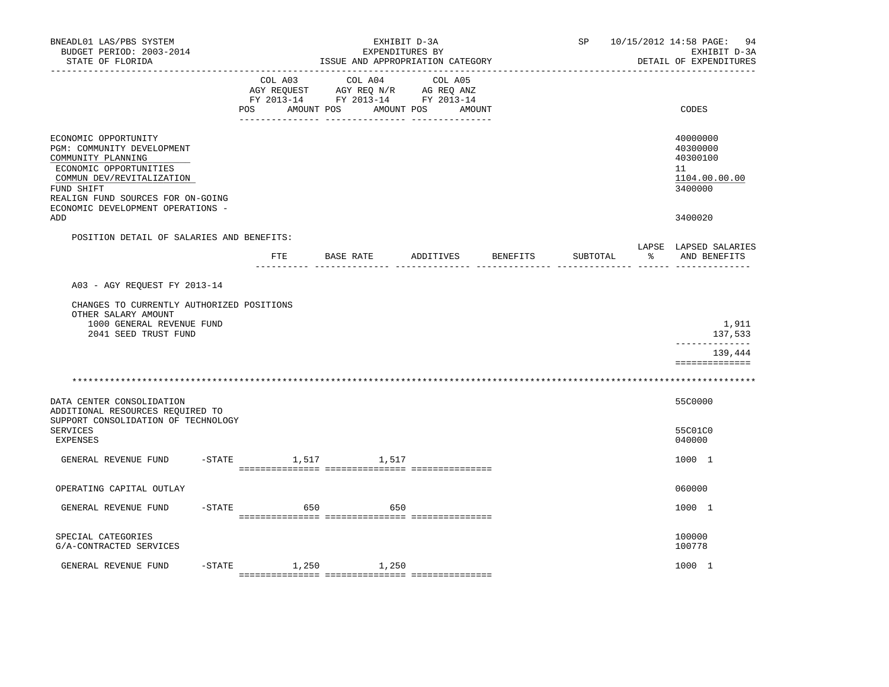BNEADL01 LAS/PBS SYSTEM
BUDGET PERIOD: 2003-2014
STATE OF FLORIDA

EXHIBIT D-3A
EXPENDITURES BY
ISSUE AND APPROPRIATION CATEGORY

SP 10/15/2012 14:58
EXHIBIT D-3A
DETAIL OF EXPENDITURES

| | COL A03 AGY REQUEST FY 2013-14 POS AMOUNT | COL A04 AGY REQ N/R FY 2013-14 POS AMOUNT | COL A05 AG REQ ANZ FY 2013-14 POS AMOUNT | CODES |
|---|---|---|---|---|
| ECONOMIC OPPORTUNITY | | | | 40000000 |
| PGM: COMMUNITY DEVELOPMENT | | | | 40300000 |
| COMMUNITY PLANNING | | | | 40300100 |
| ECONOMIC OPPORTUNITIES | | | | 11 |
| COMMUN DEV/REVITALIZATION | | | | 1104.00.00.00 |
| FUND SHIFT | | | | 3400000 |
| REALIGN FUND SOURCES FOR ON-GOING ECONOMIC DEVELOPMENT OPERATIONS - ADD | | | | 3400020 |

POSITION DETAIL OF SALARIES AND BENEFITS:

| | FTE | BASE RATE | ADDITIVES | BENEFITS | SUBTOTAL | LAPSE % | LAPSED SALARIES AND BENEFITS |
|---|---|---|---|---|---|---|---|
| A03 - AGY REQUEST FY 2013-14 | | | | | | | |
| CHANGES TO CURRENTLY AUTHORIZED POSITIONS | | | | | | | |
| OTHER SALARY AMOUNT | | | | | | | |
| 1000 GENERAL REVENUE FUND | | | | | | | 1,911 |
| 2041 SEED TRUST FUND | | | | | | | 137,533 |
| | | | | | | | 139,444 |

*******************************************************************************************************************

| | COL A03 AGY REQUEST FY 2013-14 POS AMOUNT | COL A04 AGY REQ N/R FY 2013-14 POS AMOUNT | COL A05 AG REQ ANZ FY 2013-14 POS AMOUNT | CODES |
|---|---|---|---|---|
| DATA CENTER CONSOLIDATION | | | | 55C0000 |
| ADDITIONAL RESOURCES REQUIRED TO SUPPORT CONSOLIDATION OF TECHNOLOGY SERVICES | | | | 55C01C0 |
| EXPENSES | | | | 040000 |
| GENERAL REVENUE FUND -STATE | 1,517 | 1,517 | | 1000 1 |
| OPERATING CAPITAL OUTLAY | | | | 060000 |
| GENERAL REVENUE FUND -STATE | 650 | 650 | | 1000 1 |
| SPECIAL CATEGORIES | | | | 100000 |
| G/A-CONTRACTED SERVICES | | | | 100778 |
| GENERAL REVENUE FUND -STATE | 1,250 | 1,250 | | 1000 1 |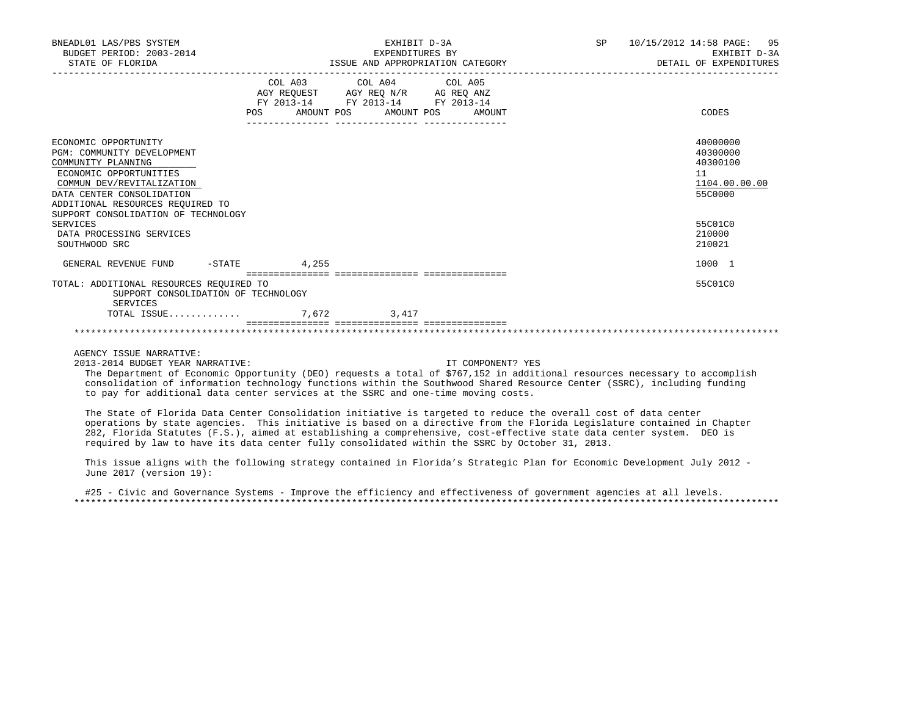BNEADL01 LAS/PBS SYSTEM — BUDGET PERIOD: 2003-2014 — STATE OF FLORIDA

EXHIBIT D-3A — EXPENDITURES BY ISSUE AND APPROPRIATION CATEGORY — DETAIL OF EXPENDITURES

SP 10/15/2012 14:58

| | COL A03 AGY REQUEST FY 2013-14 POS | AMOUNT | COL A04 AGY REQ N/R FY 2013-14 POS | AMOUNT | COL A05 AG REQ ANZ FY 2013-14 POS | AMOUNT | CODES |
|---|---|---|---|---|---|---|---|
| ECONOMIC OPPORTUNITY | | | | | | | 40000000 |
| PGM: COMMUNITY DEVELOPMENT | | | | | | | 40300000 |
| COMMUNITY PLANNING | | | | | | | 40300100 |
| ECONOMIC OPPORTUNITIES | | | | | | | 11 |
| COMMUN DEV/REVITALIZATION | | | | | | | 1104.00.00.00 |
| DATA CENTER CONSOLIDATION | | | | | | | 55C0000 |
| ADDITIONAL RESOURCES REQUIRED TO SUPPORT CONSOLIDATION OF TECHNOLOGY SERVICES | | | | | | | 55C01C0 |
| DATA PROCESSING SERVICES | | | | | | | 210000 |
| SOUTHWOOD SRC | | | | | | | 210021 |
| GENERAL REVENUE FUND -STATE | | 4,255 | | | | | 1000 1 |
| TOTAL: ADDITIONAL RESOURCES REQUIRED TO SUPPORT CONSOLIDATION OF TECHNOLOGY SERVICES | | | | | | | 55C01C0 |
| TOTAL ISSUE............ | | 7,672 | | 3,417 | | | |

AGENCY ISSUE NARRATIVE:

2013-2014 BUDGET YEAR NARRATIVE: IT COMPONENT? YES

The Department of Economic Opportunity (DEO) requests a total of $767,152 in additional resources necessary to accomplish consolidation of information technology functions within the Southwood Shared Resource Center (SSRC), including funding to pay for additional data center services at the SSRC and one-time moving costs.

The State of Florida Data Center Consolidation initiative is targeted to reduce the overall cost of data center operations by state agencies. This initiative is based on a directive from the Florida Legislature contained in Chapter 282, Florida Statutes (F.S.), aimed at establishing a comprehensive, cost-effective state data center system. DEO is required by law to have its data center fully consolidated within the SSRC by October 31, 2013.

This issue aligns with the following strategy contained in Florida's Strategic Plan for Economic Development July 2012 - June 2017 (version 19):

#25 - Civic and Governance Systems - Improve the efficiency and effectiveness of government agencies at all levels.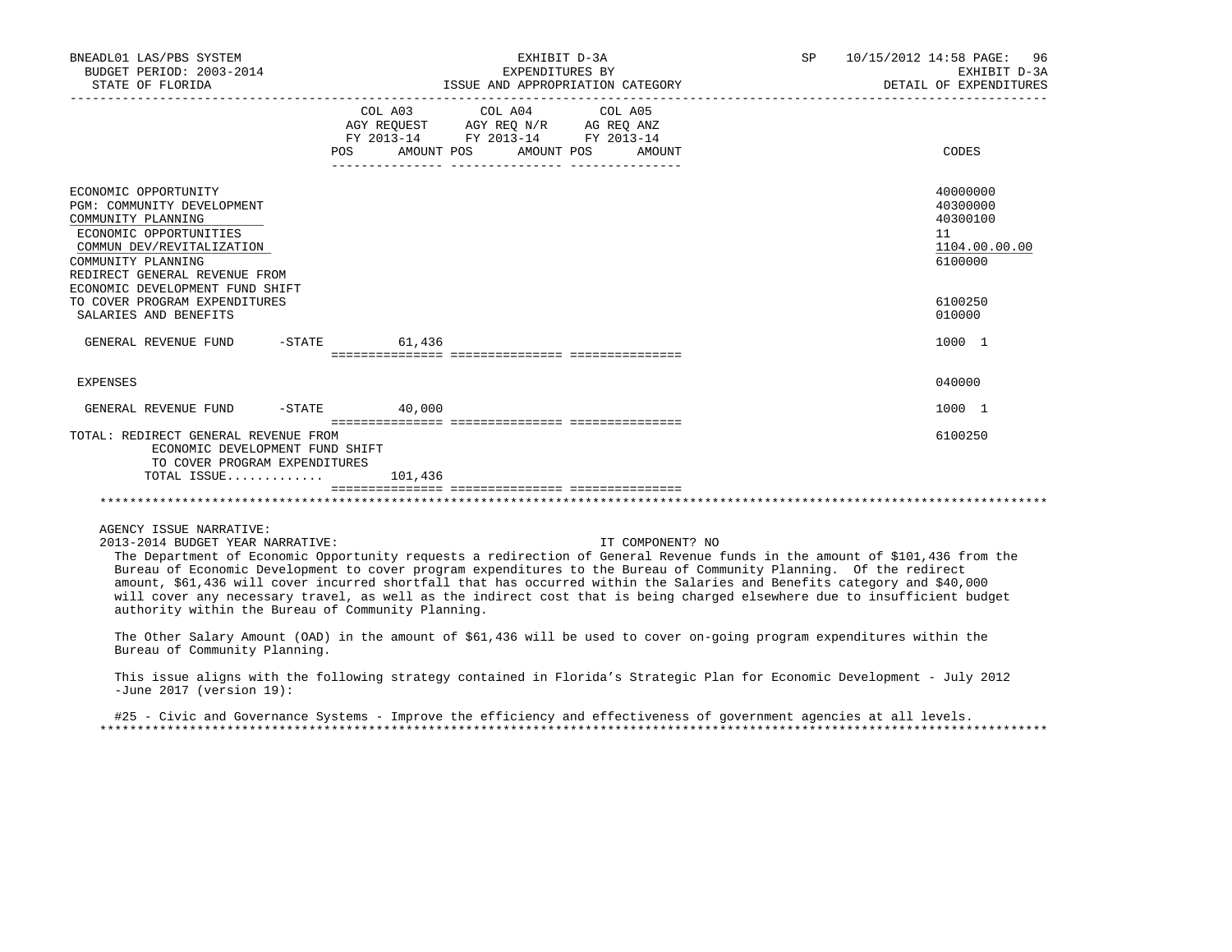BNEADL01 LAS/PBS SYSTEM
BUDGET PERIOD: 2003-2014
STATE OF FLORIDA

EXHIBIT D-3A
EXPENDITURES BY
ISSUE AND APPROPRIATION CATEGORY

SP 10/15/2012 14:58
EXHIBIT D-3A
DETAIL OF EXPENDITURES

| | COL A03 AGY REQUEST FY 2013-14 POS AMOUNT | COL A04 AGY REQ N/R FY 2013-14 POS AMOUNT | COL A05 AG REQ ANZ FY 2013-14 POS AMOUNT | CODES |
|---|---|---|---|---|
| ECONOMIC OPPORTUNITY | | | | 40000000 |
| PGM: COMMUNITY DEVELOPMENT | | | | 40300000 |
| COMMUNITY PLANNING | | | | 40300100 |
| ECONOMIC OPPORTUNITIES | | | | 11 |
| COMMUN DEV/REVITALIZATION | | | | 1104.00.00.00 |
| COMMUNITY PLANNING | | | | 6100000 |
| REDIRECT GENERAL REVENUE FROM ECONOMIC DEVELOPMENT FUND SHIFT TO COVER PROGRAM EXPENDITURES | | | | 6100250 |
| SALARIES AND BENEFITS | | | | 010000 |
| GENERAL REVENUE FUND -STATE | 61,436 | | | 1000 1 |
| EXPENSES | | | | 040000 |
| GENERAL REVENUE FUND -STATE | 40,000 | | | 1000 1 |
| TOTAL: REDIRECT GENERAL REVENUE FROM ECONOMIC DEVELOPMENT FUND SHIFT TO COVER PROGRAM EXPENDITURES | | | | 6100250 |
| TOTAL ISSUE............ | 101,436 | | | |

AGENCY ISSUE NARRATIVE:
2013-2014 BUDGET YEAR NARRATIVE: IT COMPONENT? NO

The Department of Economic Opportunity requests a redirection of General Revenue funds in the amount of $101,436 from the Bureau of Economic Development to cover program expenditures to the Bureau of Community Planning. Of the redirect amount, $61,436 will cover incurred shortfall that has occurred within the Salaries and Benefits category and $40,000 will cover any necessary travel, as well as the indirect cost that is being charged elsewhere due to insufficient budget authority within the Bureau of Community Planning.

The Other Salary Amount (OAD) in the amount of $61,436 will be used to cover on-going program expenditures within the Bureau of Community Planning.

This issue aligns with the following strategy contained in Florida's Strategic Plan for Economic Development - July 2012 -June 2017 (version 19):

#25 - Civic and Governance Systems - Improve the efficiency and effectiveness of government agencies at all levels.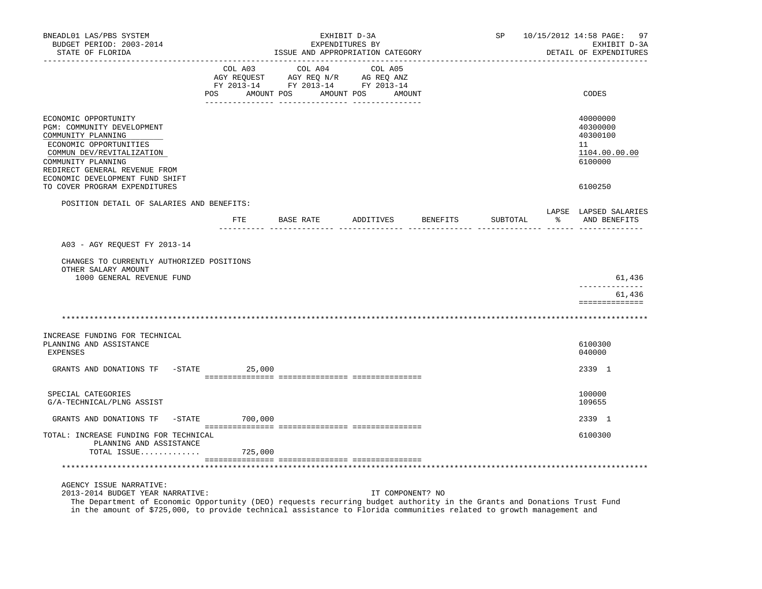EXHIBIT D-3A
EXPENDITURES BY
ISSUE AND APPROPRIATION CATEGORY

| | COL A03 AGY REQUEST FY 2013-14 POS AMOUNT | COL A04 AGY REQ N/R FY 2013-14 POS AMOUNT | COL A05 AG REQ ANZ FY 2013-14 POS AMOUNT | CODES |
|---|---|---|---|---|
| ECONOMIC OPPORTUNITY | | | | 40000000 |
| PGM: COMMUNITY DEVELOPMENT | | | | 40300000 |
| COMMUNITY PLANNING | | | | 40300100 |
| ECONOMIC OPPORTUNITIES | | | | 11 |
| COMMUN DEV/REVITALIZATION | | | | 1104.00.00.00 |
| COMMUNITY PLANNING | | | | 6100000 |
| REDIRECT GENERAL REVENUE FROM ECONOMIC DEVELOPMENT FUND SHIFT TO COVER PROGRAM EXPENDITURES | | | | 6100250 |

POSITION DETAIL OF SALARIES AND BENEFITS:

| | FTE | BASE RATE | ADDITIVES | BENEFITS | SUBTOTAL | LAPSE % | LAPSED SALARIES AND BENEFITS |
|---|---|---|---|---|---|---|---|
| A03 - AGY REQUEST FY 2013-14 | | | | | | | |
| CHANGES TO CURRENTLY AUTHORIZED POSITIONS | | | | | | | |
| OTHER SALARY AMOUNT | | | | | | | |
| 1000 GENERAL REVENUE FUND | | | | | | | 61,436 |
| | | | | | | | 61,436 |

***

| | COL A03 | COL A04 | COL A05 | CODES |
|---|---|---|---|---|
| INCREASE FUNDING FOR TECHNICAL PLANNING AND ASSISTANCE | | | | 6100300 |
| EXPENSES | | | | 040000 |
| GRANTS AND DONATIONS TF -STATE | 25,000 | | | 2339 1 |
| SPECIAL CATEGORIES | | | | 100000 |
| G/A-TECHNICAL/PLNG ASSIST | | | | 109655 |
| GRANTS AND DONATIONS TF -STATE | 700,000 | | | 2339 1 |
| TOTAL: INCREASE FUNDING FOR TECHNICAL PLANNING AND ASSISTANCE | | | | 6100300 |
| TOTAL ISSUE............ | 725,000 | | | |

***

AGENCY ISSUE NARRATIVE:
2013-2014 BUDGET YEAR NARRATIVE: IT COMPONENT? NO

The Department of Economic Opportunity (DEO) requests recurring budget authority in the Grants and Donations Trust Fund in the amount of $725,000, to provide technical assistance to Florida communities related to growth management and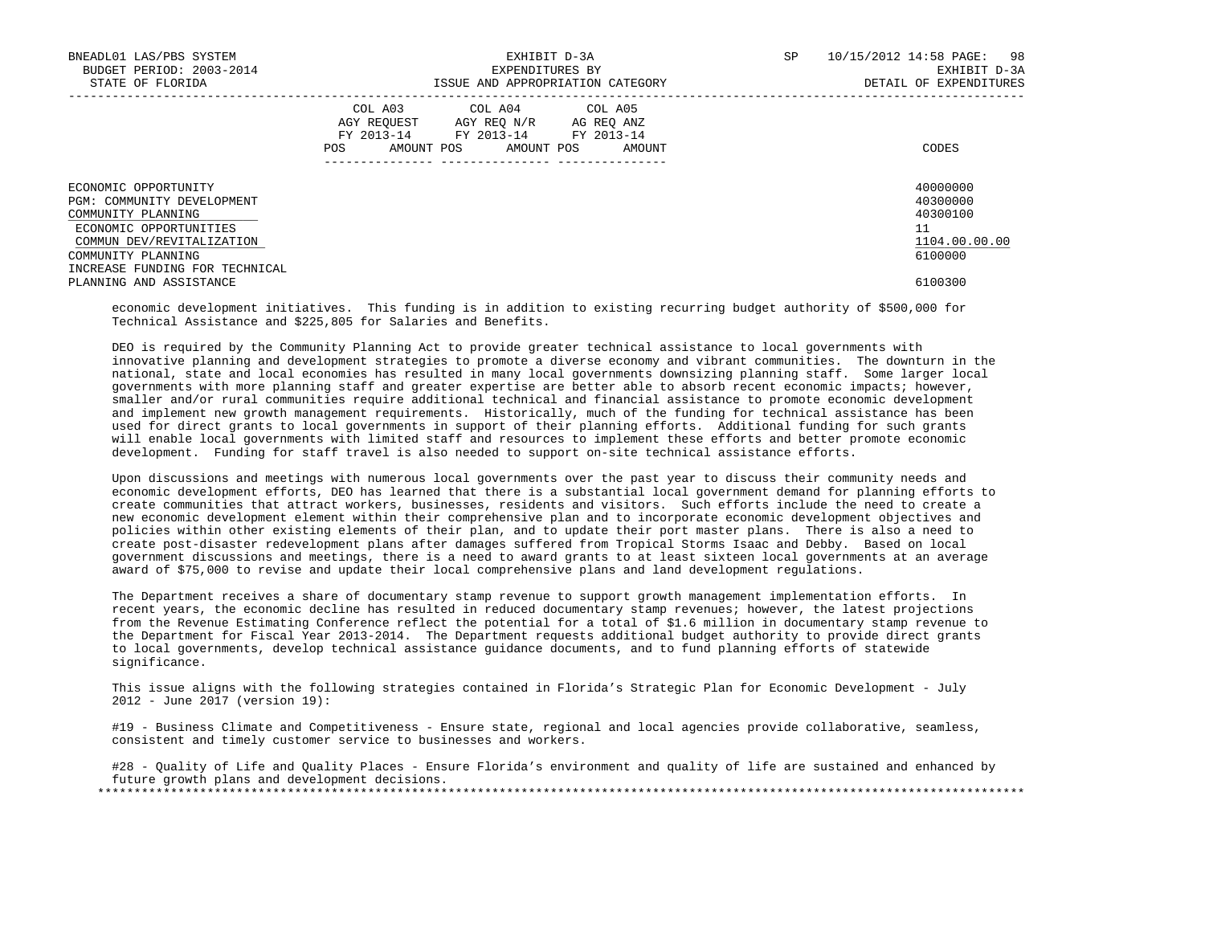| | COL A03 AGY REQUEST FY 2013-14 POS AMOUNT | COL A04 AGY REQ N/R FY 2013-14 POS AMOUNT | COL A05 AG REQ ANZ FY 2013-14 POS AMOUNT | CODES |
|---|---|---|---|---|
| ECONOMIC OPPORTUNITY | | | | 40000000 |
| PGM: COMMUNITY DEVELOPMENT | | | | 40300000 |
| COMMUNITY PLANNING | | | | 40300100 |
| ECONOMIC OPPORTUNITIES | | | | 11 |
| COMMUN DEV/REVITALIZATION | | | | 1104.00.00.00 |
| COMMUNITY PLANNING | | | | 6100000 |
| INCREASE FUNDING FOR TECHNICAL PLANNING AND ASSISTANCE | | | | 6100300 |

economic development initiatives. This funding is in addition to existing recurring budget authority of $500,000 for Technical Assistance and $225,805 for Salaries and Benefits.

DEO is required by the Community Planning Act to provide greater technical assistance to local governments with innovative planning and development strategies to promote a diverse economy and vibrant communities. The downturn in the national, state and local economies has resulted in many local governments downsizing planning staff. Some larger local governments with more planning staff and greater expertise are better able to absorb recent economic impacts; however, smaller and/or rural communities require additional technical and financial assistance to promote economic development and implement new growth management requirements. Historically, much of the funding for technical assistance has been used for direct grants to local governments in support of their planning efforts. Additional funding for such grants will enable local governments with limited staff and resources to implement these efforts and better promote economic development. Funding for staff travel is also needed to support on-site technical assistance efforts.

Upon discussions and meetings with numerous local governments over the past year to discuss their community needs and economic development efforts, DEO has learned that there is a substantial local government demand for planning efforts to create communities that attract workers, businesses, residents and visitors. Such efforts include the need to create a new economic development element within their comprehensive plan and to incorporate economic development objectives and policies within other existing elements of their plan, and to update their port master plans. There is also a need to create post-disaster redevelopment plans after damages suffered from Tropical Storms Isaac and Debby. Based on local government discussions and meetings, there is a need to award grants to at least sixteen local governments at an average award of $75,000 to revise and update their local comprehensive plans and land development regulations.

The Department receives a share of documentary stamp revenue to support growth management implementation efforts. In recent years, the economic decline has resulted in reduced documentary stamp revenues; however, the latest projections from the Revenue Estimating Conference reflect the potential for a total of $1.6 million in documentary stamp revenue to the Department for Fiscal Year 2013-2014. The Department requests additional budget authority to provide direct grants to local governments, develop technical assistance guidance documents, and to fund planning efforts of statewide significance.

This issue aligns with the following strategies contained in Florida’s Strategic Plan for Economic Development - July 2012 - June 2017 (version 19):

#19 - Business Climate and Competitiveness - Ensure state, regional and local agencies provide collaborative, seamless, consistent and timely customer service to businesses and workers.

#28 - Quality of Life and Quality Places - Ensure Florida’s environment and quality of life are sustained and enhanced by future growth plans and development decisions.

*******************************************************************************************************************************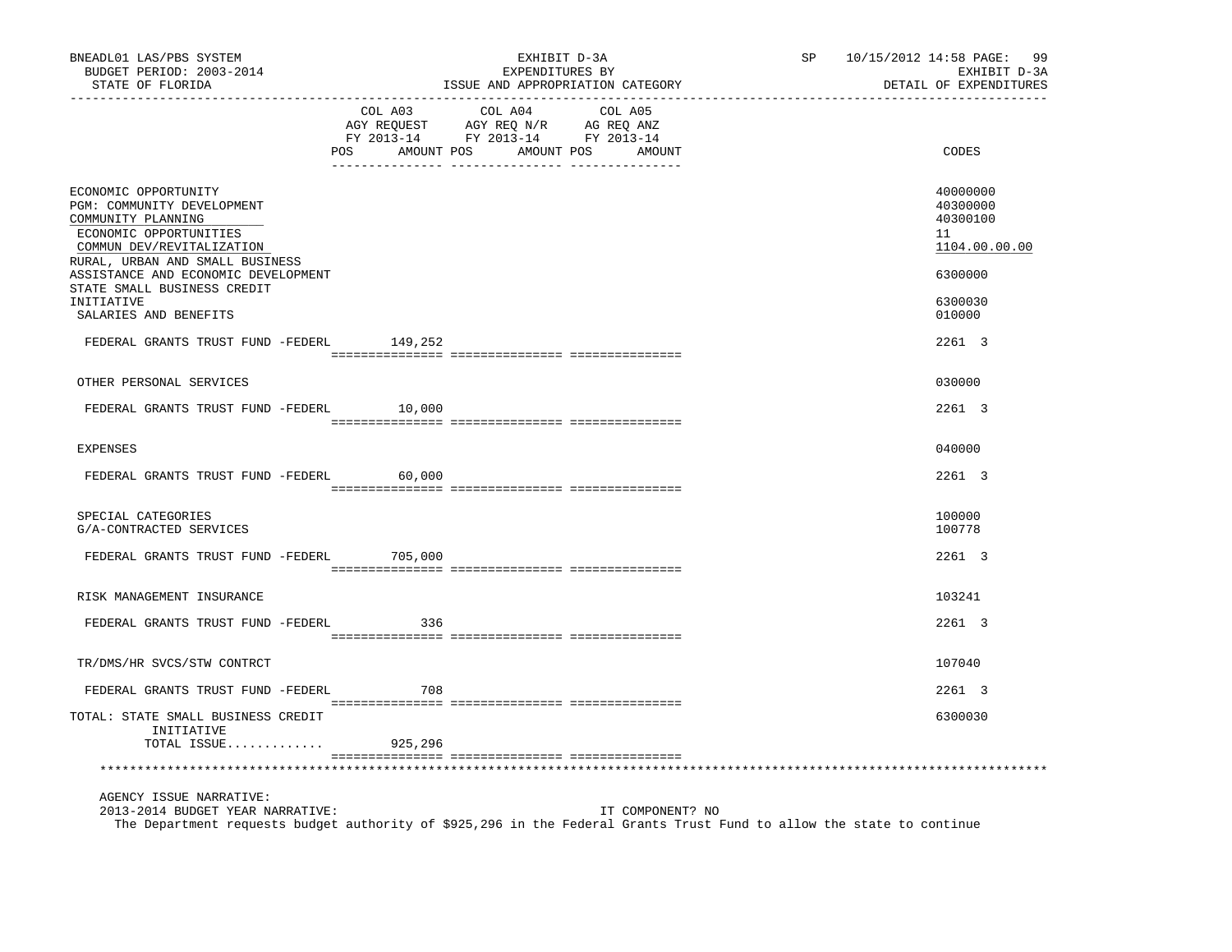BNEADL01 LAS/PBS SYSTEM | EXHIBIT D-3A | SP 10/15/2012 14:58 PAGE: 99
BUDGET PERIOD: 2003-2014 | EXPENDITURES BY | EXHIBIT D-3A
STATE OF FLORIDA | ISSUE AND APPROPRIATION CATEGORY | DETAIL OF EXPENDITURES

| | COL A03 AGY REQUEST FY 2013-14 POS AMOUNT | COL A04 AGY REQ N/R FY 2013-14 POS AMOUNT | COL A05 AG REQ ANZ FY 2013-14 POS AMOUNT | CODES |
|---|---|---|---|---|
| ECONOMIC OPPORTUNITY | | | | 40000000 |
| PGM: COMMUNITY DEVELOPMENT | | | | 40300000 |
| COMMUNITY PLANNING | | | | 40300100 |
| ECONOMIC OPPORTUNITIES | | | | 11 |
| COMMUN DEV/REVITALIZATION | | | | 1104.00.00.00 |
| RURAL, URBAN AND SMALL BUSINESS ASSISTANCE AND ECONOMIC DEVELOPMENT | | | | 6300000 |
| STATE SMALL BUSINESS CREDIT INITIATIVE | | | | 6300030 |
| SALARIES AND BENEFITS | | | | 010000 |
| FEDERAL GRANTS TRUST FUND -FEDERL | 149,252 | | | 2261 3 |
| OTHER PERSONAL SERVICES | | | | 030000 |
| FEDERAL GRANTS TRUST FUND -FEDERL | 10,000 | | | 2261 3 |
| EXPENSES | | | | 040000 |
| FEDERAL GRANTS TRUST FUND -FEDERL | 60,000 | | | 2261 3 |
| SPECIAL CATEGORIES | | | | 100000 |
| G/A-CONTRACTED SERVICES | | | | 100778 |
| FEDERAL GRANTS TRUST FUND -FEDERL | 705,000 | | | 2261 3 |
| RISK MANAGEMENT INSURANCE | | | | 103241 |
| FEDERAL GRANTS TRUST FUND -FEDERL | 336 | | | 2261 3 |
| TR/DMS/HR SVCS/STW CONTRCT | | | | 107040 |
| FEDERAL GRANTS TRUST FUND -FEDERL | 708 | | | 2261 3 |
| TOTAL: STATE SMALL BUSINESS CREDIT INITIATIVE | | | | 6300030 |
| TOTAL ISSUE............. | 925,296 | | | |

AGENCY ISSUE NARRATIVE:

2013-2014 BUDGET YEAR NARRATIVE: IT COMPONENT? NO

The Department requests budget authority of $925,296 in the Federal Grants Trust Fund to allow the state to continue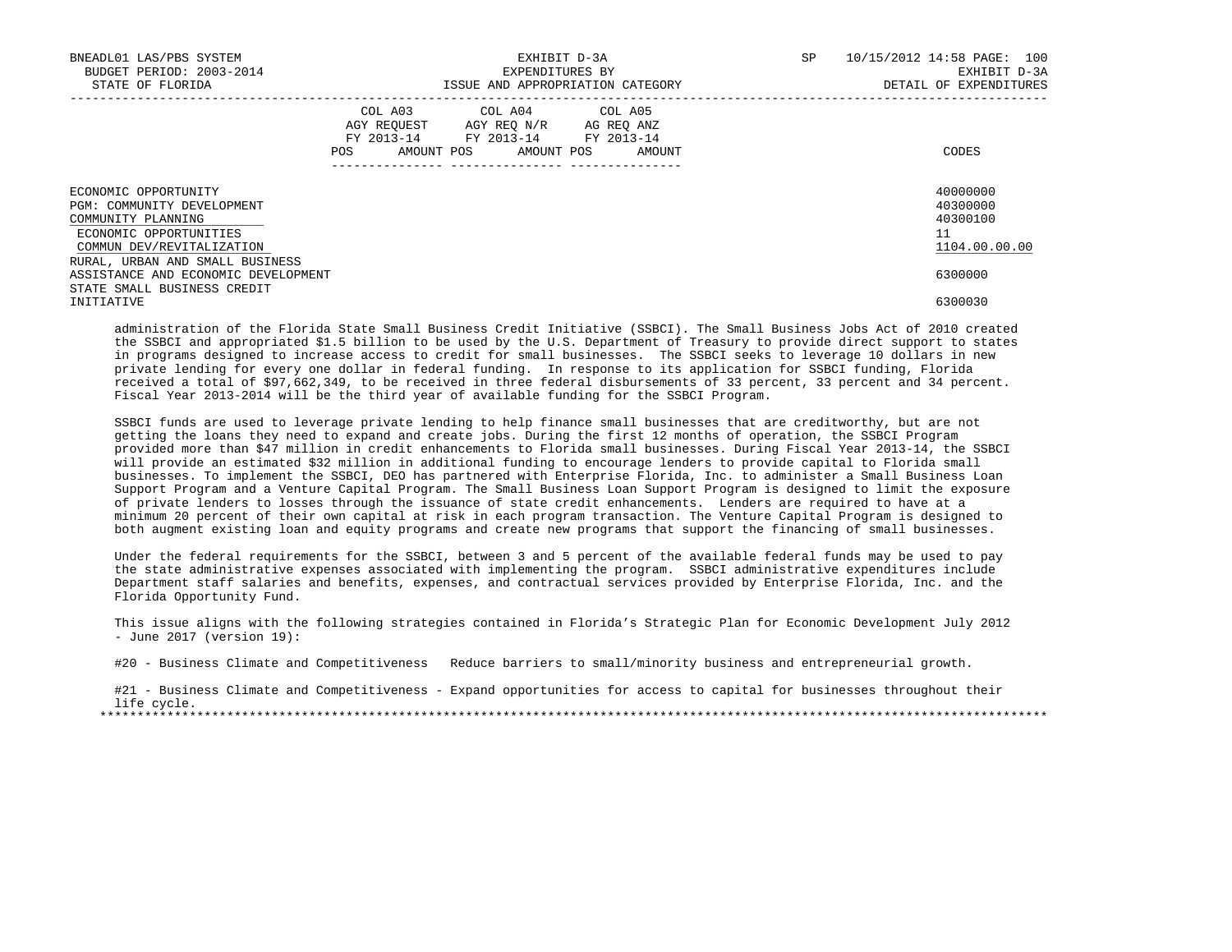| | COL A03 AGY REQUEST FY 2013-14 POS AMOUNT | COL A04 AGY REQ N/R FY 2013-14 POS AMOUNT | COL A05 AG REQ ANZ FY 2013-14 POS AMOUNT | CODES |
|---|---|---|---|---|
| ECONOMIC OPPORTUNITY | | | | 40000000 |
| PGM: COMMUNITY DEVELOPMENT | | | | 40300000 |
| COMMUNITY PLANNING | | | | 40300100 |
| ECONOMIC OPPORTUNITIES | | | | 11 |
| COMMUN DEV/REVITALIZATION | | | | 1104.00.00.00 |
| RURAL, URBAN AND SMALL BUSINESS ASSISTANCE AND ECONOMIC DEVELOPMENT | | | | 6300000 |
| STATE SMALL BUSINESS CREDIT INITIATIVE | | | | 6300030 |

administration of the Florida State Small Business Credit Initiative (SSBCI). The Small Business Jobs Act of 2010 created the SSBCI and appropriated $1.5 billion to be used by the U.S. Department of Treasury to provide direct support to states in programs designed to increase access to credit for small businesses. The SSBCI seeks to leverage 10 dollars in new private lending for every one dollar in federal funding. In response to its application for SSBCI funding, Florida received a total of $97,662,349, to be received in three federal disbursements of 33 percent, 33 percent and 34 percent. Fiscal Year 2013-2014 will be the third year of available funding for the SSBCI Program.

SSBCI funds are used to leverage private lending to help finance small businesses that are creditworthy, but are not getting the loans they need to expand and create jobs. During the first 12 months of operation, the SSBCI Program provided more than $47 million in credit enhancements to Florida small businesses. During Fiscal Year 2013-14, the SSBCI will provide an estimated $32 million in additional funding to encourage lenders to provide capital to Florida small businesses. To implement the SSBCI, DEO has partnered with Enterprise Florida, Inc. to administer a Small Business Loan Support Program and a Venture Capital Program. The Small Business Loan Support Program is designed to limit the exposure of private lenders to losses through the issuance of state credit enhancements. Lenders are required to have at a minimum 20 percent of their own capital at risk in each program transaction. The Venture Capital Program is designed to both augment existing loan and equity programs and create new programs that support the financing of small businesses.

Under the federal requirements for the SSBCI, between 3 and 5 percent of the available federal funds may be used to pay the state administrative expenses associated with implementing the program. SSBCI administrative expenditures include Department staff salaries and benefits, expenses, and contractual services provided by Enterprise Florida, Inc. and the Florida Opportunity Fund.

This issue aligns with the following strategies contained in Florida's Strategic Plan for Economic Development July 2012 - June 2017 (version 19):

#20 - Business Climate and Competitiveness   Reduce barriers to small/minority business and entrepreneurial growth.

#21 - Business Climate and Competitiveness - Expand opportunities for access to capital for businesses throughout their life cycle.

*******************************************************************************************************************************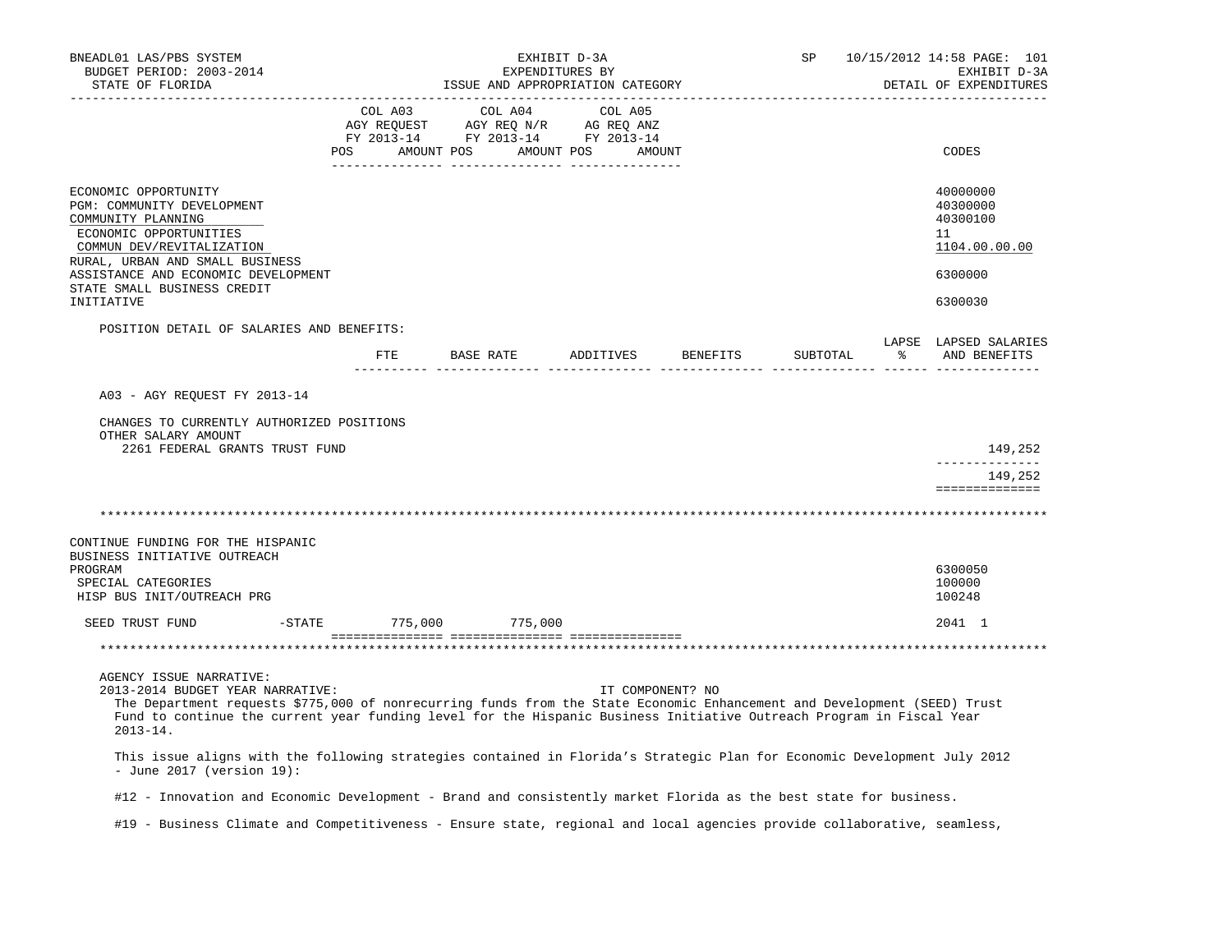EXHIBIT D-3A
EXPENDITURES BY
ISSUE AND APPROPRIATION CATEGORY

BNEADL01 LAS/PBS SYSTEM — BUDGET PERIOD: 2003-2014 — STATE OF FLORIDA — SP 10/15/2012 14:58 — EXHIBIT D-3A — DETAIL OF EXPENDITURES

| | COL A03 AGY REQUEST FY 2013-14 POS AMOUNT | COL A04 AGY REQ N/R FY 2013-14 POS AMOUNT | COL A05 AG REQ ANZ FY 2013-14 POS AMOUNT | CODES |
|---|---|---|---|---|
| ECONOMIC OPPORTUNITY | | | | 40000000 |
| PGM: COMMUNITY DEVELOPMENT | | | | 40300000 |
| COMMUNITY PLANNING | | | | 40300100 |
| ECONOMIC OPPORTUNITIES | | | | 11 |
| COMMUN DEV/REVITALIZATION | | | | 1104.00.00.00 |
| RURAL, URBAN AND SMALL BUSINESS ASSISTANCE AND ECONOMIC DEVELOPMENT | | | | 6300000 |
| STATE SMALL BUSINESS CREDIT INITIATIVE | | | | 6300030 |

POSITION DETAIL OF SALARIES AND BENEFITS:

| | FTE | BASE RATE | ADDITIVES | BENEFITS | SUBTOTAL | LAPSE % | LAPSED SALARIES AND BENEFITS |
|---|---|---|---|---|---|---|---|
| A03 - AGY REQUEST FY 2013-14 | | | | | | | |
| CHANGES TO CURRENTLY AUTHORIZED POSITIONS | | | | | | | |
| OTHER SALARY AMOUNT | | | | | | | |
| 2261 FEDERAL GRANTS TRUST FUND | | | | | | | 149,252 |
| | | | | | | | 149,252 |

********************************************************************************

| | COL A03 | COL A04 | COL A05 | CODES |
|---|---|---|---|---|
| CONTINUE FUNDING FOR THE HISPANIC BUSINESS INITIATIVE OUTREACH PROGRAM | | | | 6300050 |
| SPECIAL CATEGORIES | | | | 100000 |
| HISP BUS INIT/OUTREACH PRG | | | | 100248 |
| SEED TRUST FUND -STATE | 775,000 | 775,000 | | 2041 1 |

********************************************************************************

AGENCY ISSUE NARRATIVE:

2013-2014 BUDGET YEAR NARRATIVE: IT COMPONENT? NO

The Department requests $775,000 of nonrecurring funds from the State Economic Enhancement and Development (SEED) Trust Fund to continue the current year funding level for the Hispanic Business Initiative Outreach Program in Fiscal Year 2013-14.

This issue aligns with the following strategies contained in Florida's Strategic Plan for Economic Development July 2012 - June 2017 (version 19):

#12 - Innovation and Economic Development - Brand and consistently market Florida as the best state for business.

#19 - Business Climate and Competitiveness - Ensure state, regional and local agencies provide collaborative, seamless,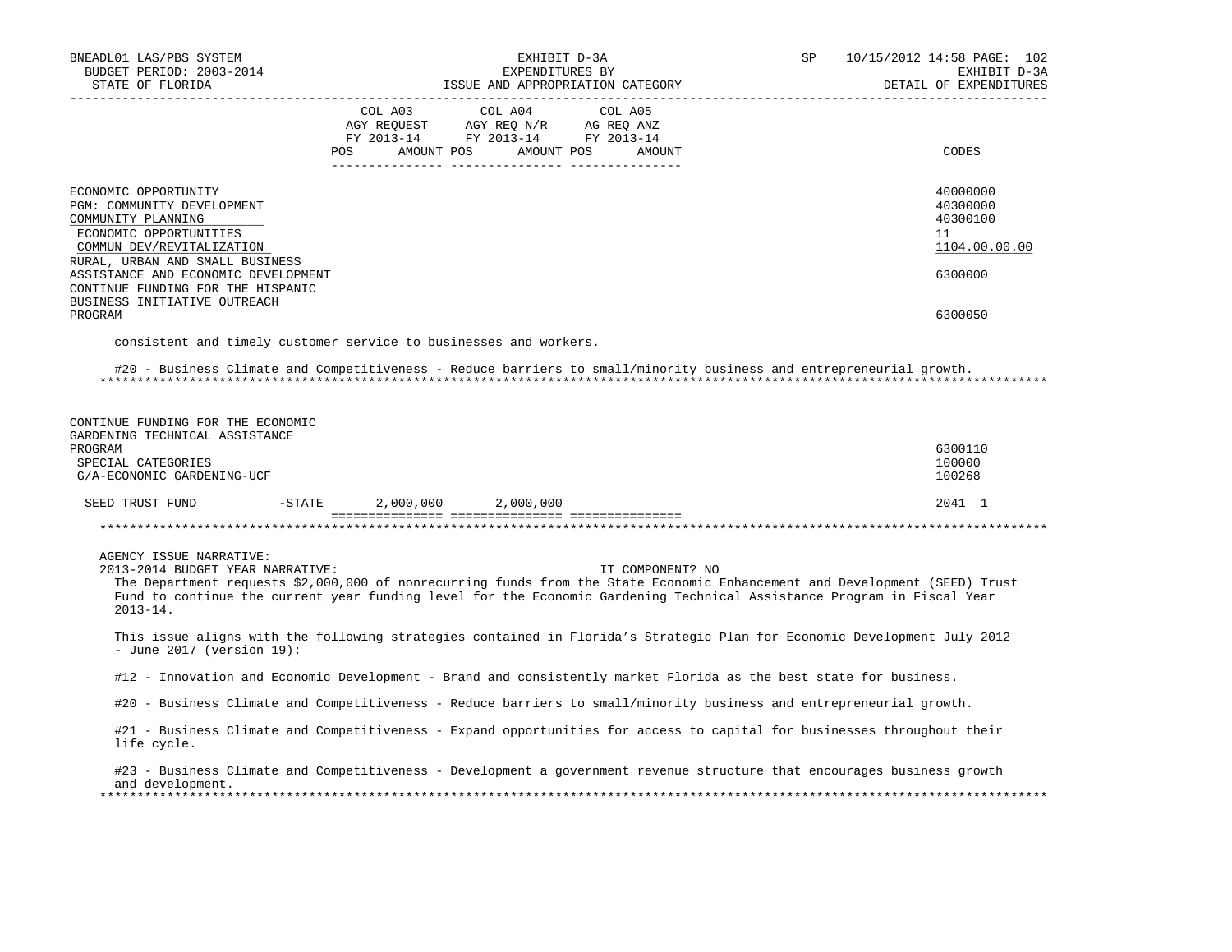| | COL A03 AGY REQUEST FY 2013-14 POS AMOUNT | COL A04 AGY REQ N/R FY 2013-14 POS AMOUNT | COL A05 AG REQ ANZ FY 2013-14 POS AMOUNT | CODES |
|---|---|---|---|---|
| ECONOMIC OPPORTUNITY | | | | 40000000 |
| PGM: COMMUNITY DEVELOPMENT | | | | 40300000 |
| COMMUNITY PLANNING | | | | 40300100 |
| ECONOMIC OPPORTUNITIES | | | | 11 |
| COMMUN DEV/REVITALIZATION | | | | 1104.00.00.00 |
| RURAL, URBAN AND SMALL BUSINESS ASSISTANCE AND ECONOMIC DEVELOPMENT | | | | 6300000 |
| CONTINUE FUNDING FOR THE HISPANIC BUSINESS INITIATIVE OUTREACH PROGRAM | | | | 6300050 |

consistent and timely customer service to businesses and workers.

#20 - Business Climate and Competitiveness - Reduce barriers to small/minority business and entrepreneurial growth.

*******************************************************************************************************************

| | COL A03 | COL A04 | COL A05 | CODES |
|---|---|---|---|---|
| CONTINUE FUNDING FOR THE ECONOMIC GARDENING TECHNICAL ASSISTANCE PROGRAM | | | | 6300110 |
| SPECIAL CATEGORIES | | | | 100000 |
| G/A-ECONOMIC GARDENING-UCF | | | | 100268 |
| SEED TRUST FUND -STATE | 2,000,000 | 2,000,000 | | 2041 1 |

*******************************************************************************************************************

AGENCY ISSUE NARRATIVE:

2013-2014 BUDGET YEAR NARRATIVE: IT COMPONENT? NO

The Department requests $2,000,000 of nonrecurring funds from the State Economic Enhancement and Development (SEED) Trust Fund to continue the current year funding level for the Economic Gardening Technical Assistance Program in Fiscal Year 2013-14.

This issue aligns with the following strategies contained in Florida's Strategic Plan for Economic Development July 2012 - June 2017 (version 19):

#12 - Innovation and Economic Development - Brand and consistently market Florida as the best state for business.

#20 - Business Climate and Competitiveness - Reduce barriers to small/minority business and entrepreneurial growth.

#21 - Business Climate and Competitiveness - Expand opportunities for access to capital for businesses throughout their life cycle.

#23 - Business Climate and Competitiveness - Development a government revenue structure that encourages business growth and development.

*******************************************************************************************************************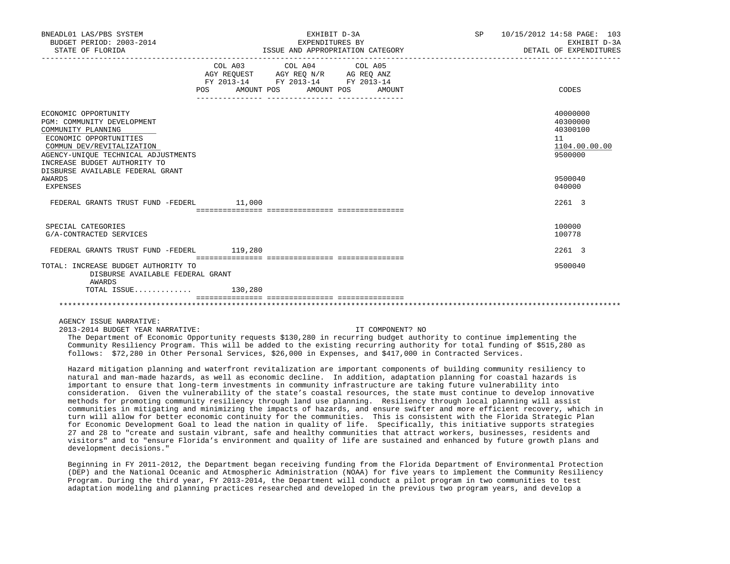BNEADL01 LAS/PBS SYSTEM
BUDGET PERIOD: 2003-2014
STATE OF FLORIDA

EXHIBIT D-3A
EXPENDITURES BY
ISSUE AND APPROPRIATION CATEGORY

SP 10/15/2012 14:58
EXHIBIT D-3A
DETAIL OF EXPENDITURES

| | COL A03 AGY REQUEST FY 2013-14 POS AMOUNT | COL A04 AGY REQ N/R FY 2013-14 POS AMOUNT | COL A05 AG REQ ANZ FY 2013-14 POS AMOUNT | CODES |
|---|---|---|---|---|
| ECONOMIC OPPORTUNITY | | | | 40000000 |
| PGM: COMMUNITY DEVELOPMENT | | | | 40300000 |
| COMMUNITY PLANNING | | | | 40300100 |
| ECONOMIC OPPORTUNITIES | | | | 11 |
| COMMUN DEV/REVITALIZATION | | | | 1104.00.00.00 |
| AGENCY-UNIQUE TECHNICAL ADJUSTMENTS | | | | 9500000 |
| INCREASE BUDGET AUTHORITY TO DISBURSE AVAILABLE FEDERAL GRANT AWARDS | | | | 9500040 |
| EXPENSES | | | | 040000 |
| FEDERAL GRANTS TRUST FUND -FEDERL | 11,000 | | | 2261 3 |
| SPECIAL CATEGORIES | | | | 100000 |
| G/A-CONTRACTED SERVICES | | | | 100778 |
| FEDERAL GRANTS TRUST FUND -FEDERL | 119,280 | | | 2261 3 |
| TOTAL: INCREASE BUDGET AUTHORITY TO DISBURSE AVAILABLE FEDERAL GRANT AWARDS | | | | 9500040 |
| TOTAL ISSUE............ | 130,280 | | | |

AGENCY ISSUE NARRATIVE:

2013-2014 BUDGET YEAR NARRATIVE: IT COMPONENT? NO

The Department of Economic Opportunity requests $130,280 in recurring budget authority to continue implementing the Community Resiliency Program. This will be added to the existing recurring authority for total funding of $515,280 as follows: $72,280 in Other Personal Services, $26,000 in Expenses, and $417,000 in Contracted Services.

Hazard mitigation planning and waterfront revitalization are important components of building community resiliency to natural and man-made hazards, as well as economic decline. In addition, adaptation planning for coastal hazards is important to ensure that long-term investments in community infrastructure are taking future vulnerability into consideration. Given the vulnerability of the state's coastal resources, the state must continue to develop innovative methods for promoting community resiliency through land use planning. Resiliency through local planning will assist communities in mitigating and minimizing the impacts of hazards, and ensure swifter and more efficient recovery, which in turn will allow for better economic continuity for the communities. This is consistent with the Florida Strategic Plan for Economic Development Goal to lead the nation in quality of life. Specifically, this initiative supports strategies 27 and 28 to "create and sustain vibrant, safe and healthy communities that attract workers, businesses, residents and visitors" and to "ensure Florida's environment and quality of life are sustained and enhanced by future growth plans and development decisions."

Beginning in FY 2011-2012, the Department began receiving funding from the Florida Department of Environmental Protection (DEP) and the National Oceanic and Atmospheric Administration (NOAA) for five years to implement the Community Resiliency Program. During the third year, FY 2013-2014, the Department will conduct a pilot program in two communities to test adaptation modeling and planning practices researched and developed in the previous two program years, and develop a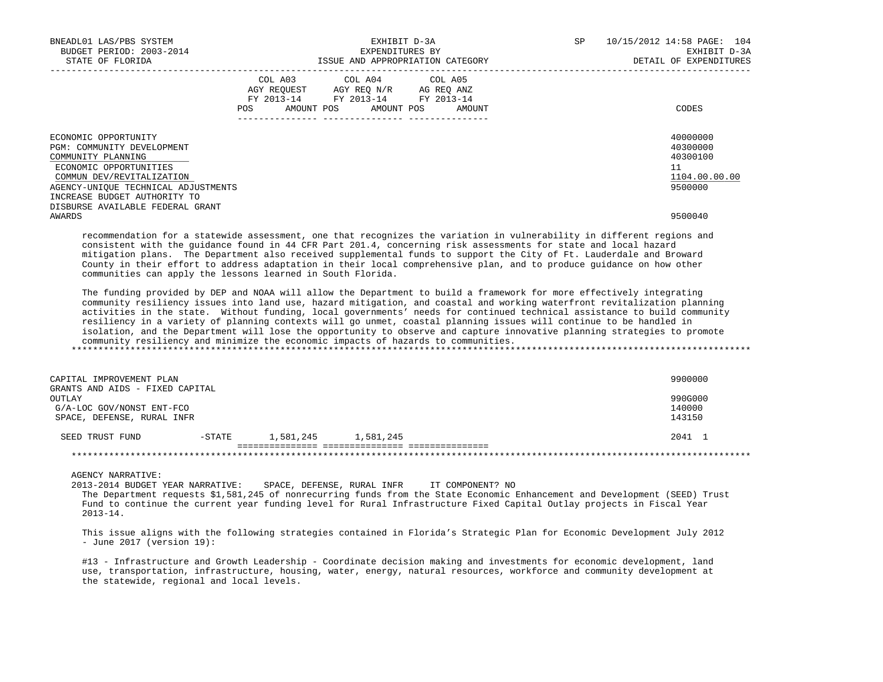| | COL A03 AGY REQUEST FY 2013-14 POS AMOUNT | COL A04 AGY REQ N/R FY 2013-14 POS AMOUNT | COL A05 AG REQ ANZ FY 2013-14 POS AMOUNT | CODES |
|---|---|---|---|---|
| ECONOMIC OPPORTUNITY | | | | 40000000 |
| PGM: COMMUNITY DEVELOPMENT | | | | 40300000 |
| COMMUNITY PLANNING | | | | 40300100 |
| ECONOMIC OPPORTUNITIES | | | | 11 |
| COMMUN DEV/REVITALIZATION | | | | 1104.00.00.00 |
| AGENCY-UNIQUE TECHNICAL ADJUSTMENTS | | | | 9500000 |
| INCREASE BUDGET AUTHORITY TO DISBURSE AVAILABLE FEDERAL GRANT AWARDS | | | | 9500040 |

recommendation for a statewide assessment, one that recognizes the variation in vulnerability in different regions and consistent with the guidance found in 44 CFR Part 201.4, concerning risk assessments for state and local hazard mitigation plans. The Department also received supplemental funds to support the City of Ft. Lauderdale and Broward County in their effort to address adaptation in their local comprehensive plan, and to produce guidance on how other communities can apply the lessons learned in South Florida.

The funding provided by DEP and NOAA will allow the Department to build a framework for more effectively integrating community resiliency issues into land use, hazard mitigation, and coastal and working waterfront revitalization planning activities in the state. Without funding, local governments' needs for continued technical assistance to build community resiliency in a variety of planning contexts will go unmet, coastal planning issues will continue to be handled in isolation, and the Department will lose the opportunity to observe and capture innovative planning strategies to promote community resiliency and minimize the economic impacts of hazards to communities.

*******************************************************************************************************************

| | COL A03 | COL A04 | COL A05 | CODES |
|---|---|---|---|---|
| CAPITAL IMPROVEMENT PLAN | | | | 9900000 |
| GRANTS AND AIDS - FIXED CAPITAL OUTLAY | | | | 990G000 |
| G/A-LOC GOV/NONST ENT-FCO | | | | 140000 |
| SPACE, DEFENSE, RURAL INFR | | | | 143150 |
| SEED TRUST FUND -STATE | 1,581,245 | 1,581,245 | | 2041 1 |

*******************************************************************************************************************

AGENCY NARRATIVE:
2013-2014 BUDGET YEAR NARRATIVE: SPACE, DEFENSE, RURAL INFR IT COMPONENT? NO

The Department requests $1,581,245 of nonrecurring funds from the State Economic Enhancement and Development (SEED) Trust Fund to continue the current year funding level for Rural Infrastructure Fixed Capital Outlay projects in Fiscal Year 2013-14.

This issue aligns with the following strategies contained in Florida's Strategic Plan for Economic Development July 2012 - June 2017 (version 19):

#13 - Infrastructure and Growth Leadership - Coordinate decision making and investments for economic development, land use, transportation, infrastructure, housing, water, energy, natural resources, workforce and community development at the statewide, regional and local levels.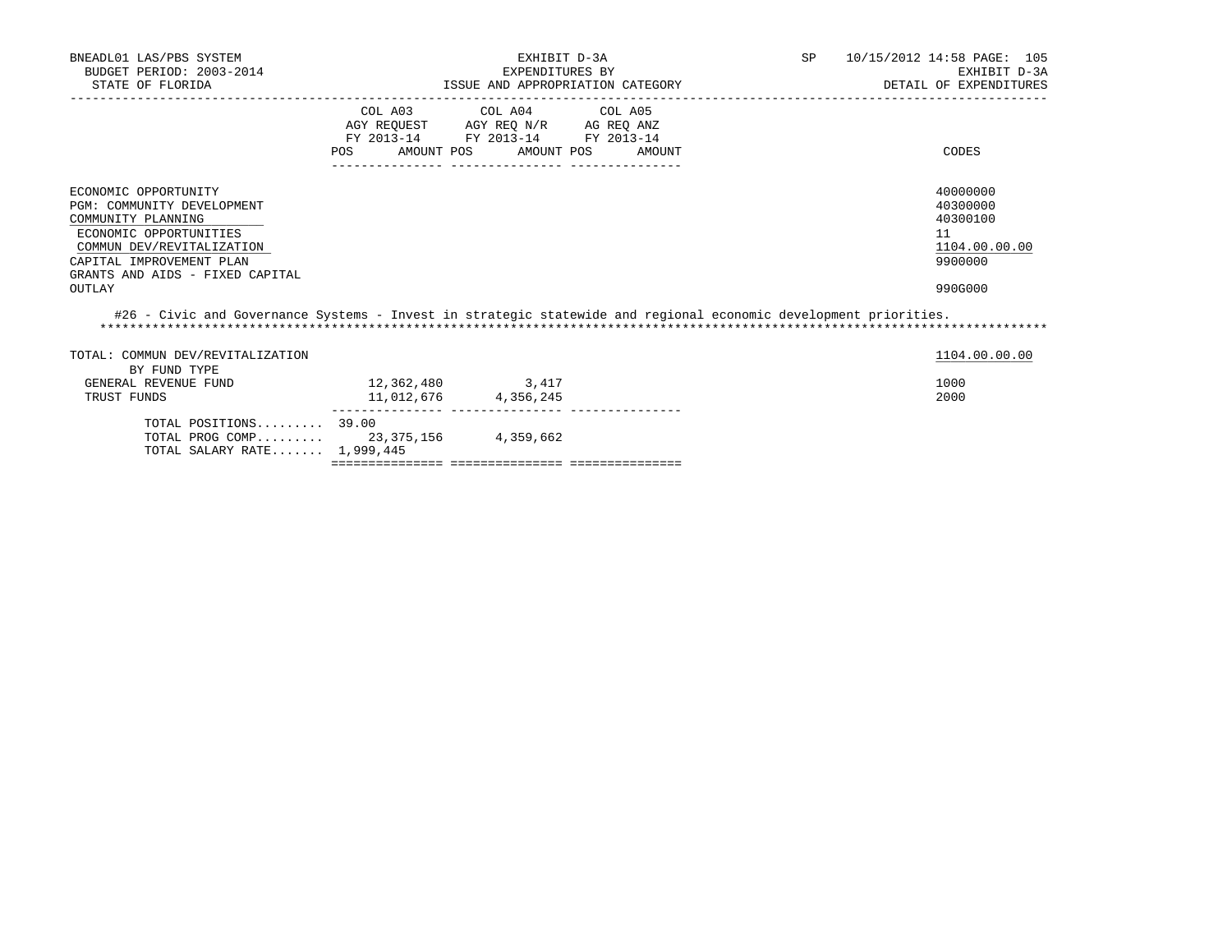BNEADL01 LAS/PBS SYSTEM
BUDGET PERIOD: 2003-2014
STATE OF FLORIDA

EXHIBIT D-3A
EXPENDITURES BY
ISSUE AND APPROPRIATION CATEGORY

SP 10/15/2012 14:58 PAGE: 105
EXHIBIT D-3A
DETAIL OF EXPENDITURES

| | COL A03 AGY REQUEST FY 2013-14 POS AMOUNT | COL A04 AGY REQ N/R FY 2013-14 POS AMOUNT | COL A05 AG REQ ANZ FY 2013-14 POS AMOUNT | CODES |
|---|---|---|---|---|
| ECONOMIC OPPORTUNITY | | | | 40000000 |
| PGM: COMMUNITY DEVELOPMENT | | | | 40300000 |
| COMMUNITY PLANNING | | | | 40300100 |
| ECONOMIC OPPORTUNITIES | | | | 11 |
| COMMUN DEV/REVITALIZATION | | | | 1104.00.00.00 |
| CAPITAL IMPROVEMENT PLAN | | | | 9900000 |
| GRANTS AND AIDS - FIXED CAPITAL OUTLAY | | | | 990G000 |

#26 - Civic and Governance Systems - Invest in strategic statewide and regional economic development priorities.
*******************************************************************************************************************************

| | COL A03 AGY REQUEST FY 2013-14 POS AMOUNT | COL A04 AGY REQ N/R FY 2013-14 POS AMOUNT | COL A05 AG REQ ANZ FY 2013-14 POS AMOUNT | CODES |
|---|---|---|---|---|
| TOTAL: COMMUN DEV/REVITALIZATION | | | | 1104.00.00.00 |
| BY FUND TYPE | | | | |
| GENERAL REVENUE FUND | 12,362,480 | 3,417 | | 1000 |
| TRUST FUNDS | 11,012,676 | 4,356,245 | | 2000 |
| TOTAL POSITIONS......... | 39.00 | | | |
| TOTAL PROG COMP......... | 23,375,156 | 4,359,662 | | |
| TOTAL SALARY RATE....... | 1,999,445 | | | |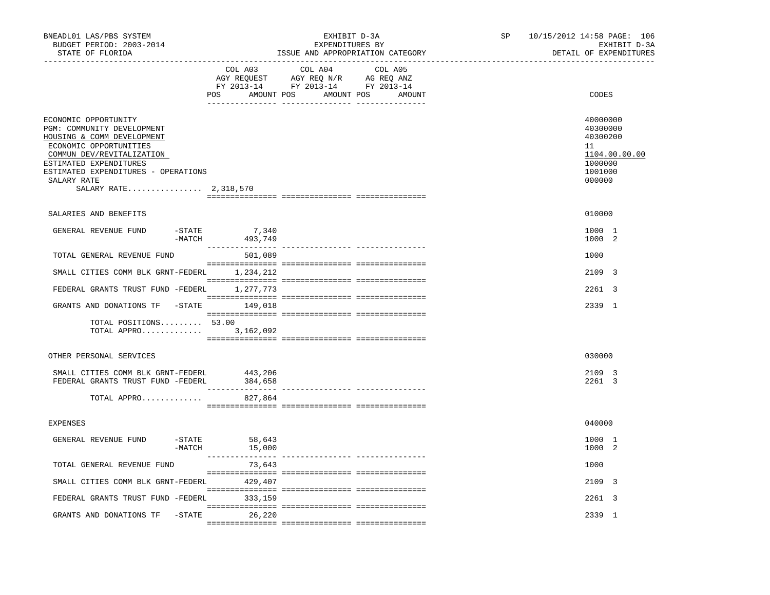BNEADL01 LAS/PBS SYSTEM — EXHIBIT D-3A — EXPENDITURES BY ISSUE AND APPROPRIATION CATEGORY — SP 10/15/2012 14:58

BUDGET PERIOD: 2003-2014 — STATE OF FLORIDA — EXHIBIT D-3A DETAIL OF EXPENDITURES

| | COL A03 AGY REQUEST FY 2013-14 POS | AMOUNT | COL A04 AGY REQ N/R FY 2013-14 POS | AMOUNT | COL A05 AG REQ ANZ FY 2013-14 POS | AMOUNT | CODES |
|---|---|---|---|---|---|---|---|
| ECONOMIC OPPORTUNITY | | | | | | | 40000000 |
| PGM: COMMUNITY DEVELOPMENT | | | | | | | 40300000 |
| HOUSING & COMM DEVELOPMENT | | | | | | | 40300200 |
| ECONOMIC OPPORTUNITIES | | | | | | | 11 |
| COMMUN DEV/REVITALIZATION | | | | | | | 1104.00.00.00 |
| ESTIMATED EXPENDITURES | | | | | | | 1000000 |
| ESTIMATED EXPENDITURES - OPERATIONS | | | | | | | 1001000 |
| SALARY RATE | | | | | | | 000000 |
| SALARY RATE................ 2,318,570 | | | | | | | |
| SALARIES AND BENEFITS | | | | | | | 010000 |
| GENERAL REVENUE FUND -STATE | | 7,340 | | | | | 1000 1 |
| -MATCH | | 493,749 | | | | | 1000 2 |
| TOTAL GENERAL REVENUE FUND | | 501,089 | | | | | 1000 |
| SMALL CITIES COMM BLK GRNT-FEDERL | | 1,234,212 | | | | | 2109 3 |
| FEDERAL GRANTS TRUST FUND -FEDERL | | 1,277,773 | | | | | 2261 3 |
| GRANTS AND DONATIONS TF -STATE | | 149,018 | | | | | 2339 1 |
| TOTAL POSITIONS......... | 53.00 | | | | | | |
| TOTAL APPRO............. | | 3,162,092 | | | | | |
| OTHER PERSONAL SERVICES | | | | | | | 030000 |
| SMALL CITIES COMM BLK GRNT-FEDERL | | 443,206 | | | | | 2109 3 |
| FEDERAL GRANTS TRUST FUND -FEDERL | | 384,658 | | | | | 2261 3 |
| TOTAL APPRO............. | | 827,864 | | | | | |
| EXPENSES | | | | | | | 040000 |
| GENERAL REVENUE FUND -STATE | | 58,643 | | | | | 1000 1 |
| -MATCH | | 15,000 | | | | | 1000 2 |
| TOTAL GENERAL REVENUE FUND | | 73,643 | | | | | 1000 |
| SMALL CITIES COMM BLK GRNT-FEDERL | | 429,407 | | | | | 2109 3 |
| FEDERAL GRANTS TRUST FUND -FEDERL | | 333,159 | | | | | 2261 3 |
| GRANTS AND DONATIONS TF -STATE | | 26,220 | | | | | 2339 1 |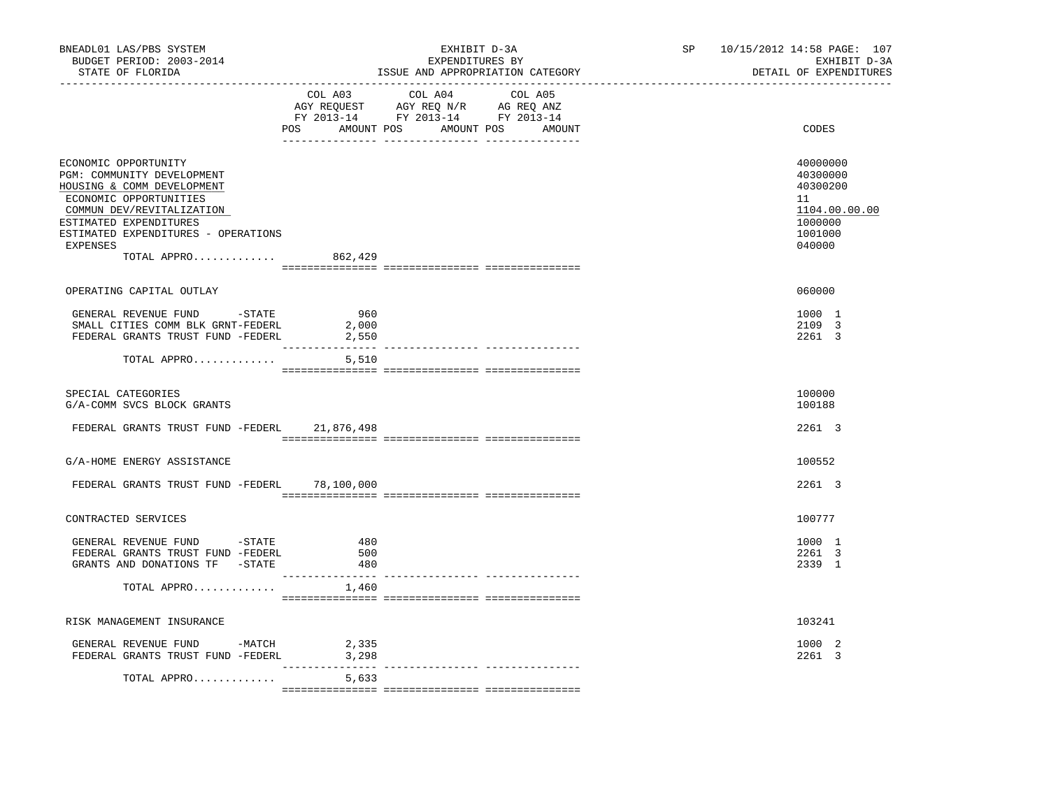BNEADL01 LAS/PBS SYSTEM — BUDGET PERIOD: 2003-2014 — STATE OF FLORIDA

EXHIBIT D-3A — EXPENDITURES BY ISSUE AND APPROPRIATION CATEGORY

SP 10/15/2012 14:58 — EXHIBIT D-3A — DETAIL OF EXPENDITURES

| | COL A03 AGY REQUEST FY 2013-14 POS AMOUNT | COL A04 AGY REQ N/R FY 2013-14 POS AMOUNT | COL A05 AG REQ ANZ FY 2013-14 POS AMOUNT | CODES |
|---|---|---|---|---|
| ECONOMIC OPPORTUNITY | | | | 40000000 |
| PGM: COMMUNITY DEVELOPMENT | | | | 40300000 |
| HOUSING & COMM DEVELOPMENT | | | | 40300200 |
| ECONOMIC OPPORTUNITIES | | | | 11 |
| COMMUN DEV/REVITALIZATION | | | | 1104.00.00.00 |
| ESTIMATED EXPENDITURES | | | | 1000000 |
| ESTIMATED EXPENDITURES - OPERATIONS | | | | 1001000 |
| EXPENSES | | | | 040000 |
| TOTAL APPRO............. | 862,429 | | | |
| OPERATING CAPITAL OUTLAY | | | | 060000 |
| GENERAL REVENUE FUND -STATE | 960 | | | 1000 1 |
| SMALL CITIES COMM BLK GRNT-FEDERL | 2,000 | | | 2109 3 |
| FEDERAL GRANTS TRUST FUND -FEDERL | 2,550 | | | 2261 3 |
| TOTAL APPRO............. | 5,510 | | | |
| SPECIAL CATEGORIES | | | | 100000 |
| G/A-COMM SVCS BLOCK GRANTS | | | | 100188 |
| FEDERAL GRANTS TRUST FUND -FEDERL | 21,876,498 | | | 2261 3 |
| G/A-HOME ENERGY ASSISTANCE | | | | 100552 |
| FEDERAL GRANTS TRUST FUND -FEDERL | 78,100,000 | | | 2261 3 |
| CONTRACTED SERVICES | | | | 100777 |
| GENERAL REVENUE FUND -STATE | 480 | | | 1000 1 |
| FEDERAL GRANTS TRUST FUND -FEDERL | 500 | | | 2261 3 |
| GRANTS AND DONATIONS TF -STATE | 480 | | | 2339 1 |
| TOTAL APPRO............. | 1,460 | | | |
| RISK MANAGEMENT INSURANCE | | | | 103241 |
| GENERAL REVENUE FUND -MATCH | 2,335 | | | 1000 2 |
| FEDERAL GRANTS TRUST FUND -FEDERL | 3,298 | | | 2261 3 |
| TOTAL APPRO............. | 5,633 | | | |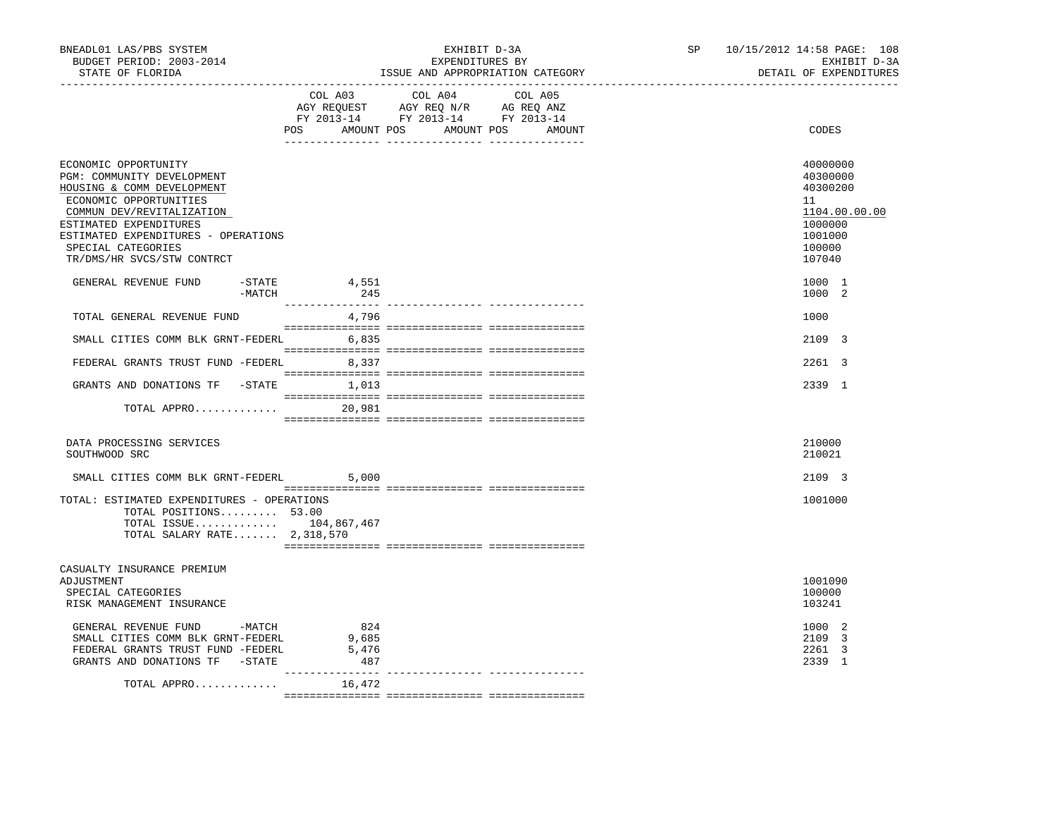BNEADL01 LAS/PBS SYSTEM
BUDGET PERIOD: 2003-2014
STATE OF FLORIDA

EXHIBIT D-3A
EXPENDITURES BY
ISSUE AND APPROPRIATION CATEGORY

SP 10/15/2012 14:58 PAGE: 108
EXHIBIT D-3A
DETAIL OF EXPENDITURES

| | COL A03 AGY REQUEST FY 2013-14 POS AMOUNT | COL A04 AGY REQ N/R FY 2013-14 POS AMOUNT | COL A05 AG REQ ANZ FY 2013-14 POS AMOUNT | CODES |
|---|---|---|---|---|
| ECONOMIC OPPORTUNITY | | | | 40000000 |
| PGM: COMMUNITY DEVELOPMENT | | | | 40300000 |
| HOUSING & COMM DEVELOPMENT | | | | 40300200 |
| ECONOMIC OPPORTUNITIES | | | | 11 |
| COMMUN DEV/REVITALIZATION | | | | 1104.00.00.00 |
| ESTIMATED EXPENDITURES | | | | 1000000 |
| ESTIMATED EXPENDITURES - OPERATIONS | | | | 1001000 |
| SPECIAL CATEGORIES | | | | 100000 |
| TR/DMS/HR SVCS/STW CONTRCT | | | | 107040 |
| GENERAL REVENUE FUND -STATE | 4,551 | | | 1000 1 |
| -MATCH | 245 | | | 1000 2 |
| TOTAL GENERAL REVENUE FUND | 4,796 | | | 1000 |
| SMALL CITIES COMM BLK GRNT-FEDERL | 6,835 | | | 2109 3 |
| FEDERAL GRANTS TRUST FUND -FEDERL | 8,337 | | | 2261 3 |
| GRANTS AND DONATIONS TF -STATE | 1,013 | | | 2339 1 |
| TOTAL APPRO............. | 20,981 | | | |
| DATA PROCESSING SERVICES | | | | 210000 |
| SOUTHWOOD SRC | | | | 210021 |
| SMALL CITIES COMM BLK GRNT-FEDERL | 5,000 | | | 2109 3 |
| TOTAL: ESTIMATED EXPENDITURES - OPERATIONS | | | | 1001000 |
| TOTAL POSITIONS......... 53.00 | | | | |
| TOTAL ISSUE............. | 104,867,467 | | | |
| TOTAL SALARY RATE....... | 2,318,570 | | | |
| CASUALTY INSURANCE PREMIUM ADJUSTMENT | | | | 1001090 |
| SPECIAL CATEGORIES | | | | 100000 |
| RISK MANAGEMENT INSURANCE | | | | 103241 |
| GENERAL REVENUE FUND -MATCH | 824 | | | 1000 2 |
| SMALL CITIES COMM BLK GRNT-FEDERL | 9,685 | | | 2109 3 |
| FEDERAL GRANTS TRUST FUND -FEDERL | 5,476 | | | 2261 3 |
| GRANTS AND DONATIONS TF -STATE | 487 | | | 2339 1 |
| TOTAL APPRO............. | 16,472 | | | |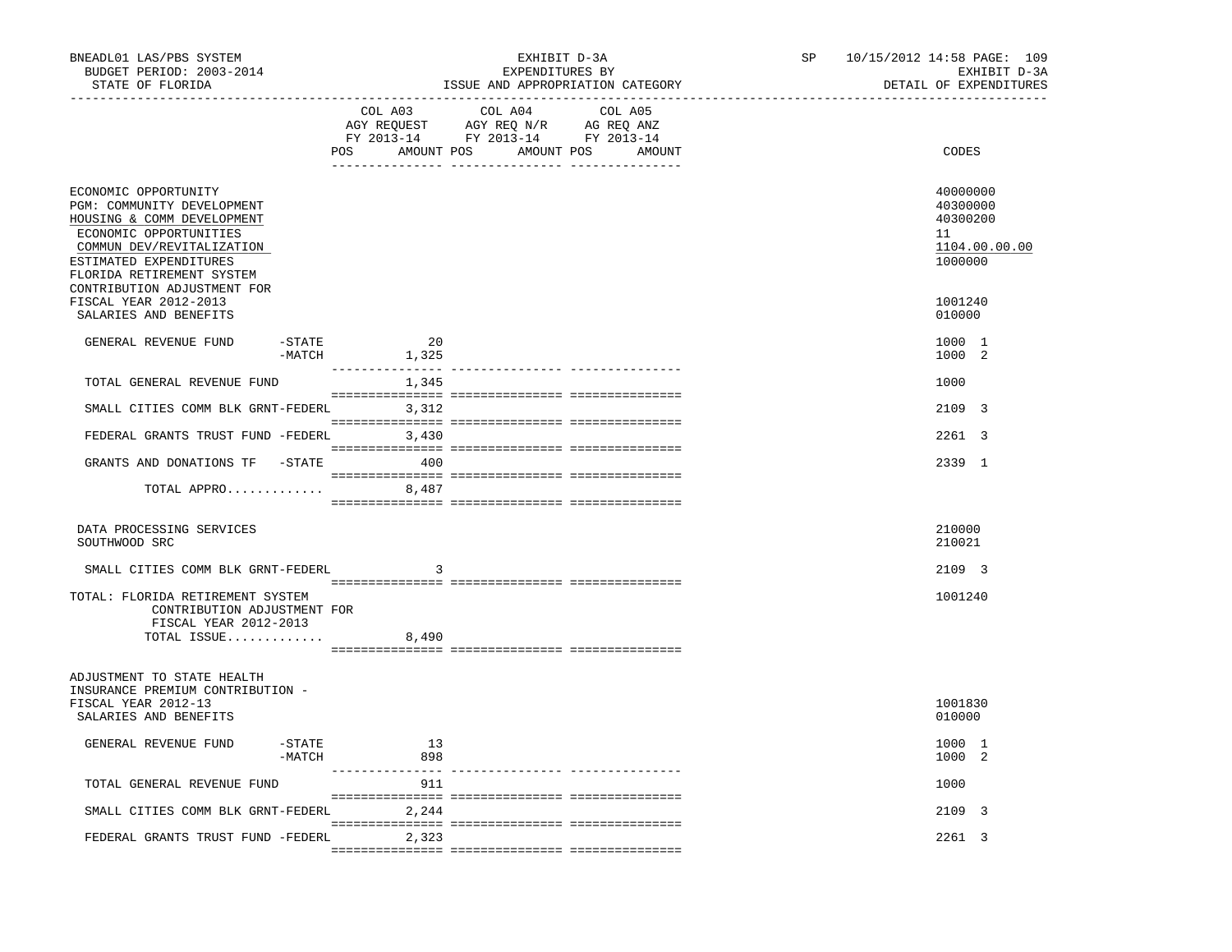BNEADL01 LAS/PBS SYSTEM — EXHIBIT D-3A — SP 10/15/2012 14:58 PAGE: 109
BUDGET PERIOD: 2003-2014 — EXPENDITURES BY — EXHIBIT D-3A
STATE OF FLORIDA — ISSUE AND APPROPRIATION CATEGORY — DETAIL OF EXPENDITURES

| | COL A03 AGY REQUEST FY 2013-14 POS AMOUNT | COL A04 AGY REQ N/R FY 2013-14 POS AMOUNT | COL A05 AG REQ ANZ FY 2013-14 POS AMOUNT | CODES |
|---|---|---|---|---|
| ECONOMIC OPPORTUNITY | | | | 40000000 |
| PGM: COMMUNITY DEVELOPMENT | | | | 40300000 |
| HOUSING & COMM DEVELOPMENT | | | | 40300200 |
| ECONOMIC OPPORTUNITIES | | | | 11 |
| COMMUN DEV/REVITALIZATION | | | | 1104.00.00.00 |
| ESTIMATED EXPENDITURES | | | | 1000000 |
| FLORIDA RETIREMENT SYSTEM CONTRIBUTION ADJUSTMENT FOR FISCAL YEAR 2012-2013 | | | | 1001240 |
| SALARIES AND BENEFITS | | | | 010000 |
| GENERAL REVENUE FUND -STATE | 20 | | | 1000 1 |
| -MATCH | 1,325 | | | 1000 2 |
| TOTAL GENERAL REVENUE FUND | 1,345 | | | 1000 |
| SMALL CITIES COMM BLK GRNT-FEDERL | 3,312 | | | 2109 3 |
| FEDERAL GRANTS TRUST FUND -FEDERL | 3,430 | | | 2261 3 |
| GRANTS AND DONATIONS TF -STATE | 400 | | | 2339 1 |
| TOTAL APPRO............. | 8,487 | | | |
| DATA PROCESSING SERVICES | | | | 210000 |
| SOUTHWOOD SRC | | | | 210021 |
| SMALL CITIES COMM BLK GRNT-FEDERL | 3 | | | 2109 3 |
| TOTAL: FLORIDA RETIREMENT SYSTEM CONTRIBUTION ADJUSTMENT FOR FISCAL YEAR 2012-2013 | | | | 1001240 |
| TOTAL ISSUE............. | 8,490 | | | |
| ADJUSTMENT TO STATE HEALTH INSURANCE PREMIUM CONTRIBUTION - FISCAL YEAR 2012-13 | | | | 1001830 |
| SALARIES AND BENEFITS | | | | 010000 |
| GENERAL REVENUE FUND -STATE | 13 | | | 1000 1 |
| -MATCH | 898 | | | 1000 2 |
| TOTAL GENERAL REVENUE FUND | 911 | | | 1000 |
| SMALL CITIES COMM BLK GRNT-FEDERL | 2,244 | | | 2109 3 |
| FEDERAL GRANTS TRUST FUND -FEDERL | 2,323 | | | 2261 3 |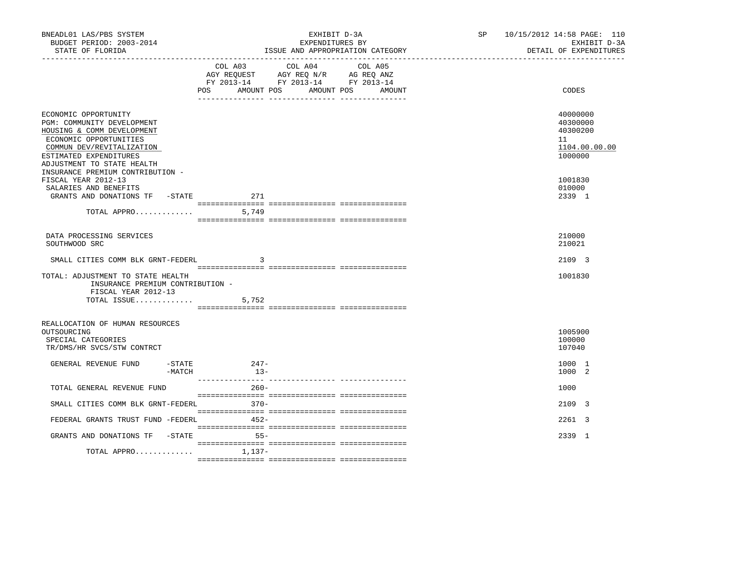BNEADL01 LAS/PBS SYSTEM
BUDGET PERIOD: 2003-2014
STATE OF FLORIDA

EXHIBIT D-3A
EXPENDITURES BY
ISSUE AND APPROPRIATION CATEGORY

SP 10/15/2012 14:58 PAGE: 110
EXHIBIT D-3A
DETAIL OF EXPENDITURES

| | COL A03 AGY REQUEST FY 2013-14 POS AMOUNT | COL A04 AGY REQ N/R FY 2013-14 POS AMOUNT | COL A05 AG REQ ANZ FY 2013-14 POS AMOUNT | CODES |
|---|---|---|---|---|
| ECONOMIC OPPORTUNITY | | | | 40000000 |
| PGM: COMMUNITY DEVELOPMENT | | | | 40300000 |
| HOUSING & COMM DEVELOPMENT | | | | 40300200 |
| ECONOMIC OPPORTUNITIES | | | | 11 |
| COMMUN DEV/REVITALIZATION | | | | 1104.00.00.00 |
| ESTIMATED EXPENDITURES | | | | 1000000 |
| ADJUSTMENT TO STATE HEALTH INSURANCE PREMIUM CONTRIBUTION - FISCAL YEAR 2012-13 | | | | 1001830 |
| SALARIES AND BENEFITS | | | | 010000 |
| GRANTS AND DONATIONS TF -STATE | 271 | | | 2339 1 |
| TOTAL APPRO............. | 5,749 | | | |
| DATA PROCESSING SERVICES | | | | 210000 |
| SOUTHWOOD SRC | | | | 210021 |
| SMALL CITIES COMM BLK GRNT-FEDERL | 3 | | | 2109 3 |
| TOTAL: ADJUSTMENT TO STATE HEALTH INSURANCE PREMIUM CONTRIBUTION - FISCAL YEAR 2012-13 | | | | 1001830 |
| TOTAL ISSUE............. | 5,752 | | | |
| REALLOCATION OF HUMAN RESOURCES OUTSOURCING | | | | 1005900 |
| SPECIAL CATEGORIES | | | | 100000 |
| TR/DMS/HR SVCS/STW CONTRCT | | | | 107040 |
| GENERAL REVENUE FUND -STATE | 247- | | | 1000 1 |
| -MATCH | 13- | | | 1000 2 |
| TOTAL GENERAL REVENUE FUND | 260- | | | 1000 |
| SMALL CITIES COMM BLK GRNT-FEDERL | 370- | | | 2109 3 |
| FEDERAL GRANTS TRUST FUND -FEDERL | 452- | | | 2261 3 |
| GRANTS AND DONATIONS TF -STATE | 55- | | | 2339 1 |
| TOTAL APPRO............. | 1,137- | | | |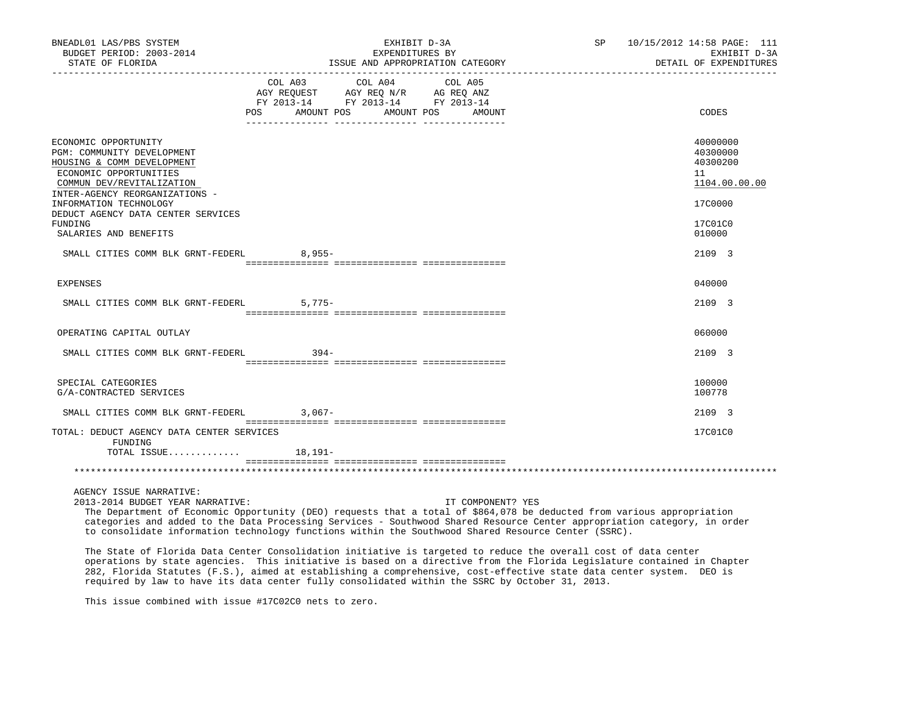| | COL A03 AGY REQUEST FY 2013-14 POS AMOUNT | COL A04 AGY REQ N/R FY 2013-14 POS AMOUNT | COL A05 AG REQ ANZ FY 2013-14 POS AMOUNT | CODES |
|---|---|---|---|---|
| ECONOMIC OPPORTUNITY | | | | 40000000 |
| PGM: COMMUNITY DEVELOPMENT | | | | 40300000 |
| HOUSING & COMM DEVELOPMENT | | | | 40300200 |
| ECONOMIC OPPORTUNITIES | | | | 11 |
| COMMUN DEV/REVITALIZATION | | | | 1104.00.00.00 |
| INTER-AGENCY REORGANIZATIONS - INFORMATION TECHNOLOGY | | | | 17C0000 |
| DEDUCT AGENCY DATA CENTER SERVICES FUNDING | | | | 17C01C0 |
| SALARIES AND BENEFITS | | | | 010000 |
| SMALL CITIES COMM BLK GRNT-FEDERL | 8,955- | | | 2109 3 |
| EXPENSES | | | | 040000 |
| SMALL CITIES COMM BLK GRNT-FEDERL | 5,775- | | | 2109 3 |
| OPERATING CAPITAL OUTLAY | | | | 060000 |
| SMALL CITIES COMM BLK GRNT-FEDERL | 394- | | | 2109 3 |
| SPECIAL CATEGORIES | | | | 100000 |
| G/A-CONTRACTED SERVICES | | | | 100778 |
| SMALL CITIES COMM BLK GRNT-FEDERL | 3,067- | | | 2109 3 |
| TOTAL: DEDUCT AGENCY DATA CENTER SERVICES FUNDING | | | | 17C01C0 |
| TOTAL ISSUE............ | 18,191- | | | |

AGENCY ISSUE NARRATIVE:

2013-2014 BUDGET YEAR NARRATIVE: IT COMPONENT? YES

The Department of Economic Opportunity (DEO) requests that a total of $864,078 be deducted from various appropriation categories and added to the Data Processing Services - Southwood Shared Resource Center appropriation category, in order to consolidate information technology functions within the Southwood Shared Resource Center (SSRC).

The State of Florida Data Center Consolidation initiative is targeted to reduce the overall cost of data center operations by state agencies. This initiative is based on a directive from the Florida Legislature contained in Chapter 282, Florida Statutes (F.S.), aimed at establishing a comprehensive, cost-effective state data center system. DEO is required by law to have its data center fully consolidated within the SSRC by October 31, 2013.

This issue combined with issue #17C02C0 nets to zero.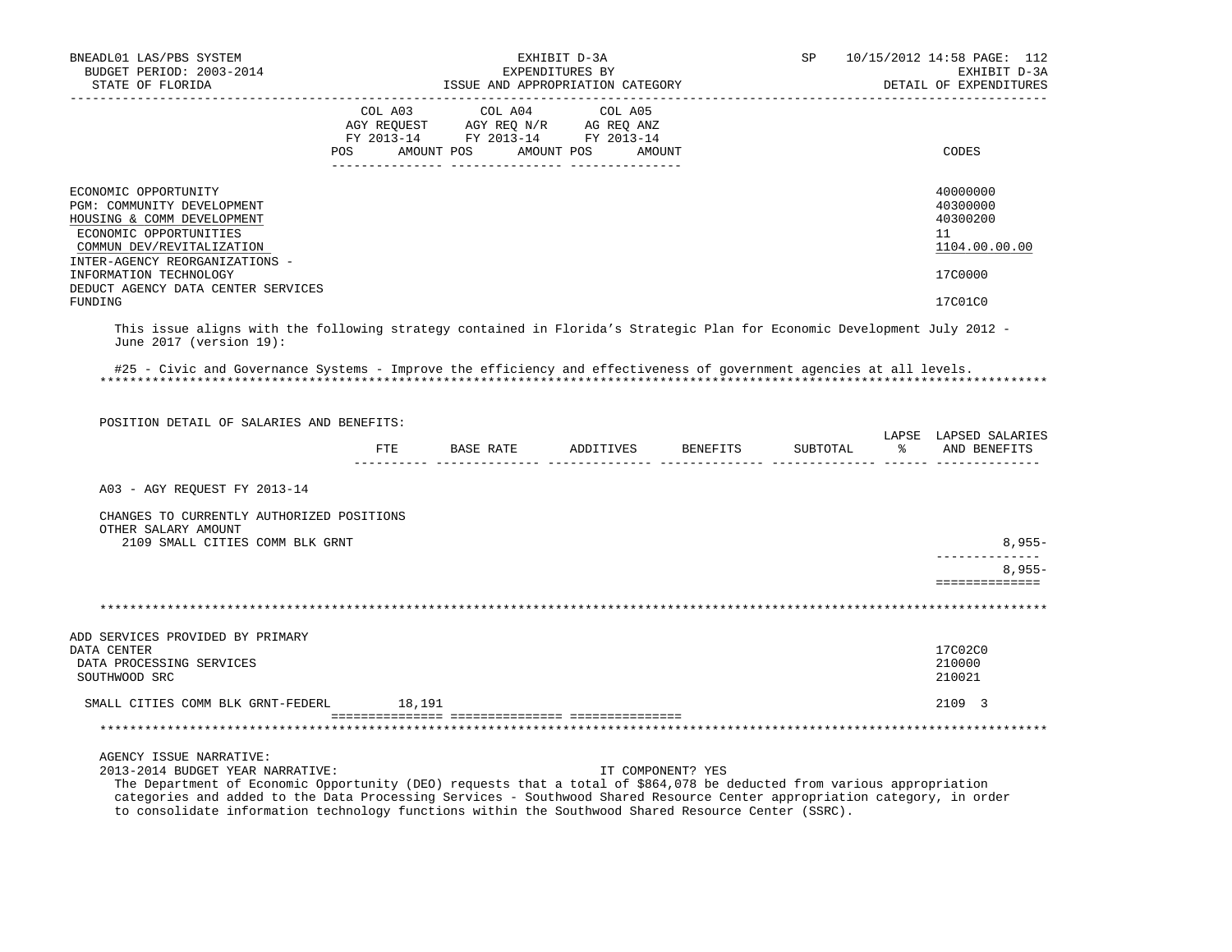| | COL A03 AGY REQUEST FY 2013-14 POS AMOUNT | COL A04 AGY REQ N/R FY 2013-14 POS AMOUNT | COL A05 AG REQ ANZ FY 2013-14 POS AMOUNT | CODES |
|---|---|---|---|---|
| ECONOMIC OPPORTUNITY | | | | 40000000 |
| PGM: COMMUNITY DEVELOPMENT | | | | 40300000 |
| HOUSING & COMM DEVELOPMENT | | | | 40300200 |
| ECONOMIC OPPORTUNITIES | | | | 11 |
| COMMUN DEV/REVITALIZATION | | | | 1104.00.00.00 |
| INTER-AGENCY REORGANIZATIONS - INFORMATION TECHNOLOGY | | | | 17C0000 |
| DEDUCT AGENCY DATA CENTER SERVICES FUNDING | | | | 17C01C0 |

This issue aligns with the following strategy contained in Florida's Strategic Plan for Economic Development July 2012 - June 2017 (version 19):

#25 - Civic and Governance Systems - Improve the efficiency and effectiveness of government agencies at all levels.

POSITION DETAIL OF SALARIES AND BENEFITS:

| | FTE | BASE RATE | ADDITIVES | BENEFITS | SUBTOTAL | LAPSE % | LAPSED SALARIES AND BENEFITS |
|---|---|---|---|---|---|---|---|
| A03 - AGY REQUEST FY 2013-14 | | | | | | | |
| CHANGES TO CURRENTLY AUTHORIZED POSITIONS | | | | | | | |
| OTHER SALARY AMOUNT | | | | | | | |
| 2109 SMALL CITIES COMM BLK GRNT | | | | | | | 8,955- |
| | | | | | | | 8,955- |

| | COL A03 | COL A04 | COL A05 | CODES |
|---|---|---|---|---|
| ADD SERVICES PROVIDED BY PRIMARY DATA CENTER | | | | 17C02C0 |
| DATA PROCESSING SERVICES | | | | 210000 |
| SOUTHWOOD SRC | | | | 210021 |
| SMALL CITIES COMM BLK GRNT-FEDERL | 18,191 | | | 2109 3 |

AGENCY ISSUE NARRATIVE:

2013-2014 BUDGET YEAR NARRATIVE: IT COMPONENT? YES

The Department of Economic Opportunity (DEO) requests that a total of $864,078 be deducted from various appropriation categories and added to the Data Processing Services - Southwood Shared Resource Center appropriation category, in order to consolidate information technology functions within the Southwood Shared Resource Center (SSRC).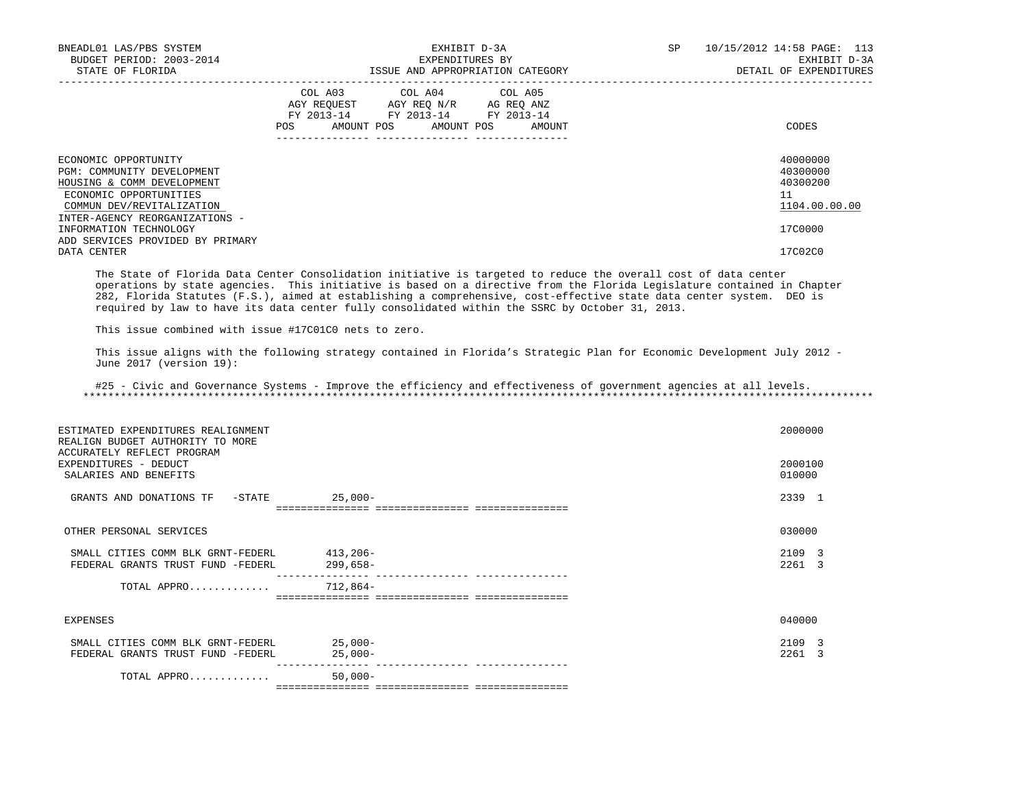| | COL A03 AGY REQUEST FY 2013-14 POS AMOUNT | COL A04 AGY REQ N/R FY 2013-14 POS AMOUNT | COL A05 AG REQ ANZ FY 2013-14 POS AMOUNT | CODES |
|---|---|---|---|---|
| ECONOMIC OPPORTUNITY | | | | 40000000 |
| PGM: COMMUNITY DEVELOPMENT | | | | 40300000 |
| HOUSING & COMM DEVELOPMENT | | | | 40300200 |
| ECONOMIC OPPORTUNITIES | | | | 11 |
| COMMUN DEV/REVITALIZATION | | | | 1104.00.00.00 |
| INTER-AGENCY REORGANIZATIONS - INFORMATION TECHNOLOGY | | | | 17C0000 |
| ADD SERVICES PROVIDED BY PRIMARY DATA CENTER | | | | 17C02C0 |

The State of Florida Data Center Consolidation initiative is targeted to reduce the overall cost of data center operations by state agencies. This initiative is based on a directive from the Florida Legislature contained in Chapter 282, Florida Statutes (F.S.), aimed at establishing a comprehensive, cost-effective state data center system. DEO is required by law to have its data center fully consolidated within the SSRC by October 31, 2013.

This issue combined with issue #17C01C0 nets to zero.

This issue aligns with the following strategy contained in Florida's Strategic Plan for Economic Development July 2012 - June 2017 (version 19):

#25 - Civic and Governance Systems - Improve the efficiency and effectiveness of government agencies at all levels.

*******************************************************************************************************************************

| | COL A03 | COL A04 | COL A05 | CODES |
|---|---|---|---|---|
| ESTIMATED EXPENDITURES REALIGNMENT | | | | 2000000 |
| REALIGN BUDGET AUTHORITY TO MORE ACCURATELY REFLECT PROGRAM EXPENDITURES - DEDUCT | | | | 2000100 |
| SALARIES AND BENEFITS | | | | 010000 |
| GRANTS AND DONATIONS TF -STATE | 25,000- | | | 2339 1 |
| OTHER PERSONAL SERVICES | | | | 030000 |
| SMALL CITIES COMM BLK GRNT-FEDERL | 413,206- | | | 2109 3 |
| FEDERAL GRANTS TRUST FUND -FEDERL | 299,658- | | | 2261 3 |
| TOTAL APPRO............ | 712,864- | | | |
| EXPENSES | | | | 040000 |
| SMALL CITIES COMM BLK GRNT-FEDERL | 25,000- | | | 2109 3 |
| FEDERAL GRANTS TRUST FUND -FEDERL | 25,000- | | | 2261 3 |
| TOTAL APPRO............ | 50,000- | | | |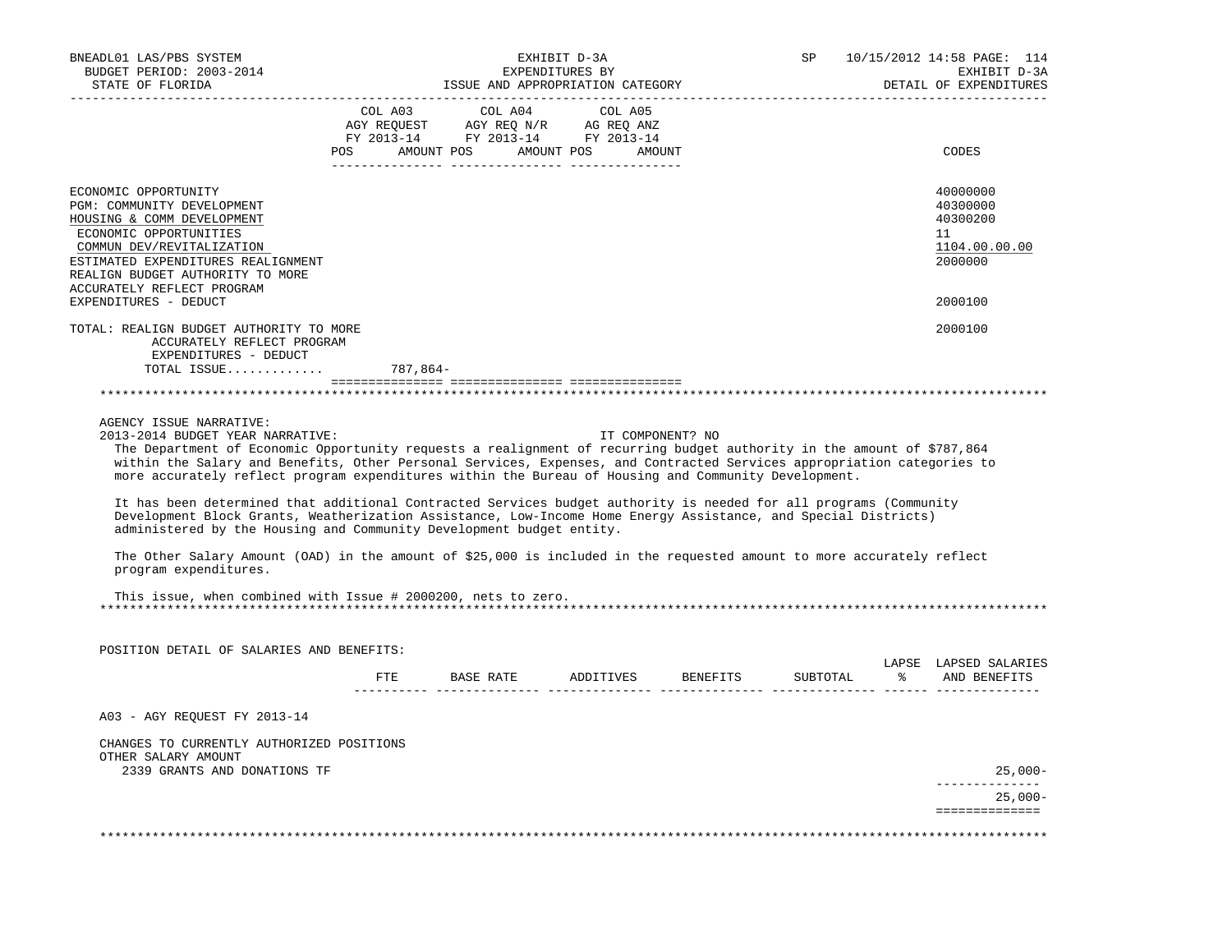BNEADL01 LAS/PBS SYSTEM
BUDGET PERIOD: 2003-2014
STATE OF FLORIDA

EXHIBIT D-3A
EXPENDITURES BY
ISSUE AND APPROPRIATION CATEGORY

SP 10/15/2012 14:58 PAGE: 114
EXHIBIT D-3A
DETAIL OF EXPENDITURES

| | COL A03 AGY REQUEST FY 2013-14 POS | AMOUNT | COL A04 AGY REQ N/R FY 2013-14 POS | AMOUNT | COL A05 AG REQ ANZ FY 2013-14 POS | AMOUNT | CODES |
|---|---|---|---|---|---|---|---|
| ECONOMIC OPPORTUNITY | | | | | | | 40000000 |
| PGM: COMMUNITY DEVELOPMENT | | | | | | | 40300000 |
| HOUSING & COMM DEVELOPMENT | | | | | | | 40300200 |
| ECONOMIC OPPORTUNITIES | | | | | | | 11 |
| COMMUN DEV/REVITALIZATION | | | | | | | 1104.00.00.00 |
| ESTIMATED EXPENDITURES REALIGNMENT | | | | | | | 2000000 |
| REALIGN BUDGET AUTHORITY TO MORE ACCURATELY REFLECT PROGRAM EXPENDITURES - DEDUCT | | | | | | | 2000100 |
| TOTAL: REALIGN BUDGET AUTHORITY TO MORE ACCURATELY REFLECT PROGRAM EXPENDITURES - DEDUCT | | | | | | | 2000100 |
| TOTAL ISSUE............ | | 787,864- | | | | | |

AGENCY ISSUE NARRATIVE:

2013-2014 BUDGET YEAR NARRATIVE: IT COMPONENT? NO

The Department of Economic Opportunity requests a realignment of recurring budget authority in the amount of $787,864 within the Salary and Benefits, Other Personal Services, Expenses, and Contracted Services appropriation categories to more accurately reflect program expenditures within the Bureau of Housing and Community Development.

It has been determined that additional Contracted Services budget authority is needed for all programs (Community Development Block Grants, Weatherization Assistance, Low-Income Home Energy Assistance, and Special Districts) administered by the Housing and Community Development budget entity.

The Other Salary Amount (OAD) in the amount of $25,000 is included in the requested amount to more accurately reflect program expenditures.

This issue, when combined with Issue # 2000200, nets to zero.

POSITION DETAIL OF SALARIES AND BENEFITS:

| | FTE | BASE RATE | ADDITIVES | BENEFITS | SUBTOTAL | LAPSE % | LAPSED SALARIES AND BENEFITS |
|---|---|---|---|---|---|---|---|
| A03 - AGY REQUEST FY 2013-14 | | | | | | | |
| CHANGES TO CURRENTLY AUTHORIZED POSITIONS | | | | | | | |
| OTHER SALARY AMOUNT | | | | | | | |
| 2339 GRANTS AND DONATIONS TF | | | | | | | 25,000- |
| | | | | | | | 25,000- |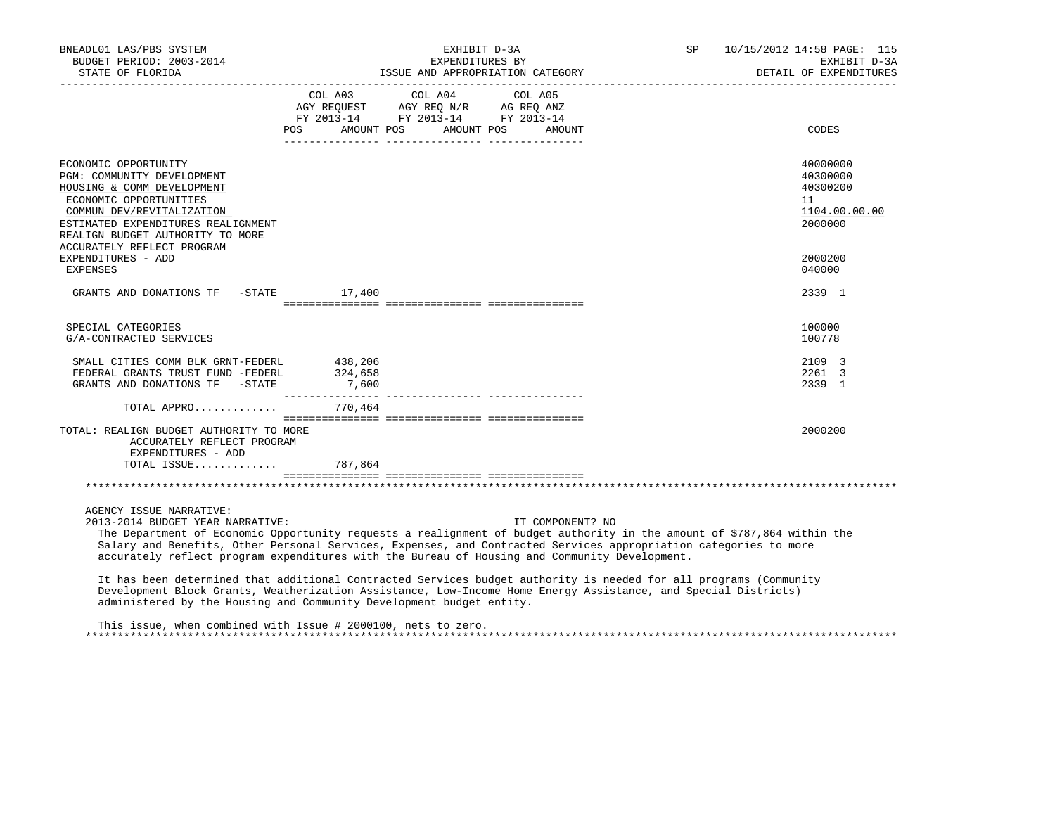BNEADL01 LAS/PBS SYSTEM
BUDGET PERIOD: 2003-2014
STATE OF FLORIDA

EXHIBIT D-3A
EXPENDITURES BY
ISSUE AND APPROPRIATION CATEGORY

SP 10/15/2012 14:58
EXHIBIT D-3A
DETAIL OF EXPENDITURES

| | COL A03 AGY REQUEST FY 2013-14 POS AMOUNT | COL A04 AGY REQ N/R FY 2013-14 POS AMOUNT | COL A05 AG REQ ANZ FY 2013-14 POS AMOUNT | CODES |
|---|---|---|---|---|
| ECONOMIC OPPORTUNITY | | | | 40000000 |
| PGM: COMMUNITY DEVELOPMENT | | | | 40300000 |
| HOUSING & COMM DEVELOPMENT | | | | 40300200 |
| ECONOMIC OPPORTUNITIES | | | | 11 |
| COMMUN DEV/REVITALIZATION | | | | 1104.00.00.00 |
| ESTIMATED EXPENDITURES REALIGNMENT | | | | 2000000 |
| REALIGN BUDGET AUTHORITY TO MORE ACCURATELY REFLECT PROGRAM EXPENDITURES - ADD | | | | 2000200 |
| EXPENSES | | | | 040000 |
| GRANTS AND DONATIONS TF -STATE | 17,400 | | | 2339 1 |
| SPECIAL CATEGORIES | | | | 100000 |
| G/A-CONTRACTED SERVICES | | | | 100778 |
| SMALL CITIES COMM BLK GRNT-FEDERL | 438,206 | | | 2109 3 |
| FEDERAL GRANTS TRUST FUND -FEDERL | 324,658 | | | 2261 3 |
| GRANTS AND DONATIONS TF -STATE | 7,600 | | | 2339 1 |
| TOTAL APPRO............ | 770,464 | | | |
| TOTAL: REALIGN BUDGET AUTHORITY TO MORE ACCURATELY REFLECT PROGRAM EXPENDITURES - ADD | | | | 2000200 |
| TOTAL ISSUE............ | 787,864 | | | |

AGENCY ISSUE NARRATIVE:

2013-2014 BUDGET YEAR NARRATIVE: IT COMPONENT? NO

The Department of Economic Opportunity requests a realignment of budget authority in the amount of $787,864 within the Salary and Benefits, Other Personal Services, Expenses, and Contracted Services appropriation categories to more accurately reflect program expenditures with the Bureau of Housing and Community Development.

It has been determined that additional Contracted Services budget authority is needed for all programs (Community Development Block Grants, Weatherization Assistance, Low-Income Home Energy Assistance, and Special Districts) administered by the Housing and Community Development budget entity.

This issue, when combined with Issue # 2000100, nets to zero.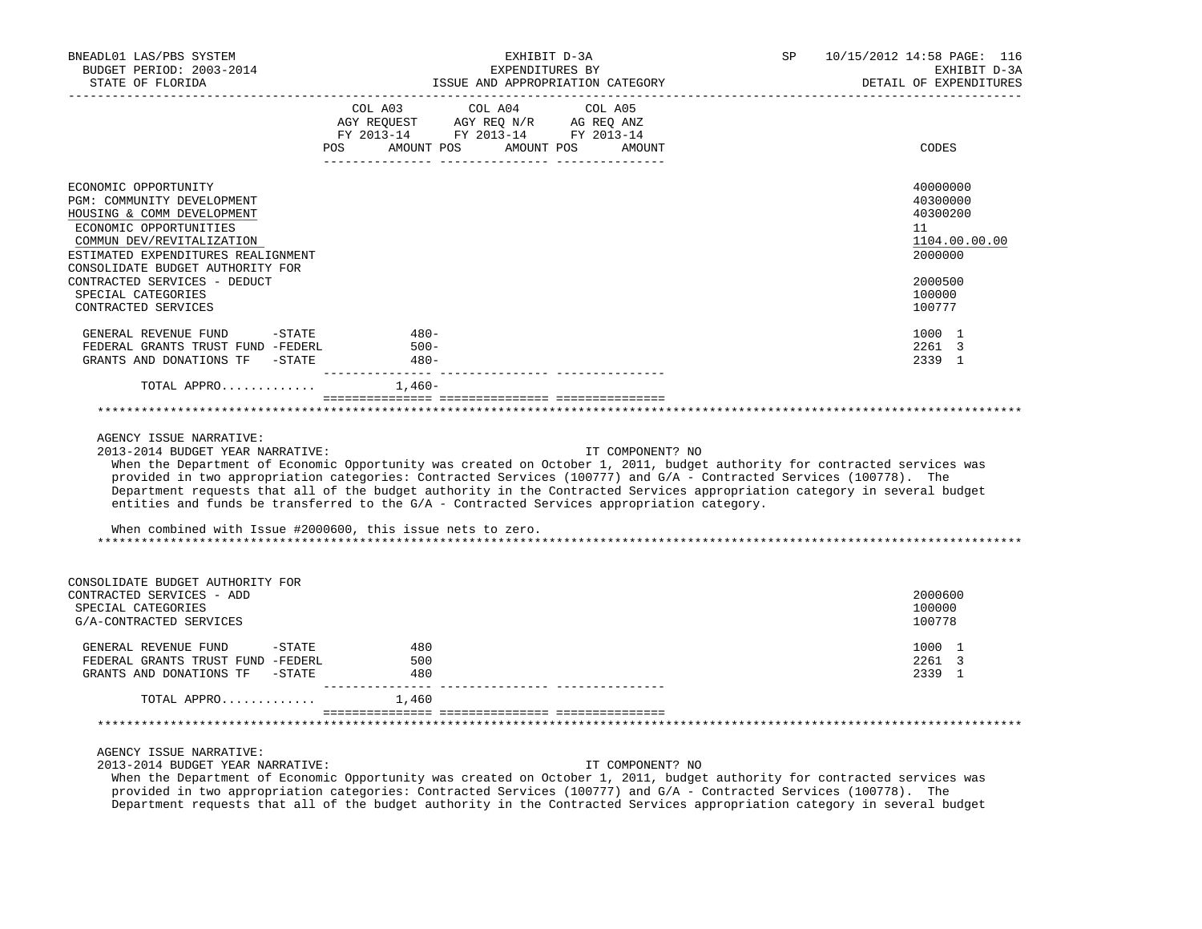| | COL A03 AGY REQUEST FY 2013-14 POS AMOUNT | COL A04 AGY REQ N/R FY 2013-14 POS AMOUNT | COL A05 AG REQ ANZ FY 2013-14 POS AMOUNT | CODES |
|---|---|---|---|---|
| ECONOMIC OPPORTUNITY | | | | 40000000 |
| PGM: COMMUNITY DEVELOPMENT | | | | 40300000 |
| HOUSING & COMM DEVELOPMENT | | | | 40300200 |
| ECONOMIC OPPORTUNITIES | | | | 11 |
| COMMUN DEV/REVITALIZATION | | | | 1104.00.00.00 |
| ESTIMATED EXPENDITURES REALIGNMENT | | | | 2000000 |
| CONSOLIDATE BUDGET AUTHORITY FOR CONTRACTED SERVICES - DEDUCT | | | | 2000500 |
| SPECIAL CATEGORIES | | | | 100000 |
| CONTRACTED SERVICES | | | | 100777 |
| GENERAL REVENUE FUND -STATE | 480- | | | 1000 1 |
| FEDERAL GRANTS TRUST FUND -FEDERL | 500- | | | 2261 3 |
| GRANTS AND DONATIONS TF -STATE | 480- | | | 2339 1 |
| TOTAL APPRO............ | 1,460- | | | |

AGENCY ISSUE NARRATIVE:

2013-2014 BUDGET YEAR NARRATIVE: IT COMPONENT? NO

When the Department of Economic Opportunity was created on October 1, 2011, budget authority for contracted services was provided in two appropriation categories: Contracted Services (100777) and G/A - Contracted Services (100778). The Department requests that all of the budget authority in the Contracted Services appropriation category in several budget entities and funds be transferred to the G/A - Contracted Services appropriation category.

When combined with Issue #2000600, this issue nets to zero.

| | COL A03 AGY REQUEST FY 2013-14 POS AMOUNT | COL A04 AGY REQ N/R FY 2013-14 POS AMOUNT | COL A05 AG REQ ANZ FY 2013-14 POS AMOUNT | CODES |
|---|---|---|---|---|
| CONSOLIDATE BUDGET AUTHORITY FOR CONTRACTED SERVICES - ADD | | | | 2000600 |
| SPECIAL CATEGORIES | | | | 100000 |
| G/A-CONTRACTED SERVICES | | | | 100778 |
| GENERAL REVENUE FUND -STATE | 480 | | | 1000 1 |
| FEDERAL GRANTS TRUST FUND -FEDERL | 500 | | | 2261 3 |
| GRANTS AND DONATIONS TF -STATE | 480 | | | 2339 1 |
| TOTAL APPRO............ | 1,460 | | | |

AGENCY ISSUE NARRATIVE:

2013-2014 BUDGET YEAR NARRATIVE: IT COMPONENT? NO

When the Department of Economic Opportunity was created on October 1, 2011, budget authority for contracted services was provided in two appropriation categories: Contracted Services (100777) and G/A - Contracted Services (100778). The Department requests that all of the budget authority in the Contracted Services appropriation category in several budget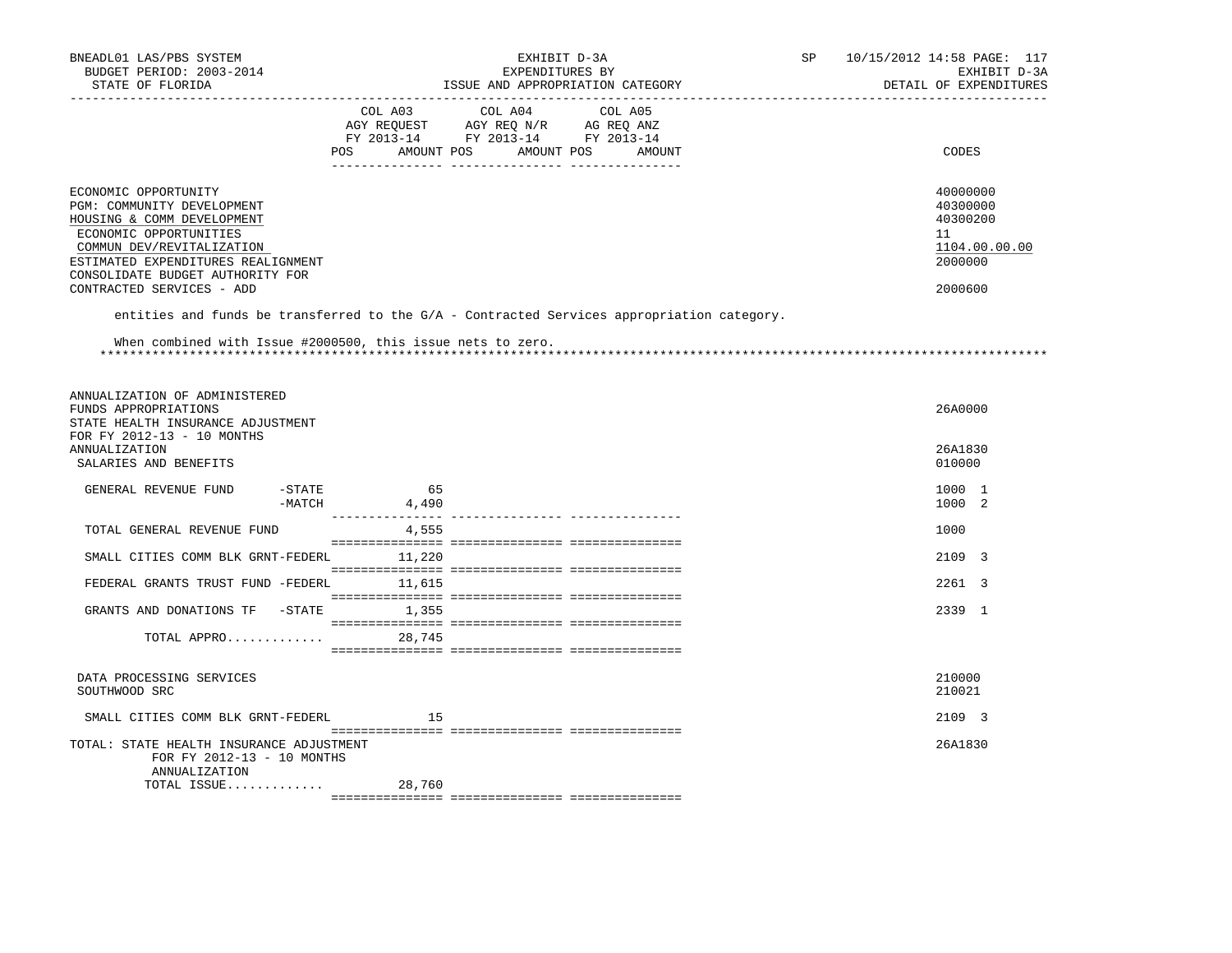| | COL A03 AGY REQUEST FY 2013-14 POS AMOUNT | COL A04 AGY REQ N/R FY 2013-14 POS AMOUNT | COL A05 AG REQ ANZ FY 2013-14 POS AMOUNT | CODES |
|---|---|---|---|---|
| ECONOMIC OPPORTUNITY | | | | 40000000 |
| PGM: COMMUNITY DEVELOPMENT | | | | 40300000 |
| HOUSING & COMM DEVELOPMENT | | | | 40300200 |
| ECONOMIC OPPORTUNITIES | | | | 11 |
| COMMUN DEV/REVITALIZATION | | | | 1104.00.00.00 |
| ESTIMATED EXPENDITURES REALIGNMENT | | | | 2000000 |
| CONSOLIDATE BUDGET AUTHORITY FOR CONTRACTED SERVICES - ADD | | | | 2000600 |

entities and funds be transferred to the G/A - Contracted Services appropriation category.

When combined with Issue #2000500, this issue nets to zero.

*****************************************************************************************************************************

| | COL A03 | COL A04 | COL A05 | CODES |
|---|---|---|---|---|
| ANNUALIZATION OF ADMINISTERED FUNDS APPROPRIATIONS | | | | 26A0000 |
| STATE HEALTH INSURANCE ADJUSTMENT FOR FY 2012-13 - 10 MONTHS ANNUALIZATION | | | | 26A1830 |
| SALARIES AND BENEFITS | | | | 010000 |
| GENERAL REVENUE FUND -STATE | 65 | | | 1000 1 |
| -MATCH | 4,490 | | | 1000 2 |
| TOTAL GENERAL REVENUE FUND | 4,555 | | | 1000 |
| SMALL CITIES COMM BLK GRNT-FEDERL | 11,220 | | | 2109 3 |
| FEDERAL GRANTS TRUST FUND -FEDERL | 11,615 | | | 2261 3 |
| GRANTS AND DONATIONS TF -STATE | 1,355 | | | 2339 1 |
| TOTAL APPRO............. | 28,745 | | | |
| DATA PROCESSING SERVICES | | | | 210000 |
| SOUTHWOOD SRC | | | | 210021 |
| SMALL CITIES COMM BLK GRNT-FEDERL | 15 | | | 2109 3 |
| TOTAL: STATE HEALTH INSURANCE ADJUSTMENT FOR FY 2012-13 - 10 MONTHS ANNUALIZATION | | | | 26A1830 |
| TOTAL ISSUE............. | 28,760 | | | |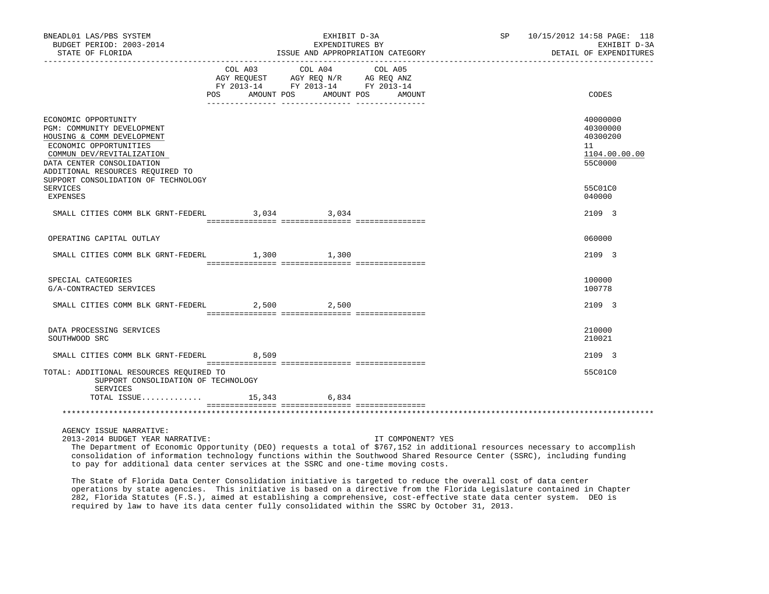EXHIBIT D-3A
EXPENDITURES BY
ISSUE AND APPROPRIATION CATEGORY

DETAIL OF EXPENDITURES

| | COL A03 AGY REQUEST FY 2013-14 POS AMOUNT | COL A04 AGY REQ N/R FY 2013-14 POS AMOUNT | COL A05 AG REQ ANZ FY 2013-14 POS AMOUNT | CODES |
|---|---|---|---|---|
| ECONOMIC OPPORTUNITY | | | | 40000000 |
| PGM: COMMUNITY DEVELOPMENT | | | | 40300000 |
| HOUSING & COMM DEVELOPMENT | | | | 40300200 |
| ECONOMIC OPPORTUNITIES | | | | 11 |
| COMMUN DEV/REVITALIZATION | | | | 1104.00.00.00 |
| DATA CENTER CONSOLIDATION | | | | 55C0000 |
| ADDITIONAL RESOURCES REQUIRED TO SUPPORT CONSOLIDATION OF TECHNOLOGY SERVICES | | | | 55C01C0 |
| EXPENSES | | | | 040000 |
| SMALL CITIES COMM BLK GRNT-FEDERL | 3,034 | 3,034 | | 2109 3 |
| OPERATING CAPITAL OUTLAY | | | | 060000 |
| SMALL CITIES COMM BLK GRNT-FEDERL | 1,300 | 1,300 | | 2109 3 |
| SPECIAL CATEGORIES | | | | 100000 |
| G/A-CONTRACTED SERVICES | | | | 100778 |
| SMALL CITIES COMM BLK GRNT-FEDERL | 2,500 | 2,500 | | 2109 3 |
| DATA PROCESSING SERVICES | | | | 210000 |
| SOUTHWOOD SRC | | | | 210021 |
| SMALL CITIES COMM BLK GRNT-FEDERL | 8,509 | | | 2109 3 |
| TOTAL: ADDITIONAL RESOURCES REQUIRED TO SUPPORT CONSOLIDATION OF TECHNOLOGY SERVICES | | | | 55C01C0 |
| TOTAL ISSUE............. | 15,343 | 6,834 | | |

AGENCY ISSUE NARRATIVE:

2013-2014 BUDGET YEAR NARRATIVE: IT COMPONENT? YES

The Department of Economic Opportunity (DEO) requests a total of $767,152 in additional resources necessary to accomplish consolidation of information technology functions within the Southwood Shared Resource Center (SSRC), including funding to pay for additional data center services at the SSRC and one-time moving costs.

The State of Florida Data Center Consolidation initiative is targeted to reduce the overall cost of data center operations by state agencies. This initiative is based on a directive from the Florida Legislature contained in Chapter 282, Florida Statutes (F.S.), aimed at establishing a comprehensive, cost-effective state data center system. DEO is required by law to have its data center fully consolidated within the SSRC by October 31, 2013.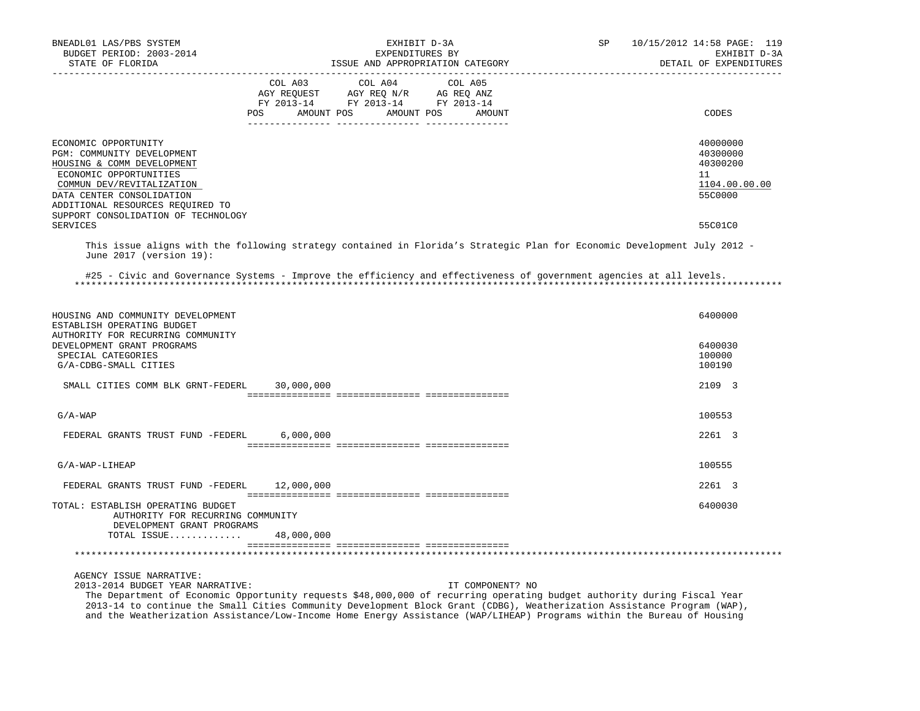| | COL A03 AGY REQUEST FY 2013-14 POS AMOUNT | COL A04 AGY REQ N/R FY 2013-14 POS AMOUNT | COL A05 AG REQ ANZ FY 2013-14 POS AMOUNT | CODES |
|---|---|---|---|---|
| ECONOMIC OPPORTUNITY | | | | 40000000 |
| PGM: COMMUNITY DEVELOPMENT | | | | 40300000 |
| HOUSING & COMM DEVELOPMENT | | | | 40300200 |
| ECONOMIC OPPORTUNITIES | | | | 11 |
| COMMUN DEV/REVITALIZATION | | | | 1104.00.00.00 |
| DATA CENTER CONSOLIDATION | | | | 55C0000 |
| ADDITIONAL RESOURCES REQUIRED TO SUPPORT CONSOLIDATION OF TECHNOLOGY SERVICES | | | | 55C01C0 |

This issue aligns with the following strategy contained in Florida's Strategic Plan for Economic Development July 2012 - June 2017 (version 19):

#25 - Civic and Governance Systems - Improve the efficiency and effectiveness of government agencies at all levels.

| | COL A03 | COL A04 | COL A05 | CODES |
|---|---|---|---|---|
| HOUSING AND COMMUNITY DEVELOPMENT | | | | 6400000 |
| ESTABLISH OPERATING BUDGET AUTHORITY FOR RECURRING COMMUNITY DEVELOPMENT GRANT PROGRAMS | | | | 6400030 |
| SPECIAL CATEGORIES | | | | 100000 |
| G/A-CDBG-SMALL CITIES | | | | 100190 |
| SMALL CITIES COMM BLK GRNT-FEDERL | 30,000,000 | | | 2109 3 |
| G/A-WAP | | | | 100553 |
| FEDERAL GRANTS TRUST FUND -FEDERL | 6,000,000 | | | 2261 3 |
| G/A-WAP-LIHEAP | | | | 100555 |
| FEDERAL GRANTS TRUST FUND -FEDERL | 12,000,000 | | | 2261 3 |
| TOTAL: ESTABLISH OPERATING BUDGET AUTHORITY FOR RECURRING COMMUNITY DEVELOPMENT GRANT PROGRAMS | | | | 6400030 |
| TOTAL ISSUE............. | 48,000,000 | | | |

AGENCY ISSUE NARRATIVE:

2013-2014 BUDGET YEAR NARRATIVE: IT COMPONENT? NO

The Department of Economic Opportunity requests $48,000,000 of recurring operating budget authority during Fiscal Year 2013-14 to continue the Small Cities Community Development Block Grant (CDBG), Weatherization Assistance Program (WAP), and the Weatherization Assistance/Low-Income Home Energy Assistance (WAP/LIHEAP) Programs within the Bureau of Housing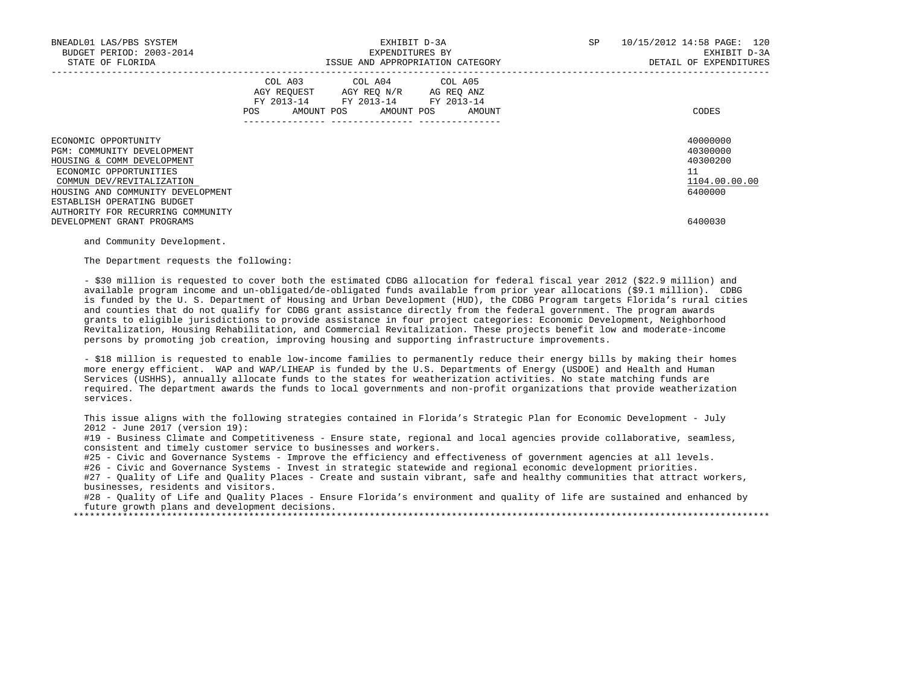| | COL A03 AGY REQUEST FY 2013-14 POS AMOUNT | COL A04 AGY REQ N/R FY 2013-14 POS AMOUNT | COL A05 AG REQ ANZ FY 2013-14 POS AMOUNT | CODES |
|---|---|---|---|---|
| ECONOMIC OPPORTUNITY | | | | 40000000 |
| PGM: COMMUNITY DEVELOPMENT | | | | 40300000 |
| HOUSING & COMM DEVELOPMENT | | | | 40300200 |
| ECONOMIC OPPORTUNITIES | | | | 11 |
| COMMUN DEV/REVITALIZATION | | | | 1104.00.00.00 |
| HOUSING AND COMMUNITY DEVELOPMENT | | | | 6400000 |
| ESTABLISH OPERATING BUDGET AUTHORITY FOR RECURRING COMMUNITY DEVELOPMENT GRANT PROGRAMS | | | | 6400030 |

and Community Development.

The Department requests the following:

- $30 million is requested to cover both the estimated CDBG allocation for federal fiscal year 2012 ($22.9 million) and available program income and un-obligated/de-obligated funds available from prior year allocations ($9.1 million). CDBG is funded by the U. S. Department of Housing and Urban Development (HUD), the CDBG Program targets Florida's rural cities and counties that do not qualify for CDBG grant assistance directly from the federal government. The program awards grants to eligible jurisdictions to provide assistance in four project categories: Economic Development, Neighborhood Revitalization, Housing Rehabilitation, and Commercial Revitalization. These projects benefit low and moderate-income persons by promoting job creation, improving housing and supporting infrastructure improvements.

- $18 million is requested to enable low-income families to permanently reduce their energy bills by making their homes more energy efficient. WAP and WAP/LIHEAP is funded by the U.S. Departments of Energy (USDOE) and Health and Human Services (USHHS), annually allocate funds to the states for weatherization activities. No state matching funds are required. The department awards the funds to local governments and non-profit organizations that provide weatherization services.

This issue aligns with the following strategies contained in Florida's Strategic Plan for Economic Development - July 2012 - June 2017 (version 19):
#19 - Business Climate and Competitiveness - Ensure state, regional and local agencies provide collaborative, seamless, consistent and timely customer service to businesses and workers.
#25 - Civic and Governance Systems - Improve the efficiency and effectiveness of government agencies at all levels.
#26 - Civic and Governance Systems - Invest in strategic statewide and regional economic development priorities.
#27 - Quality of Life and Quality Places - Create and sustain vibrant, safe and healthy communities that attract workers, businesses, residents and visitors.
#28 - Quality of Life and Quality Places - Ensure Florida's environment and quality of life are sustained and enhanced by future growth plans and development decisions.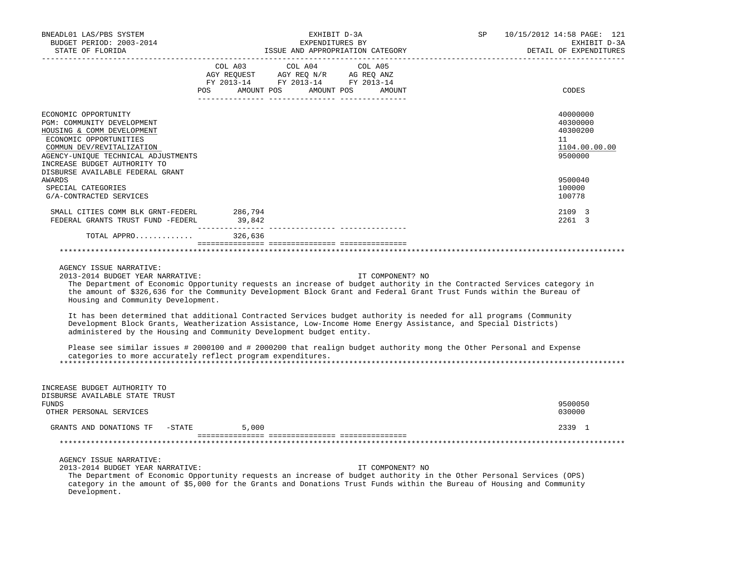| | COL A03 AGY REQUEST FY 2013-14 POS AMOUNT | COL A04 AGY REQ N/R FY 2013-14 POS AMOUNT | COL A05 AG REQ ANZ FY 2013-14 POS AMOUNT | CODES |
|---|---|---|---|---|
| ECONOMIC OPPORTUNITY | | | | 40000000 |
| PGM: COMMUNITY DEVELOPMENT | | | | 40300000 |
| HOUSING & COMM DEVELOPMENT | | | | 40300200 |
| ECONOMIC OPPORTUNITIES | | | | 11 |
| COMMUN DEV/REVITALIZATION | | | | 1104.00.00.00 |
| AGENCY-UNIQUE TECHNICAL ADJUSTMENTS | | | | 9500000 |
| INCREASE BUDGET AUTHORITY TO DISBURSE AVAILABLE FEDERAL GRANT AWARDS | | | | 9500040 |
| SPECIAL CATEGORIES | | | | 100000 |
| G/A-CONTRACTED SERVICES | | | | 100778 |
| SMALL CITIES COMM BLK GRNT-FEDERL | 286,794 | | | 2109 3 |
| FEDERAL GRANTS TRUST FUND -FEDERL | 39,842 | | | 2261 3 |
| TOTAL APPRO............ | 326,636 | | | |

AGENCY ISSUE NARRATIVE:

2013-2014 BUDGET YEAR NARRATIVE: IT COMPONENT? NO

The Department of Economic Opportunity requests an increase of budget authority in the Contracted Services category in the amount of $326,636 for the Community Development Block Grant and Federal Grant Trust Funds within the Bureau of Housing and Community Development.

It has been determined that additional Contracted Services budget authority is needed for all programs (Community Development Block Grants, Weatherization Assistance, Low-Income Home Energy Assistance, and Special Districts) administered by the Housing and Community Development budget entity.

Please see similar issues # 2000100 and # 2000200 that realign budget authority mong the Other Personal and Expense categories to more accurately reflect program expenditures.

| | COL A03 | COL A04 | COL A05 | CODES |
|---|---|---|---|---|
| INCREASE BUDGET AUTHORITY TO DISBURSE AVAILABLE STATE TRUST FUNDS | | | | 9500050 |
| OTHER PERSONAL SERVICES | | | | 030000 |
| GRANTS AND DONATIONS TF -STATE | 5,000 | | | 2339 1 |

AGENCY ISSUE NARRATIVE:

2013-2014 BUDGET YEAR NARRATIVE: IT COMPONENT? NO

The Department of Economic Opportunity requests an increase of budget authority in the Other Personal Services (OPS) category in the amount of $5,000 for the Grants and Donations Trust Funds within the Bureau of Housing and Community Development.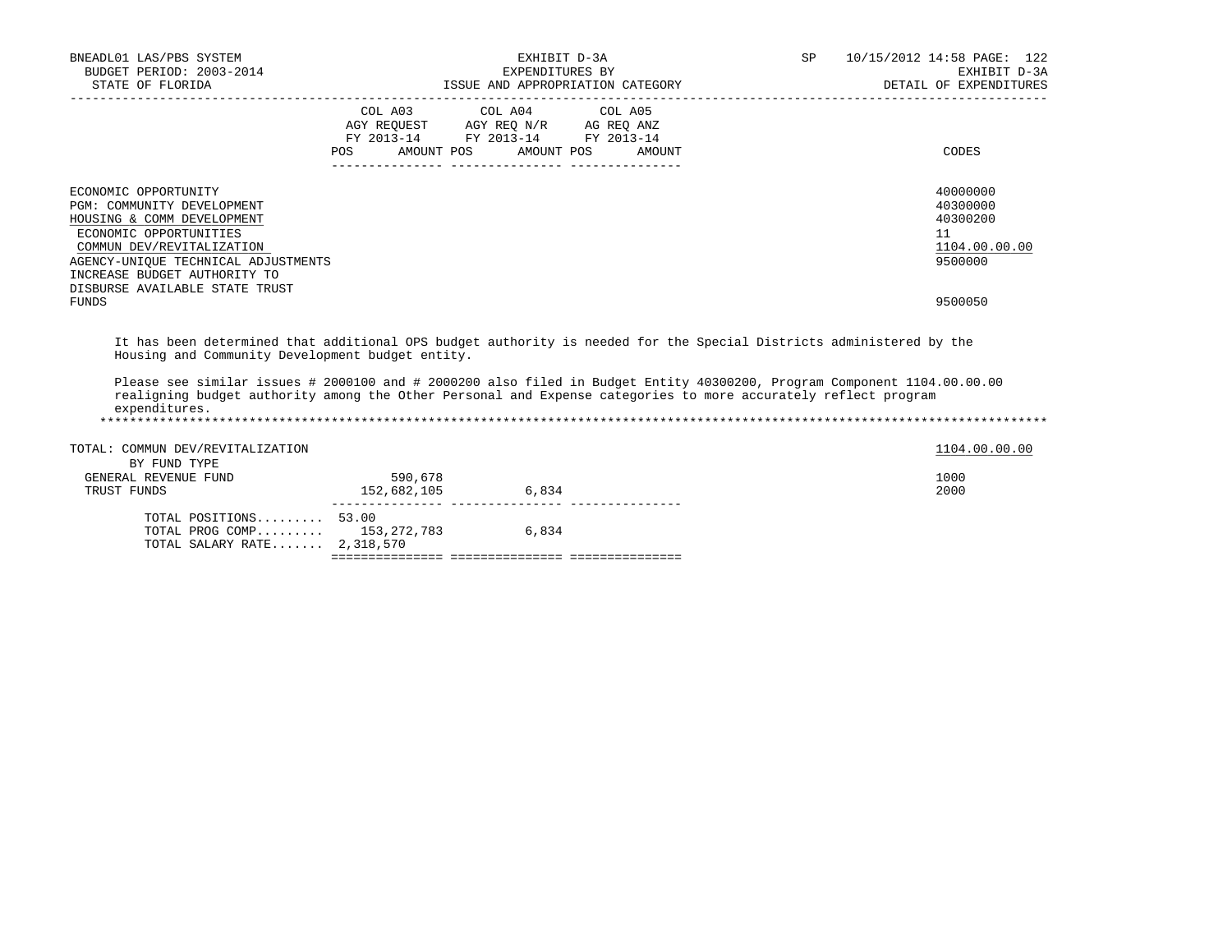BNEADL01 LAS/PBS SYSTEM
BUDGET PERIOD: 2003-2014
STATE OF FLORIDA

EXHIBIT D-3A
EXPENDITURES BY
ISSUE AND APPROPRIATION CATEGORY

SP 10/15/2012 14:58 PAGE: 122
EXHIBIT D-3A
DETAIL OF EXPENDITURES

| | COL A03 AGY REQUEST FY 2013-14 POS AMOUNT | COL A04 AGY REQ N/R FY 2013-14 POS AMOUNT | COL A05 AG REQ ANZ FY 2013-14 POS AMOUNT | CODES |
|---|---|---|---|---|
| ECONOMIC OPPORTUNITY | | | | 40000000 |
| PGM: COMMUNITY DEVELOPMENT | | | | 40300000 |
| HOUSING & COMM DEVELOPMENT | | | | 40300200 |
| ECONOMIC OPPORTUNITIES | | | | 11 |
| COMMUN DEV/REVITALIZATION | | | | 1104.00.00.00 |
| AGENCY-UNIQUE TECHNICAL ADJUSTMENTS | | | | 9500000 |
| INCREASE BUDGET AUTHORITY TO DISBURSE AVAILABLE STATE TRUST FUNDS | | | | 9500050 |

It has been determined that additional OPS budget authority is needed for the Special Districts administered by the Housing and Community Development budget entity.

Please see similar issues # 2000100 and # 2000200 also filed in Budget Entity 40300200, Program Component 1104.00.00.00 realigning budget authority among the Other Personal and Expense categories to more accurately reflect program expenditures.

*******************************************************************************************************************************

| | COL A03 | COL A04 | COL A05 | CODES |
|---|---|---|---|---|
| TOTAL: COMMUN DEV/REVITALIZATION | | | | 1104.00.00.00 |
| BY FUND TYPE | | | | |
| GENERAL REVENUE FUND | 590,678 | | | 1000 |
| TRUST FUNDS | 152,682,105 | 6,834 | | 2000 |
| TOTAL POSITIONS......... | 53.00 | | | |
| TOTAL PROG COMP......... | 153,272,783 | 6,834 | | |
| TOTAL SALARY RATE....... | 2,318,570 | | | |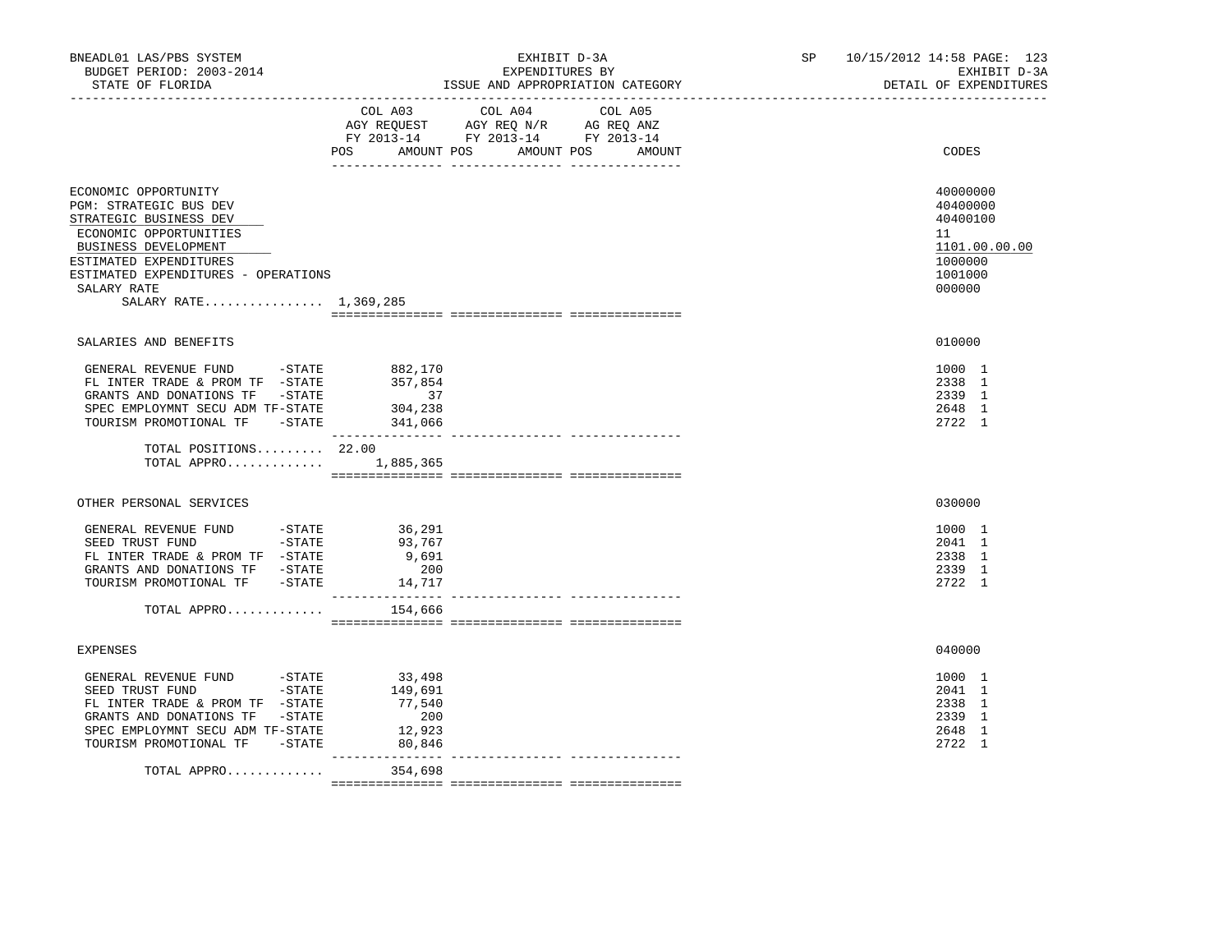BNEADL01 LAS/PBS SYSTEM
BUDGET PERIOD: 2003-2014
STATE OF FLORIDA

EXHIBIT D-3A
EXPENDITURES BY
ISSUE AND APPROPRIATION CATEGORY

SP 10/15/2012 14:58
EXHIBIT D-3A
DETAIL OF EXPENDITURES

| | COL A03 AGY REQUEST FY 2013-14 POS AMOUNT | COL A04 AGY REQ N/R FY 2013-14 POS AMOUNT | COL A05 AG REQ ANZ FY 2013-14 POS AMOUNT | CODES |
|---|---|---|---|---|
| ECONOMIC OPPORTUNITY | | | | 40000000 |
| PGM: STRATEGIC BUS DEV | | | | 40400000 |
| STRATEGIC BUSINESS DEV | | | | 40400100 |
| ECONOMIC OPPORTUNITIES | | | | 11 |
| BUSINESS DEVELOPMENT | | | | 1101.00.00.00 |
| ESTIMATED EXPENDITURES | | | | 1000000 |
| ESTIMATED EXPENDITURES - OPERATIONS | | | | 1001000 |
| SALARY RATE | | | | 000000 |
| SALARY RATE................ | 1,369,285 | | | |
| SALARIES AND BENEFITS | | | | 010000 |
| GENERAL REVENUE FUND -STATE | 882,170 | | | 1000 1 |
| FL INTER TRADE & PROM TF -STATE | 357,854 | | | 2338 1 |
| GRANTS AND DONATIONS TF -STATE | 37 | | | 2339 1 |
| SPEC EMPLOYMNT SECU ADM TF-STATE | 304,238 | | | 2648 1 |
| TOURISM PROMOTIONAL TF -STATE | 341,066 | | | 2722 1 |
| TOTAL POSITIONS......... | 22.00 | | | |
| TOTAL APPRO............. | 1,885,365 | | | |
| OTHER PERSONAL SERVICES | | | | 030000 |
| GENERAL REVENUE FUND -STATE | 36,291 | | | 1000 1 |
| SEED TRUST FUND -STATE | 93,767 | | | 2041 1 |
| FL INTER TRADE & PROM TF -STATE | 9,691 | | | 2338 1 |
| GRANTS AND DONATIONS TF -STATE | 200 | | | 2339 1 |
| TOURISM PROMOTIONAL TF -STATE | 14,717 | | | 2722 1 |
| TOTAL APPRO............. | 154,666 | | | |
| EXPENSES | | | | 040000 |
| GENERAL REVENUE FUND -STATE | 33,498 | | | 1000 1 |
| SEED TRUST FUND -STATE | 149,691 | | | 2041 1 |
| FL INTER TRADE & PROM TF -STATE | 77,540 | | | 2338 1 |
| GRANTS AND DONATIONS TF -STATE | 200 | | | 2339 1 |
| SPEC EMPLOYMNT SECU ADM TF-STATE | 12,923 | | | 2648 1 |
| TOURISM PROMOTIONAL TF -STATE | 80,846 | | | 2722 1 |
| TOTAL APPRO............. | 354,698 | | | |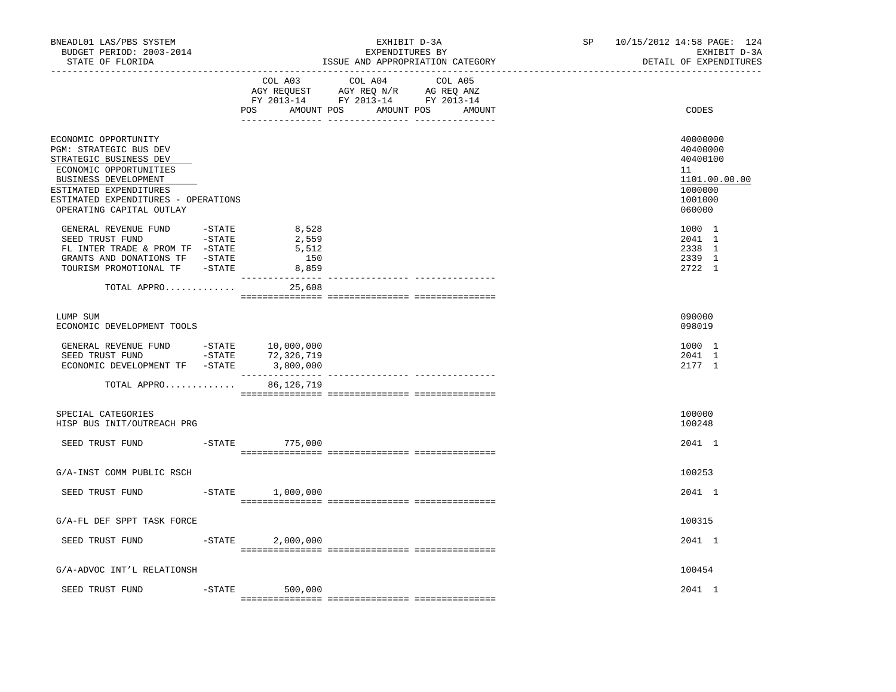BNEADL01 LAS/PBS SYSTEM
BUDGET PERIOD: 2003-2014
STATE OF FLORIDA

EXHIBIT D-3A
EXPENDITURES BY
ISSUE AND APPROPRIATION CATEGORY

SP 10/15/2012 14:58
EXHIBIT D-3A
DETAIL OF EXPENDITURES

| | COL A03 AGY REQUEST FY 2013-14 POS AMOUNT | COL A04 AGY REQ N/R FY 2013-14 POS AMOUNT | COL A05 AG REQ ANZ FY 2013-14 POS AMOUNT | CODES |
|---|---|---|---|---|
| ECONOMIC OPPORTUNITY | | | | 40000000 |
| PGM: STRATEGIC BUS DEV | | | | 40400000 |
| STRATEGIC BUSINESS DEV | | | | 40400100 |
| ECONOMIC OPPORTUNITIES | | | | 11 |
| BUSINESS DEVELOPMENT | | | | 1101.00.00.00 |
| ESTIMATED EXPENDITURES | | | | 1000000 |
| ESTIMATED EXPENDITURES - OPERATIONS | | | | 1001000 |
| OPERATING CAPITAL OUTLAY | | | | 060000 |
| GENERAL REVENUE FUND -STATE | 8,528 | | | 1000 1 |
| SEED TRUST FUND -STATE | 2,559 | | | 2041 1 |
| FL INTER TRADE & PROM TF -STATE | 5,512 | | | 2338 1 |
| GRANTS AND DONATIONS TF -STATE | 150 | | | 2339 1 |
| TOURISM PROMOTIONAL TF -STATE | 8,859 | | | 2722 1 |
| TOTAL APPRO............ | 25,608 | | | |
| LUMP SUM | | | | 090000 |
| ECONOMIC DEVELOPMENT TOOLS | | | | 098019 |
| GENERAL REVENUE FUND -STATE | 10,000,000 | | | 1000 1 |
| SEED TRUST FUND -STATE | 72,326,719 | | | 2041 1 |
| ECONOMIC DEVELOPMENT TF -STATE | 3,800,000 | | | 2177 1 |
| TOTAL APPRO............ | 86,126,719 | | | |
| SPECIAL CATEGORIES | | | | 100000 |
| HISP BUS INIT/OUTREACH PRG | | | | 100248 |
| SEED TRUST FUND -STATE | 775,000 | | | 2041 1 |
| G/A-INST COMM PUBLIC RSCH | | | | 100253 |
| SEED TRUST FUND -STATE | 1,000,000 | | | 2041 1 |
| G/A-FL DEF SPPT TASK FORCE | | | | 100315 |
| SEED TRUST FUND -STATE | 2,000,000 | | | 2041 1 |
| G/A-ADVOC INT'L RELATIONSH | | | | 100454 |
| SEED TRUST FUND -STATE | 500,000 | | | 2041 1 |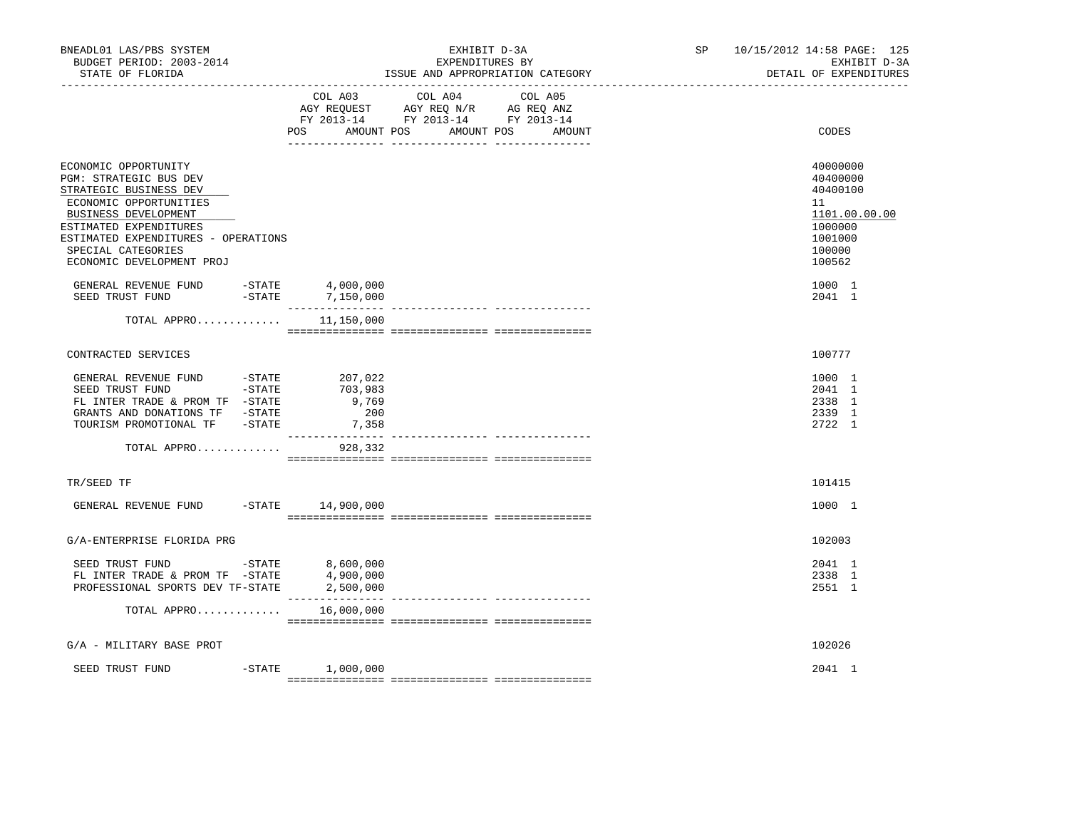BNEADL01 LAS/PBS SYSTEM — EXHIBIT D-3A — EXPENDITURES BY ISSUE AND APPROPRIATION CATEGORY

BUDGET PERIOD: 2003-2014 — STATE OF FLORIDA — SP 10/15/2012 14:58 — EXHIBIT D-3A DETAIL OF EXPENDITURES

| | COL A03 AGY REQUEST FY 2013-14 POS | AMOUNT | COL A04 AGY REQ N/R FY 2013-14 POS | AMOUNT | COL A05 AG REQ ANZ FY 2013-14 POS | AMOUNT | CODES |
|---|---|---|---|---|---|---|---|
| ECONOMIC OPPORTUNITY | | | | | | | 40000000 |
| PGM: STRATEGIC BUS DEV | | | | | | | 40400000 |
| STRATEGIC BUSINESS DEV | | | | | | | 40400100 |
| ECONOMIC OPPORTUNITIES | | | | | | | 11 |
| BUSINESS DEVELOPMENT | | | | | | | 1101.00.00.00 |
| ESTIMATED EXPENDITURES | | | | | | | 1000000 |
| ESTIMATED EXPENDITURES - OPERATIONS | | | | | | | 1001000 |
| SPECIAL CATEGORIES | | | | | | | 100000 |
| ECONOMIC DEVELOPMENT PROJ | | | | | | | 100562 |
| GENERAL REVENUE FUND -STATE | | 4,000,000 | | | | | 1000 1 |
| SEED TRUST FUND -STATE | | 7,150,000 | | | | | 2041 1 |
| TOTAL APPRO............ | | 11,150,000 | | | | | |
| CONTRACTED SERVICES | | | | | | | 100777 |
| GENERAL REVENUE FUND -STATE | | 207,022 | | | | | 1000 1 |
| SEED TRUST FUND -STATE | | 703,983 | | | | | 2041 1 |
| FL INTER TRADE & PROM TF -STATE | | 9,769 | | | | | 2338 1 |
| GRANTS AND DONATIONS TF -STATE | | 200 | | | | | 2339 1 |
| TOURISM PROMOTIONAL TF -STATE | | 7,358 | | | | | 2722 1 |
| TOTAL APPRO............ | | 928,332 | | | | | |
| TR/SEED TF | | | | | | | 101415 |
| GENERAL REVENUE FUND -STATE | | 14,900,000 | | | | | 1000 1 |
| G/A-ENTERPRISE FLORIDA PRG | | | | | | | 102003 |
| SEED TRUST FUND -STATE | | 8,600,000 | | | | | 2041 1 |
| FL INTER TRADE & PROM TF -STATE | | 4,900,000 | | | | | 2338 1 |
| PROFESSIONAL SPORTS DEV TF-STATE | | 2,500,000 | | | | | 2551 1 |
| TOTAL APPRO............ | | 16,000,000 | | | | | |
| G/A - MILITARY BASE PROT | | | | | | | 102026 |
| SEED TRUST FUND -STATE | | 1,000,000 | | | | | 2041 1 |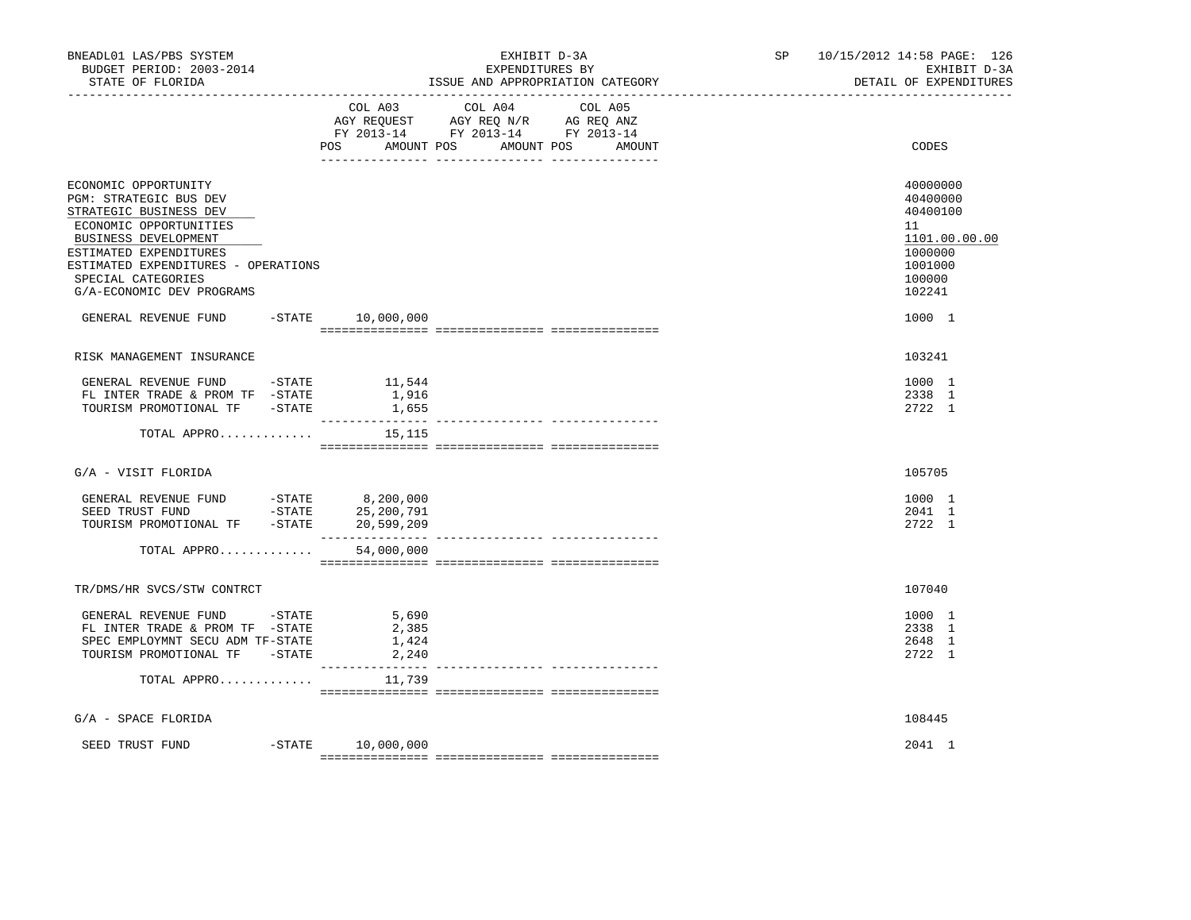BNEADL01 LAS/PBS SYSTEM — EXHIBIT D-3A — SP 10/15/2012 14:58 PAGE: 126
BUDGET PERIOD: 2003-2014 — EXPENDITURES BY — EXHIBIT D-3A
STATE OF FLORIDA — ISSUE AND APPROPRIATION CATEGORY — DETAIL OF EXPENDITURES

| | COL A03 AGY REQUEST FY 2013-14 POS AMOUNT | COL A04 AGY REQ N/R FY 2013-14 POS AMOUNT | COL A05 AG REQ ANZ FY 2013-14 POS AMOUNT | CODES |
|---|---|---|---|---|
| ECONOMIC OPPORTUNITY | | | | 40000000 |
| PGM: STRATEGIC BUS DEV | | | | 40400000 |
| STRATEGIC BUSINESS DEV | | | | 40400100 |
| ECONOMIC OPPORTUNITIES | | | | 11 |
| BUSINESS DEVELOPMENT | | | | 1101.00.00.00 |
| ESTIMATED EXPENDITURES | | | | 1000000 |
| ESTIMATED EXPENDITURES - OPERATIONS | | | | 1001000 |
| SPECIAL CATEGORIES | | | | 100000 |
| G/A-ECONOMIC DEV PROGRAMS | | | | 102241 |
| GENERAL REVENUE FUND -STATE | 10,000,000 | | | 1000 1 |
| RISK MANAGEMENT INSURANCE | | | | 103241 |
| GENERAL REVENUE FUND -STATE | 11,544 | | | 1000 1 |
| FL INTER TRADE & PROM TF -STATE | 1,916 | | | 2338 1 |
| TOURISM PROMOTIONAL TF -STATE | 1,655 | | | 2722 1 |
| TOTAL APPRO............ | 15,115 | | | |
| G/A - VISIT FLORIDA | | | | 105705 |
| GENERAL REVENUE FUND -STATE | 8,200,000 | | | 1000 1 |
| SEED TRUST FUND -STATE | 25,200,791 | | | 2041 1 |
| TOURISM PROMOTIONAL TF -STATE | 20,599,209 | | | 2722 1 |
| TOTAL APPRO............ | 54,000,000 | | | |
| TR/DMS/HR SVCS/STW CONTRCT | | | | 107040 |
| GENERAL REVENUE FUND -STATE | 5,690 | | | 1000 1 |
| FL INTER TRADE & PROM TF -STATE | 2,385 | | | 2338 1 |
| SPEC EMPLOYMNT SECU ADM TF-STATE | 1,424 | | | 2648 1 |
| TOURISM PROMOTIONAL TF -STATE | 2,240 | | | 2722 1 |
| TOTAL APPRO............ | 11,739 | | | |
| G/A - SPACE FLORIDA | | | | 108445 |
| SEED TRUST FUND -STATE | 10,000,000 | | | 2041 1 |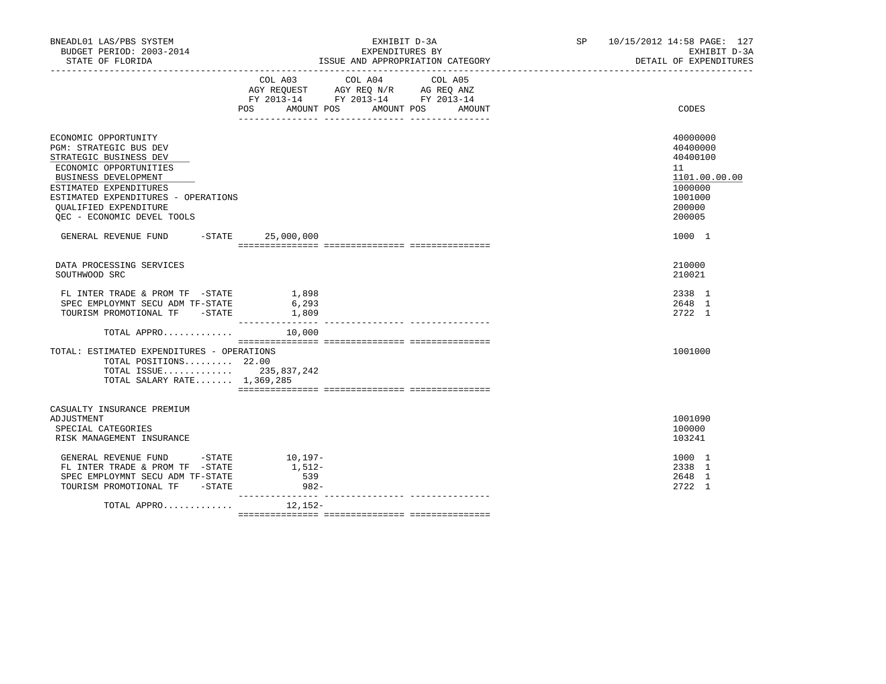BNEADL01 LAS/PBS SYSTEM
BUDGET PERIOD: 2003-2014
STATE OF FLORIDA

EXHIBIT D-3A
EXPENDITURES BY
ISSUE AND APPROPRIATION CATEGORY

SP 10/15/2012 14:58 PAGE: 127
EXHIBIT D-3A
DETAIL OF EXPENDITURES

| | COL A03 AGY REQUEST FY 2013-14 POS AMOUNT | COL A04 AGY REQ N/R FY 2013-14 POS AMOUNT | COL A05 AG REQ ANZ FY 2013-14 POS AMOUNT | CODES |
|---|---|---|---|---|
| ECONOMIC OPPORTUNITY | | | | 40000000 |
| PGM: STRATEGIC BUS DEV | | | | 40400000 |
| STRATEGIC BUSINESS DEV | | | | 40400100 |
| ECONOMIC OPPORTUNITIES | | | | 11 |
| BUSINESS DEVELOPMENT | | | | 1101.00.00.00 |
| ESTIMATED EXPENDITURES | | | | 1000000 |
| ESTIMATED EXPENDITURES - OPERATIONS | | | | 1001000 |
| QUALIFIED EXPENDITURE | | | | 200000 |
| QEC - ECONOMIC DEVEL TOOLS | | | | 200005 |
| GENERAL REVENUE FUND -STATE | 25,000,000 | | | 1000 1 |
| DATA PROCESSING SERVICES | | | | 210000 |
| SOUTHWOOD SRC | | | | 210021 |
| FL INTER TRADE & PROM TF -STATE | 1,898 | | | 2338 1 |
| SPEC EMPLOYMNT SECU ADM TF-STATE | 6,293 | | | 2648 1 |
| TOURISM PROMOTIONAL TF -STATE | 1,809 | | | 2722 1 |
| TOTAL APPRO............ | 10,000 | | | |
| TOTAL: ESTIMATED EXPENDITURES - OPERATIONS | | | | 1001000 |
| TOTAL POSITIONS......... 22.00 | | | | |
| TOTAL ISSUE............ | 235,837,242 | | | |
| TOTAL SALARY RATE....... 1,369,285 | | | | |
| CASUALTY INSURANCE PREMIUM ADJUSTMENT | | | | 1001090 |
| SPECIAL CATEGORIES | | | | 100000 |
| RISK MANAGEMENT INSURANCE | | | | 103241 |
| GENERAL REVENUE FUND -STATE | 10,197- | | | 1000 1 |
| FL INTER TRADE & PROM TF -STATE | 1,512- | | | 2338 1 |
| SPEC EMPLOYMNT SECU ADM TF-STATE | 539 | | | 2648 1 |
| TOURISM PROMOTIONAL TF -STATE | 982- | | | 2722 1 |
| TOTAL APPRO............ | 12,152- | | | |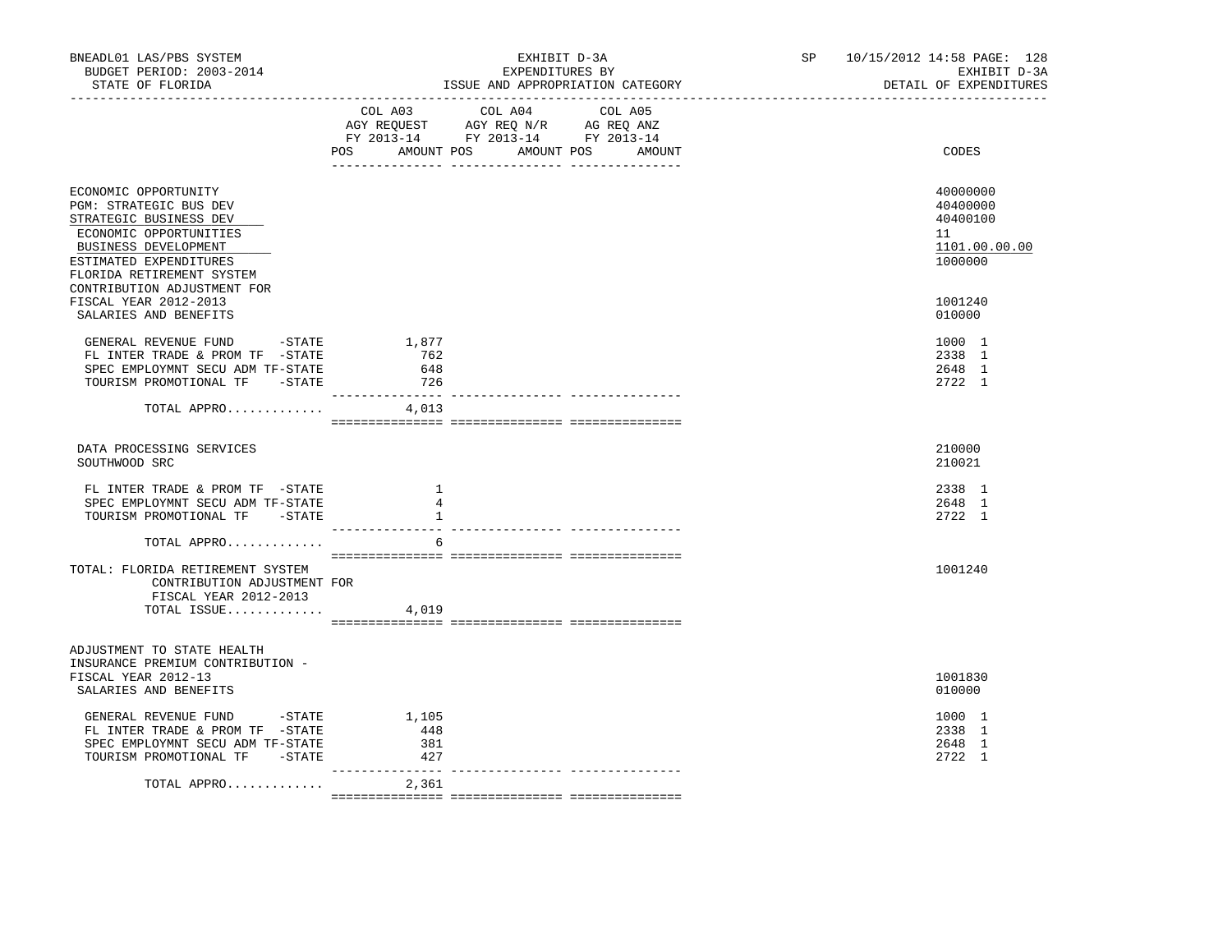BNEADL01 LAS/PBS SYSTEM — BUDGET PERIOD: 2003-2014 — STATE OF FLORIDA

EXHIBIT D-3A — EXPENDITURES BY ISSUE AND APPROPRIATION CATEGORY

SP 10/15/2012 14:58 — EXHIBIT D-3A — DETAIL OF EXPENDITURES

| | COL A03 AGY REQUEST FY 2013-14 POS | AMOUNT | COL A04 AGY REQ N/R FY 2013-14 POS | AMOUNT | COL A05 AG REQ ANZ FY 2013-14 POS | AMOUNT | CODES |
|---|---|---|---|---|---|---|---|
| ECONOMIC OPPORTUNITY | | | | | | | 40000000 |
| PGM: STRATEGIC BUS DEV | | | | | | | 40400000 |
| STRATEGIC BUSINESS DEV | | | | | | | 40400100 |
| ECONOMIC OPPORTUNITIES | | | | | | | 11 |
| BUSINESS DEVELOPMENT | | | | | | | 1101.00.00.00 |
| ESTIMATED EXPENDITURES | | | | | | | 1000000 |
| FLORIDA RETIREMENT SYSTEM CONTRIBUTION ADJUSTMENT FOR FISCAL YEAR 2012-2013 | | | | | | | 1001240 |
| SALARIES AND BENEFITS | | | | | | | 010000 |
| GENERAL REVENUE FUND -STATE | | 1,877 | | | | | 1000 1 |
| FL INTER TRADE & PROM TF -STATE | | 762 | | | | | 2338 1 |
| SPEC EMPLOYMNT SECU ADM TF-STATE | | 648 | | | | | 2648 1 |
| TOURISM PROMOTIONAL TF -STATE | | 726 | | | | | 2722 1 |
| TOTAL APPRO............. | | 4,013 | | | | | |
| DATA PROCESSING SERVICES | | | | | | | 210000 |
| SOUTHWOOD SRC | | | | | | | 210021 |
| FL INTER TRADE & PROM TF -STATE | | 1 | | | | | 2338 1 |
| SPEC EMPLOYMNT SECU ADM TF-STATE | | 4 | | | | | 2648 1 |
| TOURISM PROMOTIONAL TF -STATE | | 1 | | | | | 2722 1 |
| TOTAL APPRO............. | | 6 | | | | | |
| TOTAL: FLORIDA RETIREMENT SYSTEM CONTRIBUTION ADJUSTMENT FOR FISCAL YEAR 2012-2013 | | | | | | | 1001240 |
| TOTAL ISSUE............. | | 4,019 | | | | | |
| ADJUSTMENT TO STATE HEALTH INSURANCE PREMIUM CONTRIBUTION - FISCAL YEAR 2012-13 | | | | | | | 1001830 |
| SALARIES AND BENEFITS | | | | | | | 010000 |
| GENERAL REVENUE FUND -STATE | | 1,105 | | | | | 1000 1 |
| FL INTER TRADE & PROM TF -STATE | | 448 | | | | | 2338 1 |
| SPEC EMPLOYMNT SECU ADM TF-STATE | | 381 | | | | | 2648 1 |
| TOURISM PROMOTIONAL TF -STATE | | 427 | | | | | 2722 1 |
| TOTAL APPRO............. | | 2,361 | | | | | |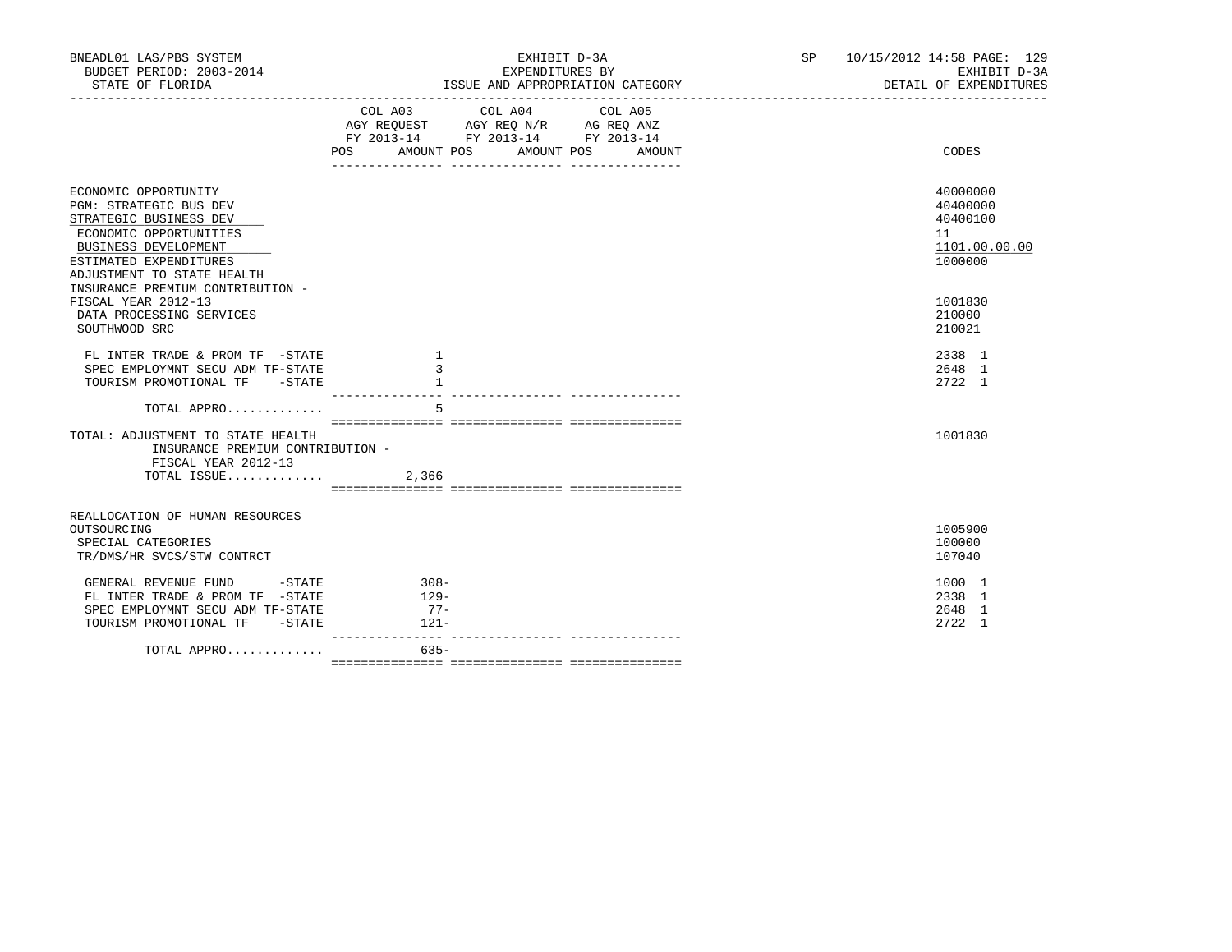BNEADL01 LAS/PBS SYSTEM
BUDGET PERIOD: 2003-2014
STATE OF FLORIDA

EXHIBIT D-3A
EXPENDITURES BY
ISSUE AND APPROPRIATION CATEGORY

SP 10/15/2012 14:58 PAGE: 129
EXHIBIT D-3A
DETAIL OF EXPENDITURES

| | COL A03 AGY REQUEST FY 2013-14 POS AMOUNT | COL A04 AGY REQ N/R FY 2013-14 POS AMOUNT | COL A05 AG REQ ANZ FY 2013-14 POS AMOUNT | CODES |
|---|---|---|---|---|
| ECONOMIC OPPORTUNITY | | | | 40000000 |
| PGM: STRATEGIC BUS DEV | | | | 40400000 |
| STRATEGIC BUSINESS DEV | | | | 40400100 |
| ECONOMIC OPPORTUNITIES | | | | 11 |
| BUSINESS DEVELOPMENT | | | | 1101.00.00.00 |
| ESTIMATED EXPENDITURES | | | | 1000000 |
| ADJUSTMENT TO STATE HEALTH INSURANCE PREMIUM CONTRIBUTION - FISCAL YEAR 2012-13 | | | | 1001830 |
| DATA PROCESSING SERVICES | | | | 210000 |
| SOUTHWOOD SRC | | | | 210021 |
| FL INTER TRADE & PROM TF -STATE | 1 | | | 2338 1 |
| SPEC EMPLOYMNT SECU ADM TF-STATE | 3 | | | 2648 1 |
| TOURISM PROMOTIONAL TF -STATE | 1 | | | 2722 1 |
| TOTAL APPRO............ | 5 | | | |
| TOTAL: ADJUSTMENT TO STATE HEALTH INSURANCE PREMIUM CONTRIBUTION - FISCAL YEAR 2012-13 | | | | 1001830 |
| TOTAL ISSUE............ | 2,366 | | | |
| REALLOCATION OF HUMAN RESOURCES OUTSOURCING | | | | 1005900 |
| SPECIAL CATEGORIES | | | | 100000 |
| TR/DMS/HR SVCS/STW CONTRCT | | | | 107040 |
| GENERAL REVENUE FUND -STATE | 308- | | | 1000 1 |
| FL INTER TRADE & PROM TF -STATE | 129- | | | 2338 1 |
| SPEC EMPLOYMNT SECU ADM TF-STATE | 77- | | | 2648 1 |
| TOURISM PROMOTIONAL TF -STATE | 121- | | | 2722 1 |
| TOTAL APPRO............ | 635- | | | |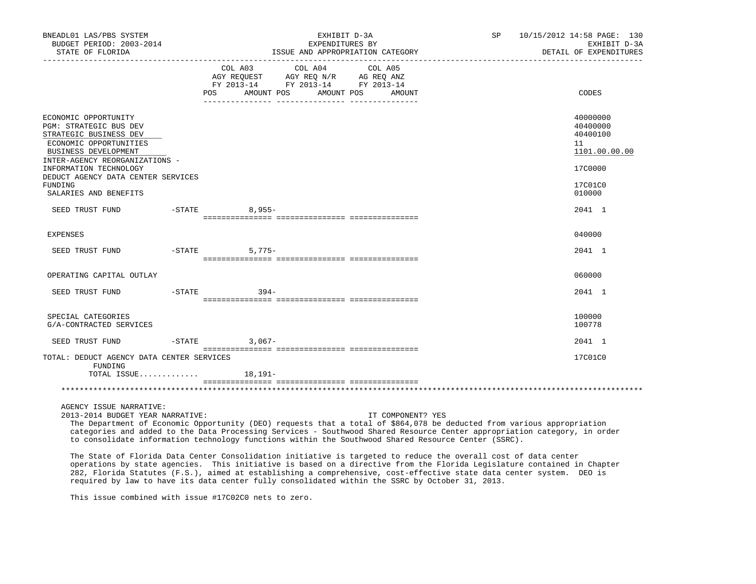| | | COL A03 AGY REQUEST FY 2013-14 POS AMOUNT | COL A04 AGY REQ N/R FY 2013-14 POS AMOUNT | COL A05 AG REQ ANZ FY 2013-14 POS AMOUNT | CODES |
|---|---|---|---|---|---|
| ECONOMIC OPPORTUNITY | | | | | 40000000 |
| PGM: STRATEGIC BUS DEV | | | | | 40400000 |
| STRATEGIC BUSINESS DEV | | | | | 40400100 |
| ECONOMIC OPPORTUNITIES | | | | | 11 |
| BUSINESS DEVELOPMENT | | | | | 1101.00.00.00 |
| INTER-AGENCY REORGANIZATIONS - INFORMATION TECHNOLOGY | | | | | 17C0000 |
| DEDUCT AGENCY DATA CENTER SERVICES FUNDING | | | | | 17C01C0 |
| SALARIES AND BENEFITS | | | | | 010000 |
| SEED TRUST FUND | -STATE | 8,955- | | | 2041 1 |
| EXPENSES | | | | | 040000 |
| SEED TRUST FUND | -STATE | 5,775- | | | 2041 1 |
| OPERATING CAPITAL OUTLAY | | | | | 060000 |
| SEED TRUST FUND | -STATE | 394- | | | 2041 1 |
| SPECIAL CATEGORIES | | | | | 100000 |
| G/A-CONTRACTED SERVICES | | | | | 100778 |
| SEED TRUST FUND | -STATE | 3,067- | | | 2041 1 |
| TOTAL: DEDUCT AGENCY DATA CENTER SERVICES FUNDING | | | | | 17C01C0 |
| TOTAL ISSUE............ | | 18,191- | | | |

AGENCY ISSUE NARRATIVE:

2013-2014 BUDGET YEAR NARRATIVE: IT COMPONENT? YES

The Department of Economic Opportunity (DEO) requests that a total of $864,078 be deducted from various appropriation categories and added to the Data Processing Services - Southwood Shared Resource Center appropriation category, in order to consolidate information technology functions within the Southwood Shared Resource Center (SSRC).

The State of Florida Data Center Consolidation initiative is targeted to reduce the overall cost of data center operations by state agencies. This initiative is based on a directive from the Florida Legislature contained in Chapter 282, Florida Statutes (F.S.), aimed at establishing a comprehensive, cost-effective state data center system. DEO is required by law to have its data center fully consolidated within the SSRC by October 31, 2013.

This issue combined with issue #17C02C0 nets to zero.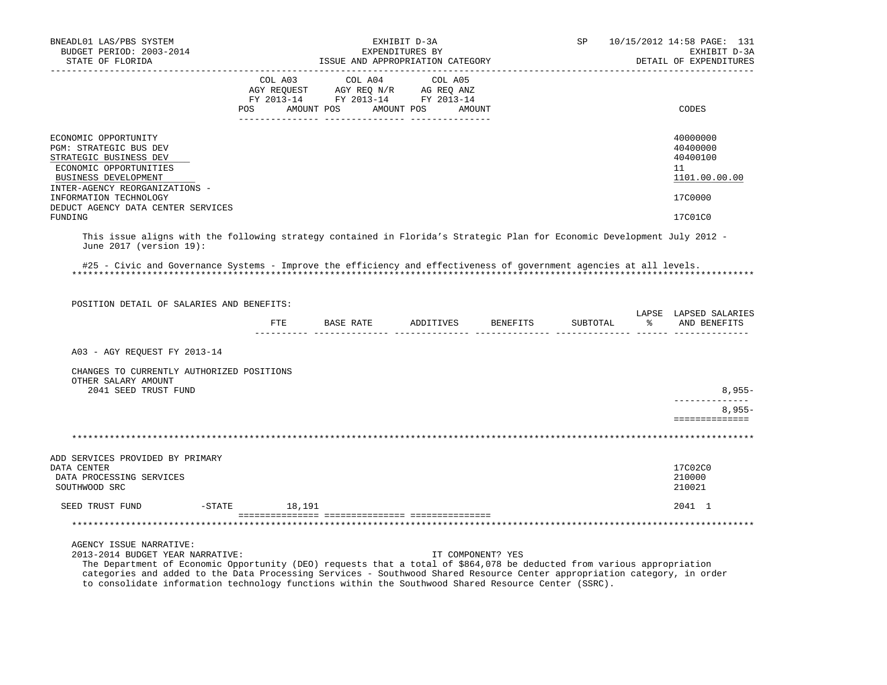| | COL A03 AGY REQUEST FY 2013-14 POS AMOUNT | COL A04 AGY REQ N/R FY 2013-14 POS AMOUNT | COL A05 AG REQ ANZ FY 2013-14 POS AMOUNT | CODES |
|---|---|---|---|---|
| ECONOMIC OPPORTUNITY | | | | 40000000 |
| PGM: STRATEGIC BUS DEV | | | | 40400000 |
| STRATEGIC BUSINESS DEV | | | | 40400100 |
| ECONOMIC OPPORTUNITIES | | | | 11 |
| BUSINESS DEVELOPMENT | | | | 1101.00.00.00 |
| INTER-AGENCY REORGANIZATIONS - INFORMATION TECHNOLOGY | | | | 17C0000 |
| DEDUCT AGENCY DATA CENTER SERVICES FUNDING | | | | 17C01C0 |

This issue aligns with the following strategy contained in Florida's Strategic Plan for Economic Development July 2012 - June 2017 (version 19):

#25 - Civic and Governance Systems - Improve the efficiency and effectiveness of government agencies at all levels.

*****************************************************************************************************************************

POSITION DETAIL OF SALARIES AND BENEFITS:

| | FTE | BASE RATE | ADDITIVES | BENEFITS | SUBTOTAL | LAPSE % | LAPSED SALARIES AND BENEFITS |
|---|---|---|---|---|---|---|---|
| A03 - AGY REQUEST FY 2013-14 | | | | | | | |
| CHANGES TO CURRENTLY AUTHORIZED POSITIONS | | | | | | | |
| OTHER SALARY AMOUNT | | | | | | | |
| 2041 SEED TRUST FUND | | | | | | | 8,955- |
| | | | | | | | 8,955- |

*****************************************************************************************************************************

| | COL A03 | COL A04 | COL A05 | CODES |
|---|---|---|---|---|
| ADD SERVICES PROVIDED BY PRIMARY DATA CENTER | | | | 17C02C0 |
| DATA PROCESSING SERVICES | | | | 210000 |
| SOUTHWOOD SRC | | | | 210021 |
| SEED TRUST FUND -STATE | 18,191 | | | 2041 1 |

*****************************************************************************************************************************

AGENCY ISSUE NARRATIVE:

2013-2014 BUDGET YEAR NARRATIVE: IT COMPONENT? YES

The Department of Economic Opportunity (DEO) requests that a total of $864,078 be deducted from various appropriation categories and added to the Data Processing Services - Southwood Shared Resource Center appropriation category, in order to consolidate information technology functions within the Southwood Shared Resource Center (SSRC).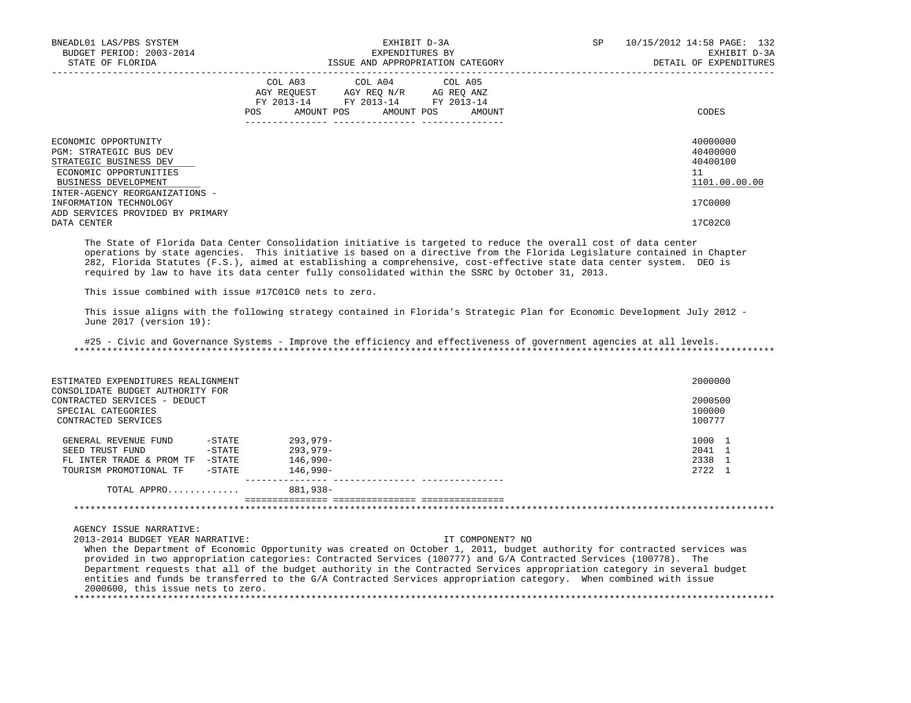BNEADL01 LAS/PBS SYSTEM — EXHIBIT D-3A — EXPENDITURES BY ISSUE AND APPROPRIATION CATEGORY — DETAIL OF EXPENDITURES
BUDGET PERIOD: 2003-2014
STATE OF FLORIDA

| | COL A03 AGY REQUEST FY 2013-14 POS AMOUNT | COL A04 AGY REQ N/R FY 2013-14 POS AMOUNT | COL A05 AG REQ ANZ FY 2013-14 POS AMOUNT | CODES |
|---|---|---|---|---|
| ECONOMIC OPPORTUNITY | | | | 40000000 |
| PGM: STRATEGIC BUS DEV | | | | 40400000 |
| STRATEGIC BUSINESS DEV | | | | 40400100 |
| ECONOMIC OPPORTUNITIES | | | | 11 |
| BUSINESS DEVELOPMENT | | | | 1101.00.00.00 |
| INTER-AGENCY REORGANIZATIONS - INFORMATION TECHNOLOGY | | | | 17C0000 |
| ADD SERVICES PROVIDED BY PRIMARY DATA CENTER | | | | 17C02C0 |

The State of Florida Data Center Consolidation initiative is targeted to reduce the overall cost of data center operations by state agencies. This initiative is based on a directive from the Florida Legislature contained in Chapter 282, Florida Statutes (F.S.), aimed at establishing a comprehensive, cost-effective state data center system. DEO is required by law to have its data center fully consolidated within the SSRC by October 31, 2013.

This issue combined with issue #17C01C0 nets to zero.

This issue aligns with the following strategy contained in Florida's Strategic Plan for Economic Development July 2012 - June 2017 (version 19):

#25 - Civic and Governance Systems - Improve the efficiency and effectiveness of government agencies at all levels.

*****************************************************************************************************************************

| | COL A03 | COL A04 | COL A05 | CODES |
|---|---|---|---|---|
| ESTIMATED EXPENDITURES REALIGNMENT | | | | 2000000 |
| CONSOLIDATE BUDGET AUTHORITY FOR CONTRACTED SERVICES - DEDUCT | | | | 2000500 |
| SPECIAL CATEGORIES | | | | 100000 |
| CONTRACTED SERVICES | | | | 100777 |
| GENERAL REVENUE FUND -STATE | 293,979- | | | 1000 1 |
| SEED TRUST FUND -STATE | 293,979- | | | 2041 1 |
| FL INTER TRADE & PROM TF -STATE | 146,990- | | | 2338 1 |
| TOURISM PROMOTIONAL TF -STATE | 146,990- | | | 2722 1 |
| TOTAL APPRO............ | 881,938- | | | |

*****************************************************************************************************************************

AGENCY ISSUE NARRATIVE:
2013-2014 BUDGET YEAR NARRATIVE: IT COMPONENT? NO

When the Department of Economic Opportunity was created on October 1, 2011, budget authority for contracted services was provided in two appropriation categories: Contracted Services (100777) and G/A Contracted Services (100778). The Department requests that all of the budget authority in the Contracted Services appropriation category in several budget entities and funds be transferred to the G/A Contracted Services appropriation category. When combined with issue 2000600, this issue nets to zero.

*****************************************************************************************************************************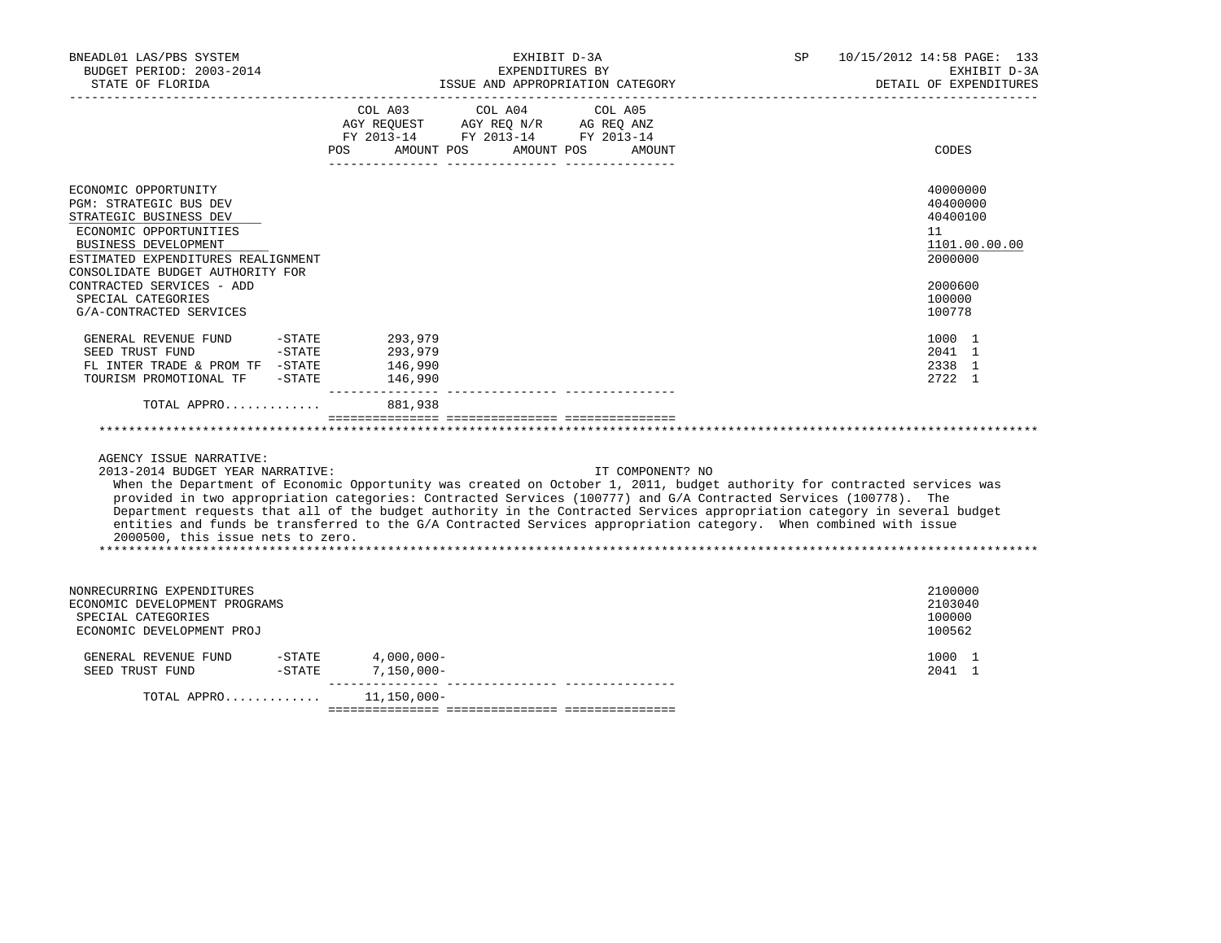| | COL A03 AGY REQUEST FY 2013-14 POS AMOUNT | COL A04 AGY REQ N/R FY 2013-14 POS AMOUNT | COL A05 AG REQ ANZ FY 2013-14 POS AMOUNT | CODES |
|---|---|---|---|---|
| ECONOMIC OPPORTUNITY | | | | 40000000 |
| PGM: STRATEGIC BUS DEV | | | | 40400000 |
| STRATEGIC BUSINESS DEV | | | | 40400100 |
| ECONOMIC OPPORTUNITIES | | | | 11 |
| BUSINESS DEVELOPMENT | | | | 1101.00.00.00 |
| ESTIMATED EXPENDITURES REALIGNMENT | | | | 2000000 |
| CONSOLIDATE BUDGET AUTHORITY FOR CONTRACTED SERVICES - ADD | | | | 2000600 |
| SPECIAL CATEGORIES | | | | 100000 |
| G/A-CONTRACTED SERVICES | | | | 100778 |
| GENERAL REVENUE FUND -STATE | 293,979 | | | 1000 1 |
| SEED TRUST FUND -STATE | 293,979 | | | 2041 1 |
| FL INTER TRADE & PROM TF -STATE | 146,990 | | | 2338 1 |
| TOURISM PROMOTIONAL TF -STATE | 146,990 | | | 2722 1 |
| TOTAL APPRO............ | 881,938 | | | |

AGENCY ISSUE NARRATIVE:

2013-2014 BUDGET YEAR NARRATIVE: IT COMPONENT? NO

When the Department of Economic Opportunity was created on October 1, 2011, budget authority for contracted services was provided in two appropriation categories: Contracted Services (100777) and G/A Contracted Services (100778). The Department requests that all of the budget authority in the Contracted Services appropriation category in several budget entities and funds be transferred to the G/A Contracted Services appropriation category. When combined with issue 2000500, this issue nets to zero.

| | COL A03 | COL A04 | COL A05 | CODES |
|---|---|---|---|---|
| NONRECURRING EXPENDITURES | | | | 2100000 |
| ECONOMIC DEVELOPMENT PROGRAMS | | | | 2103040 |
| SPECIAL CATEGORIES | | | | 100000 |
| ECONOMIC DEVELOPMENT PROJ | | | | 100562 |
| GENERAL REVENUE FUND -STATE | 4,000,000- | | | 1000 1 |
| SEED TRUST FUND -STATE | 7,150,000- | | | 2041 1 |
| TOTAL APPRO............ | 11,150,000- | | | |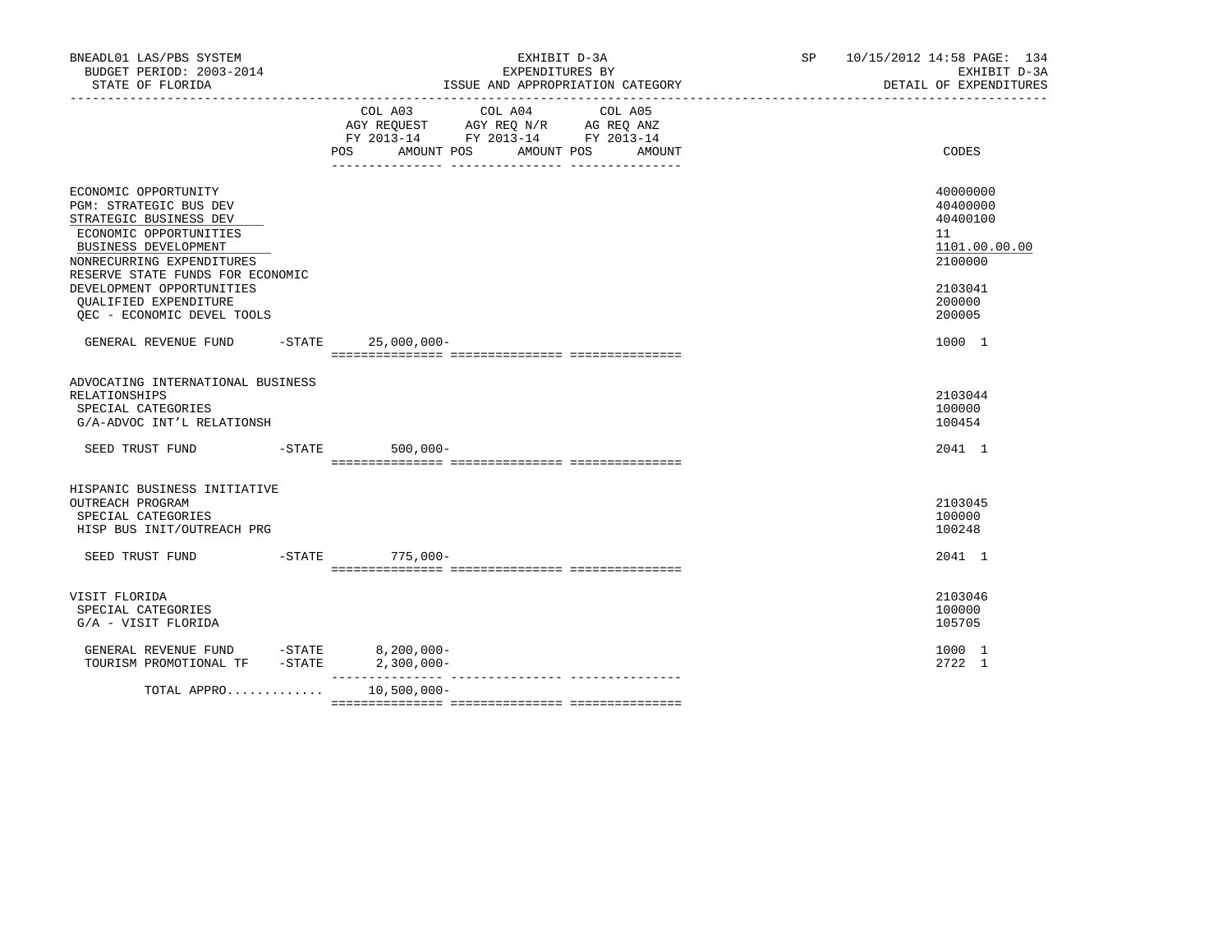BNEADL01 LAS/PBS SYSTEM | EXHIBIT D-3A | SP 10/15/2012 14:58 PAGE: 134
BUDGET PERIOD: 2003-2014 | EXPENDITURES BY | EXHIBIT D-3A
STATE OF FLORIDA | ISSUE AND APPROPRIATION CATEGORY | DETAIL OF EXPENDITURES

| | COL A03 AGY REQUEST FY 2013-14 POS AMOUNT | COL A04 AGY REQ N/R FY 2013-14 POS AMOUNT | COL A05 AG REQ ANZ FY 2013-14 POS AMOUNT | CODES |
|---|---|---|---|---|
| ECONOMIC OPPORTUNITY | | | | 40000000 |
| PGM: STRATEGIC BUS DEV | | | | 40400000 |
| STRATEGIC BUSINESS DEV | | | | 40400100 |
| ECONOMIC OPPORTUNITIES | | | | 11 |
| BUSINESS DEVELOPMENT | | | | 1101.00.00.00 |
| NONRECURRING EXPENDITURES | | | | 2100000 |
| RESERVE STATE FUNDS FOR ECONOMIC DEVELOPMENT OPPORTUNITIES | | | | 2103041 |
| QUALIFIED EXPENDITURE | | | | 200000 |
| QEC - ECONOMIC DEVEL TOOLS | | | | 200005 |
| GENERAL REVENUE FUND -STATE | 25,000,000- | | | 1000 1 |
| ADVOCATING INTERNATIONAL BUSINESS RELATIONSHIPS | | | | 2103044 |
| SPECIAL CATEGORIES | | | | 100000 |
| G/A-ADVOC INT'L RELATIONSH | | | | 100454 |
| SEED TRUST FUND -STATE | 500,000- | | | 2041 1 |
| HISPANIC BUSINESS INITIATIVE OUTREACH PROGRAM | | | | 2103045 |
| SPECIAL CATEGORIES | | | | 100000 |
| HISP BUS INIT/OUTREACH PRG | | | | 100248 |
| SEED TRUST FUND -STATE | 775,000- | | | 2041 1 |
| VISIT FLORIDA | | | | 2103046 |
| SPECIAL CATEGORIES | | | | 100000 |
| G/A - VISIT FLORIDA | | | | 105705 |
| GENERAL REVENUE FUND -STATE | 8,200,000- | | | 1000 1 |
| TOURISM PROMOTIONAL TF -STATE | 2,300,000- | | | 2722 1 |
| TOTAL APPRO............ | 10,500,000- | | | |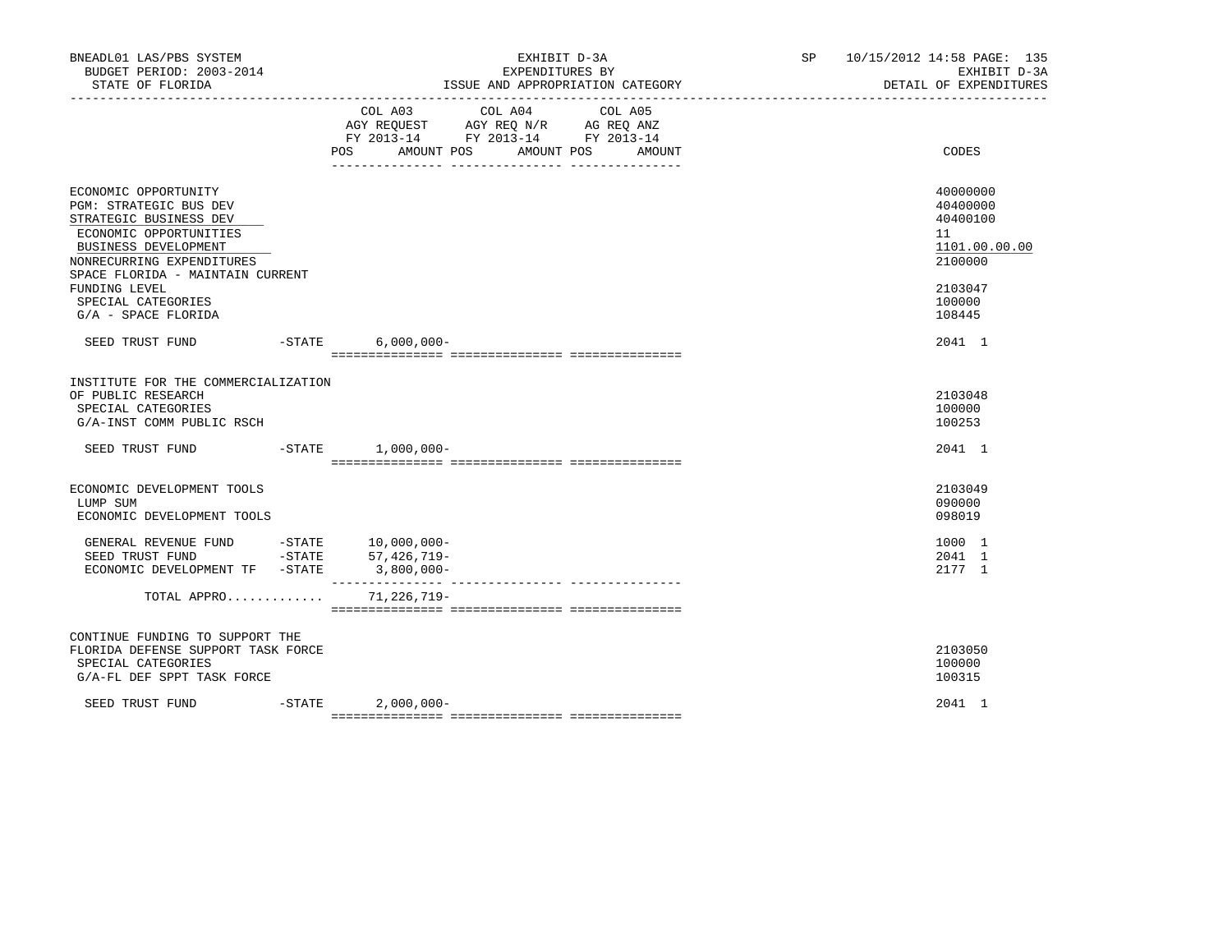| | COL A03 AGY REQUEST FY 2013-14 POS AMOUNT | COL A04 AGY REQ N/R FY 2013-14 POS AMOUNT | COL A05 AG REQ ANZ FY 2013-14 POS AMOUNT | CODES |
|---|---|---|---|---|
| ECONOMIC OPPORTUNITY | | | | 40000000 |
| PGM: STRATEGIC BUS DEV | | | | 40400000 |
| STRATEGIC BUSINESS DEV | | | | 40400100 |
| ECONOMIC OPPORTUNITIES | | | | 11 |
| BUSINESS DEVELOPMENT | | | | 1101.00.00.00 |
| NONRECURRING EXPENDITURES | | | | 2100000 |
| SPACE FLORIDA - MAINTAIN CURRENT FUNDING LEVEL | | | | 2103047 |
| SPECIAL CATEGORIES | | | | 100000 |
| G/A - SPACE FLORIDA | | | | 108445 |
| SEED TRUST FUND -STATE | 6,000,000- | | | 2041 1 |
| INSTITUTE FOR THE COMMERCIALIZATION OF PUBLIC RESEARCH | | | | 2103048 |
| SPECIAL CATEGORIES | | | | 100000 |
| G/A-INST COMM PUBLIC RSCH | | | | 100253 |
| SEED TRUST FUND -STATE | 1,000,000- | | | 2041 1 |
| ECONOMIC DEVELOPMENT TOOLS | | | | 2103049 |
| LUMP SUM | | | | 090000 |
| ECONOMIC DEVELOPMENT TOOLS | | | | 098019 |
| GENERAL REVENUE FUND -STATE | 10,000,000- | | | 1000 1 |
| SEED TRUST FUND -STATE | 57,426,719- | | | 2041 1 |
| ECONOMIC DEVELOPMENT TF -STATE | 3,800,000- | | | 2177 1 |
| TOTAL APPRO............ | 71,226,719- | | | |
| CONTINUE FUNDING TO SUPPORT THE FLORIDA DEFENSE SUPPORT TASK FORCE | | | | 2103050 |
| SPECIAL CATEGORIES | | | | 100000 |
| G/A-FL DEF SPPT TASK FORCE | | | | 100315 |
| SEED TRUST FUND -STATE | 2,000,000- | | | 2041 1 |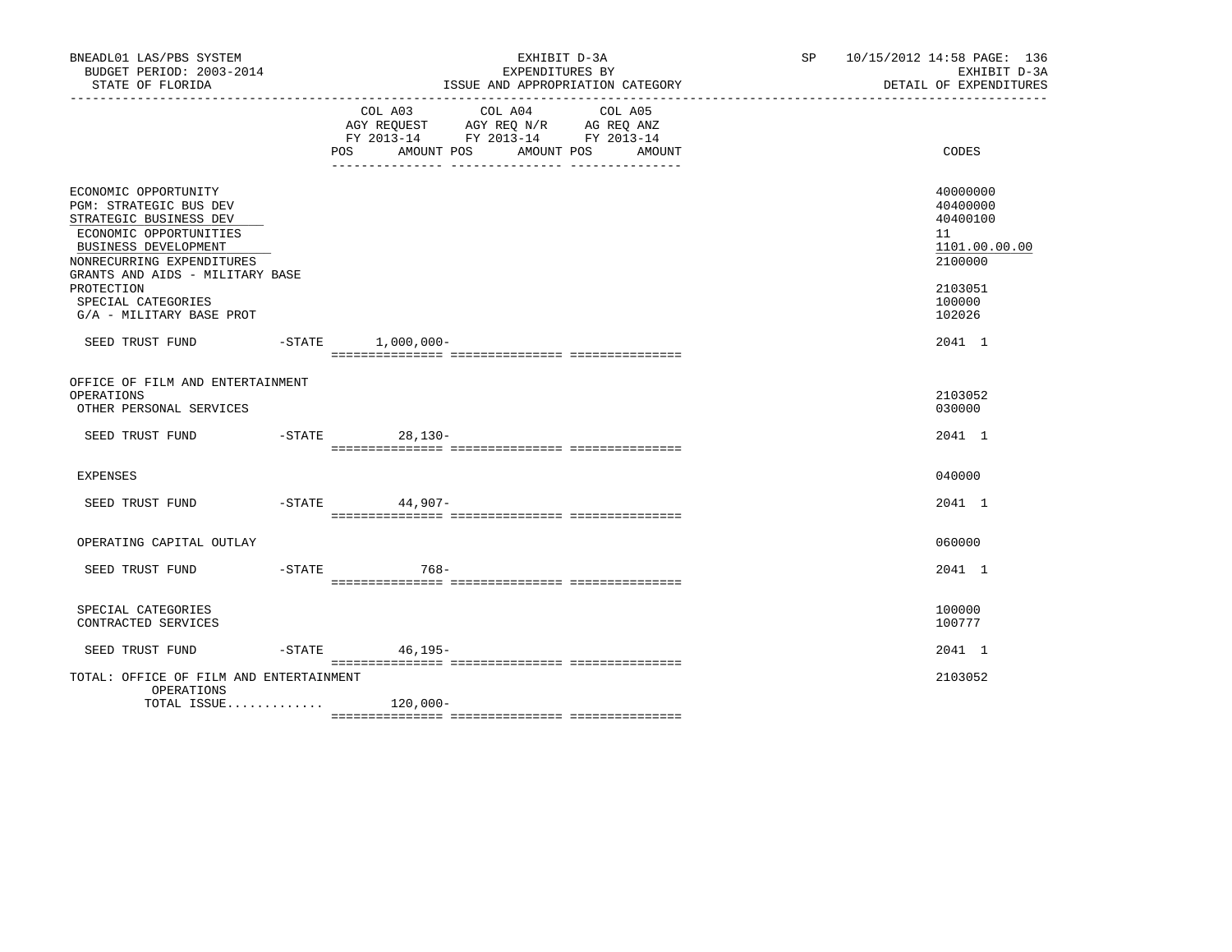BNEADL01 LAS/PBS SYSTEM — BUDGET PERIOD: 2003-2014 — STATE OF FLORIDA

EXHIBIT D-3A — EXPENDITURES BY ISSUE AND APPROPRIATION CATEGORY

SP 10/15/2012 14:58 — EXHIBIT D-3A — DETAIL OF EXPENDITURES

| | | COL A03 AGY REQUEST FY 2013-14 POS AMOUNT | COL A04 AGY REQ N/R FY 2013-14 POS AMOUNT | COL A05 AG REQ ANZ FY 2013-14 POS AMOUNT | CODES |
|---|---|---|---|---|---|
| ECONOMIC OPPORTUNITY | | | | | 40000000 |
| PGM: STRATEGIC BUS DEV | | | | | 40400000 |
| STRATEGIC BUSINESS DEV | | | | | 40400100 |
| ECONOMIC OPPORTUNITIES | | | | | 11 |
| BUSINESS DEVELOPMENT | | | | | 1101.00.00.00 |
| NONRECURRING EXPENDITURES | | | | | 2100000 |
| GRANTS AND AIDS - MILITARY BASE PROTECTION | | | | | 2103051 |
| SPECIAL CATEGORIES | | | | | 100000 |
| G/A - MILITARY BASE PROT | | | | | 102026 |
| SEED TRUST FUND | -STATE | 1,000,000- | | | 2041 1 |
| OFFICE OF FILM AND ENTERTAINMENT OPERATIONS | | | | | 2103052 |
| OTHER PERSONAL SERVICES | | | | | 030000 |
| SEED TRUST FUND | -STATE | 28,130- | | | 2041 1 |
| EXPENSES | | | | | 040000 |
| SEED TRUST FUND | -STATE | 44,907- | | | 2041 1 |
| OPERATING CAPITAL OUTLAY | | | | | 060000 |
| SEED TRUST FUND | -STATE | 768- | | | 2041 1 |
| SPECIAL CATEGORIES | | | | | 100000 |
| CONTRACTED SERVICES | | | | | 100777 |
| SEED TRUST FUND | -STATE | 46,195- | | | 2041 1 |
| TOTAL: OFFICE OF FILM AND ENTERTAINMENT OPERATIONS | | | | | 2103052 |
| TOTAL ISSUE............. | | 120,000- | | | |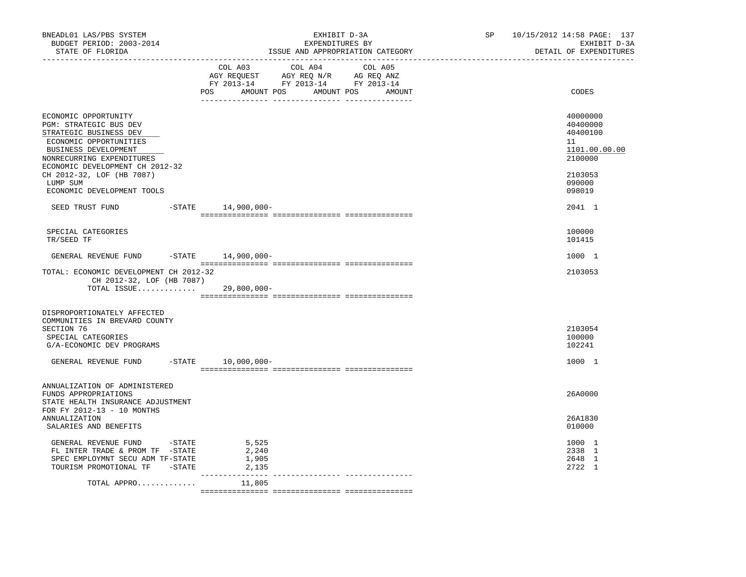| | COL A03 AGY REQUEST FY 2013-14 POS AMOUNT | COL A04 AGY REQ N/R FY 2013-14 POS AMOUNT | COL A05 AG REQ ANZ FY 2013-14 POS AMOUNT | CODES |
|---|---|---|---|---|
| ECONOMIC OPPORTUNITY | | | | 40000000 |
| PGM: STRATEGIC BUS DEV | | | | 40400000 |
| STRATEGIC BUSINESS DEV | | | | 40400100 |
| ECONOMIC OPPORTUNITIES | | | | 11 |
| BUSINESS DEVELOPMENT | | | | 1101.00.00.00 |
| NONRECURRING EXPENDITURES | | | | 2100000 |
| ECONOMIC DEVELOPMENT CH 2012-32 CH 2012-32, LOF (HB 7087) | | | | 2103053 |
| LUMP SUM | | | | 090000 |
| ECONOMIC DEVELOPMENT TOOLS | | | | 098019 |
| SEED TRUST FUND -STATE | 14,900,000- | | | 2041 1 |
| SPECIAL CATEGORIES | | | | 100000 |
| TR/SEED TF | | | | 101415 |
| GENERAL REVENUE FUND -STATE | 14,900,000- | | | 1000 1 |
| TOTAL: ECONOMIC DEVELOPMENT CH 2012-32 CH 2012-32, LOF (HB 7087) | | | | 2103053 |
| TOTAL ISSUE............. | 29,800,000- | | | |
| DISPROPORTIONATELY AFFECTED COMMUNITIES IN BREVARD COUNTY SECTION 76 | | | | 2103054 |
| SPECIAL CATEGORIES | | | | 100000 |
| G/A-ECONOMIC DEV PROGRAMS | | | | 102241 |
| GENERAL REVENUE FUND -STATE | 10,000,000- | | | 1000 1 |
| ANNUALIZATION OF ADMINISTERED FUNDS APPROPRIATIONS | | | | 26A0000 |
| STATE HEALTH INSURANCE ADJUSTMENT FOR FY 2012-13 - 10 MONTHS ANNUALIZATION | | | | 26A1830 |
| SALARIES AND BENEFITS | | | | 010000 |
| GENERAL REVENUE FUND -STATE | 5,525 | | | 1000 1 |
| FL INTER TRADE & PROM TF -STATE | 2,240 | | | 2338 1 |
| SPEC EMPLOYMNT SECU ADM TF-STATE | 1,905 | | | 2648 1 |
| TOURISM PROMOTIONAL TF -STATE | 2,135 | | | 2722 1 |
| TOTAL APPRO............. | 11,805 | | | |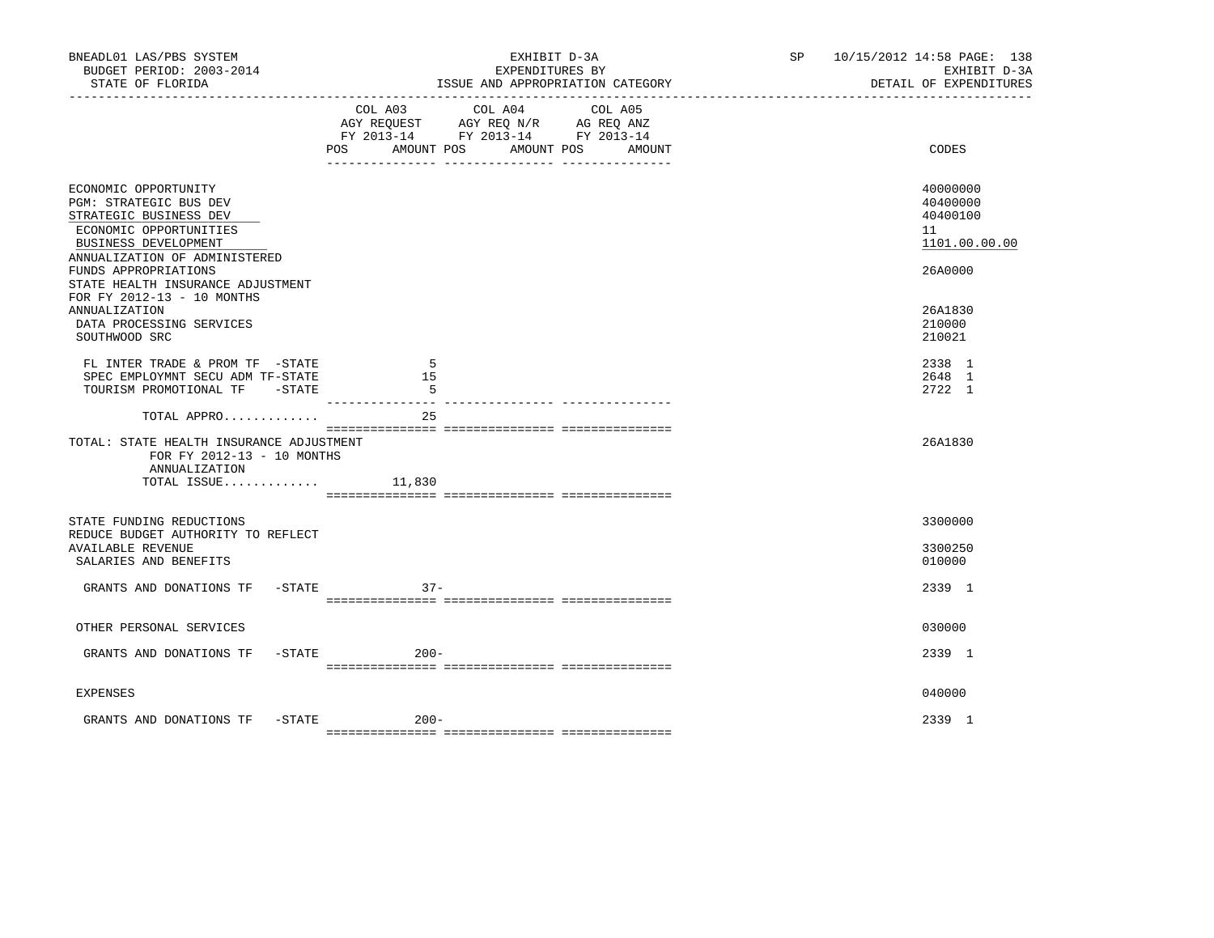BNEADL01 LAS/PBS SYSTEM — EXHIBIT D-3A — SP 10/15/2012 14:58

BUDGET PERIOD: 2003-2014 — EXPENDITURES BY — EXHIBIT D-3A

STATE OF FLORIDA — ISSUE AND APPROPRIATION CATEGORY — DETAIL OF EXPENDITURES

| | COL A03 AGY REQUEST FY 2013-14 POS AMOUNT | COL A04 AGY REQ N/R FY 2013-14 POS AMOUNT | COL A05 AG REQ ANZ FY 2013-14 POS AMOUNT | CODES |
|---|---|---|---|---|
| ECONOMIC OPPORTUNITY | | | | 40000000 |
| PGM: STRATEGIC BUS DEV | | | | 40400000 |
| STRATEGIC BUSINESS DEV | | | | 40400100 |
| ECONOMIC OPPORTUNITIES | | | | 11 |
| BUSINESS DEVELOPMENT | | | | 1101.00.00.00 |
| ANNUALIZATION OF ADMINISTERED FUNDS APPROPRIATIONS | | | | 26A0000 |
| STATE HEALTH INSURANCE ADJUSTMENT FOR FY 2012-13 - 10 MONTHS ANNUALIZATION | | | | 26A1830 |
| DATA PROCESSING SERVICES | | | | 210000 |
| SOUTHWOOD SRC | | | | 210021 |
| FL INTER TRADE & PROM TF -STATE | 5 | | | 2338 1 |
| SPEC EMPLOYMNT SECU ADM TF-STATE | 15 | | | 2648 1 |
| TOURISM PROMOTIONAL TF -STATE | 5 | | | 2722 1 |
| TOTAL APPRO............. | 25 | | | |
| TOTAL: STATE HEALTH INSURANCE ADJUSTMENT FOR FY 2012-13 - 10 MONTHS ANNUALIZATION | | | | 26A1830 |
| TOTAL ISSUE............. | 11,830 | | | |
| STATE FUNDING REDUCTIONS | | | | 3300000 |
| REDUCE BUDGET AUTHORITY TO REFLECT AVAILABLE REVENUE | | | | 3300250 |
| SALARIES AND BENEFITS | | | | 010000 |
| GRANTS AND DONATIONS TF -STATE | 37- | | | 2339 1 |
| OTHER PERSONAL SERVICES | | | | 030000 |
| GRANTS AND DONATIONS TF -STATE | 200- | | | 2339 1 |
| EXPENSES | | | | 040000 |
| GRANTS AND DONATIONS TF -STATE | 200- | | | 2339 1 |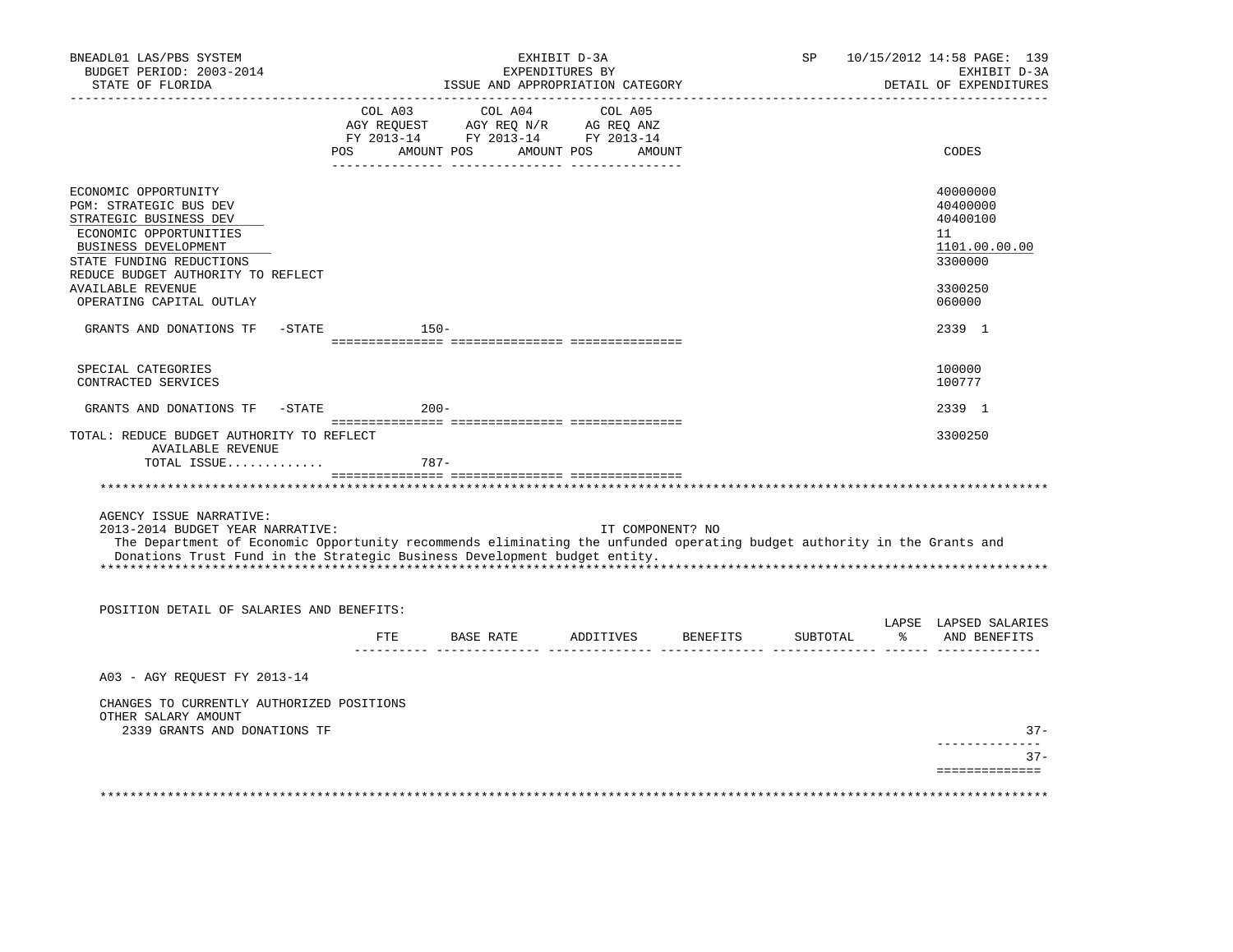BNEADL01 LAS/PBS SYSTEM
BUDGET PERIOD: 2003-2014
STATE OF FLORIDA

EXHIBIT D-3A
EXPENDITURES BY
ISSUE AND APPROPRIATION CATEGORY

SP 10/15/2012 14:58
EXHIBIT D-3A
DETAIL OF EXPENDITURES

| | COL A03 AGY REQUEST FY 2013-14 POS AMOUNT | COL A04 AGY REQ N/R FY 2013-14 POS AMOUNT | COL A05 AG REQ ANZ FY 2013-14 POS AMOUNT | CODES |
|---|---|---|---|---|
| ECONOMIC OPPORTUNITY | | | | 40000000 |
| PGM: STRATEGIC BUS DEV | | | | 40400000 |
| STRATEGIC BUSINESS DEV | | | | 40400100 |
| ECONOMIC OPPORTUNITIES | | | | 11 |
| BUSINESS DEVELOPMENT | | | | 1101.00.00.00 |
| STATE FUNDING REDUCTIONS | | | | 3300000 |
| REDUCE BUDGET AUTHORITY TO REFLECT AVAILABLE REVENUE | | | | 3300250 |
| OPERATING CAPITAL OUTLAY | | | | 060000 |
| GRANTS AND DONATIONS TF -STATE | 150- | | | 2339 1 |
| SPECIAL CATEGORIES | | | | 100000 |
| CONTRACTED SERVICES | | | | 100777 |
| GRANTS AND DONATIONS TF -STATE | 200- | | | 2339 1 |
| TOTAL: REDUCE BUDGET AUTHORITY TO REFLECT AVAILABLE REVENUE | | | | 3300250 |
| TOTAL ISSUE............. | 787- | | | |

AGENCY ISSUE NARRATIVE:

2013-2014 BUDGET YEAR NARRATIVE: IT COMPONENT? NO

The Department of Economic Opportunity recommends eliminating the unfunded operating budget authority in the Grants and Donations Trust Fund in the Strategic Business Development budget entity.

POSITION DETAIL OF SALARIES AND BENEFITS:

| | FTE | BASE RATE | ADDITIVES | BENEFITS | SUBTOTAL | LAPSE % | LAPSED SALARIES AND BENEFITS |
|---|---|---|---|---|---|---|---|
| A03 - AGY REQUEST FY 2013-14 | | | | | | | |
| CHANGES TO CURRENTLY AUTHORIZED POSITIONS | | | | | | | |
| OTHER SALARY AMOUNT | | | | | | | |
| 2339 GRANTS AND DONATIONS TF | | | | | | | 37- |
| | | | | | | | 37- |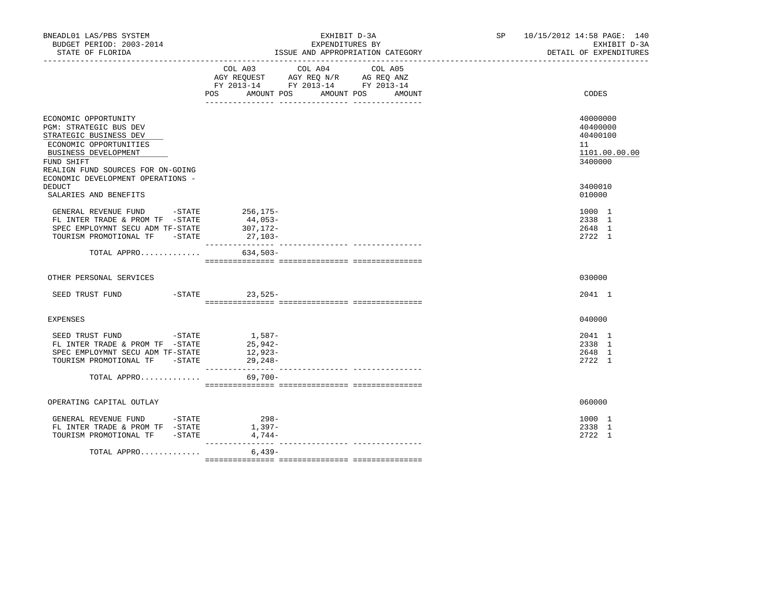BNEADL01 LAS/PBS SYSTEM | EXHIBIT D-3A | SP 10/15/2012 14:58

BUDGET PERIOD: 2003-2014 | EXPENDITURES BY | EXHIBIT D-3A

STATE OF FLORIDA | ISSUE AND APPROPRIATION CATEGORY | DETAIL OF EXPENDITURES

| | COL A03 AGY REQUEST FY 2013-14 POS AMOUNT | COL A04 AGY REQ N/R FY 2013-14 POS AMOUNT | COL A05 AG REQ ANZ FY 2013-14 POS AMOUNT | CODES |
|---|---|---|---|---|
| ECONOMIC OPPORTUNITY | | | | 40000000 |
| PGM: STRATEGIC BUS DEV | | | | 40400000 |
| STRATEGIC BUSINESS DEV | | | | 40400100 |
| ECONOMIC OPPORTUNITIES | | | | 11 |
| BUSINESS DEVELOPMENT | | | | 1101.00.00.00 |
| FUND SHIFT | | | | 3400000 |
| REALIGN FUND SOURCES FOR ON-GOING ECONOMIC DEVELOPMENT OPERATIONS - DEDUCT | | | | 3400010 |
| SALARIES AND BENEFITS | | | | 010000 |
| GENERAL REVENUE FUND -STATE | 256,175- | | | 1000 1 |
| FL INTER TRADE & PROM TF -STATE | 44,053- | | | 2338 1 |
| SPEC EMPLOYMNT SECU ADM TF-STATE | 307,172- | | | 2648 1 |
| TOURISM PROMOTIONAL TF -STATE | 27,103- | | | 2722 1 |
| TOTAL APPRO............. | 634,503- | | | |
| OTHER PERSONAL SERVICES | | | | 030000 |
| SEED TRUST FUND -STATE | 23,525- | | | 2041 1 |
| EXPENSES | | | | 040000 |
| SEED TRUST FUND -STATE | 1,587- | | | 2041 1 |
| FL INTER TRADE & PROM TF -STATE | 25,942- | | | 2338 1 |
| SPEC EMPLOYMNT SECU ADM TF-STATE | 12,923- | | | 2648 1 |
| TOURISM PROMOTIONAL TF -STATE | 29,248- | | | 2722 1 |
| TOTAL APPRO............. | 69,700- | | | |
| OPERATING CAPITAL OUTLAY | | | | 060000 |
| GENERAL REVENUE FUND -STATE | 298- | | | 1000 1 |
| FL INTER TRADE & PROM TF -STATE | 1,397- | | | 2338 1 |
| TOURISM PROMOTIONAL TF -STATE | 4,744- | | | 2722 1 |
| TOTAL APPRO............. | 6,439- | | | |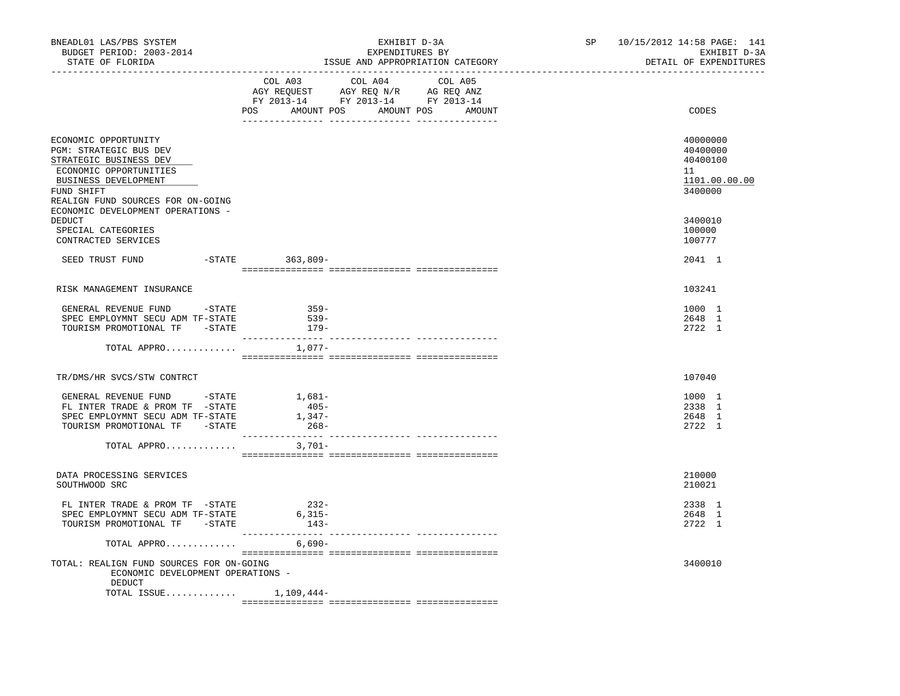BNEADL01 LAS/PBS SYSTEM | EXHIBIT D-3A | SP 10/15/2012 14:58
BUDGET PERIOD: 2003-2014 | EXPENDITURES BY | EXHIBIT D-3A
STATE OF FLORIDA | ISSUE AND APPROPRIATION CATEGORY | DETAIL OF EXPENDITURES

| | COL A03 AGY REQUEST FY 2013-14 POS AMOUNT | COL A04 AGY REQ N/R FY 2013-14 POS AMOUNT | COL A05 AG REQ ANZ FY 2013-14 POS AMOUNT | CODES |
|---|---|---|---|---|
| ECONOMIC OPPORTUNITY | | | | 40000000 |
| PGM: STRATEGIC BUS DEV | | | | 40400000 |
| STRATEGIC BUSINESS DEV | | | | 40400100 |
| ECONOMIC OPPORTUNITIES | | | | 11 |
| BUSINESS DEVELOPMENT | | | | 1101.00.00.00 |
| FUND SHIFT | | | | 3400000 |
| REALIGN FUND SOURCES FOR ON-GOING ECONOMIC DEVELOPMENT OPERATIONS - DEDUCT | | | | 3400010 |
| SPECIAL CATEGORIES | | | | 100000 |
| CONTRACTED SERVICES | | | | 100777 |
| SEED TRUST FUND -STATE | 363,809- | | | 2041 1 |
| RISK MANAGEMENT INSURANCE | | | | 103241 |
| GENERAL REVENUE FUND -STATE | 359- | | | 1000 1 |
| SPEC EMPLOYMNT SECU ADM TF-STATE | 539- | | | 2648 1 |
| TOURISM PROMOTIONAL TF -STATE | 179- | | | 2722 1 |
| TOTAL APPRO............ | 1,077- | | | |
| TR/DMS/HR SVCS/STW CONTRCT | | | | 107040 |
| GENERAL REVENUE FUND -STATE | 1,681- | | | 1000 1 |
| FL INTER TRADE & PROM TF -STATE | 405- | | | 2338 1 |
| SPEC EMPLOYMNT SECU ADM TF-STATE | 1,347- | | | 2648 1 |
| TOURISM PROMOTIONAL TF -STATE | 268- | | | 2722 1 |
| TOTAL APPRO............ | 3,701- | | | |
| DATA PROCESSING SERVICES | | | | 210000 |
| SOUTHWOOD SRC | | | | 210021 |
| FL INTER TRADE & PROM TF -STATE | 232- | | | 2338 1 |
| SPEC EMPLOYMNT SECU ADM TF-STATE | 6,315- | | | 2648 1 |
| TOURISM PROMOTIONAL TF -STATE | 143- | | | 2722 1 |
| TOTAL APPRO............ | 6,690- | | | |
| TOTAL: REALIGN FUND SOURCES FOR ON-GOING ECONOMIC DEVELOPMENT OPERATIONS - DEDUCT | | | | 3400010 |
| TOTAL ISSUE............ | 1,109,444- | | | |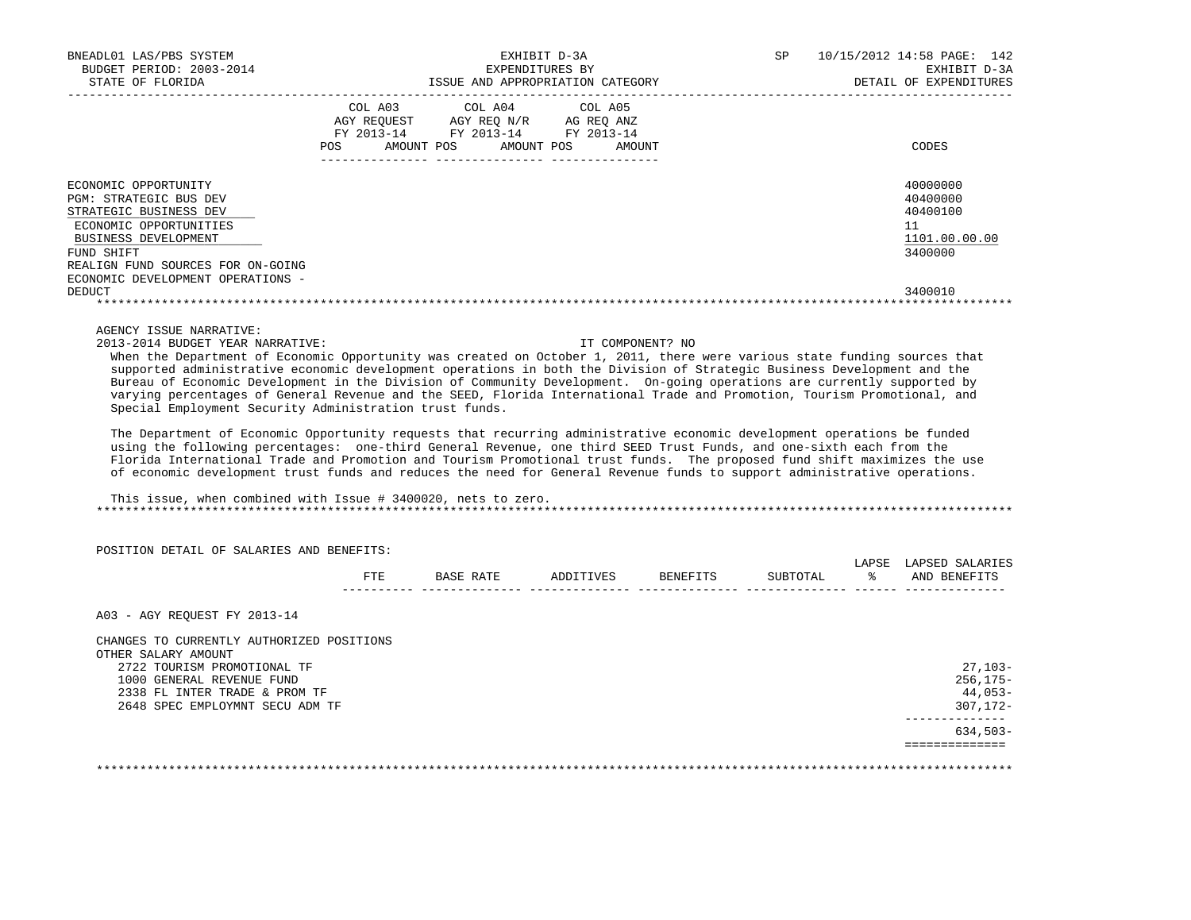BNEADL01 LAS/PBS SYSTEM | BUDGET PERIOD: 2003-2014 | STATE OF FLORIDA

EXHIBIT D-3A
EXPENDITURES BY
ISSUE AND APPROPRIATION CATEGORY

SP 10/15/2012 14:58

EXHIBIT D-3A
DETAIL OF EXPENDITURES

| | COL A03 AGY REQUEST FY 2013-14 POS AMOUNT | COL A04 AGY REQ N/R FY 2013-14 POS AMOUNT | COL A05 AG REQ ANZ FY 2013-14 POS AMOUNT | CODES |
|---|---|---|---|---|
| ECONOMIC OPPORTUNITY | | | | 40000000 |
| PGM: STRATEGIC BUS DEV | | | | 40400000 |
| STRATEGIC BUSINESS DEV | | | | 40400100 |
| ECONOMIC OPPORTUNITIES | | | | 11 |
| BUSINESS DEVELOPMENT | | | | 1101.00.00.00 |
| FUND SHIFT | | | | 3400000 |
| REALIGN FUND SOURCES FOR ON-GOING ECONOMIC DEVELOPMENT OPERATIONS - DEDUCT | | | | 3400010 |

AGENCY ISSUE NARRATIVE:

2013-2014 BUDGET YEAR NARRATIVE: IT COMPONENT? NO

When the Department of Economic Opportunity was created on October 1, 2011, there were various state funding sources that supported administrative economic development operations in both the Division of Strategic Business Development and the Bureau of Economic Development in the Division of Community Development. On-going operations are currently supported by varying percentages of General Revenue and the SEED, Florida International Trade and Promotion, Tourism Promotional, and Special Employment Security Administration trust funds.

The Department of Economic Opportunity requests that recurring administrative economic development operations be funded using the following percentages: one-third General Revenue, one third SEED Trust Funds, and one-sixth each from the Florida International Trade and Promotion and Tourism Promotional trust funds. The proposed fund shift maximizes the use of economic development trust funds and reduces the need for General Revenue funds to support administrative operations.

This issue, when combined with Issue # 3400020, nets to zero.

POSITION DETAIL OF SALARIES AND BENEFITS:

| | FTE | BASE RATE | ADDITIVES | BENEFITS | SUBTOTAL | LAPSE % | LAPSED SALARIES AND BENEFITS |
|---|---|---|---|---|---|---|---|
| A03 - AGY REQUEST FY 2013-14 | | | | | | | |
| CHANGES TO CURRENTLY AUTHORIZED POSITIONS | | | | | | | |
| OTHER SALARY AMOUNT | | | | | | | |
| 2722 TOURISM PROMOTIONAL TF | | | | | | | 27,103- |
| 1000 GENERAL REVENUE FUND | | | | | | | 256,175- |
| 2338 FL INTER TRADE & PROM TF | | | | | | | 44,053- |
| 2648 SPEC EMPLOYMNT SECU ADM TF | | | | | | | 307,172- |
| | | | | | | | 634,503- |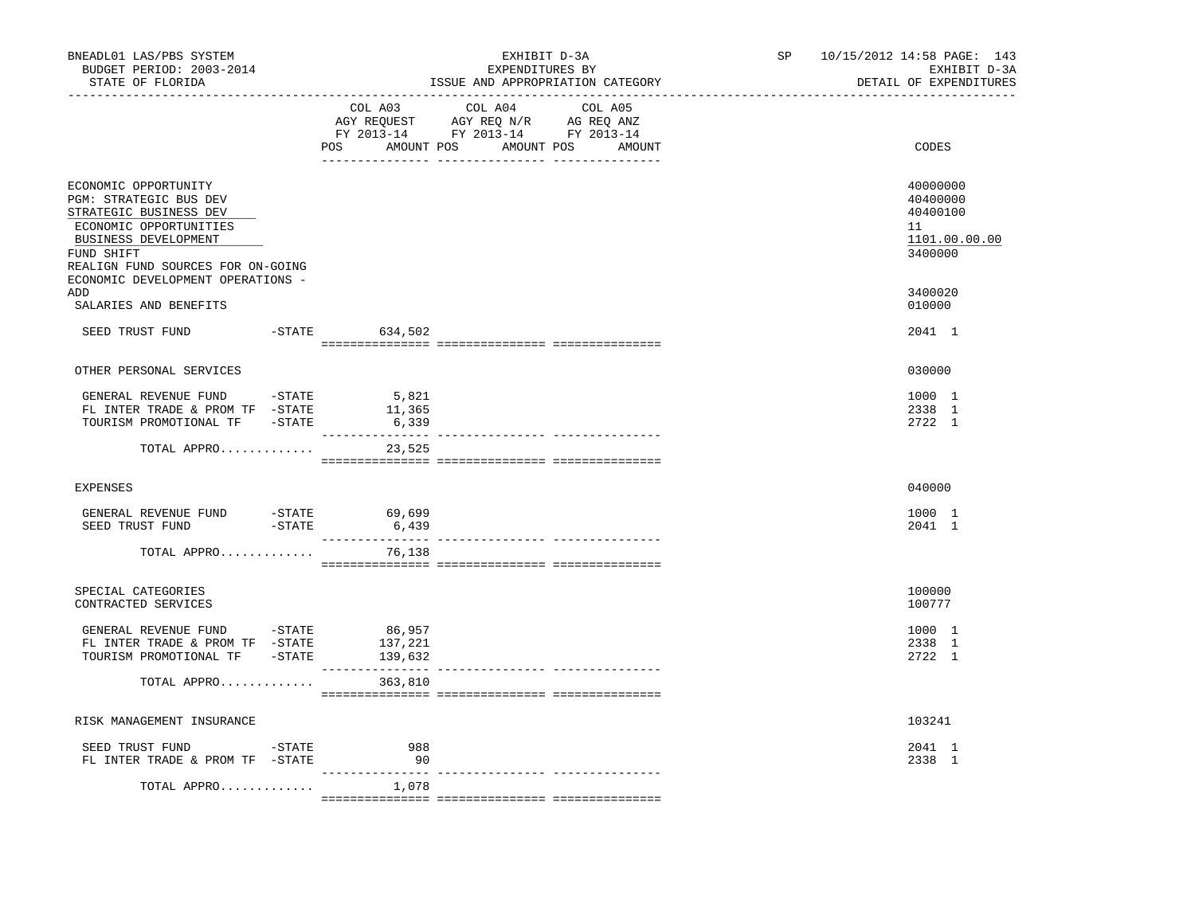BNEADL01 LAS/PBS SYSTEM
BUDGET PERIOD: 2003-2014
STATE OF FLORIDA

EXHIBIT D-3A
EXPENDITURES BY
ISSUE AND APPROPRIATION CATEGORY

SP 10/15/2012 14:58
EXHIBIT D-3A
DETAIL OF EXPENDITURES

| | COL A03 AGY REQUEST FY 2013-14 POS AMOUNT | COL A04 AGY REQ N/R FY 2013-14 POS AMOUNT | COL A05 AG REQ ANZ FY 2013-14 POS AMOUNT | CODES |
|---|---|---|---|---|
| ECONOMIC OPPORTUNITY | | | | 40000000 |
| PGM: STRATEGIC BUS DEV | | | | 40400000 |
| STRATEGIC BUSINESS DEV | | | | 40400100 |
| ECONOMIC OPPORTUNITIES | | | | 11 |
| BUSINESS DEVELOPMENT | | | | 1101.00.00.00 |
| FUND SHIFT | | | | 3400000 |
| REALIGN FUND SOURCES FOR ON-GOING ECONOMIC DEVELOPMENT OPERATIONS - ADD | | | | 3400020 |
| SALARIES AND BENEFITS | | | | 010000 |
| SEED TRUST FUND -STATE | 634,502 | | | 2041 1 |
| OTHER PERSONAL SERVICES | | | | 030000 |
| GENERAL REVENUE FUND -STATE | 5,821 | | | 1000 1 |
| FL INTER TRADE & PROM TF -STATE | 11,365 | | | 2338 1 |
| TOURISM PROMOTIONAL TF -STATE | 6,339 | | | 2722 1 |
| TOTAL APPRO............ | 23,525 | | | |
| EXPENSES | | | | 040000 |
| GENERAL REVENUE FUND -STATE | 69,699 | | | 1000 1 |
| SEED TRUST FUND -STATE | 6,439 | | | 2041 1 |
| TOTAL APPRO............ | 76,138 | | | |
| SPECIAL CATEGORIES | | | | 100000 |
| CONTRACTED SERVICES | | | | 100777 |
| GENERAL REVENUE FUND -STATE | 86,957 | | | 1000 1 |
| FL INTER TRADE & PROM TF -STATE | 137,221 | | | 2338 1 |
| TOURISM PROMOTIONAL TF -STATE | 139,632 | | | 2722 1 |
| TOTAL APPRO............ | 363,810 | | | |
| RISK MANAGEMENT INSURANCE | | | | 103241 |
| SEED TRUST FUND -STATE | 988 | | | 2041 1 |
| FL INTER TRADE & PROM TF -STATE | 90 | | | 2338 1 |
| TOTAL APPRO............ | 1,078 | | | |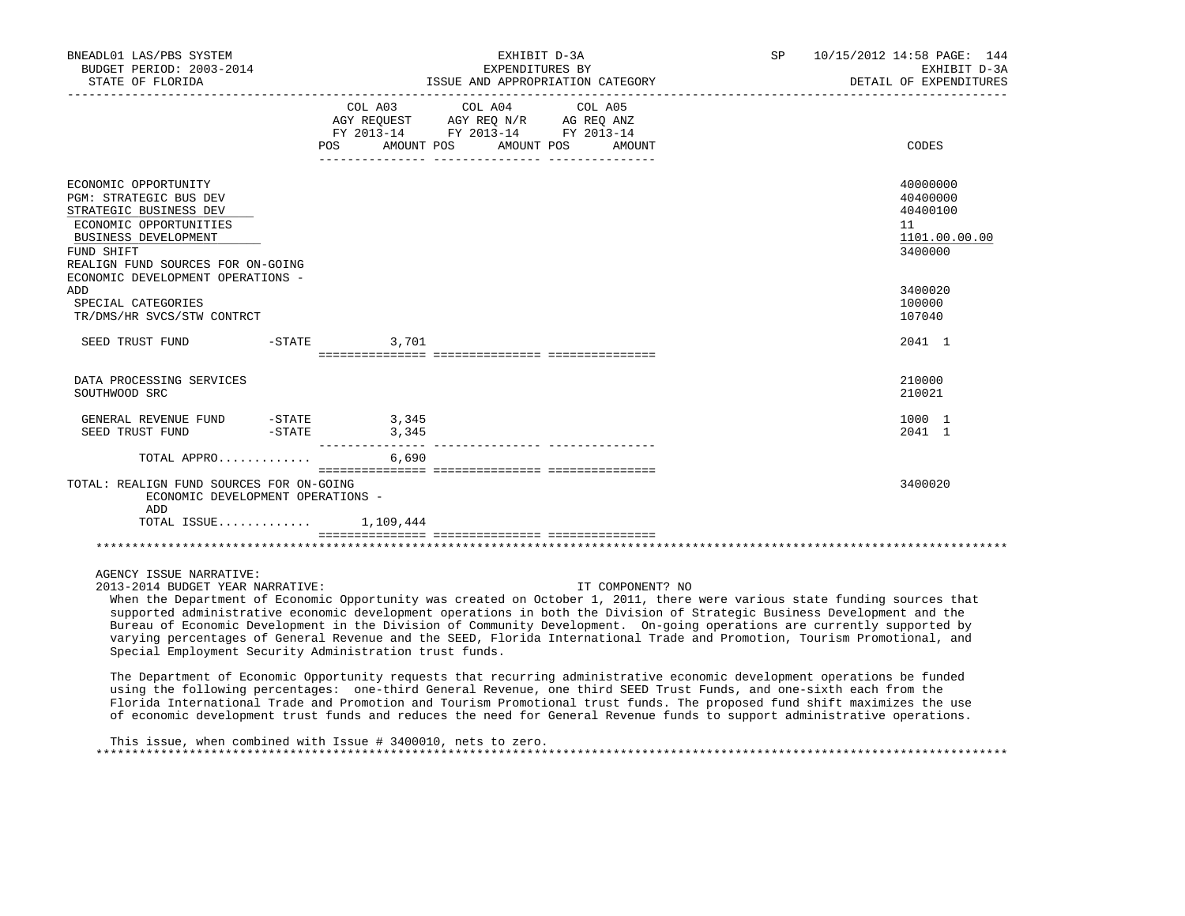BNEADL01 LAS/PBS SYSTEM — EXHIBIT D-3A — SP 10/15/2012 14:58
BUDGET PERIOD: 2003-2014 — EXPENDITURES BY — EXHIBIT D-3A
STATE OF FLORIDA — ISSUE AND APPROPRIATION CATEGORY — DETAIL OF EXPENDITURES

| | COL A03 AGY REQUEST FY 2013-14 POS AMOUNT | COL A04 AGY REQ N/R FY 2013-14 POS AMOUNT | COL A05 AG REQ ANZ FY 2013-14 POS AMOUNT | CODES |
|---|---|---|---|---|
| ECONOMIC OPPORTUNITY | | | | 40000000 |
| PGM: STRATEGIC BUS DEV | | | | 40400000 |
| STRATEGIC BUSINESS DEV | | | | 40400100 |
| ECONOMIC OPPORTUNITIES | | | | 11 |
| BUSINESS DEVELOPMENT | | | | 1101.00.00.00 |
| FUND SHIFT | | | | 3400000 |
| REALIGN FUND SOURCES FOR ON-GOING ECONOMIC DEVELOPMENT OPERATIONS - ADD | | | | 3400020 |
| SPECIAL CATEGORIES | | | | 100000 |
| TR/DMS/HR SVCS/STW CONTRCT | | | | 107040 |
| SEED TRUST FUND -STATE | 3,701 | | | 2041 1 |
| DATA PROCESSING SERVICES | | | | 210000 |
| SOUTHWOOD SRC | | | | 210021 |
| GENERAL REVENUE FUND -STATE | 3,345 | | | 1000 1 |
| SEED TRUST FUND -STATE | 3,345 | | | 2041 1 |
| TOTAL APPRO............ | 6,690 | | | |
| TOTAL: REALIGN FUND SOURCES FOR ON-GOING ECONOMIC DEVELOPMENT OPERATIONS - ADD | | | | 3400020 |
| TOTAL ISSUE............ | 1,109,444 | | | |

AGENCY ISSUE NARRATIVE:
2013-2014 BUDGET YEAR NARRATIVE: IT COMPONENT? NO

When the Department of Economic Opportunity was created on October 1, 2011, there were various state funding sources that supported administrative economic development operations in both the Division of Strategic Business Development and the Bureau of Economic Development in the Division of Community Development. On-going operations are currently supported by varying percentages of General Revenue and the SEED, Florida International Trade and Promotion, Tourism Promotional, and Special Employment Security Administration trust funds.

The Department of Economic Opportunity requests that recurring administrative economic development operations be funded using the following percentages: one-third General Revenue, one third SEED Trust Funds, and one-sixth each from the Florida International Trade and Promotion and Tourism Promotional trust funds. The proposed fund shift maximizes the use of economic development trust funds and reduces the need for General Revenue funds to support administrative operations.

This issue, when combined with Issue # 3400010, nets to zero.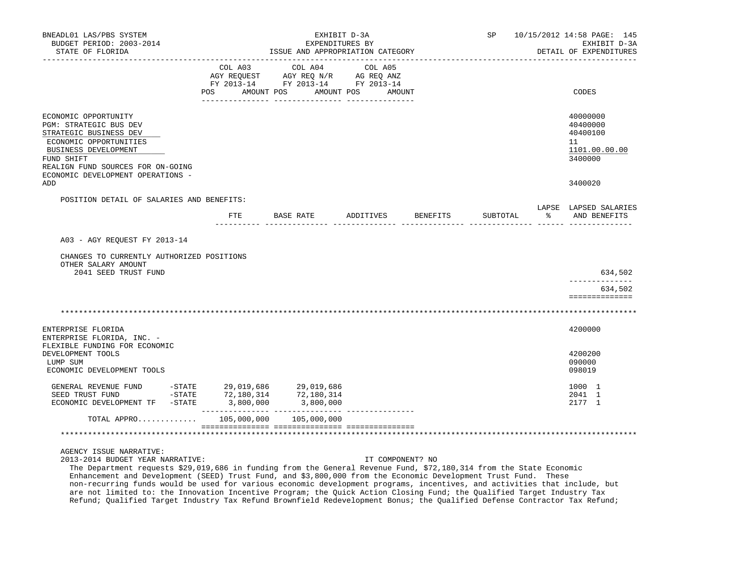| | COL A03 AGY REQUEST FY 2013-14 POS AMOUNT | COL A04 AGY REQ N/R FY 2013-14 POS AMOUNT | COL A05 AG REQ ANZ FY 2013-14 POS AMOUNT | CODES |
|---|---|---|---|---|
| ECONOMIC OPPORTUNITY | | | | 40000000 |
| PGM: STRATEGIC BUS DEV | | | | 40400000 |
| STRATEGIC BUSINESS DEV | | | | 40400100 |
| ECONOMIC OPPORTUNITIES | | | | 11 |
| BUSINESS DEVELOPMENT | | | | 1101.00.00.00 |
| FUND SHIFT | | | | 3400000 |
| REALIGN FUND SOURCES FOR ON-GOING ECONOMIC DEVELOPMENT OPERATIONS - ADD | | | | 3400020 |

POSITION DETAIL OF SALARIES AND BENEFITS:

| | FTE | BASE RATE | ADDITIVES | BENEFITS | SUBTOTAL | LAPSE % | LAPSED SALARIES AND BENEFITS |
|---|---|---|---|---|---|---|---|
| A03 - AGY REQUEST FY 2013-14 | | | | | | | |
| CHANGES TO CURRENTLY AUTHORIZED POSITIONS | | | | | | | |
| OTHER SALARY AMOUNT | | | | | | | |
| 2041 SEED TRUST FUND | | | | | | | 634,502 |
| | | | | | | | 634,502 |

*******************************************************************************************************************

| | COL A03 | COL A04 | COL A05 | CODES |
|---|---|---|---|---|
| ENTERPRISE FLORIDA | | | | 4200000 |
| ENTERPRISE FLORIDA, INC. - FLEXIBLE FUNDING FOR ECONOMIC DEVELOPMENT TOOLS | | | | 4200200 |
| LUMP SUM | | | | 090000 |
| ECONOMIC DEVELOPMENT TOOLS | | | | 098019 |
| GENERAL REVENUE FUND -STATE | 29,019,686 | 29,019,686 | | 1000 1 |
| SEED TRUST FUND -STATE | 72,180,314 | 72,180,314 | | 2041 1 |
| ECONOMIC DEVELOPMENT TF -STATE | 3,800,000 | 3,800,000 | | 2177 1 |
| TOTAL APPRO............ | 105,000,000 | 105,000,000 | | |

*******************************************************************************************************************

AGENCY ISSUE NARRATIVE:

2013-2014 BUDGET YEAR NARRATIVE: IT COMPONENT? NO

The Department requests $29,019,686 in funding from the General Revenue Fund, $72,180,314 from the State Economic Enhancement and Development (SEED) Trust Fund, and $3,800,000 from the Economic Development Trust Fund. These non-recurring funds would be used for various economic development programs, incentives, and activities that include, but are not limited to: the Innovation Incentive Program; the Quick Action Closing Fund; the Qualified Target Industry Tax Refund; Qualified Target Industry Tax Refund Brownfield Redevelopment Bonus; the Qualified Defense Contractor Tax Refund;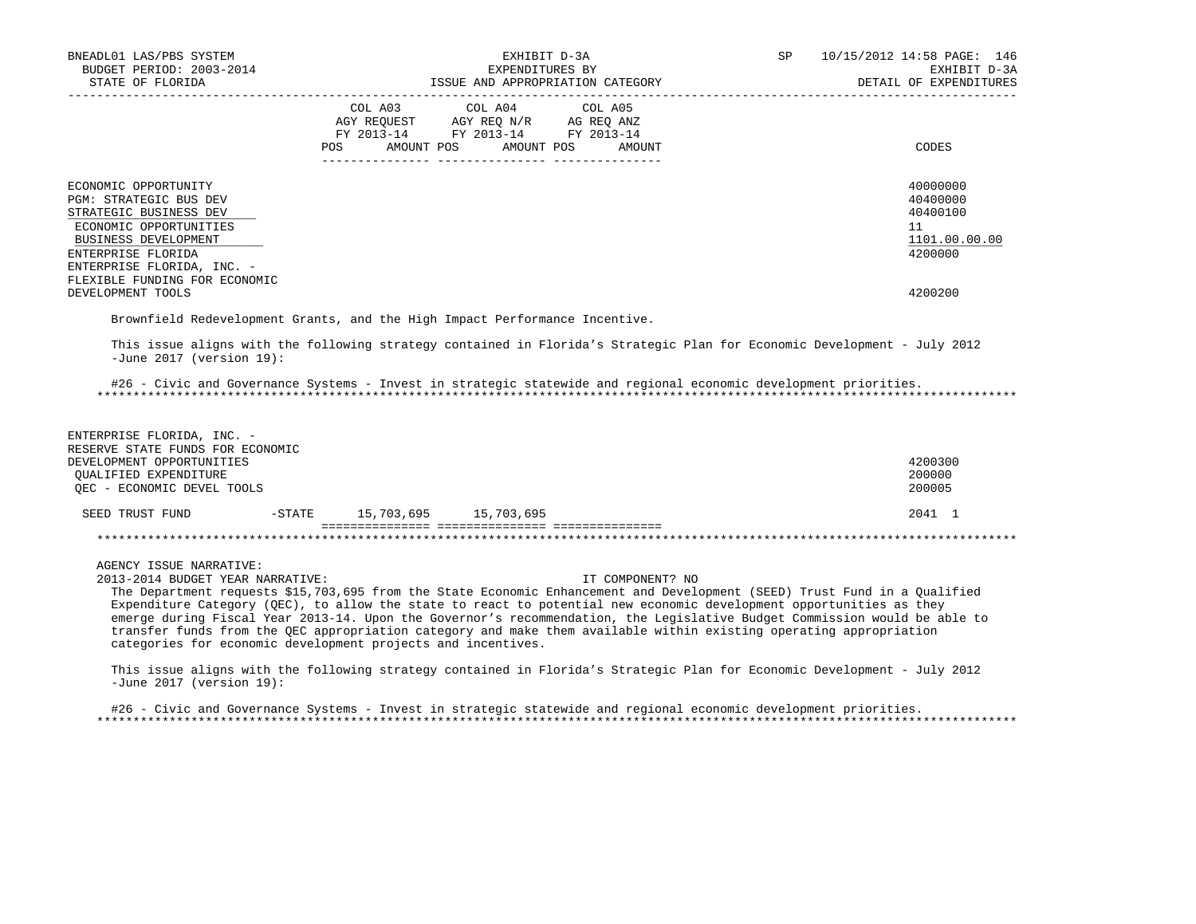BNEADL01 LAS/PBS SYSTEM — BUDGET PERIOD: 2003-2014 — STATE OF FLORIDA

EXHIBIT D-3A — EXPENDITURES BY ISSUE AND APPROPRIATION CATEGORY

SP 10/15/2012 14:58 — EXHIBIT D-3A — DETAIL OF EXPENDITURES

| | COL A03 AGY REQUEST FY 2013-14 POS AMOUNT | COL A04 AGY REQ N/R FY 2013-14 POS AMOUNT | COL A05 AG REQ ANZ FY 2013-14 POS AMOUNT | CODES |
|---|---|---|---|---|
| ECONOMIC OPPORTUNITY | | | | 40000000 |
| PGM: STRATEGIC BUS DEV | | | | 40400000 |
| STRATEGIC BUSINESS DEV | | | | 40400100 |
| ECONOMIC OPPORTUNITIES | | | | 11 |
| BUSINESS DEVELOPMENT | | | | 1101.00.00.00 |
| ENTERPRISE FLORIDA | | | | 4200000 |
| ENTERPRISE FLORIDA, INC. - FLEXIBLE FUNDING FOR ECONOMIC DEVELOPMENT TOOLS | | | | 4200200 |

Brownfield Redevelopment Grants, and the High Impact Performance Incentive.

This issue aligns with the following strategy contained in Florida's Strategic Plan for Economic Development - July 2012 -June 2017 (version 19):

#26 - Civic and Governance Systems - Invest in strategic statewide and regional economic development priorities.

*****************************************************************************************************************************

| | COL A03 | COL A04 | COL A05 | CODES |
|---|---|---|---|---|
| ENTERPRISE FLORIDA, INC. - RESERVE STATE FUNDS FOR ECONOMIC DEVELOPMENT OPPORTUNITIES | | | | 4200300 |
| QUALIFIED EXPENDITURE | | | | 200000 |
| QEC - ECONOMIC DEVEL TOOLS | | | | 200005 |
| SEED TRUST FUND -STATE | 15,703,695 | 15,703,695 | | 2041 1 |

*****************************************************************************************************************************

AGENCY ISSUE NARRATIVE:

2013-2014 BUDGET YEAR NARRATIVE: IT COMPONENT? NO

The Department requests $15,703,695 from the State Economic Enhancement and Development (SEED) Trust Fund in a Qualified Expenditure Category (QEC), to allow the state to react to potential new economic development opportunities as they emerge during Fiscal Year 2013-14. Upon the Governor's recommendation, the Legislative Budget Commission would be able to transfer funds from the QEC appropriation category and make them available within existing operating appropriation categories for economic development projects and incentives.

This issue aligns with the following strategy contained in Florida's Strategic Plan for Economic Development - July 2012 -June 2017 (version 19):

#26 - Civic and Governance Systems - Invest in strategic statewide and regional economic development priorities.

*****************************************************************************************************************************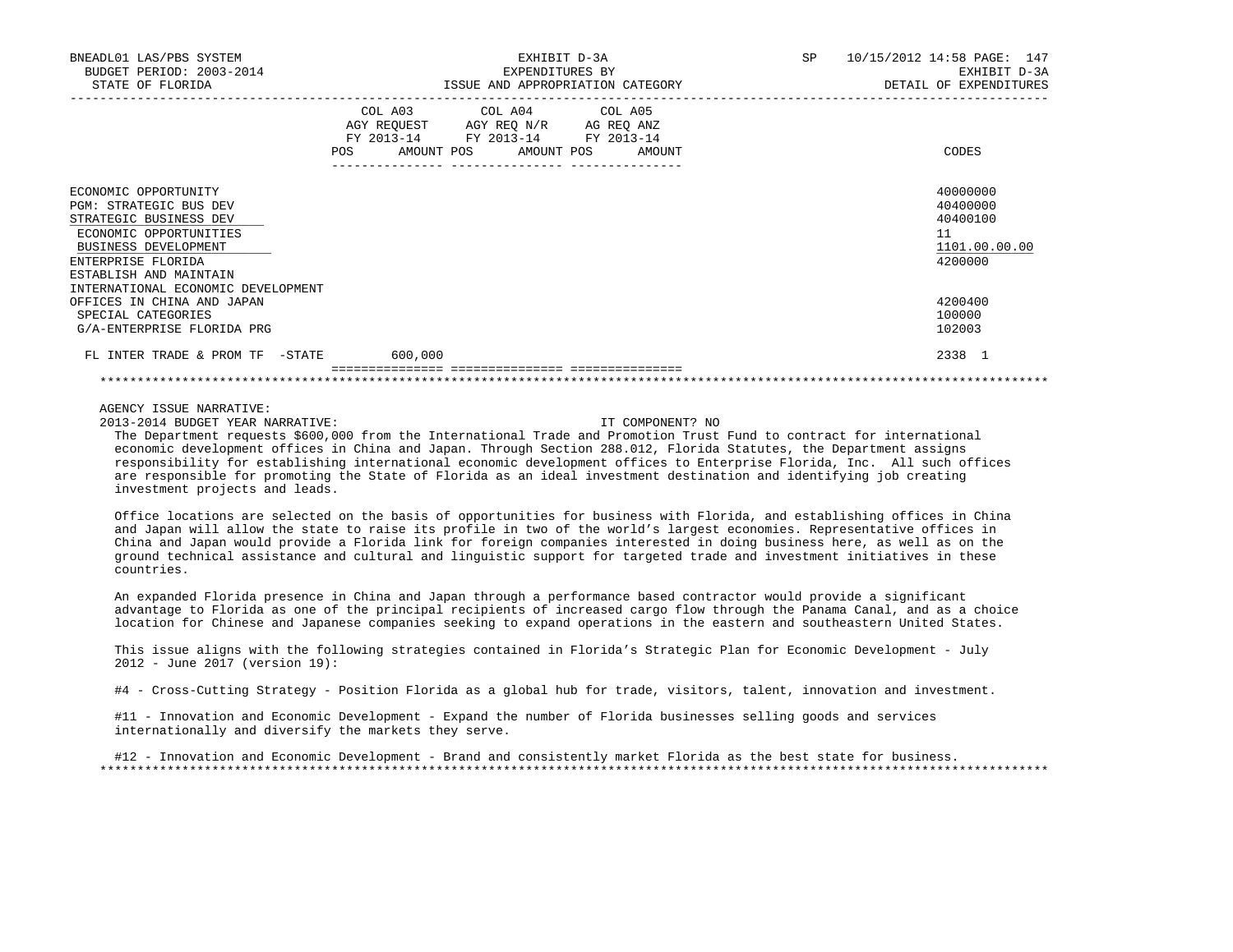BNEADL01 LAS/PBS SYSTEM — EXHIBIT D-3A — SP 10/15/2012 14:58

BUDGET PERIOD: 2003-2014 — EXPENDITURES BY — EXHIBIT D-3A

STATE OF FLORIDA — ISSUE AND APPROPRIATION CATEGORY — DETAIL OF EXPENDITURES

| | COL A03 AGY REQUEST FY 2013-14 POS AMOUNT | COL A04 AGY REQ N/R FY 2013-14 POS AMOUNT | COL A05 AG REQ ANZ FY 2013-14 POS AMOUNT | CODES |
|---|---|---|---|---|
| ECONOMIC OPPORTUNITY | | | | 40000000 |
| PGM: STRATEGIC BUS DEV | | | | 40400000 |
| STRATEGIC BUSINESS DEV | | | | 40400100 |
| ECONOMIC OPPORTUNITIES | | | | 11 |
| BUSINESS DEVELOPMENT | | | | 1101.00.00.00 |
| ENTERPRISE FLORIDA | | | | 4200000 |
| ESTABLISH AND MAINTAIN INTERNATIONAL ECONOMIC DEVELOPMENT OFFICES IN CHINA AND JAPAN | | | | 4200400 |
| SPECIAL CATEGORIES | | | | 100000 |
| G/A-ENTERPRISE FLORIDA PRG | | | | 102003 |
| FL INTER TRADE & PROM TF -STATE | 600,000 | | | 2338 1 |

AGENCY ISSUE NARRATIVE:

2013-2014 BUDGET YEAR NARRATIVE: IT COMPONENT? NO

The Department requests $600,000 from the International Trade and Promotion Trust Fund to contract for international economic development offices in China and Japan. Through Section 288.012, Florida Statutes, the Department assigns responsibility for establishing international economic development offices to Enterprise Florida, Inc. All such offices are responsible for promoting the State of Florida as an ideal investment destination and identifying job creating investment projects and leads.

Office locations are selected on the basis of opportunities for business with Florida, and establishing offices in China and Japan will allow the state to raise its profile in two of the world's largest economies. Representative offices in China and Japan would provide a Florida link for foreign companies interested in doing business here, as well as on the ground technical assistance and cultural and linguistic support for targeted trade and investment initiatives in these countries.

An expanded Florida presence in China and Japan through a performance based contractor would provide a significant advantage to Florida as one of the principal recipients of increased cargo flow through the Panama Canal, and as a choice location for Chinese and Japanese companies seeking to expand operations in the eastern and southeastern United States.

This issue aligns with the following strategies contained in Florida's Strategic Plan for Economic Development - July 2012 - June 2017 (version 19):

#4 - Cross-Cutting Strategy - Position Florida as a global hub for trade, visitors, talent, innovation and investment.

#11 - Innovation and Economic Development - Expand the number of Florida businesses selling goods and services internationally and diversify the markets they serve.

#12 - Innovation and Economic Development - Brand and consistently market Florida as the best state for business.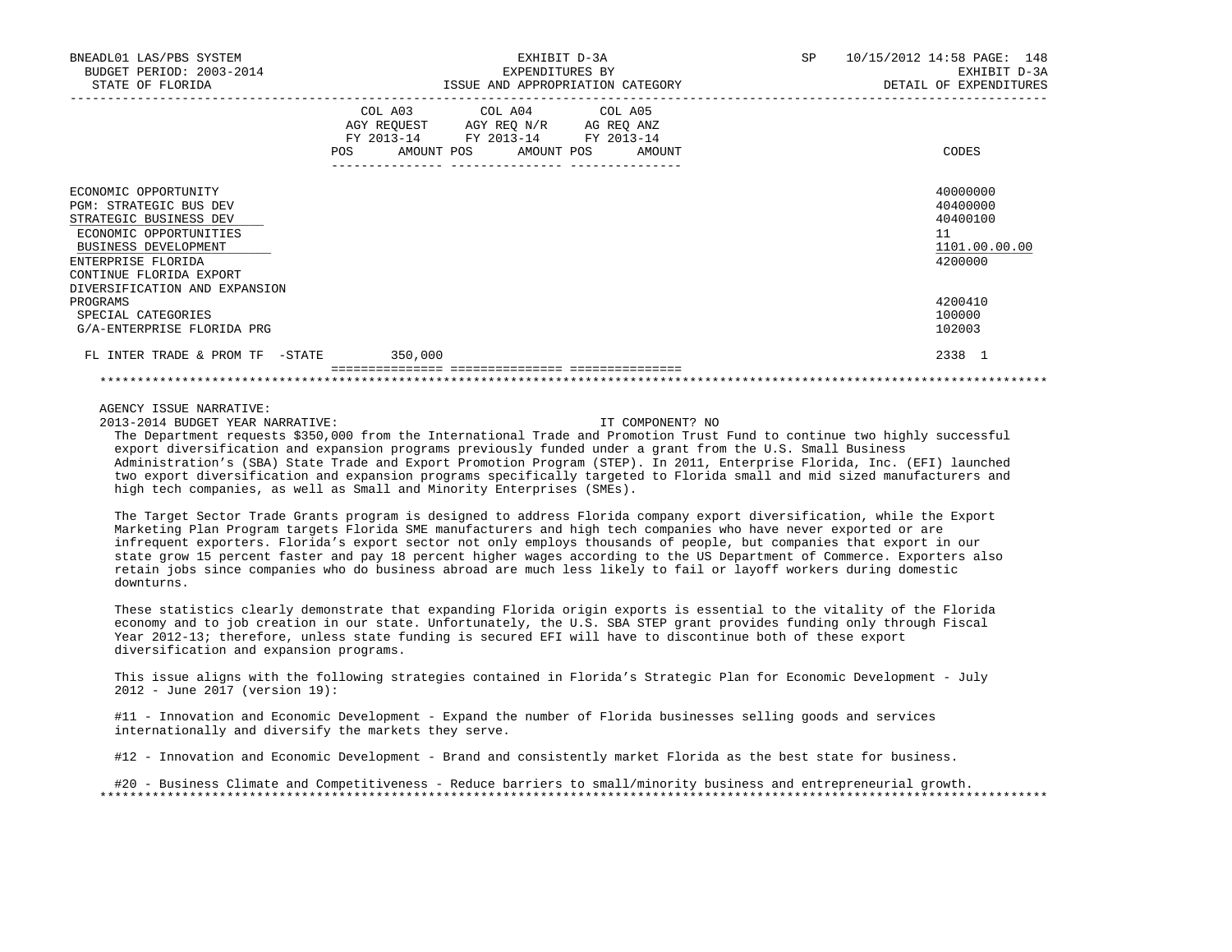BNEADL01 LAS/PBS SYSTEM | EXHIBIT D-3A | SP 10/15/2012 14:58 PAGE: 148
BUDGET PERIOD: 2003-2014 | EXPENDITURES BY | EXHIBIT D-3A
STATE OF FLORIDA | ISSUE AND APPROPRIATION CATEGORY | DETAIL OF EXPENDITURES

| | COL A03 AGY REQUEST FY 2013-14 POS AMOUNT | COL A04 AGY REQ N/R FY 2013-14 POS AMOUNT | COL A05 AG REQ ANZ FY 2013-14 POS AMOUNT | CODES |
|---|---|---|---|---|
| ECONOMIC OPPORTUNITY | | | | 40000000 |
| PGM: STRATEGIC BUS DEV | | | | 40400000 |
| STRATEGIC BUSINESS DEV | | | | 40400100 |
| ECONOMIC OPPORTUNITIES | | | | 11 |
| BUSINESS DEVELOPMENT | | | | 1101.00.00.00 |
| ENTERPRISE FLORIDA | | | | 4200000 |
| CONTINUE FLORIDA EXPORT DIVERSIFICATION AND EXPANSION PROGRAMS | | | | 4200410 |
| SPECIAL CATEGORIES | | | | 100000 |
| G/A-ENTERPRISE FLORIDA PRG | | | | 102003 |
| FL INTER TRADE & PROM TF -STATE | 350,000 | | | 2338 1 |

AGENCY ISSUE NARRATIVE:

2013-2014 BUDGET YEAR NARRATIVE: IT COMPONENT? NO

The Department requests $350,000 from the International Trade and Promotion Trust Fund to continue two highly successful export diversification and expansion programs previously funded under a grant from the U.S. Small Business Administration's (SBA) State Trade and Export Promotion Program (STEP). In 2011, Enterprise Florida, Inc. (EFI) launched two export diversification and expansion programs specifically targeted to Florida small and mid sized manufacturers and high tech companies, as well as Small and Minority Enterprises (SMEs).

The Target Sector Trade Grants program is designed to address Florida company export diversification, while the Export Marketing Plan Program targets Florida SME manufacturers and high tech companies who have never exported or are infrequent exporters. Florida's export sector not only employs thousands of people, but companies that export in our state grow 15 percent faster and pay 18 percent higher wages according to the US Department of Commerce. Exporters also retain jobs since companies who do business abroad are much less likely to fail or layoff workers during domestic downturns.

These statistics clearly demonstrate that expanding Florida origin exports is essential to the vitality of the Florida economy and to job creation in our state. Unfortunately, the U.S. SBA STEP grant provides funding only through Fiscal Year 2012-13; therefore, unless state funding is secured EFI will have to discontinue both of these export diversification and expansion programs.

This issue aligns with the following strategies contained in Florida's Strategic Plan for Economic Development - July 2012 - June 2017 (version 19):

#11 - Innovation and Economic Development - Expand the number of Florida businesses selling goods and services internationally and diversify the markets they serve.

#12 - Innovation and Economic Development - Brand and consistently market Florida as the best state for business.

#20 - Business Climate and Competitiveness - Reduce barriers to small/minority business and entrepreneurial growth.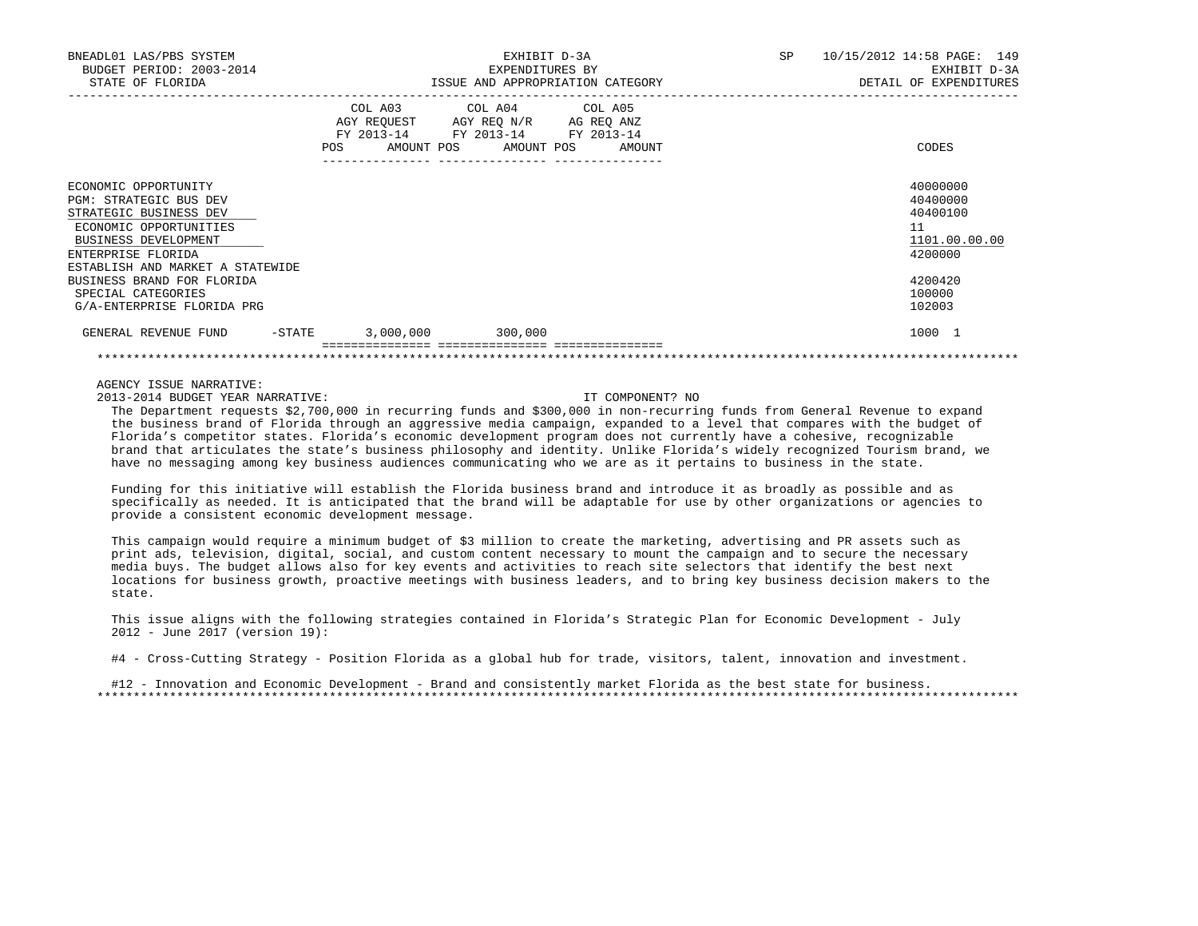BNEADL01 LAS/PBS SYSTEM — BUDGET PERIOD: 2003-2014 — STATE OF FLORIDA

EXHIBIT D-3A — EXPENDITURES BY ISSUE AND APPROPRIATION CATEGORY

SP 10/15/2012 14:58 — EXHIBIT D-3A — DETAIL OF EXPENDITURES

| | COL A03 AGY REQUEST FY 2013-14 POS | AMOUNT | COL A04 AGY REQ N/R FY 2013-14 POS | AMOUNT | COL A05 AG REQ ANZ FY 2013-14 POS | AMOUNT | CODES |
|---|---|---|---|---|---|---|---|
| ECONOMIC OPPORTUNITY | | | | | | | 40000000 |
| PGM: STRATEGIC BUS DEV | | | | | | | 40400000 |
| STRATEGIC BUSINESS DEV | | | | | | | 40400100 |
| ECONOMIC OPPORTUNITIES | | | | | | | 11 |
| BUSINESS DEVELOPMENT | | | | | | | 1101.00.00.00 |
| ENTERPRISE FLORIDA | | | | | | | 4200000 |
| ESTABLISH AND MARKET A STATEWIDE BUSINESS BRAND FOR FLORIDA | | | | | | | 4200420 |
| SPECIAL CATEGORIES | | | | | | | 100000 |
| G/A-ENTERPRISE FLORIDA PRG | | | | | | | 102003 |
| GENERAL REVENUE FUND -STATE | | 3,000,000 | | 300,000 | | | 1000 1 |

AGENCY ISSUE NARRATIVE:

2013-2014 BUDGET YEAR NARRATIVE: IT COMPONENT? NO

The Department requests $2,700,000 in recurring funds and $300,000 in non-recurring funds from General Revenue to expand the business brand of Florida through an aggressive media campaign, expanded to a level that compares with the budget of Florida's competitor states. Florida's economic development program does not currently have a cohesive, recognizable brand that articulates the state's business philosophy and identity. Unlike Florida's widely recognized Tourism brand, we have no messaging among key business audiences communicating who we are as it pertains to business in the state.

Funding for this initiative will establish the Florida business brand and introduce it as broadly as possible and as specifically as needed. It is anticipated that the brand will be adaptable for use by other organizations or agencies to provide a consistent economic development message.

This campaign would require a minimum budget of $3 million to create the marketing, advertising and PR assets such as print ads, television, digital, social, and custom content necessary to mount the campaign and to secure the necessary media buys. The budget allows also for key events and activities to reach site selectors that identify the best next locations for business growth, proactive meetings with business leaders, and to bring key business decision makers to the state.

This issue aligns with the following strategies contained in Florida's Strategic Plan for Economic Development - July 2012 - June 2017 (version 19):

#4 - Cross-Cutting Strategy - Position Florida as a global hub for trade, visitors, talent, innovation and investment.

#12 - Innovation and Economic Development - Brand and consistently market Florida as the best state for business.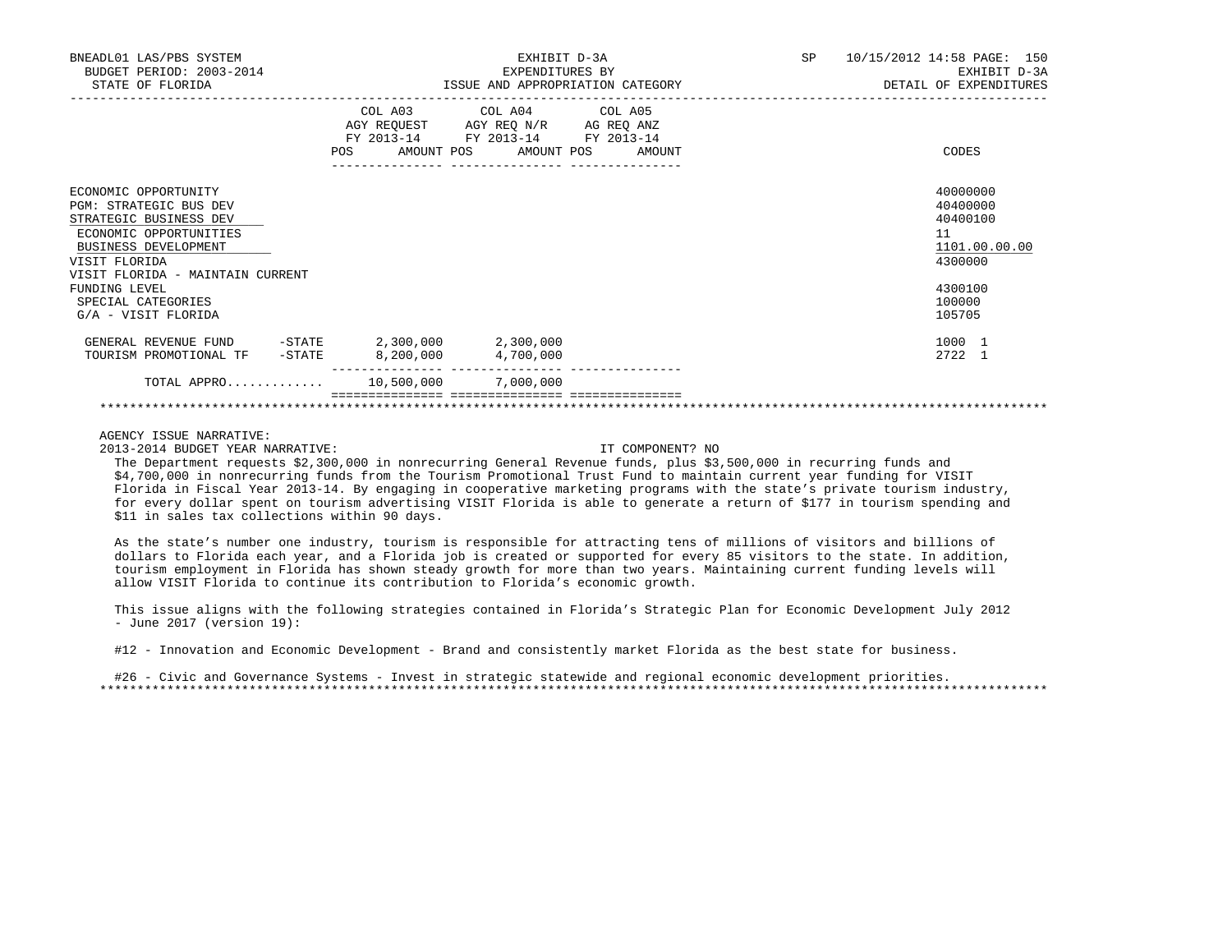BNEADL01 LAS/PBS SYSTEM
BUDGET PERIOD: 2003-2014
STATE OF FLORIDA

EXHIBIT D-3A
EXPENDITURES BY
ISSUE AND APPROPRIATION CATEGORY

SP 10/15/2012 14:58
EXHIBIT D-3A
DETAIL OF EXPENDITURES

| | COL A03 AGY REQUEST FY 2013-14 POS AMOUNT | COL A04 AGY REQ N/R FY 2013-14 POS AMOUNT | COL A05 AG REQ ANZ FY 2013-14 POS AMOUNT | CODES |
|---|---|---|---|---|
| ECONOMIC OPPORTUNITY | | | | 40000000 |
| PGM: STRATEGIC BUS DEV | | | | 40400000 |
| STRATEGIC BUSINESS DEV | | | | 40400100 |
| ECONOMIC OPPORTUNITIES | | | | 11 |
| BUSINESS DEVELOPMENT | | | | 1101.00.00.00 |
| VISIT FLORIDA | | | | 4300000 |
| VISIT FLORIDA - MAINTAIN CURRENT FUNDING LEVEL | | | | 4300100 |
| SPECIAL CATEGORIES | | | | 100000 |
| G/A - VISIT FLORIDA | | | | 105705 |
| GENERAL REVENUE FUND -STATE | 2,300,000 | 2,300,000 | | 1000 1 |
| TOURISM PROMOTIONAL TF -STATE | 8,200,000 | 4,700,000 | | 2722 1 |
| TOTAL APPRO............ | 10,500,000 | 7,000,000 | | |

AGENCY ISSUE NARRATIVE:

2013-2014 BUDGET YEAR NARRATIVE: IT COMPONENT? NO

The Department requests $2,300,000 in nonrecurring General Revenue funds, plus $3,500,000 in recurring funds and $4,700,000 in nonrecurring funds from the Tourism Promotional Trust Fund to maintain current year funding for VISIT Florida in Fiscal Year 2013-14. By engaging in cooperative marketing programs with the state's private tourism industry, for every dollar spent on tourism advertising VISIT Florida is able to generate a return of $177 in tourism spending and $11 in sales tax collections within 90 days.

As the state's number one industry, tourism is responsible for attracting tens of millions of visitors and billions of dollars to Florida each year, and a Florida job is created or supported for every 85 visitors to the state. In addition, tourism employment in Florida has shown steady growth for more than two years. Maintaining current funding levels will allow VISIT Florida to continue its contribution to Florida's economic growth.

This issue aligns with the following strategies contained in Florida's Strategic Plan for Economic Development July 2012 - June 2017 (version 19):

#12 - Innovation and Economic Development - Brand and consistently market Florida as the best state for business.

#26 - Civic and Governance Systems - Invest in strategic statewide and regional economic development priorities.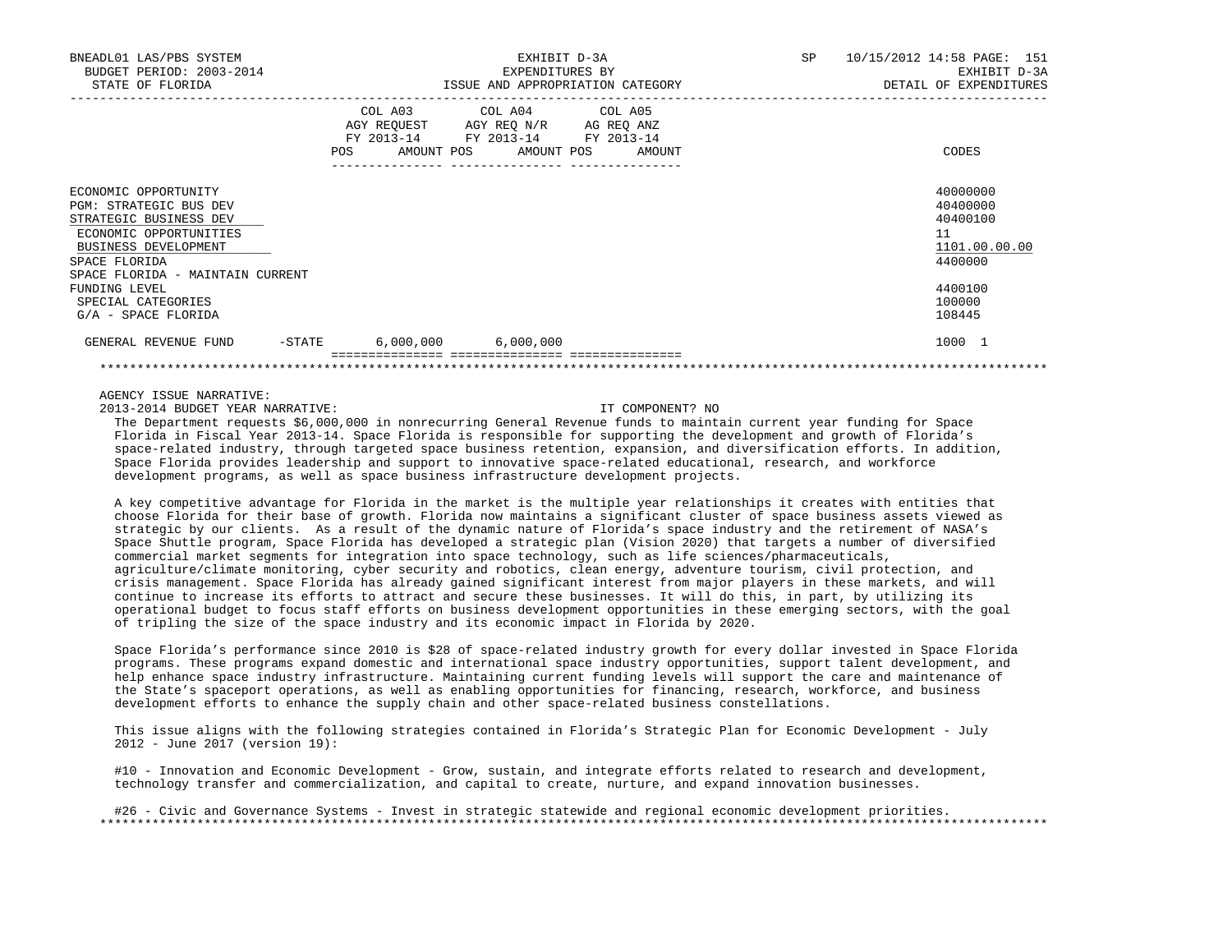BNEADL01 LAS/PBS SYSTEM | EXHIBIT D-3A | SP 10/15/2012 14:58 PAGE: 151
BUDGET PERIOD: 2003-2014 | EXPENDITURES BY | EXHIBIT D-3A
STATE OF FLORIDA | ISSUE AND APPROPRIATION CATEGORY | DETAIL OF EXPENDITURES

| | COL A03 AGY REQUEST FY 2013-14 POS AMOUNT | COL A04 AGY REQ N/R FY 2013-14 POS AMOUNT | COL A05 AG REQ ANZ FY 2013-14 POS AMOUNT | CODES |
|---|---|---|---|---|
| ECONOMIC OPPORTUNITY | | | | 40000000 |
| PGM: STRATEGIC BUS DEV | | | | 40400000 |
| STRATEGIC BUSINESS DEV | | | | 40400100 |
| ECONOMIC OPPORTUNITIES | | | | 11 |
| BUSINESS DEVELOPMENT | | | | 1101.00.00.00 |
| SPACE FLORIDA | | | | 4400000 |
| SPACE FLORIDA - MAINTAIN CURRENT FUNDING LEVEL | | | | 4400100 |
| SPECIAL CATEGORIES | | | | 100000 |
| G/A - SPACE FLORIDA | | | | 108445 |
| GENERAL REVENUE FUND -STATE | 6,000,000 | 6,000,000 | | 1000 1 |

AGENCY ISSUE NARRATIVE:

2013-2014 BUDGET YEAR NARRATIVE: IT COMPONENT? NO

The Department requests $6,000,000 in nonrecurring General Revenue funds to maintain current year funding for Space Florida in Fiscal Year 2013-14. Space Florida is responsible for supporting the development and growth of Florida's space-related industry, through targeted space business retention, expansion, and diversification efforts. In addition, Space Florida provides leadership and support to innovative space-related educational, research, and workforce development programs, as well as space business infrastructure development projects.

A key competitive advantage for Florida in the market is the multiple year relationships it creates with entities that choose Florida for their base of growth. Florida now maintains a significant cluster of space business assets viewed as strategic by our clients. As a result of the dynamic nature of Florida's space industry and the retirement of NASA's Space Shuttle program, Space Florida has developed a strategic plan (Vision 2020) that targets a number of diversified commercial market segments for integration into space technology, such as life sciences/pharmaceuticals, agriculture/climate monitoring, cyber security and robotics, clean energy, adventure tourism, civil protection, and crisis management. Space Florida has already gained significant interest from major players in these markets, and will continue to increase its efforts to attract and secure these businesses. It will do this, in part, by utilizing its operational budget to focus staff efforts on business development opportunities in these emerging sectors, with the goal of tripling the size of the space industry and its economic impact in Florida by 2020.

Space Florida's performance since 2010 is $28 of space-related industry growth for every dollar invested in Space Florida programs. These programs expand domestic and international space industry opportunities, support talent development, and help enhance space industry infrastructure. Maintaining current funding levels will support the care and maintenance of the State's spaceport operations, as well as enabling opportunities for financing, research, workforce, and business development efforts to enhance the supply chain and other space-related business constellations.

This issue aligns with the following strategies contained in Florida's Strategic Plan for Economic Development - July 2012 - June 2017 (version 19):

#10 - Innovation and Economic Development - Grow, sustain, and integrate efforts related to research and development, technology transfer and commercialization, and capital to create, nurture, and expand innovation businesses.

#26 - Civic and Governance Systems - Invest in strategic statewide and regional economic development priorities.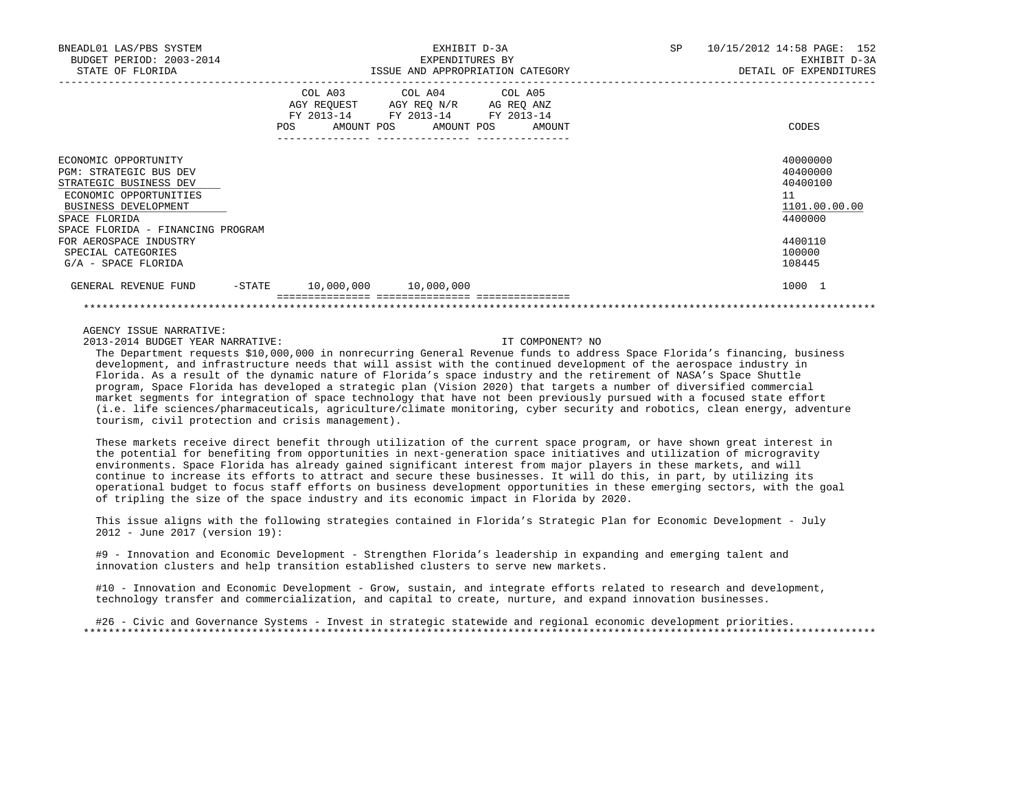BNEADL01 LAS/PBS SYSTEM
BUDGET PERIOD: 2003-2014
STATE OF FLORIDA

EXHIBIT D-3A
EXPENDITURES BY
ISSUE AND APPROPRIATION CATEGORY

SP 10/15/2012 14:58
EXHIBIT D-3A
DETAIL OF EXPENDITURES

| | COL A03 AGY REQUEST FY 2013-14 POS AMOUNT | COL A04 AGY REQ N/R FY 2013-14 POS AMOUNT | COL A05 AG REQ ANZ FY 2013-14 POS AMOUNT | CODES |
|---|---|---|---|---|
| ECONOMIC OPPORTUNITY | | | | 40000000 |
| PGM: STRATEGIC BUS DEV | | | | 40400000 |
| STRATEGIC BUSINESS DEV | | | | 40400100 |
| ECONOMIC OPPORTUNITIES | | | | 11 |
| BUSINESS DEVELOPMENT | | | | 1101.00.00.00 |
| SPACE FLORIDA | | | | 4400000 |
| SPACE FLORIDA - FINANCING PROGRAM FOR AEROSPACE INDUSTRY | | | | 4400110 |
| SPECIAL CATEGORIES | | | | 100000 |
| G/A - SPACE FLORIDA | | | | 108445 |
| GENERAL REVENUE FUND -STATE | 10,000,000 | 10,000,000 | | 1000 1 |

AGENCY ISSUE NARRATIVE:
2013-2014 BUDGET YEAR NARRATIVE: IT COMPONENT? NO

The Department requests $10,000,000 in nonrecurring General Revenue funds to address Space Florida's financing, business development, and infrastructure needs that will assist with the continued development of the aerospace industry in Florida. As a result of the dynamic nature of Florida's space industry and the retirement of NASA's Space Shuttle program, Space Florida has developed a strategic plan (Vision 2020) that targets a number of diversified commercial market segments for integration of space technology that have not been previously pursued with a focused state effort (i.e. life sciences/pharmaceuticals, agriculture/climate monitoring, cyber security and robotics, clean energy, adventure tourism, civil protection and crisis management).

These markets receive direct benefit through utilization of the current space program, or have shown great interest in the potential for benefiting from opportunities in next-generation space initiatives and utilization of microgravity environments. Space Florida has already gained significant interest from major players in these markets, and will continue to increase its efforts to attract and secure these businesses. It will do this, in part, by utilizing its operational budget to focus staff efforts on business development opportunities in these emerging sectors, with the goal of tripling the size of the space industry and its economic impact in Florida by 2020.

This issue aligns with the following strategies contained in Florida's Strategic Plan for Economic Development - July 2012 - June 2017 (version 19):

#9 - Innovation and Economic Development - Strengthen Florida's leadership in expanding and emerging talent and innovation clusters and help transition established clusters to serve new markets.

#10 - Innovation and Economic Development - Grow, sustain, and integrate efforts related to research and development, technology transfer and commercialization, and capital to create, nurture, and expand innovation businesses.

#26 - Civic and Governance Systems - Invest in strategic statewide and regional economic development priorities.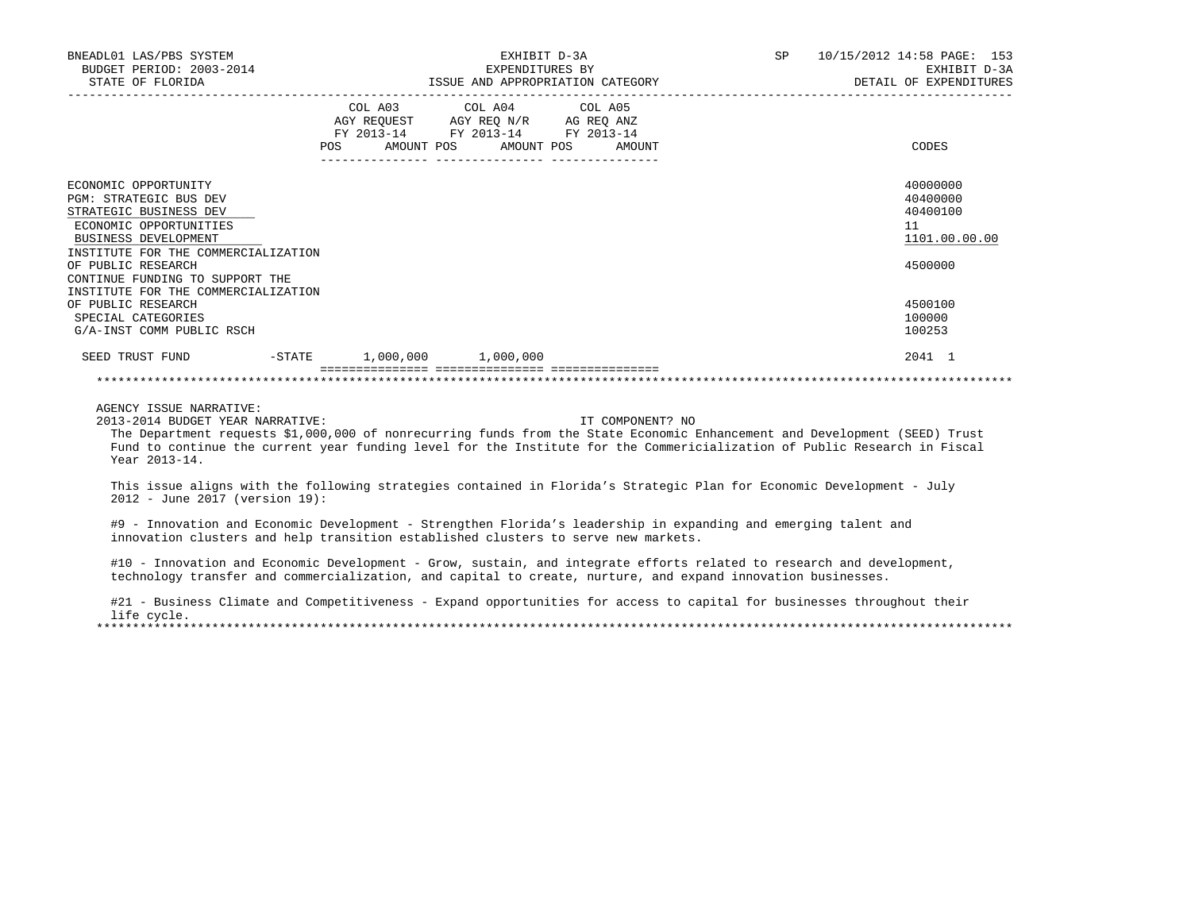BNEADL01 LAS/PBS SYSTEM
BUDGET PERIOD: 2003-2014
STATE OF FLORIDA

EXHIBIT D-3A
EXPENDITURES BY
ISSUE AND APPROPRIATION CATEGORY

SP 10/15/2012 14:58

EXHIBIT D-3A
DETAIL OF EXPENDITURES

| | COL A03 AGY REQUEST FY 2013-14 POS AMOUNT | COL A04 AGY REQ N/R FY 2013-14 POS AMOUNT | COL A05 AG REQ ANZ FY 2013-14 POS AMOUNT | CODES |
|---|---|---|---|---|
| ECONOMIC OPPORTUNITY | | | | 40000000 |
| PGM: STRATEGIC BUS DEV | | | | 40400000 |
| STRATEGIC BUSINESS DEV | | | | 40400100 |
| ECONOMIC OPPORTUNITIES | | | | 11 |
| BUSINESS DEVELOPMENT | | | | 1101.00.00.00 |
| INSTITUTE FOR THE COMMERCIALIZATION OF PUBLIC RESEARCH | | | | 4500000 |
| CONTINUE FUNDING TO SUPPORT THE INSTITUTE FOR THE COMMERCIALIZATION OF PUBLIC RESEARCH | | | | 4500100 |
| SPECIAL CATEGORIES | | | | 100000 |
| G/A-INST COMM PUBLIC RSCH | | | | 100253 |
| SEED TRUST FUND -STATE | 1,000,000 | 1,000,000 | | 2041 1 |

AGENCY ISSUE NARRATIVE:
2013-2014 BUDGET YEAR NARRATIVE: IT COMPONENT? NO

The Department requests $1,000,000 of nonrecurring funds from the State Economic Enhancement and Development (SEED) Trust Fund to continue the current year funding level for the Institute for the Commericialization of Public Research in Fiscal Year 2013-14.

This issue aligns with the following strategies contained in Florida's Strategic Plan for Economic Development - July 2012 - June 2017 (version 19):

#9 - Innovation and Economic Development - Strengthen Florida's leadership in expanding and emerging talent and innovation clusters and help transition established clusters to serve new markets.

#10 - Innovation and Economic Development - Grow, sustain, and integrate efforts related to research and development, technology transfer and commercialization, and capital to create, nurture, and expand innovation businesses.

#21 - Business Climate and Competitiveness - Expand opportunities for access to capital for businesses throughout their life cycle.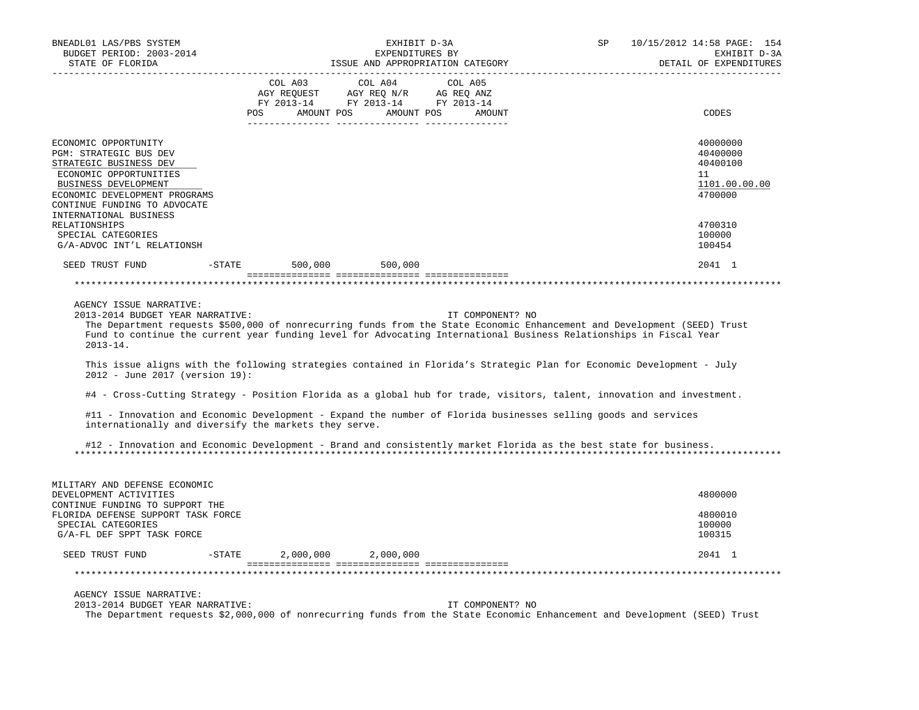| | COL A03 AGY REQUEST FY 2013-14 POS AMOUNT | COL A04 AGY REQ N/R FY 2013-14 POS AMOUNT | COL A05 AG REQ ANZ FY 2013-14 POS AMOUNT | CODES |
|---|---|---|---|---|
| ECONOMIC OPPORTUNITY | | | | 40000000 |
| PGM: STRATEGIC BUS DEV | | | | 40400000 |
| STRATEGIC BUSINESS DEV | | | | 40400100 |
| ECONOMIC OPPORTUNITIES | | | | 11 |
| BUSINESS DEVELOPMENT | | | | 1101.00.00.00 |
| ECONOMIC DEVELOPMENT PROGRAMS | | | | 4700000 |
| CONTINUE FUNDING TO ADVOCATE INTERNATIONAL BUSINESS RELATIONSHIPS | | | | 4700310 |
| SPECIAL CATEGORIES | | | | 100000 |
| G/A-ADVOC INT'L RELATIONSH | | | | 100454 |
| SEED TRUST FUND -STATE | 500,000 | 500,000 | | 2041 1 |

AGENCY ISSUE NARRATIVE:

2013-2014 BUDGET YEAR NARRATIVE: IT COMPONENT? NO

The Department requests $500,000 of nonrecurring funds from the State Economic Enhancement and Development (SEED) Trust Fund to continue the current year funding level for Advocating International Business Relationships in Fiscal Year 2013-14.

This issue aligns with the following strategies contained in Florida's Strategic Plan for Economic Development - July 2012 - June 2017 (version 19):

#4 - Cross-Cutting Strategy - Position Florida as a global hub for trade, visitors, talent, innovation and investment.

#11 - Innovation and Economic Development - Expand the number of Florida businesses selling goods and services internationally and diversify the markets they serve.

#12 - Innovation and Economic Development - Brand and consistently market Florida as the best state for business.

| | COL A03 | COL A04 | COL A05 | CODES |
|---|---|---|---|---|
| MILITARY AND DEFENSE ECONOMIC DEVELOPMENT ACTIVITIES | | | | 4800000 |
| CONTINUE FUNDING TO SUPPORT THE FLORIDA DEFENSE SUPPORT TASK FORCE | | | | 4800010 |
| SPECIAL CATEGORIES | | | | 100000 |
| G/A-FL DEF SPPT TASK FORCE | | | | 100315 |
| SEED TRUST FUND -STATE | 2,000,000 | 2,000,000 | | 2041 1 |

AGENCY ISSUE NARRATIVE:

2013-2014 BUDGET YEAR NARRATIVE: IT COMPONENT? NO

The Department requests $2,000,000 of nonrecurring funds from the State Economic Enhancement and Development (SEED) Trust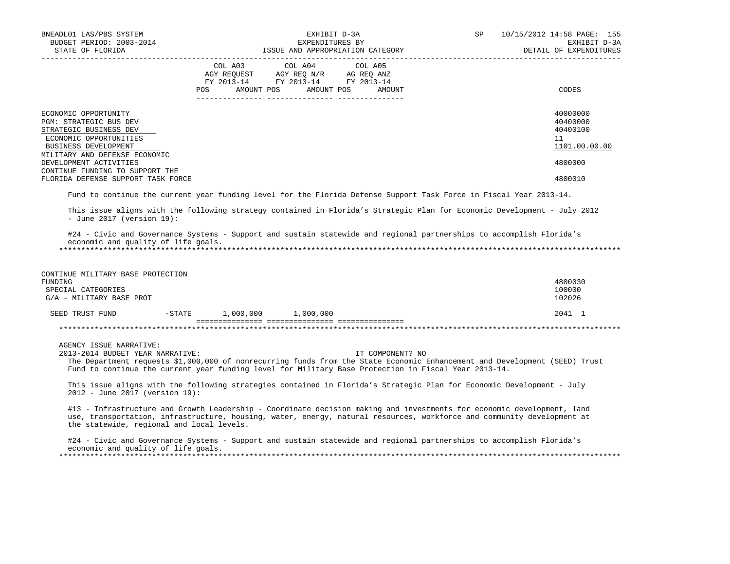| | COL A03 AGY REQUEST FY 2013-14 POS AMOUNT | COL A04 AGY REQ N/R FY 2013-14 POS AMOUNT | COL A05 AG REQ ANZ FY 2013-14 POS AMOUNT | CODES |
|---|---|---|---|---|
| ECONOMIC OPPORTUNITY | | | | 40000000 |
| PGM: STRATEGIC BUS DEV | | | | 40400000 |
| STRATEGIC BUSINESS DEV | | | | 40400100 |
| ECONOMIC OPPORTUNITIES | | | | 11 |
| BUSINESS DEVELOPMENT | | | | 1101.00.00.00 |
| MILITARY AND DEFENSE ECONOMIC DEVELOPMENT ACTIVITIES | | | | 4800000 |
| CONTINUE FUNDING TO SUPPORT THE FLORIDA DEFENSE SUPPORT TASK FORCE | | | | 4800010 |

Fund to continue the current year funding level for the Florida Defense Support Task Force in Fiscal Year 2013-14.

This issue aligns with the following strategy contained in Florida's Strategic Plan for Economic Development - July 2012 - June 2017 (version 19):

#24 - Civic and Governance Systems - Support and sustain statewide and regional partnerships to accomplish Florida's economic and quality of life goals.

*****************************************************************************************************************************

| | COL A03 | COL A04 | COL A05 | CODES |
|---|---|---|---|---|
| CONTINUE MILITARY BASE PROTECTION FUNDING | | | | 4800030 |
| SPECIAL CATEGORIES | | | | 100000 |
| G/A - MILITARY BASE PROT | | | | 102026 |
| SEED TRUST FUND -STATE | 1,000,000 | 1,000,000 | | 2041 1 |

*****************************************************************************************************************************

AGENCY ISSUE NARRATIVE:

2013-2014 BUDGET YEAR NARRATIVE: IT COMPONENT? NO

The Department requests $1,000,000 of nonrecurring funds from the State Economic Enhancement and Development (SEED) Trust Fund to continue the current year funding level for Military Base Protection in Fiscal Year 2013-14.

This issue aligns with the following strategies contained in Florida's Strategic Plan for Economic Development - July 2012 - June 2017 (version 19):

#13 - Infrastructure and Growth Leadership - Coordinate decision making and investments for economic development, land use, transportation, infrastructure, housing, water, energy, natural resources, workforce and community development at the statewide, regional and local levels.

#24 - Civic and Governance Systems - Support and sustain statewide and regional partnerships to accomplish Florida's economic and quality of life goals.

*****************************************************************************************************************************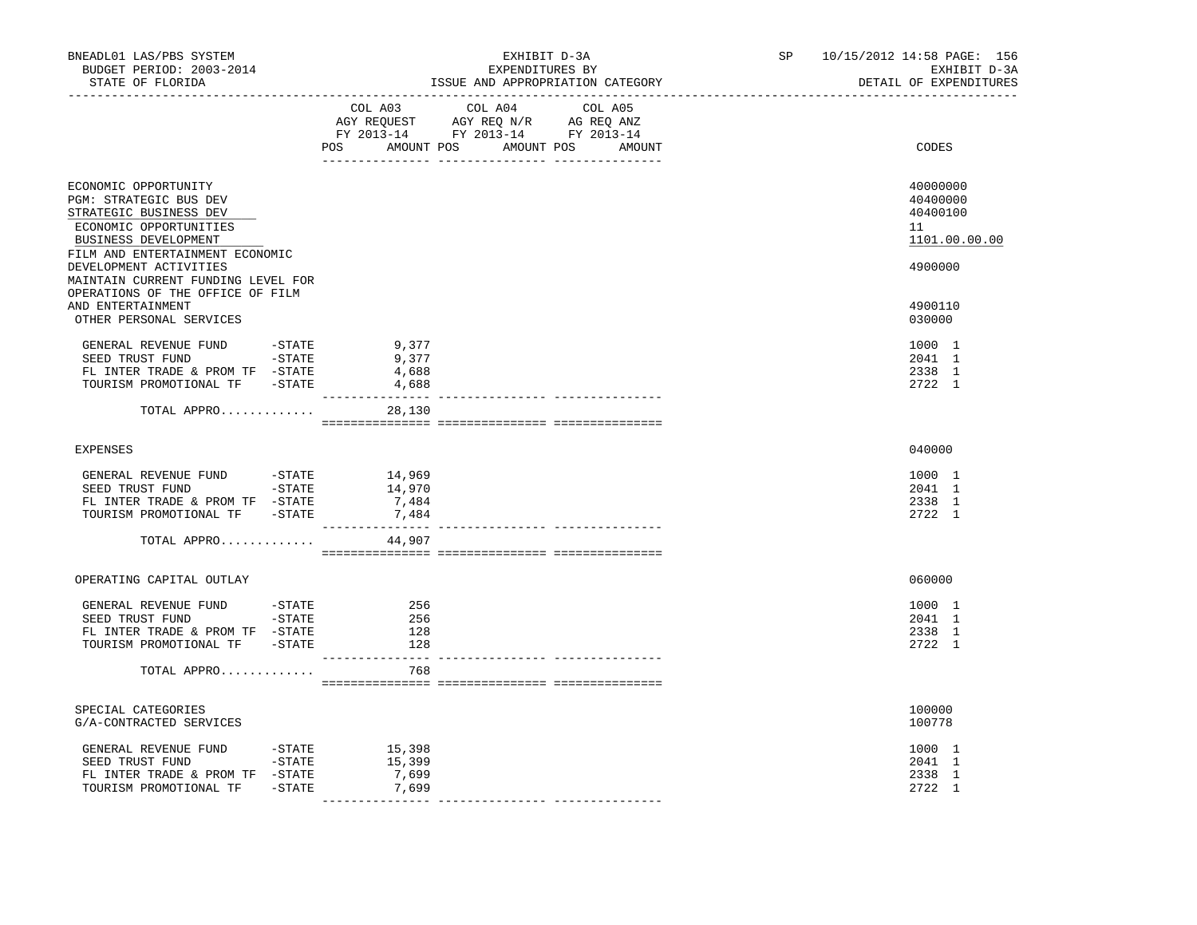BNEADL01 LAS/PBS SYSTEM — EXHIBIT D-3A — SP 10/15/2012 14:58
BUDGET PERIOD: 2003-2014 — EXPENDITURES BY — EXHIBIT D-3A
STATE OF FLORIDA — ISSUE AND APPROPRIATION CATEGORY — DETAIL OF EXPENDITURES

| | COL A03 AGY REQUEST FY 2013-14 POS | AMOUNT | COL A04 AGY REQ N/R FY 2013-14 POS | AMOUNT | COL A05 AG REQ ANZ FY 2013-14 POS | AMOUNT | CODES |
|---|---|---|---|---|---|---|---|
| ECONOMIC OPPORTUNITY | | | | | | | 40000000 |
| PGM: STRATEGIC BUS DEV | | | | | | | 40400000 |
| STRATEGIC BUSINESS DEV | | | | | | | 40400100 |
| ECONOMIC OPPORTUNITIES | | | | | | | 11 |
| BUSINESS DEVELOPMENT | | | | | | | 1101.00.00.00 |
| FILM AND ENTERTAINMENT ECONOMIC DEVELOPMENT ACTIVITIES | | | | | | | 4900000 |
| MAINTAIN CURRENT FUNDING LEVEL FOR OPERATIONS OF THE OFFICE OF FILM AND ENTERTAINMENT | | | | | | | 4900110 |
| OTHER PERSONAL SERVICES | | | | | | | 030000 |
| GENERAL REVENUE FUND -STATE | | 9,377 | | | | | 1000 1 |
| SEED TRUST FUND -STATE | | 9,377 | | | | | 2041 1 |
| FL INTER TRADE & PROM TF -STATE | | 4,688 | | | | | 2338 1 |
| TOURISM PROMOTIONAL TF -STATE | | 4,688 | | | | | 2722 1 |
| TOTAL APPRO............ | | 28,130 | | | | | |
| EXPENSES | | | | | | | 040000 |
| GENERAL REVENUE FUND -STATE | | 14,969 | | | | | 1000 1 |
| SEED TRUST FUND -STATE | | 14,970 | | | | | 2041 1 |
| FL INTER TRADE & PROM TF -STATE | | 7,484 | | | | | 2338 1 |
| TOURISM PROMOTIONAL TF -STATE | | 7,484 | | | | | 2722 1 |
| TOTAL APPRO............ | | 44,907 | | | | | |
| OPERATING CAPITAL OUTLAY | | | | | | | 060000 |
| GENERAL REVENUE FUND -STATE | | 256 | | | | | 1000 1 |
| SEED TRUST FUND -STATE | | 256 | | | | | 2041 1 |
| FL INTER TRADE & PROM TF -STATE | | 128 | | | | | 2338 1 |
| TOURISM PROMOTIONAL TF -STATE | | 128 | | | | | 2722 1 |
| TOTAL APPRO............ | | 768 | | | | | |
| SPECIAL CATEGORIES | | | | | | | 100000 |
| G/A-CONTRACTED SERVICES | | | | | | | 100778 |
| GENERAL REVENUE FUND -STATE | | 15,398 | | | | | 1000 1 |
| SEED TRUST FUND -STATE | | 15,399 | | | | | 2041 1 |
| FL INTER TRADE & PROM TF -STATE | | 7,699 | | | | | 2338 1 |
| TOURISM PROMOTIONAL TF -STATE | | 7,699 | | | | | 2722 1 |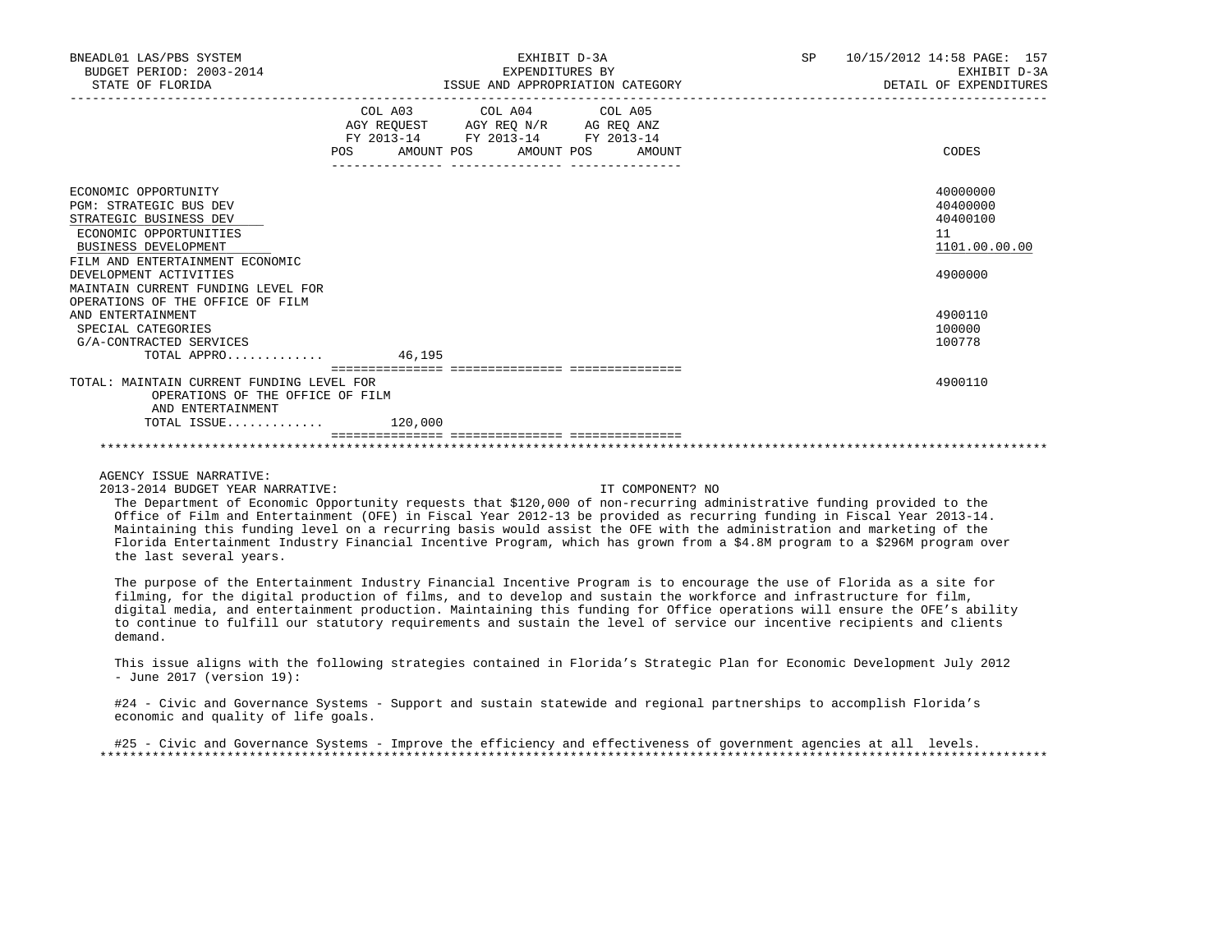BNEADL01 LAS/PBS SYSTEM — EXHIBIT D-3A — SP 10/15/2012 14:58
BUDGET PERIOD: 2003-2014 — EXPENDITURES BY — EXHIBIT D-3A
STATE OF FLORIDA — ISSUE AND APPROPRIATION CATEGORY — DETAIL OF EXPENDITURES

| | COL A03 AGY REQUEST FY 2013-14 POS AMOUNT | COL A04 AGY REQ N/R FY 2013-14 POS AMOUNT | COL A05 AG REQ ANZ FY 2013-14 POS AMOUNT | CODES |
|---|---|---|---|---|
| ECONOMIC OPPORTUNITY | | | | 40000000 |
| PGM: STRATEGIC BUS DEV | | | | 40400000 |
| STRATEGIC BUSINESS DEV | | | | 40400100 |
| ECONOMIC OPPORTUNITIES | | | | 11 |
| BUSINESS DEVELOPMENT | | | | 1101.00.00.00 |
| FILM AND ENTERTAINMENT ECONOMIC DEVELOPMENT ACTIVITIES | | | | 4900000 |
| MAINTAIN CURRENT FUNDING LEVEL FOR OPERATIONS OF THE OFFICE OF FILM AND ENTERTAINMENT | | | | 4900110 |
| SPECIAL CATEGORIES | | | | 100000 |
| G/A-CONTRACTED SERVICES | | | | 100778 |
| TOTAL APPRO............ | 46,195 | | | |
| TOTAL: MAINTAIN CURRENT FUNDING LEVEL FOR OPERATIONS OF THE OFFICE OF FILM AND ENTERTAINMENT | | | | 4900110 |
| TOTAL ISSUE............ | 120,000 | | | |

AGENCY ISSUE NARRATIVE:

2013-2014 BUDGET YEAR NARRATIVE: IT COMPONENT? NO

The Department of Economic Opportunity requests that $120,000 of non-recurring administrative funding provided to the Office of Film and Entertainment (OFE) in Fiscal Year 2012-13 be provided as recurring funding in Fiscal Year 2013-14. Maintaining this funding level on a recurring basis would assist the OFE with the administration and marketing of the Florida Entertainment Industry Financial Incentive Program, which has grown from a $4.8M program to a $296M program over the last several years.

The purpose of the Entertainment Industry Financial Incentive Program is to encourage the use of Florida as a site for filming, for the digital production of films, and to develop and sustain the workforce and infrastructure for film, digital media, and entertainment production. Maintaining this funding for Office operations will ensure the OFE's ability to continue to fulfill our statutory requirements and sustain the level of service our incentive recipients and clients demand.

This issue aligns with the following strategies contained in Florida's Strategic Plan for Economic Development July 2012 - June 2017 (version 19):

#24 - Civic and Governance Systems - Support and sustain statewide and regional partnerships to accomplish Florida's economic and quality of life goals.

#25 - Civic and Governance Systems - Improve the efficiency and effectiveness of government agencies at all levels.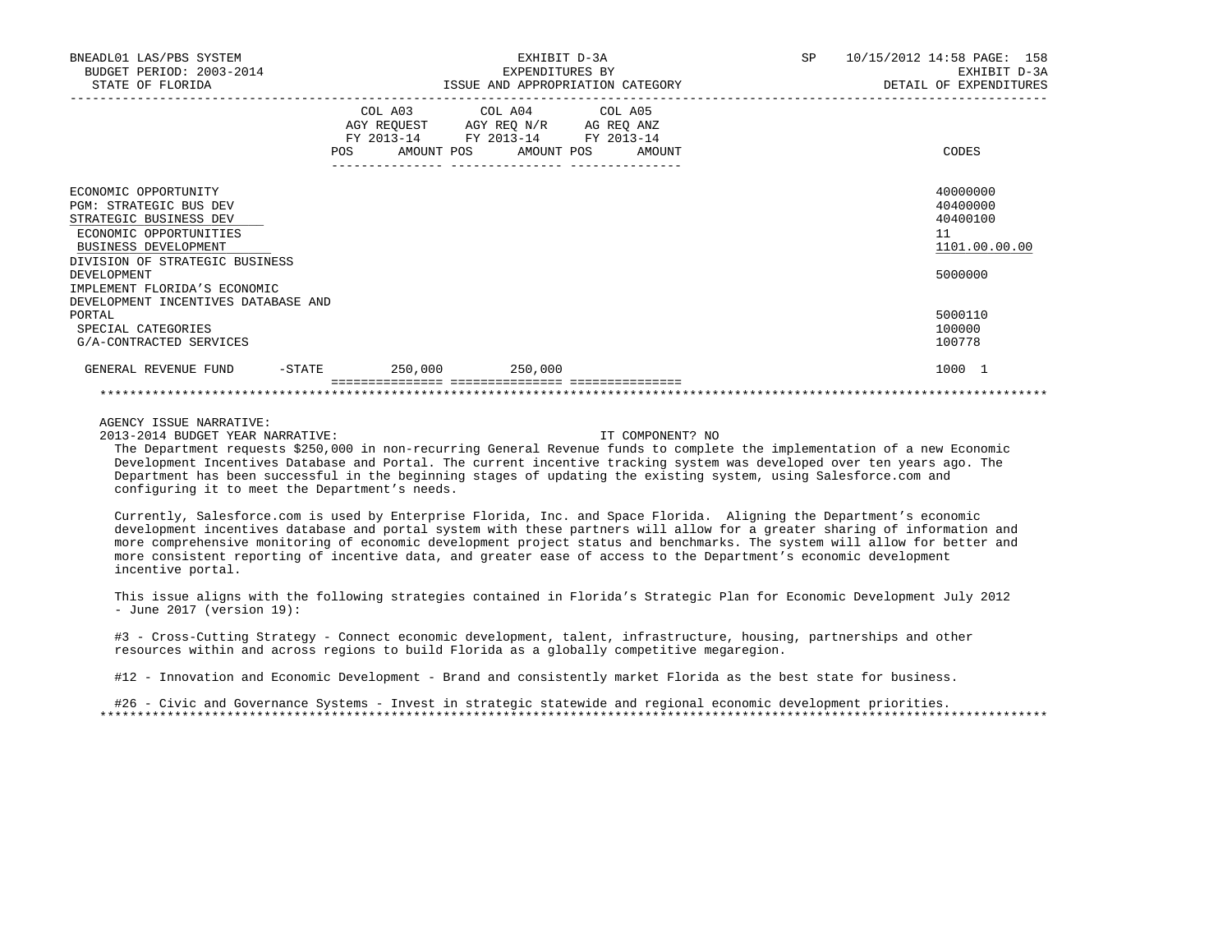BNEADL01 LAS/PBS SYSTEM
BUDGET PERIOD: 2003-2014
STATE OF FLORIDA

EXHIBIT D-3A
EXPENDITURES BY
ISSUE AND APPROPRIATION CATEGORY

SP 10/15/2012 14:58

EXHIBIT D-3A
DETAIL OF EXPENDITURES

| | COL A03 AGY REQUEST FY 2013-14 POS AMOUNT | COL A04 AGY REQ N/R FY 2013-14 POS AMOUNT | COL A05 AG REQ ANZ FY 2013-14 POS AMOUNT | CODES |
|---|---|---|---|---|
| ECONOMIC OPPORTUNITY | | | | 40000000 |
| PGM: STRATEGIC BUS DEV | | | | 40400000 |
| STRATEGIC BUSINESS DEV | | | | 40400100 |
| ECONOMIC OPPORTUNITIES | | | | 11 |
| BUSINESS DEVELOPMENT | | | | 1101.00.00.00 |
| DIVISION OF STRATEGIC BUSINESS DEVELOPMENT | | | | 5000000 |
| IMPLEMENT FLORIDA'S ECONOMIC DEVELOPMENT INCENTIVES DATABASE AND PORTAL | | | | 5000110 |
| SPECIAL CATEGORIES | | | | 100000 |
| G/A-CONTRACTED SERVICES | | | | 100778 |
| GENERAL REVENUE FUND -STATE | 250,000 | 250,000 | | 1000 1 |

AGENCY ISSUE NARRATIVE:

2013-2014 BUDGET YEAR NARRATIVE: IT COMPONENT? NO

The Department requests $250,000 in non-recurring General Revenue funds to complete the implementation of a new Economic Development Incentives Database and Portal. The current incentive tracking system was developed over ten years ago. The Department has been successful in the beginning stages of updating the existing system, using Salesforce.com and configuring it to meet the Department's needs.

Currently, Salesforce.com is used by Enterprise Florida, Inc. and Space Florida. Aligning the Department's economic development incentives database and portal system with these partners will allow for a greater sharing of information and more comprehensive monitoring of economic development project status and benchmarks. The system will allow for better and more consistent reporting of incentive data, and greater ease of access to the Department's economic development incentive portal.

This issue aligns with the following strategies contained in Florida's Strategic Plan for Economic Development July 2012 - June 2017 (version 19):

#3 - Cross-Cutting Strategy - Connect economic development, talent, infrastructure, housing, partnerships and other resources within and across regions to build Florida as a globally competitive megaregion.

#12 - Innovation and Economic Development - Brand and consistently market Florida as the best state for business.

#26 - Civic and Governance Systems - Invest in strategic statewide and regional economic development priorities.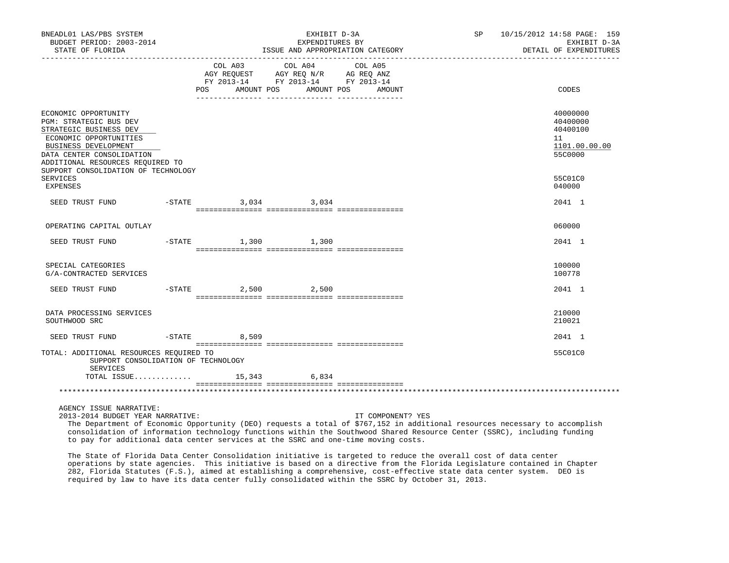BNEADL01 LAS/PBS SYSTEM | EXHIBIT D-3A | SP 10/15/2012 14:58
BUDGET PERIOD: 2003-2014 | EXPENDITURES BY | EXHIBIT D-3A
STATE OF FLORIDA | ISSUE AND APPROPRIATION CATEGORY | DETAIL OF EXPENDITURES

| | | COL A03 AGY REQUEST FY 2013-14 POS | AMOUNT | COL A04 AGY REQ N/R FY 2013-14 POS | AMOUNT | COL A05 AG REQ ANZ FY 2013-14 POS | AMOUNT | CODES |
|---|---|---|---|---|---|---|---|---|
| ECONOMIC OPPORTUNITY | | | | | | | | 40000000 |
| PGM: STRATEGIC BUS DEV | | | | | | | | 40400000 |
| STRATEGIC BUSINESS DEV | | | | | | | | 40400100 |
| ECONOMIC OPPORTUNITIES | | | | | | | | 11 |
| BUSINESS DEVELOPMENT | | | | | | | | 1101.00.00.00 |
| DATA CENTER CONSOLIDATION | | | | | | | | 55C0000 |
| ADDITIONAL RESOURCES REQUIRED TO SUPPORT CONSOLIDATION OF TECHNOLOGY SERVICES | | | | | | | | 55C01C0 |
| EXPENSES | | | | | | | | 040000 |
| SEED TRUST FUND | -STATE | | 3,034 | | 3,034 | | | 2041 1 |
| OPERATING CAPITAL OUTLAY | | | | | | | | 060000 |
| SEED TRUST FUND | -STATE | | 1,300 | | 1,300 | | | 2041 1 |
| SPECIAL CATEGORIES | | | | | | | | 100000 |
| G/A-CONTRACTED SERVICES | | | | | | | | 100778 |
| SEED TRUST FUND | -STATE | | 2,500 | | 2,500 | | | 2041 1 |
| DATA PROCESSING SERVICES | | | | | | | | 210000 |
| SOUTHWOOD SRC | | | | | | | | 210021 |
| SEED TRUST FUND | -STATE | | 8,509 | | | | | 2041 1 |
| TOTAL: ADDITIONAL RESOURCES REQUIRED TO SUPPORT CONSOLIDATION OF TECHNOLOGY SERVICES | | | | | | | | 55C01C0 |
| TOTAL ISSUE............. | | | 15,343 | | 6,834 | | | |

AGENCY ISSUE NARRATIVE:
2013-2014 BUDGET YEAR NARRATIVE: IT COMPONENT? YES

The Department of Economic Opportunity (DEO) requests a total of $767,152 in additional resources necessary to accomplish consolidation of information technology functions within the Southwood Shared Resource Center (SSRC), including funding to pay for additional data center services at the SSRC and one-time moving costs.

The State of Florida Data Center Consolidation initiative is targeted to reduce the overall cost of data center operations by state agencies. This initiative is based on a directive from the Florida Legislature contained in Chapter 282, Florida Statutes (F.S.), aimed at establishing a comprehensive, cost-effective state data center system. DEO is required by law to have its data center fully consolidated within the SSRC by October 31, 2013.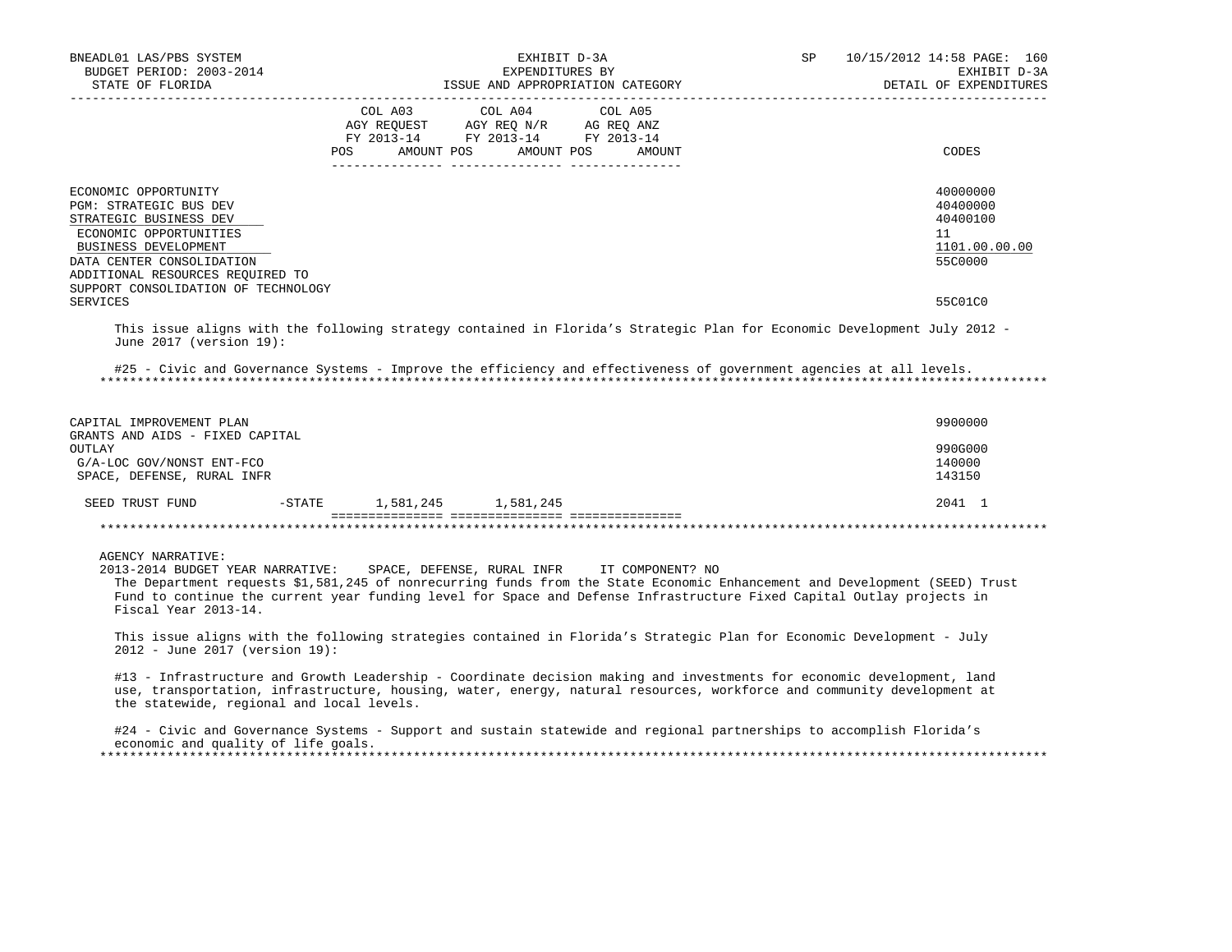| | COL A03 AGY REQUEST FY 2013-14 POS AMOUNT | COL A04 AGY REQ N/R FY 2013-14 POS AMOUNT | COL A05 AG REQ ANZ FY 2013-14 POS AMOUNT | CODES |
|---|---|---|---|---|
| ECONOMIC OPPORTUNITY | | | | 40000000 |
| PGM: STRATEGIC BUS DEV | | | | 40400000 |
| STRATEGIC BUSINESS DEV | | | | 40400100 |
| ECONOMIC OPPORTUNITIES | | | | 11 |
| BUSINESS DEVELOPMENT | | | | 1101.00.00.00 |
| DATA CENTER CONSOLIDATION | | | | 55C0000 |
| ADDITIONAL RESOURCES REQUIRED TO SUPPORT CONSOLIDATION OF TECHNOLOGY SERVICES | | | | 55C01C0 |

This issue aligns with the following strategy contained in Florida's Strategic Plan for Economic Development July 2012 - June 2017 (version 19):

#25 - Civic and Governance Systems - Improve the efficiency and effectiveness of government agencies at all levels.

| | COL A03 | COL A04 | COL A05 | CODES |
|---|---|---|---|---|
| CAPITAL IMPROVEMENT PLAN | | | | 9900000 |
| GRANTS AND AIDS - FIXED CAPITAL OUTLAY | | | | 990G000 |
| G/A-LOC GOV/NONST ENT-FCO | | | | 140000 |
| SPACE, DEFENSE, RURAL INFR | | | | 143150 |
| SEED TRUST FUND -STATE | 1,581,245 | 1,581,245 | | 2041 1 |

AGENCY NARRATIVE:
2013-2014 BUDGET YEAR NARRATIVE: SPACE, DEFENSE, RURAL INFR IT COMPONENT? NO
The Department requests $1,581,245 of nonrecurring funds from the State Economic Enhancement and Development (SEED) Trust Fund to continue the current year funding level for Space and Defense Infrastructure Fixed Capital Outlay projects in Fiscal Year 2013-14.

This issue aligns with the following strategies contained in Florida's Strategic Plan for Economic Development - July 2012 - June 2017 (version 19):

#13 - Infrastructure and Growth Leadership - Coordinate decision making and investments for economic development, land use, transportation, infrastructure, housing, water, energy, natural resources, workforce and community development at the statewide, regional and local levels.

#24 - Civic and Governance Systems - Support and sustain statewide and regional partnerships to accomplish Florida's economic and quality of life goals.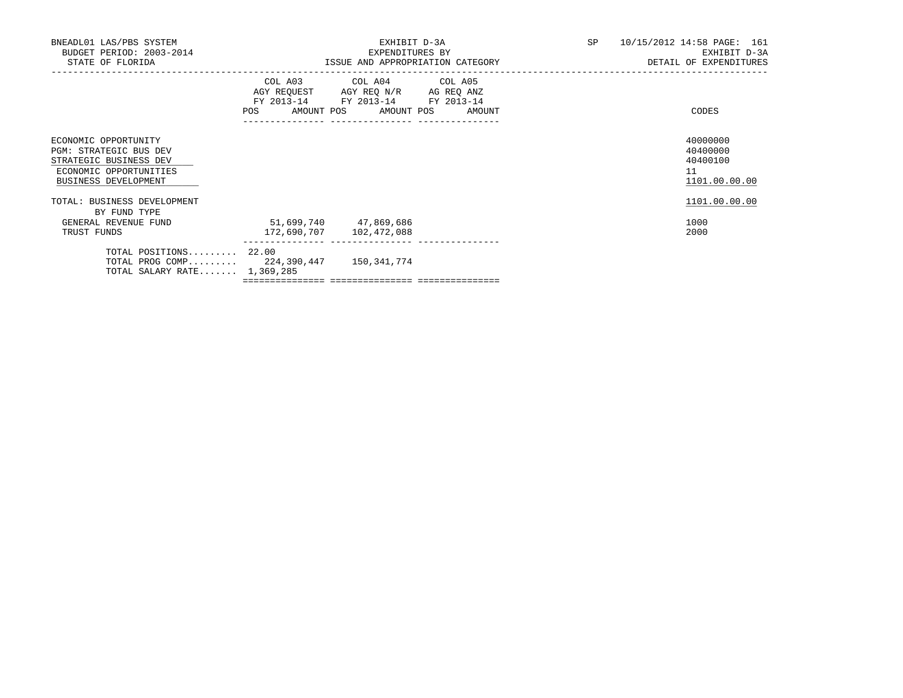BNEADL01 LAS/PBS SYSTEM
BUDGET PERIOD: 2003-2014
STATE OF FLORIDA

EXHIBIT D-3A
EXPENDITURES BY
ISSUE AND APPROPRIATION CATEGORY

SP 10/15/2012 14:58 PAGE: 161
EXHIBIT D-3A
DETAIL OF EXPENDITURES

| | COL A03 AGY REQUEST FY 2013-14 POS | AMOUNT | COL A04 AGY REQ N/R FY 2013-14 POS | AMOUNT | COL A05 AG REQ ANZ FY 2013-14 POS | AMOUNT | CODES |
|---|---|---|---|---|---|---|---|
| ECONOMIC OPPORTUNITY | | | | | | | 40000000 |
| PGM: STRATEGIC BUS DEV | | | | | | | 40400000 |
| STRATEGIC BUSINESS DEV | | | | | | | 40400100 |
| ECONOMIC OPPORTUNITIES | | | | | | | 11 |
| BUSINESS DEVELOPMENT | | | | | | | 1101.00.00.00 |
| TOTAL: BUSINESS DEVELOPMENT | | | | | | | 1101.00.00.00 |
| BY FUND TYPE | | | | | | | |
| GENERAL REVENUE FUND | | 51,699,740 | | 47,869,686 | | | 1000 |
| TRUST FUNDS | | 172,690,707 | | 102,472,088 | | | 2000 |
| TOTAL POSITIONS......... | 22.00 | | | | | | |
| TOTAL PROG COMP......... | | 224,390,447 | | 150,341,774 | | | |
| TOTAL SALARY RATE....... | 1,369,285 | | | | | | |